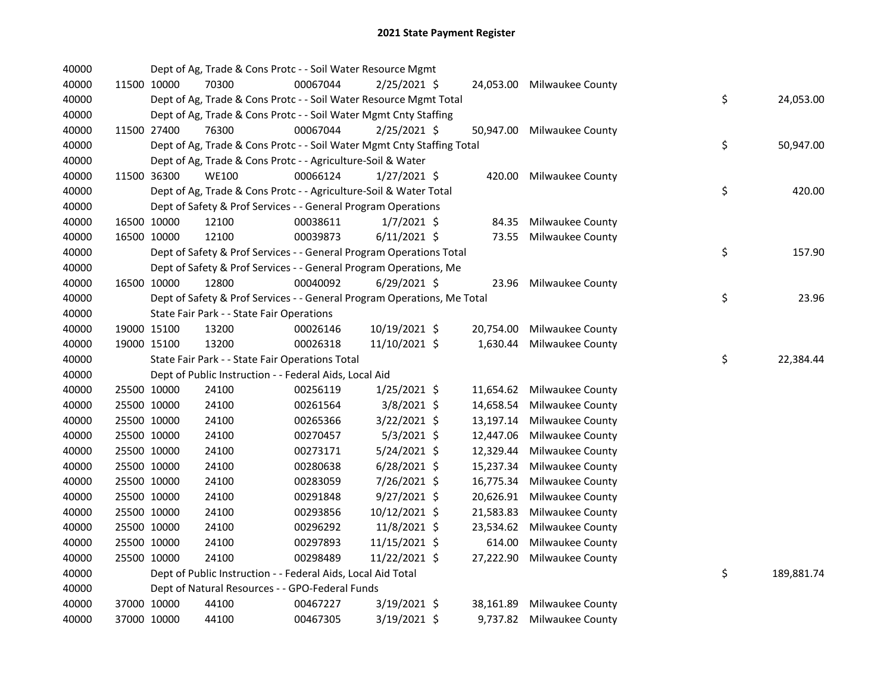# 2021 State Payment Register

| | | | | | | | | | |
|---|---|---|---|---|---|---|---|---|---|
| 40000 | | | Dept of Ag, Trade & Cons Protc - - Soil Water Resource Mgmt | | | | | | |
| 40000 | 11500 | 10000 | 70300 | 00067044 | 2/25/2021 | $ | 24,053.00 | Milwaukee County | |
| 40000 | | | Dept of Ag, Trade & Cons Protc - - Soil Water Resource Mgmt Total | | | | | | $ 24,053.00 |
| 40000 | | | Dept of Ag, Trade & Cons Protc - - Soil Water Mgmt Cnty Staffing | | | | | | |
| 40000 | 11500 | 27400 | 76300 | 00067044 | 2/25/2021 | $ | 50,947.00 | Milwaukee County | |
| 40000 | | | Dept of Ag, Trade & Cons Protc - - Soil Water Mgmt Cnty Staffing Total | | | | | | $ 50,947.00 |
| 40000 | | | Dept of Ag, Trade & Cons Protc - - Agriculture-Soil & Water | | | | | | |
| 40000 | 11500 | 36300 | WE100 | 00066124 | 1/27/2021 | $ | 420.00 | Milwaukee County | |
| 40000 | | | Dept of Ag, Trade & Cons Protc - - Agriculture-Soil & Water Total | | | | | | $ 420.00 |
| 40000 | | | Dept of Safety & Prof Services - - General Program Operations | | | | | | |
| 40000 | 16500 | 10000 | 12100 | 00038611 | 1/7/2021 | $ | 84.35 | Milwaukee County | |
| 40000 | 16500 | 10000 | 12100 | 00039873 | 6/11/2021 | $ | 73.55 | Milwaukee County | |
| 40000 | | | Dept of Safety & Prof Services - - General Program Operations Total | | | | | | $ 157.90 |
| 40000 | | | Dept of Safety & Prof Services - - General Program Operations, Me | | | | | | |
| 40000 | 16500 | 10000 | 12800 | 00040092 | 6/29/2021 | $ | 23.96 | Milwaukee County | |
| 40000 | | | Dept of Safety & Prof Services - - General Program Operations, Me Total | | | | | | $ 23.96 |
| 40000 | | | State Fair Park - - State Fair Operations | | | | | | |
| 40000 | 19000 | 15100 | 13200 | 00026146 | 10/19/2021 | $ | 20,754.00 | Milwaukee County | |
| 40000 | 19000 | 15100 | 13200 | 00026318 | 11/10/2021 | $ | 1,630.44 | Milwaukee County | |
| 40000 | | | State Fair Park - - State Fair Operations Total | | | | | | $ 22,384.44 |
| 40000 | | | Dept of Public Instruction - - Federal Aids, Local Aid | | | | | | |
| 40000 | 25500 | 10000 | 24100 | 00256119 | 1/25/2021 | $ | 11,654.62 | Milwaukee County | |
| 40000 | 25500 | 10000 | 24100 | 00261564 | 3/8/2021 | $ | 14,658.54 | Milwaukee County | |
| 40000 | 25500 | 10000 | 24100 | 00265366 | 3/22/2021 | $ | 13,197.14 | Milwaukee County | |
| 40000 | 25500 | 10000 | 24100 | 00270457 | 5/3/2021 | $ | 12,447.06 | Milwaukee County | |
| 40000 | 25500 | 10000 | 24100 | 00273171 | 5/24/2021 | $ | 12,329.44 | Milwaukee County | |
| 40000 | 25500 | 10000 | 24100 | 00280638 | 6/28/2021 | $ | 15,237.34 | Milwaukee County | |
| 40000 | 25500 | 10000 | 24100 | 00283059 | 7/26/2021 | $ | 16,775.34 | Milwaukee County | |
| 40000 | 25500 | 10000 | 24100 | 00291848 | 9/27/2021 | $ | 20,626.91 | Milwaukee County | |
| 40000 | 25500 | 10000 | 24100 | 00293856 | 10/12/2021 | $ | 21,583.83 | Milwaukee County | |
| 40000 | 25500 | 10000 | 24100 | 00296292 | 11/8/2021 | $ | 23,534.62 | Milwaukee County | |
| 40000 | 25500 | 10000 | 24100 | 00297893 | 11/15/2021 | $ | 614.00 | Milwaukee County | |
| 40000 | 25500 | 10000 | 24100 | 00298489 | 11/22/2021 | $ | 27,222.90 | Milwaukee County | |
| 40000 | | | Dept of Public Instruction - - Federal Aids, Local Aid Total | | | | | | $ 189,881.74 |
| 40000 | | | Dept of Natural Resources - - GPO-Federal Funds | | | | | | |
| 40000 | 37000 | 10000 | 44100 | 00467227 | 3/19/2021 | $ | 38,161.89 | Milwaukee County | |
| 40000 | 37000 | 10000 | 44100 | 00467305 | 3/19/2021 | $ | 9,737.82 | Milwaukee County | |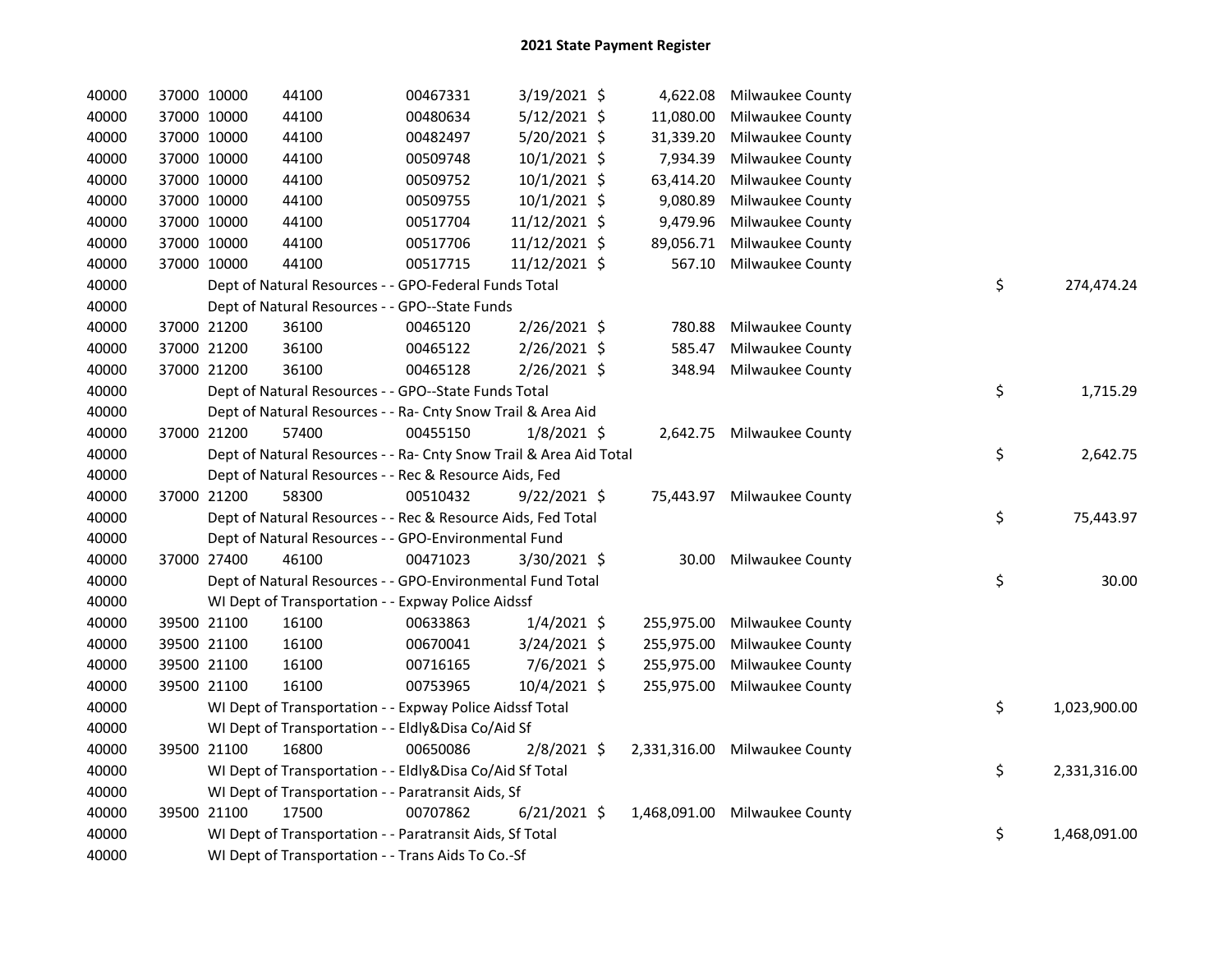## 2021 State Payment Register

| | | | | | | | | | |
|---|---|---|---|---|---|---|---|---|---|
| 40000 | 37000 | 10000 | 44100 | 00467331 | 3/19/2021 | $ 4,622.08 | Milwaukee County | | |
| 40000 | 37000 | 10000 | 44100 | 00480634 | 5/12/2021 | $ 11,080.00 | Milwaukee County | | |
| 40000 | 37000 | 10000 | 44100 | 00482497 | 5/20/2021 | $ 31,339.20 | Milwaukee County | | |
| 40000 | 37000 | 10000 | 44100 | 00509748 | 10/1/2021 | $ 7,934.39 | Milwaukee County | | |
| 40000 | 37000 | 10000 | 44100 | 00509752 | 10/1/2021 | $ 63,414.20 | Milwaukee County | | |
| 40000 | 37000 | 10000 | 44100 | 00509755 | 10/1/2021 | $ 9,080.89 | Milwaukee County | | |
| 40000 | 37000 | 10000 | 44100 | 00517704 | 11/12/2021 | $ 9,479.96 | Milwaukee County | | |
| 40000 | 37000 | 10000 | 44100 | 00517706 | 11/12/2021 | $ 89,056.71 | Milwaukee County | | |
| 40000 | 37000 | 10000 | 44100 | 00517715 | 11/12/2021 | $ 567.10 | Milwaukee County | | |
| 40000 | Dept of Natural Resources - - GPO-Federal Funds Total | | | | | | | $ | 274,474.24 |
| 40000 | Dept of Natural Resources - - GPO--State Funds | | | | | | | | |
| 40000 | 37000 | 21200 | 36100 | 00465120 | 2/26/2021 | $ 780.88 | Milwaukee County | | |
| 40000 | 37000 | 21200 | 36100 | 00465122 | 2/26/2021 | $ 585.47 | Milwaukee County | | |
| 40000 | 37000 | 21200 | 36100 | 00465128 | 2/26/2021 | $ 348.94 | Milwaukee County | | |
| 40000 | Dept of Natural Resources - - GPO--State Funds Total | | | | | | | $ | 1,715.29 |
| 40000 | Dept of Natural Resources - - Ra- Cnty Snow Trail & Area Aid | | | | | | | | |
| 40000 | 37000 | 21200 | 57400 | 00455150 | 1/8/2021 | $ 2,642.75 | Milwaukee County | | |
| 40000 | Dept of Natural Resources - - Ra- Cnty Snow Trail & Area Aid Total | | | | | | | $ | 2,642.75 |
| 40000 | Dept of Natural Resources - - Rec & Resource Aids, Fed | | | | | | | | |
| 40000 | 37000 | 21200 | 58300 | 00510432 | 9/22/2021 | $ 75,443.97 | Milwaukee County | | |
| 40000 | Dept of Natural Resources - - Rec & Resource Aids, Fed Total | | | | | | | $ | 75,443.97 |
| 40000 | Dept of Natural Resources - - GPO-Environmental Fund | | | | | | | | |
| 40000 | 37000 | 27400 | 46100 | 00471023 | 3/30/2021 | $ 30.00 | Milwaukee County | | |
| 40000 | Dept of Natural Resources - - GPO-Environmental Fund Total | | | | | | | $ | 30.00 |
| 40000 | WI Dept of Transportation - - Expway Police Aidssf | | | | | | | | |
| 40000 | 39500 | 21100 | 16100 | 00633863 | 1/4/2021 | $ 255,975.00 | Milwaukee County | | |
| 40000 | 39500 | 21100 | 16100 | 00670041 | 3/24/2021 | $ 255,975.00 | Milwaukee County | | |
| 40000 | 39500 | 21100 | 16100 | 00716165 | 7/6/2021 | $ 255,975.00 | Milwaukee County | | |
| 40000 | 39500 | 21100 | 16100 | 00753965 | 10/4/2021 | $ 255,975.00 | Milwaukee County | | |
| 40000 | WI Dept of Transportation - - Expway Police Aidssf Total | | | | | | | $ | 1,023,900.00 |
| 40000 | WI Dept of Transportation - - Eldly&Disa Co/Aid Sf | | | | | | | | |
| 40000 | 39500 | 21100 | 16800 | 00650086 | 2/8/2021 | $ 2,331,316.00 | Milwaukee County | | |
| 40000 | WI Dept of Transportation - - Eldly&Disa Co/Aid Sf Total | | | | | | | $ | 2,331,316.00 |
| 40000 | WI Dept of Transportation - - Paratransit Aids, Sf | | | | | | | | |
| 40000 | 39500 | 21100 | 17500 | 00707862 | 6/21/2021 | $ 1,468,091.00 | Milwaukee County | | |
| 40000 | WI Dept of Transportation - - Paratransit Aids, Sf Total | | | | | | | $ | 1,468,091.00 |
| 40000 | WI Dept of Transportation - - Trans Aids To Co.-Sf | | | | | | | | |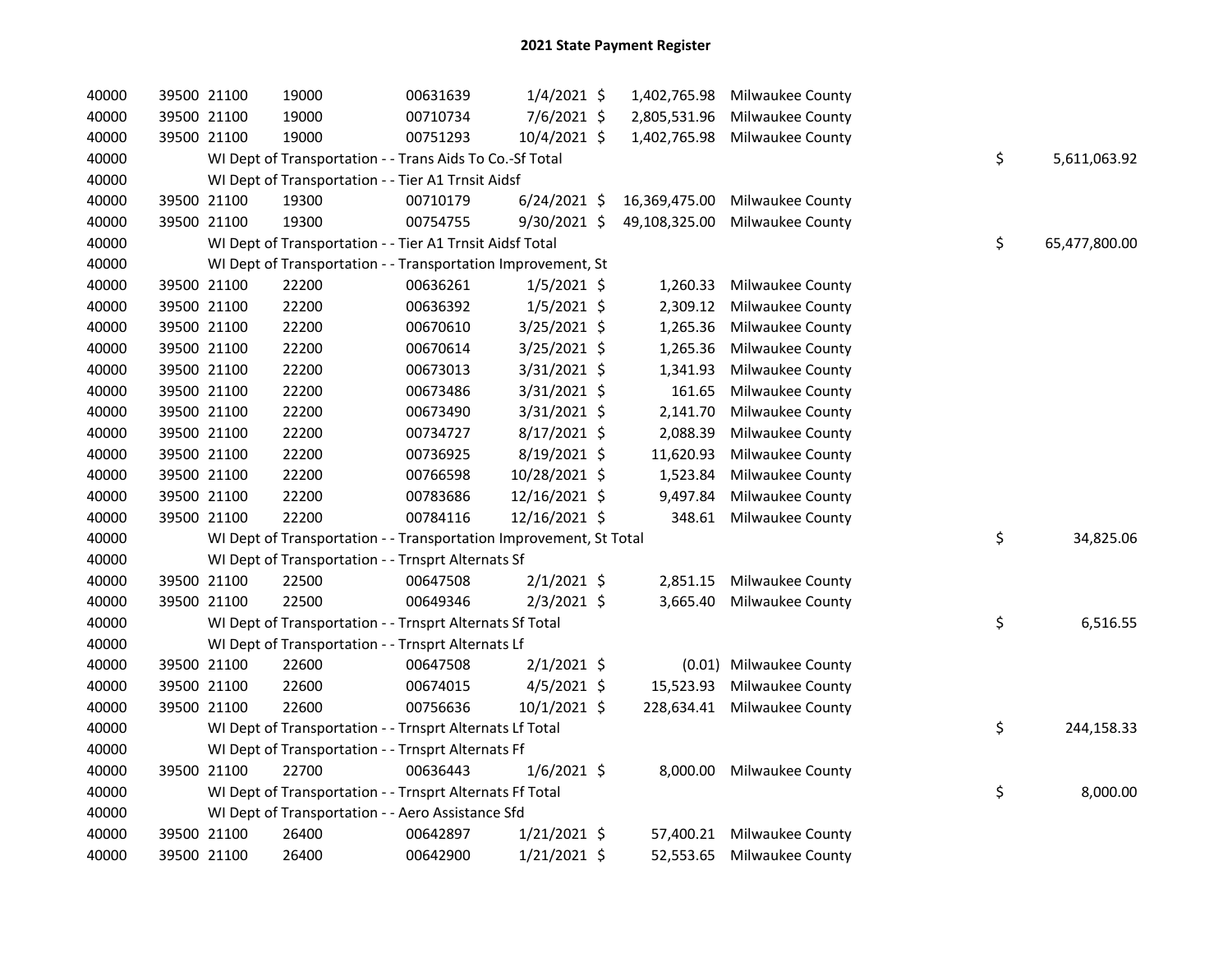# 2021 State Payment Register

| | | | | | | | | |
|---|---|---|---|---|---|---|---|---|
| 40000 | 39500 | 21100 | 19000 | 00631639 | 1/4/2021 | $ 1,402,765.98 | Milwaukee County | |
| 40000 | 39500 | 21100 | 19000 | 00710734 | 7/6/2021 | $ 2,805,531.96 | Milwaukee County | |
| 40000 | 39500 | 21100 | 19000 | 00751293 | 10/4/2021 | $ 1,402,765.98 | Milwaukee County | |
| 40000 | WI Dept of Transportation - - Trans Aids To Co.-Sf Total | | | | | | | $ 5,611,063.92 |
| 40000 | WI Dept of Transportation - - Tier A1 Trnsit Aidsf | | | | | | | |
| 40000 | 39500 | 21100 | 19300 | 00710179 | 6/24/2021 | $ 16,369,475.00 | Milwaukee County | |
| 40000 | 39500 | 21100 | 19300 | 00754755 | 9/30/2021 | $ 49,108,325.00 | Milwaukee County | |
| 40000 | WI Dept of Transportation - - Tier A1 Trnsit Aidsf Total | | | | | | | $ 65,477,800.00 |
| 40000 | WI Dept of Transportation - - Transportation Improvement, St | | | | | | | |
| 40000 | 39500 | 21100 | 22200 | 00636261 | 1/5/2021 | $ 1,260.33 | Milwaukee County | |
| 40000 | 39500 | 21100 | 22200 | 00636392 | 1/5/2021 | $ 2,309.12 | Milwaukee County | |
| 40000 | 39500 | 21100 | 22200 | 00670610 | 3/25/2021 | $ 1,265.36 | Milwaukee County | |
| 40000 | 39500 | 21100 | 22200 | 00670614 | 3/25/2021 | $ 1,265.36 | Milwaukee County | |
| 40000 | 39500 | 21100 | 22200 | 00673013 | 3/31/2021 | $ 1,341.93 | Milwaukee County | |
| 40000 | 39500 | 21100 | 22200 | 00673486 | 3/31/2021 | $ 161.65 | Milwaukee County | |
| 40000 | 39500 | 21100 | 22200 | 00673490 | 3/31/2021 | $ 2,141.70 | Milwaukee County | |
| 40000 | 39500 | 21100 | 22200 | 00734727 | 8/17/2021 | $ 2,088.39 | Milwaukee County | |
| 40000 | 39500 | 21100 | 22200 | 00736925 | 8/19/2021 | $ 11,620.93 | Milwaukee County | |
| 40000 | 39500 | 21100 | 22200 | 00766598 | 10/28/2021 | $ 1,523.84 | Milwaukee County | |
| 40000 | 39500 | 21100 | 22200 | 00783686 | 12/16/2021 | $ 9,497.84 | Milwaukee County | |
| 40000 | 39500 | 21100 | 22200 | 00784116 | 12/16/2021 | $ 348.61 | Milwaukee County | |
| 40000 | WI Dept of Transportation - - Transportation Improvement, St Total | | | | | | | $ 34,825.06 |
| 40000 | WI Dept of Transportation - - Trnsprt Alternats Sf | | | | | | | |
| 40000 | 39500 | 21100 | 22500 | 00647508 | 2/1/2021 | $ 2,851.15 | Milwaukee County | |
| 40000 | 39500 | 21100 | 22500 | 00649346 | 2/3/2021 | $ 3,665.40 | Milwaukee County | |
| 40000 | WI Dept of Transportation - - Trnsprt Alternats Sf Total | | | | | | | $ 6,516.55 |
| 40000 | WI Dept of Transportation - - Trnsprt Alternats Lf | | | | | | | |
| 40000 | 39500 | 21100 | 22600 | 00647508 | 2/1/2021 | $ (0.01) | Milwaukee County | |
| 40000 | 39500 | 21100 | 22600 | 00674015 | 4/5/2021 | $ 15,523.93 | Milwaukee County | |
| 40000 | 39500 | 21100 | 22600 | 00756636 | 10/1/2021 | $ 228,634.41 | Milwaukee County | |
| 40000 | WI Dept of Transportation - - Trnsprt Alternats Lf Total | | | | | | | $ 244,158.33 |
| 40000 | WI Dept of Transportation - - Trnsprt Alternats Ff | | | | | | | |
| 40000 | 39500 | 21100 | 22700 | 00636443 | 1/6/2021 | $ 8,000.00 | Milwaukee County | |
| 40000 | WI Dept of Transportation - - Trnsprt Alternats Ff Total | | | | | | | $ 8,000.00 |
| 40000 | WI Dept of Transportation - - Aero Assistance Sfd | | | | | | | |
| 40000 | 39500 | 21100 | 26400 | 00642897 | 1/21/2021 | $ 57,400.21 | Milwaukee County | |
| 40000 | 39500 | 21100 | 26400 | 00642900 | 1/21/2021 | $ 52,553.65 | Milwaukee County | |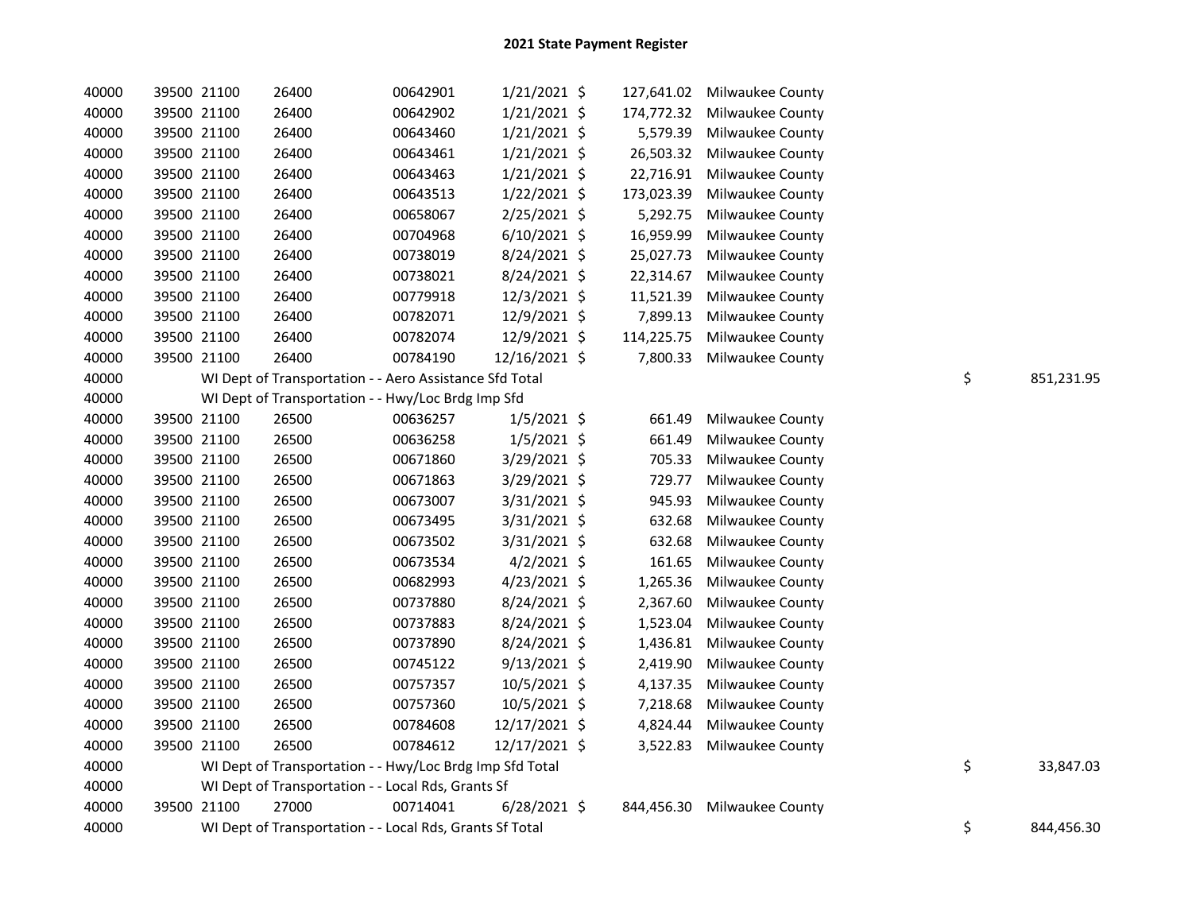# 2021 State Payment Register

| | | | | | | | | | |
|---|---|---|---|---|---|---|---|---|---|
| 40000 | 39500 | 21100 | 26400 | 00642901 | 1/21/2021 | $ 127,641.02 | Milwaukee County | | |
| 40000 | 39500 | 21100 | 26400 | 00642902 | 1/21/2021 | $ 174,772.32 | Milwaukee County | | |
| 40000 | 39500 | 21100 | 26400 | 00643460 | 1/21/2021 | $ 5,579.39 | Milwaukee County | | |
| 40000 | 39500 | 21100 | 26400 | 00643461 | 1/21/2021 | $ 26,503.32 | Milwaukee County | | |
| 40000 | 39500 | 21100 | 26400 | 00643463 | 1/21/2021 | $ 22,716.91 | Milwaukee County | | |
| 40000 | 39500 | 21100 | 26400 | 00643513 | 1/22/2021 | $ 173,023.39 | Milwaukee County | | |
| 40000 | 39500 | 21100 | 26400 | 00658067 | 2/25/2021 | $ 5,292.75 | Milwaukee County | | |
| 40000 | 39500 | 21100 | 26400 | 00704968 | 6/10/2021 | $ 16,959.99 | Milwaukee County | | |
| 40000 | 39500 | 21100 | 26400 | 00738019 | 8/24/2021 | $ 25,027.73 | Milwaukee County | | |
| 40000 | 39500 | 21100 | 26400 | 00738021 | 8/24/2021 | $ 22,314.67 | Milwaukee County | | |
| 40000 | 39500 | 21100 | 26400 | 00779918 | 12/3/2021 | $ 11,521.39 | Milwaukee County | | |
| 40000 | 39500 | 21100 | 26400 | 00782071 | 12/9/2021 | $ 7,899.13 | Milwaukee County | | |
| 40000 | 39500 | 21100 | 26400 | 00782074 | 12/9/2021 | $ 114,225.75 | Milwaukee County | | |
| 40000 | 39500 | 21100 | 26400 | 00784190 | 12/16/2021 | $ 7,800.33 | Milwaukee County | | |
| 40000 | | WI Dept of Transportation - - Aero Assistance Sfd Total | | | | | | $ | 851,231.95 |
| 40000 | | WI Dept of Transportation - - Hwy/Loc Brdg Imp Sfd | | | | | | | |
| 40000 | 39500 | 21100 | 26500 | 00636257 | 1/5/2021 | $ 661.49 | Milwaukee County | | |
| 40000 | 39500 | 21100 | 26500 | 00636258 | 1/5/2021 | $ 661.49 | Milwaukee County | | |
| 40000 | 39500 | 21100 | 26500 | 00671860 | 3/29/2021 | $ 705.33 | Milwaukee County | | |
| 40000 | 39500 | 21100 | 26500 | 00671863 | 3/29/2021 | $ 729.77 | Milwaukee County | | |
| 40000 | 39500 | 21100 | 26500 | 00673007 | 3/31/2021 | $ 945.93 | Milwaukee County | | |
| 40000 | 39500 | 21100 | 26500 | 00673495 | 3/31/2021 | $ 632.68 | Milwaukee County | | |
| 40000 | 39500 | 21100 | 26500 | 00673502 | 3/31/2021 | $ 632.68 | Milwaukee County | | |
| 40000 | 39500 | 21100 | 26500 | 00673534 | 4/2/2021 | $ 161.65 | Milwaukee County | | |
| 40000 | 39500 | 21100 | 26500 | 00682993 | 4/23/2021 | $ 1,265.36 | Milwaukee County | | |
| 40000 | 39500 | 21100 | 26500 | 00737880 | 8/24/2021 | $ 2,367.60 | Milwaukee County | | |
| 40000 | 39500 | 21100 | 26500 | 00737883 | 8/24/2021 | $ 1,523.04 | Milwaukee County | | |
| 40000 | 39500 | 21100 | 26500 | 00737890 | 8/24/2021 | $ 1,436.81 | Milwaukee County | | |
| 40000 | 39500 | 21100 | 26500 | 00745122 | 9/13/2021 | $ 2,419.90 | Milwaukee County | | |
| 40000 | 39500 | 21100 | 26500 | 00757357 | 10/5/2021 | $ 4,137.35 | Milwaukee County | | |
| 40000 | 39500 | 21100 | 26500 | 00757360 | 10/5/2021 | $ 7,218.68 | Milwaukee County | | |
| 40000 | 39500 | 21100 | 26500 | 00784608 | 12/17/2021 | $ 4,824.44 | Milwaukee County | | |
| 40000 | 39500 | 21100 | 26500 | 00784612 | 12/17/2021 | $ 3,522.83 | Milwaukee County | | |
| 40000 | | WI Dept of Transportation - - Hwy/Loc Brdg Imp Sfd Total | | | | | | $ | 33,847.03 |
| 40000 | | WI Dept of Transportation - - Local Rds, Grants Sf | | | | | | | |
| 40000 | 39500 | 21100 | 27000 | 00714041 | 6/28/2021 | $ 844,456.30 | Milwaukee County | | |
| 40000 | | WI Dept of Transportation - - Local Rds, Grants Sf Total | | | | | | $ | 844,456.30 |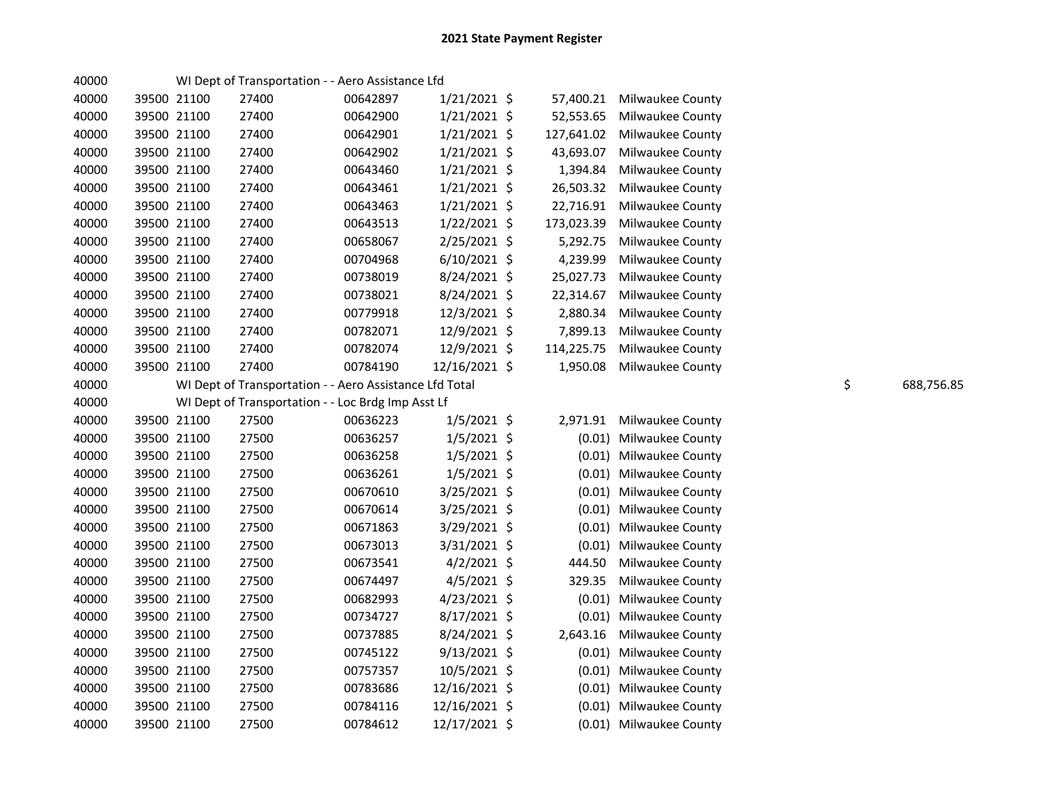# 2021 State Payment Register

| | | | | | | | | | |
|---|---|---|---|---|---|---|---|---|---|
| 40000 | | | WI Dept of Transportation - - Aero Assistance Lfd | | | | | | |
| 40000 | 39500 | 21100 | 27400 | 00642897 | 1/21/2021 | $ 57,400.21 | Milwaukee County | | |
| 40000 | 39500 | 21100 | 27400 | 00642900 | 1/21/2021 | $ 52,553.65 | Milwaukee County | | |
| 40000 | 39500 | 21100 | 27400 | 00642901 | 1/21/2021 | $ 127,641.02 | Milwaukee County | | |
| 40000 | 39500 | 21100 | 27400 | 00642902 | 1/21/2021 | $ 43,693.07 | Milwaukee County | | |
| 40000 | 39500 | 21100 | 27400 | 00643460 | 1/21/2021 | $ 1,394.84 | Milwaukee County | | |
| 40000 | 39500 | 21100 | 27400 | 00643461 | 1/21/2021 | $ 26,503.32 | Milwaukee County | | |
| 40000 | 39500 | 21100 | 27400 | 00643463 | 1/21/2021 | $ 22,716.91 | Milwaukee County | | |
| 40000 | 39500 | 21100 | 27400 | 00643513 | 1/22/2021 | $ 173,023.39 | Milwaukee County | | |
| 40000 | 39500 | 21100 | 27400 | 00658067 | 2/25/2021 | $ 5,292.75 | Milwaukee County | | |
| 40000 | 39500 | 21100 | 27400 | 00704968 | 6/10/2021 | $ 4,239.99 | Milwaukee County | | |
| 40000 | 39500 | 21100 | 27400 | 00738019 | 8/24/2021 | $ 25,027.73 | Milwaukee County | | |
| 40000 | 39500 | 21100 | 27400 | 00738021 | 8/24/2021 | $ 22,314.67 | Milwaukee County | | |
| 40000 | 39500 | 21100 | 27400 | 00779918 | 12/3/2021 | $ 2,880.34 | Milwaukee County | | |
| 40000 | 39500 | 21100 | 27400 | 00782071 | 12/9/2021 | $ 7,899.13 | Milwaukee County | | |
| 40000 | 39500 | 21100 | 27400 | 00782074 | 12/9/2021 | $ 114,225.75 | Milwaukee County | | |
| 40000 | 39500 | 21100 | 27400 | 00784190 | 12/16/2021 | $ 1,950.08 | Milwaukee County | | |
| 40000 | | | WI Dept of Transportation - - Aero Assistance Lfd Total | | | | | $ | 688,756.85 |
| 40000 | | | WI Dept of Transportation - - Loc Brdg Imp Asst Lf | | | | | | |
| 40000 | 39500 | 21100 | 27500 | 00636223 | 1/5/2021 | $ 2,971.91 | Milwaukee County | | |
| 40000 | 39500 | 21100 | 27500 | 00636257 | 1/5/2021 | $ (0.01) | Milwaukee County | | |
| 40000 | 39500 | 21100 | 27500 | 00636258 | 1/5/2021 | $ (0.01) | Milwaukee County | | |
| 40000 | 39500 | 21100 | 27500 | 00636261 | 1/5/2021 | $ (0.01) | Milwaukee County | | |
| 40000 | 39500 | 21100 | 27500 | 00670610 | 3/25/2021 | $ (0.01) | Milwaukee County | | |
| 40000 | 39500 | 21100 | 27500 | 00670614 | 3/25/2021 | $ (0.01) | Milwaukee County | | |
| 40000 | 39500 | 21100 | 27500 | 00671863 | 3/29/2021 | $ (0.01) | Milwaukee County | | |
| 40000 | 39500 | 21100 | 27500 | 00673013 | 3/31/2021 | $ (0.01) | Milwaukee County | | |
| 40000 | 39500 | 21100 | 27500 | 00673541 | 4/2/2021 | $ 444.50 | Milwaukee County | | |
| 40000 | 39500 | 21100 | 27500 | 00674497 | 4/5/2021 | $ 329.35 | Milwaukee County | | |
| 40000 | 39500 | 21100 | 27500 | 00682993 | 4/23/2021 | $ (0.01) | Milwaukee County | | |
| 40000 | 39500 | 21100 | 27500 | 00734727 | 8/17/2021 | $ (0.01) | Milwaukee County | | |
| 40000 | 39500 | 21100 | 27500 | 00737885 | 8/24/2021 | $ 2,643.16 | Milwaukee County | | |
| 40000 | 39500 | 21100 | 27500 | 00745122 | 9/13/2021 | $ (0.01) | Milwaukee County | | |
| 40000 | 39500 | 21100 | 27500 | 00757357 | 10/5/2021 | $ (0.01) | Milwaukee County | | |
| 40000 | 39500 | 21100 | 27500 | 00783686 | 12/16/2021 | $ (0.01) | Milwaukee County | | |
| 40000 | 39500 | 21100 | 27500 | 00784116 | 12/16/2021 | $ (0.01) | Milwaukee County | | |
| 40000 | 39500 | 21100 | 27500 | 00784612 | 12/17/2021 | $ (0.01) | Milwaukee County | | |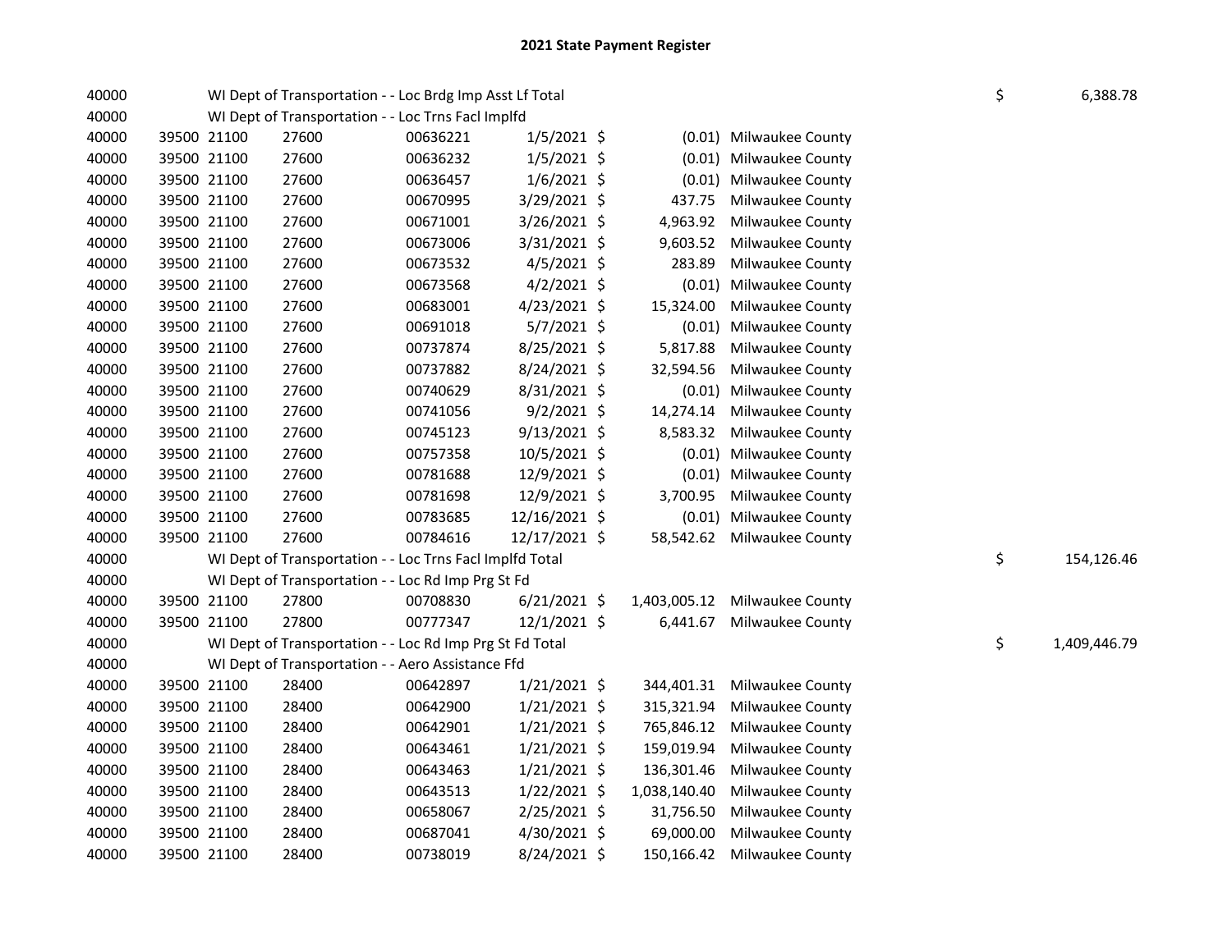# 2021 State Payment Register

| | | | | | | | | | |
|---|---|---|---|---|---|---|---|---|---|
| 40000 | | WI Dept of Transportation - - Loc Brdg Imp Asst Lf Total | | | | | | $ | 6,388.78 |
| 40000 | | WI Dept of Transportation - - Loc Trns Facl Implfd | | | | | | | |
| 40000 | 39500 | 21100 | 27600 | 00636221 | 1/5/2021 | $ (0.01) | Milwaukee County | | |
| 40000 | 39500 | 21100 | 27600 | 00636232 | 1/5/2021 | $ (0.01) | Milwaukee County | | |
| 40000 | 39500 | 21100 | 27600 | 00636457 | 1/6/2021 | $ (0.01) | Milwaukee County | | |
| 40000 | 39500 | 21100 | 27600 | 00670995 | 3/29/2021 | $ 437.75 | Milwaukee County | | |
| 40000 | 39500 | 21100 | 27600 | 00671001 | 3/26/2021 | $ 4,963.92 | Milwaukee County | | |
| 40000 | 39500 | 21100 | 27600 | 00673006 | 3/31/2021 | $ 9,603.52 | Milwaukee County | | |
| 40000 | 39500 | 21100 | 27600 | 00673532 | 4/5/2021 | $ 283.89 | Milwaukee County | | |
| 40000 | 39500 | 21100 | 27600 | 00673568 | 4/2/2021 | $ (0.01) | Milwaukee County | | |
| 40000 | 39500 | 21100 | 27600 | 00683001 | 4/23/2021 | $ 15,324.00 | Milwaukee County | | |
| 40000 | 39500 | 21100 | 27600 | 00691018 | 5/7/2021 | $ (0.01) | Milwaukee County | | |
| 40000 | 39500 | 21100 | 27600 | 00737874 | 8/25/2021 | $ 5,817.88 | Milwaukee County | | |
| 40000 | 39500 | 21100 | 27600 | 00737882 | 8/24/2021 | $ 32,594.56 | Milwaukee County | | |
| 40000 | 39500 | 21100 | 27600 | 00740629 | 8/31/2021 | $ (0.01) | Milwaukee County | | |
| 40000 | 39500 | 21100 | 27600 | 00741056 | 9/2/2021 | $ 14,274.14 | Milwaukee County | | |
| 40000 | 39500 | 21100 | 27600 | 00745123 | 9/13/2021 | $ 8,583.32 | Milwaukee County | | |
| 40000 | 39500 | 21100 | 27600 | 00757358 | 10/5/2021 | $ (0.01) | Milwaukee County | | |
| 40000 | 39500 | 21100 | 27600 | 00781688 | 12/9/2021 | $ (0.01) | Milwaukee County | | |
| 40000 | 39500 | 21100 | 27600 | 00781698 | 12/9/2021 | $ 3,700.95 | Milwaukee County | | |
| 40000 | 39500 | 21100 | 27600 | 00783685 | 12/16/2021 | $ (0.01) | Milwaukee County | | |
| 40000 | 39500 | 21100 | 27600 | 00784616 | 12/17/2021 | $ 58,542.62 | Milwaukee County | | |
| 40000 | | WI Dept of Transportation - - Loc Trns Facl Implfd Total | | | | | | $ | 154,126.46 |
| 40000 | | WI Dept of Transportation - - Loc Rd Imp Prg St Fd | | | | | | | |
| 40000 | 39500 | 21100 | 27800 | 00708830 | 6/21/2021 | $ 1,403,005.12 | Milwaukee County | | |
| 40000 | 39500 | 21100 | 27800 | 00777347 | 12/1/2021 | $ 6,441.67 | Milwaukee County | | |
| 40000 | | WI Dept of Transportation - - Loc Rd Imp Prg St Fd Total | | | | | | $ | 1,409,446.79 |
| 40000 | | WI Dept of Transportation - - Aero Assistance Ffd | | | | | | | |
| 40000 | 39500 | 21100 | 28400 | 00642897 | 1/21/2021 | $ 344,401.31 | Milwaukee County | | |
| 40000 | 39500 | 21100 | 28400 | 00642900 | 1/21/2021 | $ 315,321.94 | Milwaukee County | | |
| 40000 | 39500 | 21100 | 28400 | 00642901 | 1/21/2021 | $ 765,846.12 | Milwaukee County | | |
| 40000 | 39500 | 21100 | 28400 | 00643461 | 1/21/2021 | $ 159,019.94 | Milwaukee County | | |
| 40000 | 39500 | 21100 | 28400 | 00643463 | 1/21/2021 | $ 136,301.46 | Milwaukee County | | |
| 40000 | 39500 | 21100 | 28400 | 00643513 | 1/22/2021 | $ 1,038,140.40 | Milwaukee County | | |
| 40000 | 39500 | 21100 | 28400 | 00658067 | 2/25/2021 | $ 31,756.50 | Milwaukee County | | |
| 40000 | 39500 | 21100 | 28400 | 00687041 | 4/30/2021 | $ 69,000.00 | Milwaukee County | | |
| 40000 | 39500 | 21100 | 28400 | 00738019 | 8/24/2021 | $ 150,166.42 | Milwaukee County | | |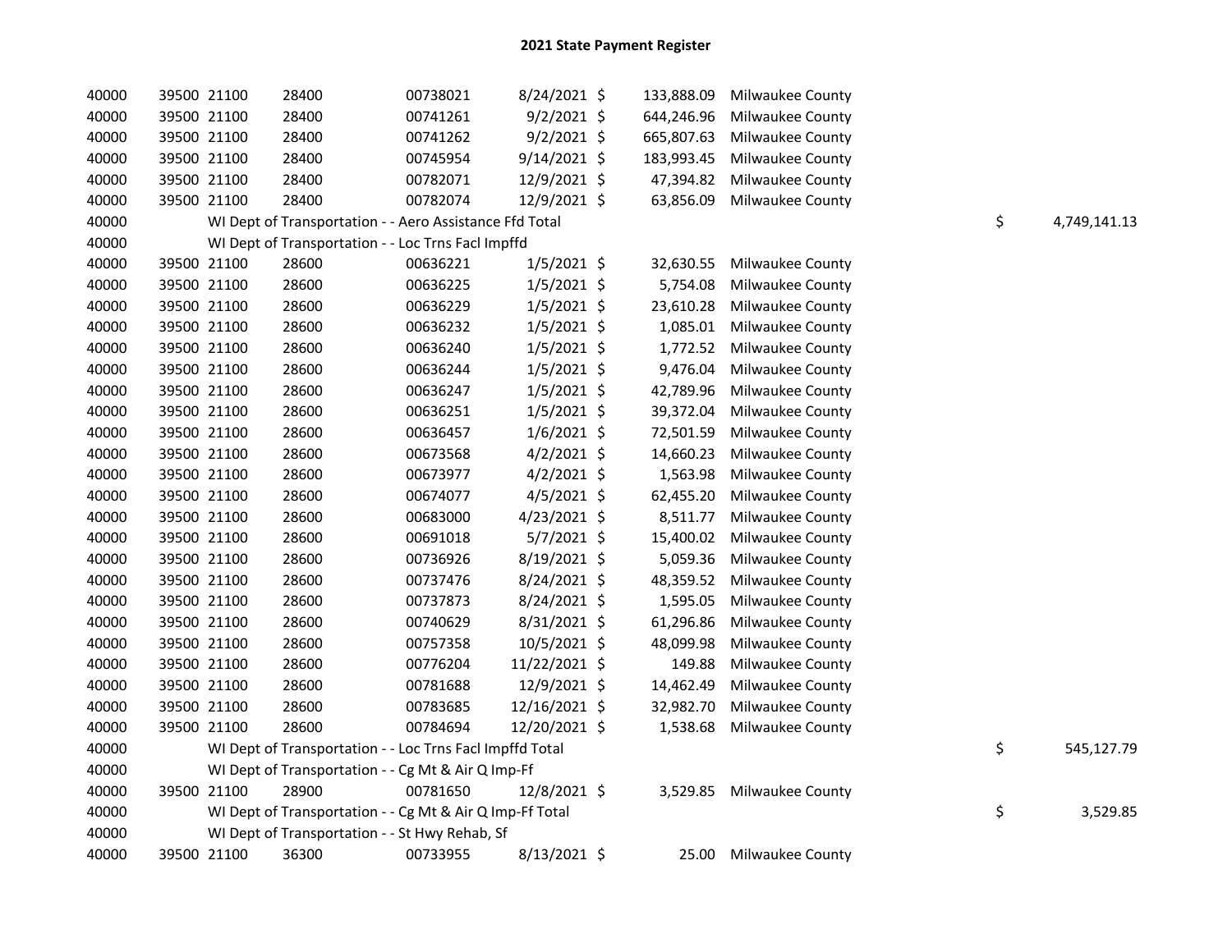# 2021 State Payment Register

| | | | | | | | | |
|---|---|---|---|---|---|---|---|---|
| 40000 | 39500 | 21100 | 28400 | 00738021 | 8/24/2021 | $ 133,888.09 | Milwaukee County | |
| 40000 | 39500 | 21100 | 28400 | 00741261 | 9/2/2021 | $ 644,246.96 | Milwaukee County | |
| 40000 | 39500 | 21100 | 28400 | 00741262 | 9/2/2021 | $ 665,807.63 | Milwaukee County | |
| 40000 | 39500 | 21100 | 28400 | 00745954 | 9/14/2021 | $ 183,993.45 | Milwaukee County | |
| 40000 | 39500 | 21100 | 28400 | 00782071 | 12/9/2021 | $ 47,394.82 | Milwaukee County | |
| 40000 | 39500 | 21100 | 28400 | 00782074 | 12/9/2021 | $ 63,856.09 | Milwaukee County | |
| 40000 | | WI Dept of Transportation - - Aero Assistance Ffd Total | | | | | | $ 4,749,141.13 |
| 40000 | | WI Dept of Transportation - - Loc Trns Facl Impffd | | | | | | |
| 40000 | 39500 | 21100 | 28600 | 00636221 | 1/5/2021 | $ 32,630.55 | Milwaukee County | |
| 40000 | 39500 | 21100 | 28600 | 00636225 | 1/5/2021 | $ 5,754.08 | Milwaukee County | |
| 40000 | 39500 | 21100 | 28600 | 00636229 | 1/5/2021 | $ 23,610.28 | Milwaukee County | |
| 40000 | 39500 | 21100 | 28600 | 00636232 | 1/5/2021 | $ 1,085.01 | Milwaukee County | |
| 40000 | 39500 | 21100 | 28600 | 00636240 | 1/5/2021 | $ 1,772.52 | Milwaukee County | |
| 40000 | 39500 | 21100 | 28600 | 00636244 | 1/5/2021 | $ 9,476.04 | Milwaukee County | |
| 40000 | 39500 | 21100 | 28600 | 00636247 | 1/5/2021 | $ 42,789.96 | Milwaukee County | |
| 40000 | 39500 | 21100 | 28600 | 00636251 | 1/5/2021 | $ 39,372.04 | Milwaukee County | |
| 40000 | 39500 | 21100 | 28600 | 00636457 | 1/6/2021 | $ 72,501.59 | Milwaukee County | |
| 40000 | 39500 | 21100 | 28600 | 00673568 | 4/2/2021 | $ 14,660.23 | Milwaukee County | |
| 40000 | 39500 | 21100 | 28600 | 00673977 | 4/2/2021 | $ 1,563.98 | Milwaukee County | |
| 40000 | 39500 | 21100 | 28600 | 00674077 | 4/5/2021 | $ 62,455.20 | Milwaukee County | |
| 40000 | 39500 | 21100 | 28600 | 00683000 | 4/23/2021 | $ 8,511.77 | Milwaukee County | |
| 40000 | 39500 | 21100 | 28600 | 00691018 | 5/7/2021 | $ 15,400.02 | Milwaukee County | |
| 40000 | 39500 | 21100 | 28600 | 00736926 | 8/19/2021 | $ 5,059.36 | Milwaukee County | |
| 40000 | 39500 | 21100 | 28600 | 00737476 | 8/24/2021 | $ 48,359.52 | Milwaukee County | |
| 40000 | 39500 | 21100 | 28600 | 00737873 | 8/24/2021 | $ 1,595.05 | Milwaukee County | |
| 40000 | 39500 | 21100 | 28600 | 00740629 | 8/31/2021 | $ 61,296.86 | Milwaukee County | |
| 40000 | 39500 | 21100 | 28600 | 00757358 | 10/5/2021 | $ 48,099.98 | Milwaukee County | |
| 40000 | 39500 | 21100 | 28600 | 00776204 | 11/22/2021 | $ 149.88 | Milwaukee County | |
| 40000 | 39500 | 21100 | 28600 | 00781688 | 12/9/2021 | $ 14,462.49 | Milwaukee County | |
| 40000 | 39500 | 21100 | 28600 | 00783685 | 12/16/2021 | $ 32,982.70 | Milwaukee County | |
| 40000 | 39500 | 21100 | 28600 | 00784694 | 12/20/2021 | $ 1,538.68 | Milwaukee County | |
| 40000 | | WI Dept of Transportation - - Loc Trns Facl Impffd Total | | | | | | $ 545,127.79 |
| 40000 | | WI Dept of Transportation - - Cg Mt & Air Q Imp-Ff | | | | | | |
| 40000 | 39500 | 21100 | 28900 | 00781650 | 12/8/2021 | $ 3,529.85 | Milwaukee County | |
| 40000 | | WI Dept of Transportation - - Cg Mt & Air Q Imp-Ff Total | | | | | | $ 3,529.85 |
| 40000 | | WI Dept of Transportation - - St Hwy Rehab, Sf | | | | | | |
| 40000 | 39500 | 21100 | 36300 | 00733955 | 8/13/2021 | $ 25.00 | Milwaukee County | |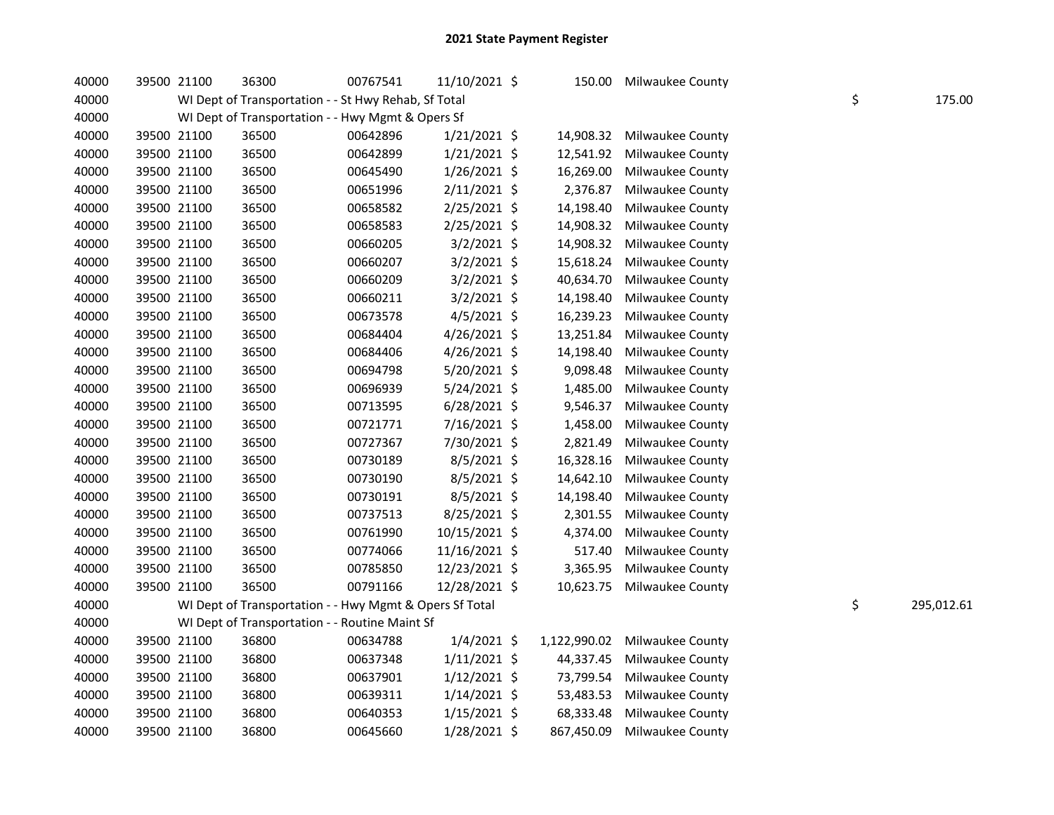# 2021 State Payment Register

| | | | | | | | | | |
|---|---|---|---|---|---|---|---|---|---|
| 40000 | 39500 | 21100 | 36300 | 00767541 | 11/10/2021 | $ 150.00 | Milwaukee County | | |
| 40000 | | WI Dept of Transportation - - St Hwy Rehab, Sf Total | | | | | | $ | 175.00 |
| 40000 | | WI Dept of Transportation - - Hwy Mgmt & Opers Sf | | | | | | | |
| 40000 | 39500 | 21100 | 36500 | 00642896 | 1/21/2021 | $ 14,908.32 | Milwaukee County | | |
| 40000 | 39500 | 21100 | 36500 | 00642899 | 1/21/2021 | $ 12,541.92 | Milwaukee County | | |
| 40000 | 39500 | 21100 | 36500 | 00645490 | 1/26/2021 | $ 16,269.00 | Milwaukee County | | |
| 40000 | 39500 | 21100 | 36500 | 00651996 | 2/11/2021 | $ 2,376.87 | Milwaukee County | | |
| 40000 | 39500 | 21100 | 36500 | 00658582 | 2/25/2021 | $ 14,198.40 | Milwaukee County | | |
| 40000 | 39500 | 21100 | 36500 | 00658583 | 2/25/2021 | $ 14,908.32 | Milwaukee County | | |
| 40000 | 39500 | 21100 | 36500 | 00660205 | 3/2/2021 | $ 14,908.32 | Milwaukee County | | |
| 40000 | 39500 | 21100 | 36500 | 00660207 | 3/2/2021 | $ 15,618.24 | Milwaukee County | | |
| 40000 | 39500 | 21100 | 36500 | 00660209 | 3/2/2021 | $ 40,634.70 | Milwaukee County | | |
| 40000 | 39500 | 21100 | 36500 | 00660211 | 3/2/2021 | $ 14,198.40 | Milwaukee County | | |
| 40000 | 39500 | 21100 | 36500 | 00673578 | 4/5/2021 | $ 16,239.23 | Milwaukee County | | |
| 40000 | 39500 | 21100 | 36500 | 00684404 | 4/26/2021 | $ 13,251.84 | Milwaukee County | | |
| 40000 | 39500 | 21100 | 36500 | 00684406 | 4/26/2021 | $ 14,198.40 | Milwaukee County | | |
| 40000 | 39500 | 21100 | 36500 | 00694798 | 5/20/2021 | $ 9,098.48 | Milwaukee County | | |
| 40000 | 39500 | 21100 | 36500 | 00696939 | 5/24/2021 | $ 1,485.00 | Milwaukee County | | |
| 40000 | 39500 | 21100 | 36500 | 00713595 | 6/28/2021 | $ 9,546.37 | Milwaukee County | | |
| 40000 | 39500 | 21100 | 36500 | 00721771 | 7/16/2021 | $ 1,458.00 | Milwaukee County | | |
| 40000 | 39500 | 21100 | 36500 | 00727367 | 7/30/2021 | $ 2,821.49 | Milwaukee County | | |
| 40000 | 39500 | 21100 | 36500 | 00730189 | 8/5/2021 | $ 16,328.16 | Milwaukee County | | |
| 40000 | 39500 | 21100 | 36500 | 00730190 | 8/5/2021 | $ 14,642.10 | Milwaukee County | | |
| 40000 | 39500 | 21100 | 36500 | 00730191 | 8/5/2021 | $ 14,198.40 | Milwaukee County | | |
| 40000 | 39500 | 21100 | 36500 | 00737513 | 8/25/2021 | $ 2,301.55 | Milwaukee County | | |
| 40000 | 39500 | 21100 | 36500 | 00761990 | 10/15/2021 | $ 4,374.00 | Milwaukee County | | |
| 40000 | 39500 | 21100 | 36500 | 00774066 | 11/16/2021 | $ 517.40 | Milwaukee County | | |
| 40000 | 39500 | 21100 | 36500 | 00785850 | 12/23/2021 | $ 3,365.95 | Milwaukee County | | |
| 40000 | 39500 | 21100 | 36500 | 00791166 | 12/28/2021 | $ 10,623.75 | Milwaukee County | | |
| 40000 | | WI Dept of Transportation - - Hwy Mgmt & Opers Sf Total | | | | | | $ | 295,012.61 |
| 40000 | | WI Dept of Transportation - - Routine Maint Sf | | | | | | | |
| 40000 | 39500 | 21100 | 36800 | 00634788 | 1/4/2021 | $ 1,122,990.02 | Milwaukee County | | |
| 40000 | 39500 | 21100 | 36800 | 00637348 | 1/11/2021 | $ 44,337.45 | Milwaukee County | | |
| 40000 | 39500 | 21100 | 36800 | 00637901 | 1/12/2021 | $ 73,799.54 | Milwaukee County | | |
| 40000 | 39500 | 21100 | 36800 | 00639311 | 1/14/2021 | $ 53,483.53 | Milwaukee County | | |
| 40000 | 39500 | 21100 | 36800 | 00640353 | 1/15/2021 | $ 68,333.48 | Milwaukee County | | |
| 40000 | 39500 | 21100 | 36800 | 00645660 | 1/28/2021 | $ 867,450.09 | Milwaukee County | | |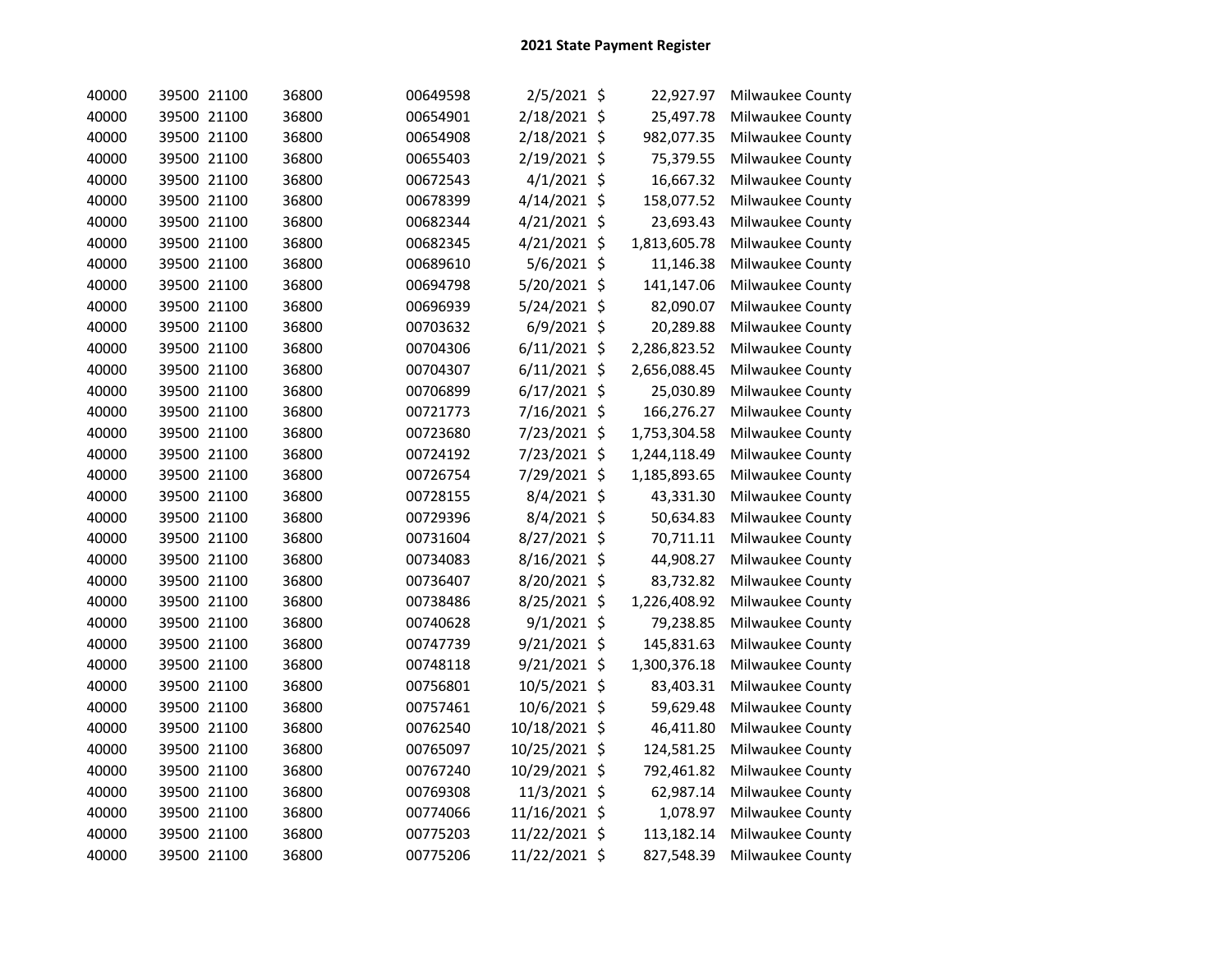## 2021 State Payment Register

| | | | | | | | | |
|---|---|---|---|---|---|---|---|---|
| 40000 | 39500 | 21100 | 36800 | 00649598 | 2/5/2021 | $ | 22,927.97 | Milwaukee County |
| 40000 | 39500 | 21100 | 36800 | 00654901 | 2/18/2021 | $ | 25,497.78 | Milwaukee County |
| 40000 | 39500 | 21100 | 36800 | 00654908 | 2/18/2021 | $ | 982,077.35 | Milwaukee County |
| 40000 | 39500 | 21100 | 36800 | 00655403 | 2/19/2021 | $ | 75,379.55 | Milwaukee County |
| 40000 | 39500 | 21100 | 36800 | 00672543 | 4/1/2021 | $ | 16,667.32 | Milwaukee County |
| 40000 | 39500 | 21100 | 36800 | 00678399 | 4/14/2021 | $ | 158,077.52 | Milwaukee County |
| 40000 | 39500 | 21100 | 36800 | 00682344 | 4/21/2021 | $ | 23,693.43 | Milwaukee County |
| 40000 | 39500 | 21100 | 36800 | 00682345 | 4/21/2021 | $ | 1,813,605.78 | Milwaukee County |
| 40000 | 39500 | 21100 | 36800 | 00689610 | 5/6/2021 | $ | 11,146.38 | Milwaukee County |
| 40000 | 39500 | 21100 | 36800 | 00694798 | 5/20/2021 | $ | 141,147.06 | Milwaukee County |
| 40000 | 39500 | 21100 | 36800 | 00696939 | 5/24/2021 | $ | 82,090.07 | Milwaukee County |
| 40000 | 39500 | 21100 | 36800 | 00703632 | 6/9/2021 | $ | 20,289.88 | Milwaukee County |
| 40000 | 39500 | 21100 | 36800 | 00704306 | 6/11/2021 | $ | 2,286,823.52 | Milwaukee County |
| 40000 | 39500 | 21100 | 36800 | 00704307 | 6/11/2021 | $ | 2,656,088.45 | Milwaukee County |
| 40000 | 39500 | 21100 | 36800 | 00706899 | 6/17/2021 | $ | 25,030.89 | Milwaukee County |
| 40000 | 39500 | 21100 | 36800 | 00721773 | 7/16/2021 | $ | 166,276.27 | Milwaukee County |
| 40000 | 39500 | 21100 | 36800 | 00723680 | 7/23/2021 | $ | 1,753,304.58 | Milwaukee County |
| 40000 | 39500 | 21100 | 36800 | 00724192 | 7/23/2021 | $ | 1,244,118.49 | Milwaukee County |
| 40000 | 39500 | 21100 | 36800 | 00726754 | 7/29/2021 | $ | 1,185,893.65 | Milwaukee County |
| 40000 | 39500 | 21100 | 36800 | 00728155 | 8/4/2021 | $ | 43,331.30 | Milwaukee County |
| 40000 | 39500 | 21100 | 36800 | 00729396 | 8/4/2021 | $ | 50,634.83 | Milwaukee County |
| 40000 | 39500 | 21100 | 36800 | 00731604 | 8/27/2021 | $ | 70,711.11 | Milwaukee County |
| 40000 | 39500 | 21100 | 36800 | 00734083 | 8/16/2021 | $ | 44,908.27 | Milwaukee County |
| 40000 | 39500 | 21100 | 36800 | 00736407 | 8/20/2021 | $ | 83,732.82 | Milwaukee County |
| 40000 | 39500 | 21100 | 36800 | 00738486 | 8/25/2021 | $ | 1,226,408.92 | Milwaukee County |
| 40000 | 39500 | 21100 | 36800 | 00740628 | 9/1/2021 | $ | 79,238.85 | Milwaukee County |
| 40000 | 39500 | 21100 | 36800 | 00747739 | 9/21/2021 | $ | 145,831.63 | Milwaukee County |
| 40000 | 39500 | 21100 | 36800 | 00748118 | 9/21/2021 | $ | 1,300,376.18 | Milwaukee County |
| 40000 | 39500 | 21100 | 36800 | 00756801 | 10/5/2021 | $ | 83,403.31 | Milwaukee County |
| 40000 | 39500 | 21100 | 36800 | 00757461 | 10/6/2021 | $ | 59,629.48 | Milwaukee County |
| 40000 | 39500 | 21100 | 36800 | 00762540 | 10/18/2021 | $ | 46,411.80 | Milwaukee County |
| 40000 | 39500 | 21100 | 36800 | 00765097 | 10/25/2021 | $ | 124,581.25 | Milwaukee County |
| 40000 | 39500 | 21100 | 36800 | 00767240 | 10/29/2021 | $ | 792,461.82 | Milwaukee County |
| 40000 | 39500 | 21100 | 36800 | 00769308 | 11/3/2021 | $ | 62,987.14 | Milwaukee County |
| 40000 | 39500 | 21100 | 36800 | 00774066 | 11/16/2021 | $ | 1,078.97 | Milwaukee County |
| 40000 | 39500 | 21100 | 36800 | 00775203 | 11/22/2021 | $ | 113,182.14 | Milwaukee County |
| 40000 | 39500 | 21100 | 36800 | 00775206 | 11/22/2021 | $ | 827,548.39 | Milwaukee County |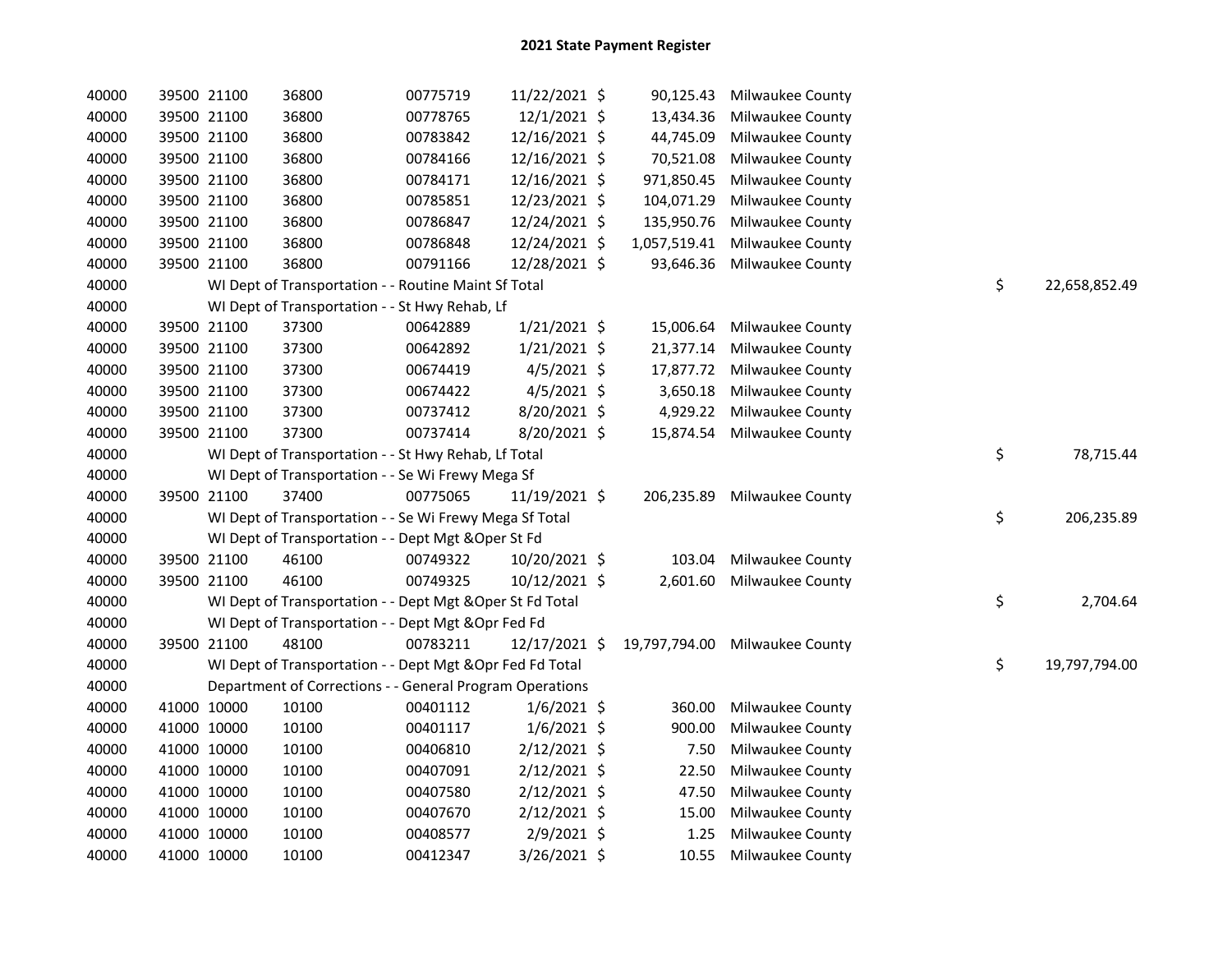# 2021 State Payment Register

| | | | | | | | | | |
|---|---|---|---|---|---|---|---|---|---|
| 40000 | 39500 | 21100 | 36800 | 00775719 | 11/22/2021 | $ 90,125.43 | Milwaukee County | | |
| 40000 | 39500 | 21100 | 36800 | 00778765 | 12/1/2021 | $ 13,434.36 | Milwaukee County | | |
| 40000 | 39500 | 21100 | 36800 | 00783842 | 12/16/2021 | $ 44,745.09 | Milwaukee County | | |
| 40000 | 39500 | 21100 | 36800 | 00784166 | 12/16/2021 | $ 70,521.08 | Milwaukee County | | |
| 40000 | 39500 | 21100 | 36800 | 00784171 | 12/16/2021 | $ 971,850.45 | Milwaukee County | | |
| 40000 | 39500 | 21100 | 36800 | 00785851 | 12/23/2021 | $ 104,071.29 | Milwaukee County | | |
| 40000 | 39500 | 21100 | 36800 | 00786847 | 12/24/2021 | $ 135,950.76 | Milwaukee County | | |
| 40000 | 39500 | 21100 | 36800 | 00786848 | 12/24/2021 | $ 1,057,519.41 | Milwaukee County | | |
| 40000 | 39500 | 21100 | 36800 | 00791166 | 12/28/2021 | $ 93,646.36 | Milwaukee County | | |
| 40000 | | WI Dept of Transportation - - Routine Maint Sf Total | | | | | | $ | 22,658,852.49 |
| 40000 | | WI Dept of Transportation - - St Hwy Rehab, Lf | | | | | | | |
| 40000 | 39500 | 21100 | 37300 | 00642889 | 1/21/2021 | $ 15,006.64 | Milwaukee County | | |
| 40000 | 39500 | 21100 | 37300 | 00642892 | 1/21/2021 | $ 21,377.14 | Milwaukee County | | |
| 40000 | 39500 | 21100 | 37300 | 00674419 | 4/5/2021 | $ 17,877.72 | Milwaukee County | | |
| 40000 | 39500 | 21100 | 37300 | 00674422 | 4/5/2021 | $ 3,650.18 | Milwaukee County | | |
| 40000 | 39500 | 21100 | 37300 | 00737412 | 8/20/2021 | $ 4,929.22 | Milwaukee County | | |
| 40000 | 39500 | 21100 | 37300 | 00737414 | 8/20/2021 | $ 15,874.54 | Milwaukee County | | |
| 40000 | | WI Dept of Transportation - - St Hwy Rehab, Lf Total | | | | | | $ | 78,715.44 |
| 40000 | | WI Dept of Transportation - - Se Wi Frewy Mega Sf | | | | | | | |
| 40000 | 39500 | 21100 | 37400 | 00775065 | 11/19/2021 | $ 206,235.89 | Milwaukee County | | |
| 40000 | | WI Dept of Transportation - - Se Wi Frewy Mega Sf Total | | | | | | $ | 206,235.89 |
| 40000 | | WI Dept of Transportation - - Dept Mgt &Oper St Fd | | | | | | | |
| 40000 | 39500 | 21100 | 46100 | 00749322 | 10/20/2021 | $ 103.04 | Milwaukee County | | |
| 40000 | 39500 | 21100 | 46100 | 00749325 | 10/12/2021 | $ 2,601.60 | Milwaukee County | | |
| 40000 | | WI Dept of Transportation - - Dept Mgt &Oper St Fd Total | | | | | | $ | 2,704.64 |
| 40000 | | WI Dept of Transportation - - Dept Mgt &Opr Fed Fd | | | | | | | |
| 40000 | 39500 | 21100 | 48100 | 00783211 | 12/17/2021 | $ 19,797,794.00 | Milwaukee County | | |
| 40000 | | WI Dept of Transportation - - Dept Mgt &Opr Fed Fd Total | | | | | | $ | 19,797,794.00 |
| 40000 | | Department of Corrections - - General Program Operations | | | | | | | |
| 40000 | 41000 | 10000 | 10100 | 00401112 | 1/6/2021 | $ 360.00 | Milwaukee County | | |
| 40000 | 41000 | 10000 | 10100 | 00401117 | 1/6/2021 | $ 900.00 | Milwaukee County | | |
| 40000 | 41000 | 10000 | 10100 | 00406810 | 2/12/2021 | $ 7.50 | Milwaukee County | | |
| 40000 | 41000 | 10000 | 10100 | 00407091 | 2/12/2021 | $ 22.50 | Milwaukee County | | |
| 40000 | 41000 | 10000 | 10100 | 00407580 | 2/12/2021 | $ 47.50 | Milwaukee County | | |
| 40000 | 41000 | 10000 | 10100 | 00407670 | 2/12/2021 | $ 15.00 | Milwaukee County | | |
| 40000 | 41000 | 10000 | 10100 | 00408577 | 2/9/2021 | $ 1.25 | Milwaukee County | | |
| 40000 | 41000 | 10000 | 10100 | 00412347 | 3/26/2021 | $ 10.55 | Milwaukee County | | |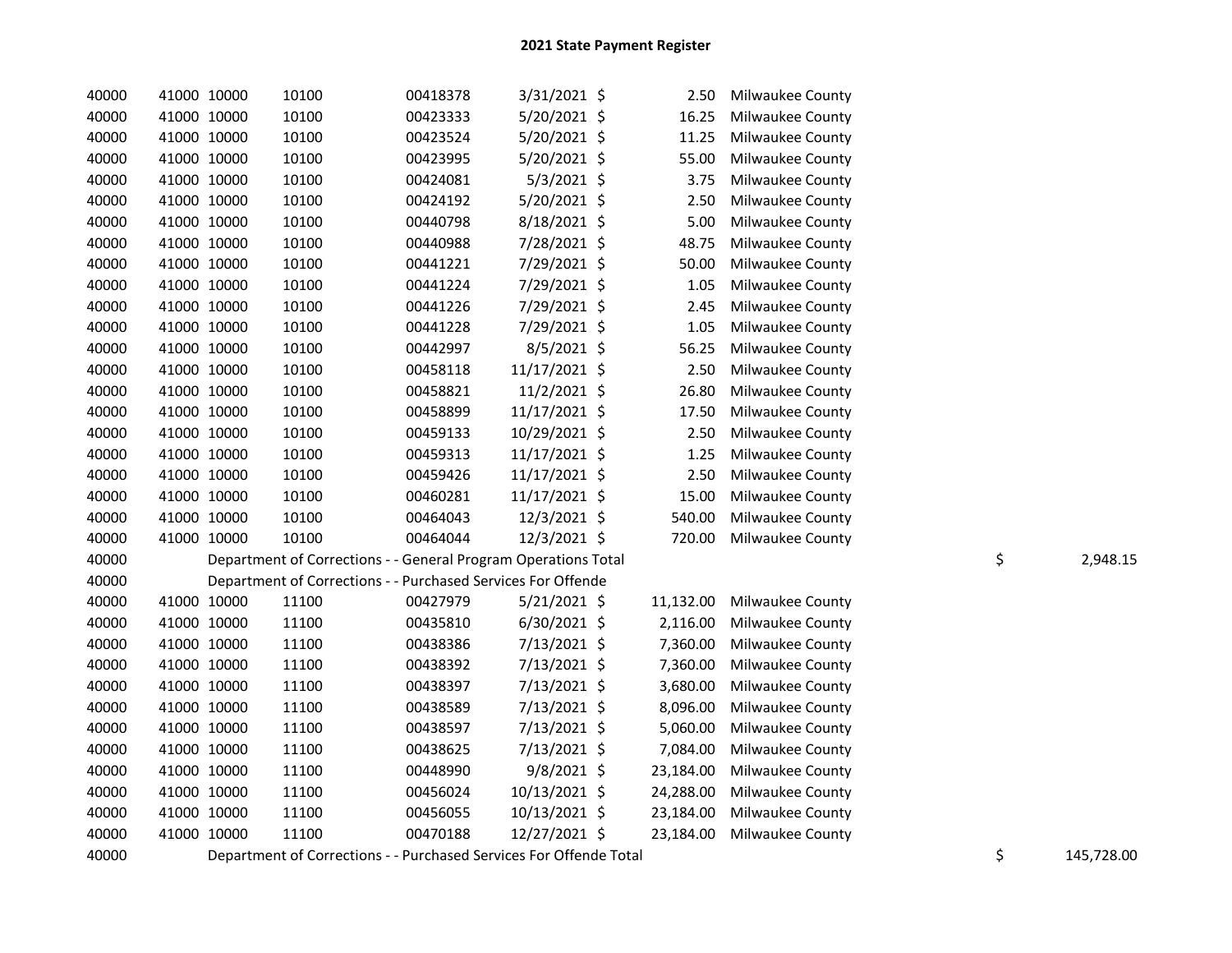# 2021 State Payment Register

| | | | | | | | | | | |
|---|---|---|---|---|---|---|---|---|---|---|
| 40000 | 41000 | 10000 | 10100 | 00418378 | 3/31/2021 | $ | 2.50 | Milwaukee County | | |
| 40000 | 41000 | 10000 | 10100 | 00423333 | 5/20/2021 | $ | 16.25 | Milwaukee County | | |
| 40000 | 41000 | 10000 | 10100 | 00423524 | 5/20/2021 | $ | 11.25 | Milwaukee County | | |
| 40000 | 41000 | 10000 | 10100 | 00423995 | 5/20/2021 | $ | 55.00 | Milwaukee County | | |
| 40000 | 41000 | 10000 | 10100 | 00424081 | 5/3/2021 | $ | 3.75 | Milwaukee County | | |
| 40000 | 41000 | 10000 | 10100 | 00424192 | 5/20/2021 | $ | 2.50 | Milwaukee County | | |
| 40000 | 41000 | 10000 | 10100 | 00440798 | 8/18/2021 | $ | 5.00 | Milwaukee County | | |
| 40000 | 41000 | 10000 | 10100 | 00440988 | 7/28/2021 | $ | 48.75 | Milwaukee County | | |
| 40000 | 41000 | 10000 | 10100 | 00441221 | 7/29/2021 | $ | 50.00 | Milwaukee County | | |
| 40000 | 41000 | 10000 | 10100 | 00441224 | 7/29/2021 | $ | 1.05 | Milwaukee County | | |
| 40000 | 41000 | 10000 | 10100 | 00441226 | 7/29/2021 | $ | 2.45 | Milwaukee County | | |
| 40000 | 41000 | 10000 | 10100 | 00441228 | 7/29/2021 | $ | 1.05 | Milwaukee County | | |
| 40000 | 41000 | 10000 | 10100 | 00442997 | 8/5/2021 | $ | 56.25 | Milwaukee County | | |
| 40000 | 41000 | 10000 | 10100 | 00458118 | 11/17/2021 | $ | 2.50 | Milwaukee County | | |
| 40000 | 41000 | 10000 | 10100 | 00458821 | 11/2/2021 | $ | 26.80 | Milwaukee County | | |
| 40000 | 41000 | 10000 | 10100 | 00458899 | 11/17/2021 | $ | 17.50 | Milwaukee County | | |
| 40000 | 41000 | 10000 | 10100 | 00459133 | 10/29/2021 | $ | 2.50 | Milwaukee County | | |
| 40000 | 41000 | 10000 | 10100 | 00459313 | 11/17/2021 | $ | 1.25 | Milwaukee County | | |
| 40000 | 41000 | 10000 | 10100 | 00459426 | 11/17/2021 | $ | 2.50 | Milwaukee County | | |
| 40000 | 41000 | 10000 | 10100 | 00460281 | 11/17/2021 | $ | 15.00 | Milwaukee County | | |
| 40000 | 41000 | 10000 | 10100 | 00464043 | 12/3/2021 | $ | 540.00 | Milwaukee County | | |
| 40000 | 41000 | 10000 | 10100 | 00464044 | 12/3/2021 | $ | 720.00 | Milwaukee County | | |
| 40000 | Department of Corrections - - General Program Operations Total | | | | | | | | $ | 2,948.15 |
| 40000 | Department of Corrections - - Purchased Services For Offende | | | | | | | | | |
| 40000 | 41000 | 10000 | 11100 | 00427979 | 5/21/2021 | $ | 11,132.00 | Milwaukee County | | |
| 40000 | 41000 | 10000 | 11100 | 00435810 | 6/30/2021 | $ | 2,116.00 | Milwaukee County | | |
| 40000 | 41000 | 10000 | 11100 | 00438386 | 7/13/2021 | $ | 7,360.00 | Milwaukee County | | |
| 40000 | 41000 | 10000 | 11100 | 00438392 | 7/13/2021 | $ | 7,360.00 | Milwaukee County | | |
| 40000 | 41000 | 10000 | 11100 | 00438397 | 7/13/2021 | $ | 3,680.00 | Milwaukee County | | |
| 40000 | 41000 | 10000 | 11100 | 00438589 | 7/13/2021 | $ | 8,096.00 | Milwaukee County | | |
| 40000 | 41000 | 10000 | 11100 | 00438597 | 7/13/2021 | $ | 5,060.00 | Milwaukee County | | |
| 40000 | 41000 | 10000 | 11100 | 00438625 | 7/13/2021 | $ | 7,084.00 | Milwaukee County | | |
| 40000 | 41000 | 10000 | 11100 | 00448990 | 9/8/2021 | $ | 23,184.00 | Milwaukee County | | |
| 40000 | 41000 | 10000 | 11100 | 00456024 | 10/13/2021 | $ | 24,288.00 | Milwaukee County | | |
| 40000 | 41000 | 10000 | 11100 | 00456055 | 10/13/2021 | $ | 23,184.00 | Milwaukee County | | |
| 40000 | 41000 | 10000 | 11100 | 00470188 | 12/27/2021 | $ | 23,184.00 | Milwaukee County | | |
| 40000 | Department of Corrections - - Purchased Services For Offende Total | | | | | | | | $ | 145,728.00 |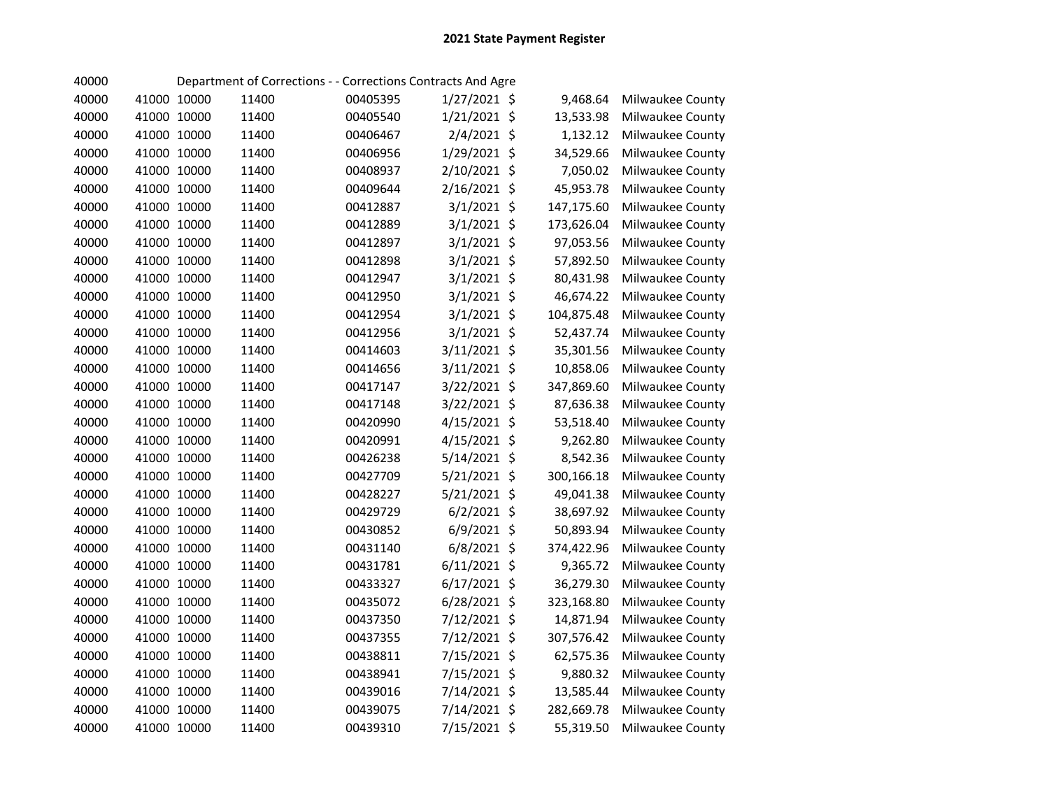# 2021 State Payment Register

| | | | | | | | |
|---|---|---|---|---|---|---|---|
| 40000 | | Department of Corrections - - Corrections Contracts And Agre | | | | | |
| 40000 | 41000 | 10000 | 11400 | 00405395 | 1/27/2021 | $ 9,468.64 | Milwaukee County |
| 40000 | 41000 | 10000 | 11400 | 00405540 | 1/21/2021 | $ 13,533.98 | Milwaukee County |
| 40000 | 41000 | 10000 | 11400 | 00406467 | 2/4/2021 | $ 1,132.12 | Milwaukee County |
| 40000 | 41000 | 10000 | 11400 | 00406956 | 1/29/2021 | $ 34,529.66 | Milwaukee County |
| 40000 | 41000 | 10000 | 11400 | 00408937 | 2/10/2021 | $ 7,050.02 | Milwaukee County |
| 40000 | 41000 | 10000 | 11400 | 00409644 | 2/16/2021 | $ 45,953.78 | Milwaukee County |
| 40000 | 41000 | 10000 | 11400 | 00412887 | 3/1/2021 | $ 147,175.60 | Milwaukee County |
| 40000 | 41000 | 10000 | 11400 | 00412889 | 3/1/2021 | $ 173,626.04 | Milwaukee County |
| 40000 | 41000 | 10000 | 11400 | 00412897 | 3/1/2021 | $ 97,053.56 | Milwaukee County |
| 40000 | 41000 | 10000 | 11400 | 00412898 | 3/1/2021 | $ 57,892.50 | Milwaukee County |
| 40000 | 41000 | 10000 | 11400 | 00412947 | 3/1/2021 | $ 80,431.98 | Milwaukee County |
| 40000 | 41000 | 10000 | 11400 | 00412950 | 3/1/2021 | $ 46,674.22 | Milwaukee County |
| 40000 | 41000 | 10000 | 11400 | 00412954 | 3/1/2021 | $ 104,875.48 | Milwaukee County |
| 40000 | 41000 | 10000 | 11400 | 00412956 | 3/1/2021 | $ 52,437.74 | Milwaukee County |
| 40000 | 41000 | 10000 | 11400 | 00414603 | 3/11/2021 | $ 35,301.56 | Milwaukee County |
| 40000 | 41000 | 10000 | 11400 | 00414656 | 3/11/2021 | $ 10,858.06 | Milwaukee County |
| 40000 | 41000 | 10000 | 11400 | 00417147 | 3/22/2021 | $ 347,869.60 | Milwaukee County |
| 40000 | 41000 | 10000 | 11400 | 00417148 | 3/22/2021 | $ 87,636.38 | Milwaukee County |
| 40000 | 41000 | 10000 | 11400 | 00420990 | 4/15/2021 | $ 53,518.40 | Milwaukee County |
| 40000 | 41000 | 10000 | 11400 | 00420991 | 4/15/2021 | $ 9,262.80 | Milwaukee County |
| 40000 | 41000 | 10000 | 11400 | 00426238 | 5/14/2021 | $ 8,542.36 | Milwaukee County |
| 40000 | 41000 | 10000 | 11400 | 00427709 | 5/21/2021 | $ 300,166.18 | Milwaukee County |
| 40000 | 41000 | 10000 | 11400 | 00428227 | 5/21/2021 | $ 49,041.38 | Milwaukee County |
| 40000 | 41000 | 10000 | 11400 | 00429729 | 6/2/2021 | $ 38,697.92 | Milwaukee County |
| 40000 | 41000 | 10000 | 11400 | 00430852 | 6/9/2021 | $ 50,893.94 | Milwaukee County |
| 40000 | 41000 | 10000 | 11400 | 00431140 | 6/8/2021 | $ 374,422.96 | Milwaukee County |
| 40000 | 41000 | 10000 | 11400 | 00431781 | 6/11/2021 | $ 9,365.72 | Milwaukee County |
| 40000 | 41000 | 10000 | 11400 | 00433327 | 6/17/2021 | $ 36,279.30 | Milwaukee County |
| 40000 | 41000 | 10000 | 11400 | 00435072 | 6/28/2021 | $ 323,168.80 | Milwaukee County |
| 40000 | 41000 | 10000 | 11400 | 00437350 | 7/12/2021 | $ 14,871.94 | Milwaukee County |
| 40000 | 41000 | 10000 | 11400 | 00437355 | 7/12/2021 | $ 307,576.42 | Milwaukee County |
| 40000 | 41000 | 10000 | 11400 | 00438811 | 7/15/2021 | $ 62,575.36 | Milwaukee County |
| 40000 | 41000 | 10000 | 11400 | 00438941 | 7/15/2021 | $ 9,880.32 | Milwaukee County |
| 40000 | 41000 | 10000 | 11400 | 00439016 | 7/14/2021 | $ 13,585.44 | Milwaukee County |
| 40000 | 41000 | 10000 | 11400 | 00439075 | 7/14/2021 | $ 282,669.78 | Milwaukee County |
| 40000 | 41000 | 10000 | 11400 | 00439310 | 7/15/2021 | $ 55,319.50 | Milwaukee County |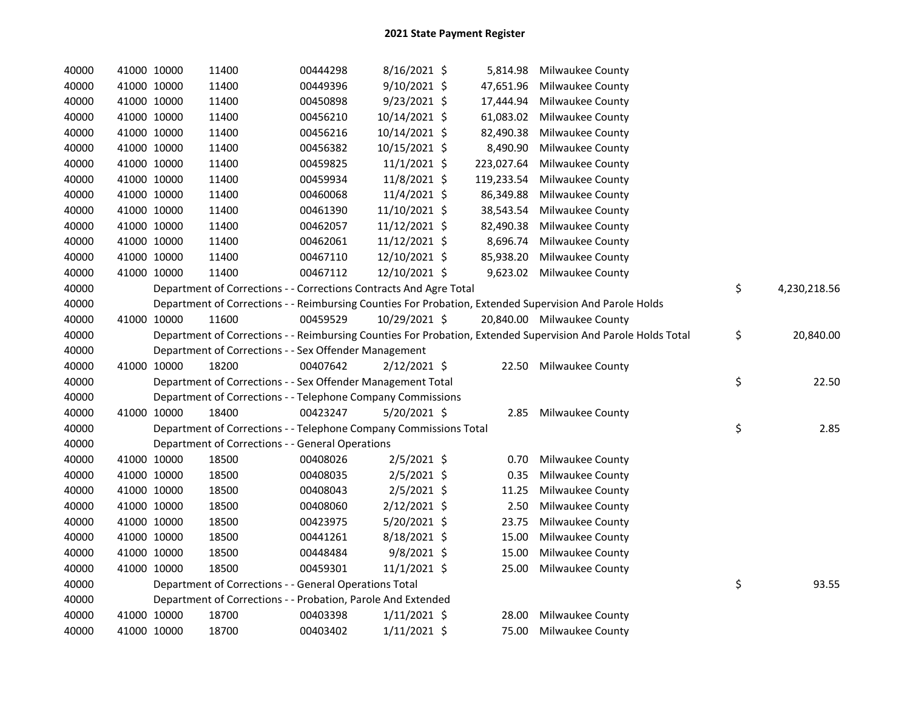# 2021 State Payment Register

| | | | | | | | | | |
|---|---|---|---|---|---|---|---|---|---|
| 40000 | 41000 | 10000 | 11400 | 00444298 | 8/16/2021 | $ 5,814.98 | Milwaukee County | | |
| 40000 | 41000 | 10000 | 11400 | 00449396 | 9/10/2021 | $ 47,651.96 | Milwaukee County | | |
| 40000 | 41000 | 10000 | 11400 | 00450898 | 9/23/2021 | $ 17,444.94 | Milwaukee County | | |
| 40000 | 41000 | 10000 | 11400 | 00456210 | 10/14/2021 | $ 61,083.02 | Milwaukee County | | |
| 40000 | 41000 | 10000 | 11400 | 00456216 | 10/14/2021 | $ 82,490.38 | Milwaukee County | | |
| 40000 | 41000 | 10000 | 11400 | 00456382 | 10/15/2021 | $ 8,490.90 | Milwaukee County | | |
| 40000 | 41000 | 10000 | 11400 | 00459825 | 11/1/2021 | $ 223,027.64 | Milwaukee County | | |
| 40000 | 41000 | 10000 | 11400 | 00459934 | 11/8/2021 | $ 119,233.54 | Milwaukee County | | |
| 40000 | 41000 | 10000 | 11400 | 00460068 | 11/4/2021 | $ 86,349.88 | Milwaukee County | | |
| 40000 | 41000 | 10000 | 11400 | 00461390 | 11/10/2021 | $ 38,543.54 | Milwaukee County | | |
| 40000 | 41000 | 10000 | 11400 | 00462057 | 11/12/2021 | $ 82,490.38 | Milwaukee County | | |
| 40000 | 41000 | 10000 | 11400 | 00462061 | 11/12/2021 | $ 8,696.74 | Milwaukee County | | |
| 40000 | 41000 | 10000 | 11400 | 00467110 | 12/10/2021 | $ 85,938.20 | Milwaukee County | | |
| 40000 | 41000 | 10000 | 11400 | 00467112 | 12/10/2021 | $ 9,623.02 | Milwaukee County | | |
| 40000 | | | Department of Corrections - - Corrections Contracts And Agre Total | | | | | $ | 4,230,218.56 |
| 40000 | | | Department of Corrections - - Reimbursing Counties For Probation, Extended Supervision And Parole Holds | | | | | | |
| 40000 | 41000 | 10000 | 11600 | 00459529 | 10/29/2021 | $ 20,840.00 | Milwaukee County | | |
| 40000 | | | Department of Corrections - - Reimbursing Counties For Probation, Extended Supervision And Parole Holds Total | | | | | $ | 20,840.00 |
| 40000 | | | Department of Corrections - - Sex Offender Management | | | | | | |
| 40000 | 41000 | 10000 | 18200 | 00407642 | 2/12/2021 | $ 22.50 | Milwaukee County | | |
| 40000 | | | Department of Corrections - - Sex Offender Management Total | | | | | $ | 22.50 |
| 40000 | | | Department of Corrections - - Telephone Company Commissions | | | | | | |
| 40000 | 41000 | 10000 | 18400 | 00423247 | 5/20/2021 | $ 2.85 | Milwaukee County | | |
| 40000 | | | Department of Corrections - - Telephone Company Commissions Total | | | | | $ | 2.85 |
| 40000 | | | Department of Corrections - - General Operations | | | | | | |
| 40000 | 41000 | 10000 | 18500 | 00408026 | 2/5/2021 | $ 0.70 | Milwaukee County | | |
| 40000 | 41000 | 10000 | 18500 | 00408035 | 2/5/2021 | $ 0.35 | Milwaukee County | | |
| 40000 | 41000 | 10000 | 18500 | 00408043 | 2/5/2021 | $ 11.25 | Milwaukee County | | |
| 40000 | 41000 | 10000 | 18500 | 00408060 | 2/12/2021 | $ 2.50 | Milwaukee County | | |
| 40000 | 41000 | 10000 | 18500 | 00423975 | 5/20/2021 | $ 23.75 | Milwaukee County | | |
| 40000 | 41000 | 10000 | 18500 | 00441261 | 8/18/2021 | $ 15.00 | Milwaukee County | | |
| 40000 | 41000 | 10000 | 18500 | 00448484 | 9/8/2021 | $ 15.00 | Milwaukee County | | |
| 40000 | 41000 | 10000 | 18500 | 00459301 | 11/1/2021 | $ 25.00 | Milwaukee County | | |
| 40000 | | | Department of Corrections - - General Operations Total | | | | | $ | 93.55 |
| 40000 | | | Department of Corrections - - Probation, Parole And Extended | | | | | | |
| 40000 | 41000 | 10000 | 18700 | 00403398 | 1/11/2021 | $ 28.00 | Milwaukee County | | |
| 40000 | 41000 | 10000 | 18700 | 00403402 | 1/11/2021 | $ 75.00 | Milwaukee County | | |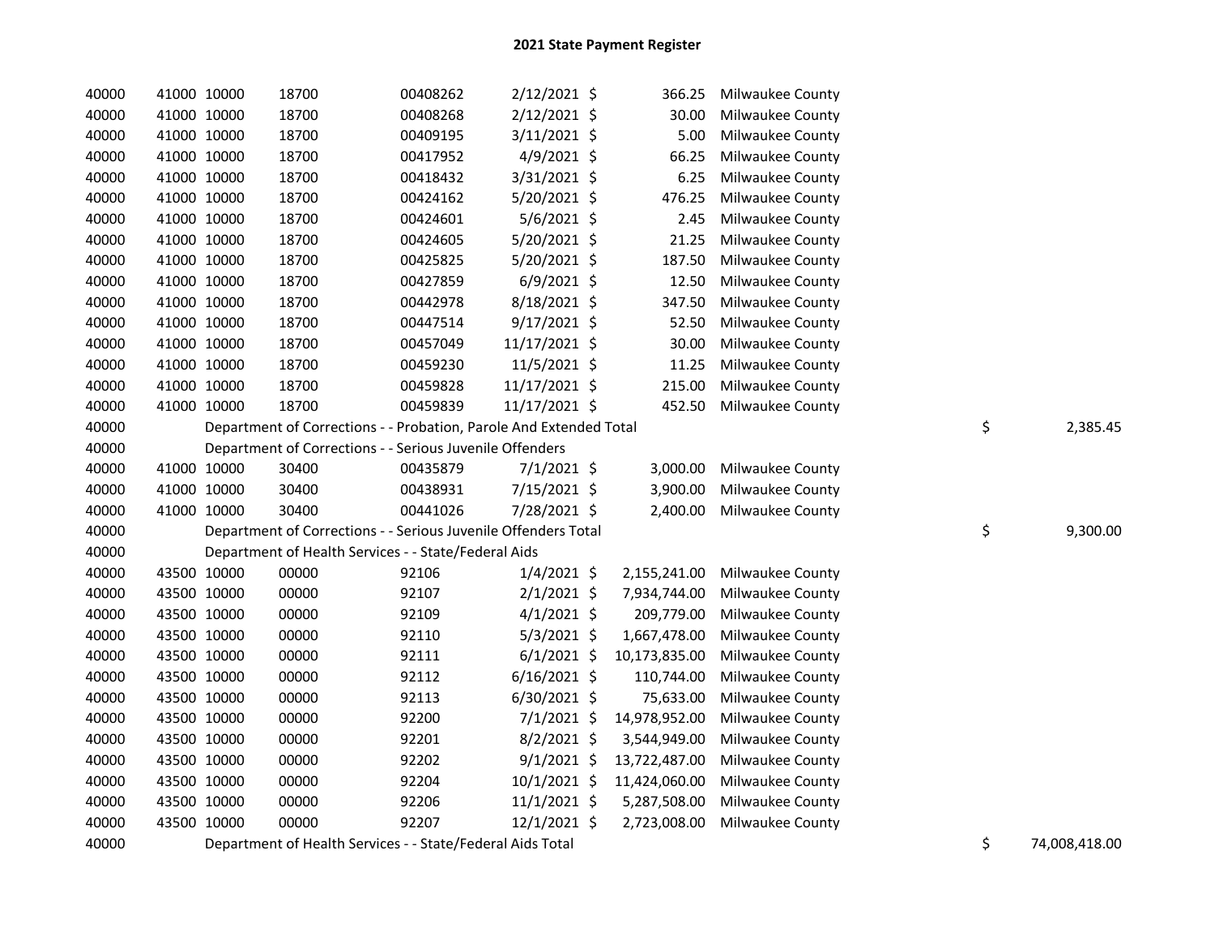## 2021 State Payment Register

| | | | | | | | | | |
|---|---|---|---|---|---|---|---|---|---|
| 40000 | 41000 | 10000 | 18700 | 00408262 | 2/12/2021 | $ 366.25 | Milwaukee County | | |
| 40000 | 41000 | 10000 | 18700 | 00408268 | 2/12/2021 | $ 30.00 | Milwaukee County | | |
| 40000 | 41000 | 10000 | 18700 | 00409195 | 3/11/2021 | $ 5.00 | Milwaukee County | | |
| 40000 | 41000 | 10000 | 18700 | 00417952 | 4/9/2021 | $ 66.25 | Milwaukee County | | |
| 40000 | 41000 | 10000 | 18700 | 00418432 | 3/31/2021 | $ 6.25 | Milwaukee County | | |
| 40000 | 41000 | 10000 | 18700 | 00424162 | 5/20/2021 | $ 476.25 | Milwaukee County | | |
| 40000 | 41000 | 10000 | 18700 | 00424601 | 5/6/2021 | $ 2.45 | Milwaukee County | | |
| 40000 | 41000 | 10000 | 18700 | 00424605 | 5/20/2021 | $ 21.25 | Milwaukee County | | |
| 40000 | 41000 | 10000 | 18700 | 00425825 | 5/20/2021 | $ 187.50 | Milwaukee County | | |
| 40000 | 41000 | 10000 | 18700 | 00427859 | 6/9/2021 | $ 12.50 | Milwaukee County | | |
| 40000 | 41000 | 10000 | 18700 | 00442978 | 8/18/2021 | $ 347.50 | Milwaukee County | | |
| 40000 | 41000 | 10000 | 18700 | 00447514 | 9/17/2021 | $ 52.50 | Milwaukee County | | |
| 40000 | 41000 | 10000 | 18700 | 00457049 | 11/17/2021 | $ 30.00 | Milwaukee County | | |
| 40000 | 41000 | 10000 | 18700 | 00459230 | 11/5/2021 | $ 11.25 | Milwaukee County | | |
| 40000 | 41000 | 10000 | 18700 | 00459828 | 11/17/2021 | $ 215.00 | Milwaukee County | | |
| 40000 | 41000 | 10000 | 18700 | 00459839 | 11/17/2021 | $ 452.50 | Milwaukee County | | |
| 40000 | | Department of Corrections - - Probation, Parole And Extended Total | | | | | | $ | 2,385.45 |
| 40000 | | Department of Corrections - - Serious Juvenile Offenders | | | | | | | |
| 40000 | 41000 | 10000 | 30400 | 00435879 | 7/1/2021 | $ 3,000.00 | Milwaukee County | | |
| 40000 | 41000 | 10000 | 30400 | 00438931 | 7/15/2021 | $ 3,900.00 | Milwaukee County | | |
| 40000 | 41000 | 10000 | 30400 | 00441026 | 7/28/2021 | $ 2,400.00 | Milwaukee County | | |
| 40000 | | Department of Corrections - - Serious Juvenile Offenders Total | | | | | | $ | 9,300.00 |
| 40000 | | Department of Health Services - - State/Federal Aids | | | | | | | |
| 40000 | 43500 | 10000 | 00000 | 92106 | 1/4/2021 | $ 2,155,241.00 | Milwaukee County | | |
| 40000 | 43500 | 10000 | 00000 | 92107 | 2/1/2021 | $ 7,934,744.00 | Milwaukee County | | |
| 40000 | 43500 | 10000 | 00000 | 92109 | 4/1/2021 | $ 209,779.00 | Milwaukee County | | |
| 40000 | 43500 | 10000 | 00000 | 92110 | 5/3/2021 | $ 1,667,478.00 | Milwaukee County | | |
| 40000 | 43500 | 10000 | 00000 | 92111 | 6/1/2021 | $ 10,173,835.00 | Milwaukee County | | |
| 40000 | 43500 | 10000 | 00000 | 92112 | 6/16/2021 | $ 110,744.00 | Milwaukee County | | |
| 40000 | 43500 | 10000 | 00000 | 92113 | 6/30/2021 | $ 75,633.00 | Milwaukee County | | |
| 40000 | 43500 | 10000 | 00000 | 92200 | 7/1/2021 | $ 14,978,952.00 | Milwaukee County | | |
| 40000 | 43500 | 10000 | 00000 | 92201 | 8/2/2021 | $ 3,544,949.00 | Milwaukee County | | |
| 40000 | 43500 | 10000 | 00000 | 92202 | 9/1/2021 | $ 13,722,487.00 | Milwaukee County | | |
| 40000 | 43500 | 10000 | 00000 | 92204 | 10/1/2021 | $ 11,424,060.00 | Milwaukee County | | |
| 40000 | 43500 | 10000 | 00000 | 92206 | 11/1/2021 | $ 5,287,508.00 | Milwaukee County | | |
| 40000 | 43500 | 10000 | 00000 | 92207 | 12/1/2021 | $ 2,723,008.00 | Milwaukee County | | |
| 40000 | | Department of Health Services - - State/Federal Aids Total | | | | | | $ | 74,008,418.00 |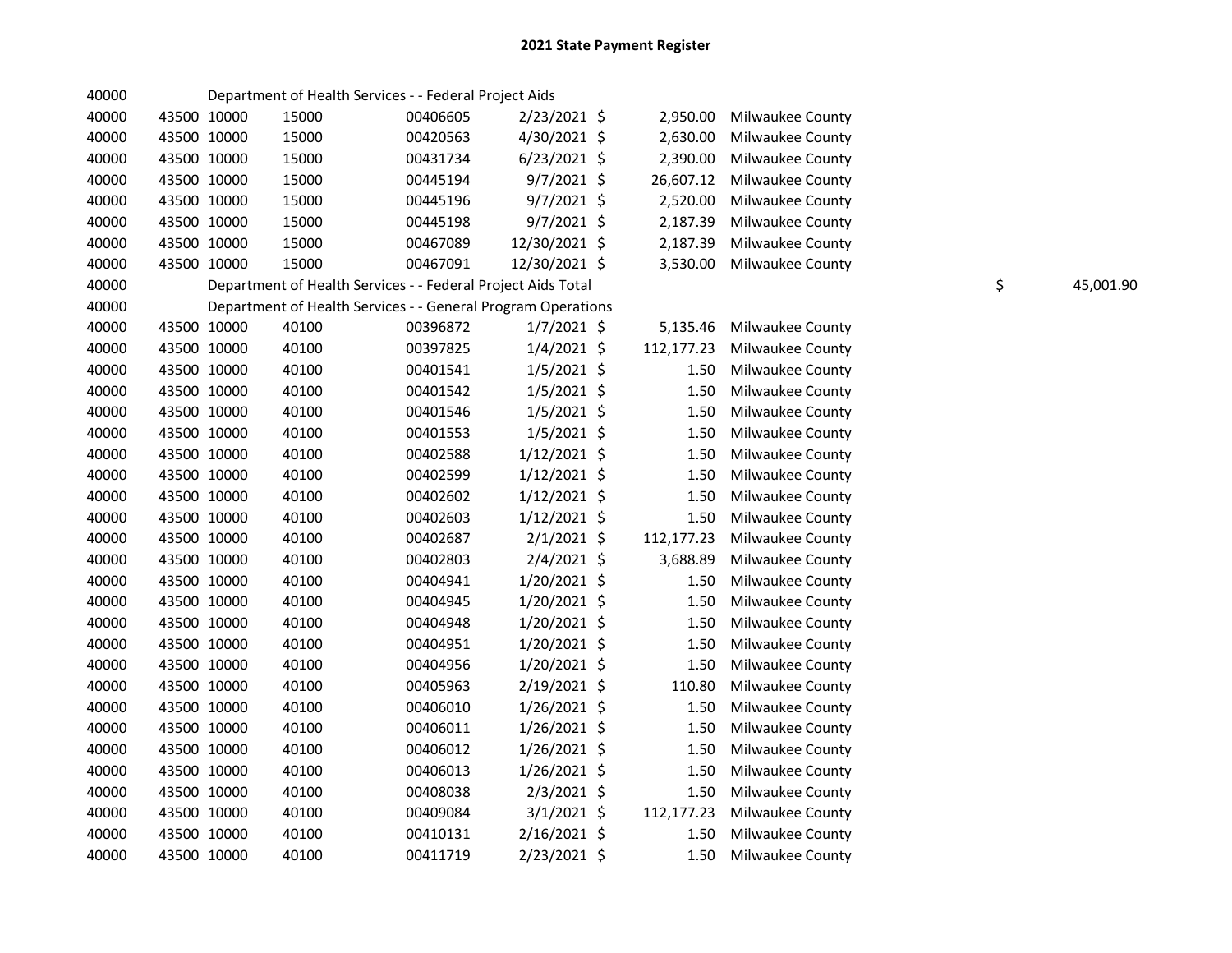# 2021 State Payment Register

| | | | | | | | | | |
|---|---|---|---|---|---|---|---|---|---|
| 40000 | | | Department of Health Services - - Federal Project Aids | | | | | | |
| 40000 | 43500 | 10000 | 15000 | 00406605 | 2/23/2021 | $ 2,950.00 | Milwaukee County | | |
| 40000 | 43500 | 10000 | 15000 | 00420563 | 4/30/2021 | $ 2,630.00 | Milwaukee County | | |
| 40000 | 43500 | 10000 | 15000 | 00431734 | 6/23/2021 | $ 2,390.00 | Milwaukee County | | |
| 40000 | 43500 | 10000 | 15000 | 00445194 | 9/7/2021 | $ 26,607.12 | Milwaukee County | | |
| 40000 | 43500 | 10000 | 15000 | 00445196 | 9/7/2021 | $ 2,520.00 | Milwaukee County | | |
| 40000 | 43500 | 10000 | 15000 | 00445198 | 9/7/2021 | $ 2,187.39 | Milwaukee County | | |
| 40000 | 43500 | 10000 | 15000 | 00467089 | 12/30/2021 | $ 2,187.39 | Milwaukee County | | |
| 40000 | 43500 | 10000 | 15000 | 00467091 | 12/30/2021 | $ 3,530.00 | Milwaukee County | | |
| 40000 | | | Department of Health Services - - Federal Project Aids Total | | | | | $ | 45,001.90 |
| 40000 | | | Department of Health Services - - General Program Operations | | | | | | |
| 40000 | 43500 | 10000 | 40100 | 00396872 | 1/7/2021 | $ 5,135.46 | Milwaukee County | | |
| 40000 | 43500 | 10000 | 40100 | 00397825 | 1/4/2021 | $ 112,177.23 | Milwaukee County | | |
| 40000 | 43500 | 10000 | 40100 | 00401541 | 1/5/2021 | $ 1.50 | Milwaukee County | | |
| 40000 | 43500 | 10000 | 40100 | 00401542 | 1/5/2021 | $ 1.50 | Milwaukee County | | |
| 40000 | 43500 | 10000 | 40100 | 00401546 | 1/5/2021 | $ 1.50 | Milwaukee County | | |
| 40000 | 43500 | 10000 | 40100 | 00401553 | 1/5/2021 | $ 1.50 | Milwaukee County | | |
| 40000 | 43500 | 10000 | 40100 | 00402588 | 1/12/2021 | $ 1.50 | Milwaukee County | | |
| 40000 | 43500 | 10000 | 40100 | 00402599 | 1/12/2021 | $ 1.50 | Milwaukee County | | |
| 40000 | 43500 | 10000 | 40100 | 00402602 | 1/12/2021 | $ 1.50 | Milwaukee County | | |
| 40000 | 43500 | 10000 | 40100 | 00402603 | 1/12/2021 | $ 1.50 | Milwaukee County | | |
| 40000 | 43500 | 10000 | 40100 | 00402687 | 2/1/2021 | $ 112,177.23 | Milwaukee County | | |
| 40000 | 43500 | 10000 | 40100 | 00402803 | 2/4/2021 | $ 3,688.89 | Milwaukee County | | |
| 40000 | 43500 | 10000 | 40100 | 00404941 | 1/20/2021 | $ 1.50 | Milwaukee County | | |
| 40000 | 43500 | 10000 | 40100 | 00404945 | 1/20/2021 | $ 1.50 | Milwaukee County | | |
| 40000 | 43500 | 10000 | 40100 | 00404948 | 1/20/2021 | $ 1.50 | Milwaukee County | | |
| 40000 | 43500 | 10000 | 40100 | 00404951 | 1/20/2021 | $ 1.50 | Milwaukee County | | |
| 40000 | 43500 | 10000 | 40100 | 00404956 | 1/20/2021 | $ 1.50 | Milwaukee County | | |
| 40000 | 43500 | 10000 | 40100 | 00405963 | 2/19/2021 | $ 110.80 | Milwaukee County | | |
| 40000 | 43500 | 10000 | 40100 | 00406010 | 1/26/2021 | $ 1.50 | Milwaukee County | | |
| 40000 | 43500 | 10000 | 40100 | 00406011 | 1/26/2021 | $ 1.50 | Milwaukee County | | |
| 40000 | 43500 | 10000 | 40100 | 00406012 | 1/26/2021 | $ 1.50 | Milwaukee County | | |
| 40000 | 43500 | 10000 | 40100 | 00406013 | 1/26/2021 | $ 1.50 | Milwaukee County | | |
| 40000 | 43500 | 10000 | 40100 | 00408038 | 2/3/2021 | $ 1.50 | Milwaukee County | | |
| 40000 | 43500 | 10000 | 40100 | 00409084 | 3/1/2021 | $ 112,177.23 | Milwaukee County | | |
| 40000 | 43500 | 10000 | 40100 | 00410131 | 2/16/2021 | $ 1.50 | Milwaukee County | | |
| 40000 | 43500 | 10000 | 40100 | 00411719 | 2/23/2021 | $ 1.50 | Milwaukee County | | |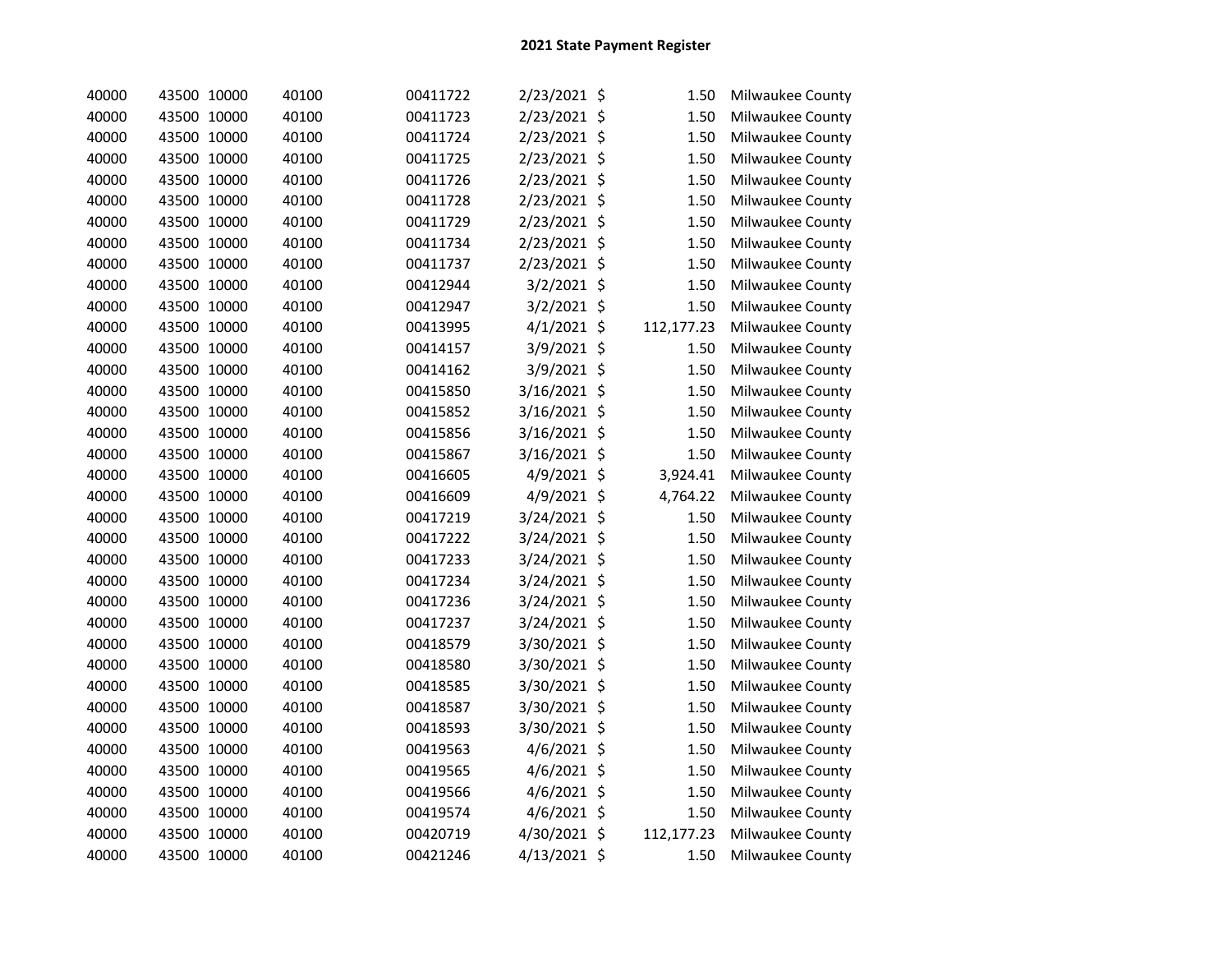# 2021 State Payment Register

| | | | | | | | | |
|---|---|---|---|---|---|---|---|---|
| 40000 | 43500 | 10000 | 40100 | 00411722 | 2/23/2021 | $ | 1.50 | Milwaukee County |
| 40000 | 43500 | 10000 | 40100 | 00411723 | 2/23/2021 | $ | 1.50 | Milwaukee County |
| 40000 | 43500 | 10000 | 40100 | 00411724 | 2/23/2021 | $ | 1.50 | Milwaukee County |
| 40000 | 43500 | 10000 | 40100 | 00411725 | 2/23/2021 | $ | 1.50 | Milwaukee County |
| 40000 | 43500 | 10000 | 40100 | 00411726 | 2/23/2021 | $ | 1.50 | Milwaukee County |
| 40000 | 43500 | 10000 | 40100 | 00411728 | 2/23/2021 | $ | 1.50 | Milwaukee County |
| 40000 | 43500 | 10000 | 40100 | 00411729 | 2/23/2021 | $ | 1.50 | Milwaukee County |
| 40000 | 43500 | 10000 | 40100 | 00411734 | 2/23/2021 | $ | 1.50 | Milwaukee County |
| 40000 | 43500 | 10000 | 40100 | 00411737 | 2/23/2021 | $ | 1.50 | Milwaukee County |
| 40000 | 43500 | 10000 | 40100 | 00412944 | 3/2/2021 | $ | 1.50 | Milwaukee County |
| 40000 | 43500 | 10000 | 40100 | 00412947 | 3/2/2021 | $ | 1.50 | Milwaukee County |
| 40000 | 43500 | 10000 | 40100 | 00413995 | 4/1/2021 | $ | 112,177.23 | Milwaukee County |
| 40000 | 43500 | 10000 | 40100 | 00414157 | 3/9/2021 | $ | 1.50 | Milwaukee County |
| 40000 | 43500 | 10000 | 40100 | 00414162 | 3/9/2021 | $ | 1.50 | Milwaukee County |
| 40000 | 43500 | 10000 | 40100 | 00415850 | 3/16/2021 | $ | 1.50 | Milwaukee County |
| 40000 | 43500 | 10000 | 40100 | 00415852 | 3/16/2021 | $ | 1.50 | Milwaukee County |
| 40000 | 43500 | 10000 | 40100 | 00415856 | 3/16/2021 | $ | 1.50 | Milwaukee County |
| 40000 | 43500 | 10000 | 40100 | 00415867 | 3/16/2021 | $ | 1.50 | Milwaukee County |
| 40000 | 43500 | 10000 | 40100 | 00416605 | 4/9/2021 | $ | 3,924.41 | Milwaukee County |
| 40000 | 43500 | 10000 | 40100 | 00416609 | 4/9/2021 | $ | 4,764.22 | Milwaukee County |
| 40000 | 43500 | 10000 | 40100 | 00417219 | 3/24/2021 | $ | 1.50 | Milwaukee County |
| 40000 | 43500 | 10000 | 40100 | 00417222 | 3/24/2021 | $ | 1.50 | Milwaukee County |
| 40000 | 43500 | 10000 | 40100 | 00417233 | 3/24/2021 | $ | 1.50 | Milwaukee County |
| 40000 | 43500 | 10000 | 40100 | 00417234 | 3/24/2021 | $ | 1.50 | Milwaukee County |
| 40000 | 43500 | 10000 | 40100 | 00417236 | 3/24/2021 | $ | 1.50 | Milwaukee County |
| 40000 | 43500 | 10000 | 40100 | 00417237 | 3/24/2021 | $ | 1.50 | Milwaukee County |
| 40000 | 43500 | 10000 | 40100 | 00418579 | 3/30/2021 | $ | 1.50 | Milwaukee County |
| 40000 | 43500 | 10000 | 40100 | 00418580 | 3/30/2021 | $ | 1.50 | Milwaukee County |
| 40000 | 43500 | 10000 | 40100 | 00418585 | 3/30/2021 | $ | 1.50 | Milwaukee County |
| 40000 | 43500 | 10000 | 40100 | 00418587 | 3/30/2021 | $ | 1.50 | Milwaukee County |
| 40000 | 43500 | 10000 | 40100 | 00418593 | 3/30/2021 | $ | 1.50 | Milwaukee County |
| 40000 | 43500 | 10000 | 40100 | 00419563 | 4/6/2021 | $ | 1.50 | Milwaukee County |
| 40000 | 43500 | 10000 | 40100 | 00419565 | 4/6/2021 | $ | 1.50 | Milwaukee County |
| 40000 | 43500 | 10000 | 40100 | 00419566 | 4/6/2021 | $ | 1.50 | Milwaukee County |
| 40000 | 43500 | 10000 | 40100 | 00419574 | 4/6/2021 | $ | 1.50 | Milwaukee County |
| 40000 | 43500 | 10000 | 40100 | 00420719 | 4/30/2021 | $ | 112,177.23 | Milwaukee County |
| 40000 | 43500 | 10000 | 40100 | 00421246 | 4/13/2021 | $ | 1.50 | Milwaukee County |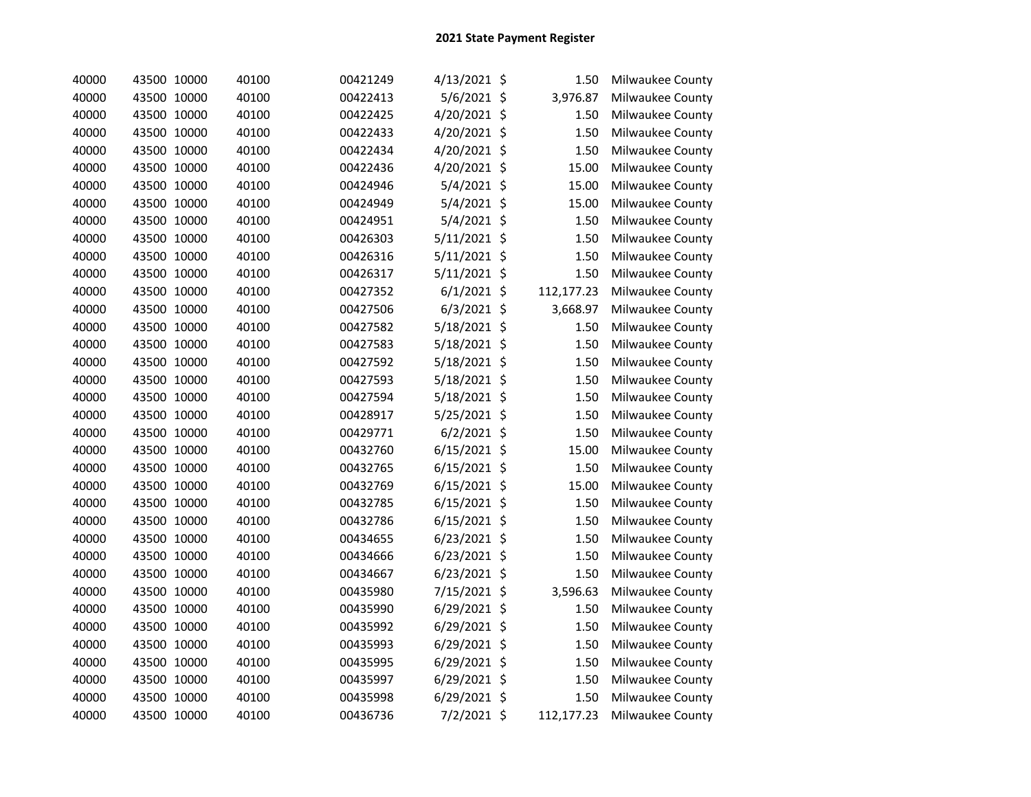# 2021 State Payment Register

| | | | | | | | | |
|---|---|---|---|---|---|---|---|---|
| 40000 | 43500 | 10000 | 40100 | 00421249 | 4/13/2021 | $ | 1.50 | Milwaukee County |
| 40000 | 43500 | 10000 | 40100 | 00422413 | 5/6/2021 | $ | 3,976.87 | Milwaukee County |
| 40000 | 43500 | 10000 | 40100 | 00422425 | 4/20/2021 | $ | 1.50 | Milwaukee County |
| 40000 | 43500 | 10000 | 40100 | 00422433 | 4/20/2021 | $ | 1.50 | Milwaukee County |
| 40000 | 43500 | 10000 | 40100 | 00422434 | 4/20/2021 | $ | 1.50 | Milwaukee County |
| 40000 | 43500 | 10000 | 40100 | 00422436 | 4/20/2021 | $ | 15.00 | Milwaukee County |
| 40000 | 43500 | 10000 | 40100 | 00424946 | 5/4/2021 | $ | 15.00 | Milwaukee County |
| 40000 | 43500 | 10000 | 40100 | 00424949 | 5/4/2021 | $ | 15.00 | Milwaukee County |
| 40000 | 43500 | 10000 | 40100 | 00424951 | 5/4/2021 | $ | 1.50 | Milwaukee County |
| 40000 | 43500 | 10000 | 40100 | 00426303 | 5/11/2021 | $ | 1.50 | Milwaukee County |
| 40000 | 43500 | 10000 | 40100 | 00426316 | 5/11/2021 | $ | 1.50 | Milwaukee County |
| 40000 | 43500 | 10000 | 40100 | 00426317 | 5/11/2021 | $ | 1.50 | Milwaukee County |
| 40000 | 43500 | 10000 | 40100 | 00427352 | 6/1/2021 | $ | 112,177.23 | Milwaukee County |
| 40000 | 43500 | 10000 | 40100 | 00427506 | 6/3/2021 | $ | 3,668.97 | Milwaukee County |
| 40000 | 43500 | 10000 | 40100 | 00427582 | 5/18/2021 | $ | 1.50 | Milwaukee County |
| 40000 | 43500 | 10000 | 40100 | 00427583 | 5/18/2021 | $ | 1.50 | Milwaukee County |
| 40000 | 43500 | 10000 | 40100 | 00427592 | 5/18/2021 | $ | 1.50 | Milwaukee County |
| 40000 | 43500 | 10000 | 40100 | 00427593 | 5/18/2021 | $ | 1.50 | Milwaukee County |
| 40000 | 43500 | 10000 | 40100 | 00427594 | 5/18/2021 | $ | 1.50 | Milwaukee County |
| 40000 | 43500 | 10000 | 40100 | 00428917 | 5/25/2021 | $ | 1.50 | Milwaukee County |
| 40000 | 43500 | 10000 | 40100 | 00429771 | 6/2/2021 | $ | 1.50 | Milwaukee County |
| 40000 | 43500 | 10000 | 40100 | 00432760 | 6/15/2021 | $ | 15.00 | Milwaukee County |
| 40000 | 43500 | 10000 | 40100 | 00432765 | 6/15/2021 | $ | 1.50 | Milwaukee County |
| 40000 | 43500 | 10000 | 40100 | 00432769 | 6/15/2021 | $ | 15.00 | Milwaukee County |
| 40000 | 43500 | 10000 | 40100 | 00432785 | 6/15/2021 | $ | 1.50 | Milwaukee County |
| 40000 | 43500 | 10000 | 40100 | 00432786 | 6/15/2021 | $ | 1.50 | Milwaukee County |
| 40000 | 43500 | 10000 | 40100 | 00434655 | 6/23/2021 | $ | 1.50 | Milwaukee County |
| 40000 | 43500 | 10000 | 40100 | 00434666 | 6/23/2021 | $ | 1.50 | Milwaukee County |
| 40000 | 43500 | 10000 | 40100 | 00434667 | 6/23/2021 | $ | 1.50 | Milwaukee County |
| 40000 | 43500 | 10000 | 40100 | 00435980 | 7/15/2021 | $ | 3,596.63 | Milwaukee County |
| 40000 | 43500 | 10000 | 40100 | 00435990 | 6/29/2021 | $ | 1.50 | Milwaukee County |
| 40000 | 43500 | 10000 | 40100 | 00435992 | 6/29/2021 | $ | 1.50 | Milwaukee County |
| 40000 | 43500 | 10000 | 40100 | 00435993 | 6/29/2021 | $ | 1.50 | Milwaukee County |
| 40000 | 43500 | 10000 | 40100 | 00435995 | 6/29/2021 | $ | 1.50 | Milwaukee County |
| 40000 | 43500 | 10000 | 40100 | 00435997 | 6/29/2021 | $ | 1.50 | Milwaukee County |
| 40000 | 43500 | 10000 | 40100 | 00435998 | 6/29/2021 | $ | 1.50 | Milwaukee County |
| 40000 | 43500 | 10000 | 40100 | 00436736 | 7/2/2021 | $ | 112,177.23 | Milwaukee County |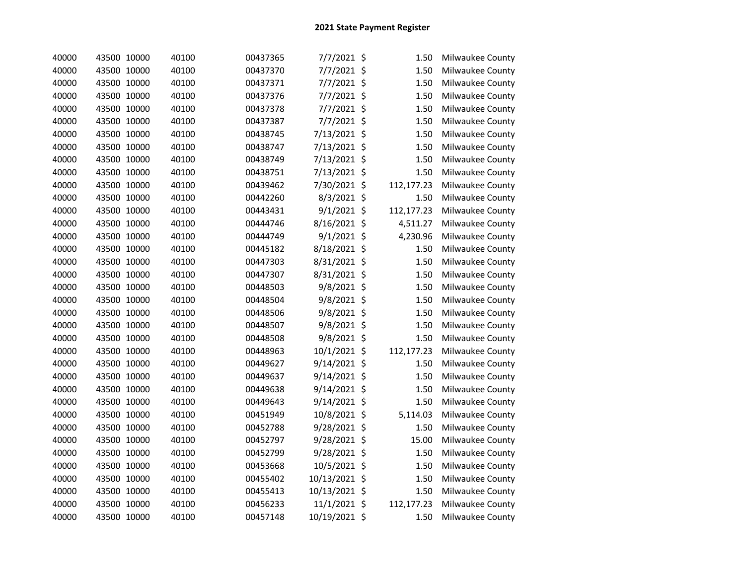## 2021 State Payment Register

| | | | | | | | | |
|---|---|---|---|---|---|---|---|---|
| 40000 | 43500 | 10000 | 40100 | 00437365 | 7/7/2021 | $ | 1.50 | Milwaukee County |
| 40000 | 43500 | 10000 | 40100 | 00437370 | 7/7/2021 | $ | 1.50 | Milwaukee County |
| 40000 | 43500 | 10000 | 40100 | 00437371 | 7/7/2021 | $ | 1.50 | Milwaukee County |
| 40000 | 43500 | 10000 | 40100 | 00437376 | 7/7/2021 | $ | 1.50 | Milwaukee County |
| 40000 | 43500 | 10000 | 40100 | 00437378 | 7/7/2021 | $ | 1.50 | Milwaukee County |
| 40000 | 43500 | 10000 | 40100 | 00437387 | 7/7/2021 | $ | 1.50 | Milwaukee County |
| 40000 | 43500 | 10000 | 40100 | 00438745 | 7/13/2021 | $ | 1.50 | Milwaukee County |
| 40000 | 43500 | 10000 | 40100 | 00438747 | 7/13/2021 | $ | 1.50 | Milwaukee County |
| 40000 | 43500 | 10000 | 40100 | 00438749 | 7/13/2021 | $ | 1.50 | Milwaukee County |
| 40000 | 43500 | 10000 | 40100 | 00438751 | 7/13/2021 | $ | 1.50 | Milwaukee County |
| 40000 | 43500 | 10000 | 40100 | 00439462 | 7/30/2021 | $ | 112,177.23 | Milwaukee County |
| 40000 | 43500 | 10000 | 40100 | 00442260 | 8/3/2021 | $ | 1.50 | Milwaukee County |
| 40000 | 43500 | 10000 | 40100 | 00443431 | 9/1/2021 | $ | 112,177.23 | Milwaukee County |
| 40000 | 43500 | 10000 | 40100 | 00444746 | 8/16/2021 | $ | 4,511.27 | Milwaukee County |
| 40000 | 43500 | 10000 | 40100 | 00444749 | 9/1/2021 | $ | 4,230.96 | Milwaukee County |
| 40000 | 43500 | 10000 | 40100 | 00445182 | 8/18/2021 | $ | 1.50 | Milwaukee County |
| 40000 | 43500 | 10000 | 40100 | 00447303 | 8/31/2021 | $ | 1.50 | Milwaukee County |
| 40000 | 43500 | 10000 | 40100 | 00447307 | 8/31/2021 | $ | 1.50 | Milwaukee County |
| 40000 | 43500 | 10000 | 40100 | 00448503 | 9/8/2021 | $ | 1.50 | Milwaukee County |
| 40000 | 43500 | 10000 | 40100 | 00448504 | 9/8/2021 | $ | 1.50 | Milwaukee County |
| 40000 | 43500 | 10000 | 40100 | 00448506 | 9/8/2021 | $ | 1.50 | Milwaukee County |
| 40000 | 43500 | 10000 | 40100 | 00448507 | 9/8/2021 | $ | 1.50 | Milwaukee County |
| 40000 | 43500 | 10000 | 40100 | 00448508 | 9/8/2021 | $ | 1.50 | Milwaukee County |
| 40000 | 43500 | 10000 | 40100 | 00448963 | 10/1/2021 | $ | 112,177.23 | Milwaukee County |
| 40000 | 43500 | 10000 | 40100 | 00449627 | 9/14/2021 | $ | 1.50 | Milwaukee County |
| 40000 | 43500 | 10000 | 40100 | 00449637 | 9/14/2021 | $ | 1.50 | Milwaukee County |
| 40000 | 43500 | 10000 | 40100 | 00449638 | 9/14/2021 | $ | 1.50 | Milwaukee County |
| 40000 | 43500 | 10000 | 40100 | 00449643 | 9/14/2021 | $ | 1.50 | Milwaukee County |
| 40000 | 43500 | 10000 | 40100 | 00451949 | 10/8/2021 | $ | 5,114.03 | Milwaukee County |
| 40000 | 43500 | 10000 | 40100 | 00452788 | 9/28/2021 | $ | 1.50 | Milwaukee County |
| 40000 | 43500 | 10000 | 40100 | 00452797 | 9/28/2021 | $ | 15.00 | Milwaukee County |
| 40000 | 43500 | 10000 | 40100 | 00452799 | 9/28/2021 | $ | 1.50 | Milwaukee County |
| 40000 | 43500 | 10000 | 40100 | 00453668 | 10/5/2021 | $ | 1.50 | Milwaukee County |
| 40000 | 43500 | 10000 | 40100 | 00455402 | 10/13/2021 | $ | 1.50 | Milwaukee County |
| 40000 | 43500 | 10000 | 40100 | 00455413 | 10/13/2021 | $ | 1.50 | Milwaukee County |
| 40000 | 43500 | 10000 | 40100 | 00456233 | 11/1/2021 | $ | 112,177.23 | Milwaukee County |
| 40000 | 43500 | 10000 | 40100 | 00457148 | 10/19/2021 | $ | 1.50 | Milwaukee County |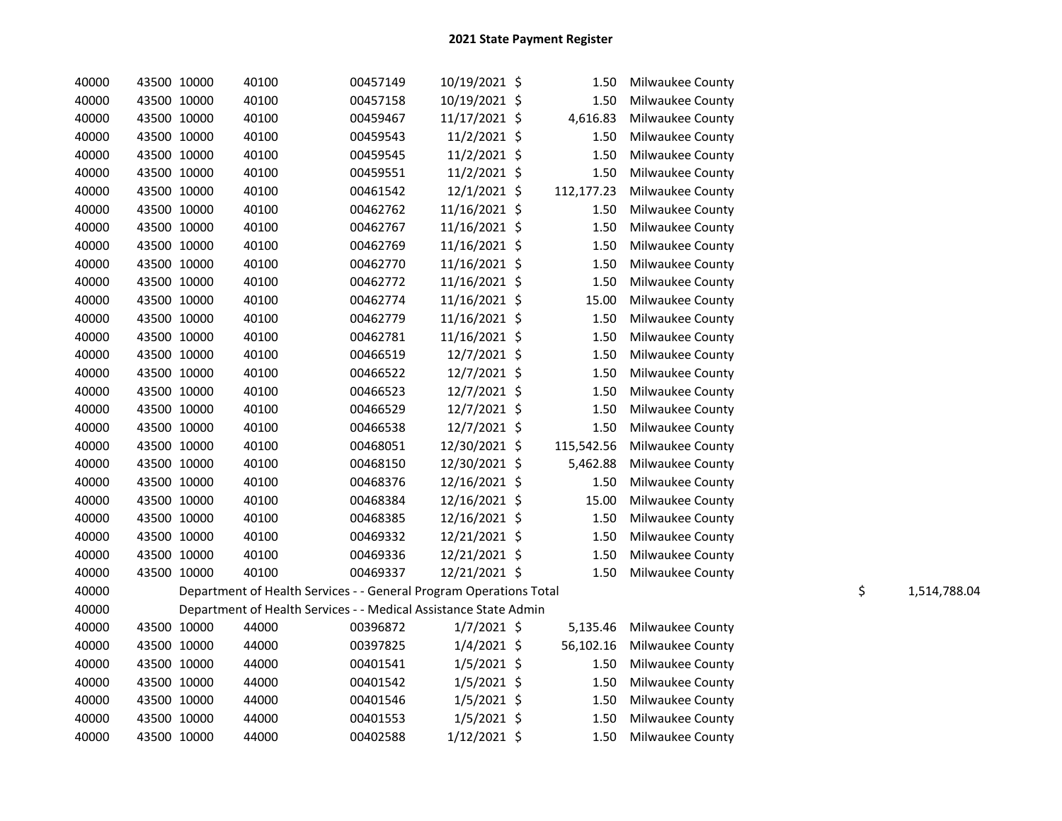# 2021 State Payment Register

| | | | | | | | | | |
|---|---|---|---|---|---|---|---|---|---|
| 40000 | 43500 | 10000 | 40100 | 00457149 | 10/19/2021 | $ | 1.50 | Milwaukee County | |
| 40000 | 43500 | 10000 | 40100 | 00457158 | 10/19/2021 | $ | 1.50 | Milwaukee County | |
| 40000 | 43500 | 10000 | 40100 | 00459467 | 11/17/2021 | $ | 4,616.83 | Milwaukee County | |
| 40000 | 43500 | 10000 | 40100 | 00459543 | 11/2/2021 | $ | 1.50 | Milwaukee County | |
| 40000 | 43500 | 10000 | 40100 | 00459545 | 11/2/2021 | $ | 1.50 | Milwaukee County | |
| 40000 | 43500 | 10000 | 40100 | 00459551 | 11/2/2021 | $ | 1.50 | Milwaukee County | |
| 40000 | 43500 | 10000 | 40100 | 00461542 | 12/1/2021 | $ | 112,177.23 | Milwaukee County | |
| 40000 | 43500 | 10000 | 40100 | 00462762 | 11/16/2021 | $ | 1.50 | Milwaukee County | |
| 40000 | 43500 | 10000 | 40100 | 00462767 | 11/16/2021 | $ | 1.50 | Milwaukee County | |
| 40000 | 43500 | 10000 | 40100 | 00462769 | 11/16/2021 | $ | 1.50 | Milwaukee County | |
| 40000 | 43500 | 10000 | 40100 | 00462770 | 11/16/2021 | $ | 1.50 | Milwaukee County | |
| 40000 | 43500 | 10000 | 40100 | 00462772 | 11/16/2021 | $ | 1.50 | Milwaukee County | |
| 40000 | 43500 | 10000 | 40100 | 00462774 | 11/16/2021 | $ | 15.00 | Milwaukee County | |
| 40000 | 43500 | 10000 | 40100 | 00462779 | 11/16/2021 | $ | 1.50 | Milwaukee County | |
| 40000 | 43500 | 10000 | 40100 | 00462781 | 11/16/2021 | $ | 1.50 | Milwaukee County | |
| 40000 | 43500 | 10000 | 40100 | 00466519 | 12/7/2021 | $ | 1.50 | Milwaukee County | |
| 40000 | 43500 | 10000 | 40100 | 00466522 | 12/7/2021 | $ | 1.50 | Milwaukee County | |
| 40000 | 43500 | 10000 | 40100 | 00466523 | 12/7/2021 | $ | 1.50 | Milwaukee County | |
| 40000 | 43500 | 10000 | 40100 | 00466529 | 12/7/2021 | $ | 1.50 | Milwaukee County | |
| 40000 | 43500 | 10000 | 40100 | 00466538 | 12/7/2021 | $ | 1.50 | Milwaukee County | |
| 40000 | 43500 | 10000 | 40100 | 00468051 | 12/30/2021 | $ | 115,542.56 | Milwaukee County | |
| 40000 | 43500 | 10000 | 40100 | 00468150 | 12/30/2021 | $ | 5,462.88 | Milwaukee County | |
| 40000 | 43500 | 10000 | 40100 | 00468376 | 12/16/2021 | $ | 1.50 | Milwaukee County | |
| 40000 | 43500 | 10000 | 40100 | 00468384 | 12/16/2021 | $ | 15.00 | Milwaukee County | |
| 40000 | 43500 | 10000 | 40100 | 00468385 | 12/16/2021 | $ | 1.50 | Milwaukee County | |
| 40000 | 43500 | 10000 | 40100 | 00469332 | 12/21/2021 | $ | 1.50 | Milwaukee County | |
| 40000 | 43500 | 10000 | 40100 | 00469336 | 12/21/2021 | $ | 1.50 | Milwaukee County | |
| 40000 | 43500 | 10000 | 40100 | 00469337 | 12/21/2021 | $ | 1.50 | Milwaukee County | |
| 40000 | Department of Health Services - - General Program Operations Total | | | | | | | | $ 1,514,788.04 |
| 40000 | Department of Health Services - - Medical Assistance State Admin | | | | | | | | |
| 40000 | 43500 | 10000 | 44000 | 00396872 | 1/7/2021 | $ | 5,135.46 | Milwaukee County | |
| 40000 | 43500 | 10000 | 44000 | 00397825 | 1/4/2021 | $ | 56,102.16 | Milwaukee County | |
| 40000 | 43500 | 10000 | 44000 | 00401541 | 1/5/2021 | $ | 1.50 | Milwaukee County | |
| 40000 | 43500 | 10000 | 44000 | 00401542 | 1/5/2021 | $ | 1.50 | Milwaukee County | |
| 40000 | 43500 | 10000 | 44000 | 00401546 | 1/5/2021 | $ | 1.50 | Milwaukee County | |
| 40000 | 43500 | 10000 | 44000 | 00401553 | 1/5/2021 | $ | 1.50 | Milwaukee County | |
| 40000 | 43500 | 10000 | 44000 | 00402588 | 1/12/2021 | $ | 1.50 | Milwaukee County | |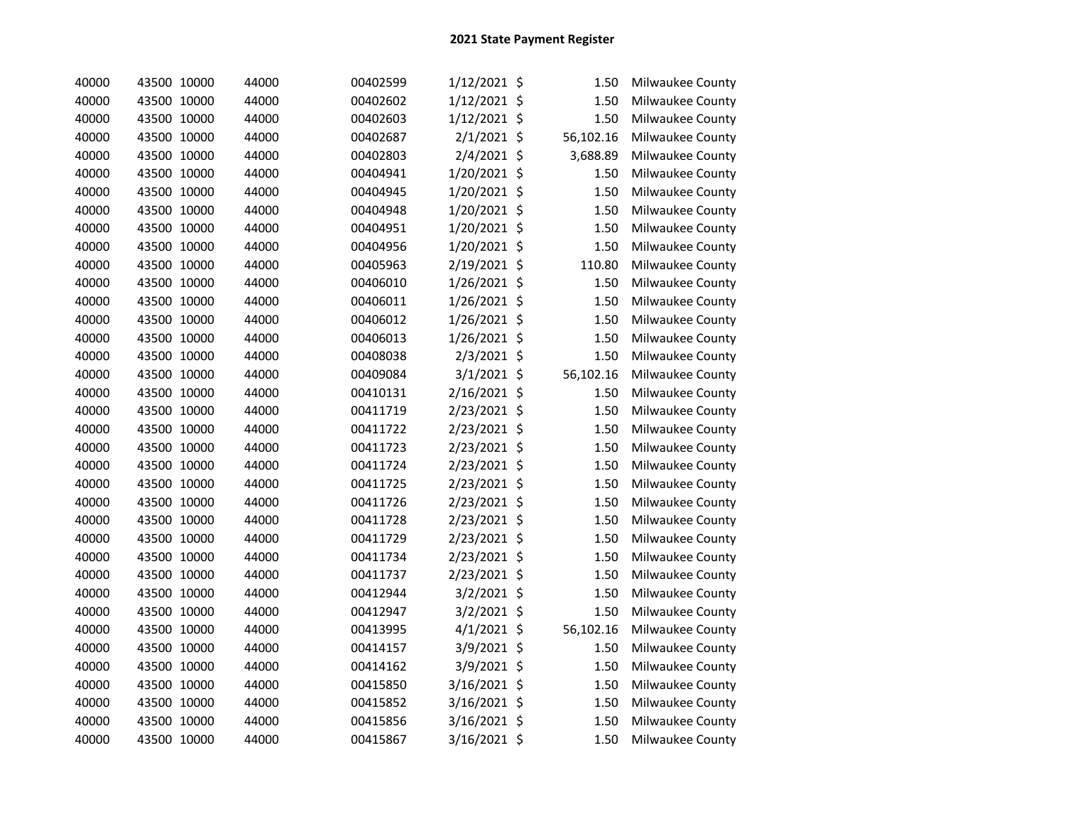## 2021 State Payment Register

| | | | | | | | | |
|---|---|---|---|---|---|---|---|---|
| 40000 | 43500 | 10000 | 44000 | 00402599 | 1/12/2021 | $ | 1.50 | Milwaukee County |
| 40000 | 43500 | 10000 | 44000 | 00402602 | 1/12/2021 | $ | 1.50 | Milwaukee County |
| 40000 | 43500 | 10000 | 44000 | 00402603 | 1/12/2021 | $ | 1.50 | Milwaukee County |
| 40000 | 43500 | 10000 | 44000 | 00402687 | 2/1/2021 | $ | 56,102.16 | Milwaukee County |
| 40000 | 43500 | 10000 | 44000 | 00402803 | 2/4/2021 | $ | 3,688.89 | Milwaukee County |
| 40000 | 43500 | 10000 | 44000 | 00404941 | 1/20/2021 | $ | 1.50 | Milwaukee County |
| 40000 | 43500 | 10000 | 44000 | 00404945 | 1/20/2021 | $ | 1.50 | Milwaukee County |
| 40000 | 43500 | 10000 | 44000 | 00404948 | 1/20/2021 | $ | 1.50 | Milwaukee County |
| 40000 | 43500 | 10000 | 44000 | 00404951 | 1/20/2021 | $ | 1.50 | Milwaukee County |
| 40000 | 43500 | 10000 | 44000 | 00404956 | 1/20/2021 | $ | 1.50 | Milwaukee County |
| 40000 | 43500 | 10000 | 44000 | 00405963 | 2/19/2021 | $ | 110.80 | Milwaukee County |
| 40000 | 43500 | 10000 | 44000 | 00406010 | 1/26/2021 | $ | 1.50 | Milwaukee County |
| 40000 | 43500 | 10000 | 44000 | 00406011 | 1/26/2021 | $ | 1.50 | Milwaukee County |
| 40000 | 43500 | 10000 | 44000 | 00406012 | 1/26/2021 | $ | 1.50 | Milwaukee County |
| 40000 | 43500 | 10000 | 44000 | 00406013 | 1/26/2021 | $ | 1.50 | Milwaukee County |
| 40000 | 43500 | 10000 | 44000 | 00408038 | 2/3/2021 | $ | 1.50 | Milwaukee County |
| 40000 | 43500 | 10000 | 44000 | 00409084 | 3/1/2021 | $ | 56,102.16 | Milwaukee County |
| 40000 | 43500 | 10000 | 44000 | 00410131 | 2/16/2021 | $ | 1.50 | Milwaukee County |
| 40000 | 43500 | 10000 | 44000 | 00411719 | 2/23/2021 | $ | 1.50 | Milwaukee County |
| 40000 | 43500 | 10000 | 44000 | 00411722 | 2/23/2021 | $ | 1.50 | Milwaukee County |
| 40000 | 43500 | 10000 | 44000 | 00411723 | 2/23/2021 | $ | 1.50 | Milwaukee County |
| 40000 | 43500 | 10000 | 44000 | 00411724 | 2/23/2021 | $ | 1.50 | Milwaukee County |
| 40000 | 43500 | 10000 | 44000 | 00411725 | 2/23/2021 | $ | 1.50 | Milwaukee County |
| 40000 | 43500 | 10000 | 44000 | 00411726 | 2/23/2021 | $ | 1.50 | Milwaukee County |
| 40000 | 43500 | 10000 | 44000 | 00411728 | 2/23/2021 | $ | 1.50 | Milwaukee County |
| 40000 | 43500 | 10000 | 44000 | 00411729 | 2/23/2021 | $ | 1.50 | Milwaukee County |
| 40000 | 43500 | 10000 | 44000 | 00411734 | 2/23/2021 | $ | 1.50 | Milwaukee County |
| 40000 | 43500 | 10000 | 44000 | 00411737 | 2/23/2021 | $ | 1.50 | Milwaukee County |
| 40000 | 43500 | 10000 | 44000 | 00412944 | 3/2/2021 | $ | 1.50 | Milwaukee County |
| 40000 | 43500 | 10000 | 44000 | 00412947 | 3/2/2021 | $ | 1.50 | Milwaukee County |
| 40000 | 43500 | 10000 | 44000 | 00413995 | 4/1/2021 | $ | 56,102.16 | Milwaukee County |
| 40000 | 43500 | 10000 | 44000 | 00414157 | 3/9/2021 | $ | 1.50 | Milwaukee County |
| 40000 | 43500 | 10000 | 44000 | 00414162 | 3/9/2021 | $ | 1.50 | Milwaukee County |
| 40000 | 43500 | 10000 | 44000 | 00415850 | 3/16/2021 | $ | 1.50 | Milwaukee County |
| 40000 | 43500 | 10000 | 44000 | 00415852 | 3/16/2021 | $ | 1.50 | Milwaukee County |
| 40000 | 43500 | 10000 | 44000 | 00415856 | 3/16/2021 | $ | 1.50 | Milwaukee County |
| 40000 | 43500 | 10000 | 44000 | 00415867 | 3/16/2021 | $ | 1.50 | Milwaukee County |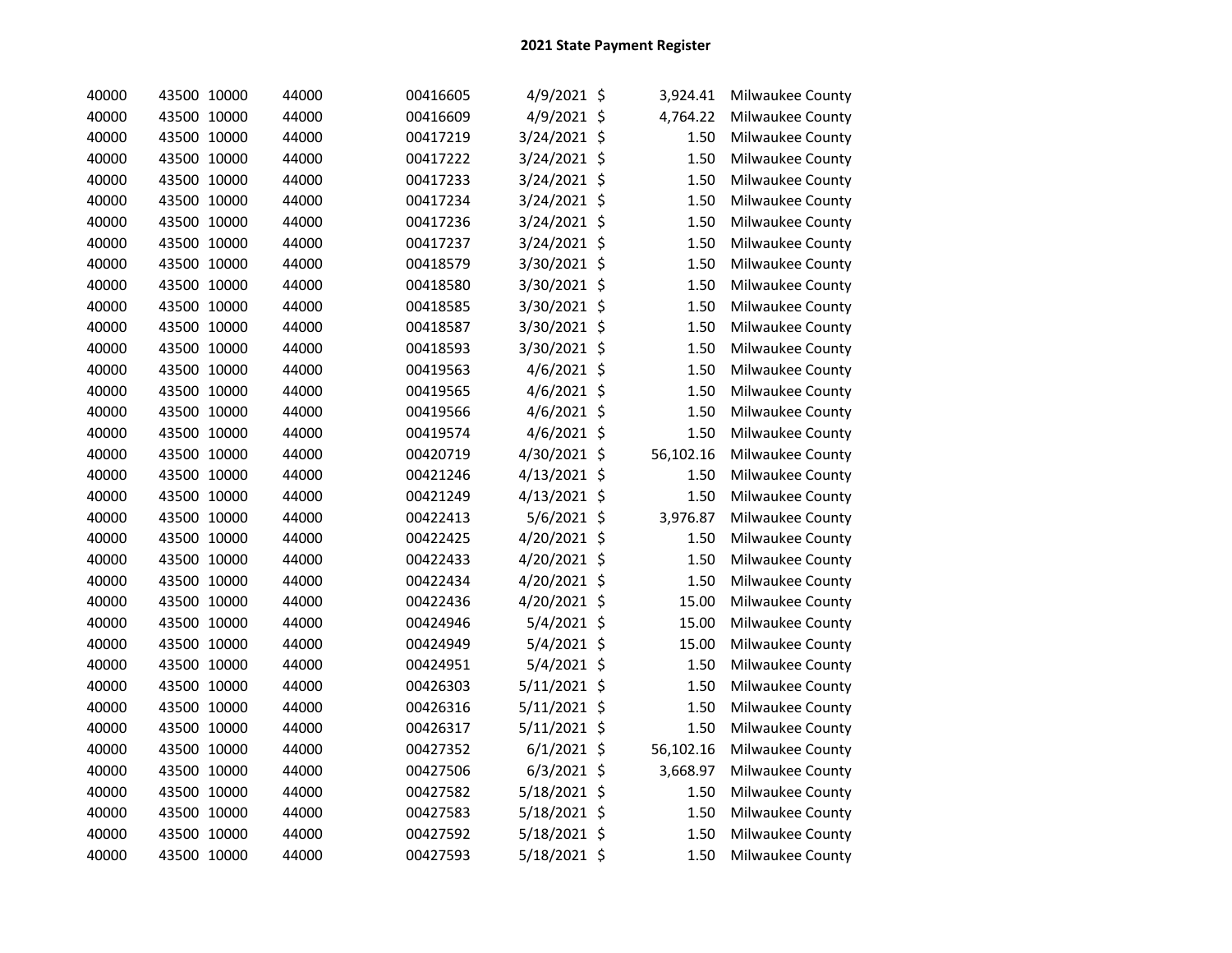## 2021 State Payment Register

| | | | | | | | | |
|---|---|---|---|---|---|---|---|---|
| 40000 | 43500 | 10000 | 44000 | 00416605 | 4/9/2021 | $ | 3,924.41 | Milwaukee County |
| 40000 | 43500 | 10000 | 44000 | 00416609 | 4/9/2021 | $ | 4,764.22 | Milwaukee County |
| 40000 | 43500 | 10000 | 44000 | 00417219 | 3/24/2021 | $ | 1.50 | Milwaukee County |
| 40000 | 43500 | 10000 | 44000 | 00417222 | 3/24/2021 | $ | 1.50 | Milwaukee County |
| 40000 | 43500 | 10000 | 44000 | 00417233 | 3/24/2021 | $ | 1.50 | Milwaukee County |
| 40000 | 43500 | 10000 | 44000 | 00417234 | 3/24/2021 | $ | 1.50 | Milwaukee County |
| 40000 | 43500 | 10000 | 44000 | 00417236 | 3/24/2021 | $ | 1.50 | Milwaukee County |
| 40000 | 43500 | 10000 | 44000 | 00417237 | 3/24/2021 | $ | 1.50 | Milwaukee County |
| 40000 | 43500 | 10000 | 44000 | 00418579 | 3/30/2021 | $ | 1.50 | Milwaukee County |
| 40000 | 43500 | 10000 | 44000 | 00418580 | 3/30/2021 | $ | 1.50 | Milwaukee County |
| 40000 | 43500 | 10000 | 44000 | 00418585 | 3/30/2021 | $ | 1.50 | Milwaukee County |
| 40000 | 43500 | 10000 | 44000 | 00418587 | 3/30/2021 | $ | 1.50 | Milwaukee County |
| 40000 | 43500 | 10000 | 44000 | 00418593 | 3/30/2021 | $ | 1.50 | Milwaukee County |
| 40000 | 43500 | 10000 | 44000 | 00419563 | 4/6/2021 | $ | 1.50 | Milwaukee County |
| 40000 | 43500 | 10000 | 44000 | 00419565 | 4/6/2021 | $ | 1.50 | Milwaukee County |
| 40000 | 43500 | 10000 | 44000 | 00419566 | 4/6/2021 | $ | 1.50 | Milwaukee County |
| 40000 | 43500 | 10000 | 44000 | 00419574 | 4/6/2021 | $ | 1.50 | Milwaukee County |
| 40000 | 43500 | 10000 | 44000 | 00420719 | 4/30/2021 | $ | 56,102.16 | Milwaukee County |
| 40000 | 43500 | 10000 | 44000 | 00421246 | 4/13/2021 | $ | 1.50 | Milwaukee County |
| 40000 | 43500 | 10000 | 44000 | 00421249 | 4/13/2021 | $ | 1.50 | Milwaukee County |
| 40000 | 43500 | 10000 | 44000 | 00422413 | 5/6/2021 | $ | 3,976.87 | Milwaukee County |
| 40000 | 43500 | 10000 | 44000 | 00422425 | 4/20/2021 | $ | 1.50 | Milwaukee County |
| 40000 | 43500 | 10000 | 44000 | 00422433 | 4/20/2021 | $ | 1.50 | Milwaukee County |
| 40000 | 43500 | 10000 | 44000 | 00422434 | 4/20/2021 | $ | 1.50 | Milwaukee County |
| 40000 | 43500 | 10000 | 44000 | 00422436 | 4/20/2021 | $ | 15.00 | Milwaukee County |
| 40000 | 43500 | 10000 | 44000 | 00424946 | 5/4/2021 | $ | 15.00 | Milwaukee County |
| 40000 | 43500 | 10000 | 44000 | 00424949 | 5/4/2021 | $ | 15.00 | Milwaukee County |
| 40000 | 43500 | 10000 | 44000 | 00424951 | 5/4/2021 | $ | 1.50 | Milwaukee County |
| 40000 | 43500 | 10000 | 44000 | 00426303 | 5/11/2021 | $ | 1.50 | Milwaukee County |
| 40000 | 43500 | 10000 | 44000 | 00426316 | 5/11/2021 | $ | 1.50 | Milwaukee County |
| 40000 | 43500 | 10000 | 44000 | 00426317 | 5/11/2021 | $ | 1.50 | Milwaukee County |
| 40000 | 43500 | 10000 | 44000 | 00427352 | 6/1/2021 | $ | 56,102.16 | Milwaukee County |
| 40000 | 43500 | 10000 | 44000 | 00427506 | 6/3/2021 | $ | 3,668.97 | Milwaukee County |
| 40000 | 43500 | 10000 | 44000 | 00427582 | 5/18/2021 | $ | 1.50 | Milwaukee County |
| 40000 | 43500 | 10000 | 44000 | 00427583 | 5/18/2021 | $ | 1.50 | Milwaukee County |
| 40000 | 43500 | 10000 | 44000 | 00427592 | 5/18/2021 | $ | 1.50 | Milwaukee County |
| 40000 | 43500 | 10000 | 44000 | 00427593 | 5/18/2021 | $ | 1.50 | Milwaukee County |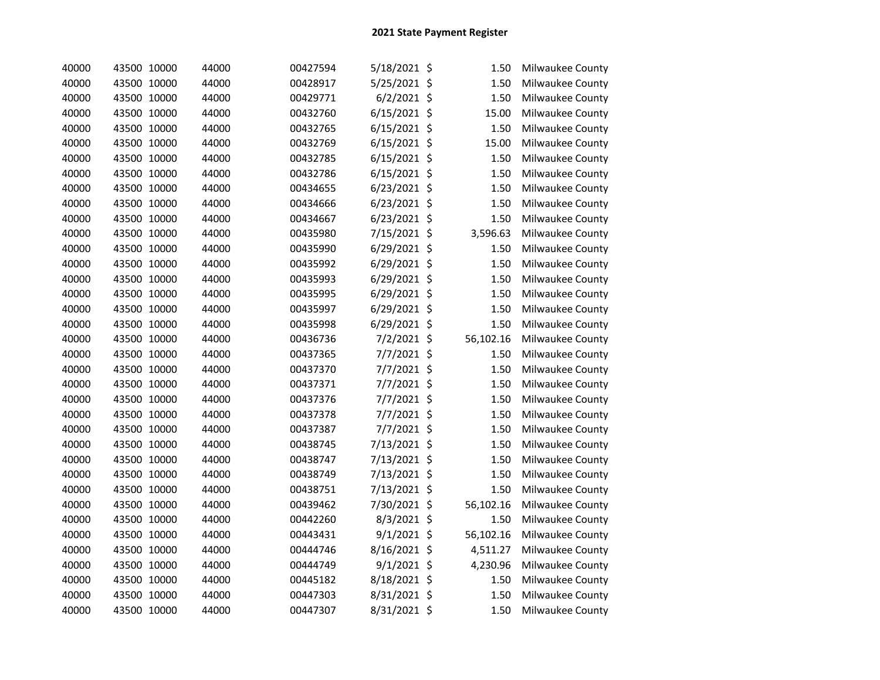## 2021 State Payment Register

| | | | | | | | | |
|---|---|---|---|---|---|---|---|---|
| 40000 | 43500 | 10000 | 44000 | 00427594 | 5/18/2021 | $ | 1.50 | Milwaukee County |
| 40000 | 43500 | 10000 | 44000 | 00428917 | 5/25/2021 | $ | 1.50 | Milwaukee County |
| 40000 | 43500 | 10000 | 44000 | 00429771 | 6/2/2021 | $ | 1.50 | Milwaukee County |
| 40000 | 43500 | 10000 | 44000 | 00432760 | 6/15/2021 | $ | 15.00 | Milwaukee County |
| 40000 | 43500 | 10000 | 44000 | 00432765 | 6/15/2021 | $ | 1.50 | Milwaukee County |
| 40000 | 43500 | 10000 | 44000 | 00432769 | 6/15/2021 | $ | 15.00 | Milwaukee County |
| 40000 | 43500 | 10000 | 44000 | 00432785 | 6/15/2021 | $ | 1.50 | Milwaukee County |
| 40000 | 43500 | 10000 | 44000 | 00432786 | 6/15/2021 | $ | 1.50 | Milwaukee County |
| 40000 | 43500 | 10000 | 44000 | 00434655 | 6/23/2021 | $ | 1.50 | Milwaukee County |
| 40000 | 43500 | 10000 | 44000 | 00434666 | 6/23/2021 | $ | 1.50 | Milwaukee County |
| 40000 | 43500 | 10000 | 44000 | 00434667 | 6/23/2021 | $ | 1.50 | Milwaukee County |
| 40000 | 43500 | 10000 | 44000 | 00435980 | 7/15/2021 | $ | 3,596.63 | Milwaukee County |
| 40000 | 43500 | 10000 | 44000 | 00435990 | 6/29/2021 | $ | 1.50 | Milwaukee County |
| 40000 | 43500 | 10000 | 44000 | 00435992 | 6/29/2021 | $ | 1.50 | Milwaukee County |
| 40000 | 43500 | 10000 | 44000 | 00435993 | 6/29/2021 | $ | 1.50 | Milwaukee County |
| 40000 | 43500 | 10000 | 44000 | 00435995 | 6/29/2021 | $ | 1.50 | Milwaukee County |
| 40000 | 43500 | 10000 | 44000 | 00435997 | 6/29/2021 | $ | 1.50 | Milwaukee County |
| 40000 | 43500 | 10000 | 44000 | 00435998 | 6/29/2021 | $ | 1.50 | Milwaukee County |
| 40000 | 43500 | 10000 | 44000 | 00436736 | 7/2/2021 | $ | 56,102.16 | Milwaukee County |
| 40000 | 43500 | 10000 | 44000 | 00437365 | 7/7/2021 | $ | 1.50 | Milwaukee County |
| 40000 | 43500 | 10000 | 44000 | 00437370 | 7/7/2021 | $ | 1.50 | Milwaukee County |
| 40000 | 43500 | 10000 | 44000 | 00437371 | 7/7/2021 | $ | 1.50 | Milwaukee County |
| 40000 | 43500 | 10000 | 44000 | 00437376 | 7/7/2021 | $ | 1.50 | Milwaukee County |
| 40000 | 43500 | 10000 | 44000 | 00437378 | 7/7/2021 | $ | 1.50 | Milwaukee County |
| 40000 | 43500 | 10000 | 44000 | 00437387 | 7/7/2021 | $ | 1.50 | Milwaukee County |
| 40000 | 43500 | 10000 | 44000 | 00438745 | 7/13/2021 | $ | 1.50 | Milwaukee County |
| 40000 | 43500 | 10000 | 44000 | 00438747 | 7/13/2021 | $ | 1.50 | Milwaukee County |
| 40000 | 43500 | 10000 | 44000 | 00438749 | 7/13/2021 | $ | 1.50 | Milwaukee County |
| 40000 | 43500 | 10000 | 44000 | 00438751 | 7/13/2021 | $ | 1.50 | Milwaukee County |
| 40000 | 43500 | 10000 | 44000 | 00439462 | 7/30/2021 | $ | 56,102.16 | Milwaukee County |
| 40000 | 43500 | 10000 | 44000 | 00442260 | 8/3/2021 | $ | 1.50 | Milwaukee County |
| 40000 | 43500 | 10000 | 44000 | 00443431 | 9/1/2021 | $ | 56,102.16 | Milwaukee County |
| 40000 | 43500 | 10000 | 44000 | 00444746 | 8/16/2021 | $ | 4,511.27 | Milwaukee County |
| 40000 | 43500 | 10000 | 44000 | 00444749 | 9/1/2021 | $ | 4,230.96 | Milwaukee County |
| 40000 | 43500 | 10000 | 44000 | 00445182 | 8/18/2021 | $ | 1.50 | Milwaukee County |
| 40000 | 43500 | 10000 | 44000 | 00447303 | 8/31/2021 | $ | 1.50 | Milwaukee County |
| 40000 | 43500 | 10000 | 44000 | 00447307 | 8/31/2021 | $ | 1.50 | Milwaukee County |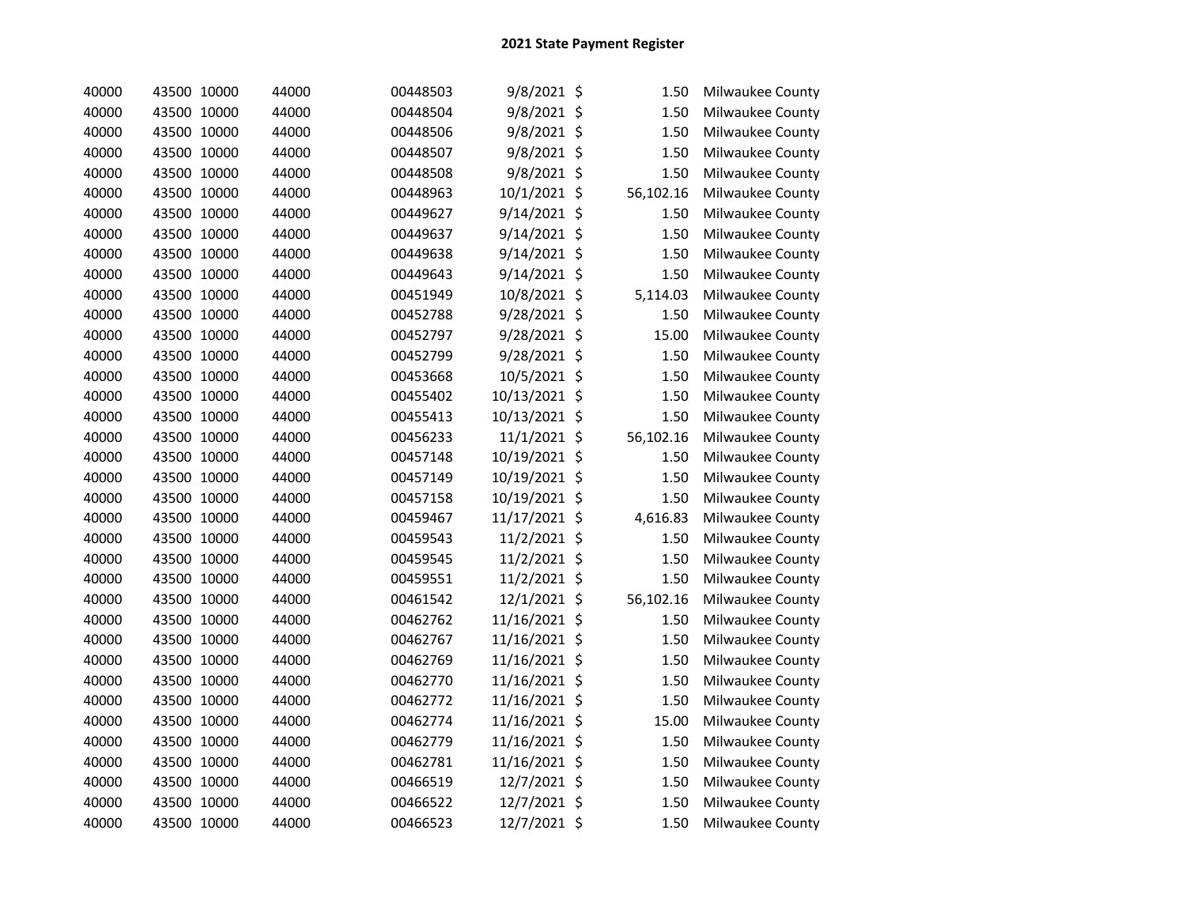## 2021 State Payment Register

| | | | | | | | | |
|---|---|---|---|---|---|---|---|---|
| 40000 | 43500 | 10000 | 44000 | 00448503 | 9/8/2021 | $ | 1.50 | Milwaukee County |
| 40000 | 43500 | 10000 | 44000 | 00448504 | 9/8/2021 | $ | 1.50 | Milwaukee County |
| 40000 | 43500 | 10000 | 44000 | 00448506 | 9/8/2021 | $ | 1.50 | Milwaukee County |
| 40000 | 43500 | 10000 | 44000 | 00448507 | 9/8/2021 | $ | 1.50 | Milwaukee County |
| 40000 | 43500 | 10000 | 44000 | 00448508 | 9/8/2021 | $ | 1.50 | Milwaukee County |
| 40000 | 43500 | 10000 | 44000 | 00448963 | 10/1/2021 | $ | 56,102.16 | Milwaukee County |
| 40000 | 43500 | 10000 | 44000 | 00449627 | 9/14/2021 | $ | 1.50 | Milwaukee County |
| 40000 | 43500 | 10000 | 44000 | 00449637 | 9/14/2021 | $ | 1.50 | Milwaukee County |
| 40000 | 43500 | 10000 | 44000 | 00449638 | 9/14/2021 | $ | 1.50 | Milwaukee County |
| 40000 | 43500 | 10000 | 44000 | 00449643 | 9/14/2021 | $ | 1.50 | Milwaukee County |
| 40000 | 43500 | 10000 | 44000 | 00451949 | 10/8/2021 | $ | 5,114.03 | Milwaukee County |
| 40000 | 43500 | 10000 | 44000 | 00452788 | 9/28/2021 | $ | 1.50 | Milwaukee County |
| 40000 | 43500 | 10000 | 44000 | 00452797 | 9/28/2021 | $ | 15.00 | Milwaukee County |
| 40000 | 43500 | 10000 | 44000 | 00452799 | 9/28/2021 | $ | 1.50 | Milwaukee County |
| 40000 | 43500 | 10000 | 44000 | 00453668 | 10/5/2021 | $ | 1.50 | Milwaukee County |
| 40000 | 43500 | 10000 | 44000 | 00455402 | 10/13/2021 | $ | 1.50 | Milwaukee County |
| 40000 | 43500 | 10000 | 44000 | 00455413 | 10/13/2021 | $ | 1.50 | Milwaukee County |
| 40000 | 43500 | 10000 | 44000 | 00456233 | 11/1/2021 | $ | 56,102.16 | Milwaukee County |
| 40000 | 43500 | 10000 | 44000 | 00457148 | 10/19/2021 | $ | 1.50 | Milwaukee County |
| 40000 | 43500 | 10000 | 44000 | 00457149 | 10/19/2021 | $ | 1.50 | Milwaukee County |
| 40000 | 43500 | 10000 | 44000 | 00457158 | 10/19/2021 | $ | 1.50 | Milwaukee County |
| 40000 | 43500 | 10000 | 44000 | 00459467 | 11/17/2021 | $ | 4,616.83 | Milwaukee County |
| 40000 | 43500 | 10000 | 44000 | 00459543 | 11/2/2021 | $ | 1.50 | Milwaukee County |
| 40000 | 43500 | 10000 | 44000 | 00459545 | 11/2/2021 | $ | 1.50 | Milwaukee County |
| 40000 | 43500 | 10000 | 44000 | 00459551 | 11/2/2021 | $ | 1.50 | Milwaukee County |
| 40000 | 43500 | 10000 | 44000 | 00461542 | 12/1/2021 | $ | 56,102.16 | Milwaukee County |
| 40000 | 43500 | 10000 | 44000 | 00462762 | 11/16/2021 | $ | 1.50 | Milwaukee County |
| 40000 | 43500 | 10000 | 44000 | 00462767 | 11/16/2021 | $ | 1.50 | Milwaukee County |
| 40000 | 43500 | 10000 | 44000 | 00462769 | 11/16/2021 | $ | 1.50 | Milwaukee County |
| 40000 | 43500 | 10000 | 44000 | 00462770 | 11/16/2021 | $ | 1.50 | Milwaukee County |
| 40000 | 43500 | 10000 | 44000 | 00462772 | 11/16/2021 | $ | 1.50 | Milwaukee County |
| 40000 | 43500 | 10000 | 44000 | 00462774 | 11/16/2021 | $ | 15.00 | Milwaukee County |
| 40000 | 43500 | 10000 | 44000 | 00462779 | 11/16/2021 | $ | 1.50 | Milwaukee County |
| 40000 | 43500 | 10000 | 44000 | 00462781 | 11/16/2021 | $ | 1.50 | Milwaukee County |
| 40000 | 43500 | 10000 | 44000 | 00466519 | 12/7/2021 | $ | 1.50 | Milwaukee County |
| 40000 | 43500 | 10000 | 44000 | 00466522 | 12/7/2021 | $ | 1.50 | Milwaukee County |
| 40000 | 43500 | 10000 | 44000 | 00466523 | 12/7/2021 | $ | 1.50 | Milwaukee County |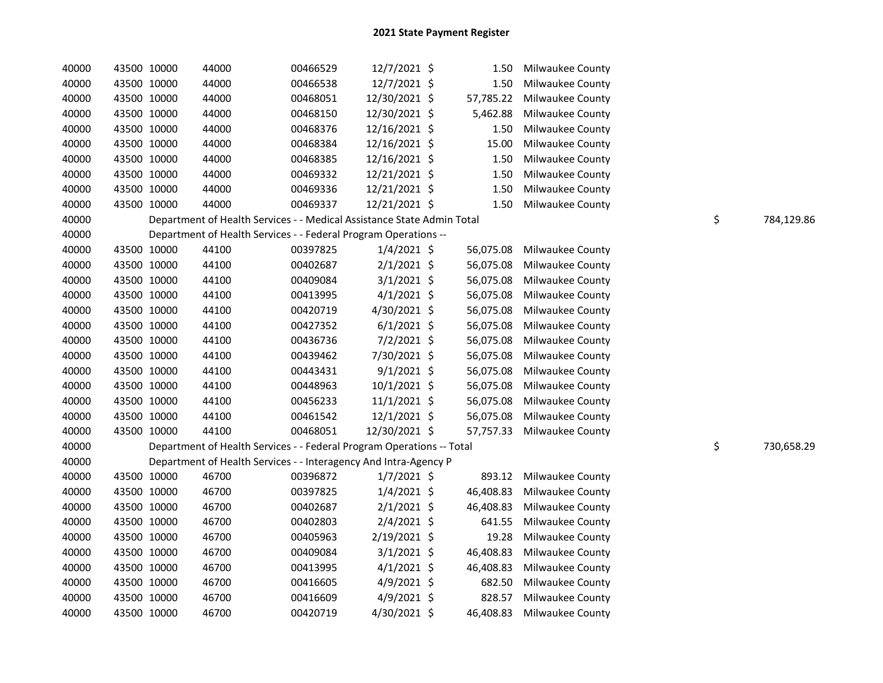# 2021 State Payment Register

| | | | | | | | | | |
|---|---|---|---|---|---|---|---|---|---|
| 40000 | 43500 | 10000 | 44000 | 00466529 | 12/7/2021 | $ 1.50 | Milwaukee County | | |
| 40000 | 43500 | 10000 | 44000 | 00466538 | 12/7/2021 | $ 1.50 | Milwaukee County | | |
| 40000 | 43500 | 10000 | 44000 | 00468051 | 12/30/2021 | $ 57,785.22 | Milwaukee County | | |
| 40000 | 43500 | 10000 | 44000 | 00468150 | 12/30/2021 | $ 5,462.88 | Milwaukee County | | |
| 40000 | 43500 | 10000 | 44000 | 00468376 | 12/16/2021 | $ 1.50 | Milwaukee County | | |
| 40000 | 43500 | 10000 | 44000 | 00468384 | 12/16/2021 | $ 15.00 | Milwaukee County | | |
| 40000 | 43500 | 10000 | 44000 | 00468385 | 12/16/2021 | $ 1.50 | Milwaukee County | | |
| 40000 | 43500 | 10000 | 44000 | 00469332 | 12/21/2021 | $ 1.50 | Milwaukee County | | |
| 40000 | 43500 | 10000 | 44000 | 00469336 | 12/21/2021 | $ 1.50 | Milwaukee County | | |
| 40000 | 43500 | 10000 | 44000 | 00469337 | 12/21/2021 | $ 1.50 | Milwaukee County | | |
| 40000 | | Department of Health Services - - Medical Assistance State Admin Total | | | | | | $ | 784,129.86 |
| 40000 | | Department of Health Services - - Federal Program Operations -- | | | | | | | |
| 40000 | 43500 | 10000 | 44100 | 00397825 | 1/4/2021 | $ 56,075.08 | Milwaukee County | | |
| 40000 | 43500 | 10000 | 44100 | 00402687 | 2/1/2021 | $ 56,075.08 | Milwaukee County | | |
| 40000 | 43500 | 10000 | 44100 | 00409084 | 3/1/2021 | $ 56,075.08 | Milwaukee County | | |
| 40000 | 43500 | 10000 | 44100 | 00413995 | 4/1/2021 | $ 56,075.08 | Milwaukee County | | |
| 40000 | 43500 | 10000 | 44100 | 00420719 | 4/30/2021 | $ 56,075.08 | Milwaukee County | | |
| 40000 | 43500 | 10000 | 44100 | 00427352 | 6/1/2021 | $ 56,075.08 | Milwaukee County | | |
| 40000 | 43500 | 10000 | 44100 | 00436736 | 7/2/2021 | $ 56,075.08 | Milwaukee County | | |
| 40000 | 43500 | 10000 | 44100 | 00439462 | 7/30/2021 | $ 56,075.08 | Milwaukee County | | |
| 40000 | 43500 | 10000 | 44100 | 00443431 | 9/1/2021 | $ 56,075.08 | Milwaukee County | | |
| 40000 | 43500 | 10000 | 44100 | 00448963 | 10/1/2021 | $ 56,075.08 | Milwaukee County | | |
| 40000 | 43500 | 10000 | 44100 | 00456233 | 11/1/2021 | $ 56,075.08 | Milwaukee County | | |
| 40000 | 43500 | 10000 | 44100 | 00461542 | 12/1/2021 | $ 56,075.08 | Milwaukee County | | |
| 40000 | 43500 | 10000 | 44100 | 00468051 | 12/30/2021 | $ 57,757.33 | Milwaukee County | | |
| 40000 | | Department of Health Services - - Federal Program Operations -- Total | | | | | | $ | 730,658.29 |
| 40000 | | Department of Health Services - - Interagency And Intra-Agency P | | | | | | | |
| 40000 | 43500 | 10000 | 46700 | 00396872 | 1/7/2021 | $ 893.12 | Milwaukee County | | |
| 40000 | 43500 | 10000 | 46700 | 00397825 | 1/4/2021 | $ 46,408.83 | Milwaukee County | | |
| 40000 | 43500 | 10000 | 46700 | 00402687 | 2/1/2021 | $ 46,408.83 | Milwaukee County | | |
| 40000 | 43500 | 10000 | 46700 | 00402803 | 2/4/2021 | $ 641.55 | Milwaukee County | | |
| 40000 | 43500 | 10000 | 46700 | 00405963 | 2/19/2021 | $ 19.28 | Milwaukee County | | |
| 40000 | 43500 | 10000 | 46700 | 00409084 | 3/1/2021 | $ 46,408.83 | Milwaukee County | | |
| 40000 | 43500 | 10000 | 46700 | 00413995 | 4/1/2021 | $ 46,408.83 | Milwaukee County | | |
| 40000 | 43500 | 10000 | 46700 | 00416605 | 4/9/2021 | $ 682.50 | Milwaukee County | | |
| 40000 | 43500 | 10000 | 46700 | 00416609 | 4/9/2021 | $ 828.57 | Milwaukee County | | |
| 40000 | 43500 | 10000 | 46700 | 00420719 | 4/30/2021 | $ 46,408.83 | Milwaukee County | | |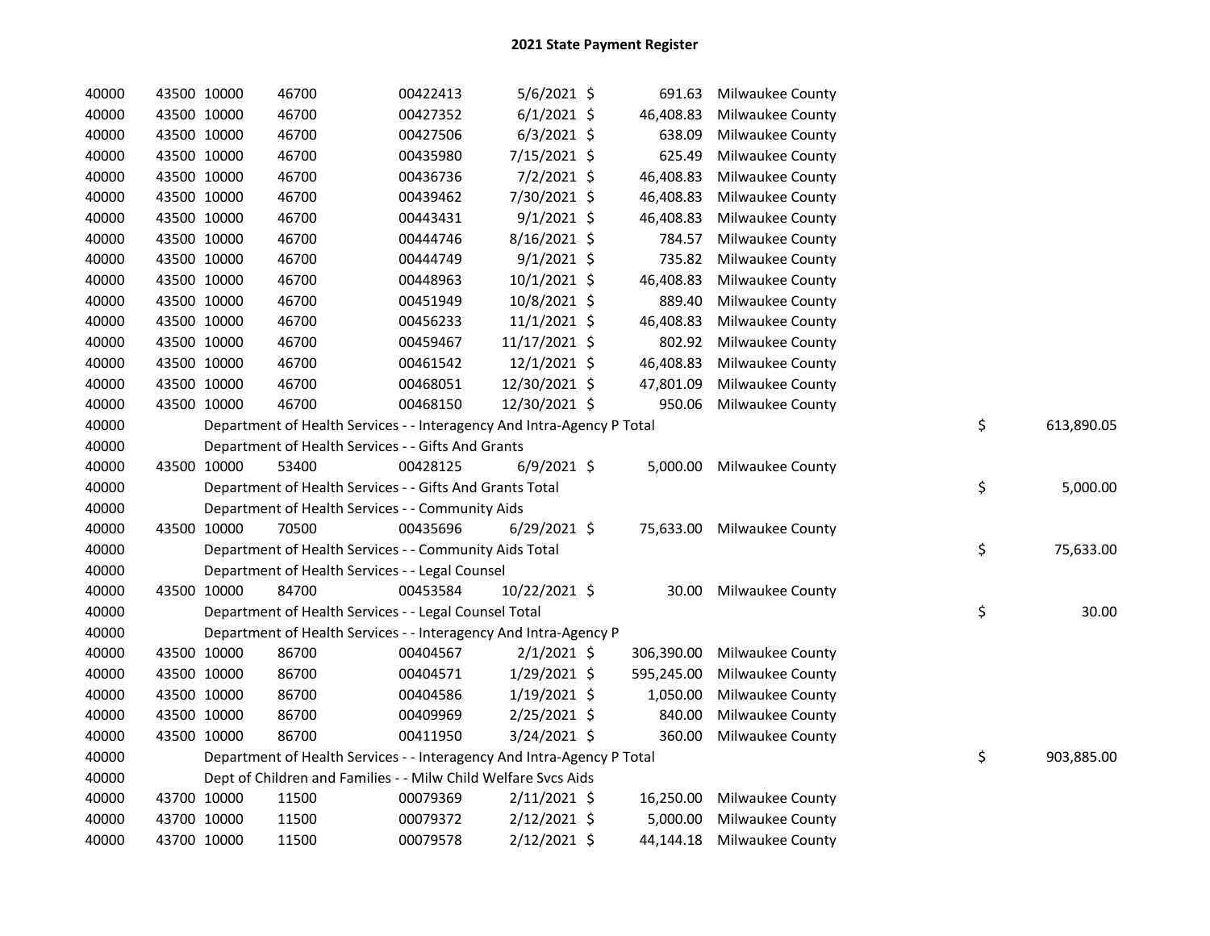# 2021 State Payment Register

| | | | | | | | | | |
|---|---|---|---|---|---|---|---|---|---|
| 40000 | 43500 | 10000 | 46700 | 00422413 | 5/6/2021 | $ 691.63 | Milwaukee County | | |
| 40000 | 43500 | 10000 | 46700 | 00427352 | 6/1/2021 | $ 46,408.83 | Milwaukee County | | |
| 40000 | 43500 | 10000 | 46700 | 00427506 | 6/3/2021 | $ 638.09 | Milwaukee County | | |
| 40000 | 43500 | 10000 | 46700 | 00435980 | 7/15/2021 | $ 625.49 | Milwaukee County | | |
| 40000 | 43500 | 10000 | 46700 | 00436736 | 7/2/2021 | $ 46,408.83 | Milwaukee County | | |
| 40000 | 43500 | 10000 | 46700 | 00439462 | 7/30/2021 | $ 46,408.83 | Milwaukee County | | |
| 40000 | 43500 | 10000 | 46700 | 00443431 | 9/1/2021 | $ 46,408.83 | Milwaukee County | | |
| 40000 | 43500 | 10000 | 46700 | 00444746 | 8/16/2021 | $ 784.57 | Milwaukee County | | |
| 40000 | 43500 | 10000 | 46700 | 00444749 | 9/1/2021 | $ 735.82 | Milwaukee County | | |
| 40000 | 43500 | 10000 | 46700 | 00448963 | 10/1/2021 | $ 46,408.83 | Milwaukee County | | |
| 40000 | 43500 | 10000 | 46700 | 00451949 | 10/8/2021 | $ 889.40 | Milwaukee County | | |
| 40000 | 43500 | 10000 | 46700 | 00456233 | 11/1/2021 | $ 46,408.83 | Milwaukee County | | |
| 40000 | 43500 | 10000 | 46700 | 00459467 | 11/17/2021 | $ 802.92 | Milwaukee County | | |
| 40000 | 43500 | 10000 | 46700 | 00461542 | 12/1/2021 | $ 46,408.83 | Milwaukee County | | |
| 40000 | 43500 | 10000 | 46700 | 00468051 | 12/30/2021 | $ 47,801.09 | Milwaukee County | | |
| 40000 | 43500 | 10000 | 46700 | 00468150 | 12/30/2021 | $ 950.06 | Milwaukee County | | |
| 40000 | | Department of Health Services - - Interagency And Intra-Agency P Total | | | | | | $ | 613,890.05 |
| 40000 | | Department of Health Services - - Gifts And Grants | | | | | | | |
| 40000 | 43500 | 10000 | 53400 | 00428125 | 6/9/2021 | $ 5,000.00 | Milwaukee County | | |
| 40000 | | Department of Health Services - - Gifts And Grants Total | | | | | | $ | 5,000.00 |
| 40000 | | Department of Health Services - - Community Aids | | | | | | | |
| 40000 | 43500 | 10000 | 70500 | 00435696 | 6/29/2021 | $ 75,633.00 | Milwaukee County | | |
| 40000 | | Department of Health Services - - Community Aids Total | | | | | | $ | 75,633.00 |
| 40000 | | Department of Health Services - - Legal Counsel | | | | | | | |
| 40000 | 43500 | 10000 | 84700 | 00453584 | 10/22/2021 | $ 30.00 | Milwaukee County | | |
| 40000 | | Department of Health Services - - Legal Counsel Total | | | | | | $ | 30.00 |
| 40000 | | Department of Health Services - - Interagency And Intra-Agency P | | | | | | | |
| 40000 | 43500 | 10000 | 86700 | 00404567 | 2/1/2021 | $ 306,390.00 | Milwaukee County | | |
| 40000 | 43500 | 10000 | 86700 | 00404571 | 1/29/2021 | $ 595,245.00 | Milwaukee County | | |
| 40000 | 43500 | 10000 | 86700 | 00404586 | 1/19/2021 | $ 1,050.00 | Milwaukee County | | |
| 40000 | 43500 | 10000 | 86700 | 00409969 | 2/25/2021 | $ 840.00 | Milwaukee County | | |
| 40000 | 43500 | 10000 | 86700 | 00411950 | 3/24/2021 | $ 360.00 | Milwaukee County | | |
| 40000 | | Department of Health Services - - Interagency And Intra-Agency P Total | | | | | | $ | 903,885.00 |
| 40000 | | Dept of Children and Families - - Milw Child Welfare Svcs Aids | | | | | | | |
| 40000 | 43700 | 10000 | 11500 | 00079369 | 2/11/2021 | $ 16,250.00 | Milwaukee County | | |
| 40000 | 43700 | 10000 | 11500 | 00079372 | 2/12/2021 | $ 5,000.00 | Milwaukee County | | |
| 40000 | 43700 | 10000 | 11500 | 00079578 | 2/12/2021 | $ 44,144.18 | Milwaukee County | | |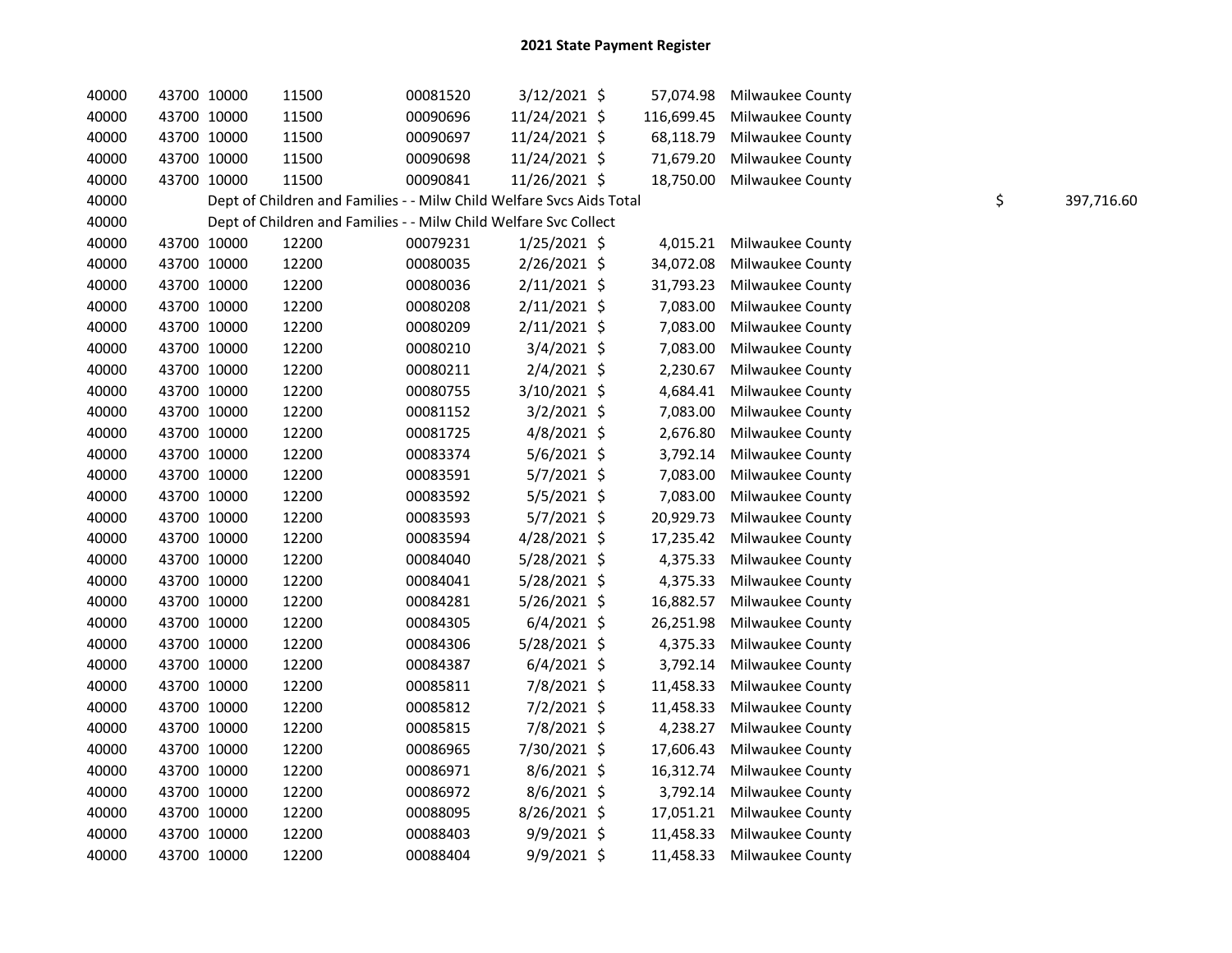# 2021 State Payment Register

| | | | | | | | | | |
|---|---|---|---|---|---|---|---|---|---|
| 40000 | 43700 | 10000 | 11500 | 00081520 | 3/12/2021 | $ | 57,074.98 | Milwaukee County | |
| 40000 | 43700 | 10000 | 11500 | 00090696 | 11/24/2021 | $ | 116,699.45 | Milwaukee County | |
| 40000 | 43700 | 10000 | 11500 | 00090697 | 11/24/2021 | $ | 68,118.79 | Milwaukee County | |
| 40000 | 43700 | 10000 | 11500 | 00090698 | 11/24/2021 | $ | 71,679.20 | Milwaukee County | |
| 40000 | 43700 | 10000 | 11500 | 00090841 | 11/26/2021 | $ | 18,750.00 | Milwaukee County | |
| 40000 | Dept of Children and Families - - Milw Child Welfare Svcs Aids Total | | | | | | | | $ 397,716.60 |
| 40000 | Dept of Children and Families - - Milw Child Welfare Svc Collect | | | | | | | | |
| 40000 | 43700 | 10000 | 12200 | 00079231 | 1/25/2021 | $ | 4,015.21 | Milwaukee County | |
| 40000 | 43700 | 10000 | 12200 | 00080035 | 2/26/2021 | $ | 34,072.08 | Milwaukee County | |
| 40000 | 43700 | 10000 | 12200 | 00080036 | 2/11/2021 | $ | 31,793.23 | Milwaukee County | |
| 40000 | 43700 | 10000 | 12200 | 00080208 | 2/11/2021 | $ | 7,083.00 | Milwaukee County | |
| 40000 | 43700 | 10000 | 12200 | 00080209 | 2/11/2021 | $ | 7,083.00 | Milwaukee County | |
| 40000 | 43700 | 10000 | 12200 | 00080210 | 3/4/2021 | $ | 7,083.00 | Milwaukee County | |
| 40000 | 43700 | 10000 | 12200 | 00080211 | 2/4/2021 | $ | 2,230.67 | Milwaukee County | |
| 40000 | 43700 | 10000 | 12200 | 00080755 | 3/10/2021 | $ | 4,684.41 | Milwaukee County | |
| 40000 | 43700 | 10000 | 12200 | 00081152 | 3/2/2021 | $ | 7,083.00 | Milwaukee County | |
| 40000 | 43700 | 10000 | 12200 | 00081725 | 4/8/2021 | $ | 2,676.80 | Milwaukee County | |
| 40000 | 43700 | 10000 | 12200 | 00083374 | 5/6/2021 | $ | 3,792.14 | Milwaukee County | |
| 40000 | 43700 | 10000 | 12200 | 00083591 | 5/7/2021 | $ | 7,083.00 | Milwaukee County | |
| 40000 | 43700 | 10000 | 12200 | 00083592 | 5/5/2021 | $ | 7,083.00 | Milwaukee County | |
| 40000 | 43700 | 10000 | 12200 | 00083593 | 5/7/2021 | $ | 20,929.73 | Milwaukee County | |
| 40000 | 43700 | 10000 | 12200 | 00083594 | 4/28/2021 | $ | 17,235.42 | Milwaukee County | |
| 40000 | 43700 | 10000 | 12200 | 00084040 | 5/28/2021 | $ | 4,375.33 | Milwaukee County | |
| 40000 | 43700 | 10000 | 12200 | 00084041 | 5/28/2021 | $ | 4,375.33 | Milwaukee County | |
| 40000 | 43700 | 10000 | 12200 | 00084281 | 5/26/2021 | $ | 16,882.57 | Milwaukee County | |
| 40000 | 43700 | 10000 | 12200 | 00084305 | 6/4/2021 | $ | 26,251.98 | Milwaukee County | |
| 40000 | 43700 | 10000 | 12200 | 00084306 | 5/28/2021 | $ | 4,375.33 | Milwaukee County | |
| 40000 | 43700 | 10000 | 12200 | 00084387 | 6/4/2021 | $ | 3,792.14 | Milwaukee County | |
| 40000 | 43700 | 10000 | 12200 | 00085811 | 7/8/2021 | $ | 11,458.33 | Milwaukee County | |
| 40000 | 43700 | 10000 | 12200 | 00085812 | 7/2/2021 | $ | 11,458.33 | Milwaukee County | |
| 40000 | 43700 | 10000 | 12200 | 00085815 | 7/8/2021 | $ | 4,238.27 | Milwaukee County | |
| 40000 | 43700 | 10000 | 12200 | 00086965 | 7/30/2021 | $ | 17,606.43 | Milwaukee County | |
| 40000 | 43700 | 10000 | 12200 | 00086971 | 8/6/2021 | $ | 16,312.74 | Milwaukee County | |
| 40000 | 43700 | 10000 | 12200 | 00086972 | 8/6/2021 | $ | 3,792.14 | Milwaukee County | |
| 40000 | 43700 | 10000 | 12200 | 00088095 | 8/26/2021 | $ | 17,051.21 | Milwaukee County | |
| 40000 | 43700 | 10000 | 12200 | 00088403 | 9/9/2021 | $ | 11,458.33 | Milwaukee County | |
| 40000 | 43700 | 10000 | 12200 | 00088404 | 9/9/2021 | $ | 11,458.33 | Milwaukee County | |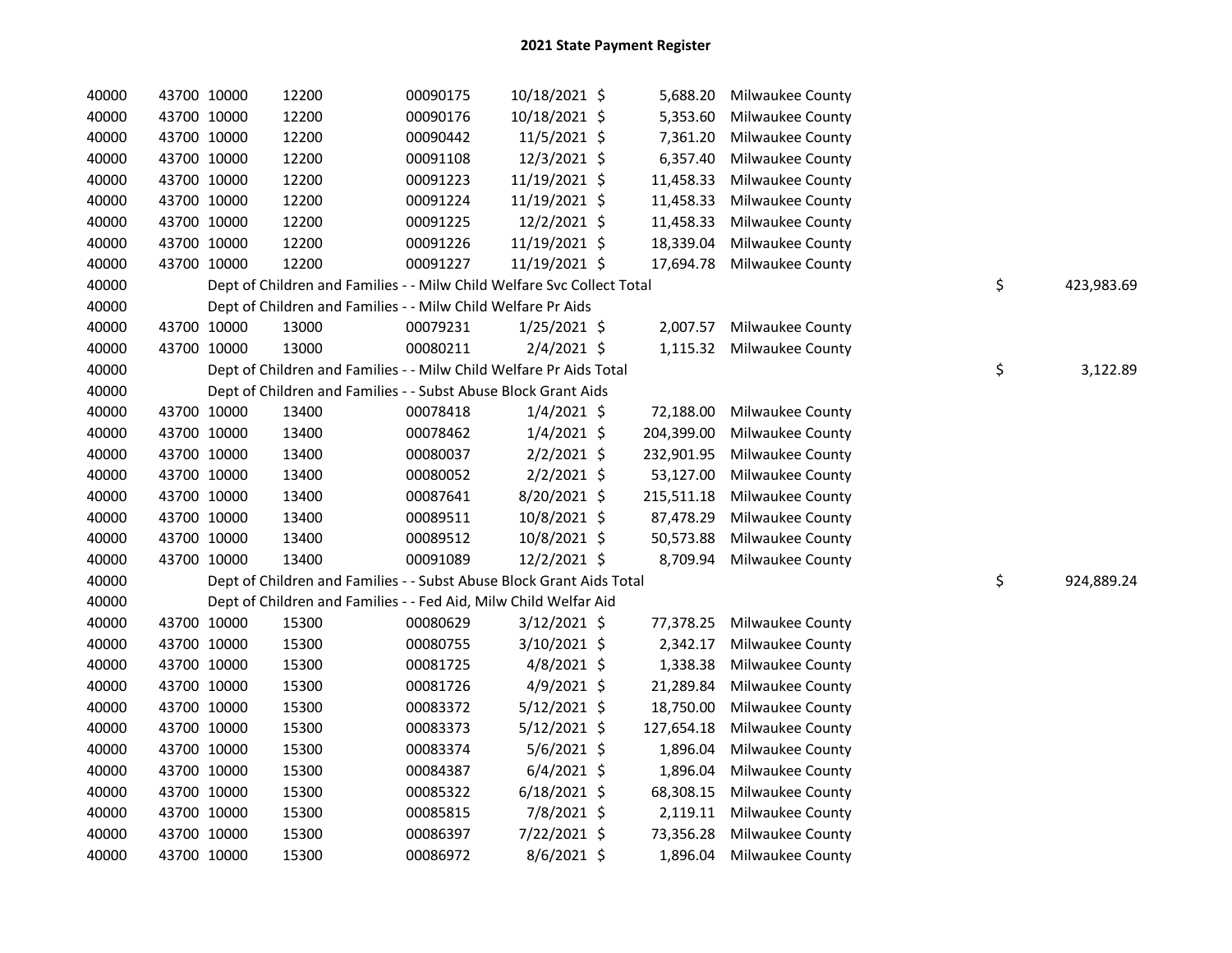# 2021 State Payment Register

| | | | | | | | | | |
|---|---|---|---|---|---|---|---|---|---|
| 40000 | 43700 | 10000 | 12200 | 00090175 | 10/18/2021 | $ 5,688.20 | Milwaukee County | | |
| 40000 | 43700 | 10000 | 12200 | 00090176 | 10/18/2021 | $ 5,353.60 | Milwaukee County | | |
| 40000 | 43700 | 10000 | 12200 | 00090442 | 11/5/2021 | $ 7,361.20 | Milwaukee County | | |
| 40000 | 43700 | 10000 | 12200 | 00091108 | 12/3/2021 | $ 6,357.40 | Milwaukee County | | |
| 40000 | 43700 | 10000 | 12200 | 00091223 | 11/19/2021 | $ 11,458.33 | Milwaukee County | | |
| 40000 | 43700 | 10000 | 12200 | 00091224 | 11/19/2021 | $ 11,458.33 | Milwaukee County | | |
| 40000 | 43700 | 10000 | 12200 | 00091225 | 12/2/2021 | $ 11,458.33 | Milwaukee County | | |
| 40000 | 43700 | 10000 | 12200 | 00091226 | 11/19/2021 | $ 18,339.04 | Milwaukee County | | |
| 40000 | 43700 | 10000 | 12200 | 00091227 | 11/19/2021 | $ 17,694.78 | Milwaukee County | | |
| 40000 | Dept of Children and Families - - Milw Child Welfare Svc Collect Total | | | | | | | $ | 423,983.69 |
| 40000 | Dept of Children and Families - - Milw Child Welfare Pr Aids | | | | | | | | |
| 40000 | 43700 | 10000 | 13000 | 00079231 | 1/25/2021 | $ 2,007.57 | Milwaukee County | | |
| 40000 | 43700 | 10000 | 13000 | 00080211 | 2/4/2021 | $ 1,115.32 | Milwaukee County | | |
| 40000 | Dept of Children and Families - - Milw Child Welfare Pr Aids Total | | | | | | | $ | 3,122.89 |
| 40000 | Dept of Children and Families - - Subst Abuse Block Grant Aids | | | | | | | | |
| 40000 | 43700 | 10000 | 13400 | 00078418 | 1/4/2021 | $ 72,188.00 | Milwaukee County | | |
| 40000 | 43700 | 10000 | 13400 | 00078462 | 1/4/2021 | $ 204,399.00 | Milwaukee County | | |
| 40000 | 43700 | 10000 | 13400 | 00080037 | 2/2/2021 | $ 232,901.95 | Milwaukee County | | |
| 40000 | 43700 | 10000 | 13400 | 00080052 | 2/2/2021 | $ 53,127.00 | Milwaukee County | | |
| 40000 | 43700 | 10000 | 13400 | 00087641 | 8/20/2021 | $ 215,511.18 | Milwaukee County | | |
| 40000 | 43700 | 10000 | 13400 | 00089511 | 10/8/2021 | $ 87,478.29 | Milwaukee County | | |
| 40000 | 43700 | 10000 | 13400 | 00089512 | 10/8/2021 | $ 50,573.88 | Milwaukee County | | |
| 40000 | 43700 | 10000 | 13400 | 00091089 | 12/2/2021 | $ 8,709.94 | Milwaukee County | | |
| 40000 | Dept of Children and Families - - Subst Abuse Block Grant Aids Total | | | | | | | $ | 924,889.24 |
| 40000 | Dept of Children and Families - - Fed Aid, Milw Child Welfar Aid | | | | | | | | |
| 40000 | 43700 | 10000 | 15300 | 00080629 | 3/12/2021 | $ 77,378.25 | Milwaukee County | | |
| 40000 | 43700 | 10000 | 15300 | 00080755 | 3/10/2021 | $ 2,342.17 | Milwaukee County | | |
| 40000 | 43700 | 10000 | 15300 | 00081725 | 4/8/2021 | $ 1,338.38 | Milwaukee County | | |
| 40000 | 43700 | 10000 | 15300 | 00081726 | 4/9/2021 | $ 21,289.84 | Milwaukee County | | |
| 40000 | 43700 | 10000 | 15300 | 00083372 | 5/12/2021 | $ 18,750.00 | Milwaukee County | | |
| 40000 | 43700 | 10000 | 15300 | 00083373 | 5/12/2021 | $ 127,654.18 | Milwaukee County | | |
| 40000 | 43700 | 10000 | 15300 | 00083374 | 5/6/2021 | $ 1,896.04 | Milwaukee County | | |
| 40000 | 43700 | 10000 | 15300 | 00084387 | 6/4/2021 | $ 1,896.04 | Milwaukee County | | |
| 40000 | 43700 | 10000 | 15300 | 00085322 | 6/18/2021 | $ 68,308.15 | Milwaukee County | | |
| 40000 | 43700 | 10000 | 15300 | 00085815 | 7/8/2021 | $ 2,119.11 | Milwaukee County | | |
| 40000 | 43700 | 10000 | 15300 | 00086397 | 7/22/2021 | $ 73,356.28 | Milwaukee County | | |
| 40000 | 43700 | 10000 | 15300 | 00086972 | 8/6/2021 | $ 1,896.04 | Milwaukee County | | |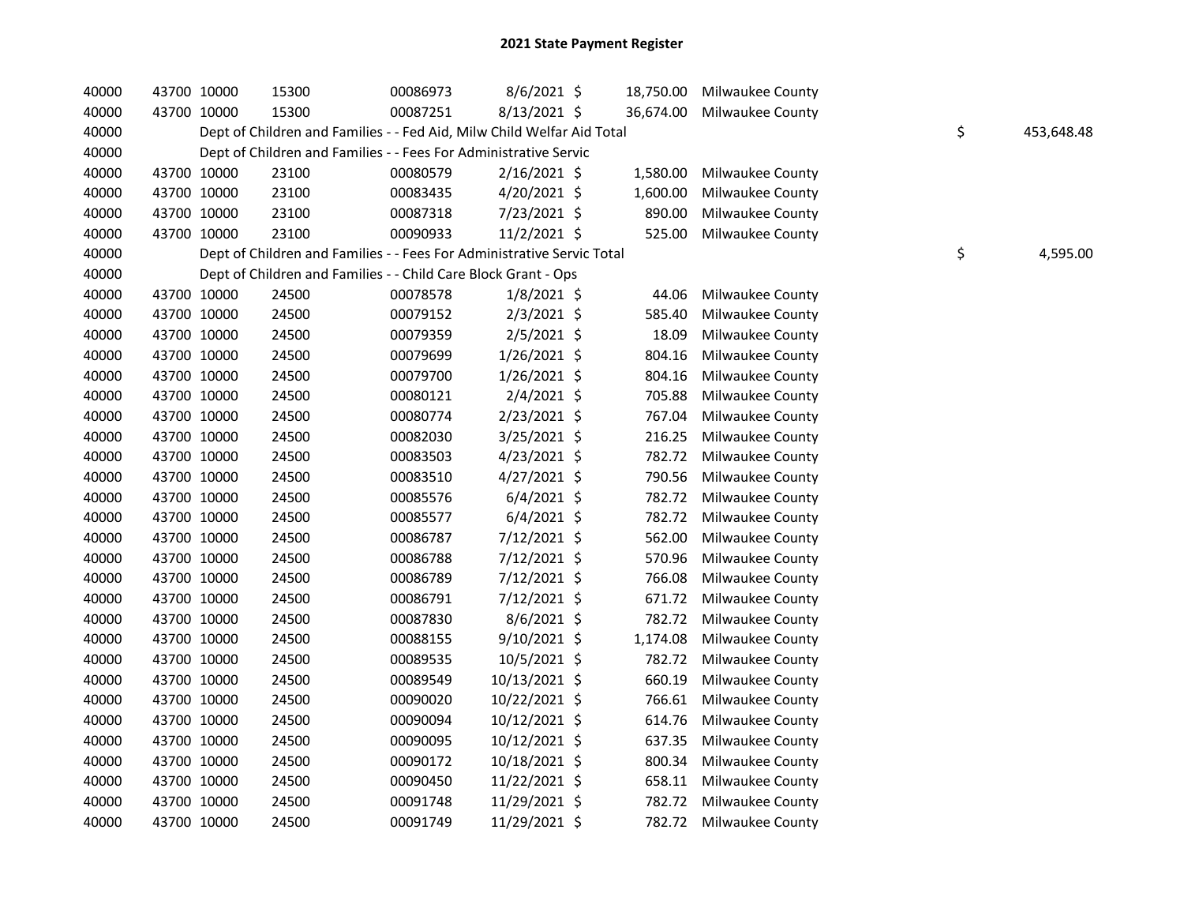# 2021 State Payment Register

| | | | | | | | | | |
|---|---|---|---|---|---|---|---|---|---|
| 40000 | 43700 | 10000 | 15300 | 00086973 | 8/6/2021 | $ 18,750.00 | Milwaukee County | | |
| 40000 | 43700 | 10000 | 15300 | 00087251 | 8/13/2021 | $ 36,674.00 | Milwaukee County | | |
| 40000 | | Dept of Children and Families - - Fed Aid, Milw Child Welfar Aid Total | | | | | | $ | 453,648.48 |
| 40000 | | Dept of Children and Families - - Fees For Administrative Servic | | | | | | | |
| 40000 | 43700 | 10000 | 23100 | 00080579 | 2/16/2021 | $ 1,580.00 | Milwaukee County | | |
| 40000 | 43700 | 10000 | 23100 | 00083435 | 4/20/2021 | $ 1,600.00 | Milwaukee County | | |
| 40000 | 43700 | 10000 | 23100 | 00087318 | 7/23/2021 | $ 890.00 | Milwaukee County | | |
| 40000 | 43700 | 10000 | 23100 | 00090933 | 11/2/2021 | $ 525.00 | Milwaukee County | | |
| 40000 | | Dept of Children and Families - - Fees For Administrative Servic Total | | | | | | $ | 4,595.00 |
| 40000 | | Dept of Children and Families - - Child Care Block Grant - Ops | | | | | | | |
| 40000 | 43700 | 10000 | 24500 | 00078578 | 1/8/2021 | $ 44.06 | Milwaukee County | | |
| 40000 | 43700 | 10000 | 24500 | 00079152 | 2/3/2021 | $ 585.40 | Milwaukee County | | |
| 40000 | 43700 | 10000 | 24500 | 00079359 | 2/5/2021 | $ 18.09 | Milwaukee County | | |
| 40000 | 43700 | 10000 | 24500 | 00079699 | 1/26/2021 | $ 804.16 | Milwaukee County | | |
| 40000 | 43700 | 10000 | 24500 | 00079700 | 1/26/2021 | $ 804.16 | Milwaukee County | | |
| 40000 | 43700 | 10000 | 24500 | 00080121 | 2/4/2021 | $ 705.88 | Milwaukee County | | |
| 40000 | 43700 | 10000 | 24500 | 00080774 | 2/23/2021 | $ 767.04 | Milwaukee County | | |
| 40000 | 43700 | 10000 | 24500 | 00082030 | 3/25/2021 | $ 216.25 | Milwaukee County | | |
| 40000 | 43700 | 10000 | 24500 | 00083503 | 4/23/2021 | $ 782.72 | Milwaukee County | | |
| 40000 | 43700 | 10000 | 24500 | 00083510 | 4/27/2021 | $ 790.56 | Milwaukee County | | |
| 40000 | 43700 | 10000 | 24500 | 00085576 | 6/4/2021 | $ 782.72 | Milwaukee County | | |
| 40000 | 43700 | 10000 | 24500 | 00085577 | 6/4/2021 | $ 782.72 | Milwaukee County | | |
| 40000 | 43700 | 10000 | 24500 | 00086787 | 7/12/2021 | $ 562.00 | Milwaukee County | | |
| 40000 | 43700 | 10000 | 24500 | 00086788 | 7/12/2021 | $ 570.96 | Milwaukee County | | |
| 40000 | 43700 | 10000 | 24500 | 00086789 | 7/12/2021 | $ 766.08 | Milwaukee County | | |
| 40000 | 43700 | 10000 | 24500 | 00086791 | 7/12/2021 | $ 671.72 | Milwaukee County | | |
| 40000 | 43700 | 10000 | 24500 | 00087830 | 8/6/2021 | $ 782.72 | Milwaukee County | | |
| 40000 | 43700 | 10000 | 24500 | 00088155 | 9/10/2021 | $ 1,174.08 | Milwaukee County | | |
| 40000 | 43700 | 10000 | 24500 | 00089535 | 10/5/2021 | $ 782.72 | Milwaukee County | | |
| 40000 | 43700 | 10000 | 24500 | 00089549 | 10/13/2021 | $ 660.19 | Milwaukee County | | |
| 40000 | 43700 | 10000 | 24500 | 00090020 | 10/22/2021 | $ 766.61 | Milwaukee County | | |
| 40000 | 43700 | 10000 | 24500 | 00090094 | 10/12/2021 | $ 614.76 | Milwaukee County | | |
| 40000 | 43700 | 10000 | 24500 | 00090095 | 10/12/2021 | $ 637.35 | Milwaukee County | | |
| 40000 | 43700 | 10000 | 24500 | 00090172 | 10/18/2021 | $ 800.34 | Milwaukee County | | |
| 40000 | 43700 | 10000 | 24500 | 00090450 | 11/22/2021 | $ 658.11 | Milwaukee County | | |
| 40000 | 43700 | 10000 | 24500 | 00091748 | 11/29/2021 | $ 782.72 | Milwaukee County | | |
| 40000 | 43700 | 10000 | 24500 | 00091749 | 11/29/2021 | $ 782.72 | Milwaukee County | | |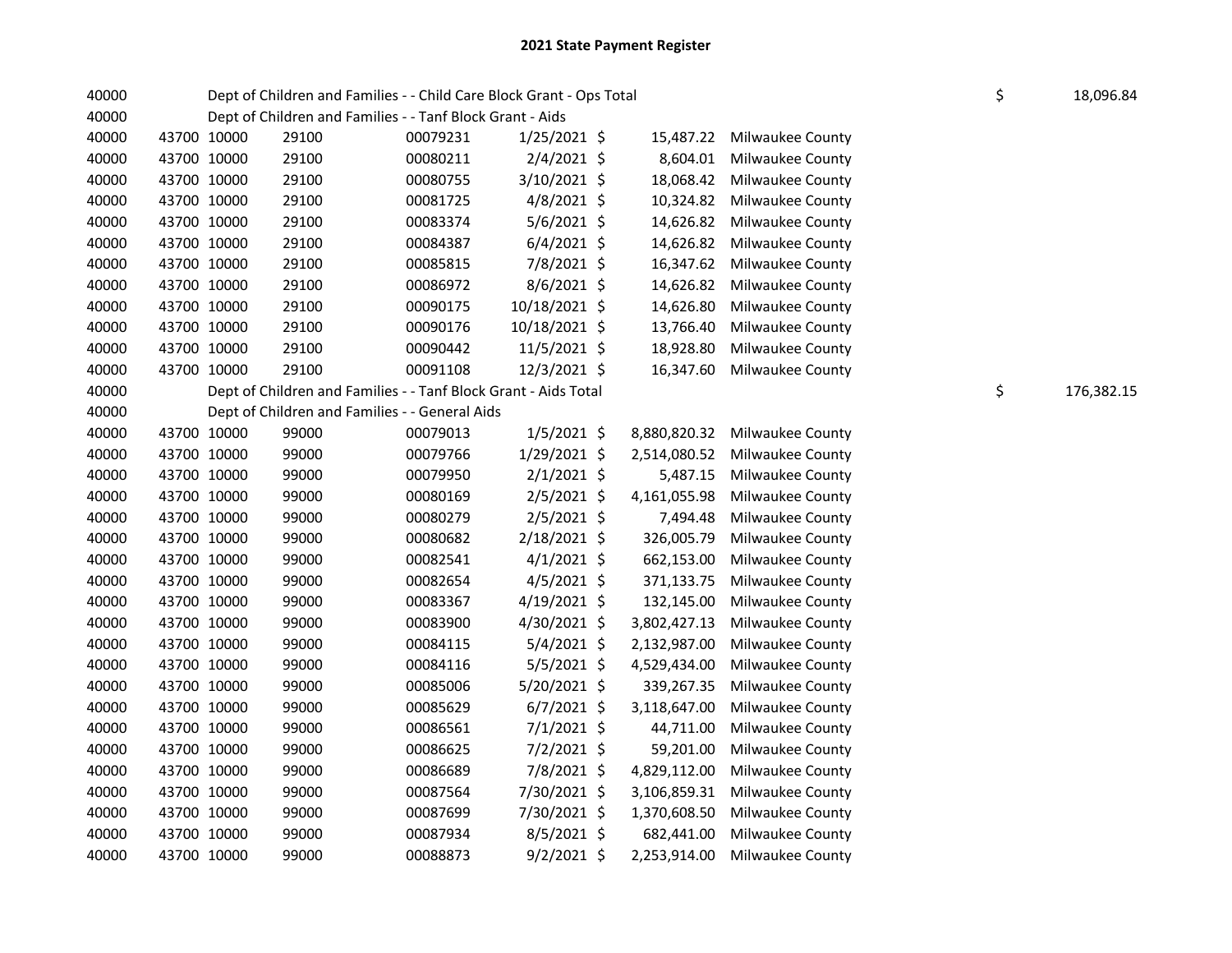# 2021 State Payment Register

| | | | | | | | | | |
|---|---|---|---|---|---|---|---|---|---|
| 40000 | | Dept of Children and Families - - Child Care Block Grant - Ops Total | | | | | | $ | 18,096.84 |
| 40000 | | Dept of Children and Families - - Tanf Block Grant - Aids | | | | | | | |
| 40000 | 43700 | 10000 | 29100 | 00079231 | 1/25/2021 | $ 15,487.22 | Milwaukee County | | |
| 40000 | 43700 | 10000 | 29100 | 00080211 | 2/4/2021 | $ 8,604.01 | Milwaukee County | | |
| 40000 | 43700 | 10000 | 29100 | 00080755 | 3/10/2021 | $ 18,068.42 | Milwaukee County | | |
| 40000 | 43700 | 10000 | 29100 | 00081725 | 4/8/2021 | $ 10,324.82 | Milwaukee County | | |
| 40000 | 43700 | 10000 | 29100 | 00083374 | 5/6/2021 | $ 14,626.82 | Milwaukee County | | |
| 40000 | 43700 | 10000 | 29100 | 00084387 | 6/4/2021 | $ 14,626.82 | Milwaukee County | | |
| 40000 | 43700 | 10000 | 29100 | 00085815 | 7/8/2021 | $ 16,347.62 | Milwaukee County | | |
| 40000 | 43700 | 10000 | 29100 | 00086972 | 8/6/2021 | $ 14,626.82 | Milwaukee County | | |
| 40000 | 43700 | 10000 | 29100 | 00090175 | 10/18/2021 | $ 14,626.80 | Milwaukee County | | |
| 40000 | 43700 | 10000 | 29100 | 00090176 | 10/18/2021 | $ 13,766.40 | Milwaukee County | | |
| 40000 | 43700 | 10000 | 29100 | 00090442 | 11/5/2021 | $ 18,928.80 | Milwaukee County | | |
| 40000 | 43700 | 10000 | 29100 | 00091108 | 12/3/2021 | $ 16,347.60 | Milwaukee County | | |
| 40000 | | Dept of Children and Families - - Tanf Block Grant - Aids Total | | | | | | $ | 176,382.15 |
| 40000 | | Dept of Children and Families - - General Aids | | | | | | | |
| 40000 | 43700 | 10000 | 99000 | 00079013 | 1/5/2021 | $ 8,880,820.32 | Milwaukee County | | |
| 40000 | 43700 | 10000 | 99000 | 00079766 | 1/29/2021 | $ 2,514,080.52 | Milwaukee County | | |
| 40000 | 43700 | 10000 | 99000 | 00079950 | 2/1/2021 | $ 5,487.15 | Milwaukee County | | |
| 40000 | 43700 | 10000 | 99000 | 00080169 | 2/5/2021 | $ 4,161,055.98 | Milwaukee County | | |
| 40000 | 43700 | 10000 | 99000 | 00080279 | 2/5/2021 | $ 7,494.48 | Milwaukee County | | |
| 40000 | 43700 | 10000 | 99000 | 00080682 | 2/18/2021 | $ 326,005.79 | Milwaukee County | | |
| 40000 | 43700 | 10000 | 99000 | 00082541 | 4/1/2021 | $ 662,153.00 | Milwaukee County | | |
| 40000 | 43700 | 10000 | 99000 | 00082654 | 4/5/2021 | $ 371,133.75 | Milwaukee County | | |
| 40000 | 43700 | 10000 | 99000 | 00083367 | 4/19/2021 | $ 132,145.00 | Milwaukee County | | |
| 40000 | 43700 | 10000 | 99000 | 00083900 | 4/30/2021 | $ 3,802,427.13 | Milwaukee County | | |
| 40000 | 43700 | 10000 | 99000 | 00084115 | 5/4/2021 | $ 2,132,987.00 | Milwaukee County | | |
| 40000 | 43700 | 10000 | 99000 | 00084116 | 5/5/2021 | $ 4,529,434.00 | Milwaukee County | | |
| 40000 | 43700 | 10000 | 99000 | 00085006 | 5/20/2021 | $ 339,267.35 | Milwaukee County | | |
| 40000 | 43700 | 10000 | 99000 | 00085629 | 6/7/2021 | $ 3,118,647.00 | Milwaukee County | | |
| 40000 | 43700 | 10000 | 99000 | 00086561 | 7/1/2021 | $ 44,711.00 | Milwaukee County | | |
| 40000 | 43700 | 10000 | 99000 | 00086625 | 7/2/2021 | $ 59,201.00 | Milwaukee County | | |
| 40000 | 43700 | 10000 | 99000 | 00086689 | 7/8/2021 | $ 4,829,112.00 | Milwaukee County | | |
| 40000 | 43700 | 10000 | 99000 | 00087564 | 7/30/2021 | $ 3,106,859.31 | Milwaukee County | | |
| 40000 | 43700 | 10000 | 99000 | 00087699 | 7/30/2021 | $ 1,370,608.50 | Milwaukee County | | |
| 40000 | 43700 | 10000 | 99000 | 00087934 | 8/5/2021 | $ 682,441.00 | Milwaukee County | | |
| 40000 | 43700 | 10000 | 99000 | 00088873 | 9/2/2021 | $ 2,253,914.00 | Milwaukee County | | |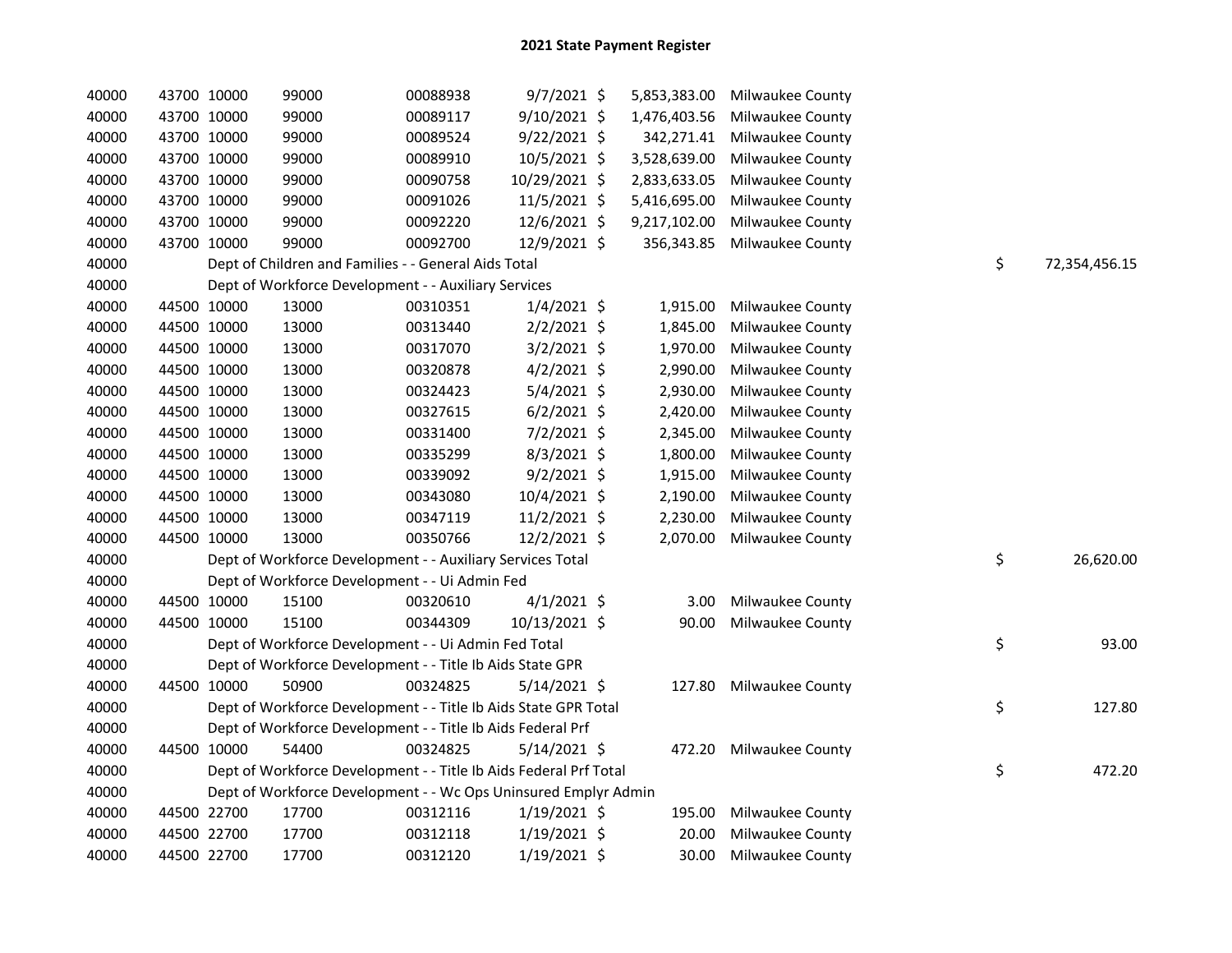# 2021 State Payment Register

| | | | | | | | | | |
|---|---|---|---|---|---|---|---|---|---|
| 40000 | 43700 | 10000 | 99000 | 00088938 | 9/7/2021 | $ 5,853,383.00 | Milwaukee County | | |
| 40000 | 43700 | 10000 | 99000 | 00089117 | 9/10/2021 | $ 1,476,403.56 | Milwaukee County | | |
| 40000 | 43700 | 10000 | 99000 | 00089524 | 9/22/2021 | $ 342,271.41 | Milwaukee County | | |
| 40000 | 43700 | 10000 | 99000 | 00089910 | 10/5/2021 | $ 3,528,639.00 | Milwaukee County | | |
| 40000 | 43700 | 10000 | 99000 | 00090758 | 10/29/2021 | $ 2,833,633.05 | Milwaukee County | | |
| 40000 | 43700 | 10000 | 99000 | 00091026 | 11/5/2021 | $ 5,416,695.00 | Milwaukee County | | |
| 40000 | 43700 | 10000 | 99000 | 00092220 | 12/6/2021 | $ 9,217,102.00 | Milwaukee County | | |
| 40000 | 43700 | 10000 | 99000 | 00092700 | 12/9/2021 | $ 356,343.85 | Milwaukee County | | |
| 40000 | Dept of Children and Families - - General Aids Total | | | | | | | $ | 72,354,456.15 |
| 40000 | Dept of Workforce Development - - Auxiliary Services | | | | | | | | |
| 40000 | 44500 | 10000 | 13000 | 00310351 | 1/4/2021 | $ 1,915.00 | Milwaukee County | | |
| 40000 | 44500 | 10000 | 13000 | 00313440 | 2/2/2021 | $ 1,845.00 | Milwaukee County | | |
| 40000 | 44500 | 10000 | 13000 | 00317070 | 3/2/2021 | $ 1,970.00 | Milwaukee County | | |
| 40000 | 44500 | 10000 | 13000 | 00320878 | 4/2/2021 | $ 2,990.00 | Milwaukee County | | |
| 40000 | 44500 | 10000 | 13000 | 00324423 | 5/4/2021 | $ 2,930.00 | Milwaukee County | | |
| 40000 | 44500 | 10000 | 13000 | 00327615 | 6/2/2021 | $ 2,420.00 | Milwaukee County | | |
| 40000 | 44500 | 10000 | 13000 | 00331400 | 7/2/2021 | $ 2,345.00 | Milwaukee County | | |
| 40000 | 44500 | 10000 | 13000 | 00335299 | 8/3/2021 | $ 1,800.00 | Milwaukee County | | |
| 40000 | 44500 | 10000 | 13000 | 00339092 | 9/2/2021 | $ 1,915.00 | Milwaukee County | | |
| 40000 | 44500 | 10000 | 13000 | 00343080 | 10/4/2021 | $ 2,190.00 | Milwaukee County | | |
| 40000 | 44500 | 10000 | 13000 | 00347119 | 11/2/2021 | $ 2,230.00 | Milwaukee County | | |
| 40000 | 44500 | 10000 | 13000 | 00350766 | 12/2/2021 | $ 2,070.00 | Milwaukee County | | |
| 40000 | Dept of Workforce Development - - Auxiliary Services Total | | | | | | | $ | 26,620.00 |
| 40000 | Dept of Workforce Development - - Ui Admin Fed | | | | | | | | |
| 40000 | 44500 | 10000 | 15100 | 00320610 | 4/1/2021 | $ 3.00 | Milwaukee County | | |
| 40000 | 44500 | 10000 | 15100 | 00344309 | 10/13/2021 | $ 90.00 | Milwaukee County | | |
| 40000 | Dept of Workforce Development - - Ui Admin Fed Total | | | | | | | $ | 93.00 |
| 40000 | Dept of Workforce Development - - Title Ib Aids State GPR | | | | | | | | |
| 40000 | 44500 | 10000 | 50900 | 00324825 | 5/14/2021 | $ 127.80 | Milwaukee County | | |
| 40000 | Dept of Workforce Development - - Title Ib Aids State GPR Total | | | | | | | $ | 127.80 |
| 40000 | Dept of Workforce Development - - Title Ib Aids Federal Prf | | | | | | | | |
| 40000 | 44500 | 10000 | 54400 | 00324825 | 5/14/2021 | $ 472.20 | Milwaukee County | | |
| 40000 | Dept of Workforce Development - - Title Ib Aids Federal Prf Total | | | | | | | $ | 472.20 |
| 40000 | Dept of Workforce Development - - Wc Ops Uninsured Emplyr Admin | | | | | | | | |
| 40000 | 44500 | 22700 | 17700 | 00312116 | 1/19/2021 | $ 195.00 | Milwaukee County | | |
| 40000 | 44500 | 22700 | 17700 | 00312118 | 1/19/2021 | $ 20.00 | Milwaukee County | | |
| 40000 | 44500 | 22700 | 17700 | 00312120 | 1/19/2021 | $ 30.00 | Milwaukee County | | |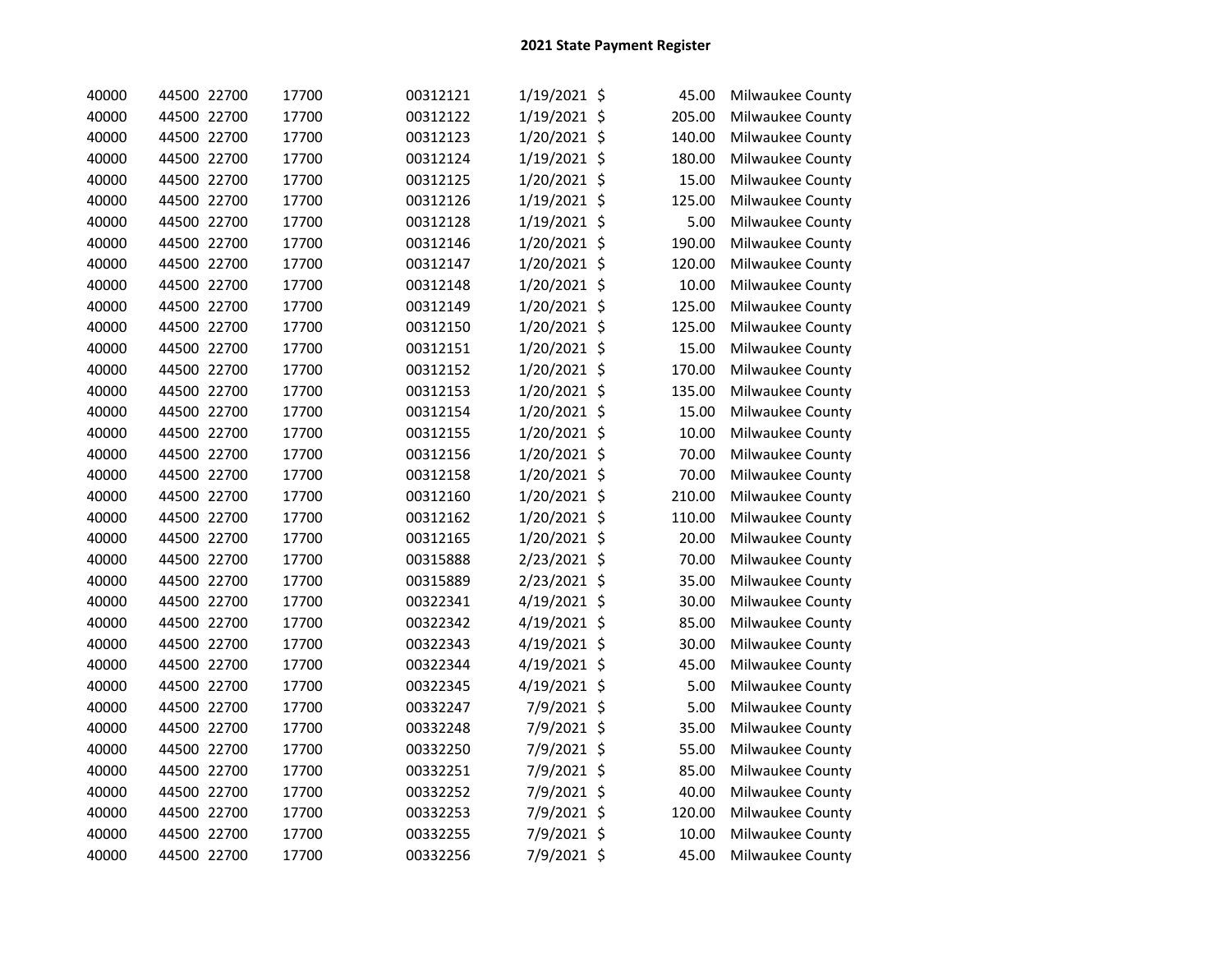# 2021 State Payment Register

| | | | | | | | | |
|---|---|---|---|---|---|---|---|---|
| 40000 | 44500 | 22700 | 17700 | 00312121 | 1/19/2021 | $ | 45.00 | Milwaukee County |
| 40000 | 44500 | 22700 | 17700 | 00312122 | 1/19/2021 | $ | 205.00 | Milwaukee County |
| 40000 | 44500 | 22700 | 17700 | 00312123 | 1/20/2021 | $ | 140.00 | Milwaukee County |
| 40000 | 44500 | 22700 | 17700 | 00312124 | 1/19/2021 | $ | 180.00 | Milwaukee County |
| 40000 | 44500 | 22700 | 17700 | 00312125 | 1/20/2021 | $ | 15.00 | Milwaukee County |
| 40000 | 44500 | 22700 | 17700 | 00312126 | 1/19/2021 | $ | 125.00 | Milwaukee County |
| 40000 | 44500 | 22700 | 17700 | 00312128 | 1/19/2021 | $ | 5.00 | Milwaukee County |
| 40000 | 44500 | 22700 | 17700 | 00312146 | 1/20/2021 | $ | 190.00 | Milwaukee County |
| 40000 | 44500 | 22700 | 17700 | 00312147 | 1/20/2021 | $ | 120.00 | Milwaukee County |
| 40000 | 44500 | 22700 | 17700 | 00312148 | 1/20/2021 | $ | 10.00 | Milwaukee County |
| 40000 | 44500 | 22700 | 17700 | 00312149 | 1/20/2021 | $ | 125.00 | Milwaukee County |
| 40000 | 44500 | 22700 | 17700 | 00312150 | 1/20/2021 | $ | 125.00 | Milwaukee County |
| 40000 | 44500 | 22700 | 17700 | 00312151 | 1/20/2021 | $ | 15.00 | Milwaukee County |
| 40000 | 44500 | 22700 | 17700 | 00312152 | 1/20/2021 | $ | 170.00 | Milwaukee County |
| 40000 | 44500 | 22700 | 17700 | 00312153 | 1/20/2021 | $ | 135.00 | Milwaukee County |
| 40000 | 44500 | 22700 | 17700 | 00312154 | 1/20/2021 | $ | 15.00 | Milwaukee County |
| 40000 | 44500 | 22700 | 17700 | 00312155 | 1/20/2021 | $ | 10.00 | Milwaukee County |
| 40000 | 44500 | 22700 | 17700 | 00312156 | 1/20/2021 | $ | 70.00 | Milwaukee County |
| 40000 | 44500 | 22700 | 17700 | 00312158 | 1/20/2021 | $ | 70.00 | Milwaukee County |
| 40000 | 44500 | 22700 | 17700 | 00312160 | 1/20/2021 | $ | 210.00 | Milwaukee County |
| 40000 | 44500 | 22700 | 17700 | 00312162 | 1/20/2021 | $ | 110.00 | Milwaukee County |
| 40000 | 44500 | 22700 | 17700 | 00312165 | 1/20/2021 | $ | 20.00 | Milwaukee County |
| 40000 | 44500 | 22700 | 17700 | 00315888 | 2/23/2021 | $ | 70.00 | Milwaukee County |
| 40000 | 44500 | 22700 | 17700 | 00315889 | 2/23/2021 | $ | 35.00 | Milwaukee County |
| 40000 | 44500 | 22700 | 17700 | 00322341 | 4/19/2021 | $ | 30.00 | Milwaukee County |
| 40000 | 44500 | 22700 | 17700 | 00322342 | 4/19/2021 | $ | 85.00 | Milwaukee County |
| 40000 | 44500 | 22700 | 17700 | 00322343 | 4/19/2021 | $ | 30.00 | Milwaukee County |
| 40000 | 44500 | 22700 | 17700 | 00322344 | 4/19/2021 | $ | 45.00 | Milwaukee County |
| 40000 | 44500 | 22700 | 17700 | 00322345 | 4/19/2021 | $ | 5.00 | Milwaukee County |
| 40000 | 44500 | 22700 | 17700 | 00332247 | 7/9/2021 | $ | 5.00 | Milwaukee County |
| 40000 | 44500 | 22700 | 17700 | 00332248 | 7/9/2021 | $ | 35.00 | Milwaukee County |
| 40000 | 44500 | 22700 | 17700 | 00332250 | 7/9/2021 | $ | 55.00 | Milwaukee County |
| 40000 | 44500 | 22700 | 17700 | 00332251 | 7/9/2021 | $ | 85.00 | Milwaukee County |
| 40000 | 44500 | 22700 | 17700 | 00332252 | 7/9/2021 | $ | 40.00 | Milwaukee County |
| 40000 | 44500 | 22700 | 17700 | 00332253 | 7/9/2021 | $ | 120.00 | Milwaukee County |
| 40000 | 44500 | 22700 | 17700 | 00332255 | 7/9/2021 | $ | 10.00 | Milwaukee County |
| 40000 | 44500 | 22700 | 17700 | 00332256 | 7/9/2021 | $ | 45.00 | Milwaukee County |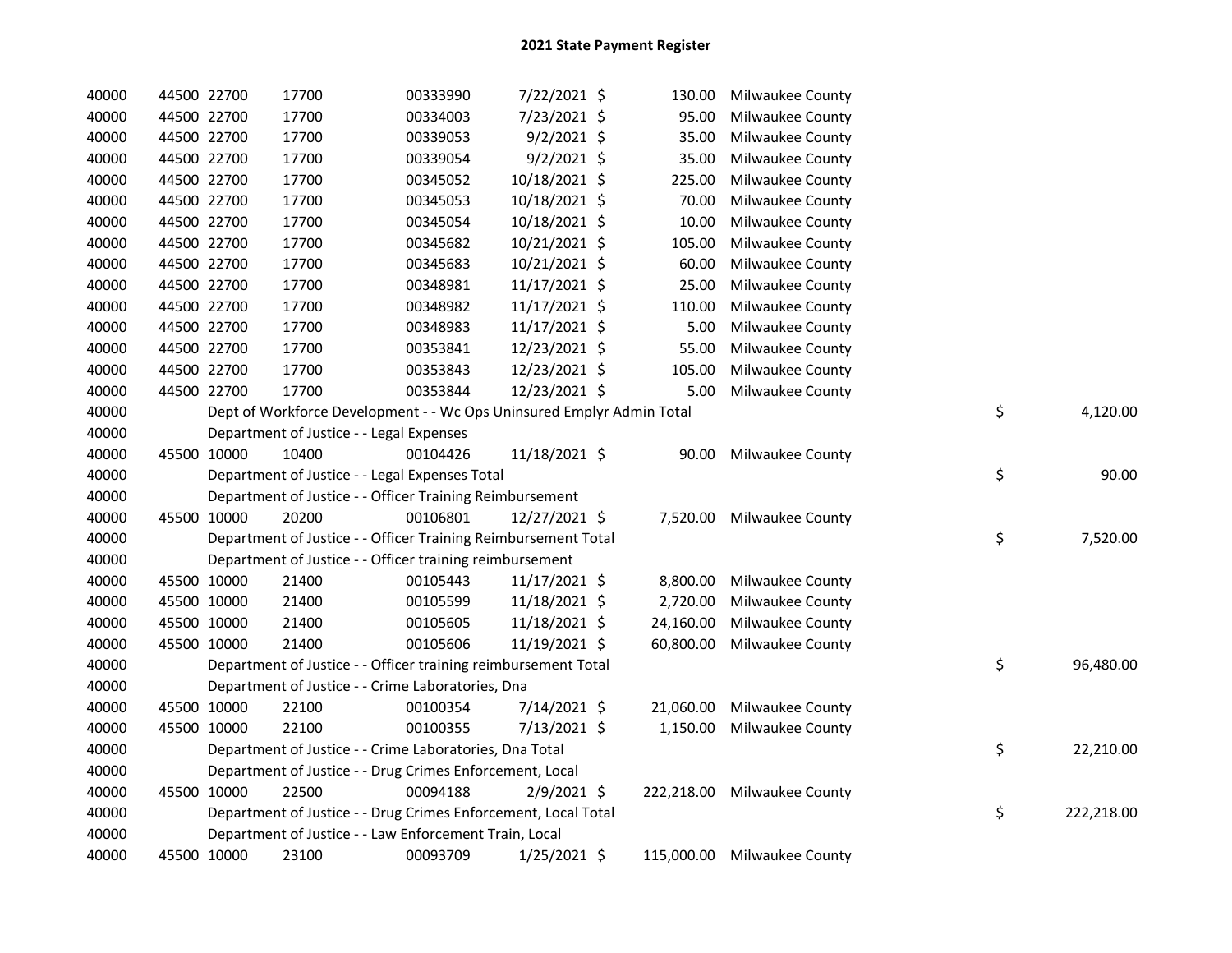# 2021 State Payment Register

| | | | | | | | | | |
|---|---|---|---|---|---|---|---|---|---|
| 40000 | 44500 | 22700 | 17700 | 00333990 | 7/22/2021 | $ 130.00 | Milwaukee County | | |
| 40000 | 44500 | 22700 | 17700 | 00334003 | 7/23/2021 | $ 95.00 | Milwaukee County | | |
| 40000 | 44500 | 22700 | 17700 | 00339053 | 9/2/2021 | $ 35.00 | Milwaukee County | | |
| 40000 | 44500 | 22700 | 17700 | 00339054 | 9/2/2021 | $ 35.00 | Milwaukee County | | |
| 40000 | 44500 | 22700 | 17700 | 00345052 | 10/18/2021 | $ 225.00 | Milwaukee County | | |
| 40000 | 44500 | 22700 | 17700 | 00345053 | 10/18/2021 | $ 70.00 | Milwaukee County | | |
| 40000 | 44500 | 22700 | 17700 | 00345054 | 10/18/2021 | $ 10.00 | Milwaukee County | | |
| 40000 | 44500 | 22700 | 17700 | 00345682 | 10/21/2021 | $ 105.00 | Milwaukee County | | |
| 40000 | 44500 | 22700 | 17700 | 00345683 | 10/21/2021 | $ 60.00 | Milwaukee County | | |
| 40000 | 44500 | 22700 | 17700 | 00348981 | 11/17/2021 | $ 25.00 | Milwaukee County | | |
| 40000 | 44500 | 22700 | 17700 | 00348982 | 11/17/2021 | $ 110.00 | Milwaukee County | | |
| 40000 | 44500 | 22700 | 17700 | 00348983 | 11/17/2021 | $ 5.00 | Milwaukee County | | |
| 40000 | 44500 | 22700 | 17700 | 00353841 | 12/23/2021 | $ 55.00 | Milwaukee County | | |
| 40000 | 44500 | 22700 | 17700 | 00353843 | 12/23/2021 | $ 105.00 | Milwaukee County | | |
| 40000 | 44500 | 22700 | 17700 | 00353844 | 12/23/2021 | $ 5.00 | Milwaukee County | | |
| 40000 | | Dept of Workforce Development - - Wc Ops Uninsured Emplyr Admin Total | | | | | | $ | 4,120.00 |
| 40000 | | Department of Justice - - Legal Expenses | | | | | | | |
| 40000 | 45500 | 10000 | 10400 | 00104426 | 11/18/2021 | $ 90.00 | Milwaukee County | | |
| 40000 | | Department of Justice - - Legal Expenses Total | | | | | | $ | 90.00 |
| 40000 | | Department of Justice - - Officer Training Reimbursement | | | | | | | |
| 40000 | 45500 | 10000 | 20200 | 00106801 | 12/27/2021 | $ 7,520.00 | Milwaukee County | | |
| 40000 | | Department of Justice - - Officer Training Reimbursement Total | | | | | | $ | 7,520.00 |
| 40000 | | Department of Justice - - Officer training reimbursement | | | | | | | |
| 40000 | 45500 | 10000 | 21400 | 00105443 | 11/17/2021 | $ 8,800.00 | Milwaukee County | | |
| 40000 | 45500 | 10000 | 21400 | 00105599 | 11/18/2021 | $ 2,720.00 | Milwaukee County | | |
| 40000 | 45500 | 10000 | 21400 | 00105605 | 11/18/2021 | $ 24,160.00 | Milwaukee County | | |
| 40000 | 45500 | 10000 | 21400 | 00105606 | 11/19/2021 | $ 60,800.00 | Milwaukee County | | |
| 40000 | | Department of Justice - - Officer training reimbursement Total | | | | | | $ | 96,480.00 |
| 40000 | | Department of Justice - - Crime Laboratories, Dna | | | | | | | |
| 40000 | 45500 | 10000 | 22100 | 00100354 | 7/14/2021 | $ 21,060.00 | Milwaukee County | | |
| 40000 | 45500 | 10000 | 22100 | 00100355 | 7/13/2021 | $ 1,150.00 | Milwaukee County | | |
| 40000 | | Department of Justice - - Crime Laboratories, Dna Total | | | | | | $ | 22,210.00 |
| 40000 | | Department of Justice - - Drug Crimes Enforcement, Local | | | | | | | |
| 40000 | 45500 | 10000 | 22500 | 00094188 | 2/9/2021 | $ 222,218.00 | Milwaukee County | | |
| 40000 | | Department of Justice - - Drug Crimes Enforcement, Local Total | | | | | | $ | 222,218.00 |
| 40000 | | Department of Justice - - Law Enforcement Train, Local | | | | | | | |
| 40000 | 45500 | 10000 | 23100 | 00093709 | 1/25/2021 | $ 115,000.00 | Milwaukee County | | |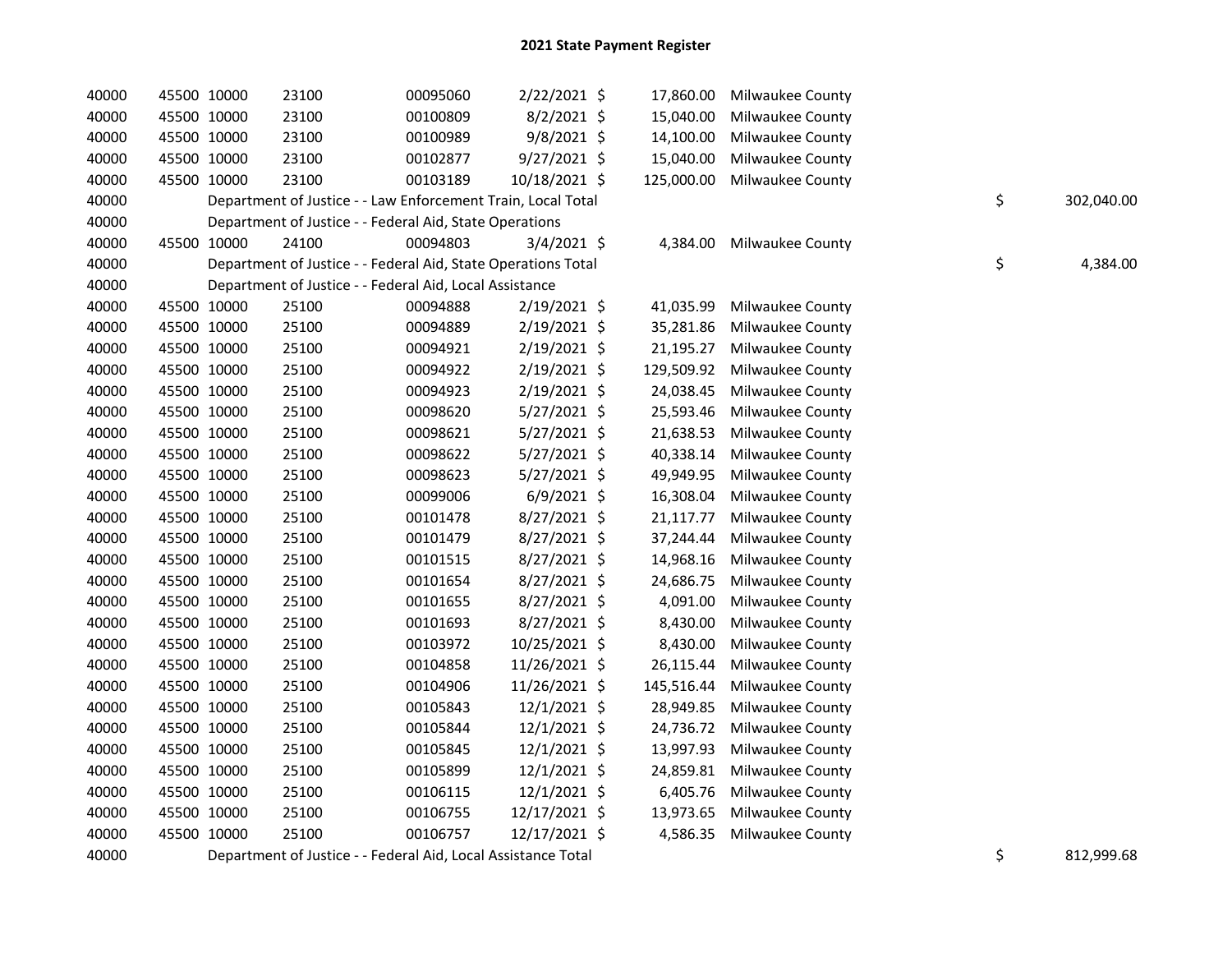## 2021 State Payment Register

| | | | | | | | | | |
|---|---|---|---|---|---|---|---|---|---|
| 40000 | 45500 | 10000 | 23100 | 00095060 | 2/22/2021 | $ 17,860.00 | Milwaukee County | | |
| 40000 | 45500 | 10000 | 23100 | 00100809 | 8/2/2021 | $ 15,040.00 | Milwaukee County | | |
| 40000 | 45500 | 10000 | 23100 | 00100989 | 9/8/2021 | $ 14,100.00 | Milwaukee County | | |
| 40000 | 45500 | 10000 | 23100 | 00102877 | 9/27/2021 | $ 15,040.00 | Milwaukee County | | |
| 40000 | 45500 | 10000 | 23100 | 00103189 | 10/18/2021 | $ 125,000.00 | Milwaukee County | | |
| 40000 | | Department of Justice - - Law Enforcement Train, Local Total | | | | | | $ | 302,040.00 |
| 40000 | | Department of Justice - - Federal Aid, State Operations | | | | | | | |
| 40000 | 45500 | 10000 | 24100 | 00094803 | 3/4/2021 | $ 4,384.00 | Milwaukee County | | |
| 40000 | | Department of Justice - - Federal Aid, State Operations Total | | | | | | $ | 4,384.00 |
| 40000 | | Department of Justice - - Federal Aid, Local Assistance | | | | | | | |
| 40000 | 45500 | 10000 | 25100 | 00094888 | 2/19/2021 | $ 41,035.99 | Milwaukee County | | |
| 40000 | 45500 | 10000 | 25100 | 00094889 | 2/19/2021 | $ 35,281.86 | Milwaukee County | | |
| 40000 | 45500 | 10000 | 25100 | 00094921 | 2/19/2021 | $ 21,195.27 | Milwaukee County | | |
| 40000 | 45500 | 10000 | 25100 | 00094922 | 2/19/2021 | $ 129,509.92 | Milwaukee County | | |
| 40000 | 45500 | 10000 | 25100 | 00094923 | 2/19/2021 | $ 24,038.45 | Milwaukee County | | |
| 40000 | 45500 | 10000 | 25100 | 00098620 | 5/27/2021 | $ 25,593.46 | Milwaukee County | | |
| 40000 | 45500 | 10000 | 25100 | 00098621 | 5/27/2021 | $ 21,638.53 | Milwaukee County | | |
| 40000 | 45500 | 10000 | 25100 | 00098622 | 5/27/2021 | $ 40,338.14 | Milwaukee County | | |
| 40000 | 45500 | 10000 | 25100 | 00098623 | 5/27/2021 | $ 49,949.95 | Milwaukee County | | |
| 40000 | 45500 | 10000 | 25100 | 00099006 | 6/9/2021 | $ 16,308.04 | Milwaukee County | | |
| 40000 | 45500 | 10000 | 25100 | 00101478 | 8/27/2021 | $ 21,117.77 | Milwaukee County | | |
| 40000 | 45500 | 10000 | 25100 | 00101479 | 8/27/2021 | $ 37,244.44 | Milwaukee County | | |
| 40000 | 45500 | 10000 | 25100 | 00101515 | 8/27/2021 | $ 14,968.16 | Milwaukee County | | |
| 40000 | 45500 | 10000 | 25100 | 00101654 | 8/27/2021 | $ 24,686.75 | Milwaukee County | | |
| 40000 | 45500 | 10000 | 25100 | 00101655 | 8/27/2021 | $ 4,091.00 | Milwaukee County | | |
| 40000 | 45500 | 10000 | 25100 | 00101693 | 8/27/2021 | $ 8,430.00 | Milwaukee County | | |
| 40000 | 45500 | 10000 | 25100 | 00103972 | 10/25/2021 | $ 8,430.00 | Milwaukee County | | |
| 40000 | 45500 | 10000 | 25100 | 00104858 | 11/26/2021 | $ 26,115.44 | Milwaukee County | | |
| 40000 | 45500 | 10000 | 25100 | 00104906 | 11/26/2021 | $ 145,516.44 | Milwaukee County | | |
| 40000 | 45500 | 10000 | 25100 | 00105843 | 12/1/2021 | $ 28,949.85 | Milwaukee County | | |
| 40000 | 45500 | 10000 | 25100 | 00105844 | 12/1/2021 | $ 24,736.72 | Milwaukee County | | |
| 40000 | 45500 | 10000 | 25100 | 00105845 | 12/1/2021 | $ 13,997.93 | Milwaukee County | | |
| 40000 | 45500 | 10000 | 25100 | 00105899 | 12/1/2021 | $ 24,859.81 | Milwaukee County | | |
| 40000 | 45500 | 10000 | 25100 | 00106115 | 12/1/2021 | $ 6,405.76 | Milwaukee County | | |
| 40000 | 45500 | 10000 | 25100 | 00106755 | 12/17/2021 | $ 13,973.65 | Milwaukee County | | |
| 40000 | 45500 | 10000 | 25100 | 00106757 | 12/17/2021 | $ 4,586.35 | Milwaukee County | | |
| 40000 | | Department of Justice - - Federal Aid, Local Assistance Total | | | | | | $ | 812,999.68 |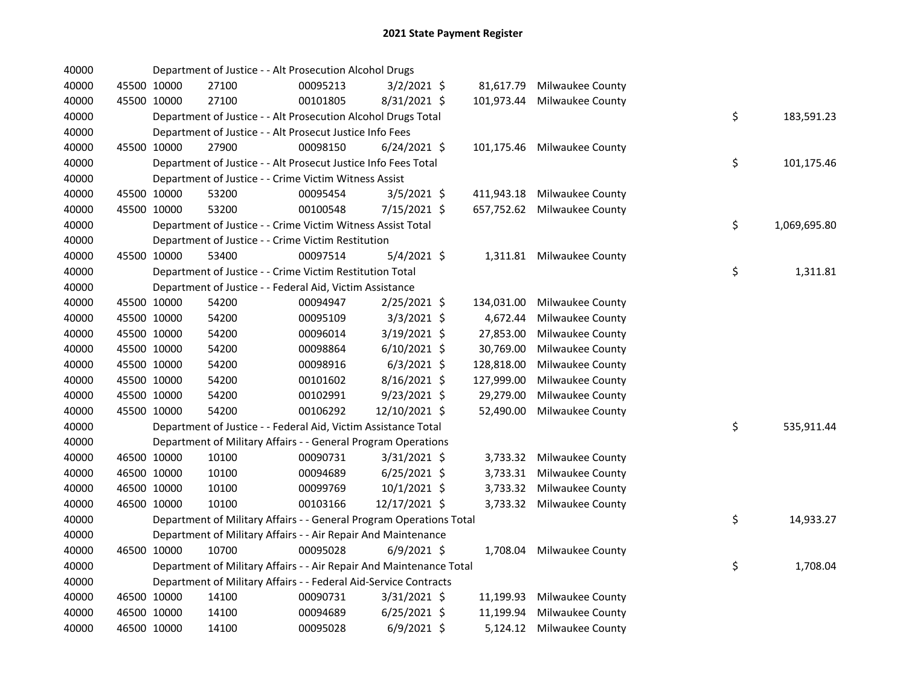# 2021 State Payment Register

| | | | | | | | | | |
|---|---|---|---|---|---|---|---|---|---|
| 40000 | | | Department of Justice - - Alt Prosecution Alcohol Drugs | | | | | | |
| 40000 | 45500 | 10000 | 27100 | 00095213 | 3/2/2021 | $ 81,617.79 | Milwaukee County | | |
| 40000 | 45500 | 10000 | 27100 | 00101805 | 8/31/2021 | $ 101,973.44 | Milwaukee County | | |
| 40000 | | | Department of Justice - - Alt Prosecution Alcohol Drugs Total | | | | | $ | 183,591.23 |
| 40000 | | | Department of Justice - - Alt Prosecut Justice Info Fees | | | | | | |
| 40000 | 45500 | 10000 | 27900 | 00098150 | 6/24/2021 | $ 101,175.46 | Milwaukee County | | |
| 40000 | | | Department of Justice - - Alt Prosecut Justice Info Fees Total | | | | | $ | 101,175.46 |
| 40000 | | | Department of Justice - - Crime Victim Witness Assist | | | | | | |
| 40000 | 45500 | 10000 | 53200 | 00095454 | 3/5/2021 | $ 411,943.18 | Milwaukee County | | |
| 40000 | 45500 | 10000 | 53200 | 00100548 | 7/15/2021 | $ 657,752.62 | Milwaukee County | | |
| 40000 | | | Department of Justice - - Crime Victim Witness Assist Total | | | | | $ | 1,069,695.80 |
| 40000 | | | Department of Justice - - Crime Victim Restitution | | | | | | |
| 40000 | 45500 | 10000 | 53400 | 00097514 | 5/4/2021 | $ 1,311.81 | Milwaukee County | | |
| 40000 | | | Department of Justice - - Crime Victim Restitution Total | | | | | $ | 1,311.81 |
| 40000 | | | Department of Justice - - Federal Aid, Victim Assistance | | | | | | |
| 40000 | 45500 | 10000 | 54200 | 00094947 | 2/25/2021 | $ 134,031.00 | Milwaukee County | | |
| 40000 | 45500 | 10000 | 54200 | 00095109 | 3/3/2021 | $ 4,672.44 | Milwaukee County | | |
| 40000 | 45500 | 10000 | 54200 | 00096014 | 3/19/2021 | $ 27,853.00 | Milwaukee County | | |
| 40000 | 45500 | 10000 | 54200 | 00098864 | 6/10/2021 | $ 30,769.00 | Milwaukee County | | |
| 40000 | 45500 | 10000 | 54200 | 00098916 | 6/3/2021 | $ 128,818.00 | Milwaukee County | | |
| 40000 | 45500 | 10000 | 54200 | 00101602 | 8/16/2021 | $ 127,999.00 | Milwaukee County | | |
| 40000 | 45500 | 10000 | 54200 | 00102991 | 9/23/2021 | $ 29,279.00 | Milwaukee County | | |
| 40000 | 45500 | 10000 | 54200 | 00106292 | 12/10/2021 | $ 52,490.00 | Milwaukee County | | |
| 40000 | | | Department of Justice - - Federal Aid, Victim Assistance Total | | | | | $ | 535,911.44 |
| 40000 | | | Department of Military Affairs - - General Program Operations | | | | | | |
| 40000 | 46500 | 10000 | 10100 | 00090731 | 3/31/2021 | $ 3,733.32 | Milwaukee County | | |
| 40000 | 46500 | 10000 | 10100 | 00094689 | 6/25/2021 | $ 3,733.31 | Milwaukee County | | |
| 40000 | 46500 | 10000 | 10100 | 00099769 | 10/1/2021 | $ 3,733.32 | Milwaukee County | | |
| 40000 | 46500 | 10000 | 10100 | 00103166 | 12/17/2021 | $ 3,733.32 | Milwaukee County | | |
| 40000 | | | Department of Military Affairs - - General Program Operations Total | | | | | $ | 14,933.27 |
| 40000 | | | Department of Military Affairs - - Air Repair And Maintenance | | | | | | |
| 40000 | 46500 | 10000 | 10700 | 00095028 | 6/9/2021 | $ 1,708.04 | Milwaukee County | | |
| 40000 | | | Department of Military Affairs - - Air Repair And Maintenance Total | | | | | $ | 1,708.04 |
| 40000 | | | Department of Military Affairs - - Federal Aid-Service Contracts | | | | | | |
| 40000 | 46500 | 10000 | 14100 | 00090731 | 3/31/2021 | $ 11,199.93 | Milwaukee County | | |
| 40000 | 46500 | 10000 | 14100 | 00094689 | 6/25/2021 | $ 11,199.94 | Milwaukee County | | |
| 40000 | 46500 | 10000 | 14100 | 00095028 | 6/9/2021 | $ 5,124.12 | Milwaukee County | | |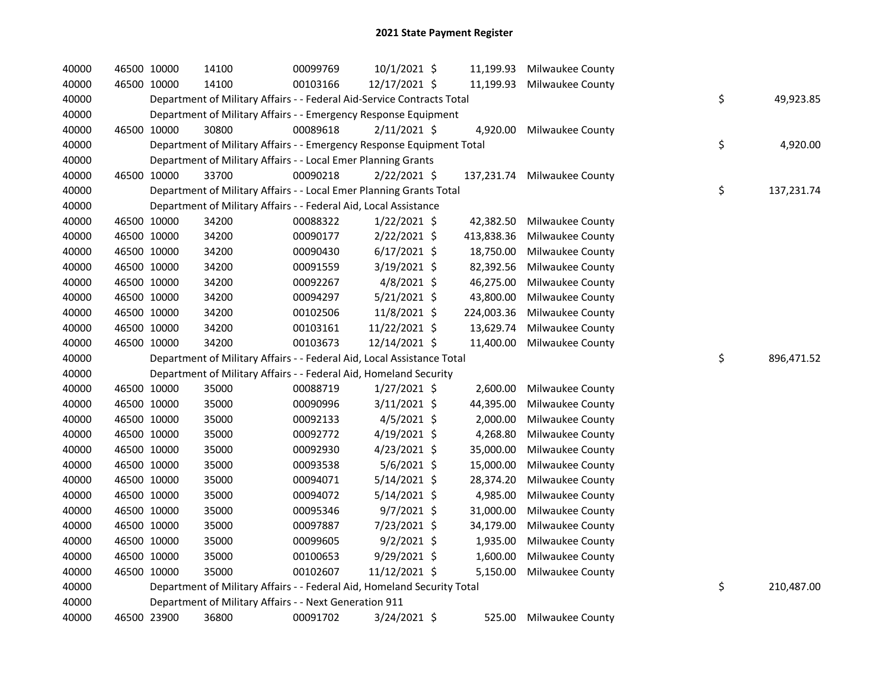# 2021 State Payment Register

| | | | | | | | | | |
|---|---|---|---|---|---|---|---|---|---|
| 40000 | 46500 | 10000 | 14100 | 00099769 | 10/1/2021 | $ 11,199.93 | Milwaukee County | | |
| 40000 | 46500 | 10000 | 14100 | 00103166 | 12/17/2021 | $ 11,199.93 | Milwaukee County | | |
| 40000 | | Department of Military Affairs - - Federal Aid-Service Contracts Total | | | | | | $ | 49,923.85 |
| 40000 | | Department of Military Affairs - - Emergency Response Equipment | | | | | | | |
| 40000 | 46500 | 10000 | 30800 | 00089618 | 2/11/2021 | $ 4,920.00 | Milwaukee County | | |
| 40000 | | Department of Military Affairs - - Emergency Response Equipment Total | | | | | | $ | 4,920.00 |
| 40000 | | Department of Military Affairs - - Local Emer Planning Grants | | | | | | | |
| 40000 | 46500 | 10000 | 33700 | 00090218 | 2/22/2021 | $ 137,231.74 | Milwaukee County | | |
| 40000 | | Department of Military Affairs - - Local Emer Planning Grants Total | | | | | | $ | 137,231.74 |
| 40000 | | Department of Military Affairs - - Federal Aid, Local Assistance | | | | | | | |
| 40000 | 46500 | 10000 | 34200 | 00088322 | 1/22/2021 | $ 42,382.50 | Milwaukee County | | |
| 40000 | 46500 | 10000 | 34200 | 00090177 | 2/22/2021 | $ 413,838.36 | Milwaukee County | | |
| 40000 | 46500 | 10000 | 34200 | 00090430 | 6/17/2021 | $ 18,750.00 | Milwaukee County | | |
| 40000 | 46500 | 10000 | 34200 | 00091559 | 3/19/2021 | $ 82,392.56 | Milwaukee County | | |
| 40000 | 46500 | 10000 | 34200 | 00092267 | 4/8/2021 | $ 46,275.00 | Milwaukee County | | |
| 40000 | 46500 | 10000 | 34200 | 00094297 | 5/21/2021 | $ 43,800.00 | Milwaukee County | | |
| 40000 | 46500 | 10000 | 34200 | 00102506 | 11/8/2021 | $ 224,003.36 | Milwaukee County | | |
| 40000 | 46500 | 10000 | 34200 | 00103161 | 11/22/2021 | $ 13,629.74 | Milwaukee County | | |
| 40000 | 46500 | 10000 | 34200 | 00103673 | 12/14/2021 | $ 11,400.00 | Milwaukee County | | |
| 40000 | | Department of Military Affairs - - Federal Aid, Local Assistance Total | | | | | | $ | 896,471.52 |
| 40000 | | Department of Military Affairs - - Federal Aid, Homeland Security | | | | | | | |
| 40000 | 46500 | 10000 | 35000 | 00088719 | 1/27/2021 | $ 2,600.00 | Milwaukee County | | |
| 40000 | 46500 | 10000 | 35000 | 00090996 | 3/11/2021 | $ 44,395.00 | Milwaukee County | | |
| 40000 | 46500 | 10000 | 35000 | 00092133 | 4/5/2021 | $ 2,000.00 | Milwaukee County | | |
| 40000 | 46500 | 10000 | 35000 | 00092772 | 4/19/2021 | $ 4,268.80 | Milwaukee County | | |
| 40000 | 46500 | 10000 | 35000 | 00092930 | 4/23/2021 | $ 35,000.00 | Milwaukee County | | |
| 40000 | 46500 | 10000 | 35000 | 00093538 | 5/6/2021 | $ 15,000.00 | Milwaukee County | | |
| 40000 | 46500 | 10000 | 35000 | 00094071 | 5/14/2021 | $ 28,374.20 | Milwaukee County | | |
| 40000 | 46500 | 10000 | 35000 | 00094072 | 5/14/2021 | $ 4,985.00 | Milwaukee County | | |
| 40000 | 46500 | 10000 | 35000 | 00095346 | 9/7/2021 | $ 31,000.00 | Milwaukee County | | |
| 40000 | 46500 | 10000 | 35000 | 00097887 | 7/23/2021 | $ 34,179.00 | Milwaukee County | | |
| 40000 | 46500 | 10000 | 35000 | 00099605 | 9/2/2021 | $ 1,935.00 | Milwaukee County | | |
| 40000 | 46500 | 10000 | 35000 | 00100653 | 9/29/2021 | $ 1,600.00 | Milwaukee County | | |
| 40000 | 46500 | 10000 | 35000 | 00102607 | 11/12/2021 | $ 5,150.00 | Milwaukee County | | |
| 40000 | | Department of Military Affairs - - Federal Aid, Homeland Security Total | | | | | | $ | 210,487.00 |
| 40000 | | Department of Military Affairs - - Next Generation 911 | | | | | | | |
| 40000 | 46500 | 23900 | 36800 | 00091702 | 3/24/2021 | $ 525.00 | Milwaukee County | | |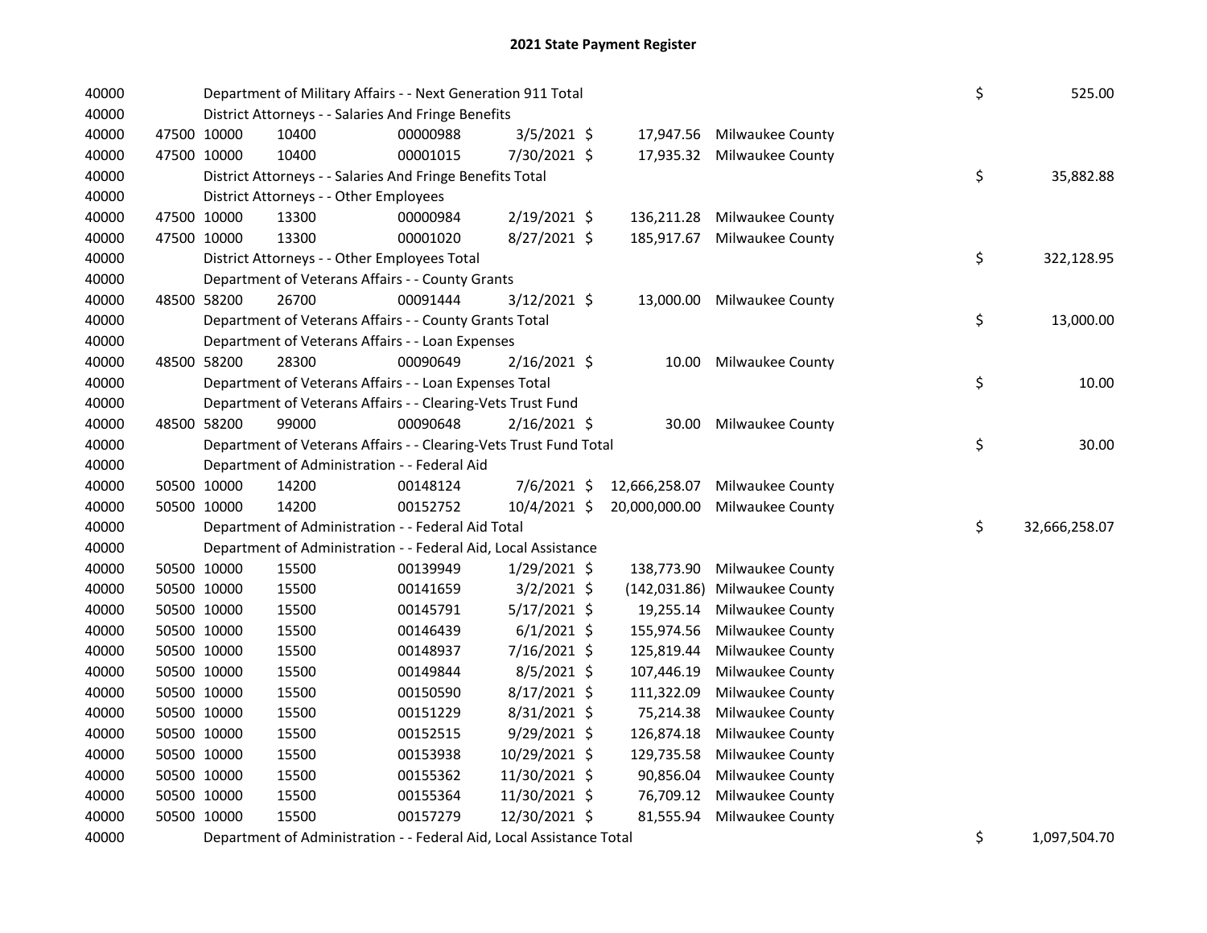# 2021 State Payment Register

| | | | | | | | | | |
|---|---|---|---|---|---|---|---|---|---|
| 40000 | | Department of Military Affairs - - Next Generation 911 Total | | | | | | $ | 525.00 |
| 40000 | | District Attorneys - - Salaries And Fringe Benefits | | | | | | | |
| 40000 | 47500 | 10000 | 10400 | 00000988 | 3/5/2021 | $ 17,947.56 | Milwaukee County | | |
| 40000 | 47500 | 10000 | 10400 | 00001015 | 7/30/2021 | $ 17,935.32 | Milwaukee County | | |
| 40000 | | District Attorneys - - Salaries And Fringe Benefits Total | | | | | | $ | 35,882.88 |
| 40000 | | District Attorneys - - Other Employees | | | | | | | |
| 40000 | 47500 | 10000 | 13300 | 00000984 | 2/19/2021 | $ 136,211.28 | Milwaukee County | | |
| 40000 | 47500 | 10000 | 13300 | 00001020 | 8/27/2021 | $ 185,917.67 | Milwaukee County | | |
| 40000 | | District Attorneys - - Other Employees Total | | | | | | $ | 322,128.95 |
| 40000 | | Department of Veterans Affairs - - County Grants | | | | | | | |
| 40000 | 48500 | 58200 | 26700 | 00091444 | 3/12/2021 | $ 13,000.00 | Milwaukee County | | |
| 40000 | | Department of Veterans Affairs - - County Grants Total | | | | | | $ | 13,000.00 |
| 40000 | | Department of Veterans Affairs - - Loan Expenses | | | | | | | |
| 40000 | 48500 | 58200 | 28300 | 00090649 | 2/16/2021 | $ 10.00 | Milwaukee County | | |
| 40000 | | Department of Veterans Affairs - - Loan Expenses Total | | | | | | $ | 10.00 |
| 40000 | | Department of Veterans Affairs - - Clearing-Vets Trust Fund | | | | | | | |
| 40000 | 48500 | 58200 | 99000 | 00090648 | 2/16/2021 | $ 30.00 | Milwaukee County | | |
| 40000 | | Department of Veterans Affairs - - Clearing-Vets Trust Fund Total | | | | | | $ | 30.00 |
| 40000 | | Department of Administration - - Federal Aid | | | | | | | |
| 40000 | 50500 | 10000 | 14200 | 00148124 | 7/6/2021 | $ 12,666,258.07 | Milwaukee County | | |
| 40000 | 50500 | 10000 | 14200 | 00152752 | 10/4/2021 | $ 20,000,000.00 | Milwaukee County | | |
| 40000 | | Department of Administration - - Federal Aid Total | | | | | | $ | 32,666,258.07 |
| 40000 | | Department of Administration - - Federal Aid, Local Assistance | | | | | | | |
| 40000 | 50500 | 10000 | 15500 | 00139949 | 1/29/2021 | $ 138,773.90 | Milwaukee County | | |
| 40000 | 50500 | 10000 | 15500 | 00141659 | 3/2/2021 | $ (142,031.86) | Milwaukee County | | |
| 40000 | 50500 | 10000 | 15500 | 00145791 | 5/17/2021 | $ 19,255.14 | Milwaukee County | | |
| 40000 | 50500 | 10000 | 15500 | 00146439 | 6/1/2021 | $ 155,974.56 | Milwaukee County | | |
| 40000 | 50500 | 10000 | 15500 | 00148937 | 7/16/2021 | $ 125,819.44 | Milwaukee County | | |
| 40000 | 50500 | 10000 | 15500 | 00149844 | 8/5/2021 | $ 107,446.19 | Milwaukee County | | |
| 40000 | 50500 | 10000 | 15500 | 00150590 | 8/17/2021 | $ 111,322.09 | Milwaukee County | | |
| 40000 | 50500 | 10000 | 15500 | 00151229 | 8/31/2021 | $ 75,214.38 | Milwaukee County | | |
| 40000 | 50500 | 10000 | 15500 | 00152515 | 9/29/2021 | $ 126,874.18 | Milwaukee County | | |
| 40000 | 50500 | 10000 | 15500 | 00153938 | 10/29/2021 | $ 129,735.58 | Milwaukee County | | |
| 40000 | 50500 | 10000 | 15500 | 00155362 | 11/30/2021 | $ 90,856.04 | Milwaukee County | | |
| 40000 | 50500 | 10000 | 15500 | 00155364 | 11/30/2021 | $ 76,709.12 | Milwaukee County | | |
| 40000 | 50500 | 10000 | 15500 | 00157279 | 12/30/2021 | $ 81,555.94 | Milwaukee County | | |
| 40000 | | Department of Administration - - Federal Aid, Local Assistance Total | | | | | | $ | 1,097,504.70 |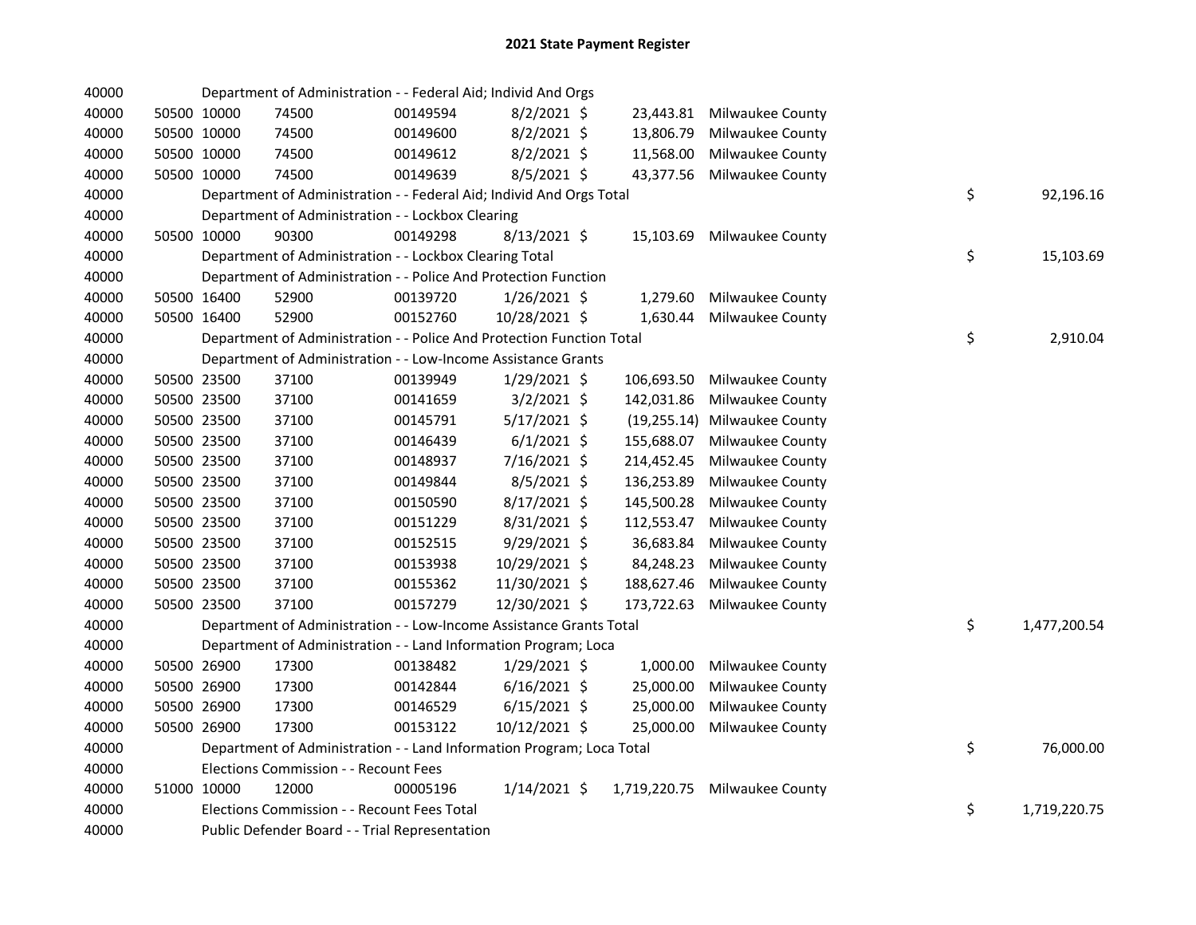# 2021 State Payment Register

| | | | | | | | | | |
|---|---|---|---|---|---|---|---|---|---|
| 40000 | | Department of Administration - - Federal Aid; Individ And Orgs | | | | | | | |
| 40000 | 50500 | 10000 | 74500 | 00149594 | 8/2/2021 | $ 23,443.81 | Milwaukee County | | |
| 40000 | 50500 | 10000 | 74500 | 00149600 | 8/2/2021 | $ 13,806.79 | Milwaukee County | | |
| 40000 | 50500 | 10000 | 74500 | 00149612 | 8/2/2021 | $ 11,568.00 | Milwaukee County | | |
| 40000 | 50500 | 10000 | 74500 | 00149639 | 8/5/2021 | $ 43,377.56 | Milwaukee County | | |
| 40000 | | Department of Administration - - Federal Aid; Individ And Orgs Total | | | | | | $ | 92,196.16 |
| 40000 | | Department of Administration - - Lockbox Clearing | | | | | | | |
| 40000 | 50500 | 10000 | 90300 | 00149298 | 8/13/2021 | $ 15,103.69 | Milwaukee County | | |
| 40000 | | Department of Administration - - Lockbox Clearing Total | | | | | | $ | 15,103.69 |
| 40000 | | Department of Administration - - Police And Protection Function | | | | | | | |
| 40000 | 50500 | 16400 | 52900 | 00139720 | 1/26/2021 | $ 1,279.60 | Milwaukee County | | |
| 40000 | 50500 | 16400 | 52900 | 00152760 | 10/28/2021 | $ 1,630.44 | Milwaukee County | | |
| 40000 | | Department of Administration - - Police And Protection Function Total | | | | | | $ | 2,910.04 |
| 40000 | | Department of Administration - - Low-Income Assistance Grants | | | | | | | |
| 40000 | 50500 | 23500 | 37100 | 00139949 | 1/29/2021 | $ 106,693.50 | Milwaukee County | | |
| 40000 | 50500 | 23500 | 37100 | 00141659 | 3/2/2021 | $ 142,031.86 | Milwaukee County | | |
| 40000 | 50500 | 23500 | 37100 | 00145791 | 5/17/2021 | $ (19,255.14) | Milwaukee County | | |
| 40000 | 50500 | 23500 | 37100 | 00146439 | 6/1/2021 | $ 155,688.07 | Milwaukee County | | |
| 40000 | 50500 | 23500 | 37100 | 00148937 | 7/16/2021 | $ 214,452.45 | Milwaukee County | | |
| 40000 | 50500 | 23500 | 37100 | 00149844 | 8/5/2021 | $ 136,253.89 | Milwaukee County | | |
| 40000 | 50500 | 23500 | 37100 | 00150590 | 8/17/2021 | $ 145,500.28 | Milwaukee County | | |
| 40000 | 50500 | 23500 | 37100 | 00151229 | 8/31/2021 | $ 112,553.47 | Milwaukee County | | |
| 40000 | 50500 | 23500 | 37100 | 00152515 | 9/29/2021 | $ 36,683.84 | Milwaukee County | | |
| 40000 | 50500 | 23500 | 37100 | 00153938 | 10/29/2021 | $ 84,248.23 | Milwaukee County | | |
| 40000 | 50500 | 23500 | 37100 | 00155362 | 11/30/2021 | $ 188,627.46 | Milwaukee County | | |
| 40000 | 50500 | 23500 | 37100 | 00157279 | 12/30/2021 | $ 173,722.63 | Milwaukee County | | |
| 40000 | | Department of Administration - - Low-Income Assistance Grants Total | | | | | | $ | 1,477,200.54 |
| 40000 | | Department of Administration - - Land Information Program; Loca | | | | | | | |
| 40000 | 50500 | 26900 | 17300 | 00138482 | 1/29/2021 | $ 1,000.00 | Milwaukee County | | |
| 40000 | 50500 | 26900 | 17300 | 00142844 | 6/16/2021 | $ 25,000.00 | Milwaukee County | | |
| 40000 | 50500 | 26900 | 17300 | 00146529 | 6/15/2021 | $ 25,000.00 | Milwaukee County | | |
| 40000 | 50500 | 26900 | 17300 | 00153122 | 10/12/2021 | $ 25,000.00 | Milwaukee County | | |
| 40000 | | Department of Administration - - Land Information Program; Loca Total | | | | | | $ | 76,000.00 |
| 40000 | | Elections Commission - - Recount Fees | | | | | | | |
| 40000 | 51000 | 10000 | 12000 | 00005196 | 1/14/2021 | $ 1,719,220.75 | Milwaukee County | | |
| 40000 | | Elections Commission - - Recount Fees Total | | | | | | $ | 1,719,220.75 |
| 40000 | | Public Defender Board - - Trial Representation | | | | | | | |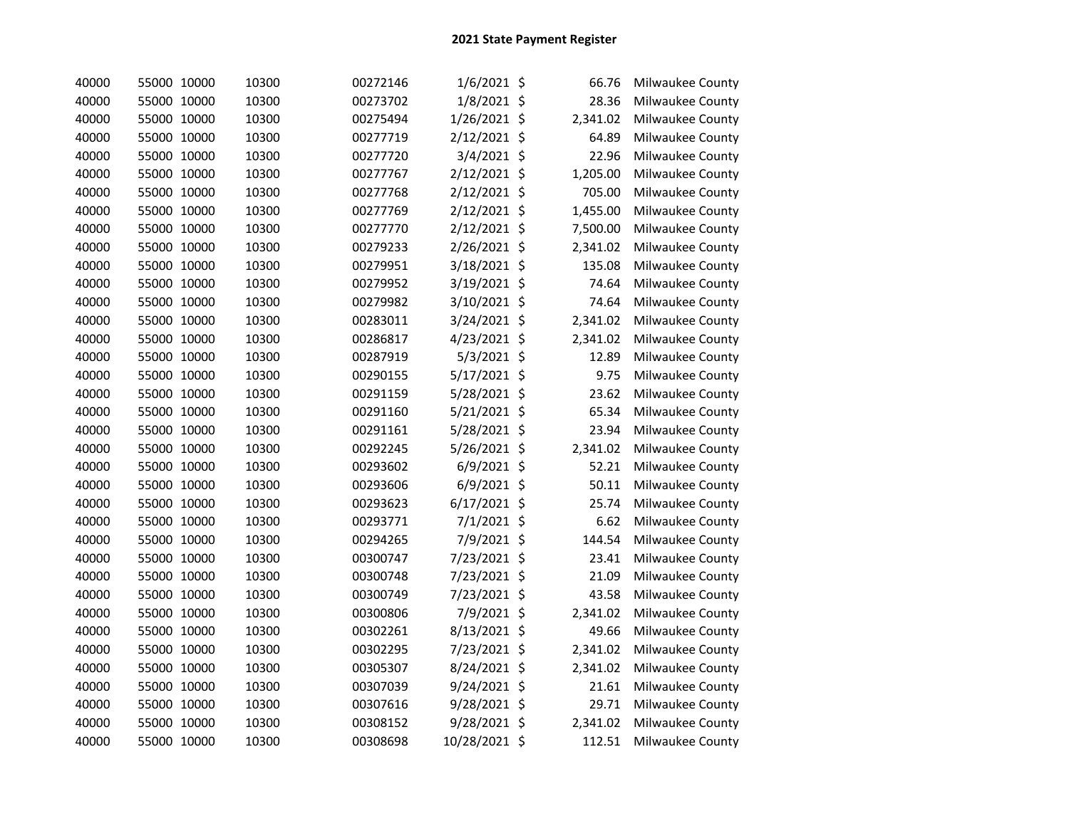# 2021 State Payment Register

| | | | | | | | | |
|---|---|---|---|---|---|---|---|---|
| 40000 | 55000 | 10000 | 10300 | 00272146 | 1/6/2021 | $ | 66.76 | Milwaukee County |
| 40000 | 55000 | 10000 | 10300 | 00273702 | 1/8/2021 | $ | 28.36 | Milwaukee County |
| 40000 | 55000 | 10000 | 10300 | 00275494 | 1/26/2021 | $ | 2,341.02 | Milwaukee County |
| 40000 | 55000 | 10000 | 10300 | 00277719 | 2/12/2021 | $ | 64.89 | Milwaukee County |
| 40000 | 55000 | 10000 | 10300 | 00277720 | 3/4/2021 | $ | 22.96 | Milwaukee County |
| 40000 | 55000 | 10000 | 10300 | 00277767 | 2/12/2021 | $ | 1,205.00 | Milwaukee County |
| 40000 | 55000 | 10000 | 10300 | 00277768 | 2/12/2021 | $ | 705.00 | Milwaukee County |
| 40000 | 55000 | 10000 | 10300 | 00277769 | 2/12/2021 | $ | 1,455.00 | Milwaukee County |
| 40000 | 55000 | 10000 | 10300 | 00277770 | 2/12/2021 | $ | 7,500.00 | Milwaukee County |
| 40000 | 55000 | 10000 | 10300 | 00279233 | 2/26/2021 | $ | 2,341.02 | Milwaukee County |
| 40000 | 55000 | 10000 | 10300 | 00279951 | 3/18/2021 | $ | 135.08 | Milwaukee County |
| 40000 | 55000 | 10000 | 10300 | 00279952 | 3/19/2021 | $ | 74.64 | Milwaukee County |
| 40000 | 55000 | 10000 | 10300 | 00279982 | 3/10/2021 | $ | 74.64 | Milwaukee County |
| 40000 | 55000 | 10000 | 10300 | 00283011 | 3/24/2021 | $ | 2,341.02 | Milwaukee County |
| 40000 | 55000 | 10000 | 10300 | 00286817 | 4/23/2021 | $ | 2,341.02 | Milwaukee County |
| 40000 | 55000 | 10000 | 10300 | 00287919 | 5/3/2021 | $ | 12.89 | Milwaukee County |
| 40000 | 55000 | 10000 | 10300 | 00290155 | 5/17/2021 | $ | 9.75 | Milwaukee County |
| 40000 | 55000 | 10000 | 10300 | 00291159 | 5/28/2021 | $ | 23.62 | Milwaukee County |
| 40000 | 55000 | 10000 | 10300 | 00291160 | 5/21/2021 | $ | 65.34 | Milwaukee County |
| 40000 | 55000 | 10000 | 10300 | 00291161 | 5/28/2021 | $ | 23.94 | Milwaukee County |
| 40000 | 55000 | 10000 | 10300 | 00292245 | 5/26/2021 | $ | 2,341.02 | Milwaukee County |
| 40000 | 55000 | 10000 | 10300 | 00293602 | 6/9/2021 | $ | 52.21 | Milwaukee County |
| 40000 | 55000 | 10000 | 10300 | 00293606 | 6/9/2021 | $ | 50.11 | Milwaukee County |
| 40000 | 55000 | 10000 | 10300 | 00293623 | 6/17/2021 | $ | 25.74 | Milwaukee County |
| 40000 | 55000 | 10000 | 10300 | 00293771 | 7/1/2021 | $ | 6.62 | Milwaukee County |
| 40000 | 55000 | 10000 | 10300 | 00294265 | 7/9/2021 | $ | 144.54 | Milwaukee County |
| 40000 | 55000 | 10000 | 10300 | 00300747 | 7/23/2021 | $ | 23.41 | Milwaukee County |
| 40000 | 55000 | 10000 | 10300 | 00300748 | 7/23/2021 | $ | 21.09 | Milwaukee County |
| 40000 | 55000 | 10000 | 10300 | 00300749 | 7/23/2021 | $ | 43.58 | Milwaukee County |
| 40000 | 55000 | 10000 | 10300 | 00300806 | 7/9/2021 | $ | 2,341.02 | Milwaukee County |
| 40000 | 55000 | 10000 | 10300 | 00302261 | 8/13/2021 | $ | 49.66 | Milwaukee County |
| 40000 | 55000 | 10000 | 10300 | 00302295 | 7/23/2021 | $ | 2,341.02 | Milwaukee County |
| 40000 | 55000 | 10000 | 10300 | 00305307 | 8/24/2021 | $ | 2,341.02 | Milwaukee County |
| 40000 | 55000 | 10000 | 10300 | 00307039 | 9/24/2021 | $ | 21.61 | Milwaukee County |
| 40000 | 55000 | 10000 | 10300 | 00307616 | 9/28/2021 | $ | 29.71 | Milwaukee County |
| 40000 | 55000 | 10000 | 10300 | 00308152 | 9/28/2021 | $ | 2,341.02 | Milwaukee County |
| 40000 | 55000 | 10000 | 10300 | 00308698 | 10/28/2021 | $ | 112.51 | Milwaukee County |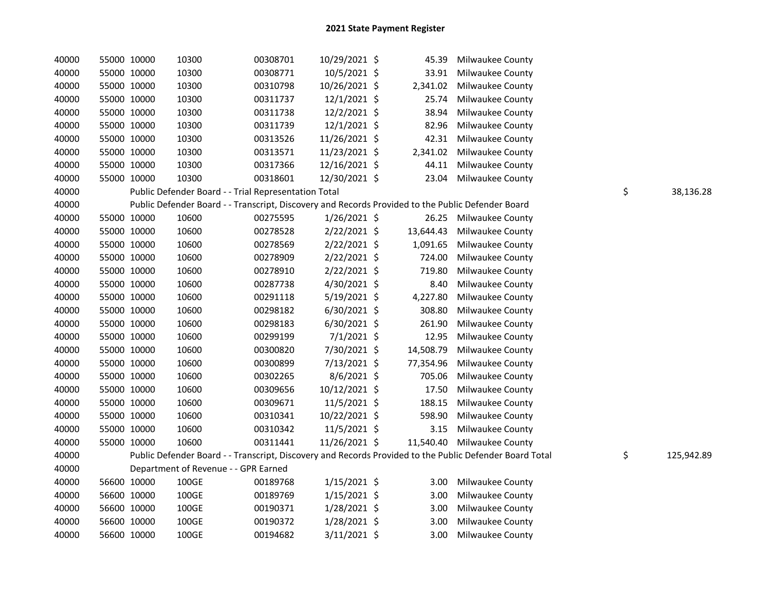# 2021 State Payment Register

| | | | | | | | | | |
|---|---|---|---|---|---|---|---|---|---|
| 40000 | 55000 | 10000 | 10300 | 00308701 | 10/29/2021 | $ | 45.39 | Milwaukee County | |
| 40000 | 55000 | 10000 | 10300 | 00308771 | 10/5/2021 | $ | 33.91 | Milwaukee County | |
| 40000 | 55000 | 10000 | 10300 | 00310798 | 10/26/2021 | $ | 2,341.02 | Milwaukee County | |
| 40000 | 55000 | 10000 | 10300 | 00311737 | 12/1/2021 | $ | 25.74 | Milwaukee County | |
| 40000 | 55000 | 10000 | 10300 | 00311738 | 12/2/2021 | $ | 38.94 | Milwaukee County | |
| 40000 | 55000 | 10000 | 10300 | 00311739 | 12/1/2021 | $ | 82.96 | Milwaukee County | |
| 40000 | 55000 | 10000 | 10300 | 00313526 | 11/26/2021 | $ | 42.31 | Milwaukee County | |
| 40000 | 55000 | 10000 | 10300 | 00313571 | 11/23/2021 | $ | 2,341.02 | Milwaukee County | |
| 40000 | 55000 | 10000 | 10300 | 00317366 | 12/16/2021 | $ | 44.11 | Milwaukee County | |
| 40000 | 55000 | 10000 | 10300 | 00318601 | 12/30/2021 | $ | 23.04 | Milwaukee County | |
| 40000 | | Public Defender Board - - Trial Representation Total | | | | | | | $ 38,136.28 |
| 40000 | | Public Defender Board - - Transcript, Discovery and Records Provided to the Public Defender Board | | | | | | | |
| 40000 | 55000 | 10000 | 10600 | 00275595 | 1/26/2021 | $ | 26.25 | Milwaukee County | |
| 40000 | 55000 | 10000 | 10600 | 00278528 | 2/22/2021 | $ | 13,644.43 | Milwaukee County | |
| 40000 | 55000 | 10000 | 10600 | 00278569 | 2/22/2021 | $ | 1,091.65 | Milwaukee County | |
| 40000 | 55000 | 10000 | 10600 | 00278909 | 2/22/2021 | $ | 724.00 | Milwaukee County | |
| 40000 | 55000 | 10000 | 10600 | 00278910 | 2/22/2021 | $ | 719.80 | Milwaukee County | |
| 40000 | 55000 | 10000 | 10600 | 00287738 | 4/30/2021 | $ | 8.40 | Milwaukee County | |
| 40000 | 55000 | 10000 | 10600 | 00291118 | 5/19/2021 | $ | 4,227.80 | Milwaukee County | |
| 40000 | 55000 | 10000 | 10600 | 00298182 | 6/30/2021 | $ | 308.80 | Milwaukee County | |
| 40000 | 55000 | 10000 | 10600 | 00298183 | 6/30/2021 | $ | 261.90 | Milwaukee County | |
| 40000 | 55000 | 10000 | 10600 | 00299199 | 7/1/2021 | $ | 12.95 | Milwaukee County | |
| 40000 | 55000 | 10000 | 10600 | 00300820 | 7/30/2021 | $ | 14,508.79 | Milwaukee County | |
| 40000 | 55000 | 10000 | 10600 | 00300899 | 7/13/2021 | $ | 77,354.96 | Milwaukee County | |
| 40000 | 55000 | 10000 | 10600 | 00302265 | 8/6/2021 | $ | 705.06 | Milwaukee County | |
| 40000 | 55000 | 10000 | 10600 | 00309656 | 10/12/2021 | $ | 17.50 | Milwaukee County | |
| 40000 | 55000 | 10000 | 10600 | 00309671 | 11/5/2021 | $ | 188.15 | Milwaukee County | |
| 40000 | 55000 | 10000 | 10600 | 00310341 | 10/22/2021 | $ | 598.90 | Milwaukee County | |
| 40000 | 55000 | 10000 | 10600 | 00310342 | 11/5/2021 | $ | 3.15 | Milwaukee County | |
| 40000 | 55000 | 10000 | 10600 | 00311441 | 11/26/2021 | $ | 11,540.40 | Milwaukee County | |
| 40000 | | Public Defender Board - - Transcript, Discovery and Records Provided to the Public Defender Board Total | | | | | | | $ 125,942.89 |
| 40000 | | Department of Revenue - - GPR Earned | | | | | | | |
| 40000 | 56600 | 10000 | 100GE | 00189768 | 1/15/2021 | $ | 3.00 | Milwaukee County | |
| 40000 | 56600 | 10000 | 100GE | 00189769 | 1/15/2021 | $ | 3.00 | Milwaukee County | |
| 40000 | 56600 | 10000 | 100GE | 00190371 | 1/28/2021 | $ | 3.00 | Milwaukee County | |
| 40000 | 56600 | 10000 | 100GE | 00190372 | 1/28/2021 | $ | 3.00 | Milwaukee County | |
| 40000 | 56600 | 10000 | 100GE | 00194682 | 3/11/2021 | $ | 3.00 | Milwaukee County | |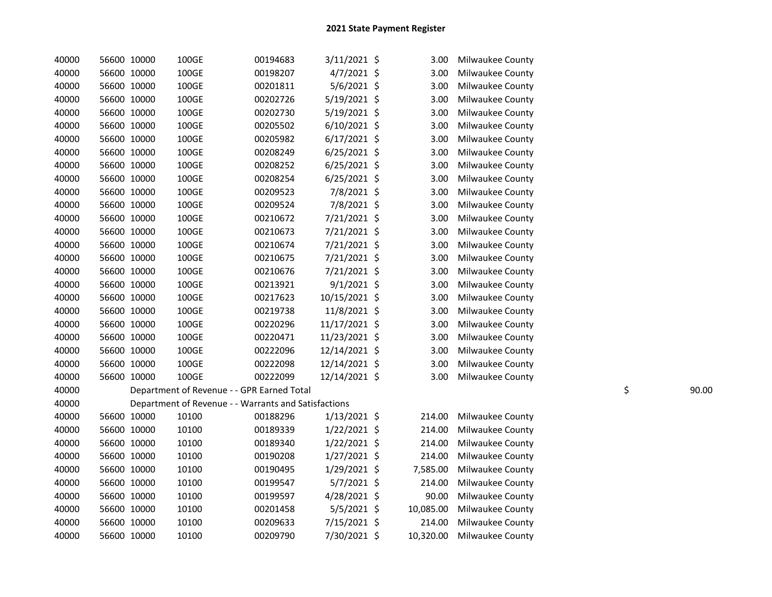# 2021 State Payment Register

| | | | | | | | | | |
|---|---|---|---|---|---|---|---|---|---|
| 40000 | 56600 | 10000 | 100GE | 00194683 | 3/11/2021 | $ 3.00 | Milwaukee County | | |
| 40000 | 56600 | 10000 | 100GE | 00198207 | 4/7/2021 | $ 3.00 | Milwaukee County | | |
| 40000 | 56600 | 10000 | 100GE | 00201811 | 5/6/2021 | $ 3.00 | Milwaukee County | | |
| 40000 | 56600 | 10000 | 100GE | 00202726 | 5/19/2021 | $ 3.00 | Milwaukee County | | |
| 40000 | 56600 | 10000 | 100GE | 00202730 | 5/19/2021 | $ 3.00 | Milwaukee County | | |
| 40000 | 56600 | 10000 | 100GE | 00205502 | 6/10/2021 | $ 3.00 | Milwaukee County | | |
| 40000 | 56600 | 10000 | 100GE | 00205982 | 6/17/2021 | $ 3.00 | Milwaukee County | | |
| 40000 | 56600 | 10000 | 100GE | 00208249 | 6/25/2021 | $ 3.00 | Milwaukee County | | |
| 40000 | 56600 | 10000 | 100GE | 00208252 | 6/25/2021 | $ 3.00 | Milwaukee County | | |
| 40000 | 56600 | 10000 | 100GE | 00208254 | 6/25/2021 | $ 3.00 | Milwaukee County | | |
| 40000 | 56600 | 10000 | 100GE | 00209523 | 7/8/2021 | $ 3.00 | Milwaukee County | | |
| 40000 | 56600 | 10000 | 100GE | 00209524 | 7/8/2021 | $ 3.00 | Milwaukee County | | |
| 40000 | 56600 | 10000 | 100GE | 00210672 | 7/21/2021 | $ 3.00 | Milwaukee County | | |
| 40000 | 56600 | 10000 | 100GE | 00210673 | 7/21/2021 | $ 3.00 | Milwaukee County | | |
| 40000 | 56600 | 10000 | 100GE | 00210674 | 7/21/2021 | $ 3.00 | Milwaukee County | | |
| 40000 | 56600 | 10000 | 100GE | 00210675 | 7/21/2021 | $ 3.00 | Milwaukee County | | |
| 40000 | 56600 | 10000 | 100GE | 00210676 | 7/21/2021 | $ 3.00 | Milwaukee County | | |
| 40000 | 56600 | 10000 | 100GE | 00213921 | 9/1/2021 | $ 3.00 | Milwaukee County | | |
| 40000 | 56600 | 10000 | 100GE | 00217623 | 10/15/2021 | $ 3.00 | Milwaukee County | | |
| 40000 | 56600 | 10000 | 100GE | 00219738 | 11/8/2021 | $ 3.00 | Milwaukee County | | |
| 40000 | 56600 | 10000 | 100GE | 00220296 | 11/17/2021 | $ 3.00 | Milwaukee County | | |
| 40000 | 56600 | 10000 | 100GE | 00220471 | 11/23/2021 | $ 3.00 | Milwaukee County | | |
| 40000 | 56600 | 10000 | 100GE | 00222096 | 12/14/2021 | $ 3.00 | Milwaukee County | | |
| 40000 | 56600 | 10000 | 100GE | 00222098 | 12/14/2021 | $ 3.00 | Milwaukee County | | |
| 40000 | 56600 | 10000 | 100GE | 00222099 | 12/14/2021 | $ 3.00 | Milwaukee County | | |
| 40000 | | Department of Revenue - - GPR Earned Total | | | | | | $ | 90.00 |
| 40000 | | Department of Revenue - - Warrants and Satisfactions | | | | | | | |
| 40000 | 56600 | 10000 | 10100 | 00188296 | 1/13/2021 | $ 214.00 | Milwaukee County | | |
| 40000 | 56600 | 10000 | 10100 | 00189339 | 1/22/2021 | $ 214.00 | Milwaukee County | | |
| 40000 | 56600 | 10000 | 10100 | 00189340 | 1/22/2021 | $ 214.00 | Milwaukee County | | |
| 40000 | 56600 | 10000 | 10100 | 00190208 | 1/27/2021 | $ 214.00 | Milwaukee County | | |
| 40000 | 56600 | 10000 | 10100 | 00190495 | 1/29/2021 | $ 7,585.00 | Milwaukee County | | |
| 40000 | 56600 | 10000 | 10100 | 00199547 | 5/7/2021 | $ 214.00 | Milwaukee County | | |
| 40000 | 56600 | 10000 | 10100 | 00199597 | 4/28/2021 | $ 90.00 | Milwaukee County | | |
| 40000 | 56600 | 10000 | 10100 | 00201458 | 5/5/2021 | $ 10,085.00 | Milwaukee County | | |
| 40000 | 56600 | 10000 | 10100 | 00209633 | 7/15/2021 | $ 214.00 | Milwaukee County | | |
| 40000 | 56600 | 10000 | 10100 | 00209790 | 7/30/2021 | $ 10,320.00 | Milwaukee County | | |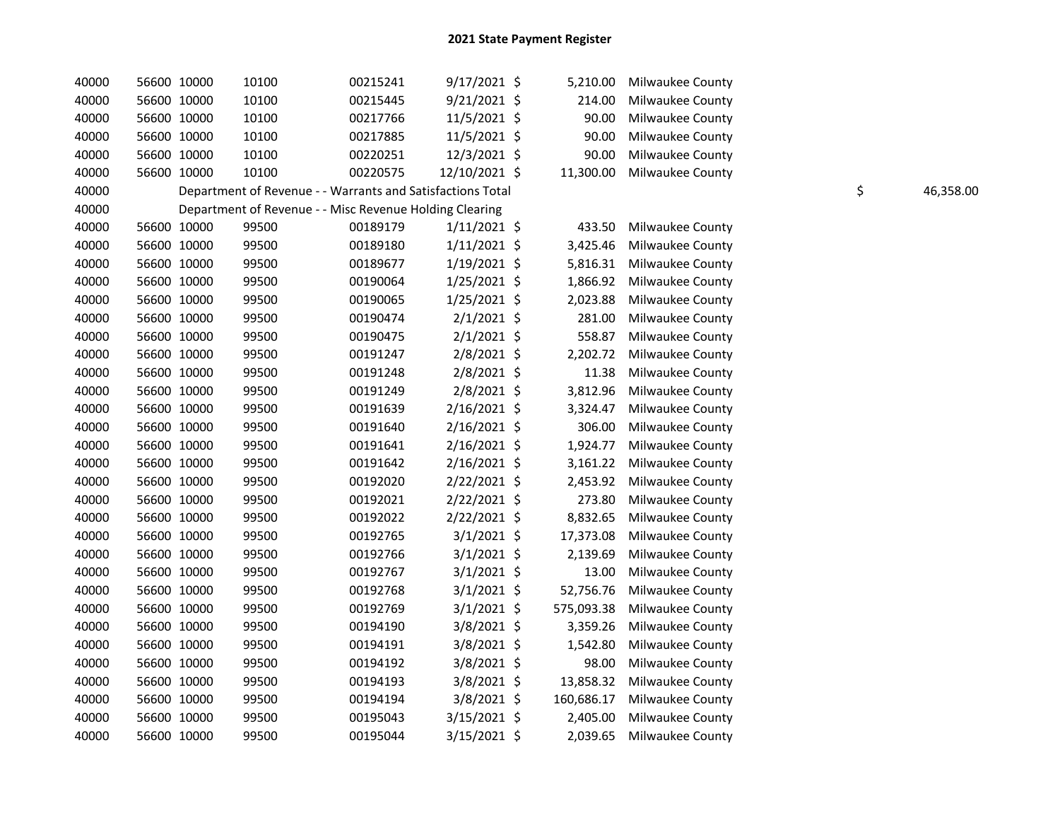# 2021 State Payment Register

| | | | | | | | | | |
|---|---|---|---|---|---|---|---|---|---|
| 40000 | 56600 | 10000 | 10100 | 00215241 | 9/17/2021 | $ | 5,210.00 | Milwaukee County | |
| 40000 | 56600 | 10000 | 10100 | 00215445 | 9/21/2021 | $ | 214.00 | Milwaukee County | |
| 40000 | 56600 | 10000 | 10100 | 00217766 | 11/5/2021 | $ | 90.00 | Milwaukee County | |
| 40000 | 56600 | 10000 | 10100 | 00217885 | 11/5/2021 | $ | 90.00 | Milwaukee County | |
| 40000 | 56600 | 10000 | 10100 | 00220251 | 12/3/2021 | $ | 90.00 | Milwaukee County | |
| 40000 | 56600 | 10000 | 10100 | 00220575 | 12/10/2021 | $ | 11,300.00 | Milwaukee County | |
| 40000 | Department of Revenue - - Warrants and Satisfactions Total | | | | | | | | $ 46,358.00 |
| 40000 | Department of Revenue - - Misc Revenue Holding Clearing | | | | | | | | |
| 40000 | 56600 | 10000 | 99500 | 00189179 | 1/11/2021 | $ | 433.50 | Milwaukee County | |
| 40000 | 56600 | 10000 | 99500 | 00189180 | 1/11/2021 | $ | 3,425.46 | Milwaukee County | |
| 40000 | 56600 | 10000 | 99500 | 00189677 | 1/19/2021 | $ | 5,816.31 | Milwaukee County | |
| 40000 | 56600 | 10000 | 99500 | 00190064 | 1/25/2021 | $ | 1,866.92 | Milwaukee County | |
| 40000 | 56600 | 10000 | 99500 | 00190065 | 1/25/2021 | $ | 2,023.88 | Milwaukee County | |
| 40000 | 56600 | 10000 | 99500 | 00190474 | 2/1/2021 | $ | 281.00 | Milwaukee County | |
| 40000 | 56600 | 10000 | 99500 | 00190475 | 2/1/2021 | $ | 558.87 | Milwaukee County | |
| 40000 | 56600 | 10000 | 99500 | 00191247 | 2/8/2021 | $ | 2,202.72 | Milwaukee County | |
| 40000 | 56600 | 10000 | 99500 | 00191248 | 2/8/2021 | $ | 11.38 | Milwaukee County | |
| 40000 | 56600 | 10000 | 99500 | 00191249 | 2/8/2021 | $ | 3,812.96 | Milwaukee County | |
| 40000 | 56600 | 10000 | 99500 | 00191639 | 2/16/2021 | $ | 3,324.47 | Milwaukee County | |
| 40000 | 56600 | 10000 | 99500 | 00191640 | 2/16/2021 | $ | 306.00 | Milwaukee County | |
| 40000 | 56600 | 10000 | 99500 | 00191641 | 2/16/2021 | $ | 1,924.77 | Milwaukee County | |
| 40000 | 56600 | 10000 | 99500 | 00191642 | 2/16/2021 | $ | 3,161.22 | Milwaukee County | |
| 40000 | 56600 | 10000 | 99500 | 00192020 | 2/22/2021 | $ | 2,453.92 | Milwaukee County | |
| 40000 | 56600 | 10000 | 99500 | 00192021 | 2/22/2021 | $ | 273.80 | Milwaukee County | |
| 40000 | 56600 | 10000 | 99500 | 00192022 | 2/22/2021 | $ | 8,832.65 | Milwaukee County | |
| 40000 | 56600 | 10000 | 99500 | 00192765 | 3/1/2021 | $ | 17,373.08 | Milwaukee County | |
| 40000 | 56600 | 10000 | 99500 | 00192766 | 3/1/2021 | $ | 2,139.69 | Milwaukee County | |
| 40000 | 56600 | 10000 | 99500 | 00192767 | 3/1/2021 | $ | 13.00 | Milwaukee County | |
| 40000 | 56600 | 10000 | 99500 | 00192768 | 3/1/2021 | $ | 52,756.76 | Milwaukee County | |
| 40000 | 56600 | 10000 | 99500 | 00192769 | 3/1/2021 | $ | 575,093.38 | Milwaukee County | |
| 40000 | 56600 | 10000 | 99500 | 00194190 | 3/8/2021 | $ | 3,359.26 | Milwaukee County | |
| 40000 | 56600 | 10000 | 99500 | 00194191 | 3/8/2021 | $ | 1,542.80 | Milwaukee County | |
| 40000 | 56600 | 10000 | 99500 | 00194192 | 3/8/2021 | $ | 98.00 | Milwaukee County | |
| 40000 | 56600 | 10000 | 99500 | 00194193 | 3/8/2021 | $ | 13,858.32 | Milwaukee County | |
| 40000 | 56600 | 10000 | 99500 | 00194194 | 3/8/2021 | $ | 160,686.17 | Milwaukee County | |
| 40000 | 56600 | 10000 | 99500 | 00195043 | 3/15/2021 | $ | 2,405.00 | Milwaukee County | |
| 40000 | 56600 | 10000 | 99500 | 00195044 | 3/15/2021 | $ | 2,039.65 | Milwaukee County | |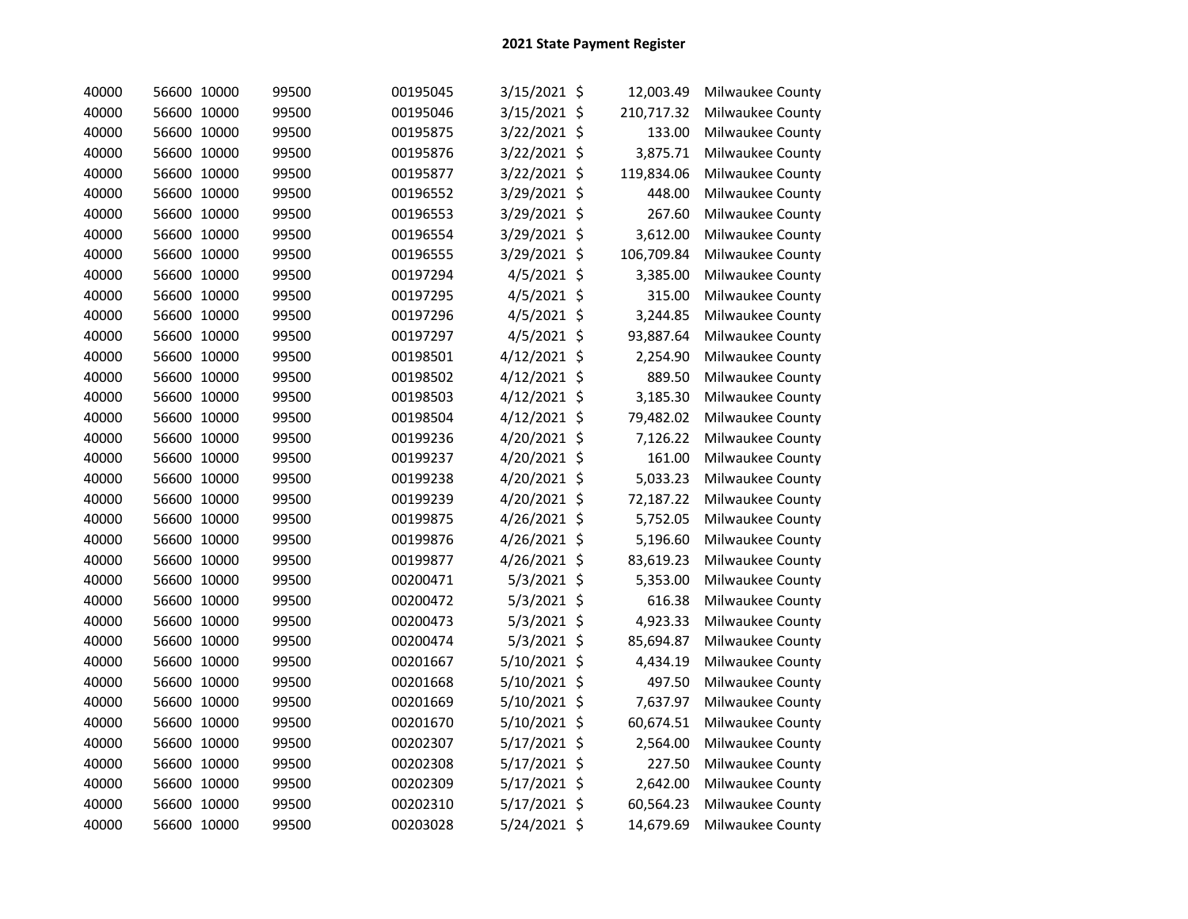# 2021 State Payment Register

| | | | | | | | | |
|---|---|---|---|---|---|---|---|---|
| 40000 | 56600 | 10000 | 99500 | 00195045 | 3/15/2021 | $ | 12,003.49 | Milwaukee County |
| 40000 | 56600 | 10000 | 99500 | 00195046 | 3/15/2021 | $ | 210,717.32 | Milwaukee County |
| 40000 | 56600 | 10000 | 99500 | 00195875 | 3/22/2021 | $ | 133.00 | Milwaukee County |
| 40000 | 56600 | 10000 | 99500 | 00195876 | 3/22/2021 | $ | 3,875.71 | Milwaukee County |
| 40000 | 56600 | 10000 | 99500 | 00195877 | 3/22/2021 | $ | 119,834.06 | Milwaukee County |
| 40000 | 56600 | 10000 | 99500 | 00196552 | 3/29/2021 | $ | 448.00 | Milwaukee County |
| 40000 | 56600 | 10000 | 99500 | 00196553 | 3/29/2021 | $ | 267.60 | Milwaukee County |
| 40000 | 56600 | 10000 | 99500 | 00196554 | 3/29/2021 | $ | 3,612.00 | Milwaukee County |
| 40000 | 56600 | 10000 | 99500 | 00196555 | 3/29/2021 | $ | 106,709.84 | Milwaukee County |
| 40000 | 56600 | 10000 | 99500 | 00197294 | 4/5/2021 | $ | 3,385.00 | Milwaukee County |
| 40000 | 56600 | 10000 | 99500 | 00197295 | 4/5/2021 | $ | 315.00 | Milwaukee County |
| 40000 | 56600 | 10000 | 99500 | 00197296 | 4/5/2021 | $ | 3,244.85 | Milwaukee County |
| 40000 | 56600 | 10000 | 99500 | 00197297 | 4/5/2021 | $ | 93,887.64 | Milwaukee County |
| 40000 | 56600 | 10000 | 99500 | 00198501 | 4/12/2021 | $ | 2,254.90 | Milwaukee County |
| 40000 | 56600 | 10000 | 99500 | 00198502 | 4/12/2021 | $ | 889.50 | Milwaukee County |
| 40000 | 56600 | 10000 | 99500 | 00198503 | 4/12/2021 | $ | 3,185.30 | Milwaukee County |
| 40000 | 56600 | 10000 | 99500 | 00198504 | 4/12/2021 | $ | 79,482.02 | Milwaukee County |
| 40000 | 56600 | 10000 | 99500 | 00199236 | 4/20/2021 | $ | 7,126.22 | Milwaukee County |
| 40000 | 56600 | 10000 | 99500 | 00199237 | 4/20/2021 | $ | 161.00 | Milwaukee County |
| 40000 | 56600 | 10000 | 99500 | 00199238 | 4/20/2021 | $ | 5,033.23 | Milwaukee County |
| 40000 | 56600 | 10000 | 99500 | 00199239 | 4/20/2021 | $ | 72,187.22 | Milwaukee County |
| 40000 | 56600 | 10000 | 99500 | 00199875 | 4/26/2021 | $ | 5,752.05 | Milwaukee County |
| 40000 | 56600 | 10000 | 99500 | 00199876 | 4/26/2021 | $ | 5,196.60 | Milwaukee County |
| 40000 | 56600 | 10000 | 99500 | 00199877 | 4/26/2021 | $ | 83,619.23 | Milwaukee County |
| 40000 | 56600 | 10000 | 99500 | 00200471 | 5/3/2021 | $ | 5,353.00 | Milwaukee County |
| 40000 | 56600 | 10000 | 99500 | 00200472 | 5/3/2021 | $ | 616.38 | Milwaukee County |
| 40000 | 56600 | 10000 | 99500 | 00200473 | 5/3/2021 | $ | 4,923.33 | Milwaukee County |
| 40000 | 56600 | 10000 | 99500 | 00200474 | 5/3/2021 | $ | 85,694.87 | Milwaukee County |
| 40000 | 56600 | 10000 | 99500 | 00201667 | 5/10/2021 | $ | 4,434.19 | Milwaukee County |
| 40000 | 56600 | 10000 | 99500 | 00201668 | 5/10/2021 | $ | 497.50 | Milwaukee County |
| 40000 | 56600 | 10000 | 99500 | 00201669 | 5/10/2021 | $ | 7,637.97 | Milwaukee County |
| 40000 | 56600 | 10000 | 99500 | 00201670 | 5/10/2021 | $ | 60,674.51 | Milwaukee County |
| 40000 | 56600 | 10000 | 99500 | 00202307 | 5/17/2021 | $ | 2,564.00 | Milwaukee County |
| 40000 | 56600 | 10000 | 99500 | 00202308 | 5/17/2021 | $ | 227.50 | Milwaukee County |
| 40000 | 56600 | 10000 | 99500 | 00202309 | 5/17/2021 | $ | 2,642.00 | Milwaukee County |
| 40000 | 56600 | 10000 | 99500 | 00202310 | 5/17/2021 | $ | 60,564.23 | Milwaukee County |
| 40000 | 56600 | 10000 | 99500 | 00203028 | 5/24/2021 | $ | 14,679.69 | Milwaukee County |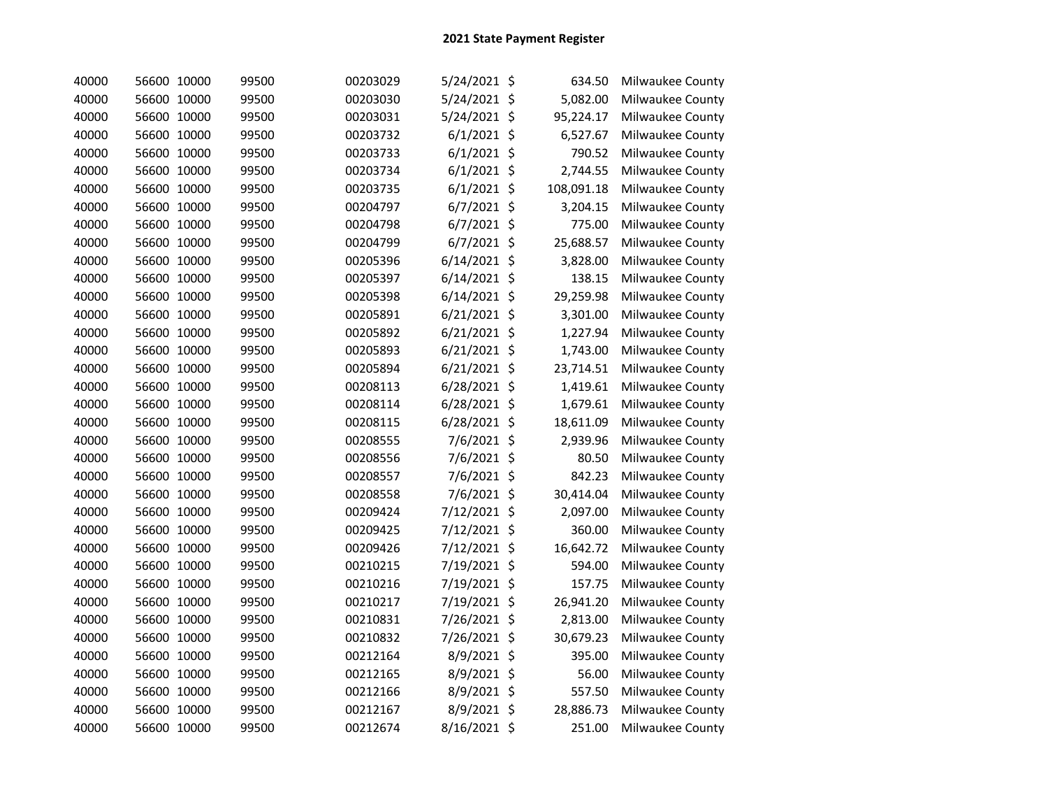# 2021 State Payment Register

| | | | | | | | | |
|---|---|---|---|---|---|---|---|---|
| 40000 | 56600 | 10000 | 99500 | 00203029 | 5/24/2021 | $ | 634.50 | Milwaukee County |
| 40000 | 56600 | 10000 | 99500 | 00203030 | 5/24/2021 | $ | 5,082.00 | Milwaukee County |
| 40000 | 56600 | 10000 | 99500 | 00203031 | 5/24/2021 | $ | 95,224.17 | Milwaukee County |
| 40000 | 56600 | 10000 | 99500 | 00203732 | 6/1/2021 | $ | 6,527.67 | Milwaukee County |
| 40000 | 56600 | 10000 | 99500 | 00203733 | 6/1/2021 | $ | 790.52 | Milwaukee County |
| 40000 | 56600 | 10000 | 99500 | 00203734 | 6/1/2021 | $ | 2,744.55 | Milwaukee County |
| 40000 | 56600 | 10000 | 99500 | 00203735 | 6/1/2021 | $ | 108,091.18 | Milwaukee County |
| 40000 | 56600 | 10000 | 99500 | 00204797 | 6/7/2021 | $ | 3,204.15 | Milwaukee County |
| 40000 | 56600 | 10000 | 99500 | 00204798 | 6/7/2021 | $ | 775.00 | Milwaukee County |
| 40000 | 56600 | 10000 | 99500 | 00204799 | 6/7/2021 | $ | 25,688.57 | Milwaukee County |
| 40000 | 56600 | 10000 | 99500 | 00205396 | 6/14/2021 | $ | 3,828.00 | Milwaukee County |
| 40000 | 56600 | 10000 | 99500 | 00205397 | 6/14/2021 | $ | 138.15 | Milwaukee County |
| 40000 | 56600 | 10000 | 99500 | 00205398 | 6/14/2021 | $ | 29,259.98 | Milwaukee County |
| 40000 | 56600 | 10000 | 99500 | 00205891 | 6/21/2021 | $ | 3,301.00 | Milwaukee County |
| 40000 | 56600 | 10000 | 99500 | 00205892 | 6/21/2021 | $ | 1,227.94 | Milwaukee County |
| 40000 | 56600 | 10000 | 99500 | 00205893 | 6/21/2021 | $ | 1,743.00 | Milwaukee County |
| 40000 | 56600 | 10000 | 99500 | 00205894 | 6/21/2021 | $ | 23,714.51 | Milwaukee County |
| 40000 | 56600 | 10000 | 99500 | 00208113 | 6/28/2021 | $ | 1,419.61 | Milwaukee County |
| 40000 | 56600 | 10000 | 99500 | 00208114 | 6/28/2021 | $ | 1,679.61 | Milwaukee County |
| 40000 | 56600 | 10000 | 99500 | 00208115 | 6/28/2021 | $ | 18,611.09 | Milwaukee County |
| 40000 | 56600 | 10000 | 99500 | 00208555 | 7/6/2021 | $ | 2,939.96 | Milwaukee County |
| 40000 | 56600 | 10000 | 99500 | 00208556 | 7/6/2021 | $ | 80.50 | Milwaukee County |
| 40000 | 56600 | 10000 | 99500 | 00208557 | 7/6/2021 | $ | 842.23 | Milwaukee County |
| 40000 | 56600 | 10000 | 99500 | 00208558 | 7/6/2021 | $ | 30,414.04 | Milwaukee County |
| 40000 | 56600 | 10000 | 99500 | 00209424 | 7/12/2021 | $ | 2,097.00 | Milwaukee County |
| 40000 | 56600 | 10000 | 99500 | 00209425 | 7/12/2021 | $ | 360.00 | Milwaukee County |
| 40000 | 56600 | 10000 | 99500 | 00209426 | 7/12/2021 | $ | 16,642.72 | Milwaukee County |
| 40000 | 56600 | 10000 | 99500 | 00210215 | 7/19/2021 | $ | 594.00 | Milwaukee County |
| 40000 | 56600 | 10000 | 99500 | 00210216 | 7/19/2021 | $ | 157.75 | Milwaukee County |
| 40000 | 56600 | 10000 | 99500 | 00210217 | 7/19/2021 | $ | 26,941.20 | Milwaukee County |
| 40000 | 56600 | 10000 | 99500 | 00210831 | 7/26/2021 | $ | 2,813.00 | Milwaukee County |
| 40000 | 56600 | 10000 | 99500 | 00210832 | 7/26/2021 | $ | 30,679.23 | Milwaukee County |
| 40000 | 56600 | 10000 | 99500 | 00212164 | 8/9/2021 | $ | 395.00 | Milwaukee County |
| 40000 | 56600 | 10000 | 99500 | 00212165 | 8/9/2021 | $ | 56.00 | Milwaukee County |
| 40000 | 56600 | 10000 | 99500 | 00212166 | 8/9/2021 | $ | 557.50 | Milwaukee County |
| 40000 | 56600 | 10000 | 99500 | 00212167 | 8/9/2021 | $ | 28,886.73 | Milwaukee County |
| 40000 | 56600 | 10000 | 99500 | 00212674 | 8/16/2021 | $ | 251.00 | Milwaukee County |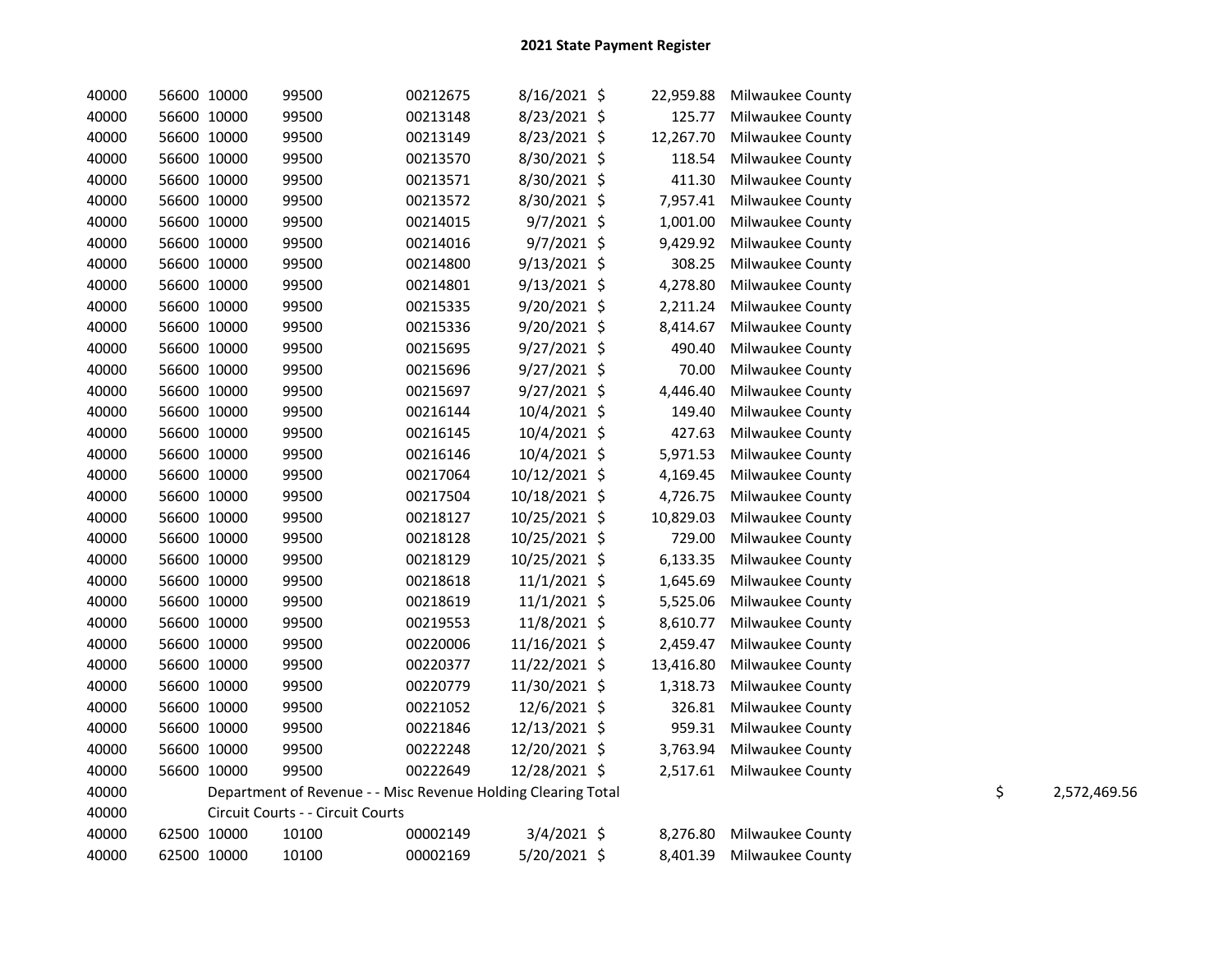# 2021 State Payment Register

| | | | | | | | | | |
|---|---|---|---|---|---|---|---|---|---|
| 40000 | 56600 | 10000 | 99500 | 00212675 | 8/16/2021 | $ | 22,959.88 | Milwaukee County | |
| 40000 | 56600 | 10000 | 99500 | 00213148 | 8/23/2021 | $ | 125.77 | Milwaukee County | |
| 40000 | 56600 | 10000 | 99500 | 00213149 | 8/23/2021 | $ | 12,267.70 | Milwaukee County | |
| 40000 | 56600 | 10000 | 99500 | 00213570 | 8/30/2021 | $ | 118.54 | Milwaukee County | |
| 40000 | 56600 | 10000 | 99500 | 00213571 | 8/30/2021 | $ | 411.30 | Milwaukee County | |
| 40000 | 56600 | 10000 | 99500 | 00213572 | 8/30/2021 | $ | 7,957.41 | Milwaukee County | |
| 40000 | 56600 | 10000 | 99500 | 00214015 | 9/7/2021 | $ | 1,001.00 | Milwaukee County | |
| 40000 | 56600 | 10000 | 99500 | 00214016 | 9/7/2021 | $ | 9,429.92 | Milwaukee County | |
| 40000 | 56600 | 10000 | 99500 | 00214800 | 9/13/2021 | $ | 308.25 | Milwaukee County | |
| 40000 | 56600 | 10000 | 99500 | 00214801 | 9/13/2021 | $ | 4,278.80 | Milwaukee County | |
| 40000 | 56600 | 10000 | 99500 | 00215335 | 9/20/2021 | $ | 2,211.24 | Milwaukee County | |
| 40000 | 56600 | 10000 | 99500 | 00215336 | 9/20/2021 | $ | 8,414.67 | Milwaukee County | |
| 40000 | 56600 | 10000 | 99500 | 00215695 | 9/27/2021 | $ | 490.40 | Milwaukee County | |
| 40000 | 56600 | 10000 | 99500 | 00215696 | 9/27/2021 | $ | 70.00 | Milwaukee County | |
| 40000 | 56600 | 10000 | 99500 | 00215697 | 9/27/2021 | $ | 4,446.40 | Milwaukee County | |
| 40000 | 56600 | 10000 | 99500 | 00216144 | 10/4/2021 | $ | 149.40 | Milwaukee County | |
| 40000 | 56600 | 10000 | 99500 | 00216145 | 10/4/2021 | $ | 427.63 | Milwaukee County | |
| 40000 | 56600 | 10000 | 99500 | 00216146 | 10/4/2021 | $ | 5,971.53 | Milwaukee County | |
| 40000 | 56600 | 10000 | 99500 | 00217064 | 10/12/2021 | $ | 4,169.45 | Milwaukee County | |
| 40000 | 56600 | 10000 | 99500 | 00217504 | 10/18/2021 | $ | 4,726.75 | Milwaukee County | |
| 40000 | 56600 | 10000 | 99500 | 00218127 | 10/25/2021 | $ | 10,829.03 | Milwaukee County | |
| 40000 | 56600 | 10000 | 99500 | 00218128 | 10/25/2021 | $ | 729.00 | Milwaukee County | |
| 40000 | 56600 | 10000 | 99500 | 00218129 | 10/25/2021 | $ | 6,133.35 | Milwaukee County | |
| 40000 | 56600 | 10000 | 99500 | 00218618 | 11/1/2021 | $ | 1,645.69 | Milwaukee County | |
| 40000 | 56600 | 10000 | 99500 | 00218619 | 11/1/2021 | $ | 5,525.06 | Milwaukee County | |
| 40000 | 56600 | 10000 | 99500 | 00219553 | 11/8/2021 | $ | 8,610.77 | Milwaukee County | |
| 40000 | 56600 | 10000 | 99500 | 00220006 | 11/16/2021 | $ | 2,459.47 | Milwaukee County | |
| 40000 | 56600 | 10000 | 99500 | 00220377 | 11/22/2021 | $ | 13,416.80 | Milwaukee County | |
| 40000 | 56600 | 10000 | 99500 | 00220779 | 11/30/2021 | $ | 1,318.73 | Milwaukee County | |
| 40000 | 56600 | 10000 | 99500 | 00221052 | 12/6/2021 | $ | 326.81 | Milwaukee County | |
| 40000 | 56600 | 10000 | 99500 | 00221846 | 12/13/2021 | $ | 959.31 | Milwaukee County | |
| 40000 | 56600 | 10000 | 99500 | 00222248 | 12/20/2021 | $ | 3,763.94 | Milwaukee County | |
| 40000 | 56600 | 10000 | 99500 | 00222649 | 12/28/2021 | $ | 2,517.61 | Milwaukee County | |
| 40000 | | Department of Revenue - - Misc Revenue Holding Clearing Total | | | | | | | $ 2,572,469.56 |
| 40000 | | Circuit Courts - - Circuit Courts | | | | | | | |
| 40000 | 62500 | 10000 | 10100 | 00002149 | 3/4/2021 | $ | 8,276.80 | Milwaukee County | |
| 40000 | 62500 | 10000 | 10100 | 00002169 | 5/20/2021 | $ | 8,401.39 | Milwaukee County | |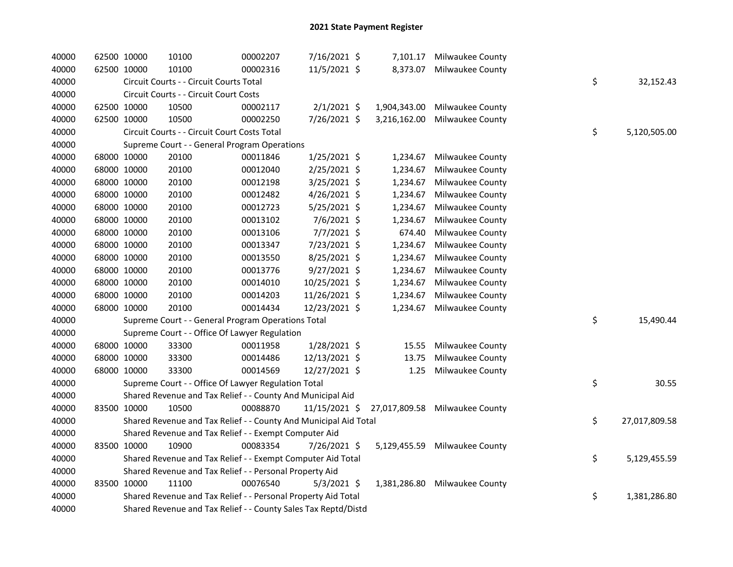## 2021 State Payment Register

| | | | | | | | | | |
|---|---|---|---|---|---|---|---|---|---|
| 40000 | 62500 | 10000 | 10100 | 00002207 | 7/16/2021 | $ 7,101.17 | Milwaukee County | | |
| 40000 | 62500 | 10000 | 10100 | 00002316 | 11/5/2021 | $ 8,373.07 | Milwaukee County | | |
| 40000 | | Circuit Courts - - Circuit Courts Total | | | | | | $ | 32,152.43 |
| 40000 | | Circuit Courts - - Circuit Court Costs | | | | | | | |
| 40000 | 62500 | 10000 | 10500 | 00002117 | 2/1/2021 | $ 1,904,343.00 | Milwaukee County | | |
| 40000 | 62500 | 10000 | 10500 | 00002250 | 7/26/2021 | $ 3,216,162.00 | Milwaukee County | | |
| 40000 | | Circuit Courts - - Circuit Court Costs Total | | | | | | $ | 5,120,505.00 |
| 40000 | | Supreme Court - - General Program Operations | | | | | | | |
| 40000 | 68000 | 10000 | 20100 | 00011846 | 1/25/2021 | $ 1,234.67 | Milwaukee County | | |
| 40000 | 68000 | 10000 | 20100 | 00012040 | 2/25/2021 | $ 1,234.67 | Milwaukee County | | |
| 40000 | 68000 | 10000 | 20100 | 00012198 | 3/25/2021 | $ 1,234.67 | Milwaukee County | | |
| 40000 | 68000 | 10000 | 20100 | 00012482 | 4/26/2021 | $ 1,234.67 | Milwaukee County | | |
| 40000 | 68000 | 10000 | 20100 | 00012723 | 5/25/2021 | $ 1,234.67 | Milwaukee County | | |
| 40000 | 68000 | 10000 | 20100 | 00013102 | 7/6/2021 | $ 1,234.67 | Milwaukee County | | |
| 40000 | 68000 | 10000 | 20100 | 00013106 | 7/7/2021 | $ 674.40 | Milwaukee County | | |
| 40000 | 68000 | 10000 | 20100 | 00013347 | 7/23/2021 | $ 1,234.67 | Milwaukee County | | |
| 40000 | 68000 | 10000 | 20100 | 00013550 | 8/25/2021 | $ 1,234.67 | Milwaukee County | | |
| 40000 | 68000 | 10000 | 20100 | 00013776 | 9/27/2021 | $ 1,234.67 | Milwaukee County | | |
| 40000 | 68000 | 10000 | 20100 | 00014010 | 10/25/2021 | $ 1,234.67 | Milwaukee County | | |
| 40000 | 68000 | 10000 | 20100 | 00014203 | 11/26/2021 | $ 1,234.67 | Milwaukee County | | |
| 40000 | 68000 | 10000 | 20100 | 00014434 | 12/23/2021 | $ 1,234.67 | Milwaukee County | | |
| 40000 | | Supreme Court - - General Program Operations Total | | | | | | $ | 15,490.44 |
| 40000 | | Supreme Court - - Office Of Lawyer Regulation | | | | | | | |
| 40000 | 68000 | 10000 | 33300 | 00011958 | 1/28/2021 | $ 15.55 | Milwaukee County | | |
| 40000 | 68000 | 10000 | 33300 | 00014486 | 12/13/2021 | $ 13.75 | Milwaukee County | | |
| 40000 | 68000 | 10000 | 33300 | 00014569 | 12/27/2021 | $ 1.25 | Milwaukee County | | |
| 40000 | | Supreme Court - - Office Of Lawyer Regulation Total | | | | | | $ | 30.55 |
| 40000 | | Shared Revenue and Tax Relief - - County And Municipal Aid | | | | | | | |
| 40000 | 83500 | 10000 | 10500 | 00088870 | 11/15/2021 | $ 27,017,809.58 | Milwaukee County | | |
| 40000 | | Shared Revenue and Tax Relief - - County And Municipal Aid Total | | | | | | $ | 27,017,809.58 |
| 40000 | | Shared Revenue and Tax Relief - - Exempt Computer Aid | | | | | | | |
| 40000 | 83500 | 10000 | 10900 | 00083354 | 7/26/2021 | $ 5,129,455.59 | Milwaukee County | | |
| 40000 | | Shared Revenue and Tax Relief - - Exempt Computer Aid Total | | | | | | $ | 5,129,455.59 |
| 40000 | | Shared Revenue and Tax Relief - - Personal Property Aid | | | | | | | |
| 40000 | 83500 | 10000 | 11100 | 00076540 | 5/3/2021 | $ 1,381,286.80 | Milwaukee County | | |
| 40000 | | Shared Revenue and Tax Relief - - Personal Property Aid Total | | | | | | $ | 1,381,286.80 |
| 40000 | | Shared Revenue and Tax Relief - - County Sales Tax Reptd/Distd | | | | | | | |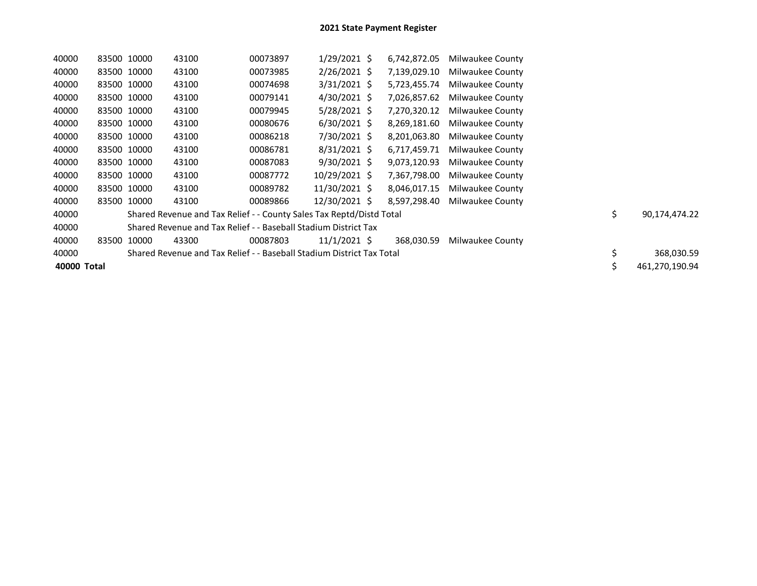## 2021 State Payment Register

| | | | | | | | | |
|---|---|---|---|---|---|---|---|---|
| 40000 | 83500 | 10000 | 43100 | 00073897 | 1/29/2021 | $ 6,742,872.05 | Milwaukee County | |
| 40000 | 83500 | 10000 | 43100 | 00073985 | 2/26/2021 | $ 7,139,029.10 | Milwaukee County | |
| 40000 | 83500 | 10000 | 43100 | 00074698 | 3/31/2021 | $ 5,723,455.74 | Milwaukee County | |
| 40000 | 83500 | 10000 | 43100 | 00079141 | 4/30/2021 | $ 7,026,857.62 | Milwaukee County | |
| 40000 | 83500 | 10000 | 43100 | 00079945 | 5/28/2021 | $ 7,270,320.12 | Milwaukee County | |
| 40000 | 83500 | 10000 | 43100 | 00080676 | 6/30/2021 | $ 8,269,181.60 | Milwaukee County | |
| 40000 | 83500 | 10000 | 43100 | 00086218 | 7/30/2021 | $ 8,201,063.80 | Milwaukee County | |
| 40000 | 83500 | 10000 | 43100 | 00086781 | 8/31/2021 | $ 6,717,459.71 | Milwaukee County | |
| 40000 | 83500 | 10000 | 43100 | 00087083 | 9/30/2021 | $ 9,073,120.93 | Milwaukee County | |
| 40000 | 83500 | 10000 | 43100 | 00087772 | 10/29/2021 | $ 7,367,798.00 | Milwaukee County | |
| 40000 | 83500 | 10000 | 43100 | 00089782 | 11/30/2021 | $ 8,046,017.15 | Milwaukee County | |
| 40000 | 83500 | 10000 | 43100 | 00089866 | 12/30/2021 | $ 8,597,298.40 | Milwaukee County | |
| 40000 | Shared Revenue and Tax Relief - - County Sales Tax Reptd/Distd Total | | | | | | | $ 90,174,474.22 |
| 40000 | Shared Revenue and Tax Relief - - Baseball Stadium District Tax | | | | | | | |
| 40000 | 83500 | 10000 | 43300 | 00087803 | 11/1/2021 | $ 368,030.59 | Milwaukee County | |
| 40000 | Shared Revenue and Tax Relief - - Baseball Stadium District Tax Total | | | | | | | $ 368,030.59 |
| **40000 Total** | | | | | | | | $ 461,270,190.94 |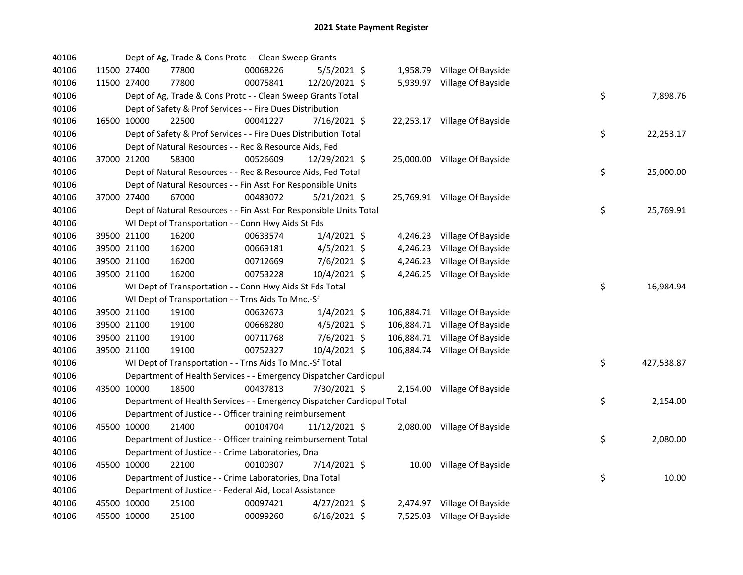# 2021 State Payment Register

| | | | | | | | | | |
|---|---|---|---|---|---|---|---|---|---|
| 40106 | | | Dept of Ag, Trade & Cons Protc - - Clean Sweep Grants | | | | | | |
| 40106 | 11500 | 27400 | 77800 | 00068226 | 5/5/2021 | $ 1,958.79 | Village Of Bayside | | |
| 40106 | 11500 | 27400 | 77800 | 00075841 | 12/20/2021 | $ 5,939.97 | Village Of Bayside | | |
| 40106 | | | Dept of Ag, Trade & Cons Protc - - Clean Sweep Grants Total | | | | | $ | 7,898.76 |
| 40106 | | | Dept of Safety & Prof Services - - Fire Dues Distribution | | | | | | |
| 40106 | 16500 | 10000 | 22500 | 00041227 | 7/16/2021 | $ 22,253.17 | Village Of Bayside | | |
| 40106 | | | Dept of Safety & Prof Services - - Fire Dues Distribution Total | | | | | $ | 22,253.17 |
| 40106 | | | Dept of Natural Resources - - Rec & Resource Aids, Fed | | | | | | |
| 40106 | 37000 | 21200 | 58300 | 00526609 | 12/29/2021 | $ 25,000.00 | Village Of Bayside | | |
| 40106 | | | Dept of Natural Resources - - Rec & Resource Aids, Fed Total | | | | | $ | 25,000.00 |
| 40106 | | | Dept of Natural Resources - - Fin Asst For Responsible Units | | | | | | |
| 40106 | 37000 | 27400 | 67000 | 00483072 | 5/21/2021 | $ 25,769.91 | Village Of Bayside | | |
| 40106 | | | Dept of Natural Resources - - Fin Asst For Responsible Units Total | | | | | $ | 25,769.91 |
| 40106 | | | WI Dept of Transportation - - Conn Hwy Aids St Fds | | | | | | |
| 40106 | 39500 | 21100 | 16200 | 00633574 | 1/4/2021 | $ 4,246.23 | Village Of Bayside | | |
| 40106 | 39500 | 21100 | 16200 | 00669181 | 4/5/2021 | $ 4,246.23 | Village Of Bayside | | |
| 40106 | 39500 | 21100 | 16200 | 00712669 | 7/6/2021 | $ 4,246.23 | Village Of Bayside | | |
| 40106 | 39500 | 21100 | 16200 | 00753228 | 10/4/2021 | $ 4,246.25 | Village Of Bayside | | |
| 40106 | | | WI Dept of Transportation - - Conn Hwy Aids St Fds Total | | | | | $ | 16,984.94 |
| 40106 | | | WI Dept of Transportation - - Trns Aids To Mnc.-Sf | | | | | | |
| 40106 | 39500 | 21100 | 19100 | 00632673 | 1/4/2021 | $ 106,884.71 | Village Of Bayside | | |
| 40106 | 39500 | 21100 | 19100 | 00668280 | 4/5/2021 | $ 106,884.71 | Village Of Bayside | | |
| 40106 | 39500 | 21100 | 19100 | 00711768 | 7/6/2021 | $ 106,884.71 | Village Of Bayside | | |
| 40106 | 39500 | 21100 | 19100 | 00752327 | 10/4/2021 | $ 106,884.74 | Village Of Bayside | | |
| 40106 | | | WI Dept of Transportation - - Trns Aids To Mnc.-Sf Total | | | | | $ | 427,538.87 |
| 40106 | | | Department of Health Services - - Emergency Dispatcher Cardiopul | | | | | | |
| 40106 | 43500 | 10000 | 18500 | 00437813 | 7/30/2021 | $ 2,154.00 | Village Of Bayside | | |
| 40106 | | | Department of Health Services - - Emergency Dispatcher Cardiopul Total | | | | | $ | 2,154.00 |
| 40106 | | | Department of Justice - - Officer training reimbursement | | | | | | |
| 40106 | 45500 | 10000 | 21400 | 00104704 | 11/12/2021 | $ 2,080.00 | Village Of Bayside | | |
| 40106 | | | Department of Justice - - Officer training reimbursement Total | | | | | $ | 2,080.00 |
| 40106 | | | Department of Justice - - Crime Laboratories, Dna | | | | | | |
| 40106 | 45500 | 10000 | 22100 | 00100307 | 7/14/2021 | $ 10.00 | Village Of Bayside | | |
| 40106 | | | Department of Justice - - Crime Laboratories, Dna Total | | | | | $ | 10.00 |
| 40106 | | | Department of Justice - - Federal Aid, Local Assistance | | | | | | |
| 40106 | 45500 | 10000 | 25100 | 00097421 | 4/27/2021 | $ 2,474.97 | Village Of Bayside | | |
| 40106 | 45500 | 10000 | 25100 | 00099260 | 6/16/2021 | $ 7,525.03 | Village Of Bayside | | |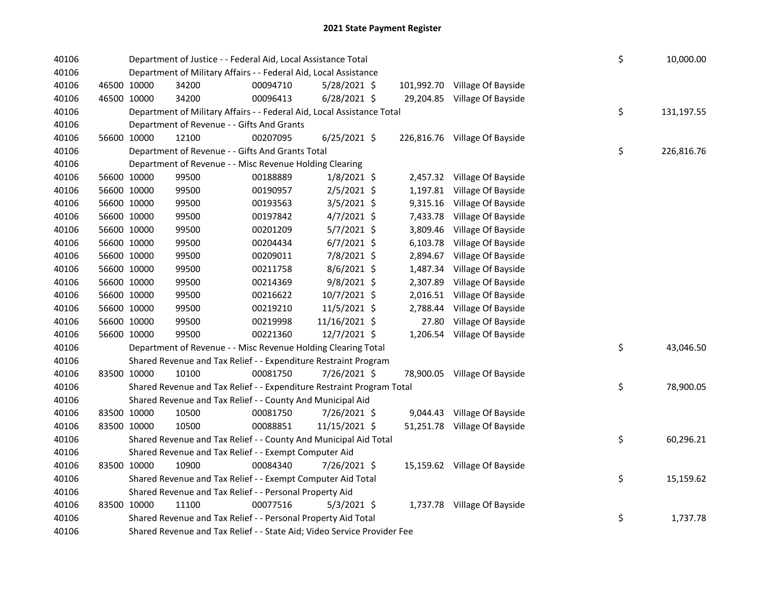# 2021 State Payment Register

| | | | | | | | | | |
|---|---|---|---|---|---|---|---|---|---|
| 40106 | | | Department of Justice - - Federal Aid, Local Assistance Total | | | | | $ | 10,000.00 |
| 40106 | | | Department of Military Affairs - - Federal Aid, Local Assistance | | | | | | |
| 40106 | 46500 | 10000 | 34200 | 00094710 | 5/28/2021 | $ 101,992.70 | Village Of Bayside | | |
| 40106 | 46500 | 10000 | 34200 | 00096413 | 6/28/2021 | $ 29,204.85 | Village Of Bayside | | |
| 40106 | | | Department of Military Affairs - - Federal Aid, Local Assistance Total | | | | | $ | 131,197.55 |
| 40106 | | | Department of Revenue - - Gifts And Grants | | | | | | |
| 40106 | 56600 | 10000 | 12100 | 00207095 | 6/25/2021 | $ 226,816.76 | Village Of Bayside | | |
| 40106 | | | Department of Revenue - - Gifts And Grants Total | | | | | $ | 226,816.76 |
| 40106 | | | Department of Revenue - - Misc Revenue Holding Clearing | | | | | | |
| 40106 | 56600 | 10000 | 99500 | 00188889 | 1/8/2021 | $ 2,457.32 | Village Of Bayside | | |
| 40106 | 56600 | 10000 | 99500 | 00190957 | 2/5/2021 | $ 1,197.81 | Village Of Bayside | | |
| 40106 | 56600 | 10000 | 99500 | 00193563 | 3/5/2021 | $ 9,315.16 | Village Of Bayside | | |
| 40106 | 56600 | 10000 | 99500 | 00197842 | 4/7/2021 | $ 7,433.78 | Village Of Bayside | | |
| 40106 | 56600 | 10000 | 99500 | 00201209 | 5/7/2021 | $ 3,809.46 | Village Of Bayside | | |
| 40106 | 56600 | 10000 | 99500 | 00204434 | 6/7/2021 | $ 6,103.78 | Village Of Bayside | | |
| 40106 | 56600 | 10000 | 99500 | 00209011 | 7/8/2021 | $ 2,894.67 | Village Of Bayside | | |
| 40106 | 56600 | 10000 | 99500 | 00211758 | 8/6/2021 | $ 1,487.34 | Village Of Bayside | | |
| 40106 | 56600 | 10000 | 99500 | 00214369 | 9/8/2021 | $ 2,307.89 | Village Of Bayside | | |
| 40106 | 56600 | 10000 | 99500 | 00216622 | 10/7/2021 | $ 2,016.51 | Village Of Bayside | | |
| 40106 | 56600 | 10000 | 99500 | 00219210 | 11/5/2021 | $ 2,788.44 | Village Of Bayside | | |
| 40106 | 56600 | 10000 | 99500 | 00219998 | 11/16/2021 | $ 27.80 | Village Of Bayside | | |
| 40106 | 56600 | 10000 | 99500 | 00221360 | 12/7/2021 | $ 1,206.54 | Village Of Bayside | | |
| 40106 | | | Department of Revenue - - Misc Revenue Holding Clearing Total | | | | | $ | 43,046.50 |
| 40106 | | | Shared Revenue and Tax Relief - - Expenditure Restraint Program | | | | | | |
| 40106 | 83500 | 10000 | 10100 | 00081750 | 7/26/2021 | $ 78,900.05 | Village Of Bayside | | |
| 40106 | | | Shared Revenue and Tax Relief - - Expenditure Restraint Program Total | | | | | $ | 78,900.05 |
| 40106 | | | Shared Revenue and Tax Relief - - County And Municipal Aid | | | | | | |
| 40106 | 83500 | 10000 | 10500 | 00081750 | 7/26/2021 | $ 9,044.43 | Village Of Bayside | | |
| 40106 | 83500 | 10000 | 10500 | 00088851 | 11/15/2021 | $ 51,251.78 | Village Of Bayside | | |
| 40106 | | | Shared Revenue and Tax Relief - - County And Municipal Aid Total | | | | | $ | 60,296.21 |
| 40106 | | | Shared Revenue and Tax Relief - - Exempt Computer Aid | | | | | | |
| 40106 | 83500 | 10000 | 10900 | 00084340 | 7/26/2021 | $ 15,159.62 | Village Of Bayside | | |
| 40106 | | | Shared Revenue and Tax Relief - - Exempt Computer Aid Total | | | | | $ | 15,159.62 |
| 40106 | | | Shared Revenue and Tax Relief - - Personal Property Aid | | | | | | |
| 40106 | 83500 | 10000 | 11100 | 00077516 | 5/3/2021 | $ 1,737.78 | Village Of Bayside | | |
| 40106 | | | Shared Revenue and Tax Relief - - Personal Property Aid Total | | | | | $ | 1,737.78 |
| 40106 | | | Shared Revenue and Tax Relief - - State Aid; Video Service Provider Fee | | | | | | |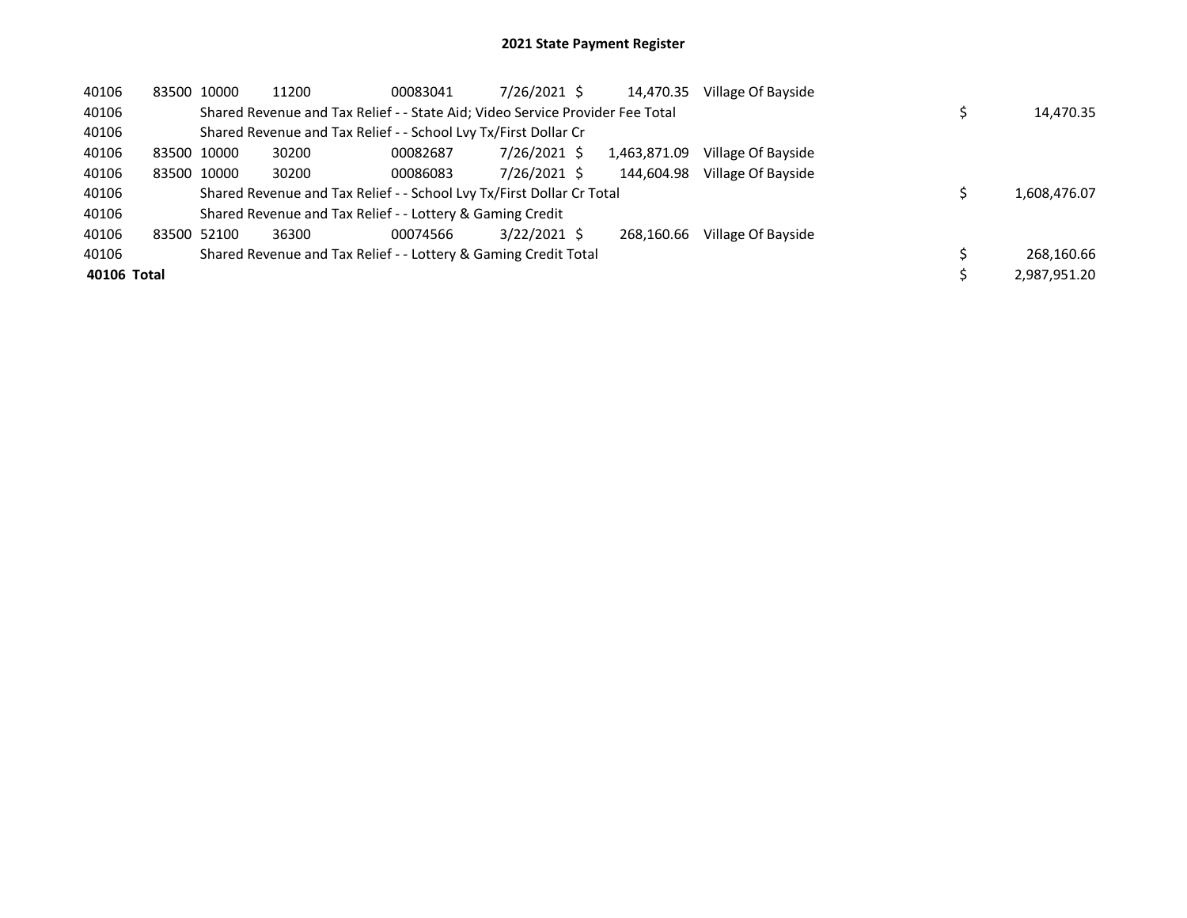# 2021 State Payment Register

| | | | | | | | | | |
|---|---|---|---|---|---|---|---|---|---|
| 40106 | 83500 | 10000 | 11200 | 00083041 | 7/26/2021 | $ 14,470.35 | Village Of Bayside | | |
| 40106 | | Shared Revenue and Tax Relief - - State Aid; Video Service Provider Fee Total | | | | | | $ | 14,470.35 |
| 40106 | | Shared Revenue and Tax Relief - - School Lvy Tx/First Dollar Cr | | | | | | | |
| 40106 | 83500 | 10000 | 30200 | 00082687 | 7/26/2021 | $ 1,463,871.09 | Village Of Bayside | | |
| 40106 | 83500 | 10000 | 30200 | 00086083 | 7/26/2021 | $ 144,604.98 | Village Of Bayside | | |
| 40106 | | Shared Revenue and Tax Relief - - School Lvy Tx/First Dollar Cr Total | | | | | | $ | 1,608,476.07 |
| 40106 | | Shared Revenue and Tax Relief - - Lottery & Gaming Credit | | | | | | | |
| 40106 | 83500 | 52100 | 36300 | 00074566 | 3/22/2021 | $ 268,160.66 | Village Of Bayside | | |
| 40106 | | Shared Revenue and Tax Relief - - Lottery & Gaming Credit Total | | | | | | $ | 268,160.66 |
| **40106 Total** | | | | | | | | $ | 2,987,951.20 |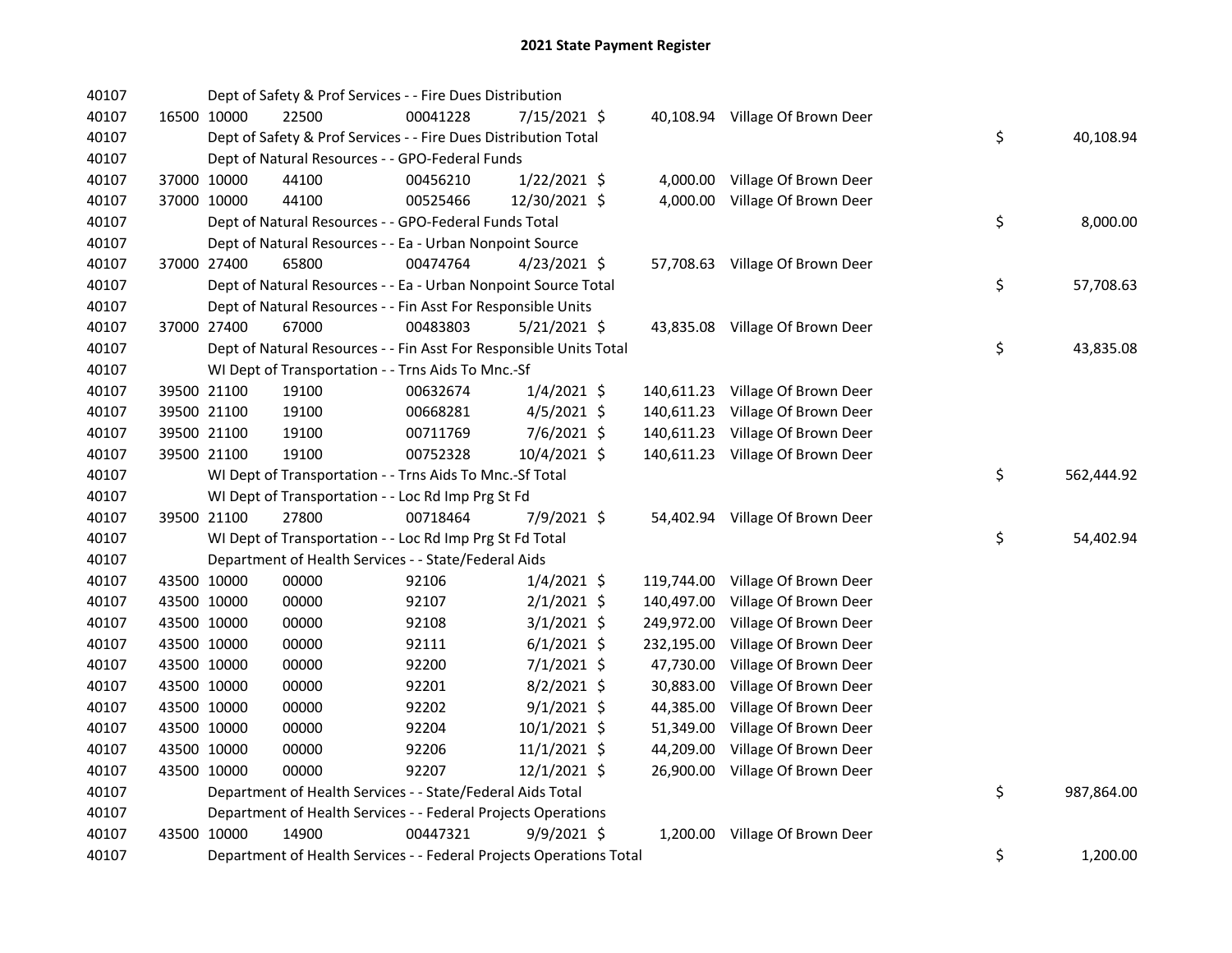# 2021 State Payment Register

| | | | | | | | | | |
|---|---|---|---|---|---|---|---|---|---|
| 40107 | | | Dept of Safety & Prof Services - - Fire Dues Distribution | | | | | | |
| 40107 | 16500 | 10000 | 22500 | 00041228 | 7/15/2021 | $ 40,108.94 | Village Of Brown Deer | | |
| 40107 | | | Dept of Safety & Prof Services - - Fire Dues Distribution Total | | | | | $ | 40,108.94 |
| 40107 | | | Dept of Natural Resources - - GPO-Federal Funds | | | | | | |
| 40107 | 37000 | 10000 | 44100 | 00456210 | 1/22/2021 | $ 4,000.00 | Village Of Brown Deer | | |
| 40107 | 37000 | 10000 | 44100 | 00525466 | 12/30/2021 | $ 4,000.00 | Village Of Brown Deer | | |
| 40107 | | | Dept of Natural Resources - - GPO-Federal Funds Total | | | | | $ | 8,000.00 |
| 40107 | | | Dept of Natural Resources - - Ea - Urban Nonpoint Source | | | | | | |
| 40107 | 37000 | 27400 | 65800 | 00474764 | 4/23/2021 | $ 57,708.63 | Village Of Brown Deer | | |
| 40107 | | | Dept of Natural Resources - - Ea - Urban Nonpoint Source Total | | | | | $ | 57,708.63 |
| 40107 | | | Dept of Natural Resources - - Fin Asst For Responsible Units | | | | | | |
| 40107 | 37000 | 27400 | 67000 | 00483803 | 5/21/2021 | $ 43,835.08 | Village Of Brown Deer | | |
| 40107 | | | Dept of Natural Resources - - Fin Asst For Responsible Units Total | | | | | $ | 43,835.08 |
| 40107 | | | WI Dept of Transportation - - Trns Aids To Mnc.-Sf | | | | | | |
| 40107 | 39500 | 21100 | 19100 | 00632674 | 1/4/2021 | $ 140,611.23 | Village Of Brown Deer | | |
| 40107 | 39500 | 21100 | 19100 | 00668281 | 4/5/2021 | $ 140,611.23 | Village Of Brown Deer | | |
| 40107 | 39500 | 21100 | 19100 | 00711769 | 7/6/2021 | $ 140,611.23 | Village Of Brown Deer | | |
| 40107 | 39500 | 21100 | 19100 | 00752328 | 10/4/2021 | $ 140,611.23 | Village Of Brown Deer | | |
| 40107 | | | WI Dept of Transportation - - Trns Aids To Mnc.-Sf Total | | | | | $ | 562,444.92 |
| 40107 | | | WI Dept of Transportation - - Loc Rd Imp Prg St Fd | | | | | | |
| 40107 | 39500 | 21100 | 27800 | 00718464 | 7/9/2021 | $ 54,402.94 | Village Of Brown Deer | | |
| 40107 | | | WI Dept of Transportation - - Loc Rd Imp Prg St Fd Total | | | | | $ | 54,402.94 |
| 40107 | | | Department of Health Services - - State/Federal Aids | | | | | | |
| 40107 | 43500 | 10000 | 00000 | 92106 | 1/4/2021 | $ 119,744.00 | Village Of Brown Deer | | |
| 40107 | 43500 | 10000 | 00000 | 92107 | 2/1/2021 | $ 140,497.00 | Village Of Brown Deer | | |
| 40107 | 43500 | 10000 | 00000 | 92108 | 3/1/2021 | $ 249,972.00 | Village Of Brown Deer | | |
| 40107 | 43500 | 10000 | 00000 | 92111 | 6/1/2021 | $ 232,195.00 | Village Of Brown Deer | | |
| 40107 | 43500 | 10000 | 00000 | 92200 | 7/1/2021 | $ 47,730.00 | Village Of Brown Deer | | |
| 40107 | 43500 | 10000 | 00000 | 92201 | 8/2/2021 | $ 30,883.00 | Village Of Brown Deer | | |
| 40107 | 43500 | 10000 | 00000 | 92202 | 9/1/2021 | $ 44,385.00 | Village Of Brown Deer | | |
| 40107 | 43500 | 10000 | 00000 | 92204 | 10/1/2021 | $ 51,349.00 | Village Of Brown Deer | | |
| 40107 | 43500 | 10000 | 00000 | 92206 | 11/1/2021 | $ 44,209.00 | Village Of Brown Deer | | |
| 40107 | 43500 | 10000 | 00000 | 92207 | 12/1/2021 | $ 26,900.00 | Village Of Brown Deer | | |
| 40107 | | | Department of Health Services - - State/Federal Aids Total | | | | | $ | 987,864.00 |
| 40107 | | | Department of Health Services - - Federal Projects Operations | | | | | | |
| 40107 | 43500 | 10000 | 14900 | 00447321 | 9/9/2021 | $ 1,200.00 | Village Of Brown Deer | | |
| 40107 | | | Department of Health Services - - Federal Projects Operations Total | | | | | $ | 1,200.00 |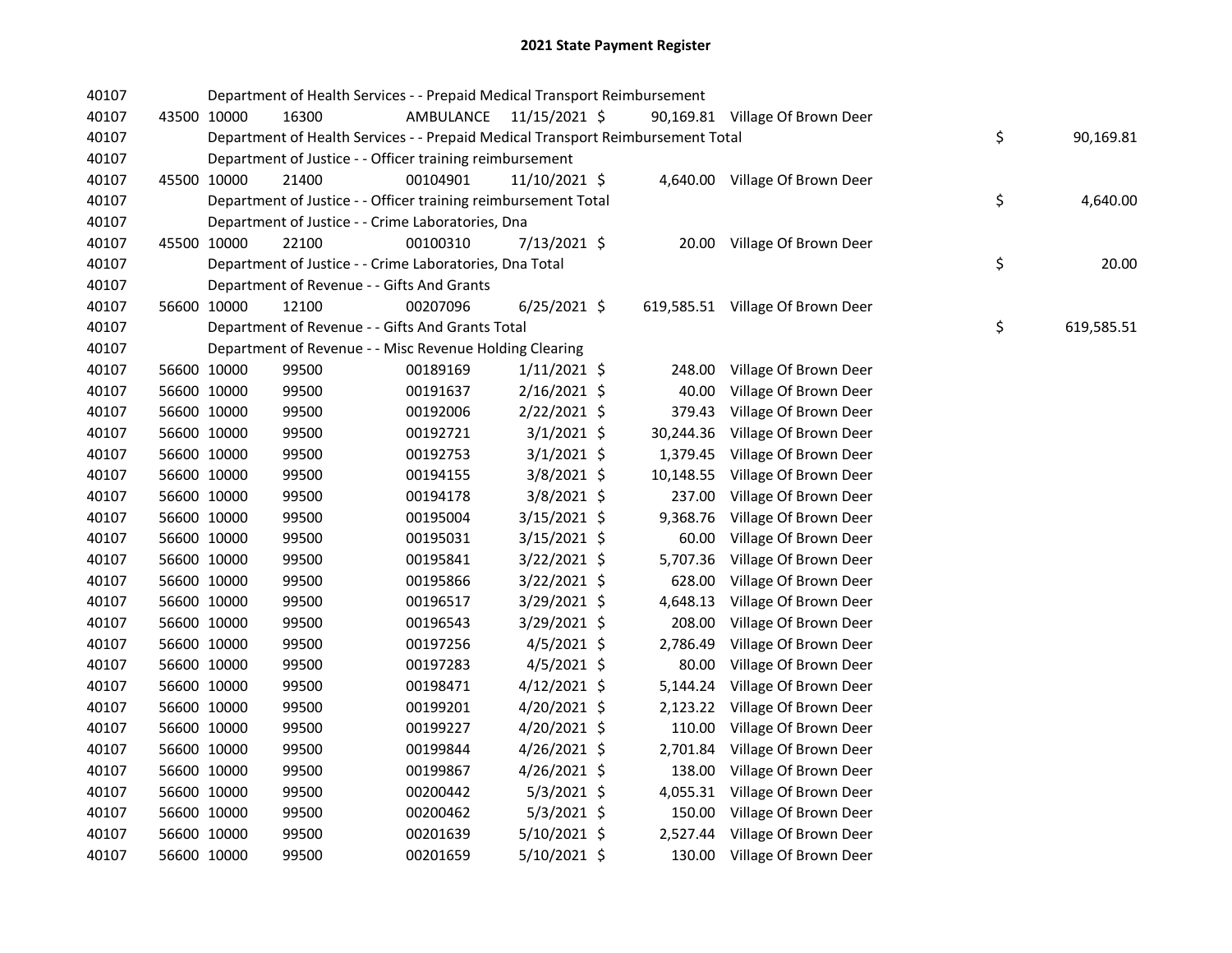# 2021 State Payment Register

| | | | | | | | | | |
|---|---|---|---|---|---|---|---|---|---|
| 40107 | | | Department of Health Services - - Prepaid Medical Transport Reimbursement | | | | | | |
| 40107 | 43500 | 10000 | 16300 | AMBULANCE | 11/15/2021 | $ 90,169.81 | Village Of Brown Deer | | |
| 40107 | | | Department of Health Services - - Prepaid Medical Transport Reimbursement Total | | | | | $ | 90,169.81 |
| 40107 | | | Department of Justice - - Officer training reimbursement | | | | | | |
| 40107 | 45500 | 10000 | 21400 | 00104901 | 11/10/2021 | $ 4,640.00 | Village Of Brown Deer | | |
| 40107 | | | Department of Justice - - Officer training reimbursement Total | | | | | $ | 4,640.00 |
| 40107 | | | Department of Justice - - Crime Laboratories, Dna | | | | | | |
| 40107 | 45500 | 10000 | 22100 | 00100310 | 7/13/2021 | $ 20.00 | Village Of Brown Deer | | |
| 40107 | | | Department of Justice - - Crime Laboratories, Dna Total | | | | | $ | 20.00 |
| 40107 | | | Department of Revenue - - Gifts And Grants | | | | | | |
| 40107 | 56600 | 10000 | 12100 | 00207096 | 6/25/2021 | $ 619,585.51 | Village Of Brown Deer | | |
| 40107 | | | Department of Revenue - - Gifts And Grants Total | | | | | $ | 619,585.51 |
| 40107 | | | Department of Revenue - - Misc Revenue Holding Clearing | | | | | | |
| 40107 | 56600 | 10000 | 99500 | 00189169 | 1/11/2021 | $ 248.00 | Village Of Brown Deer | | |
| 40107 | 56600 | 10000 | 99500 | 00191637 | 2/16/2021 | $ 40.00 | Village Of Brown Deer | | |
| 40107 | 56600 | 10000 | 99500 | 00192006 | 2/22/2021 | $ 379.43 | Village Of Brown Deer | | |
| 40107 | 56600 | 10000 | 99500 | 00192721 | 3/1/2021 | $ 30,244.36 | Village Of Brown Deer | | |
| 40107 | 56600 | 10000 | 99500 | 00192753 | 3/1/2021 | $ 1,379.45 | Village Of Brown Deer | | |
| 40107 | 56600 | 10000 | 99500 | 00194155 | 3/8/2021 | $ 10,148.55 | Village Of Brown Deer | | |
| 40107 | 56600 | 10000 | 99500 | 00194178 | 3/8/2021 | $ 237.00 | Village Of Brown Deer | | |
| 40107 | 56600 | 10000 | 99500 | 00195004 | 3/15/2021 | $ 9,368.76 | Village Of Brown Deer | | |
| 40107 | 56600 | 10000 | 99500 | 00195031 | 3/15/2021 | $ 60.00 | Village Of Brown Deer | | |
| 40107 | 56600 | 10000 | 99500 | 00195841 | 3/22/2021 | $ 5,707.36 | Village Of Brown Deer | | |
| 40107 | 56600 | 10000 | 99500 | 00195866 | 3/22/2021 | $ 628.00 | Village Of Brown Deer | | |
| 40107 | 56600 | 10000 | 99500 | 00196517 | 3/29/2021 | $ 4,648.13 | Village Of Brown Deer | | |
| 40107 | 56600 | 10000 | 99500 | 00196543 | 3/29/2021 | $ 208.00 | Village Of Brown Deer | | |
| 40107 | 56600 | 10000 | 99500 | 00197256 | 4/5/2021 | $ 2,786.49 | Village Of Brown Deer | | |
| 40107 | 56600 | 10000 | 99500 | 00197283 | 4/5/2021 | $ 80.00 | Village Of Brown Deer | | |
| 40107 | 56600 | 10000 | 99500 | 00198471 | 4/12/2021 | $ 5,144.24 | Village Of Brown Deer | | |
| 40107 | 56600 | 10000 | 99500 | 00199201 | 4/20/2021 | $ 2,123.22 | Village Of Brown Deer | | |
| 40107 | 56600 | 10000 | 99500 | 00199227 | 4/20/2021 | $ 110.00 | Village Of Brown Deer | | |
| 40107 | 56600 | 10000 | 99500 | 00199844 | 4/26/2021 | $ 2,701.84 | Village Of Brown Deer | | |
| 40107 | 56600 | 10000 | 99500 | 00199867 | 4/26/2021 | $ 138.00 | Village Of Brown Deer | | |
| 40107 | 56600 | 10000 | 99500 | 00200442 | 5/3/2021 | $ 4,055.31 | Village Of Brown Deer | | |
| 40107 | 56600 | 10000 | 99500 | 00200462 | 5/3/2021 | $ 150.00 | Village Of Brown Deer | | |
| 40107 | 56600 | 10000 | 99500 | 00201639 | 5/10/2021 | $ 2,527.44 | Village Of Brown Deer | | |
| 40107 | 56600 | 10000 | 99500 | 00201659 | 5/10/2021 | $ 130.00 | Village Of Brown Deer | | |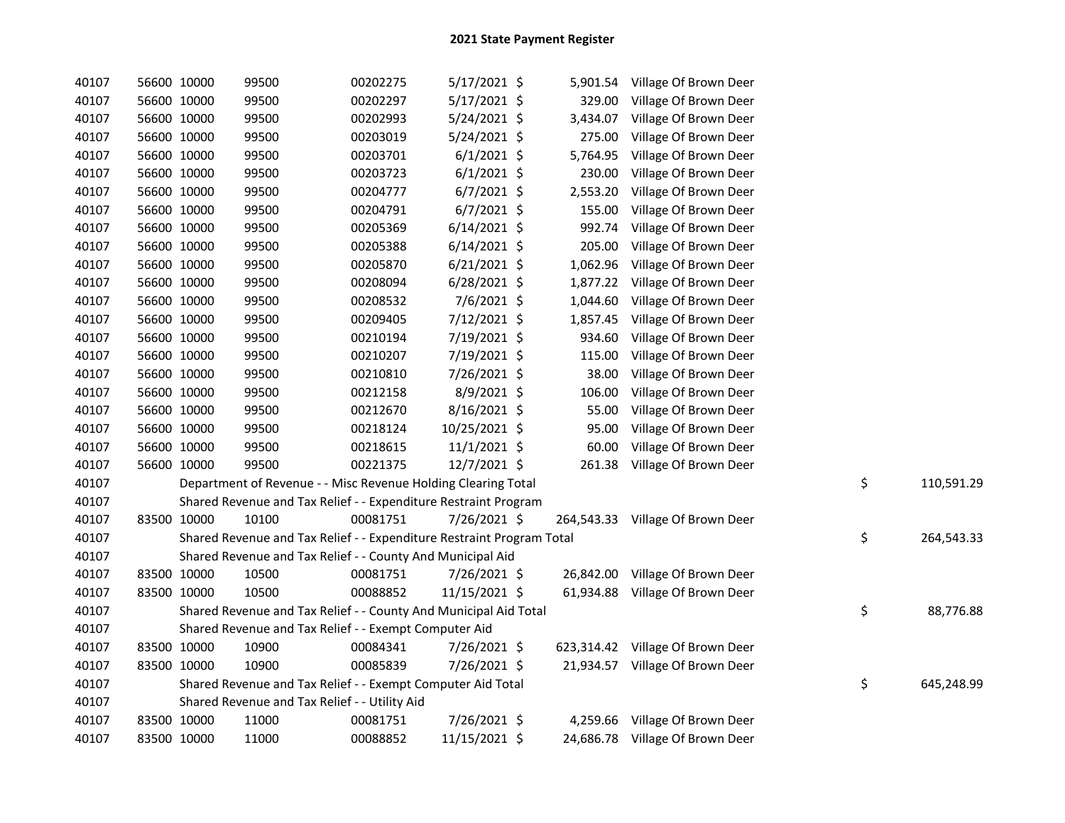# 2021 State Payment Register

| | | | | | | | | | |
|---|---|---|---|---|---|---|---|---|---|
| 40107 | 56600 | 10000 | 99500 | 00202275 | 5/17/2021 | $ 5,901.54 | Village Of Brown Deer | | |
| 40107 | 56600 | 10000 | 99500 | 00202297 | 5/17/2021 | $ 329.00 | Village Of Brown Deer | | |
| 40107 | 56600 | 10000 | 99500 | 00202993 | 5/24/2021 | $ 3,434.07 | Village Of Brown Deer | | |
| 40107 | 56600 | 10000 | 99500 | 00203019 | 5/24/2021 | $ 275.00 | Village Of Brown Deer | | |
| 40107 | 56600 | 10000 | 99500 | 00203701 | 6/1/2021 | $ 5,764.95 | Village Of Brown Deer | | |
| 40107 | 56600 | 10000 | 99500 | 00203723 | 6/1/2021 | $ 230.00 | Village Of Brown Deer | | |
| 40107 | 56600 | 10000 | 99500 | 00204777 | 6/7/2021 | $ 2,553.20 | Village Of Brown Deer | | |
| 40107 | 56600 | 10000 | 99500 | 00204791 | 6/7/2021 | $ 155.00 | Village Of Brown Deer | | |
| 40107 | 56600 | 10000 | 99500 | 00205369 | 6/14/2021 | $ 992.74 | Village Of Brown Deer | | |
| 40107 | 56600 | 10000 | 99500 | 00205388 | 6/14/2021 | $ 205.00 | Village Of Brown Deer | | |
| 40107 | 56600 | 10000 | 99500 | 00205870 | 6/21/2021 | $ 1,062.96 | Village Of Brown Deer | | |
| 40107 | 56600 | 10000 | 99500 | 00208094 | 6/28/2021 | $ 1,877.22 | Village Of Brown Deer | | |
| 40107 | 56600 | 10000 | 99500 | 00208532 | 7/6/2021 | $ 1,044.60 | Village Of Brown Deer | | |
| 40107 | 56600 | 10000 | 99500 | 00209405 | 7/12/2021 | $ 1,857.45 | Village Of Brown Deer | | |
| 40107 | 56600 | 10000 | 99500 | 00210194 | 7/19/2021 | $ 934.60 | Village Of Brown Deer | | |
| 40107 | 56600 | 10000 | 99500 | 00210207 | 7/19/2021 | $ 115.00 | Village Of Brown Deer | | |
| 40107 | 56600 | 10000 | 99500 | 00210810 | 7/26/2021 | $ 38.00 | Village Of Brown Deer | | |
| 40107 | 56600 | 10000 | 99500 | 00212158 | 8/9/2021 | $ 106.00 | Village Of Brown Deer | | |
| 40107 | 56600 | 10000 | 99500 | 00212670 | 8/16/2021 | $ 55.00 | Village Of Brown Deer | | |
| 40107 | 56600 | 10000 | 99500 | 00218124 | 10/25/2021 | $ 95.00 | Village Of Brown Deer | | |
| 40107 | 56600 | 10000 | 99500 | 00218615 | 11/1/2021 | $ 60.00 | Village Of Brown Deer | | |
| 40107 | 56600 | 10000 | 99500 | 00221375 | 12/7/2021 | $ 261.38 | Village Of Brown Deer | | |
| 40107 | Department of Revenue - - Misc Revenue Holding Clearing Total | | | | | | | $ | 110,591.29 |
| 40107 | Shared Revenue and Tax Relief - - Expenditure Restraint Program | | | | | | | | |
| 40107 | 83500 | 10000 | 10100 | 00081751 | 7/26/2021 | $ 264,543.33 | Village Of Brown Deer | | |
| 40107 | Shared Revenue and Tax Relief - - Expenditure Restraint Program Total | | | | | | | $ | 264,543.33 |
| 40107 | Shared Revenue and Tax Relief - - County And Municipal Aid | | | | | | | | |
| 40107 | 83500 | 10000 | 10500 | 00081751 | 7/26/2021 | $ 26,842.00 | Village Of Brown Deer | | |
| 40107 | 83500 | 10000 | 10500 | 00088852 | 11/15/2021 | $ 61,934.88 | Village Of Brown Deer | | |
| 40107 | Shared Revenue and Tax Relief - - County And Municipal Aid Total | | | | | | | $ | 88,776.88 |
| 40107 | Shared Revenue and Tax Relief - - Exempt Computer Aid | | | | | | | | |
| 40107 | 83500 | 10000 | 10900 | 00084341 | 7/26/2021 | $ 623,314.42 | Village Of Brown Deer | | |
| 40107 | 83500 | 10000 | 10900 | 00085839 | 7/26/2021 | $ 21,934.57 | Village Of Brown Deer | | |
| 40107 | Shared Revenue and Tax Relief - - Exempt Computer Aid Total | | | | | | | $ | 645,248.99 |
| 40107 | Shared Revenue and Tax Relief - - Utility Aid | | | | | | | | |
| 40107 | 83500 | 10000 | 11000 | 00081751 | 7/26/2021 | $ 4,259.66 | Village Of Brown Deer | | |
| 40107 | 83500 | 10000 | 11000 | 00088852 | 11/15/2021 | $ 24,686.78 | Village Of Brown Deer | | |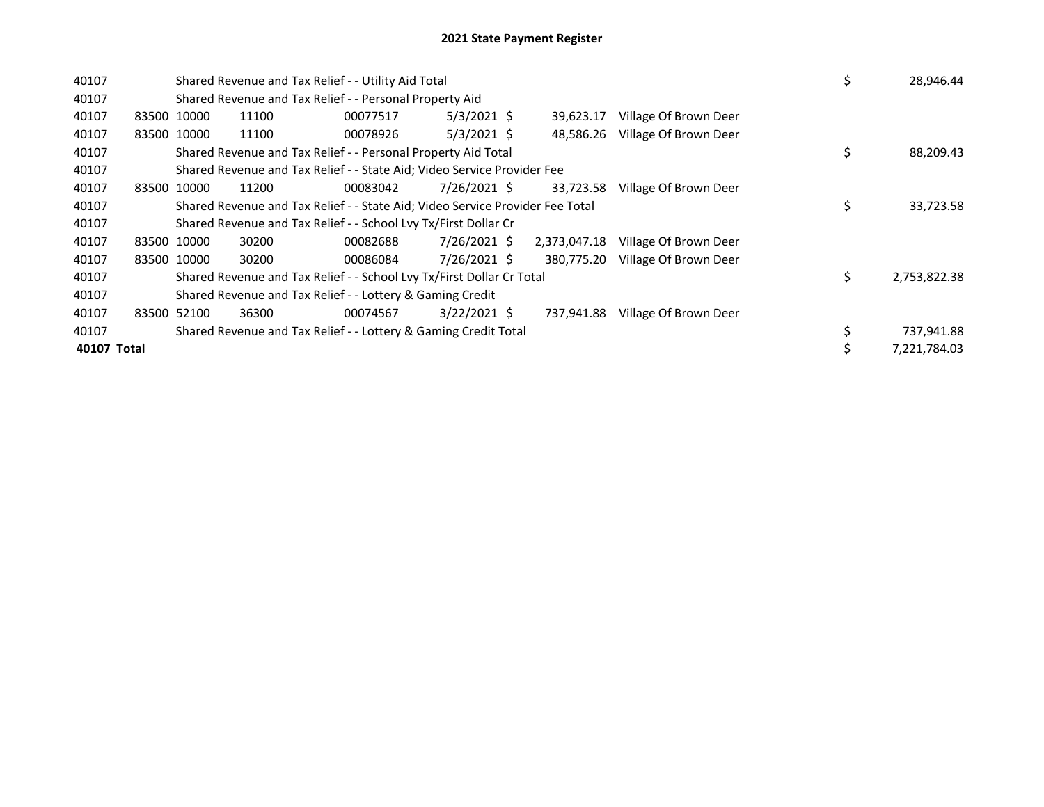# 2021 State Payment Register

| | | | | | | | | | |
|---|---|---|---|---|---|---|---|---|---|
| 40107 | | Shared Revenue and Tax Relief - - Utility Aid Total | | | | | | $ | 28,946.44 |
| 40107 | | Shared Revenue and Tax Relief - - Personal Property Aid | | | | | | | |
| 40107 | 83500 | 10000 | 11100 | 00077517 | 5/3/2021 | $ 39,623.17 | Village Of Brown Deer | | |
| 40107 | 83500 | 10000 | 11100 | 00078926 | 5/3/2021 | $ 48,586.26 | Village Of Brown Deer | | |
| 40107 | | Shared Revenue and Tax Relief - - Personal Property Aid Total | | | | | | $ | 88,209.43 |
| 40107 | | Shared Revenue and Tax Relief - - State Aid; Video Service Provider Fee | | | | | | | |
| 40107 | 83500 | 10000 | 11200 | 00083042 | 7/26/2021 | $ 33,723.58 | Village Of Brown Deer | | |
| 40107 | | Shared Revenue and Tax Relief - - State Aid; Video Service Provider Fee Total | | | | | | $ | 33,723.58 |
| 40107 | | Shared Revenue and Tax Relief - - School Lvy Tx/First Dollar Cr | | | | | | | |
| 40107 | 83500 | 10000 | 30200 | 00082688 | 7/26/2021 | $ 2,373,047.18 | Village Of Brown Deer | | |
| 40107 | 83500 | 10000 | 30200 | 00086084 | 7/26/2021 | $ 380,775.20 | Village Of Brown Deer | | |
| 40107 | | Shared Revenue and Tax Relief - - School Lvy Tx/First Dollar Cr Total | | | | | | $ | 2,753,822.38 |
| 40107 | | Shared Revenue and Tax Relief - - Lottery & Gaming Credit | | | | | | | |
| 40107 | 83500 | 52100 | 36300 | 00074567 | 3/22/2021 | $ 737,941.88 | Village Of Brown Deer | | |
| 40107 | | Shared Revenue and Tax Relief - - Lottery & Gaming Credit Total | | | | | | $ | 737,941.88 |
| **40107 Total** | | | | | | | | $ | 7,221,784.03 |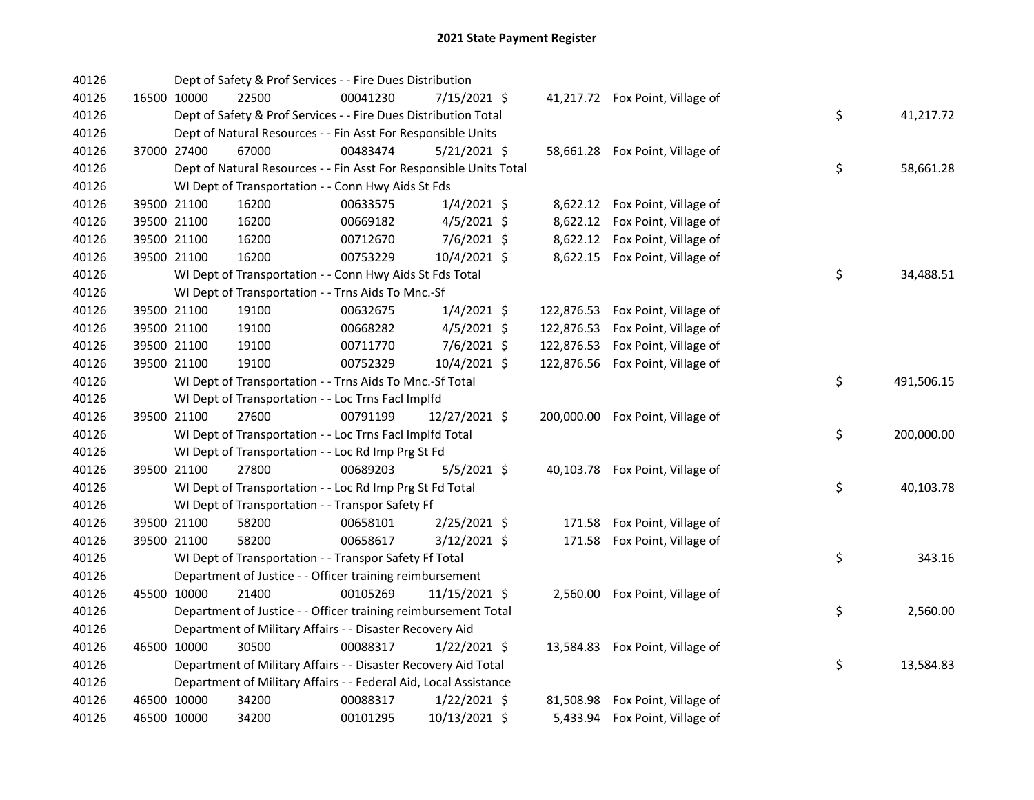# 2021 State Payment Register

| | | | | | | | | | |
|---|---|---|---|---|---|---|---|---|---|
| 40126 | | | Dept of Safety & Prof Services - - Fire Dues Distribution | | | | | | |
| 40126 | 16500 | 10000 | 22500 | 00041230 | 7/15/2021 | $ 41,217.72 | Fox Point, Village of | | |
| 40126 | | | Dept of Safety & Prof Services - - Fire Dues Distribution Total | | | | | $ | 41,217.72 |
| 40126 | | | Dept of Natural Resources - - Fin Asst For Responsible Units | | | | | | |
| 40126 | 37000 | 27400 | 67000 | 00483474 | 5/21/2021 | $ 58,661.28 | Fox Point, Village of | | |
| 40126 | | | Dept of Natural Resources - - Fin Asst For Responsible Units Total | | | | | $ | 58,661.28 |
| 40126 | | | WI Dept of Transportation - - Conn Hwy Aids St Fds | | | | | | |
| 40126 | 39500 | 21100 | 16200 | 00633575 | 1/4/2021 | $ 8,622.12 | Fox Point, Village of | | |
| 40126 | 39500 | 21100 | 16200 | 00669182 | 4/5/2021 | $ 8,622.12 | Fox Point, Village of | | |
| 40126 | 39500 | 21100 | 16200 | 00712670 | 7/6/2021 | $ 8,622.12 | Fox Point, Village of | | |
| 40126 | 39500 | 21100 | 16200 | 00753229 | 10/4/2021 | $ 8,622.15 | Fox Point, Village of | | |
| 40126 | | | WI Dept of Transportation - - Conn Hwy Aids St Fds Total | | | | | $ | 34,488.51 |
| 40126 | | | WI Dept of Transportation - - Trns Aids To Mnc.-Sf | | | | | | |
| 40126 | 39500 | 21100 | 19100 | 00632675 | 1/4/2021 | $ 122,876.53 | Fox Point, Village of | | |
| 40126 | 39500 | 21100 | 19100 | 00668282 | 4/5/2021 | $ 122,876.53 | Fox Point, Village of | | |
| 40126 | 39500 | 21100 | 19100 | 00711770 | 7/6/2021 | $ 122,876.53 | Fox Point, Village of | | |
| 40126 | 39500 | 21100 | 19100 | 00752329 | 10/4/2021 | $ 122,876.56 | Fox Point, Village of | | |
| 40126 | | | WI Dept of Transportation - - Trns Aids To Mnc.-Sf Total | | | | | $ | 491,506.15 |
| 40126 | | | WI Dept of Transportation - - Loc Trns Facl Implfd | | | | | | |
| 40126 | 39500 | 21100 | 27600 | 00791199 | 12/27/2021 | $ 200,000.00 | Fox Point, Village of | | |
| 40126 | | | WI Dept of Transportation - - Loc Trns Facl Implfd Total | | | | | $ | 200,000.00 |
| 40126 | | | WI Dept of Transportation - - Loc Rd Imp Prg St Fd | | | | | | |
| 40126 | 39500 | 21100 | 27800 | 00689203 | 5/5/2021 | $ 40,103.78 | Fox Point, Village of | | |
| 40126 | | | WI Dept of Transportation - - Loc Rd Imp Prg St Fd Total | | | | | $ | 40,103.78 |
| 40126 | | | WI Dept of Transportation - - Transpor Safety Ff | | | | | | |
| 40126 | 39500 | 21100 | 58200 | 00658101 | 2/25/2021 | $ 171.58 | Fox Point, Village of | | |
| 40126 | 39500 | 21100 | 58200 | 00658617 | 3/12/2021 | $ 171.58 | Fox Point, Village of | | |
| 40126 | | | WI Dept of Transportation - - Transpor Safety Ff Total | | | | | $ | 343.16 |
| 40126 | | | Department of Justice - - Officer training reimbursement | | | | | | |
| 40126 | 45500 | 10000 | 21400 | 00105269 | 11/15/2021 | $ 2,560.00 | Fox Point, Village of | | |
| 40126 | | | Department of Justice - - Officer training reimbursement Total | | | | | $ | 2,560.00 |
| 40126 | | | Department of Military Affairs - - Disaster Recovery Aid | | | | | | |
| 40126 | 46500 | 10000 | 30500 | 00088317 | 1/22/2021 | $ 13,584.83 | Fox Point, Village of | | |
| 40126 | | | Department of Military Affairs - - Disaster Recovery Aid Total | | | | | $ | 13,584.83 |
| 40126 | | | Department of Military Affairs - - Federal Aid, Local Assistance | | | | | | |
| 40126 | 46500 | 10000 | 34200 | 00088317 | 1/22/2021 | $ 81,508.98 | Fox Point, Village of | | |
| 40126 | 46500 | 10000 | 34200 | 00101295 | 10/13/2021 | $ 5,433.94 | Fox Point, Village of | | |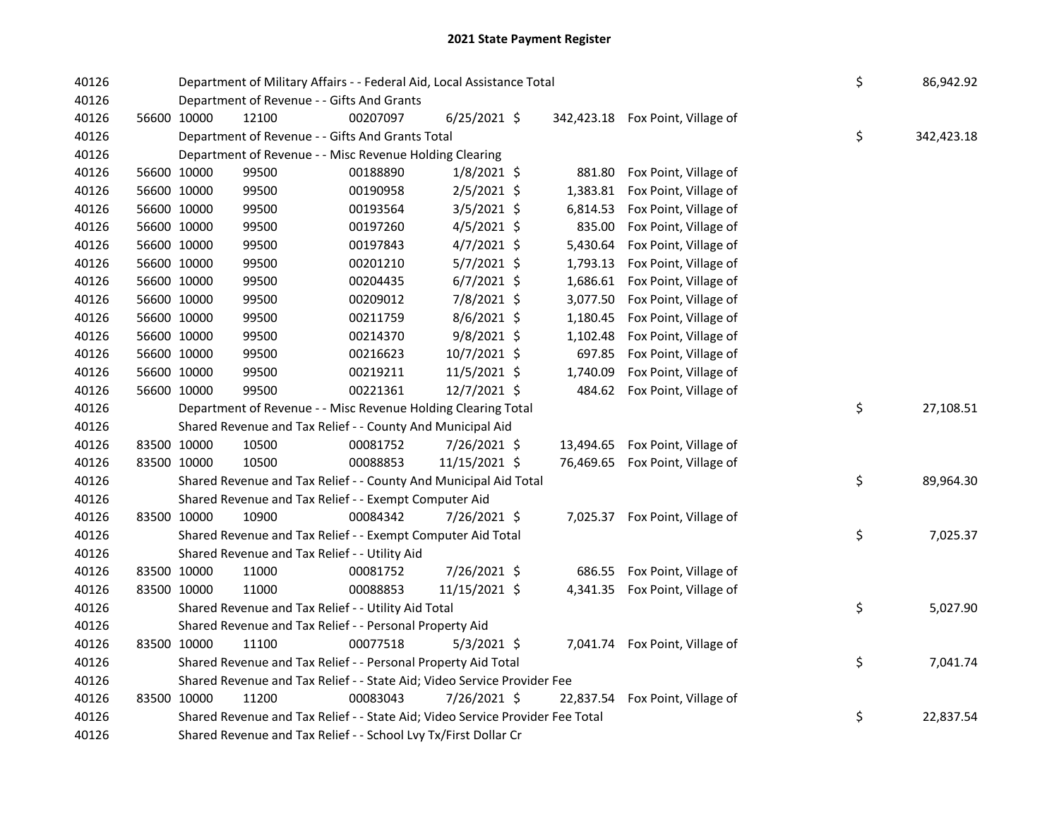# 2021 State Payment Register

| | | | | | | | | | |
|---|---|---|---|---|---|---|---|---|---|
| 40126 | | | Department of Military Affairs - - Federal Aid, Local Assistance Total | | | | | $ | 86,942.92 |
| 40126 | | | Department of Revenue - - Gifts And Grants | | | | | | |
| 40126 | 56600 | 10000 | 12100 | 00207097 | 6/25/2021 | $ 342,423.18 | Fox Point, Village of | | |
| 40126 | | | Department of Revenue - - Gifts And Grants Total | | | | | $ | 342,423.18 |
| 40126 | | | Department of Revenue - - Misc Revenue Holding Clearing | | | | | | |
| 40126 | 56600 | 10000 | 99500 | 00188890 | 1/8/2021 | $ 881.80 | Fox Point, Village of | | |
| 40126 | 56600 | 10000 | 99500 | 00190958 | 2/5/2021 | $ 1,383.81 | Fox Point, Village of | | |
| 40126 | 56600 | 10000 | 99500 | 00193564 | 3/5/2021 | $ 6,814.53 | Fox Point, Village of | | |
| 40126 | 56600 | 10000 | 99500 | 00197260 | 4/5/2021 | $ 835.00 | Fox Point, Village of | | |
| 40126 | 56600 | 10000 | 99500 | 00197843 | 4/7/2021 | $ 5,430.64 | Fox Point, Village of | | |
| 40126 | 56600 | 10000 | 99500 | 00201210 | 5/7/2021 | $ 1,793.13 | Fox Point, Village of | | |
| 40126 | 56600 | 10000 | 99500 | 00204435 | 6/7/2021 | $ 1,686.61 | Fox Point, Village of | | |
| 40126 | 56600 | 10000 | 99500 | 00209012 | 7/8/2021 | $ 3,077.50 | Fox Point, Village of | | |
| 40126 | 56600 | 10000 | 99500 | 00211759 | 8/6/2021 | $ 1,180.45 | Fox Point, Village of | | |
| 40126 | 56600 | 10000 | 99500 | 00214370 | 9/8/2021 | $ 1,102.48 | Fox Point, Village of | | |
| 40126 | 56600 | 10000 | 99500 | 00216623 | 10/7/2021 | $ 697.85 | Fox Point, Village of | | |
| 40126 | 56600 | 10000 | 99500 | 00219211 | 11/5/2021 | $ 1,740.09 | Fox Point, Village of | | |
| 40126 | 56600 | 10000 | 99500 | 00221361 | 12/7/2021 | $ 484.62 | Fox Point, Village of | | |
| 40126 | | | Department of Revenue - - Misc Revenue Holding Clearing Total | | | | | $ | 27,108.51 |
| 40126 | | | Shared Revenue and Tax Relief - - County And Municipal Aid | | | | | | |
| 40126 | 83500 | 10000 | 10500 | 00081752 | 7/26/2021 | $ 13,494.65 | Fox Point, Village of | | |
| 40126 | 83500 | 10000 | 10500 | 00088853 | 11/15/2021 | $ 76,469.65 | Fox Point, Village of | | |
| 40126 | | | Shared Revenue and Tax Relief - - County And Municipal Aid Total | | | | | $ | 89,964.30 |
| 40126 | | | Shared Revenue and Tax Relief - - Exempt Computer Aid | | | | | | |
| 40126 | 83500 | 10000 | 10900 | 00084342 | 7/26/2021 | $ 7,025.37 | Fox Point, Village of | | |
| 40126 | | | Shared Revenue and Tax Relief - - Exempt Computer Aid Total | | | | | $ | 7,025.37 |
| 40126 | | | Shared Revenue and Tax Relief - - Utility Aid | | | | | | |
| 40126 | 83500 | 10000 | 11000 | 00081752 | 7/26/2021 | $ 686.55 | Fox Point, Village of | | |
| 40126 | 83500 | 10000 | 11000 | 00088853 | 11/15/2021 | $ 4,341.35 | Fox Point, Village of | | |
| 40126 | | | Shared Revenue and Tax Relief - - Utility Aid Total | | | | | $ | 5,027.90 |
| 40126 | | | Shared Revenue and Tax Relief - - Personal Property Aid | | | | | | |
| 40126 | 83500 | 10000 | 11100 | 00077518 | 5/3/2021 | $ 7,041.74 | Fox Point, Village of | | |
| 40126 | | | Shared Revenue and Tax Relief - - Personal Property Aid Total | | | | | $ | 7,041.74 |
| 40126 | | | Shared Revenue and Tax Relief - - State Aid; Video Service Provider Fee | | | | | | |
| 40126 | 83500 | 10000 | 11200 | 00083043 | 7/26/2021 | $ 22,837.54 | Fox Point, Village of | | |
| 40126 | | | Shared Revenue and Tax Relief - - State Aid; Video Service Provider Fee Total | | | | | $ | 22,837.54 |
| 40126 | | | Shared Revenue and Tax Relief - - School Lvy Tx/First Dollar Cr | | | | | | |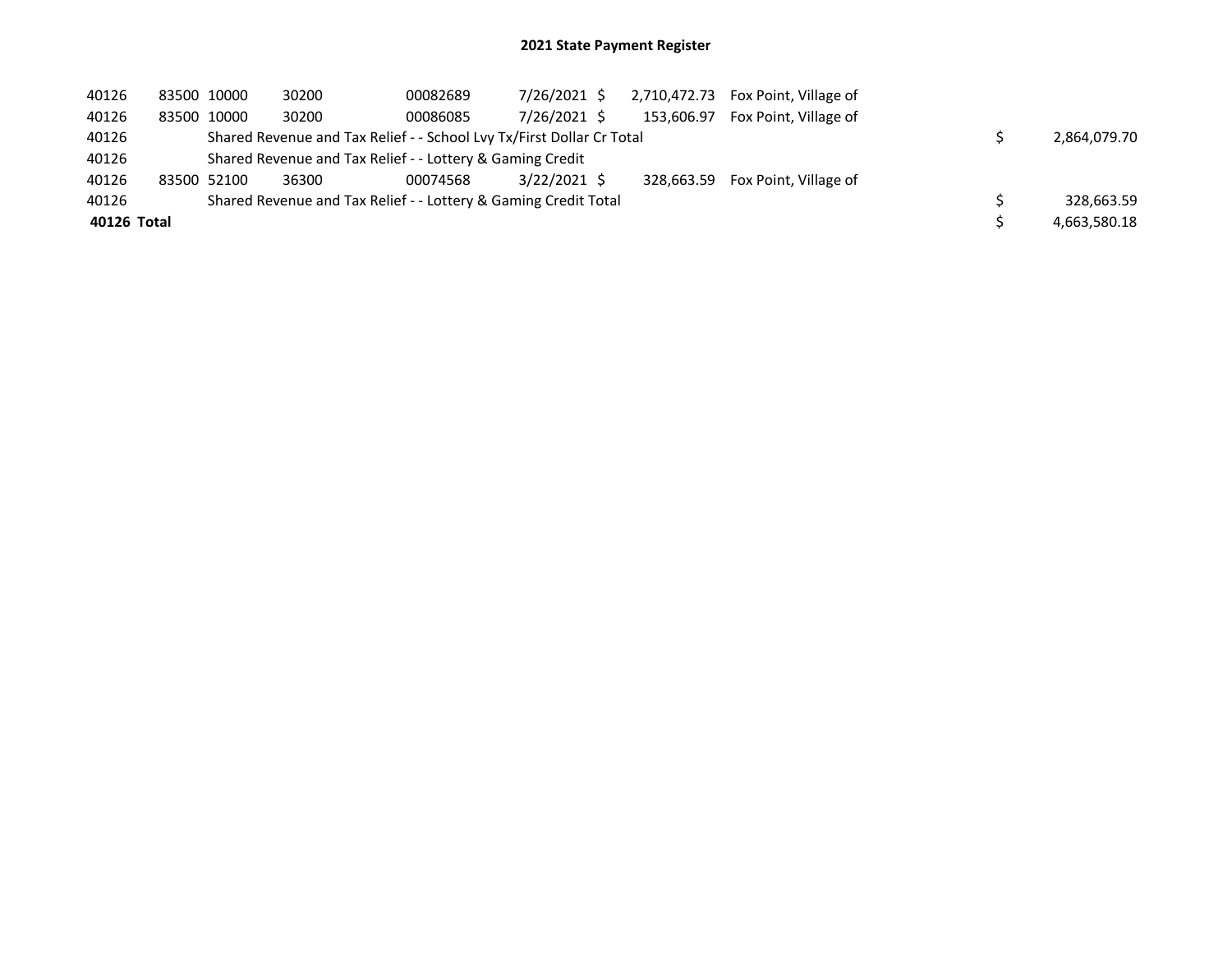# 2021 State Payment Register

| | | | | | | | | | |
|---|---|---|---|---|---|---|---|---|---|
| 40126 | 83500 | 10000 | 30200 | 00082689 | 7/26/2021 | $ 2,710,472.73 | Fox Point, Village of | | |
| 40126 | 83500 | 10000 | 30200 | 00086085 | 7/26/2021 | $ 153,606.97 | Fox Point, Village of | | |
| 40126 | | Shared Revenue and Tax Relief - - School Lvy Tx/First Dollar Cr Total | | | | | | $ | 2,864,079.70 |
| 40126 | | Shared Revenue and Tax Relief - - Lottery & Gaming Credit | | | | | | | |
| 40126 | 83500 | 52100 | 36300 | 00074568 | 3/22/2021 | $ 328,663.59 | Fox Point, Village of | | |
| 40126 | | Shared Revenue and Tax Relief - - Lottery & Gaming Credit Total | | | | | | $ | 328,663.59 |
| **40126 Total** | | | | | | | | $ | 4,663,580.18 |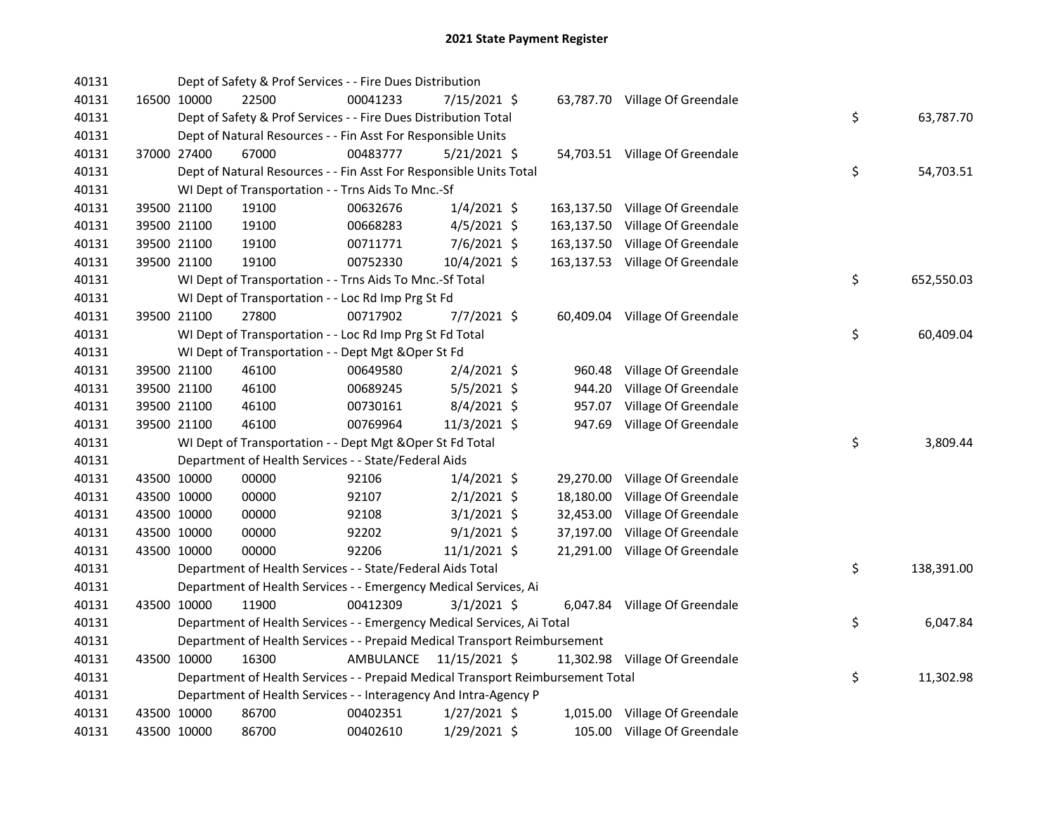# 2021 State Payment Register

| | | | | | | | | | |
|---|---|---|---|---|---|---|---|---|---|
| 40131 | | | Dept of Safety & Prof Services - - Fire Dues Distribution | | | | | | |
| 40131 | 16500 | 10000 | 22500 | 00041233 | 7/15/2021 | $ 63,787.70 | Village Of Greendale | | |
| 40131 | | | Dept of Safety & Prof Services - - Fire Dues Distribution Total | | | | | $ | 63,787.70 |
| 40131 | | | Dept of Natural Resources - - Fin Asst For Responsible Units | | | | | | |
| 40131 | 37000 | 27400 | 67000 | 00483777 | 5/21/2021 | $ 54,703.51 | Village Of Greendale | | |
| 40131 | | | Dept of Natural Resources - - Fin Asst For Responsible Units Total | | | | | $ | 54,703.51 |
| 40131 | | | WI Dept of Transportation - - Trns Aids To Mnc.-Sf | | | | | | |
| 40131 | 39500 | 21100 | 19100 | 00632676 | 1/4/2021 | $ 163,137.50 | Village Of Greendale | | |
| 40131 | 39500 | 21100 | 19100 | 00668283 | 4/5/2021 | $ 163,137.50 | Village Of Greendale | | |
| 40131 | 39500 | 21100 | 19100 | 00711771 | 7/6/2021 | $ 163,137.50 | Village Of Greendale | | |
| 40131 | 39500 | 21100 | 19100 | 00752330 | 10/4/2021 | $ 163,137.53 | Village Of Greendale | | |
| 40131 | | | WI Dept of Transportation - - Trns Aids To Mnc.-Sf Total | | | | | $ | 652,550.03 |
| 40131 | | | WI Dept of Transportation - - Loc Rd Imp Prg St Fd | | | | | | |
| 40131 | 39500 | 21100 | 27800 | 00717902 | 7/7/2021 | $ 60,409.04 | Village Of Greendale | | |
| 40131 | | | WI Dept of Transportation - - Loc Rd Imp Prg St Fd Total | | | | | $ | 60,409.04 |
| 40131 | | | WI Dept of Transportation - - Dept Mgt &Oper St Fd | | | | | | |
| 40131 | 39500 | 21100 | 46100 | 00649580 | 2/4/2021 | $ 960.48 | Village Of Greendale | | |
| 40131 | 39500 | 21100 | 46100 | 00689245 | 5/5/2021 | $ 944.20 | Village Of Greendale | | |
| 40131 | 39500 | 21100 | 46100 | 00730161 | 8/4/2021 | $ 957.07 | Village Of Greendale | | |
| 40131 | 39500 | 21100 | 46100 | 00769964 | 11/3/2021 | $ 947.69 | Village Of Greendale | | |
| 40131 | | | WI Dept of Transportation - - Dept Mgt &Oper St Fd Total | | | | | $ | 3,809.44 |
| 40131 | | | Department of Health Services - - State/Federal Aids | | | | | | |
| 40131 | 43500 | 10000 | 00000 | 92106 | 1/4/2021 | $ 29,270.00 | Village Of Greendale | | |
| 40131 | 43500 | 10000 | 00000 | 92107 | 2/1/2021 | $ 18,180.00 | Village Of Greendale | | |
| 40131 | 43500 | 10000 | 00000 | 92108 | 3/1/2021 | $ 32,453.00 | Village Of Greendale | | |
| 40131 | 43500 | 10000 | 00000 | 92202 | 9/1/2021 | $ 37,197.00 | Village Of Greendale | | |
| 40131 | 43500 | 10000 | 00000 | 92206 | 11/1/2021 | $ 21,291.00 | Village Of Greendale | | |
| 40131 | | | Department of Health Services - - State/Federal Aids Total | | | | | $ | 138,391.00 |
| 40131 | | | Department of Health Services - - Emergency Medical Services, Ai | | | | | | |
| 40131 | 43500 | 10000 | 11900 | 00412309 | 3/1/2021 | $ 6,047.84 | Village Of Greendale | | |
| 40131 | | | Department of Health Services - - Emergency Medical Services, Ai Total | | | | | $ | 6,047.84 |
| 40131 | | | Department of Health Services - - Prepaid Medical Transport Reimbursement | | | | | | |
| 40131 | 43500 | 10000 | 16300 | AMBULANCE | 11/15/2021 | $ 11,302.98 | Village Of Greendale | | |
| 40131 | | | Department of Health Services - - Prepaid Medical Transport Reimbursement Total | | | | | $ | 11,302.98 |
| 40131 | | | Department of Health Services - - Interagency And Intra-Agency P | | | | | | |
| 40131 | 43500 | 10000 | 86700 | 00402351 | 1/27/2021 | $ 1,015.00 | Village Of Greendale | | |
| 40131 | 43500 | 10000 | 86700 | 00402610 | 1/29/2021 | $ 105.00 | Village Of Greendale | | |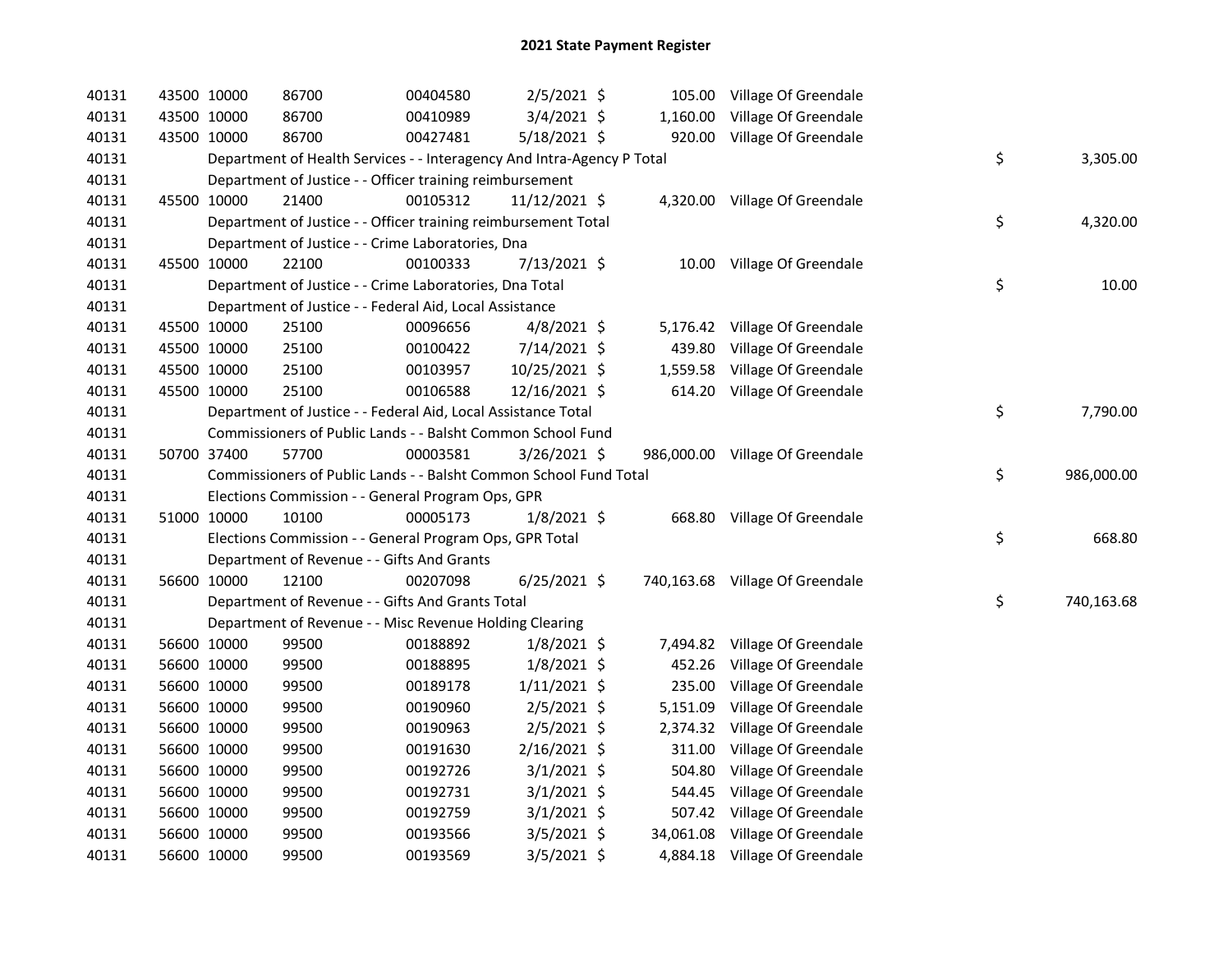# 2021 State Payment Register

| | | | | | | | | | |
|---|---|---|---|---|---|---|---|---|---|
| 40131 | 43500 | 10000 | 86700 | 00404580 | 2/5/2021 | $ 105.00 | Village Of Greendale | | |
| 40131 | 43500 | 10000 | 86700 | 00410989 | 3/4/2021 | $ 1,160.00 | Village Of Greendale | | |
| 40131 | 43500 | 10000 | 86700 | 00427481 | 5/18/2021 | $ 920.00 | Village Of Greendale | | |
| 40131 | | Department of Health Services - - Interagency And Intra-Agency P Total | | | | | | $ | 3,305.00 |
| 40131 | | Department of Justice - - Officer training reimbursement | | | | | | | |
| 40131 | 45500 | 10000 | 21400 | 00105312 | 11/12/2021 | $ 4,320.00 | Village Of Greendale | | |
| 40131 | | Department of Justice - - Officer training reimbursement Total | | | | | | $ | 4,320.00 |
| 40131 | | Department of Justice - - Crime Laboratories, Dna | | | | | | | |
| 40131 | 45500 | 10000 | 22100 | 00100333 | 7/13/2021 | $ 10.00 | Village Of Greendale | | |
| 40131 | | Department of Justice - - Crime Laboratories, Dna Total | | | | | | $ | 10.00 |
| 40131 | | Department of Justice - - Federal Aid, Local Assistance | | | | | | | |
| 40131 | 45500 | 10000 | 25100 | 00096656 | 4/8/2021 | $ 5,176.42 | Village Of Greendale | | |
| 40131 | 45500 | 10000 | 25100 | 00100422 | 7/14/2021 | $ 439.80 | Village Of Greendale | | |
| 40131 | 45500 | 10000 | 25100 | 00103957 | 10/25/2021 | $ 1,559.58 | Village Of Greendale | | |
| 40131 | 45500 | 10000 | 25100 | 00106588 | 12/16/2021 | $ 614.20 | Village Of Greendale | | |
| 40131 | | Department of Justice - - Federal Aid, Local Assistance Total | | | | | | $ | 7,790.00 |
| 40131 | | Commissioners of Public Lands - - Balsht Common School Fund | | | | | | | |
| 40131 | 50700 | 37400 | 57700 | 00003581 | 3/26/2021 | $ 986,000.00 | Village Of Greendale | | |
| 40131 | | Commissioners of Public Lands - - Balsht Common School Fund Total | | | | | | $ | 986,000.00 |
| 40131 | | Elections Commission - - General Program Ops, GPR | | | | | | | |
| 40131 | 51000 | 10000 | 10100 | 00005173 | 1/8/2021 | $ 668.80 | Village Of Greendale | | |
| 40131 | | Elections Commission - - General Program Ops, GPR Total | | | | | | $ | 668.80 |
| 40131 | | Department of Revenue - - Gifts And Grants | | | | | | | |
| 40131 | 56600 | 10000 | 12100 | 00207098 | 6/25/2021 | $ 740,163.68 | Village Of Greendale | | |
| 40131 | | Department of Revenue - - Gifts And Grants Total | | | | | | $ | 740,163.68 |
| 40131 | | Department of Revenue - - Misc Revenue Holding Clearing | | | | | | | |
| 40131 | 56600 | 10000 | 99500 | 00188892 | 1/8/2021 | $ 7,494.82 | Village Of Greendale | | |
| 40131 | 56600 | 10000 | 99500 | 00188895 | 1/8/2021 | $ 452.26 | Village Of Greendale | | |
| 40131 | 56600 | 10000 | 99500 | 00189178 | 1/11/2021 | $ 235.00 | Village Of Greendale | | |
| 40131 | 56600 | 10000 | 99500 | 00190960 | 2/5/2021 | $ 5,151.09 | Village Of Greendale | | |
| 40131 | 56600 | 10000 | 99500 | 00190963 | 2/5/2021 | $ 2,374.32 | Village Of Greendale | | |
| 40131 | 56600 | 10000 | 99500 | 00191630 | 2/16/2021 | $ 311.00 | Village Of Greendale | | |
| 40131 | 56600 | 10000 | 99500 | 00192726 | 3/1/2021 | $ 504.80 | Village Of Greendale | | |
| 40131 | 56600 | 10000 | 99500 | 00192731 | 3/1/2021 | $ 544.45 | Village Of Greendale | | |
| 40131 | 56600 | 10000 | 99500 | 00192759 | 3/1/2021 | $ 507.42 | Village Of Greendale | | |
| 40131 | 56600 | 10000 | 99500 | 00193566 | 3/5/2021 | $ 34,061.08 | Village Of Greendale | | |
| 40131 | 56600 | 10000 | 99500 | 00193569 | 3/5/2021 | $ 4,884.18 | Village Of Greendale | | |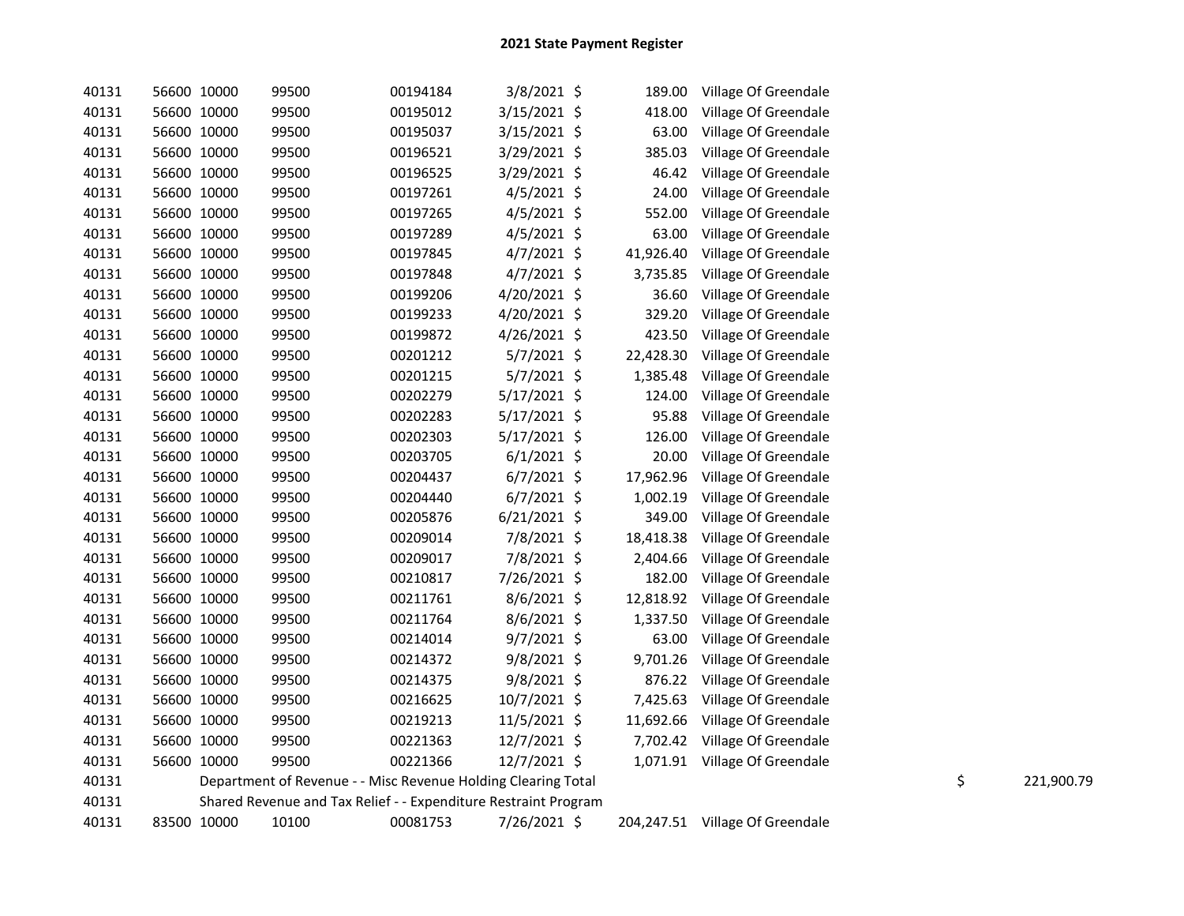# 2021 State Payment Register

| | | | | | | | | | |
|---|---|---|---|---|---|---|---|---|---|
| 40131 | 56600 | 10000 | 99500 | 00194184 | 3/8/2021 | $ | 189.00 | Village Of Greendale | |
| 40131 | 56600 | 10000 | 99500 | 00195012 | 3/15/2021 | $ | 418.00 | Village Of Greendale | |
| 40131 | 56600 | 10000 | 99500 | 00195037 | 3/15/2021 | $ | 63.00 | Village Of Greendale | |
| 40131 | 56600 | 10000 | 99500 | 00196521 | 3/29/2021 | $ | 385.03 | Village Of Greendale | |
| 40131 | 56600 | 10000 | 99500 | 00196525 | 3/29/2021 | $ | 46.42 | Village Of Greendale | |
| 40131 | 56600 | 10000 | 99500 | 00197261 | 4/5/2021 | $ | 24.00 | Village Of Greendale | |
| 40131 | 56600 | 10000 | 99500 | 00197265 | 4/5/2021 | $ | 552.00 | Village Of Greendale | |
| 40131 | 56600 | 10000 | 99500 | 00197289 | 4/5/2021 | $ | 63.00 | Village Of Greendale | |
| 40131 | 56600 | 10000 | 99500 | 00197845 | 4/7/2021 | $ | 41,926.40 | Village Of Greendale | |
| 40131 | 56600 | 10000 | 99500 | 00197848 | 4/7/2021 | $ | 3,735.85 | Village Of Greendale | |
| 40131 | 56600 | 10000 | 99500 | 00199206 | 4/20/2021 | $ | 36.60 | Village Of Greendale | |
| 40131 | 56600 | 10000 | 99500 | 00199233 | 4/20/2021 | $ | 329.20 | Village Of Greendale | |
| 40131 | 56600 | 10000 | 99500 | 00199872 | 4/26/2021 | $ | 423.50 | Village Of Greendale | |
| 40131 | 56600 | 10000 | 99500 | 00201212 | 5/7/2021 | $ | 22,428.30 | Village Of Greendale | |
| 40131 | 56600 | 10000 | 99500 | 00201215 | 5/7/2021 | $ | 1,385.48 | Village Of Greendale | |
| 40131 | 56600 | 10000 | 99500 | 00202279 | 5/17/2021 | $ | 124.00 | Village Of Greendale | |
| 40131 | 56600 | 10000 | 99500 | 00202283 | 5/17/2021 | $ | 95.88 | Village Of Greendale | |
| 40131 | 56600 | 10000 | 99500 | 00202303 | 5/17/2021 | $ | 126.00 | Village Of Greendale | |
| 40131 | 56600 | 10000 | 99500 | 00203705 | 6/1/2021 | $ | 20.00 | Village Of Greendale | |
| 40131 | 56600 | 10000 | 99500 | 00204437 | 6/7/2021 | $ | 17,962.96 | Village Of Greendale | |
| 40131 | 56600 | 10000 | 99500 | 00204440 | 6/7/2021 | $ | 1,002.19 | Village Of Greendale | |
| 40131 | 56600 | 10000 | 99500 | 00205876 | 6/21/2021 | $ | 349.00 | Village Of Greendale | |
| 40131 | 56600 | 10000 | 99500 | 00209014 | 7/8/2021 | $ | 18,418.38 | Village Of Greendale | |
| 40131 | 56600 | 10000 | 99500 | 00209017 | 7/8/2021 | $ | 2,404.66 | Village Of Greendale | |
| 40131 | 56600 | 10000 | 99500 | 00210817 | 7/26/2021 | $ | 182.00 | Village Of Greendale | |
| 40131 | 56600 | 10000 | 99500 | 00211761 | 8/6/2021 | $ | 12,818.92 | Village Of Greendale | |
| 40131 | 56600 | 10000 | 99500 | 00211764 | 8/6/2021 | $ | 1,337.50 | Village Of Greendale | |
| 40131 | 56600 | 10000 | 99500 | 00214014 | 9/7/2021 | $ | 63.00 | Village Of Greendale | |
| 40131 | 56600 | 10000 | 99500 | 00214372 | 9/8/2021 | $ | 9,701.26 | Village Of Greendale | |
| 40131 | 56600 | 10000 | 99500 | 00214375 | 9/8/2021 | $ | 876.22 | Village Of Greendale | |
| 40131 | 56600 | 10000 | 99500 | 00216625 | 10/7/2021 | $ | 7,425.63 | Village Of Greendale | |
| 40131 | 56600 | 10000 | 99500 | 00219213 | 11/5/2021 | $ | 11,692.66 | Village Of Greendale | |
| 40131 | 56600 | 10000 | 99500 | 00221363 | 12/7/2021 | $ | 7,702.42 | Village Of Greendale | |
| 40131 | 56600 | 10000 | 99500 | 00221366 | 12/7/2021 | $ | 1,071.91 | Village Of Greendale | |
| 40131 | Department of Revenue - - Misc Revenue Holding Clearing Total | | | | | | | | $ 221,900.79 |
| 40131 | Shared Revenue and Tax Relief - - Expenditure Restraint Program | | | | | | | | |
| 40131 | 83500 | 10000 | 10100 | 00081753 | 7/26/2021 | $ | 204,247.51 | Village Of Greendale | |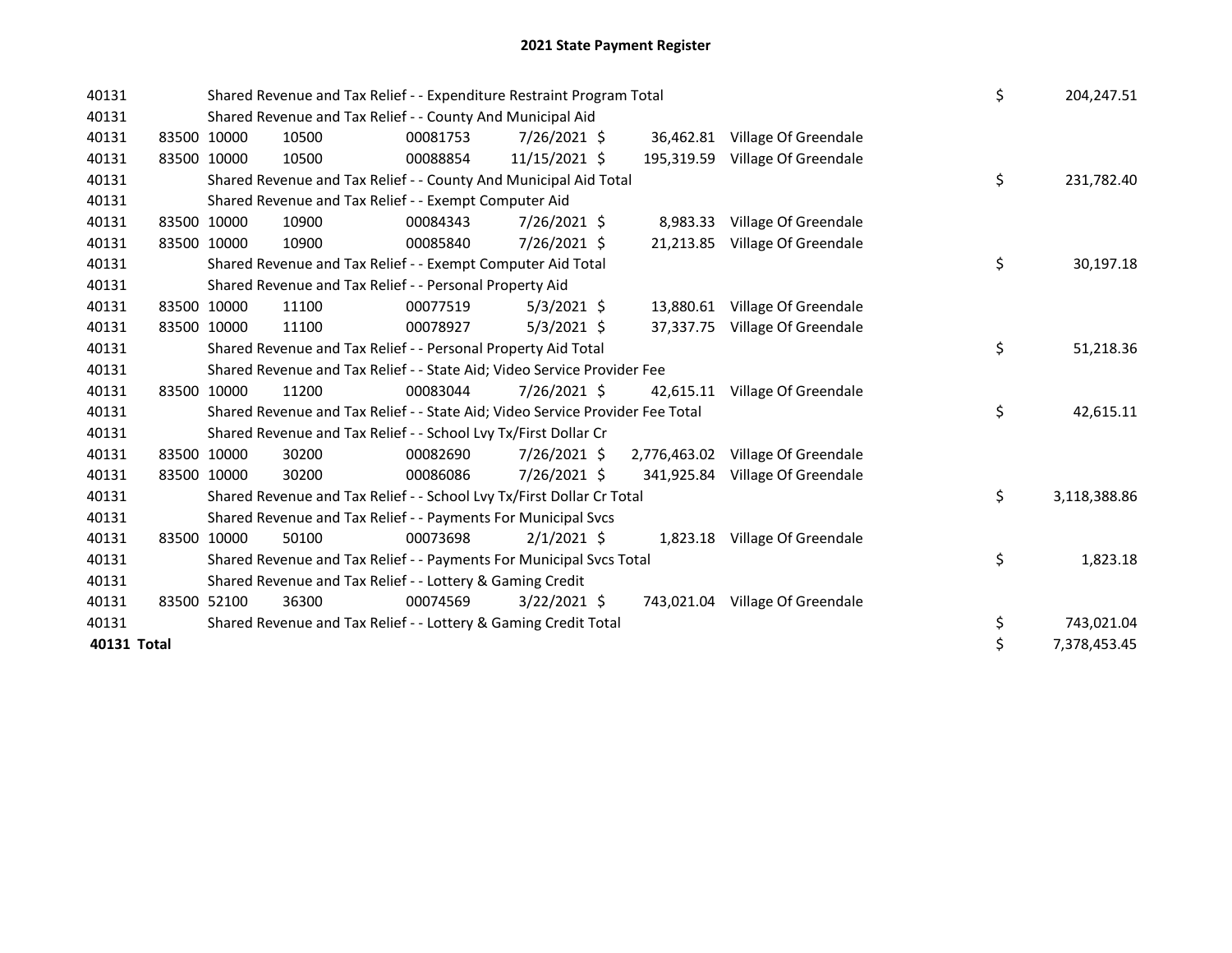# 2021 State Payment Register

| | | | | | | | | | |
|---|---|---|---|---|---|---|---|---|---|
| 40131 | | | Shared Revenue and Tax Relief - - Expenditure Restraint Program Total | | | | | $ | 204,247.51 |
| 40131 | | | Shared Revenue and Tax Relief - - County And Municipal Aid | | | | | | |
| 40131 | 83500 | 10000 | 10500 | 00081753 | 7/26/2021 | $ 36,462.81 | Village Of Greendale | | |
| 40131 | 83500 | 10000 | 10500 | 00088854 | 11/15/2021 | $ 195,319.59 | Village Of Greendale | | |
| 40131 | | | Shared Revenue and Tax Relief - - County And Municipal Aid Total | | | | | $ | 231,782.40 |
| 40131 | | | Shared Revenue and Tax Relief - - Exempt Computer Aid | | | | | | |
| 40131 | 83500 | 10000 | 10900 | 00084343 | 7/26/2021 | $ 8,983.33 | Village Of Greendale | | |
| 40131 | 83500 | 10000 | 10900 | 00085840 | 7/26/2021 | $ 21,213.85 | Village Of Greendale | | |
| 40131 | | | Shared Revenue and Tax Relief - - Exempt Computer Aid Total | | | | | $ | 30,197.18 |
| 40131 | | | Shared Revenue and Tax Relief - - Personal Property Aid | | | | | | |
| 40131 | 83500 | 10000 | 11100 | 00077519 | 5/3/2021 | $ 13,880.61 | Village Of Greendale | | |
| 40131 | 83500 | 10000 | 11100 | 00078927 | 5/3/2021 | $ 37,337.75 | Village Of Greendale | | |
| 40131 | | | Shared Revenue and Tax Relief - - Personal Property Aid Total | | | | | $ | 51,218.36 |
| 40131 | | | Shared Revenue and Tax Relief - - State Aid; Video Service Provider Fee | | | | | | |
| 40131 | 83500 | 10000 | 11200 | 00083044 | 7/26/2021 | $ 42,615.11 | Village Of Greendale | | |
| 40131 | | | Shared Revenue and Tax Relief - - State Aid; Video Service Provider Fee Total | | | | | $ | 42,615.11 |
| 40131 | | | Shared Revenue and Tax Relief - - School Lvy Tx/First Dollar Cr | | | | | | |
| 40131 | 83500 | 10000 | 30200 | 00082690 | 7/26/2021 | $ 2,776,463.02 | Village Of Greendale | | |
| 40131 | 83500 | 10000 | 30200 | 00086086 | 7/26/2021 | $ 341,925.84 | Village Of Greendale | | |
| 40131 | | | Shared Revenue and Tax Relief - - School Lvy Tx/First Dollar Cr Total | | | | | $ | 3,118,388.86 |
| 40131 | | | Shared Revenue and Tax Relief - - Payments For Municipal Svcs | | | | | | |
| 40131 | 83500 | 10000 | 50100 | 00073698 | 2/1/2021 | $ 1,823.18 | Village Of Greendale | | |
| 40131 | | | Shared Revenue and Tax Relief - - Payments For Municipal Svcs Total | | | | | $ | 1,823.18 |
| 40131 | | | Shared Revenue and Tax Relief - - Lottery & Gaming Credit | | | | | | |
| 40131 | 83500 | 52100 | 36300 | 00074569 | 3/22/2021 | $ 743,021.04 | Village Of Greendale | | |
| 40131 | | | Shared Revenue and Tax Relief - - Lottery & Gaming Credit Total | | | | | $ | 743,021.04 |
| **40131 Total** | | | | | | | | $ | 7,378,453.45 |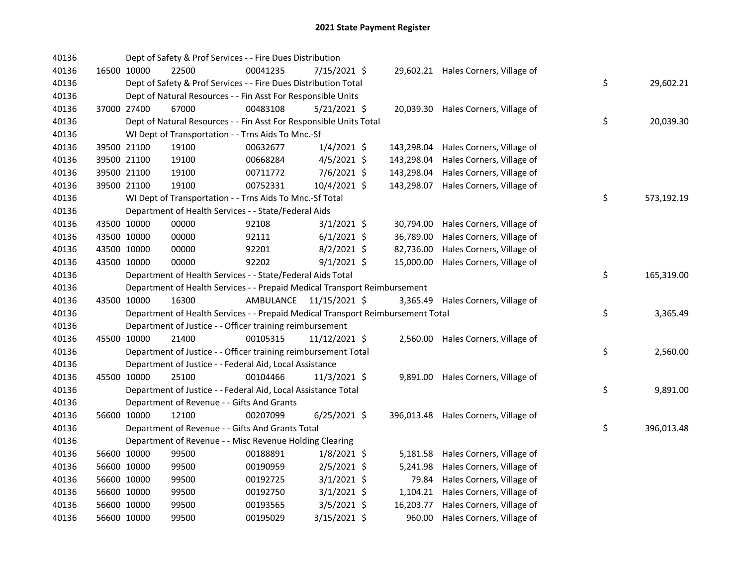# 2021 State Payment Register

| | | | | | | | | | |
|---|---|---|---|---|---|---|---|---|---|
| 40136 | | | Dept of Safety & Prof Services - - Fire Dues Distribution | | | | | | |
| 40136 | 16500 | 10000 | 22500 | 00041235 | 7/15/2021 | $ 29,602.21 | Hales Corners, Village of | | |
| 40136 | | | Dept of Safety & Prof Services - - Fire Dues Distribution Total | | | | | $ | 29,602.21 |
| 40136 | | | Dept of Natural Resources - - Fin Asst For Responsible Units | | | | | | |
| 40136 | 37000 | 27400 | 67000 | 00483108 | 5/21/2021 | $ 20,039.30 | Hales Corners, Village of | | |
| 40136 | | | Dept of Natural Resources - - Fin Asst For Responsible Units Total | | | | | $ | 20,039.30 |
| 40136 | | | WI Dept of Transportation - - Trns Aids To Mnc.-Sf | | | | | | |
| 40136 | 39500 | 21100 | 19100 | 00632677 | 1/4/2021 | $ 143,298.04 | Hales Corners, Village of | | |
| 40136 | 39500 | 21100 | 19100 | 00668284 | 4/5/2021 | $ 143,298.04 | Hales Corners, Village of | | |
| 40136 | 39500 | 21100 | 19100 | 00711772 | 7/6/2021 | $ 143,298.04 | Hales Corners, Village of | | |
| 40136 | 39500 | 21100 | 19100 | 00752331 | 10/4/2021 | $ 143,298.07 | Hales Corners, Village of | | |
| 40136 | | | WI Dept of Transportation - - Trns Aids To Mnc.-Sf Total | | | | | $ | 573,192.19 |
| 40136 | | | Department of Health Services - - State/Federal Aids | | | | | | |
| 40136 | 43500 | 10000 | 00000 | 92108 | 3/1/2021 | $ 30,794.00 | Hales Corners, Village of | | |
| 40136 | 43500 | 10000 | 00000 | 92111 | 6/1/2021 | $ 36,789.00 | Hales Corners, Village of | | |
| 40136 | 43500 | 10000 | 00000 | 92201 | 8/2/2021 | $ 82,736.00 | Hales Corners, Village of | | |
| 40136 | 43500 | 10000 | 00000 | 92202 | 9/1/2021 | $ 15,000.00 | Hales Corners, Village of | | |
| 40136 | | | Department of Health Services - - State/Federal Aids Total | | | | | $ | 165,319.00 |
| 40136 | | | Department of Health Services - - Prepaid Medical Transport Reimbursement | | | | | | |
| 40136 | 43500 | 10000 | 16300 | AMBULANCE | 11/15/2021 | $ 3,365.49 | Hales Corners, Village of | | |
| 40136 | | | Department of Health Services - - Prepaid Medical Transport Reimbursement Total | | | | | $ | 3,365.49 |
| 40136 | | | Department of Justice - - Officer training reimbursement | | | | | | |
| 40136 | 45500 | 10000 | 21400 | 00105315 | 11/12/2021 | $ 2,560.00 | Hales Corners, Village of | | |
| 40136 | | | Department of Justice - - Officer training reimbursement Total | | | | | $ | 2,560.00 |
| 40136 | | | Department of Justice - - Federal Aid, Local Assistance | | | | | | |
| 40136 | 45500 | 10000 | 25100 | 00104466 | 11/3/2021 | $ 9,891.00 | Hales Corners, Village of | | |
| 40136 | | | Department of Justice - - Federal Aid, Local Assistance Total | | | | | $ | 9,891.00 |
| 40136 | | | Department of Revenue - - Gifts And Grants | | | | | | |
| 40136 | 56600 | 10000 | 12100 | 00207099 | 6/25/2021 | $ 396,013.48 | Hales Corners, Village of | | |
| 40136 | | | Department of Revenue - - Gifts And Grants Total | | | | | $ | 396,013.48 |
| 40136 | | | Department of Revenue - - Misc Revenue Holding Clearing | | | | | | |
| 40136 | 56600 | 10000 | 99500 | 00188891 | 1/8/2021 | $ 5,181.58 | Hales Corners, Village of | | |
| 40136 | 56600 | 10000 | 99500 | 00190959 | 2/5/2021 | $ 5,241.98 | Hales Corners, Village of | | |
| 40136 | 56600 | 10000 | 99500 | 00192725 | 3/1/2021 | $ 79.84 | Hales Corners, Village of | | |
| 40136 | 56600 | 10000 | 99500 | 00192750 | 3/1/2021 | $ 1,104.21 | Hales Corners, Village of | | |
| 40136 | 56600 | 10000 | 99500 | 00193565 | 3/5/2021 | $ 16,203.77 | Hales Corners, Village of | | |
| 40136 | 56600 | 10000 | 99500 | 00195029 | 3/15/2021 | $ 960.00 | Hales Corners, Village of | | |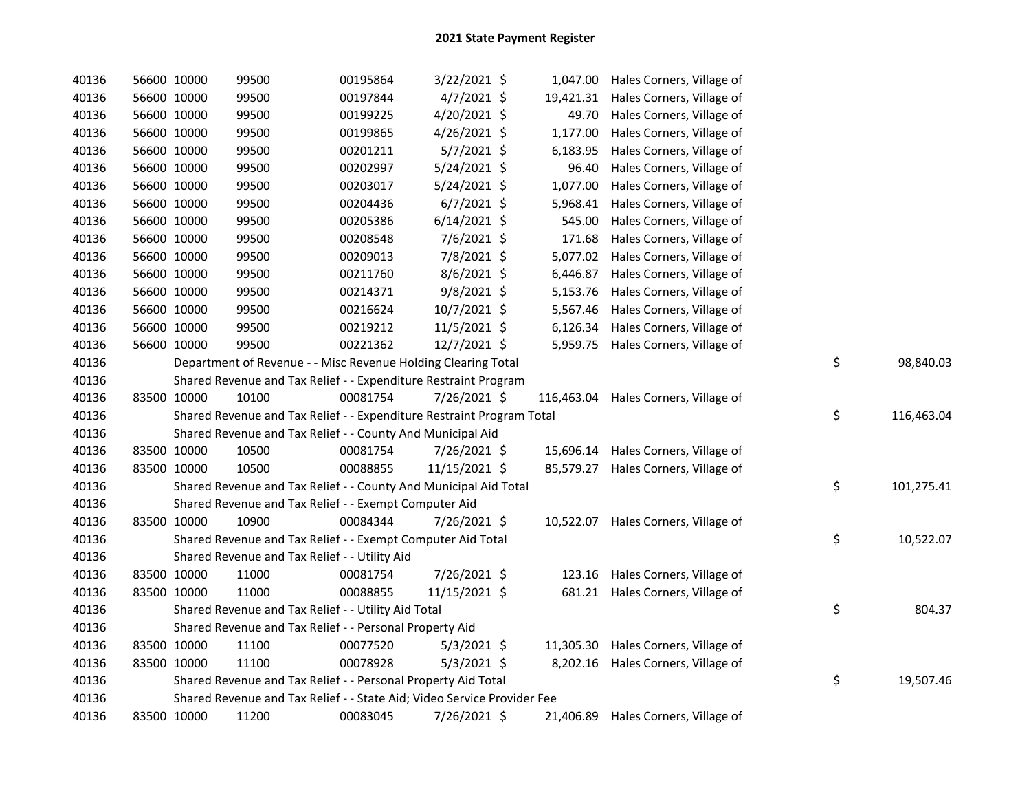# 2021 State Payment Register

| | | | | | | | | | |
|---|---|---|---|---|---|---|---|---|---|
| 40136 | 56600 | 10000 | 99500 | 00195864 | 3/22/2021 | $ 1,047.00 | Hales Corners, Village of | | |
| 40136 | 56600 | 10000 | 99500 | 00197844 | 4/7/2021 | $ 19,421.31 | Hales Corners, Village of | | |
| 40136 | 56600 | 10000 | 99500 | 00199225 | 4/20/2021 | $ 49.70 | Hales Corners, Village of | | |
| 40136 | 56600 | 10000 | 99500 | 00199865 | 4/26/2021 | $ 1,177.00 | Hales Corners, Village of | | |
| 40136 | 56600 | 10000 | 99500 | 00201211 | 5/7/2021 | $ 6,183.95 | Hales Corners, Village of | | |
| 40136 | 56600 | 10000 | 99500 | 00202997 | 5/24/2021 | $ 96.40 | Hales Corners, Village of | | |
| 40136 | 56600 | 10000 | 99500 | 00203017 | 5/24/2021 | $ 1,077.00 | Hales Corners, Village of | | |
| 40136 | 56600 | 10000 | 99500 | 00204436 | 6/7/2021 | $ 5,968.41 | Hales Corners, Village of | | |
| 40136 | 56600 | 10000 | 99500 | 00205386 | 6/14/2021 | $ 545.00 | Hales Corners, Village of | | |
| 40136 | 56600 | 10000 | 99500 | 00208548 | 7/6/2021 | $ 171.68 | Hales Corners, Village of | | |
| 40136 | 56600 | 10000 | 99500 | 00209013 | 7/8/2021 | $ 5,077.02 | Hales Corners, Village of | | |
| 40136 | 56600 | 10000 | 99500 | 00211760 | 8/6/2021 | $ 6,446.87 | Hales Corners, Village of | | |
| 40136 | 56600 | 10000 | 99500 | 00214371 | 9/8/2021 | $ 5,153.76 | Hales Corners, Village of | | |
| 40136 | 56600 | 10000 | 99500 | 00216624 | 10/7/2021 | $ 5,567.46 | Hales Corners, Village of | | |
| 40136 | 56600 | 10000 | 99500 | 00219212 | 11/5/2021 | $ 6,126.34 | Hales Corners, Village of | | |
| 40136 | 56600 | 10000 | 99500 | 00221362 | 12/7/2021 | $ 5,959.75 | Hales Corners, Village of | | |
| 40136 | | Department of Revenue - - Misc Revenue Holding Clearing Total | | | | | | $ | 98,840.03 |
| 40136 | | Shared Revenue and Tax Relief - - Expenditure Restraint Program | | | | | | | |
| 40136 | 83500 | 10000 | 10100 | 00081754 | 7/26/2021 | $ 116,463.04 | Hales Corners, Village of | | |
| 40136 | | Shared Revenue and Tax Relief - - Expenditure Restraint Program Total | | | | | | $ | 116,463.04 |
| 40136 | | Shared Revenue and Tax Relief - - County And Municipal Aid | | | | | | | |
| 40136 | 83500 | 10000 | 10500 | 00081754 | 7/26/2021 | $ 15,696.14 | Hales Corners, Village of | | |
| 40136 | 83500 | 10000 | 10500 | 00088855 | 11/15/2021 | $ 85,579.27 | Hales Corners, Village of | | |
| 40136 | | Shared Revenue and Tax Relief - - County And Municipal Aid Total | | | | | | $ | 101,275.41 |
| 40136 | | Shared Revenue and Tax Relief - - Exempt Computer Aid | | | | | | | |
| 40136 | 83500 | 10000 | 10900 | 00084344 | 7/26/2021 | $ 10,522.07 | Hales Corners, Village of | | |
| 40136 | | Shared Revenue and Tax Relief - - Exempt Computer Aid Total | | | | | | $ | 10,522.07 |
| 40136 | | Shared Revenue and Tax Relief - - Utility Aid | | | | | | | |
| 40136 | 83500 | 10000 | 11000 | 00081754 | 7/26/2021 | $ 123.16 | Hales Corners, Village of | | |
| 40136 | 83500 | 10000 | 11000 | 00088855 | 11/15/2021 | $ 681.21 | Hales Corners, Village of | | |
| 40136 | | Shared Revenue and Tax Relief - - Utility Aid Total | | | | | | $ | 804.37 |
| 40136 | | Shared Revenue and Tax Relief - - Personal Property Aid | | | | | | | |
| 40136 | 83500 | 10000 | 11100 | 00077520 | 5/3/2021 | $ 11,305.30 | Hales Corners, Village of | | |
| 40136 | 83500 | 10000 | 11100 | 00078928 | 5/3/2021 | $ 8,202.16 | Hales Corners, Village of | | |
| 40136 | | Shared Revenue and Tax Relief - - Personal Property Aid Total | | | | | | $ | 19,507.46 |
| 40136 | | Shared Revenue and Tax Relief - - State Aid; Video Service Provider Fee | | | | | | | |
| 40136 | 83500 | 10000 | 11200 | 00083045 | 7/26/2021 | $ 21,406.89 | Hales Corners, Village of | | |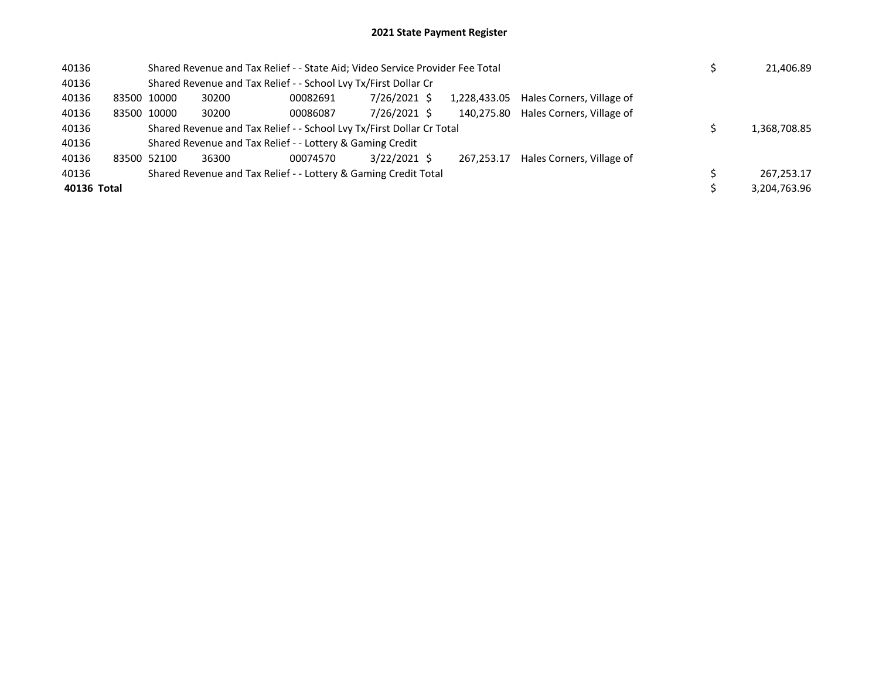# 2021 State Payment Register

| | | | | | | | | | |
|---|---|---|---|---|---|---|---|---|---|
| 40136 | | Shared Revenue and Tax Relief - - State Aid; Video Service Provider Fee Total | | | | | | $ | 21,406.89 |
| 40136 | | Shared Revenue and Tax Relief - - School Lvy Tx/First Dollar Cr | | | | | | | |
| 40136 | 83500 | 10000 | 30200 | 00082691 | 7/26/2021 | $ 1,228,433.05 | Hales Corners, Village of | | |
| 40136 | 83500 | 10000 | 30200 | 00086087 | 7/26/2021 | $ 140,275.80 | Hales Corners, Village of | | |
| 40136 | | Shared Revenue and Tax Relief - - School Lvy Tx/First Dollar Cr Total | | | | | | $ | 1,368,708.85 |
| 40136 | | Shared Revenue and Tax Relief - - Lottery & Gaming Credit | | | | | | | |
| 40136 | 83500 | 52100 | 36300 | 00074570 | 3/22/2021 | $ 267,253.17 | Hales Corners, Village of | | |
| 40136 | | Shared Revenue and Tax Relief - - Lottery & Gaming Credit Total | | | | | | $ | 267,253.17 |
| **40136 Total** | | | | | | | | $ | 3,204,763.96 |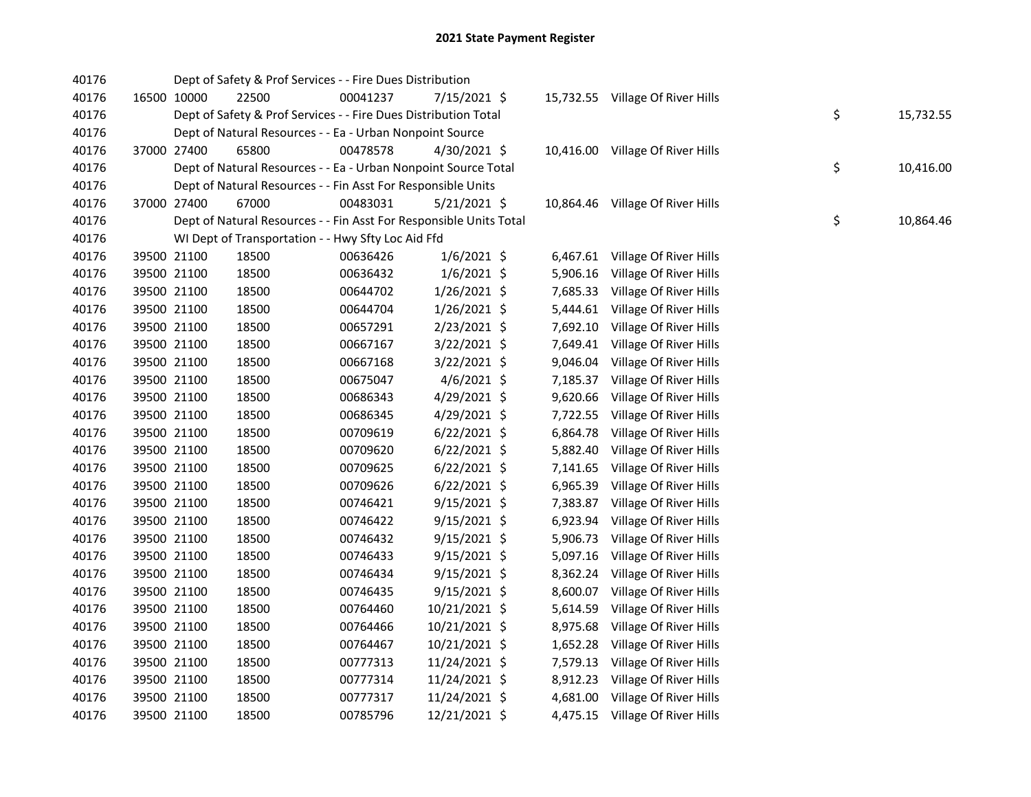# 2021 State Payment Register

| | | | | | | | | | |
|---|---|---|---|---|---|---|---|---|---|
| 40176 | | | Dept of Safety & Prof Services - - Fire Dues Distribution | | | | | | |
| 40176 | 16500 | 10000 | 22500 | 00041237 | 7/15/2021 | $ 15,732.55 | Village Of River Hills | | |
| 40176 | | | Dept of Safety & Prof Services - - Fire Dues Distribution Total | | | | | $ | 15,732.55 |
| 40176 | | | Dept of Natural Resources - - Ea - Urban Nonpoint Source | | | | | | |
| 40176 | 37000 | 27400 | 65800 | 00478578 | 4/30/2021 | $ 10,416.00 | Village Of River Hills | | |
| 40176 | | | Dept of Natural Resources - - Ea - Urban Nonpoint Source Total | | | | | $ | 10,416.00 |
| 40176 | | | Dept of Natural Resources - - Fin Asst For Responsible Units | | | | | | |
| 40176 | 37000 | 27400 | 67000 | 00483031 | 5/21/2021 | $ 10,864.46 | Village Of River Hills | | |
| 40176 | | | Dept of Natural Resources - - Fin Asst For Responsible Units Total | | | | | $ | 10,864.46 |
| 40176 | | | WI Dept of Transportation - - Hwy Sfty Loc Aid Ffd | | | | | | |
| 40176 | 39500 | 21100 | 18500 | 00636426 | 1/6/2021 | $ 6,467.61 | Village Of River Hills | | |
| 40176 | 39500 | 21100 | 18500 | 00636432 | 1/6/2021 | $ 5,906.16 | Village Of River Hills | | |
| 40176 | 39500 | 21100 | 18500 | 00644702 | 1/26/2021 | $ 7,685.33 | Village Of River Hills | | |
| 40176 | 39500 | 21100 | 18500 | 00644704 | 1/26/2021 | $ 5,444.61 | Village Of River Hills | | |
| 40176 | 39500 | 21100 | 18500 | 00657291 | 2/23/2021 | $ 7,692.10 | Village Of River Hills | | |
| 40176 | 39500 | 21100 | 18500 | 00667167 | 3/22/2021 | $ 7,649.41 | Village Of River Hills | | |
| 40176 | 39500 | 21100 | 18500 | 00667168 | 3/22/2021 | $ 9,046.04 | Village Of River Hills | | |
| 40176 | 39500 | 21100 | 18500 | 00675047 | 4/6/2021 | $ 7,185.37 | Village Of River Hills | | |
| 40176 | 39500 | 21100 | 18500 | 00686343 | 4/29/2021 | $ 9,620.66 | Village Of River Hills | | |
| 40176 | 39500 | 21100 | 18500 | 00686345 | 4/29/2021 | $ 7,722.55 | Village Of River Hills | | |
| 40176 | 39500 | 21100 | 18500 | 00709619 | 6/22/2021 | $ 6,864.78 | Village Of River Hills | | |
| 40176 | 39500 | 21100 | 18500 | 00709620 | 6/22/2021 | $ 5,882.40 | Village Of River Hills | | |
| 40176 | 39500 | 21100 | 18500 | 00709625 | 6/22/2021 | $ 7,141.65 | Village Of River Hills | | |
| 40176 | 39500 | 21100 | 18500 | 00709626 | 6/22/2021 | $ 6,965.39 | Village Of River Hills | | |
| 40176 | 39500 | 21100 | 18500 | 00746421 | 9/15/2021 | $ 7,383.87 | Village Of River Hills | | |
| 40176 | 39500 | 21100 | 18500 | 00746422 | 9/15/2021 | $ 6,923.94 | Village Of River Hills | | |
| 40176 | 39500 | 21100 | 18500 | 00746432 | 9/15/2021 | $ 5,906.73 | Village Of River Hills | | |
| 40176 | 39500 | 21100 | 18500 | 00746433 | 9/15/2021 | $ 5,097.16 | Village Of River Hills | | |
| 40176 | 39500 | 21100 | 18500 | 00746434 | 9/15/2021 | $ 8,362.24 | Village Of River Hills | | |
| 40176 | 39500 | 21100 | 18500 | 00746435 | 9/15/2021 | $ 8,600.07 | Village Of River Hills | | |
| 40176 | 39500 | 21100 | 18500 | 00764460 | 10/21/2021 | $ 5,614.59 | Village Of River Hills | | |
| 40176 | 39500 | 21100 | 18500 | 00764466 | 10/21/2021 | $ 8,975.68 | Village Of River Hills | | |
| 40176 | 39500 | 21100 | 18500 | 00764467 | 10/21/2021 | $ 1,652.28 | Village Of River Hills | | |
| 40176 | 39500 | 21100 | 18500 | 00777313 | 11/24/2021 | $ 7,579.13 | Village Of River Hills | | |
| 40176 | 39500 | 21100 | 18500 | 00777314 | 11/24/2021 | $ 8,912.23 | Village Of River Hills | | |
| 40176 | 39500 | 21100 | 18500 | 00777317 | 11/24/2021 | $ 4,681.00 | Village Of River Hills | | |
| 40176 | 39500 | 21100 | 18500 | 00785796 | 12/21/2021 | $ 4,475.15 | Village Of River Hills | | |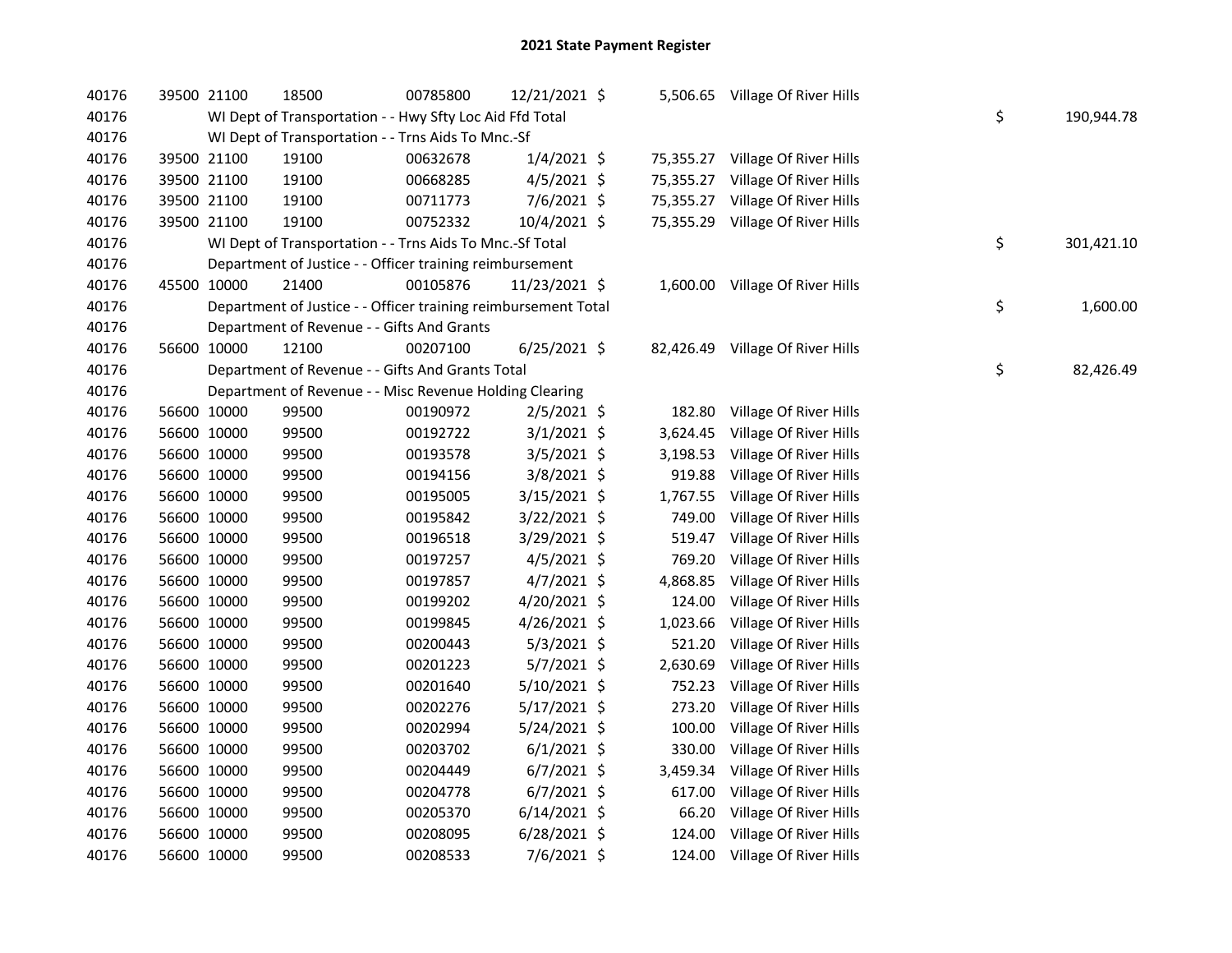# 2021 State Payment Register

| | | | | | | | | | |
|---|---|---|---|---|---|---|---|---|---|
| 40176 | 39500 | 21100 | 18500 | 00785800 | 12/21/2021 | $ 5,506.65 | Village Of River Hills | | |
| 40176 | | WI Dept of Transportation - - Hwy Sfty Loc Aid Ffd Total | | | | | | $ | 190,944.78 |
| 40176 | | WI Dept of Transportation - - Trns Aids To Mnc.-Sf | | | | | | | |
| 40176 | 39500 | 21100 | 19100 | 00632678 | 1/4/2021 | $ 75,355.27 | Village Of River Hills | | |
| 40176 | 39500 | 21100 | 19100 | 00668285 | 4/5/2021 | $ 75,355.27 | Village Of River Hills | | |
| 40176 | 39500 | 21100 | 19100 | 00711773 | 7/6/2021 | $ 75,355.27 | Village Of River Hills | | |
| 40176 | 39500 | 21100 | 19100 | 00752332 | 10/4/2021 | $ 75,355.29 | Village Of River Hills | | |
| 40176 | | WI Dept of Transportation - - Trns Aids To Mnc.-Sf Total | | | | | | $ | 301,421.10 |
| 40176 | | Department of Justice - - Officer training reimbursement | | | | | | | |
| 40176 | 45500 | 10000 | 21400 | 00105876 | 11/23/2021 | $ 1,600.00 | Village Of River Hills | | |
| 40176 | | Department of Justice - - Officer training reimbursement Total | | | | | | $ | 1,600.00 |
| 40176 | | Department of Revenue - - Gifts And Grants | | | | | | | |
| 40176 | 56600 | 10000 | 12100 | 00207100 | 6/25/2021 | $ 82,426.49 | Village Of River Hills | | |
| 40176 | | Department of Revenue - - Gifts And Grants Total | | | | | | $ | 82,426.49 |
| 40176 | | Department of Revenue - - Misc Revenue Holding Clearing | | | | | | | |
| 40176 | 56600 | 10000 | 99500 | 00190972 | 2/5/2021 | $ 182.80 | Village Of River Hills | | |
| 40176 | 56600 | 10000 | 99500 | 00192722 | 3/1/2021 | $ 3,624.45 | Village Of River Hills | | |
| 40176 | 56600 | 10000 | 99500 | 00193578 | 3/5/2021 | $ 3,198.53 | Village Of River Hills | | |
| 40176 | 56600 | 10000 | 99500 | 00194156 | 3/8/2021 | $ 919.88 | Village Of River Hills | | |
| 40176 | 56600 | 10000 | 99500 | 00195005 | 3/15/2021 | $ 1,767.55 | Village Of River Hills | | |
| 40176 | 56600 | 10000 | 99500 | 00195842 | 3/22/2021 | $ 749.00 | Village Of River Hills | | |
| 40176 | 56600 | 10000 | 99500 | 00196518 | 3/29/2021 | $ 519.47 | Village Of River Hills | | |
| 40176 | 56600 | 10000 | 99500 | 00197257 | 4/5/2021 | $ 769.20 | Village Of River Hills | | |
| 40176 | 56600 | 10000 | 99500 | 00197857 | 4/7/2021 | $ 4,868.85 | Village Of River Hills | | |
| 40176 | 56600 | 10000 | 99500 | 00199202 | 4/20/2021 | $ 124.00 | Village Of River Hills | | |
| 40176 | 56600 | 10000 | 99500 | 00199845 | 4/26/2021 | $ 1,023.66 | Village Of River Hills | | |
| 40176 | 56600 | 10000 | 99500 | 00200443 | 5/3/2021 | $ 521.20 | Village Of River Hills | | |
| 40176 | 56600 | 10000 | 99500 | 00201223 | 5/7/2021 | $ 2,630.69 | Village Of River Hills | | |
| 40176 | 56600 | 10000 | 99500 | 00201640 | 5/10/2021 | $ 752.23 | Village Of River Hills | | |
| 40176 | 56600 | 10000 | 99500 | 00202276 | 5/17/2021 | $ 273.20 | Village Of River Hills | | |
| 40176 | 56600 | 10000 | 99500 | 00202994 | 5/24/2021 | $ 100.00 | Village Of River Hills | | |
| 40176 | 56600 | 10000 | 99500 | 00203702 | 6/1/2021 | $ 330.00 | Village Of River Hills | | |
| 40176 | 56600 | 10000 | 99500 | 00204449 | 6/7/2021 | $ 3,459.34 | Village Of River Hills | | |
| 40176 | 56600 | 10000 | 99500 | 00204778 | 6/7/2021 | $ 617.00 | Village Of River Hills | | |
| 40176 | 56600 | 10000 | 99500 | 00205370 | 6/14/2021 | $ 66.20 | Village Of River Hills | | |
| 40176 | 56600 | 10000 | 99500 | 00208095 | 6/28/2021 | $ 124.00 | Village Of River Hills | | |
| 40176 | 56600 | 10000 | 99500 | 00208533 | 7/6/2021 | $ 124.00 | Village Of River Hills | | |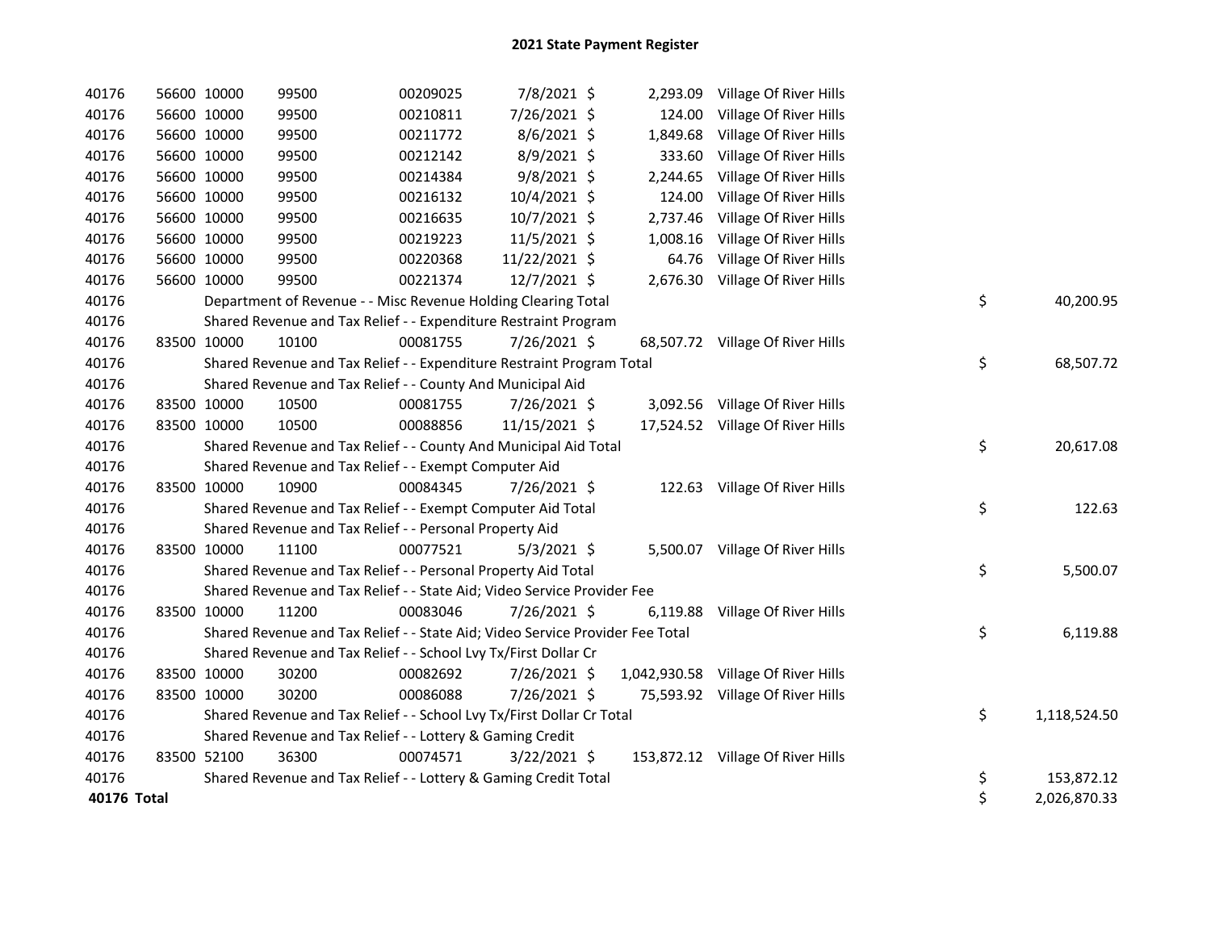# 2021 State Payment Register

| | | | | | | | | | |
|---|---|---|---|---|---|---|---|---|---|
| 40176 | 56600 | 10000 | 99500 | 00209025 | 7/8/2021 | $ 2,293.09 | Village Of River Hills | | |
| 40176 | 56600 | 10000 | 99500 | 00210811 | 7/26/2021 | $ 124.00 | Village Of River Hills | | |
| 40176 | 56600 | 10000 | 99500 | 00211772 | 8/6/2021 | $ 1,849.68 | Village Of River Hills | | |
| 40176 | 56600 | 10000 | 99500 | 00212142 | 8/9/2021 | $ 333.60 | Village Of River Hills | | |
| 40176 | 56600 | 10000 | 99500 | 00214384 | 9/8/2021 | $ 2,244.65 | Village Of River Hills | | |
| 40176 | 56600 | 10000 | 99500 | 00216132 | 10/4/2021 | $ 124.00 | Village Of River Hills | | |
| 40176 | 56600 | 10000 | 99500 | 00216635 | 10/7/2021 | $ 2,737.46 | Village Of River Hills | | |
| 40176 | 56600 | 10000 | 99500 | 00219223 | 11/5/2021 | $ 1,008.16 | Village Of River Hills | | |
| 40176 | 56600 | 10000 | 99500 | 00220368 | 11/22/2021 | $ 64.76 | Village Of River Hills | | |
| 40176 | 56600 | 10000 | 99500 | 00221374 | 12/7/2021 | $ 2,676.30 | Village Of River Hills | | |
| 40176 | | Department of Revenue - - Misc Revenue Holding Clearing Total | | | | | | $ | 40,200.95 |
| 40176 | | Shared Revenue and Tax Relief - - Expenditure Restraint Program | | | | | | | |
| 40176 | 83500 | 10000 | 10100 | 00081755 | 7/26/2021 | $ 68,507.72 | Village Of River Hills | | |
| 40176 | | Shared Revenue and Tax Relief - - Expenditure Restraint Program Total | | | | | | $ | 68,507.72 |
| 40176 | | Shared Revenue and Tax Relief - - County And Municipal Aid | | | | | | | |
| 40176 | 83500 | 10000 | 10500 | 00081755 | 7/26/2021 | $ 3,092.56 | Village Of River Hills | | |
| 40176 | 83500 | 10000 | 10500 | 00088856 | 11/15/2021 | $ 17,524.52 | Village Of River Hills | | |
| 40176 | | Shared Revenue and Tax Relief - - County And Municipal Aid Total | | | | | | $ | 20,617.08 |
| 40176 | | Shared Revenue and Tax Relief - - Exempt Computer Aid | | | | | | | |
| 40176 | 83500 | 10000 | 10900 | 00084345 | 7/26/2021 | $ 122.63 | Village Of River Hills | | |
| 40176 | | Shared Revenue and Tax Relief - - Exempt Computer Aid Total | | | | | | $ | 122.63 |
| 40176 | | Shared Revenue and Tax Relief - - Personal Property Aid | | | | | | | |
| 40176 | 83500 | 10000 | 11100 | 00077521 | 5/3/2021 | $ 5,500.07 | Village Of River Hills | | |
| 40176 | | Shared Revenue and Tax Relief - - Personal Property Aid Total | | | | | | $ | 5,500.07 |
| 40176 | | Shared Revenue and Tax Relief - - State Aid; Video Service Provider Fee | | | | | | | |
| 40176 | 83500 | 10000 | 11200 | 00083046 | 7/26/2021 | $ 6,119.88 | Village Of River Hills | | |
| 40176 | | Shared Revenue and Tax Relief - - State Aid; Video Service Provider Fee Total | | | | | | $ | 6,119.88 |
| 40176 | | Shared Revenue and Tax Relief - - School Lvy Tx/First Dollar Cr | | | | | | | |
| 40176 | 83500 | 10000 | 30200 | 00082692 | 7/26/2021 | $ 1,042,930.58 | Village Of River Hills | | |
| 40176 | 83500 | 10000 | 30200 | 00086088 | 7/26/2021 | $ 75,593.92 | Village Of River Hills | | |
| 40176 | | Shared Revenue and Tax Relief - - School Lvy Tx/First Dollar Cr Total | | | | | | $ | 1,118,524.50 |
| 40176 | | Shared Revenue and Tax Relief - - Lottery & Gaming Credit | | | | | | | |
| 40176 | 83500 | 52100 | 36300 | 00074571 | 3/22/2021 | $ 153,872.12 | Village Of River Hills | | |
| 40176 | | Shared Revenue and Tax Relief - - Lottery & Gaming Credit Total | | | | | | $ | 153,872.12 |
| **40176 Total** | | | | | | | | $ | 2,026,870.33 |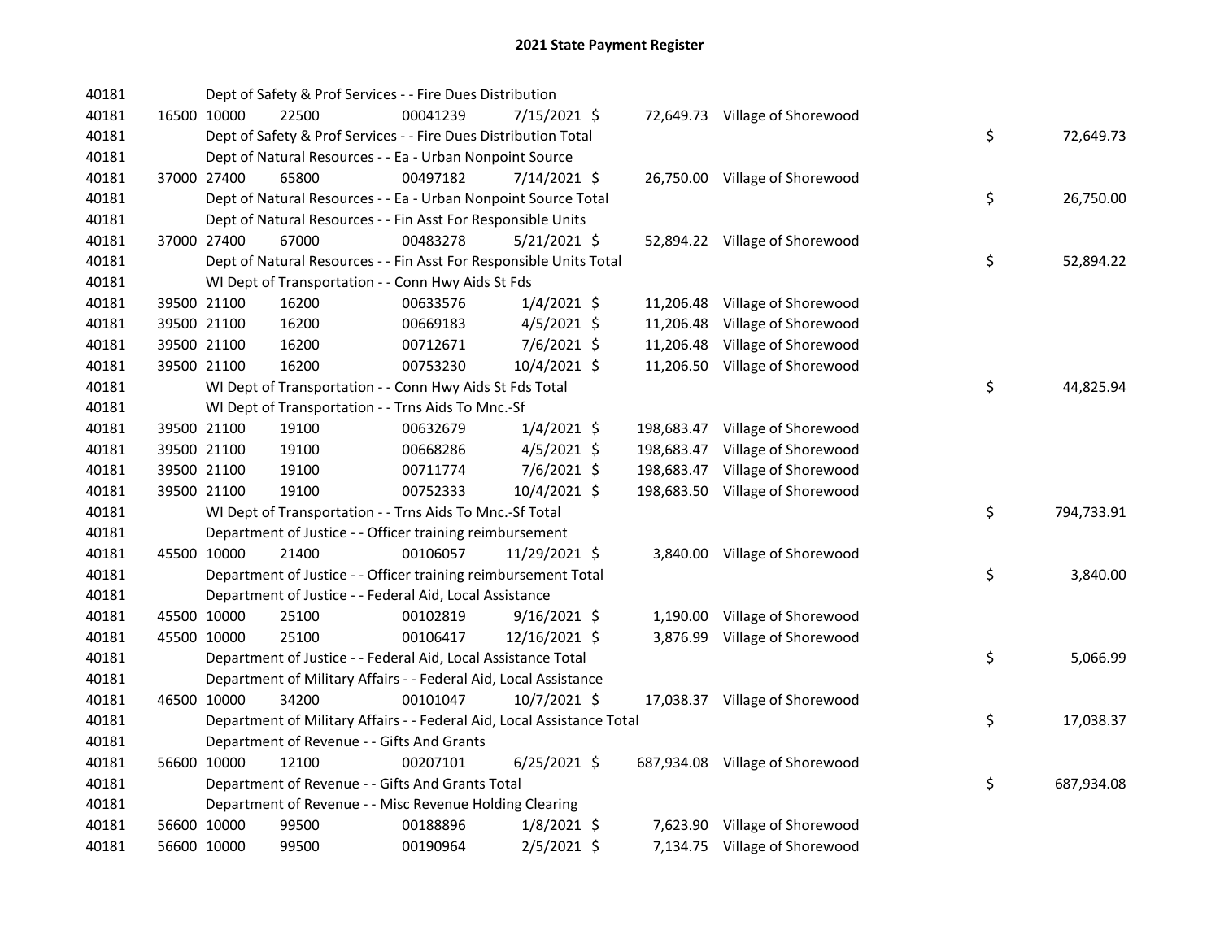# 2021 State Payment Register

| | | | | | | | | |
|---|---|---|---|---|---|---|---|---|
| 40181 | | Dept of Safety & Prof Services - - Fire Dues Distribution | | | | | | |
| 40181 | 16500 10000 | 22500 | 00041239 | 7/15/2021 $ | 72,649.73 | Village of Shorewood | | |
| 40181 | | Dept of Safety & Prof Services - - Fire Dues Distribution Total | | | | | $ | 72,649.73 |
| 40181 | | Dept of Natural Resources - - Ea - Urban Nonpoint Source | | | | | | |
| 40181 | 37000 27400 | 65800 | 00497182 | 7/14/2021 $ | 26,750.00 | Village of Shorewood | | |
| 40181 | | Dept of Natural Resources - - Ea - Urban Nonpoint Source Total | | | | | $ | 26,750.00 |
| 40181 | | Dept of Natural Resources - - Fin Asst For Responsible Units | | | | | | |
| 40181 | 37000 27400 | 67000 | 00483278 | 5/21/2021 $ | 52,894.22 | Village of Shorewood | | |
| 40181 | | Dept of Natural Resources - - Fin Asst For Responsible Units Total | | | | | $ | 52,894.22 |
| 40181 | | WI Dept of Transportation - - Conn Hwy Aids St Fds | | | | | | |
| 40181 | 39500 21100 | 16200 | 00633576 | 1/4/2021 $ | 11,206.48 | Village of Shorewood | | |
| 40181 | 39500 21100 | 16200 | 00669183 | 4/5/2021 $ | 11,206.48 | Village of Shorewood | | |
| 40181 | 39500 21100 | 16200 | 00712671 | 7/6/2021 $ | 11,206.48 | Village of Shorewood | | |
| 40181 | 39500 21100 | 16200 | 00753230 | 10/4/2021 $ | 11,206.50 | Village of Shorewood | | |
| 40181 | | WI Dept of Transportation - - Conn Hwy Aids St Fds Total | | | | | $ | 44,825.94 |
| 40181 | | WI Dept of Transportation - - Trns Aids To Mnc.-Sf | | | | | | |
| 40181 | 39500 21100 | 19100 | 00632679 | 1/4/2021 $ | 198,683.47 | Village of Shorewood | | |
| 40181 | 39500 21100 | 19100 | 00668286 | 4/5/2021 $ | 198,683.47 | Village of Shorewood | | |
| 40181 | 39500 21100 | 19100 | 00711774 | 7/6/2021 $ | 198,683.47 | Village of Shorewood | | |
| 40181 | 39500 21100 | 19100 | 00752333 | 10/4/2021 $ | 198,683.50 | Village of Shorewood | | |
| 40181 | | WI Dept of Transportation - - Trns Aids To Mnc.-Sf Total | | | | | $ | 794,733.91 |
| 40181 | | Department of Justice - - Officer training reimbursement | | | | | | |
| 40181 | 45500 10000 | 21400 | 00106057 | 11/29/2021 $ | 3,840.00 | Village of Shorewood | | |
| 40181 | | Department of Justice - - Officer training reimbursement Total | | | | | $ | 3,840.00 |
| 40181 | | Department of Justice - - Federal Aid, Local Assistance | | | | | | |
| 40181 | 45500 10000 | 25100 | 00102819 | 9/16/2021 $ | 1,190.00 | Village of Shorewood | | |
| 40181 | 45500 10000 | 25100 | 00106417 | 12/16/2021 $ | 3,876.99 | Village of Shorewood | | |
| 40181 | | Department of Justice - - Federal Aid, Local Assistance Total | | | | | $ | 5,066.99 |
| 40181 | | Department of Military Affairs - - Federal Aid, Local Assistance | | | | | | |
| 40181 | 46500 10000 | 34200 | 00101047 | 10/7/2021 $ | 17,038.37 | Village of Shorewood | | |
| 40181 | | Department of Military Affairs - - Federal Aid, Local Assistance Total | | | | | $ | 17,038.37 |
| 40181 | | Department of Revenue - - Gifts And Grants | | | | | | |
| 40181 | 56600 10000 | 12100 | 00207101 | 6/25/2021 $ | 687,934.08 | Village of Shorewood | | |
| 40181 | | Department of Revenue - - Gifts And Grants Total | | | | | $ | 687,934.08 |
| 40181 | | Department of Revenue - - Misc Revenue Holding Clearing | | | | | | |
| 40181 | 56600 10000 | 99500 | 00188896 | 1/8/2021 $ | 7,623.90 | Village of Shorewood | | |
| 40181 | 56600 10000 | 99500 | 00190964 | 2/5/2021 $ | 7,134.75 | Village of Shorewood | | |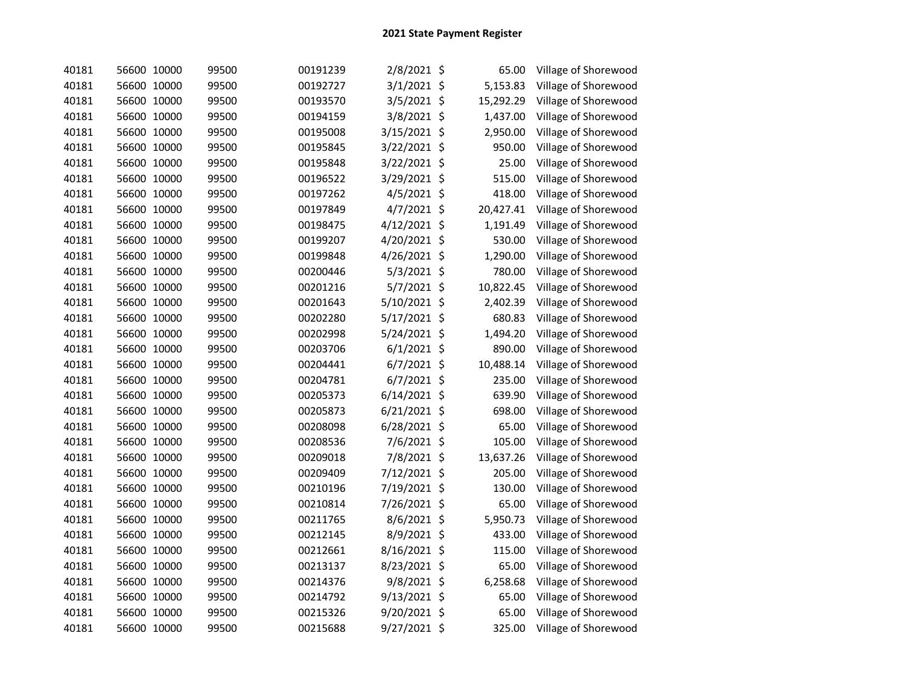# 2021 State Payment Register

| | | | | | | | | |
|---|---|---|---|---|---|---|---|---|
| 40181 | 56600 | 10000 | 99500 | 00191239 | 2/8/2021 | $ | 65.00 | Village of Shorewood |
| 40181 | 56600 | 10000 | 99500 | 00192727 | 3/1/2021 | $ | 5,153.83 | Village of Shorewood |
| 40181 | 56600 | 10000 | 99500 | 00193570 | 3/5/2021 | $ | 15,292.29 | Village of Shorewood |
| 40181 | 56600 | 10000 | 99500 | 00194159 | 3/8/2021 | $ | 1,437.00 | Village of Shorewood |
| 40181 | 56600 | 10000 | 99500 | 00195008 | 3/15/2021 | $ | 2,950.00 | Village of Shorewood |
| 40181 | 56600 | 10000 | 99500 | 00195845 | 3/22/2021 | $ | 950.00 | Village of Shorewood |
| 40181 | 56600 | 10000 | 99500 | 00195848 | 3/22/2021 | $ | 25.00 | Village of Shorewood |
| 40181 | 56600 | 10000 | 99500 | 00196522 | 3/29/2021 | $ | 515.00 | Village of Shorewood |
| 40181 | 56600 | 10000 | 99500 | 00197262 | 4/5/2021 | $ | 418.00 | Village of Shorewood |
| 40181 | 56600 | 10000 | 99500 | 00197849 | 4/7/2021 | $ | 20,427.41 | Village of Shorewood |
| 40181 | 56600 | 10000 | 99500 | 00198475 | 4/12/2021 | $ | 1,191.49 | Village of Shorewood |
| 40181 | 56600 | 10000 | 99500 | 00199207 | 4/20/2021 | $ | 530.00 | Village of Shorewood |
| 40181 | 56600 | 10000 | 99500 | 00199848 | 4/26/2021 | $ | 1,290.00 | Village of Shorewood |
| 40181 | 56600 | 10000 | 99500 | 00200446 | 5/3/2021 | $ | 780.00 | Village of Shorewood |
| 40181 | 56600 | 10000 | 99500 | 00201216 | 5/7/2021 | $ | 10,822.45 | Village of Shorewood |
| 40181 | 56600 | 10000 | 99500 | 00201643 | 5/10/2021 | $ | 2,402.39 | Village of Shorewood |
| 40181 | 56600 | 10000 | 99500 | 00202280 | 5/17/2021 | $ | 680.83 | Village of Shorewood |
| 40181 | 56600 | 10000 | 99500 | 00202998 | 5/24/2021 | $ | 1,494.20 | Village of Shorewood |
| 40181 | 56600 | 10000 | 99500 | 00203706 | 6/1/2021 | $ | 890.00 | Village of Shorewood |
| 40181 | 56600 | 10000 | 99500 | 00204441 | 6/7/2021 | $ | 10,488.14 | Village of Shorewood |
| 40181 | 56600 | 10000 | 99500 | 00204781 | 6/7/2021 | $ | 235.00 | Village of Shorewood |
| 40181 | 56600 | 10000 | 99500 | 00205373 | 6/14/2021 | $ | 639.90 | Village of Shorewood |
| 40181 | 56600 | 10000 | 99500 | 00205873 | 6/21/2021 | $ | 698.00 | Village of Shorewood |
| 40181 | 56600 | 10000 | 99500 | 00208098 | 6/28/2021 | $ | 65.00 | Village of Shorewood |
| 40181 | 56600 | 10000 | 99500 | 00208536 | 7/6/2021 | $ | 105.00 | Village of Shorewood |
| 40181 | 56600 | 10000 | 99500 | 00209018 | 7/8/2021 | $ | 13,637.26 | Village of Shorewood |
| 40181 | 56600 | 10000 | 99500 | 00209409 | 7/12/2021 | $ | 205.00 | Village of Shorewood |
| 40181 | 56600 | 10000 | 99500 | 00210196 | 7/19/2021 | $ | 130.00 | Village of Shorewood |
| 40181 | 56600 | 10000 | 99500 | 00210814 | 7/26/2021 | $ | 65.00 | Village of Shorewood |
| 40181 | 56600 | 10000 | 99500 | 00211765 | 8/6/2021 | $ | 5,950.73 | Village of Shorewood |
| 40181 | 56600 | 10000 | 99500 | 00212145 | 8/9/2021 | $ | 433.00 | Village of Shorewood |
| 40181 | 56600 | 10000 | 99500 | 00212661 | 8/16/2021 | $ | 115.00 | Village of Shorewood |
| 40181 | 56600 | 10000 | 99500 | 00213137 | 8/23/2021 | $ | 65.00 | Village of Shorewood |
| 40181 | 56600 | 10000 | 99500 | 00214376 | 9/8/2021 | $ | 6,258.68 | Village of Shorewood |
| 40181 | 56600 | 10000 | 99500 | 00214792 | 9/13/2021 | $ | 65.00 | Village of Shorewood |
| 40181 | 56600 | 10000 | 99500 | 00215326 | 9/20/2021 | $ | 65.00 | Village of Shorewood |
| 40181 | 56600 | 10000 | 99500 | 00215688 | 9/27/2021 | $ | 325.00 | Village of Shorewood |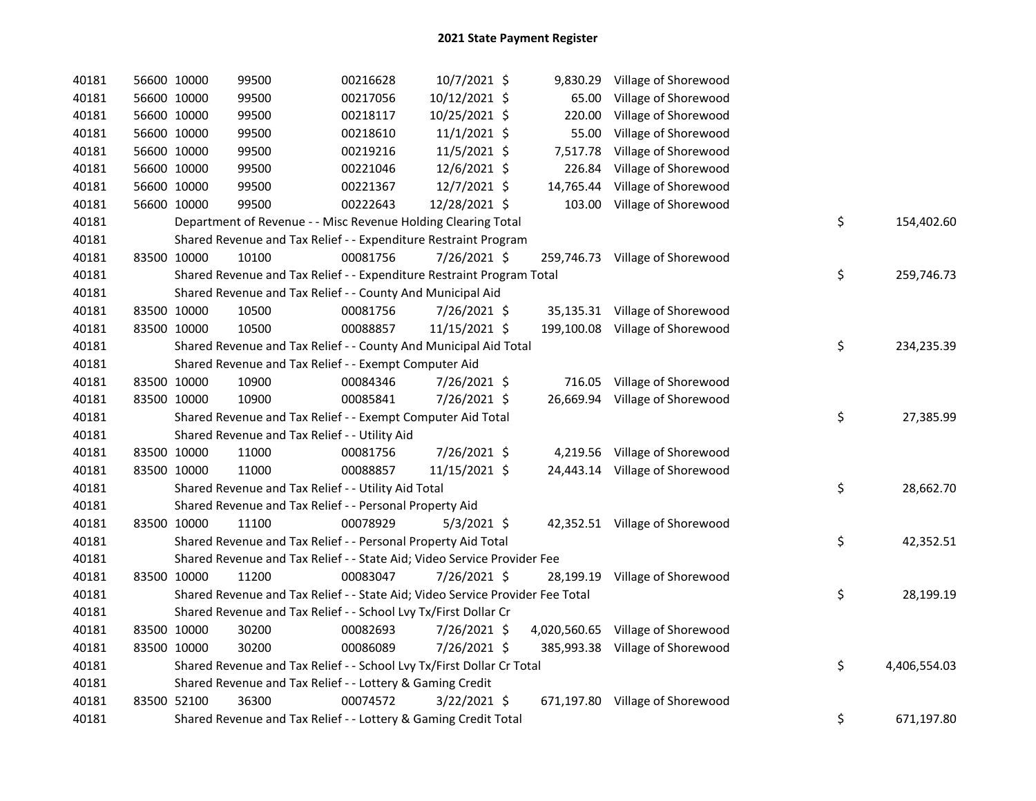## 2021 State Payment Register

| | | | | | | | | | |
|---|---|---|---|---|---|---|---|---|---|
| 40181 | 56600 | 10000 | 99500 | 00216628 | 10/7/2021 | $ 9,830.29 | Village of Shorewood | | |
| 40181 | 56600 | 10000 | 99500 | 00217056 | 10/12/2021 | $ 65.00 | Village of Shorewood | | |
| 40181 | 56600 | 10000 | 99500 | 00218117 | 10/25/2021 | $ 220.00 | Village of Shorewood | | |
| 40181 | 56600 | 10000 | 99500 | 00218610 | 11/1/2021 | $ 55.00 | Village of Shorewood | | |
| 40181 | 56600 | 10000 | 99500 | 00219216 | 11/5/2021 | $ 7,517.78 | Village of Shorewood | | |
| 40181 | 56600 | 10000 | 99500 | 00221046 | 12/6/2021 | $ 226.84 | Village of Shorewood | | |
| 40181 | 56600 | 10000 | 99500 | 00221367 | 12/7/2021 | $ 14,765.44 | Village of Shorewood | | |
| 40181 | 56600 | 10000 | 99500 | 00222643 | 12/28/2021 | $ 103.00 | Village of Shorewood | | |
| 40181 | | Department of Revenue - - Misc Revenue Holding Clearing Total | | | | | | $ | 154,402.60 |
| 40181 | | Shared Revenue and Tax Relief - - Expenditure Restraint Program | | | | | | | |
| 40181 | 83500 | 10000 | 10100 | 00081756 | 7/26/2021 | $ 259,746.73 | Village of Shorewood | | |
| 40181 | | Shared Revenue and Tax Relief - - Expenditure Restraint Program Total | | | | | | $ | 259,746.73 |
| 40181 | | Shared Revenue and Tax Relief - - County And Municipal Aid | | | | | | | |
| 40181 | 83500 | 10000 | 10500 | 00081756 | 7/26/2021 | $ 35,135.31 | Village of Shorewood | | |
| 40181 | 83500 | 10000 | 10500 | 00088857 | 11/15/2021 | $ 199,100.08 | Village of Shorewood | | |
| 40181 | | Shared Revenue and Tax Relief - - County And Municipal Aid Total | | | | | | $ | 234,235.39 |
| 40181 | | Shared Revenue and Tax Relief - - Exempt Computer Aid | | | | | | | |
| 40181 | 83500 | 10000 | 10900 | 00084346 | 7/26/2021 | $ 716.05 | Village of Shorewood | | |
| 40181 | 83500 | 10000 | 10900 | 00085841 | 7/26/2021 | $ 26,669.94 | Village of Shorewood | | |
| 40181 | | Shared Revenue and Tax Relief - - Exempt Computer Aid Total | | | | | | $ | 27,385.99 |
| 40181 | | Shared Revenue and Tax Relief - - Utility Aid | | | | | | | |
| 40181 | 83500 | 10000 | 11000 | 00081756 | 7/26/2021 | $ 4,219.56 | Village of Shorewood | | |
| 40181 | 83500 | 10000 | 11000 | 00088857 | 11/15/2021 | $ 24,443.14 | Village of Shorewood | | |
| 40181 | | Shared Revenue and Tax Relief - - Utility Aid Total | | | | | | $ | 28,662.70 |
| 40181 | | Shared Revenue and Tax Relief - - Personal Property Aid | | | | | | | |
| 40181 | 83500 | 10000 | 11100 | 00078929 | 5/3/2021 | $ 42,352.51 | Village of Shorewood | | |
| 40181 | | Shared Revenue and Tax Relief - - Personal Property Aid Total | | | | | | $ | 42,352.51 |
| 40181 | | Shared Revenue and Tax Relief - - State Aid; Video Service Provider Fee | | | | | | | |
| 40181 | 83500 | 10000 | 11200 | 00083047 | 7/26/2021 | $ 28,199.19 | Village of Shorewood | | |
| 40181 | | Shared Revenue and Tax Relief - - State Aid; Video Service Provider Fee Total | | | | | | $ | 28,199.19 |
| 40181 | | Shared Revenue and Tax Relief - - School Lvy Tx/First Dollar Cr | | | | | | | |
| 40181 | 83500 | 10000 | 30200 | 00082693 | 7/26/2021 | $ 4,020,560.65 | Village of Shorewood | | |
| 40181 | 83500 | 10000 | 30200 | 00086089 | 7/26/2021 | $ 385,993.38 | Village of Shorewood | | |
| 40181 | | Shared Revenue and Tax Relief - - School Lvy Tx/First Dollar Cr Total | | | | | | $ | 4,406,554.03 |
| 40181 | | Shared Revenue and Tax Relief - - Lottery & Gaming Credit | | | | | | | |
| 40181 | 83500 | 52100 | 36300 | 00074572 | 3/22/2021 | $ 671,197.80 | Village of Shorewood | | |
| 40181 | | Shared Revenue and Tax Relief - - Lottery & Gaming Credit Total | | | | | | $ | 671,197.80 |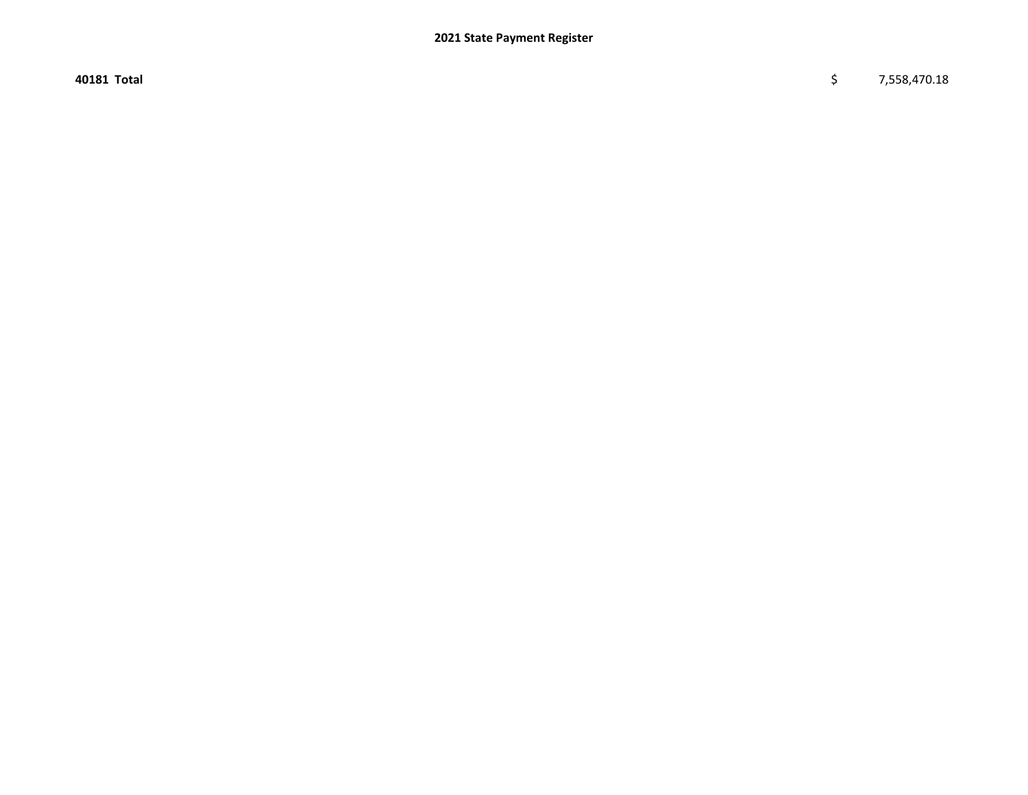| **40181 Total** | $ | 7,558,470.18 |
|---|---|---|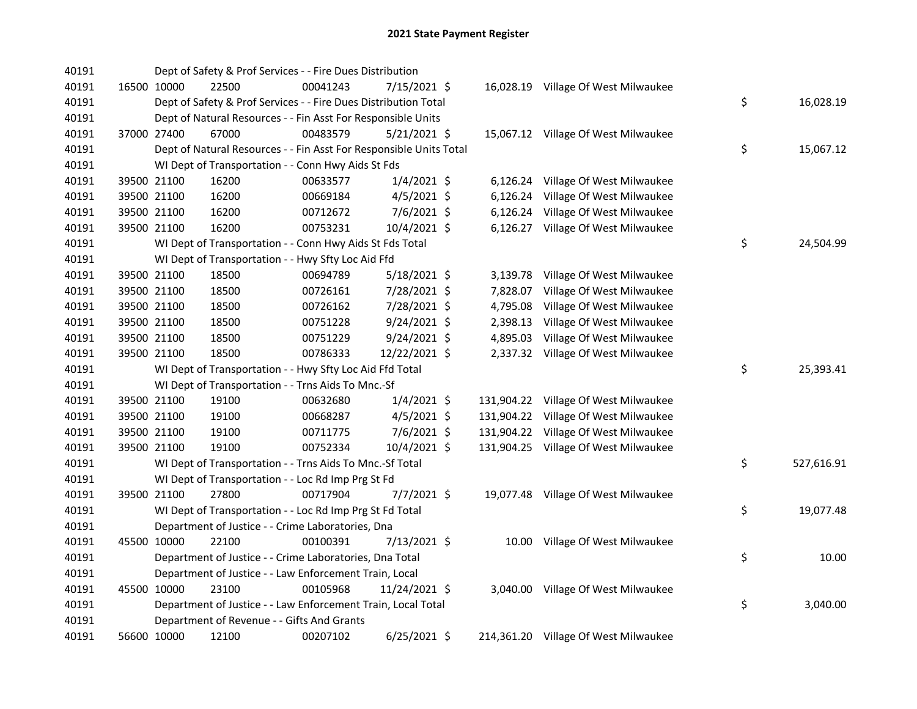## 2021 State Payment Register

| | | | | | | | | | |
|---|---|---|---|---|---|---|---|---|---|
| 40191 | | | Dept of Safety & Prof Services - - Fire Dues Distribution | | | | | | |
| 40191 | 16500 | 10000 | 22500 | 00041243 | 7/15/2021 | $ 16,028.19 | Village Of West Milwaukee | | |
| 40191 | | | Dept of Safety & Prof Services - - Fire Dues Distribution Total | | | | | $ | 16,028.19 |
| 40191 | | | Dept of Natural Resources - - Fin Asst For Responsible Units | | | | | | |
| 40191 | 37000 | 27400 | 67000 | 00483579 | 5/21/2021 | $ 15,067.12 | Village Of West Milwaukee | | |
| 40191 | | | Dept of Natural Resources - - Fin Asst For Responsible Units Total | | | | | $ | 15,067.12 |
| 40191 | | | WI Dept of Transportation - - Conn Hwy Aids St Fds | | | | | | |
| 40191 | 39500 | 21100 | 16200 | 00633577 | 1/4/2021 | $ 6,126.24 | Village Of West Milwaukee | | |
| 40191 | 39500 | 21100 | 16200 | 00669184 | 4/5/2021 | $ 6,126.24 | Village Of West Milwaukee | | |
| 40191 | 39500 | 21100 | 16200 | 00712672 | 7/6/2021 | $ 6,126.24 | Village Of West Milwaukee | | |
| 40191 | 39500 | 21100 | 16200 | 00753231 | 10/4/2021 | $ 6,126.27 | Village Of West Milwaukee | | |
| 40191 | | | WI Dept of Transportation - - Conn Hwy Aids St Fds Total | | | | | $ | 24,504.99 |
| 40191 | | | WI Dept of Transportation - - Hwy Sfty Loc Aid Ffd | | | | | | |
| 40191 | 39500 | 21100 | 18500 | 00694789 | 5/18/2021 | $ 3,139.78 | Village Of West Milwaukee | | |
| 40191 | 39500 | 21100 | 18500 | 00726161 | 7/28/2021 | $ 7,828.07 | Village Of West Milwaukee | | |
| 40191 | 39500 | 21100 | 18500 | 00726162 | 7/28/2021 | $ 4,795.08 | Village Of West Milwaukee | | |
| 40191 | 39500 | 21100 | 18500 | 00751228 | 9/24/2021 | $ 2,398.13 | Village Of West Milwaukee | | |
| 40191 | 39500 | 21100 | 18500 | 00751229 | 9/24/2021 | $ 4,895.03 | Village Of West Milwaukee | | |
| 40191 | 39500 | 21100 | 18500 | 00786333 | 12/22/2021 | $ 2,337.32 | Village Of West Milwaukee | | |
| 40191 | | | WI Dept of Transportation - - Hwy Sfty Loc Aid Ffd Total | | | | | $ | 25,393.41 |
| 40191 | | | WI Dept of Transportation - - Trns Aids To Mnc.-Sf | | | | | | |
| 40191 | 39500 | 21100 | 19100 | 00632680 | 1/4/2021 | $ 131,904.22 | Village Of West Milwaukee | | |
| 40191 | 39500 | 21100 | 19100 | 00668287 | 4/5/2021 | $ 131,904.22 | Village Of West Milwaukee | | |
| 40191 | 39500 | 21100 | 19100 | 00711775 | 7/6/2021 | $ 131,904.22 | Village Of West Milwaukee | | |
| 40191 | 39500 | 21100 | 19100 | 00752334 | 10/4/2021 | $ 131,904.25 | Village Of West Milwaukee | | |
| 40191 | | | WI Dept of Transportation - - Trns Aids To Mnc.-Sf Total | | | | | $ | 527,616.91 |
| 40191 | | | WI Dept of Transportation - - Loc Rd Imp Prg St Fd | | | | | | |
| 40191 | 39500 | 21100 | 27800 | 00717904 | 7/7/2021 | $ 19,077.48 | Village Of West Milwaukee | | |
| 40191 | | | WI Dept of Transportation - - Loc Rd Imp Prg St Fd Total | | | | | $ | 19,077.48 |
| 40191 | | | Department of Justice - - Crime Laboratories, Dna | | | | | | |
| 40191 | 45500 | 10000 | 22100 | 00100391 | 7/13/2021 | $ 10.00 | Village Of West Milwaukee | | |
| 40191 | | | Department of Justice - - Crime Laboratories, Dna Total | | | | | $ | 10.00 |
| 40191 | | | Department of Justice - - Law Enforcement Train, Local | | | | | | |
| 40191 | 45500 | 10000 | 23100 | 00105968 | 11/24/2021 | $ 3,040.00 | Village Of West Milwaukee | | |
| 40191 | | | Department of Justice - - Law Enforcement Train, Local Total | | | | | $ | 3,040.00 |
| 40191 | | | Department of Revenue - - Gifts And Grants | | | | | | |
| 40191 | 56600 | 10000 | 12100 | 00207102 | 6/25/2021 | $ 214,361.20 | Village Of West Milwaukee | | |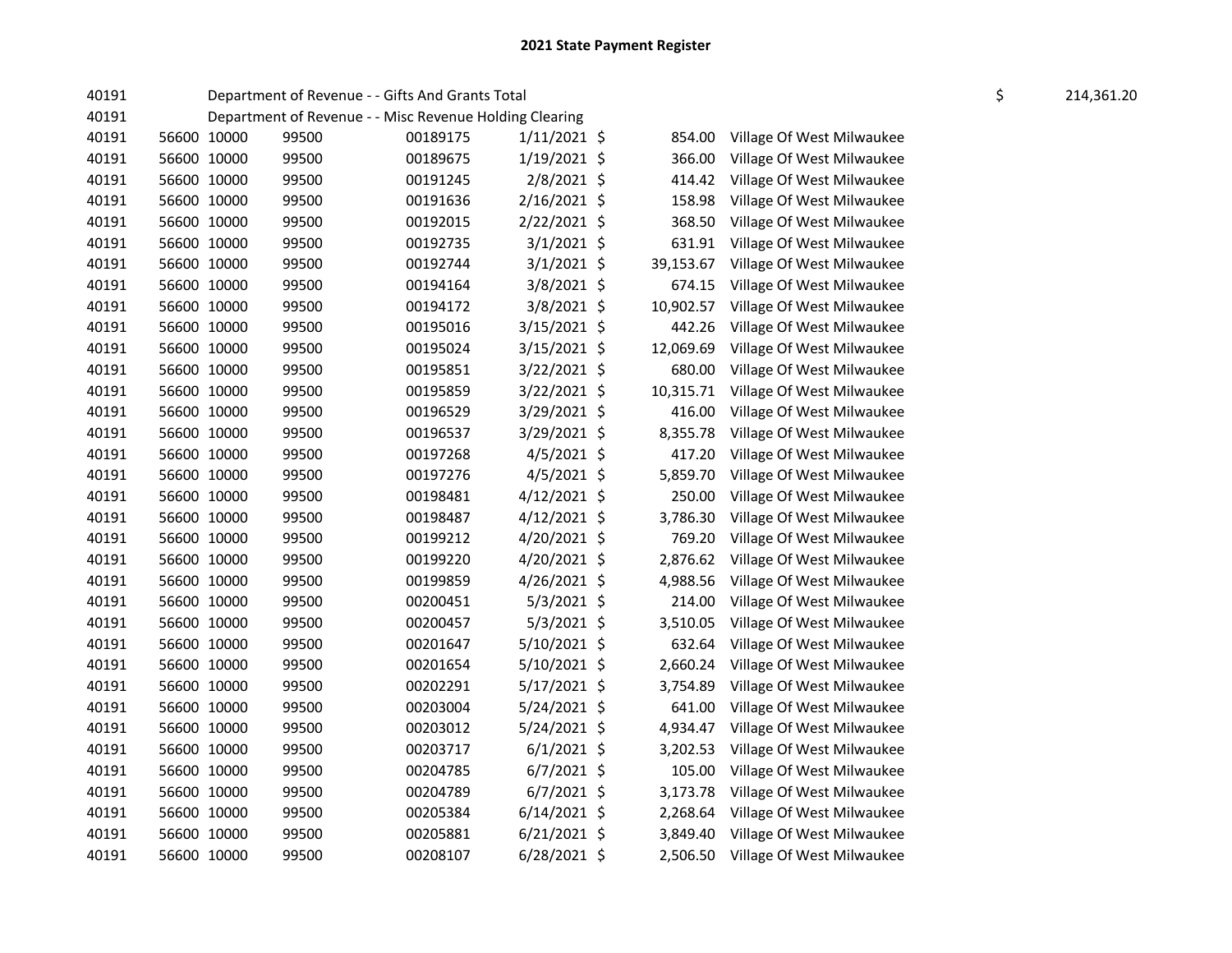## 2021 State Payment Register

| | | | | | | | | | |
|---|---|---|---|---|---|---|---|---|---|
| 40191 | | Department of Revenue - - Gifts And Grants Total | | | | | | $ | 214,361.20 |
| 40191 | | Department of Revenue - - Misc Revenue Holding Clearing | | | | | | | |
| 40191 | 56600 | 10000 | 99500 | 00189175 | 1/11/2021 | $ 854.00 | Village Of West Milwaukee | | |
| 40191 | 56600 | 10000 | 99500 | 00189675 | 1/19/2021 | $ 366.00 | Village Of West Milwaukee | | |
| 40191 | 56600 | 10000 | 99500 | 00191245 | 2/8/2021 | $ 414.42 | Village Of West Milwaukee | | |
| 40191 | 56600 | 10000 | 99500 | 00191636 | 2/16/2021 | $ 158.98 | Village Of West Milwaukee | | |
| 40191 | 56600 | 10000 | 99500 | 00192015 | 2/22/2021 | $ 368.50 | Village Of West Milwaukee | | |
| 40191 | 56600 | 10000 | 99500 | 00192735 | 3/1/2021 | $ 631.91 | Village Of West Milwaukee | | |
| 40191 | 56600 | 10000 | 99500 | 00192744 | 3/1/2021 | $ 39,153.67 | Village Of West Milwaukee | | |
| 40191 | 56600 | 10000 | 99500 | 00194164 | 3/8/2021 | $ 674.15 | Village Of West Milwaukee | | |
| 40191 | 56600 | 10000 | 99500 | 00194172 | 3/8/2021 | $ 10,902.57 | Village Of West Milwaukee | | |
| 40191 | 56600 | 10000 | 99500 | 00195016 | 3/15/2021 | $ 442.26 | Village Of West Milwaukee | | |
| 40191 | 56600 | 10000 | 99500 | 00195024 | 3/15/2021 | $ 12,069.69 | Village Of West Milwaukee | | |
| 40191 | 56600 | 10000 | 99500 | 00195851 | 3/22/2021 | $ 680.00 | Village Of West Milwaukee | | |
| 40191 | 56600 | 10000 | 99500 | 00195859 | 3/22/2021 | $ 10,315.71 | Village Of West Milwaukee | | |
| 40191 | 56600 | 10000 | 99500 | 00196529 | 3/29/2021 | $ 416.00 | Village Of West Milwaukee | | |
| 40191 | 56600 | 10000 | 99500 | 00196537 | 3/29/2021 | $ 8,355.78 | Village Of West Milwaukee | | |
| 40191 | 56600 | 10000 | 99500 | 00197268 | 4/5/2021 | $ 417.20 | Village Of West Milwaukee | | |
| 40191 | 56600 | 10000 | 99500 | 00197276 | 4/5/2021 | $ 5,859.70 | Village Of West Milwaukee | | |
| 40191 | 56600 | 10000 | 99500 | 00198481 | 4/12/2021 | $ 250.00 | Village Of West Milwaukee | | |
| 40191 | 56600 | 10000 | 99500 | 00198487 | 4/12/2021 | $ 3,786.30 | Village Of West Milwaukee | | |
| 40191 | 56600 | 10000 | 99500 | 00199212 | 4/20/2021 | $ 769.20 | Village Of West Milwaukee | | |
| 40191 | 56600 | 10000 | 99500 | 00199220 | 4/20/2021 | $ 2,876.62 | Village Of West Milwaukee | | |
| 40191 | 56600 | 10000 | 99500 | 00199859 | 4/26/2021 | $ 4,988.56 | Village Of West Milwaukee | | |
| 40191 | 56600 | 10000 | 99500 | 00200451 | 5/3/2021 | $ 214.00 | Village Of West Milwaukee | | |
| 40191 | 56600 | 10000 | 99500 | 00200457 | 5/3/2021 | $ 3,510.05 | Village Of West Milwaukee | | |
| 40191 | 56600 | 10000 | 99500 | 00201647 | 5/10/2021 | $ 632.64 | Village Of West Milwaukee | | |
| 40191 | 56600 | 10000 | 99500 | 00201654 | 5/10/2021 | $ 2,660.24 | Village Of West Milwaukee | | |
| 40191 | 56600 | 10000 | 99500 | 00202291 | 5/17/2021 | $ 3,754.89 | Village Of West Milwaukee | | |
| 40191 | 56600 | 10000 | 99500 | 00203004 | 5/24/2021 | $ 641.00 | Village Of West Milwaukee | | |
| 40191 | 56600 | 10000 | 99500 | 00203012 | 5/24/2021 | $ 4,934.47 | Village Of West Milwaukee | | |
| 40191 | 56600 | 10000 | 99500 | 00203717 | 6/1/2021 | $ 3,202.53 | Village Of West Milwaukee | | |
| 40191 | 56600 | 10000 | 99500 | 00204785 | 6/7/2021 | $ 105.00 | Village Of West Milwaukee | | |
| 40191 | 56600 | 10000 | 99500 | 00204789 | 6/7/2021 | $ 3,173.78 | Village Of West Milwaukee | | |
| 40191 | 56600 | 10000 | 99500 | 00205384 | 6/14/2021 | $ 2,268.64 | Village Of West Milwaukee | | |
| 40191 | 56600 | 10000 | 99500 | 00205881 | 6/21/2021 | $ 3,849.40 | Village Of West Milwaukee | | |
| 40191 | 56600 | 10000 | 99500 | 00208107 | 6/28/2021 | $ 2,506.50 | Village Of West Milwaukee | | |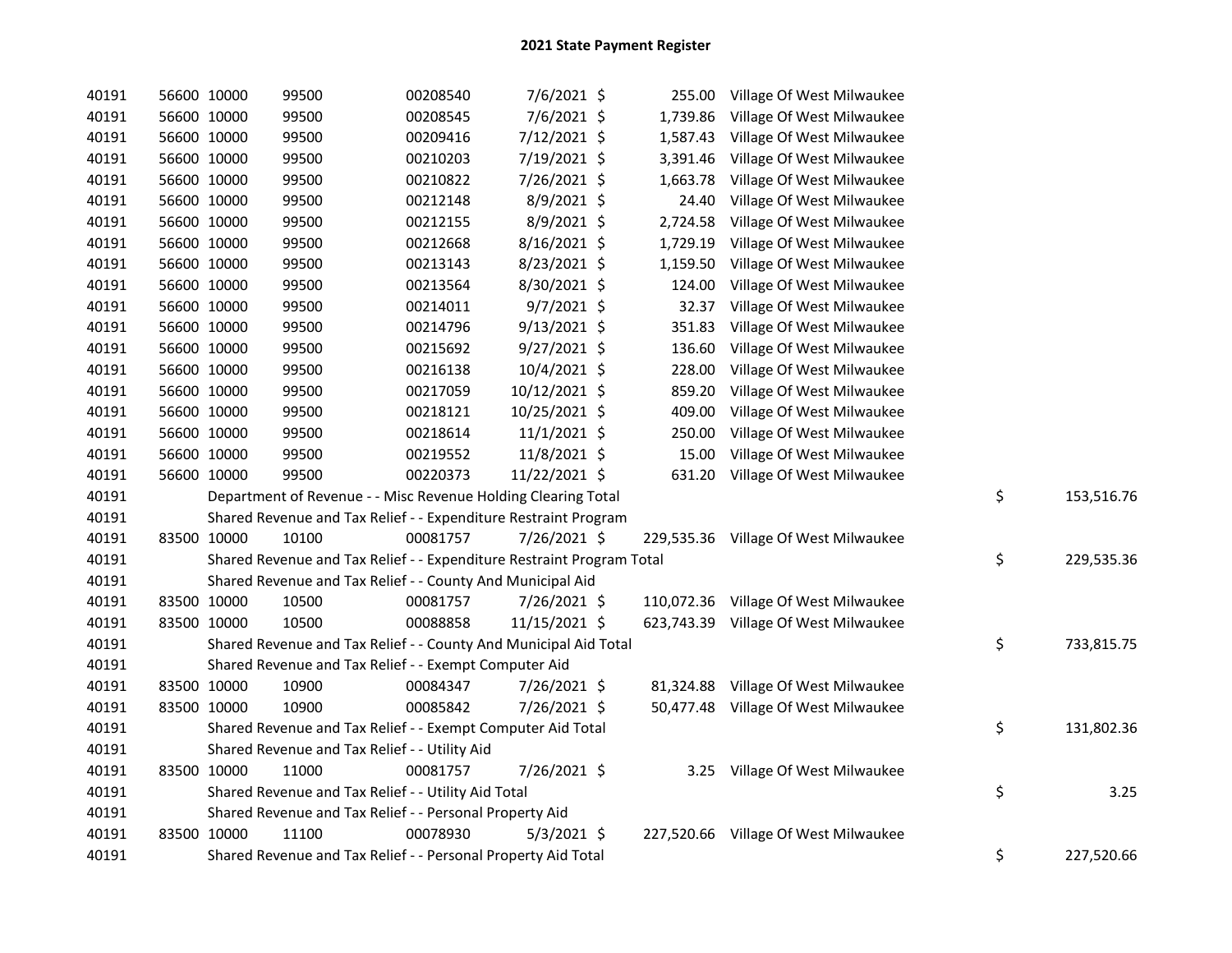# 2021 State Payment Register

| | | | | | | | | | |
|---|---|---|---|---|---|---|---|---|---|
| 40191 | 56600 | 10000 | 99500 | 00208540 | 7/6/2021 | $ 255.00 | Village Of West Milwaukee | | |
| 40191 | 56600 | 10000 | 99500 | 00208545 | 7/6/2021 | $ 1,739.86 | Village Of West Milwaukee | | |
| 40191 | 56600 | 10000 | 99500 | 00209416 | 7/12/2021 | $ 1,587.43 | Village Of West Milwaukee | | |
| 40191 | 56600 | 10000 | 99500 | 00210203 | 7/19/2021 | $ 3,391.46 | Village Of West Milwaukee | | |
| 40191 | 56600 | 10000 | 99500 | 00210822 | 7/26/2021 | $ 1,663.78 | Village Of West Milwaukee | | |
| 40191 | 56600 | 10000 | 99500 | 00212148 | 8/9/2021 | $ 24.40 | Village Of West Milwaukee | | |
| 40191 | 56600 | 10000 | 99500 | 00212155 | 8/9/2021 | $ 2,724.58 | Village Of West Milwaukee | | |
| 40191 | 56600 | 10000 | 99500 | 00212668 | 8/16/2021 | $ 1,729.19 | Village Of West Milwaukee | | |
| 40191 | 56600 | 10000 | 99500 | 00213143 | 8/23/2021 | $ 1,159.50 | Village Of West Milwaukee | | |
| 40191 | 56600 | 10000 | 99500 | 00213564 | 8/30/2021 | $ 124.00 | Village Of West Milwaukee | | |
| 40191 | 56600 | 10000 | 99500 | 00214011 | 9/7/2021 | $ 32.37 | Village Of West Milwaukee | | |
| 40191 | 56600 | 10000 | 99500 | 00214796 | 9/13/2021 | $ 351.83 | Village Of West Milwaukee | | |
| 40191 | 56600 | 10000 | 99500 | 00215692 | 9/27/2021 | $ 136.60 | Village Of West Milwaukee | | |
| 40191 | 56600 | 10000 | 99500 | 00216138 | 10/4/2021 | $ 228.00 | Village Of West Milwaukee | | |
| 40191 | 56600 | 10000 | 99500 | 00217059 | 10/12/2021 | $ 859.20 | Village Of West Milwaukee | | |
| 40191 | 56600 | 10000 | 99500 | 00218121 | 10/25/2021 | $ 409.00 | Village Of West Milwaukee | | |
| 40191 | 56600 | 10000 | 99500 | 00218614 | 11/1/2021 | $ 250.00 | Village Of West Milwaukee | | |
| 40191 | 56600 | 10000 | 99500 | 00219552 | 11/8/2021 | $ 15.00 | Village Of West Milwaukee | | |
| 40191 | 56600 | 10000 | 99500 | 00220373 | 11/22/2021 | $ 631.20 | Village Of West Milwaukee | | |
| 40191 | | Department of Revenue - - Misc Revenue Holding Clearing Total | | | | | | $ | 153,516.76 |
| 40191 | | Shared Revenue and Tax Relief - - Expenditure Restraint Program | | | | | | | |
| 40191 | 83500 | 10000 | 10100 | 00081757 | 7/26/2021 | $ 229,535.36 | Village Of West Milwaukee | | |
| 40191 | | Shared Revenue and Tax Relief - - Expenditure Restraint Program Total | | | | | | $ | 229,535.36 |
| 40191 | | Shared Revenue and Tax Relief - - County And Municipal Aid | | | | | | | |
| 40191 | 83500 | 10000 | 10500 | 00081757 | 7/26/2021 | $ 110,072.36 | Village Of West Milwaukee | | |
| 40191 | 83500 | 10000 | 10500 | 00088858 | 11/15/2021 | $ 623,743.39 | Village Of West Milwaukee | | |
| 40191 | | Shared Revenue and Tax Relief - - County And Municipal Aid Total | | | | | | $ | 733,815.75 |
| 40191 | | Shared Revenue and Tax Relief - - Exempt Computer Aid | | | | | | | |
| 40191 | 83500 | 10000 | 10900 | 00084347 | 7/26/2021 | $ 81,324.88 | Village Of West Milwaukee | | |
| 40191 | 83500 | 10000 | 10900 | 00085842 | 7/26/2021 | $ 50,477.48 | Village Of West Milwaukee | | |
| 40191 | | Shared Revenue and Tax Relief - - Exempt Computer Aid Total | | | | | | $ | 131,802.36 |
| 40191 | | Shared Revenue and Tax Relief - - Utility Aid | | | | | | | |
| 40191 | 83500 | 10000 | 11000 | 00081757 | 7/26/2021 | $ 3.25 | Village Of West Milwaukee | | |
| 40191 | | Shared Revenue and Tax Relief - - Utility Aid Total | | | | | | $ | 3.25 |
| 40191 | | Shared Revenue and Tax Relief - - Personal Property Aid | | | | | | | |
| 40191 | 83500 | 10000 | 11100 | 00078930 | 5/3/2021 | $ 227,520.66 | Village Of West Milwaukee | | |
| 40191 | | Shared Revenue and Tax Relief - - Personal Property Aid Total | | | | | | $ | 227,520.66 |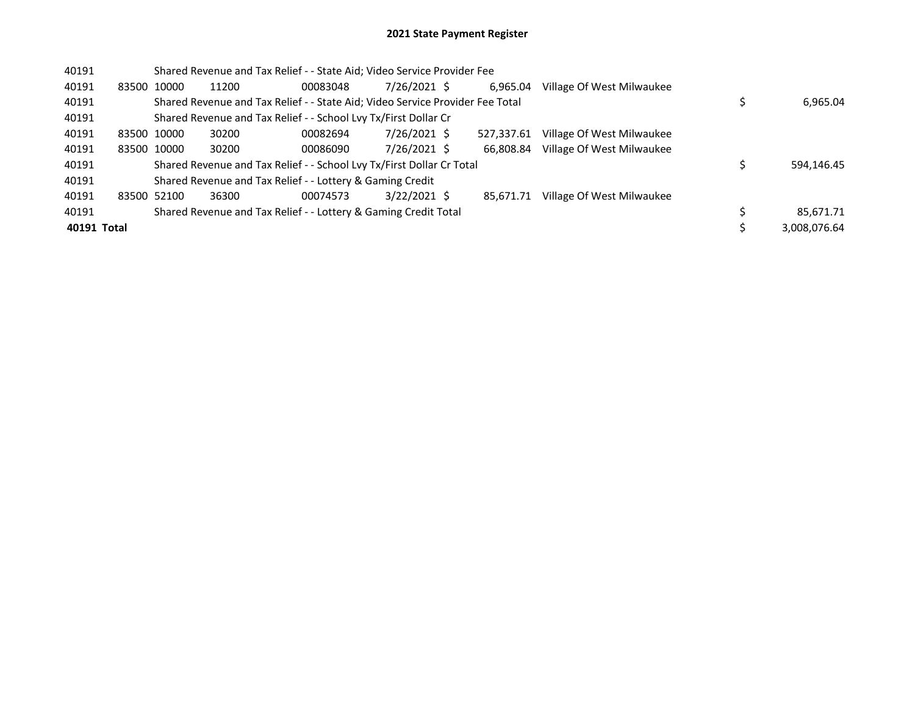# 2021 State Payment Register

| | | | | | | | | | |
|---|---|---|---|---|---|---|---|---|---|
| 40191 | | | Shared Revenue and Tax Relief - - State Aid; Video Service Provider Fee | | | | | | |
| 40191 | 83500 | 10000 | 11200 | 00083048 | 7/26/2021 | $ 6,965.04 | Village Of West Milwaukee | | |
| 40191 | | | Shared Revenue and Tax Relief - - State Aid; Video Service Provider Fee Total | | | | | $ | 6,965.04 |
| 40191 | | | Shared Revenue and Tax Relief - - School Lvy Tx/First Dollar Cr | | | | | | |
| 40191 | 83500 | 10000 | 30200 | 00082694 | 7/26/2021 | $ 527,337.61 | Village Of West Milwaukee | | |
| 40191 | 83500 | 10000 | 30200 | 00086090 | 7/26/2021 | $ 66,808.84 | Village Of West Milwaukee | | |
| 40191 | | | Shared Revenue and Tax Relief - - School Lvy Tx/First Dollar Cr Total | | | | | $ | 594,146.45 |
| 40191 | | | Shared Revenue and Tax Relief - - Lottery & Gaming Credit | | | | | | |
| 40191 | 83500 | 52100 | 36300 | 00074573 | 3/22/2021 | $ 85,671.71 | Village Of West Milwaukee | | |
| 40191 | | | Shared Revenue and Tax Relief - - Lottery & Gaming Credit Total | | | | | $ | 85,671.71 |
| **40191 Total** | | | | | | | | $ | 3,008,076.64 |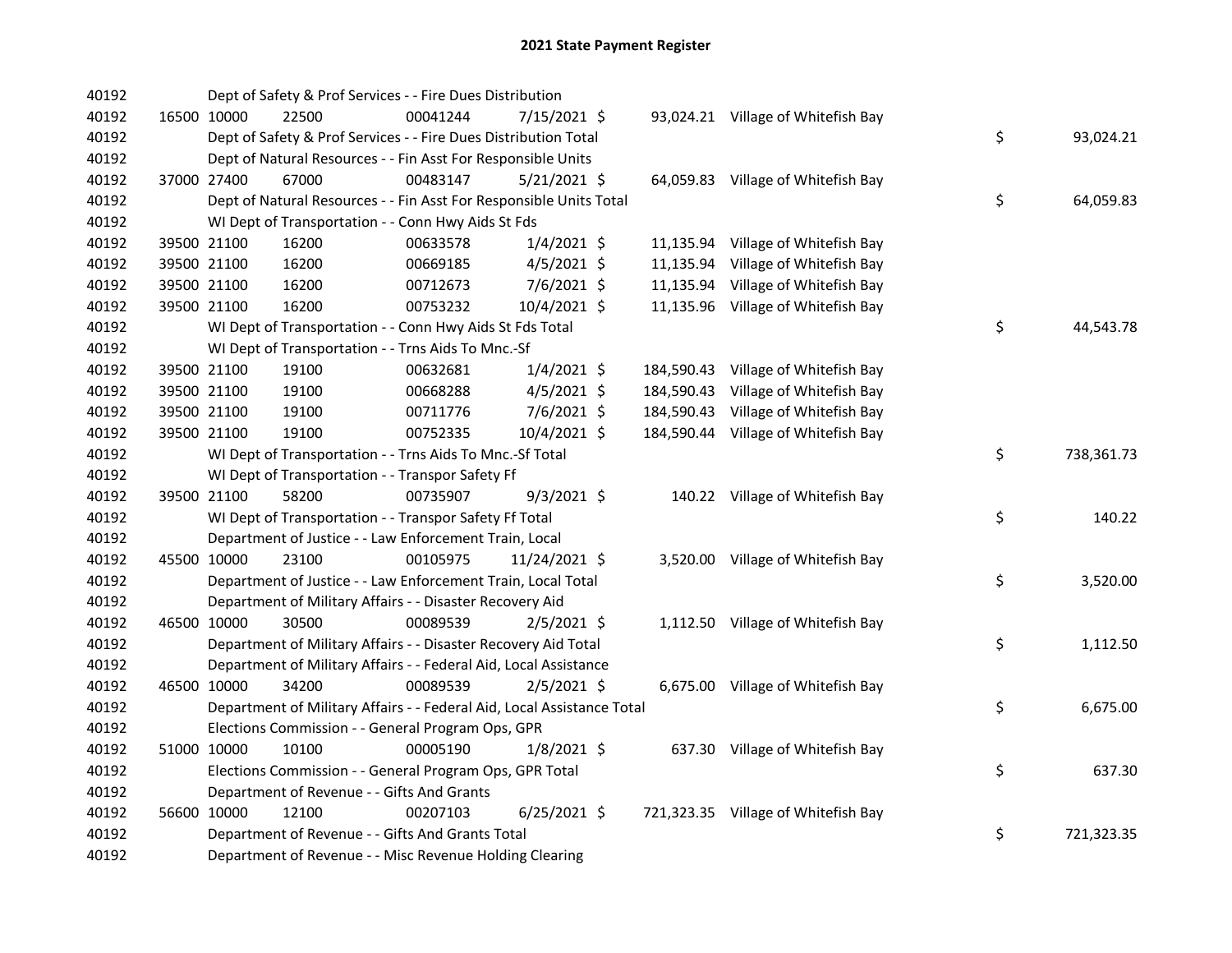# 2021 State Payment Register

| | | | | | | | | | |
|---|---|---|---|---|---|---|---|---|---|
| 40192 | | Dept of Safety & Prof Services - - Fire Dues Distribution | | | | | | | |
| 40192 | 16500 | 10000 | 22500 | 00041244 | 7/15/2021 | $ 93,024.21 | Village of Whitefish Bay | | |
| 40192 | | Dept of Safety & Prof Services - - Fire Dues Distribution Total | | | | | | $ | 93,024.21 |
| 40192 | | Dept of Natural Resources - - Fin Asst For Responsible Units | | | | | | | |
| 40192 | 37000 | 27400 | 67000 | 00483147 | 5/21/2021 | $ 64,059.83 | Village of Whitefish Bay | | |
| 40192 | | Dept of Natural Resources - - Fin Asst For Responsible Units Total | | | | | | $ | 64,059.83 |
| 40192 | | WI Dept of Transportation - - Conn Hwy Aids St Fds | | | | | | | |
| 40192 | 39500 | 21100 | 16200 | 00633578 | 1/4/2021 | $ 11,135.94 | Village of Whitefish Bay | | |
| 40192 | 39500 | 21100 | 16200 | 00669185 | 4/5/2021 | $ 11,135.94 | Village of Whitefish Bay | | |
| 40192 | 39500 | 21100 | 16200 | 00712673 | 7/6/2021 | $ 11,135.94 | Village of Whitefish Bay | | |
| 40192 | 39500 | 21100 | 16200 | 00753232 | 10/4/2021 | $ 11,135.96 | Village of Whitefish Bay | | |
| 40192 | | WI Dept of Transportation - - Conn Hwy Aids St Fds Total | | | | | | $ | 44,543.78 |
| 40192 | | WI Dept of Transportation - - Trns Aids To Mnc.-Sf | | | | | | | |
| 40192 | 39500 | 21100 | 19100 | 00632681 | 1/4/2021 | $ 184,590.43 | Village of Whitefish Bay | | |
| 40192 | 39500 | 21100 | 19100 | 00668288 | 4/5/2021 | $ 184,590.43 | Village of Whitefish Bay | | |
| 40192 | 39500 | 21100 | 19100 | 00711776 | 7/6/2021 | $ 184,590.43 | Village of Whitefish Bay | | |
| 40192 | 39500 | 21100 | 19100 | 00752335 | 10/4/2021 | $ 184,590.44 | Village of Whitefish Bay | | |
| 40192 | | WI Dept of Transportation - - Trns Aids To Mnc.-Sf Total | | | | | | $ | 738,361.73 |
| 40192 | | WI Dept of Transportation - - Transpor Safety Ff | | | | | | | |
| 40192 | 39500 | 21100 | 58200 | 00735907 | 9/3/2021 | $ 140.22 | Village of Whitefish Bay | | |
| 40192 | | WI Dept of Transportation - - Transpor Safety Ff Total | | | | | | $ | 140.22 |
| 40192 | | Department of Justice - - Law Enforcement Train, Local | | | | | | | |
| 40192 | 45500 | 10000 | 23100 | 00105975 | 11/24/2021 | $ 3,520.00 | Village of Whitefish Bay | | |
| 40192 | | Department of Justice - - Law Enforcement Train, Local Total | | | | | | $ | 3,520.00 |
| 40192 | | Department of Military Affairs - - Disaster Recovery Aid | | | | | | | |
| 40192 | 46500 | 10000 | 30500 | 00089539 | 2/5/2021 | $ 1,112.50 | Village of Whitefish Bay | | |
| 40192 | | Department of Military Affairs - - Disaster Recovery Aid Total | | | | | | $ | 1,112.50 |
| 40192 | | Department of Military Affairs - - Federal Aid, Local Assistance | | | | | | | |
| 40192 | 46500 | 10000 | 34200 | 00089539 | 2/5/2021 | $ 6,675.00 | Village of Whitefish Bay | | |
| 40192 | | Department of Military Affairs - - Federal Aid, Local Assistance Total | | | | | | $ | 6,675.00 |
| 40192 | | Elections Commission - - General Program Ops, GPR | | | | | | | |
| 40192 | 51000 | 10000 | 10100 | 00005190 | 1/8/2021 | $ 637.30 | Village of Whitefish Bay | | |
| 40192 | | Elections Commission - - General Program Ops, GPR Total | | | | | | $ | 637.30 |
| 40192 | | Department of Revenue - - Gifts And Grants | | | | | | | |
| 40192 | 56600 | 10000 | 12100 | 00207103 | 6/25/2021 | $ 721,323.35 | Village of Whitefish Bay | | |
| 40192 | | Department of Revenue - - Gifts And Grants Total | | | | | | $ | 721,323.35 |
| 40192 | | Department of Revenue - - Misc Revenue Holding Clearing | | | | | | | |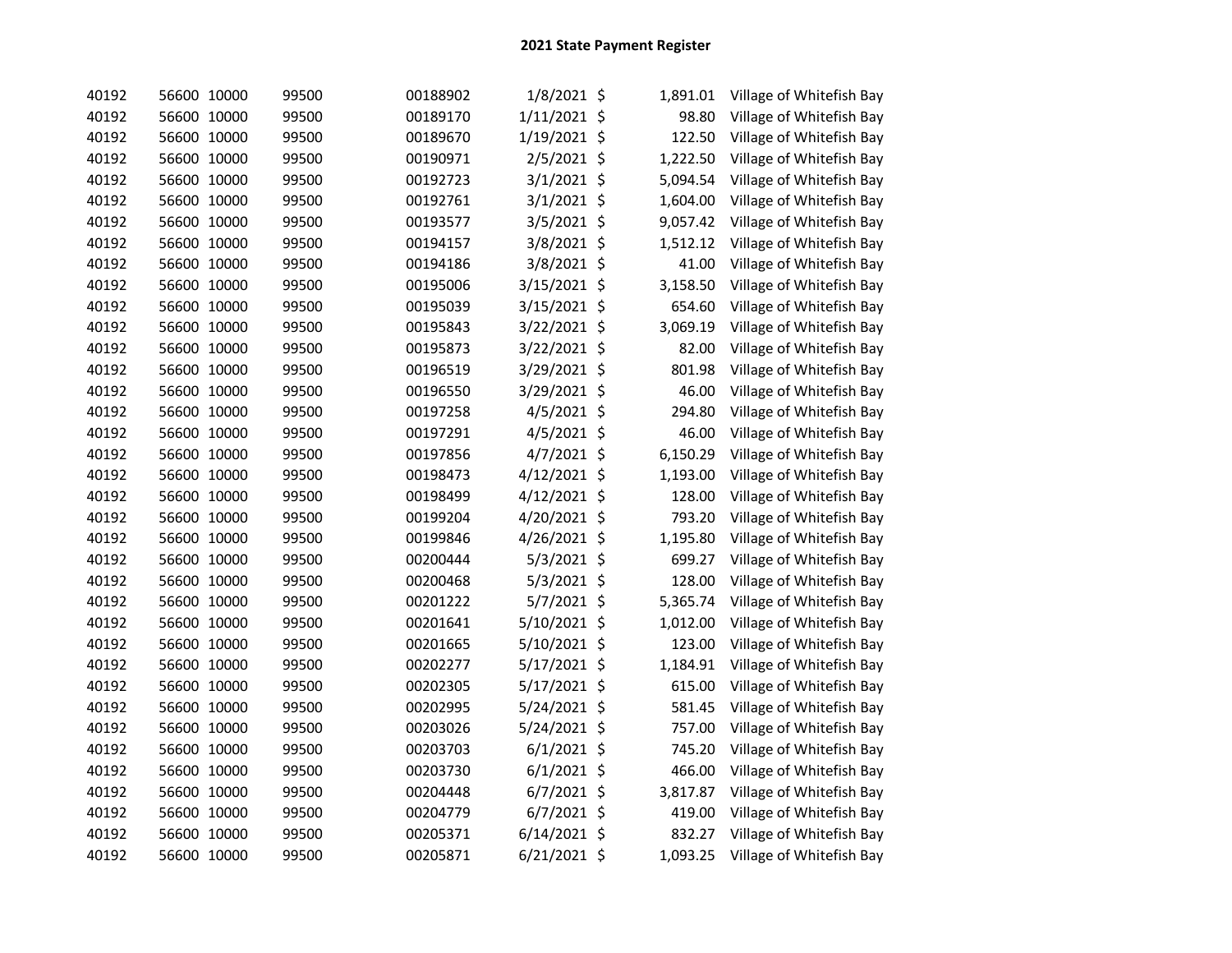## 2021 State Payment Register

| | | | | | | | | |
|---|---|---|---|---|---|---|---|---|
| 40192 | 56600 | 10000 | 99500 | 00188902 | 1/8/2021 | $ | 1,891.01 | Village of Whitefish Bay |
| 40192 | 56600 | 10000 | 99500 | 00189170 | 1/11/2021 | $ | 98.80 | Village of Whitefish Bay |
| 40192 | 56600 | 10000 | 99500 | 00189670 | 1/19/2021 | $ | 122.50 | Village of Whitefish Bay |
| 40192 | 56600 | 10000 | 99500 | 00190971 | 2/5/2021 | $ | 1,222.50 | Village of Whitefish Bay |
| 40192 | 56600 | 10000 | 99500 | 00192723 | 3/1/2021 | $ | 5,094.54 | Village of Whitefish Bay |
| 40192 | 56600 | 10000 | 99500 | 00192761 | 3/1/2021 | $ | 1,604.00 | Village of Whitefish Bay |
| 40192 | 56600 | 10000 | 99500 | 00193577 | 3/5/2021 | $ | 9,057.42 | Village of Whitefish Bay |
| 40192 | 56600 | 10000 | 99500 | 00194157 | 3/8/2021 | $ | 1,512.12 | Village of Whitefish Bay |
| 40192 | 56600 | 10000 | 99500 | 00194186 | 3/8/2021 | $ | 41.00 | Village of Whitefish Bay |
| 40192 | 56600 | 10000 | 99500 | 00195006 | 3/15/2021 | $ | 3,158.50 | Village of Whitefish Bay |
| 40192 | 56600 | 10000 | 99500 | 00195039 | 3/15/2021 | $ | 654.60 | Village of Whitefish Bay |
| 40192 | 56600 | 10000 | 99500 | 00195843 | 3/22/2021 | $ | 3,069.19 | Village of Whitefish Bay |
| 40192 | 56600 | 10000 | 99500 | 00195873 | 3/22/2021 | $ | 82.00 | Village of Whitefish Bay |
| 40192 | 56600 | 10000 | 99500 | 00196519 | 3/29/2021 | $ | 801.98 | Village of Whitefish Bay |
| 40192 | 56600 | 10000 | 99500 | 00196550 | 3/29/2021 | $ | 46.00 | Village of Whitefish Bay |
| 40192 | 56600 | 10000 | 99500 | 00197258 | 4/5/2021 | $ | 294.80 | Village of Whitefish Bay |
| 40192 | 56600 | 10000 | 99500 | 00197291 | 4/5/2021 | $ | 46.00 | Village of Whitefish Bay |
| 40192 | 56600 | 10000 | 99500 | 00197856 | 4/7/2021 | $ | 6,150.29 | Village of Whitefish Bay |
| 40192 | 56600 | 10000 | 99500 | 00198473 | 4/12/2021 | $ | 1,193.00 | Village of Whitefish Bay |
| 40192 | 56600 | 10000 | 99500 | 00198499 | 4/12/2021 | $ | 128.00 | Village of Whitefish Bay |
| 40192 | 56600 | 10000 | 99500 | 00199204 | 4/20/2021 | $ | 793.20 | Village of Whitefish Bay |
| 40192 | 56600 | 10000 | 99500 | 00199846 | 4/26/2021 | $ | 1,195.80 | Village of Whitefish Bay |
| 40192 | 56600 | 10000 | 99500 | 00200444 | 5/3/2021 | $ | 699.27 | Village of Whitefish Bay |
| 40192 | 56600 | 10000 | 99500 | 00200468 | 5/3/2021 | $ | 128.00 | Village of Whitefish Bay |
| 40192 | 56600 | 10000 | 99500 | 00201222 | 5/7/2021 | $ | 5,365.74 | Village of Whitefish Bay |
| 40192 | 56600 | 10000 | 99500 | 00201641 | 5/10/2021 | $ | 1,012.00 | Village of Whitefish Bay |
| 40192 | 56600 | 10000 | 99500 | 00201665 | 5/10/2021 | $ | 123.00 | Village of Whitefish Bay |
| 40192 | 56600 | 10000 | 99500 | 00202277 | 5/17/2021 | $ | 1,184.91 | Village of Whitefish Bay |
| 40192 | 56600 | 10000 | 99500 | 00202305 | 5/17/2021 | $ | 615.00 | Village of Whitefish Bay |
| 40192 | 56600 | 10000 | 99500 | 00202995 | 5/24/2021 | $ | 581.45 | Village of Whitefish Bay |
| 40192 | 56600 | 10000 | 99500 | 00203026 | 5/24/2021 | $ | 757.00 | Village of Whitefish Bay |
| 40192 | 56600 | 10000 | 99500 | 00203703 | 6/1/2021 | $ | 745.20 | Village of Whitefish Bay |
| 40192 | 56600 | 10000 | 99500 | 00203730 | 6/1/2021 | $ | 466.00 | Village of Whitefish Bay |
| 40192 | 56600 | 10000 | 99500 | 00204448 | 6/7/2021 | $ | 3,817.87 | Village of Whitefish Bay |
| 40192 | 56600 | 10000 | 99500 | 00204779 | 6/7/2021 | $ | 419.00 | Village of Whitefish Bay |
| 40192 | 56600 | 10000 | 99500 | 00205371 | 6/14/2021 | $ | 832.27 | Village of Whitefish Bay |
| 40192 | 56600 | 10000 | 99500 | 00205871 | 6/21/2021 | $ | 1,093.25 | Village of Whitefish Bay |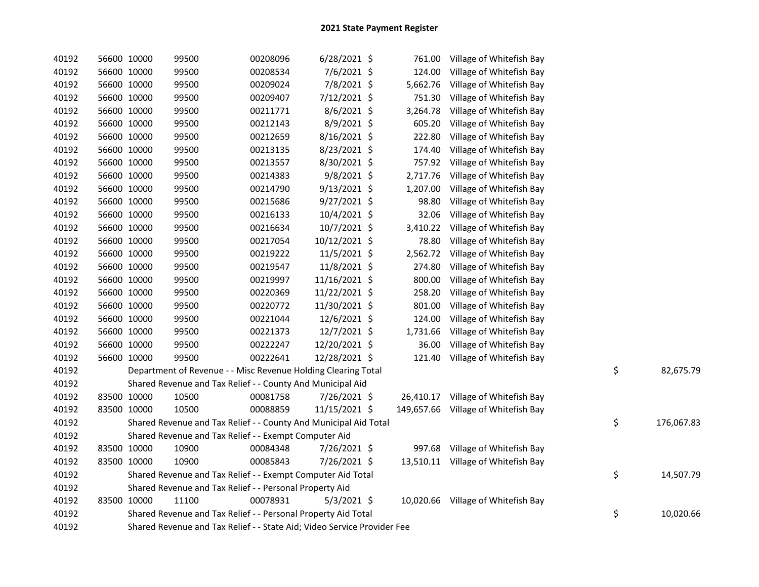# 2021 State Payment Register

| | | | | | | | | | |
|---|---|---|---|---|---|---|---|---|---|
| 40192 | 56600 | 10000 | 99500 | 00208096 | 6/28/2021 | $ 761.00 | Village of Whitefish Bay | | |
| 40192 | 56600 | 10000 | 99500 | 00208534 | 7/6/2021 | $ 124.00 | Village of Whitefish Bay | | |
| 40192 | 56600 | 10000 | 99500 | 00209024 | 7/8/2021 | $ 5,662.76 | Village of Whitefish Bay | | |
| 40192 | 56600 | 10000 | 99500 | 00209407 | 7/12/2021 | $ 751.30 | Village of Whitefish Bay | | |
| 40192 | 56600 | 10000 | 99500 | 00211771 | 8/6/2021 | $ 3,264.78 | Village of Whitefish Bay | | |
| 40192 | 56600 | 10000 | 99500 | 00212143 | 8/9/2021 | $ 605.20 | Village of Whitefish Bay | | |
| 40192 | 56600 | 10000 | 99500 | 00212659 | 8/16/2021 | $ 222.80 | Village of Whitefish Bay | | |
| 40192 | 56600 | 10000 | 99500 | 00213135 | 8/23/2021 | $ 174.40 | Village of Whitefish Bay | | |
| 40192 | 56600 | 10000 | 99500 | 00213557 | 8/30/2021 | $ 757.92 | Village of Whitefish Bay | | |
| 40192 | 56600 | 10000 | 99500 | 00214383 | 9/8/2021 | $ 2,717.76 | Village of Whitefish Bay | | |
| 40192 | 56600 | 10000 | 99500 | 00214790 | 9/13/2021 | $ 1,207.00 | Village of Whitefish Bay | | |
| 40192 | 56600 | 10000 | 99500 | 00215686 | 9/27/2021 | $ 98.80 | Village of Whitefish Bay | | |
| 40192 | 56600 | 10000 | 99500 | 00216133 | 10/4/2021 | $ 32.06 | Village of Whitefish Bay | | |
| 40192 | 56600 | 10000 | 99500 | 00216634 | 10/7/2021 | $ 3,410.22 | Village of Whitefish Bay | | |
| 40192 | 56600 | 10000 | 99500 | 00217054 | 10/12/2021 | $ 78.80 | Village of Whitefish Bay | | |
| 40192 | 56600 | 10000 | 99500 | 00219222 | 11/5/2021 | $ 2,562.72 | Village of Whitefish Bay | | |
| 40192 | 56600 | 10000 | 99500 | 00219547 | 11/8/2021 | $ 274.80 | Village of Whitefish Bay | | |
| 40192 | 56600 | 10000 | 99500 | 00219997 | 11/16/2021 | $ 800.00 | Village of Whitefish Bay | | |
| 40192 | 56600 | 10000 | 99500 | 00220369 | 11/22/2021 | $ 258.20 | Village of Whitefish Bay | | |
| 40192 | 56600 | 10000 | 99500 | 00220772 | 11/30/2021 | $ 801.00 | Village of Whitefish Bay | | |
| 40192 | 56600 | 10000 | 99500 | 00221044 | 12/6/2021 | $ 124.00 | Village of Whitefish Bay | | |
| 40192 | 56600 | 10000 | 99500 | 00221373 | 12/7/2021 | $ 1,731.66 | Village of Whitefish Bay | | |
| 40192 | 56600 | 10000 | 99500 | 00222247 | 12/20/2021 | $ 36.00 | Village of Whitefish Bay | | |
| 40192 | 56600 | 10000 | 99500 | 00222641 | 12/28/2021 | $ 121.40 | Village of Whitefish Bay | | |
| 40192 | Department of Revenue - - Misc Revenue Holding Clearing Total | | | | | | | $ | 82,675.79 |
| 40192 | Shared Revenue and Tax Relief - - County And Municipal Aid | | | | | | | | |
| 40192 | 83500 | 10000 | 10500 | 00081758 | 7/26/2021 | $ 26,410.17 | Village of Whitefish Bay | | |
| 40192 | 83500 | 10000 | 10500 | 00088859 | 11/15/2021 | $ 149,657.66 | Village of Whitefish Bay | | |
| 40192 | Shared Revenue and Tax Relief - - County And Municipal Aid Total | | | | | | | $ | 176,067.83 |
| 40192 | Shared Revenue and Tax Relief - - Exempt Computer Aid | | | | | | | | |
| 40192 | 83500 | 10000 | 10900 | 00084348 | 7/26/2021 | $ 997.68 | Village of Whitefish Bay | | |
| 40192 | 83500 | 10000 | 10900 | 00085843 | 7/26/2021 | $ 13,510.11 | Village of Whitefish Bay | | |
| 40192 | Shared Revenue and Tax Relief - - Exempt Computer Aid Total | | | | | | | $ | 14,507.79 |
| 40192 | Shared Revenue and Tax Relief - - Personal Property Aid | | | | | | | | |
| 40192 | 83500 | 10000 | 11100 | 00078931 | 5/3/2021 | $ 10,020.66 | Village of Whitefish Bay | | |
| 40192 | Shared Revenue and Tax Relief - - Personal Property Aid Total | | | | | | | $ | 10,020.66 |
| 40192 | Shared Revenue and Tax Relief - - State Aid; Video Service Provider Fee | | | | | | | | |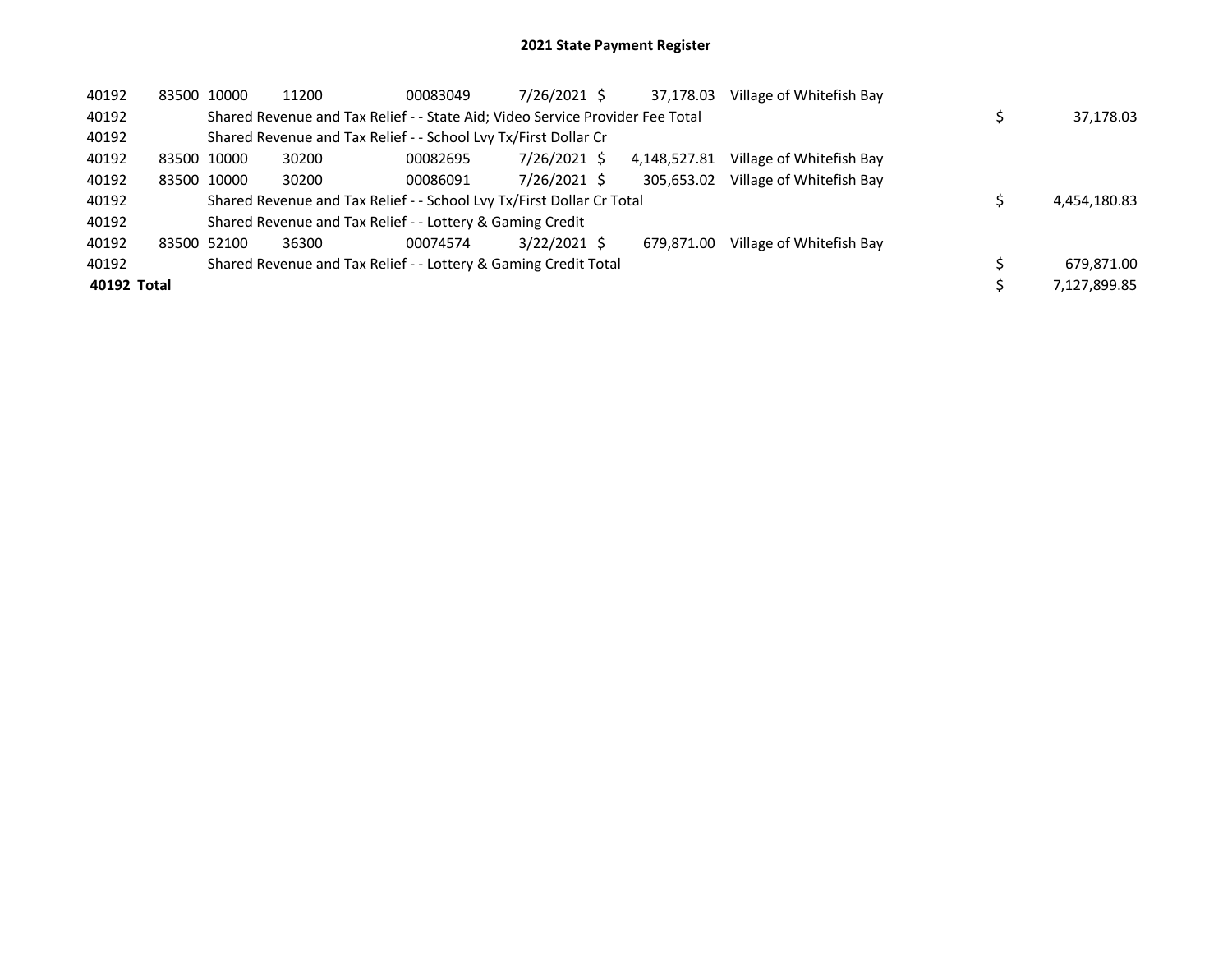# 2021 State Payment Register

| | | | | | | | | | |
|---|---|---|---|---|---|---|---|---|---|
| 40192 | 83500 | 10000 | 11200 | 00083049 | 7/26/2021 | $ 37,178.03 | Village of Whitefish Bay | | |
| 40192 | | Shared Revenue and Tax Relief - - State Aid; Video Service Provider Fee Total | | | | | | $ | 37,178.03 |
| 40192 | | Shared Revenue and Tax Relief - - School Lvy Tx/First Dollar Cr | | | | | | | |
| 40192 | 83500 | 10000 | 30200 | 00082695 | 7/26/2021 | $ 4,148,527.81 | Village of Whitefish Bay | | |
| 40192 | 83500 | 10000 | 30200 | 00086091 | 7/26/2021 | $ 305,653.02 | Village of Whitefish Bay | | |
| 40192 | | Shared Revenue and Tax Relief - - School Lvy Tx/First Dollar Cr Total | | | | | | $ | 4,454,180.83 |
| 40192 | | Shared Revenue and Tax Relief - - Lottery & Gaming Credit | | | | | | | |
| 40192 | 83500 | 52100 | 36300 | 00074574 | 3/22/2021 | $ 679,871.00 | Village of Whitefish Bay | | |
| 40192 | | Shared Revenue and Tax Relief - - Lottery & Gaming Credit Total | | | | | | $ | 679,871.00 |
| **40192 Total** | | | | | | | | $ | 7,127,899.85 |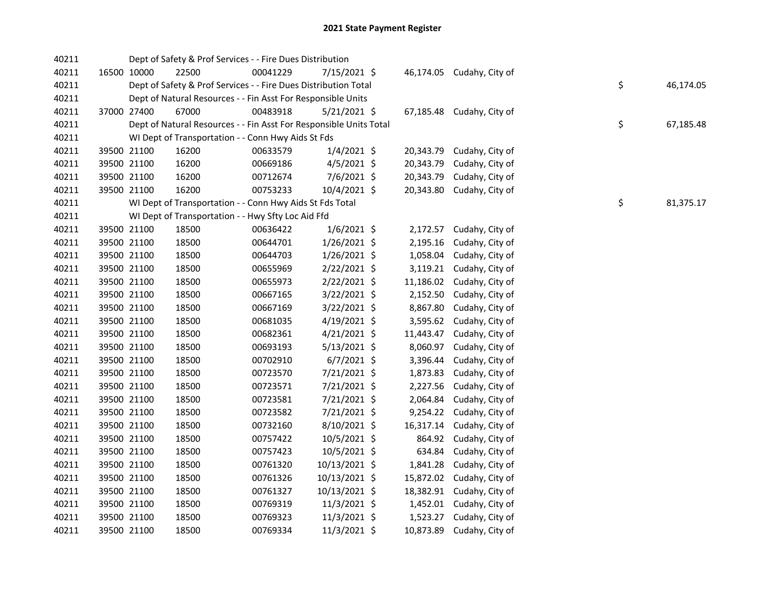# 2021 State Payment Register

| | | | | | | | | | |
|---|---|---|---|---|---|---|---|---|---|
| 40211 | | | Dept of Safety & Prof Services - - Fire Dues Distribution | | | | | | |
| 40211 | 16500 | 10000 | 22500 | 00041229 | 7/15/2021 | $ 46,174.05 | Cudahy, City of | | |
| 40211 | | | Dept of Safety & Prof Services - - Fire Dues Distribution Total | | | | | $ | 46,174.05 |
| 40211 | | | Dept of Natural Resources - - Fin Asst For Responsible Units | | | | | | |
| 40211 | 37000 | 27400 | 67000 | 00483918 | 5/21/2021 | $ 67,185.48 | Cudahy, City of | | |
| 40211 | | | Dept of Natural Resources - - Fin Asst For Responsible Units Total | | | | | $ | 67,185.48 |
| 40211 | | | WI Dept of Transportation - - Conn Hwy Aids St Fds | | | | | | |
| 40211 | 39500 | 21100 | 16200 | 00633579 | 1/4/2021 | $ 20,343.79 | Cudahy, City of | | |
| 40211 | 39500 | 21100 | 16200 | 00669186 | 4/5/2021 | $ 20,343.79 | Cudahy, City of | | |
| 40211 | 39500 | 21100 | 16200 | 00712674 | 7/6/2021 | $ 20,343.79 | Cudahy, City of | | |
| 40211 | 39500 | 21100 | 16200 | 00753233 | 10/4/2021 | $ 20,343.80 | Cudahy, City of | | |
| 40211 | | | WI Dept of Transportation - - Conn Hwy Aids St Fds Total | | | | | $ | 81,375.17 |
| 40211 | | | WI Dept of Transportation - - Hwy Sfty Loc Aid Ffd | | | | | | |
| 40211 | 39500 | 21100 | 18500 | 00636422 | 1/6/2021 | $ 2,172.57 | Cudahy, City of | | |
| 40211 | 39500 | 21100 | 18500 | 00644701 | 1/26/2021 | $ 2,195.16 | Cudahy, City of | | |
| 40211 | 39500 | 21100 | 18500 | 00644703 | 1/26/2021 | $ 1,058.04 | Cudahy, City of | | |
| 40211 | 39500 | 21100 | 18500 | 00655969 | 2/22/2021 | $ 3,119.21 | Cudahy, City of | | |
| 40211 | 39500 | 21100 | 18500 | 00655973 | 2/22/2021 | $ 11,186.02 | Cudahy, City of | | |
| 40211 | 39500 | 21100 | 18500 | 00667165 | 3/22/2021 | $ 2,152.50 | Cudahy, City of | | |
| 40211 | 39500 | 21100 | 18500 | 00667169 | 3/22/2021 | $ 8,867.80 | Cudahy, City of | | |
| 40211 | 39500 | 21100 | 18500 | 00681035 | 4/19/2021 | $ 3,595.62 | Cudahy, City of | | |
| 40211 | 39500 | 21100 | 18500 | 00682361 | 4/21/2021 | $ 11,443.47 | Cudahy, City of | | |
| 40211 | 39500 | 21100 | 18500 | 00693193 | 5/13/2021 | $ 8,060.97 | Cudahy, City of | | |
| 40211 | 39500 | 21100 | 18500 | 00702910 | 6/7/2021 | $ 3,396.44 | Cudahy, City of | | |
| 40211 | 39500 | 21100 | 18500 | 00723570 | 7/21/2021 | $ 1,873.83 | Cudahy, City of | | |
| 40211 | 39500 | 21100 | 18500 | 00723571 | 7/21/2021 | $ 2,227.56 | Cudahy, City of | | |
| 40211 | 39500 | 21100 | 18500 | 00723581 | 7/21/2021 | $ 2,064.84 | Cudahy, City of | | |
| 40211 | 39500 | 21100 | 18500 | 00723582 | 7/21/2021 | $ 9,254.22 | Cudahy, City of | | |
| 40211 | 39500 | 21100 | 18500 | 00732160 | 8/10/2021 | $ 16,317.14 | Cudahy, City of | | |
| 40211 | 39500 | 21100 | 18500 | 00757422 | 10/5/2021 | $ 864.92 | Cudahy, City of | | |
| 40211 | 39500 | 21100 | 18500 | 00757423 | 10/5/2021 | $ 634.84 | Cudahy, City of | | |
| 40211 | 39500 | 21100 | 18500 | 00761320 | 10/13/2021 | $ 1,841.28 | Cudahy, City of | | |
| 40211 | 39500 | 21100 | 18500 | 00761326 | 10/13/2021 | $ 15,872.02 | Cudahy, City of | | |
| 40211 | 39500 | 21100 | 18500 | 00761327 | 10/13/2021 | $ 18,382.91 | Cudahy, City of | | |
| 40211 | 39500 | 21100 | 18500 | 00769319 | 11/3/2021 | $ 1,452.01 | Cudahy, City of | | |
| 40211 | 39500 | 21100 | 18500 | 00769323 | 11/3/2021 | $ 1,523.27 | Cudahy, City of | | |
| 40211 | 39500 | 21100 | 18500 | 00769334 | 11/3/2021 | $ 10,873.89 | Cudahy, City of | | |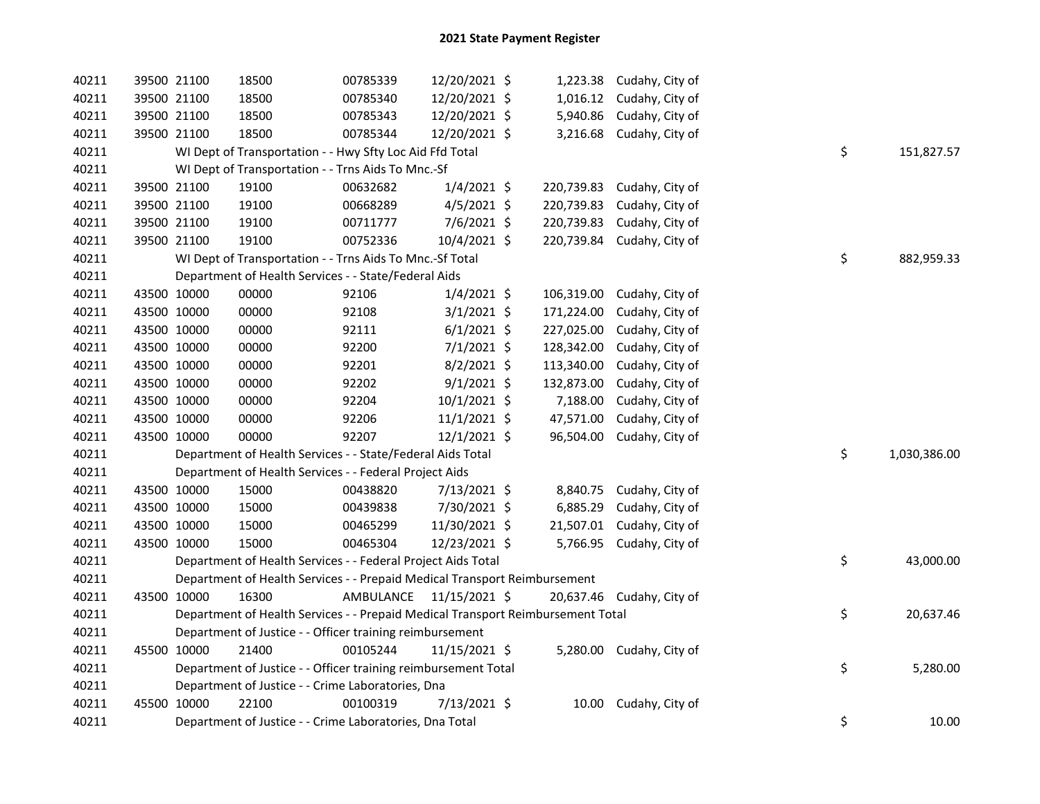# 2021 State Payment Register

| | | | | | | | | | |
|---|---|---|---|---|---|---|---|---|---|
| 40211 | 39500 | 21100 | 18500 | 00785339 | 12/20/2021 | $ 1,223.38 | Cudahy, City of | | |
| 40211 | 39500 | 21100 | 18500 | 00785340 | 12/20/2021 | $ 1,016.12 | Cudahy, City of | | |
| 40211 | 39500 | 21100 | 18500 | 00785343 | 12/20/2021 | $ 5,940.86 | Cudahy, City of | | |
| 40211 | 39500 | 21100 | 18500 | 00785344 | 12/20/2021 | $ 3,216.68 | Cudahy, City of | | |
| 40211 | | WI Dept of Transportation - - Hwy Sfty Loc Aid Ffd Total | | | | | | $ | 151,827.57 |
| 40211 | | WI Dept of Transportation - - Trns Aids To Mnc.-Sf | | | | | | | |
| 40211 | 39500 | 21100 | 19100 | 00632682 | 1/4/2021 | $ 220,739.83 | Cudahy, City of | | |
| 40211 | 39500 | 21100 | 19100 | 00668289 | 4/5/2021 | $ 220,739.83 | Cudahy, City of | | |
| 40211 | 39500 | 21100 | 19100 | 00711777 | 7/6/2021 | $ 220,739.83 | Cudahy, City of | | |
| 40211 | 39500 | 21100 | 19100 | 00752336 | 10/4/2021 | $ 220,739.84 | Cudahy, City of | | |
| 40211 | | WI Dept of Transportation - - Trns Aids To Mnc.-Sf Total | | | | | | $ | 882,959.33 |
| 40211 | | Department of Health Services - - State/Federal Aids | | | | | | | |
| 40211 | 43500 | 10000 | 00000 | 92106 | 1/4/2021 | $ 106,319.00 | Cudahy, City of | | |
| 40211 | 43500 | 10000 | 00000 | 92108 | 3/1/2021 | $ 171,224.00 | Cudahy, City of | | |
| 40211 | 43500 | 10000 | 00000 | 92111 | 6/1/2021 | $ 227,025.00 | Cudahy, City of | | |
| 40211 | 43500 | 10000 | 00000 | 92200 | 7/1/2021 | $ 128,342.00 | Cudahy, City of | | |
| 40211 | 43500 | 10000 | 00000 | 92201 | 8/2/2021 | $ 113,340.00 | Cudahy, City of | | |
| 40211 | 43500 | 10000 | 00000 | 92202 | 9/1/2021 | $ 132,873.00 | Cudahy, City of | | |
| 40211 | 43500 | 10000 | 00000 | 92204 | 10/1/2021 | $ 7,188.00 | Cudahy, City of | | |
| 40211 | 43500 | 10000 | 00000 | 92206 | 11/1/2021 | $ 47,571.00 | Cudahy, City of | | |
| 40211 | 43500 | 10000 | 00000 | 92207 | 12/1/2021 | $ 96,504.00 | Cudahy, City of | | |
| 40211 | | Department of Health Services - - State/Federal Aids Total | | | | | | $ | 1,030,386.00 |
| 40211 | | Department of Health Services - - Federal Project Aids | | | | | | | |
| 40211 | 43500 | 10000 | 15000 | 00438820 | 7/13/2021 | $ 8,840.75 | Cudahy, City of | | |
| 40211 | 43500 | 10000 | 15000 | 00439838 | 7/30/2021 | $ 6,885.29 | Cudahy, City of | | |
| 40211 | 43500 | 10000 | 15000 | 00465299 | 11/30/2021 | $ 21,507.01 | Cudahy, City of | | |
| 40211 | 43500 | 10000 | 15000 | 00465304 | 12/23/2021 | $ 5,766.95 | Cudahy, City of | | |
| 40211 | | Department of Health Services - - Federal Project Aids Total | | | | | | $ | 43,000.00 |
| 40211 | | Department of Health Services - - Prepaid Medical Transport Reimbursement | | | | | | | |
| 40211 | 43500 | 10000 | 16300 | AMBULANCE | 11/15/2021 | $ 20,637.46 | Cudahy, City of | | |
| 40211 | | Department of Health Services - - Prepaid Medical Transport Reimbursement Total | | | | | | $ | 20,637.46 |
| 40211 | | Department of Justice - - Officer training reimbursement | | | | | | | |
| 40211 | 45500 | 10000 | 21400 | 00105244 | 11/15/2021 | $ 5,280.00 | Cudahy, City of | | |
| 40211 | | Department of Justice - - Officer training reimbursement Total | | | | | | $ | 5,280.00 |
| 40211 | | Department of Justice - - Crime Laboratories, Dna | | | | | | | |
| 40211 | 45500 | 10000 | 22100 | 00100319 | 7/13/2021 | $ 10.00 | Cudahy, City of | | |
| 40211 | | Department of Justice - - Crime Laboratories, Dna Total | | | | | | $ | 10.00 |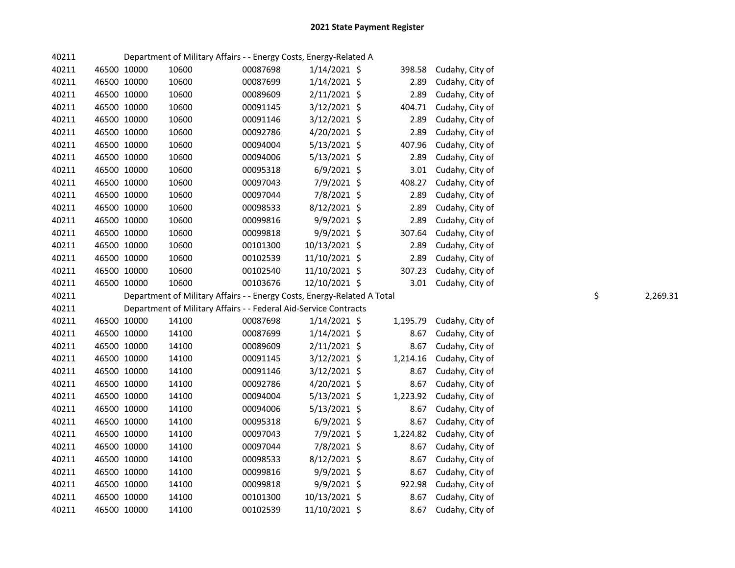# 2021 State Payment Register

| | | | | | | | | | |
|---|---|---|---|---|---|---|---|---|---|
| 40211 | | | Department of Military Affairs - - Energy Costs, Energy-Related A | | | | | | |
| 40211 | 46500 | 10000 | 10600 | 00087698 | 1/14/2021 | $ | 398.58 | Cudahy, City of | |
| 40211 | 46500 | 10000 | 10600 | 00087699 | 1/14/2021 | $ | 2.89 | Cudahy, City of | |
| 40211 | 46500 | 10000 | 10600 | 00089609 | 2/11/2021 | $ | 2.89 | Cudahy, City of | |
| 40211 | 46500 | 10000 | 10600 | 00091145 | 3/12/2021 | $ | 404.71 | Cudahy, City of | |
| 40211 | 46500 | 10000 | 10600 | 00091146 | 3/12/2021 | $ | 2.89 | Cudahy, City of | |
| 40211 | 46500 | 10000 | 10600 | 00092786 | 4/20/2021 | $ | 2.89 | Cudahy, City of | |
| 40211 | 46500 | 10000 | 10600 | 00094004 | 5/13/2021 | $ | 407.96 | Cudahy, City of | |
| 40211 | 46500 | 10000 | 10600 | 00094006 | 5/13/2021 | $ | 2.89 | Cudahy, City of | |
| 40211 | 46500 | 10000 | 10600 | 00095318 | 6/9/2021 | $ | 3.01 | Cudahy, City of | |
| 40211 | 46500 | 10000 | 10600 | 00097043 | 7/9/2021 | $ | 408.27 | Cudahy, City of | |
| 40211 | 46500 | 10000 | 10600 | 00097044 | 7/8/2021 | $ | 2.89 | Cudahy, City of | |
| 40211 | 46500 | 10000 | 10600 | 00098533 | 8/12/2021 | $ | 2.89 | Cudahy, City of | |
| 40211 | 46500 | 10000 | 10600 | 00099816 | 9/9/2021 | $ | 2.89 | Cudahy, City of | |
| 40211 | 46500 | 10000 | 10600 | 00099818 | 9/9/2021 | $ | 307.64 | Cudahy, City of | |
| 40211 | 46500 | 10000 | 10600 | 00101300 | 10/13/2021 | $ | 2.89 | Cudahy, City of | |
| 40211 | 46500 | 10000 | 10600 | 00102539 | 11/10/2021 | $ | 2.89 | Cudahy, City of | |
| 40211 | 46500 | 10000 | 10600 | 00102540 | 11/10/2021 | $ | 307.23 | Cudahy, City of | |
| 40211 | 46500 | 10000 | 10600 | 00103676 | 12/10/2021 | $ | 3.01 | Cudahy, City of | |
| 40211 | | | Department of Military Affairs - - Energy Costs, Energy-Related A Total | | | | | | $ 2,269.31 |
| 40211 | | | Department of Military Affairs - - Federal Aid-Service Contracts | | | | | | |
| 40211 | 46500 | 10000 | 14100 | 00087698 | 1/14/2021 | $ | 1,195.79 | Cudahy, City of | |
| 40211 | 46500 | 10000 | 14100 | 00087699 | 1/14/2021 | $ | 8.67 | Cudahy, City of | |
| 40211 | 46500 | 10000 | 14100 | 00089609 | 2/11/2021 | $ | 8.67 | Cudahy, City of | |
| 40211 | 46500 | 10000 | 14100 | 00091145 | 3/12/2021 | $ | 1,214.16 | Cudahy, City of | |
| 40211 | 46500 | 10000 | 14100 | 00091146 | 3/12/2021 | $ | 8.67 | Cudahy, City of | |
| 40211 | 46500 | 10000 | 14100 | 00092786 | 4/20/2021 | $ | 8.67 | Cudahy, City of | |
| 40211 | 46500 | 10000 | 14100 | 00094004 | 5/13/2021 | $ | 1,223.92 | Cudahy, City of | |
| 40211 | 46500 | 10000 | 14100 | 00094006 | 5/13/2021 | $ | 8.67 | Cudahy, City of | |
| 40211 | 46500 | 10000 | 14100 | 00095318 | 6/9/2021 | $ | 8.67 | Cudahy, City of | |
| 40211 | 46500 | 10000 | 14100 | 00097043 | 7/9/2021 | $ | 1,224.82 | Cudahy, City of | |
| 40211 | 46500 | 10000 | 14100 | 00097044 | 7/8/2021 | $ | 8.67 | Cudahy, City of | |
| 40211 | 46500 | 10000 | 14100 | 00098533 | 8/12/2021 | $ | 8.67 | Cudahy, City of | |
| 40211 | 46500 | 10000 | 14100 | 00099816 | 9/9/2021 | $ | 8.67 | Cudahy, City of | |
| 40211 | 46500 | 10000 | 14100 | 00099818 | 9/9/2021 | $ | 922.98 | Cudahy, City of | |
| 40211 | 46500 | 10000 | 14100 | 00101300 | 10/13/2021 | $ | 8.67 | Cudahy, City of | |
| 40211 | 46500 | 10000 | 14100 | 00102539 | 11/10/2021 | $ | 8.67 | Cudahy, City of | |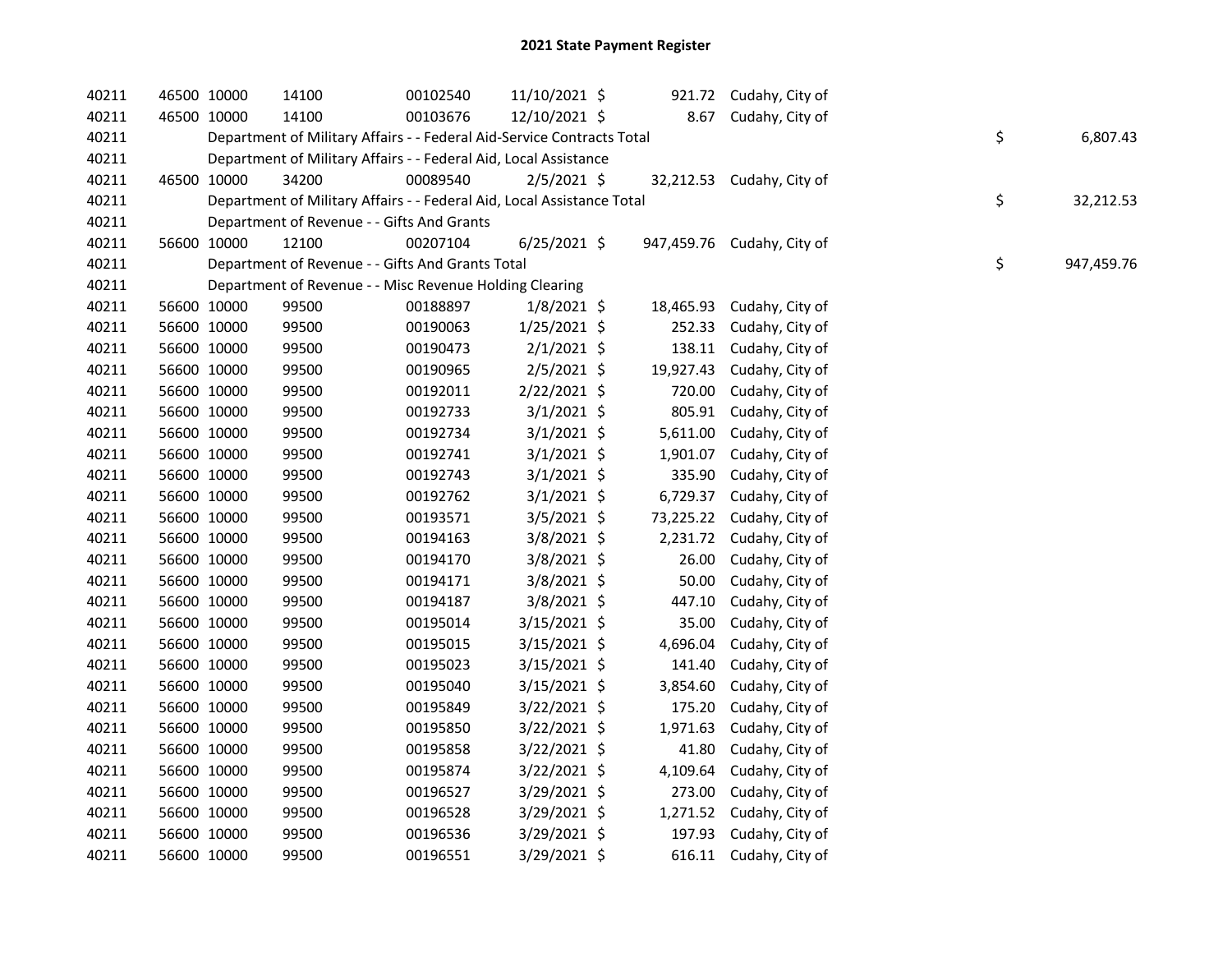# 2021 State Payment Register

| | | | | | | | | | |
|---|---|---|---|---|---|---|---|---|---|
| 40211 | 46500 | 10000 | 14100 | 00102540 | 11/10/2021 | $ 921.72 | Cudahy, City of | | |
| 40211 | 46500 | 10000 | 14100 | 00103676 | 12/10/2021 | $ 8.67 | Cudahy, City of | | |
| 40211 | | Department of Military Affairs - - Federal Aid-Service Contracts Total | | | | | | $ | 6,807.43 |
| 40211 | | Department of Military Affairs - - Federal Aid, Local Assistance | | | | | | | |
| 40211 | 46500 | 10000 | 34200 | 00089540 | 2/5/2021 | $ 32,212.53 | Cudahy, City of | | |
| 40211 | | Department of Military Affairs - - Federal Aid, Local Assistance Total | | | | | | $ | 32,212.53 |
| 40211 | | Department of Revenue - - Gifts And Grants | | | | | | | |
| 40211 | 56600 | 10000 | 12100 | 00207104 | 6/25/2021 | $ 947,459.76 | Cudahy, City of | | |
| 40211 | | Department of Revenue - - Gifts And Grants Total | | | | | | $ | 947,459.76 |
| 40211 | | Department of Revenue - - Misc Revenue Holding Clearing | | | | | | | |
| 40211 | 56600 | 10000 | 99500 | 00188897 | 1/8/2021 | $ 18,465.93 | Cudahy, City of | | |
| 40211 | 56600 | 10000 | 99500 | 00190063 | 1/25/2021 | $ 252.33 | Cudahy, City of | | |
| 40211 | 56600 | 10000 | 99500 | 00190473 | 2/1/2021 | $ 138.11 | Cudahy, City of | | |
| 40211 | 56600 | 10000 | 99500 | 00190965 | 2/5/2021 | $ 19,927.43 | Cudahy, City of | | |
| 40211 | 56600 | 10000 | 99500 | 00192011 | 2/22/2021 | $ 720.00 | Cudahy, City of | | |
| 40211 | 56600 | 10000 | 99500 | 00192733 | 3/1/2021 | $ 805.91 | Cudahy, City of | | |
| 40211 | 56600 | 10000 | 99500 | 00192734 | 3/1/2021 | $ 5,611.00 | Cudahy, City of | | |
| 40211 | 56600 | 10000 | 99500 | 00192741 | 3/1/2021 | $ 1,901.07 | Cudahy, City of | | |
| 40211 | 56600 | 10000 | 99500 | 00192743 | 3/1/2021 | $ 335.90 | Cudahy, City of | | |
| 40211 | 56600 | 10000 | 99500 | 00192762 | 3/1/2021 | $ 6,729.37 | Cudahy, City of | | |
| 40211 | 56600 | 10000 | 99500 | 00193571 | 3/5/2021 | $ 73,225.22 | Cudahy, City of | | |
| 40211 | 56600 | 10000 | 99500 | 00194163 | 3/8/2021 | $ 2,231.72 | Cudahy, City of | | |
| 40211 | 56600 | 10000 | 99500 | 00194170 | 3/8/2021 | $ 26.00 | Cudahy, City of | | |
| 40211 | 56600 | 10000 | 99500 | 00194171 | 3/8/2021 | $ 50.00 | Cudahy, City of | | |
| 40211 | 56600 | 10000 | 99500 | 00194187 | 3/8/2021 | $ 447.10 | Cudahy, City of | | |
| 40211 | 56600 | 10000 | 99500 | 00195014 | 3/15/2021 | $ 35.00 | Cudahy, City of | | |
| 40211 | 56600 | 10000 | 99500 | 00195015 | 3/15/2021 | $ 4,696.04 | Cudahy, City of | | |
| 40211 | 56600 | 10000 | 99500 | 00195023 | 3/15/2021 | $ 141.40 | Cudahy, City of | | |
| 40211 | 56600 | 10000 | 99500 | 00195040 | 3/15/2021 | $ 3,854.60 | Cudahy, City of | | |
| 40211 | 56600 | 10000 | 99500 | 00195849 | 3/22/2021 | $ 175.20 | Cudahy, City of | | |
| 40211 | 56600 | 10000 | 99500 | 00195850 | 3/22/2021 | $ 1,971.63 | Cudahy, City of | | |
| 40211 | 56600 | 10000 | 99500 | 00195858 | 3/22/2021 | $ 41.80 | Cudahy, City of | | |
| 40211 | 56600 | 10000 | 99500 | 00195874 | 3/22/2021 | $ 4,109.64 | Cudahy, City of | | |
| 40211 | 56600 | 10000 | 99500 | 00196527 | 3/29/2021 | $ 273.00 | Cudahy, City of | | |
| 40211 | 56600 | 10000 | 99500 | 00196528 | 3/29/2021 | $ 1,271.52 | Cudahy, City of | | |
| 40211 | 56600 | 10000 | 99500 | 00196536 | 3/29/2021 | $ 197.93 | Cudahy, City of | | |
| 40211 | 56600 | 10000 | 99500 | 00196551 | 3/29/2021 | $ 616.11 | Cudahy, City of | | |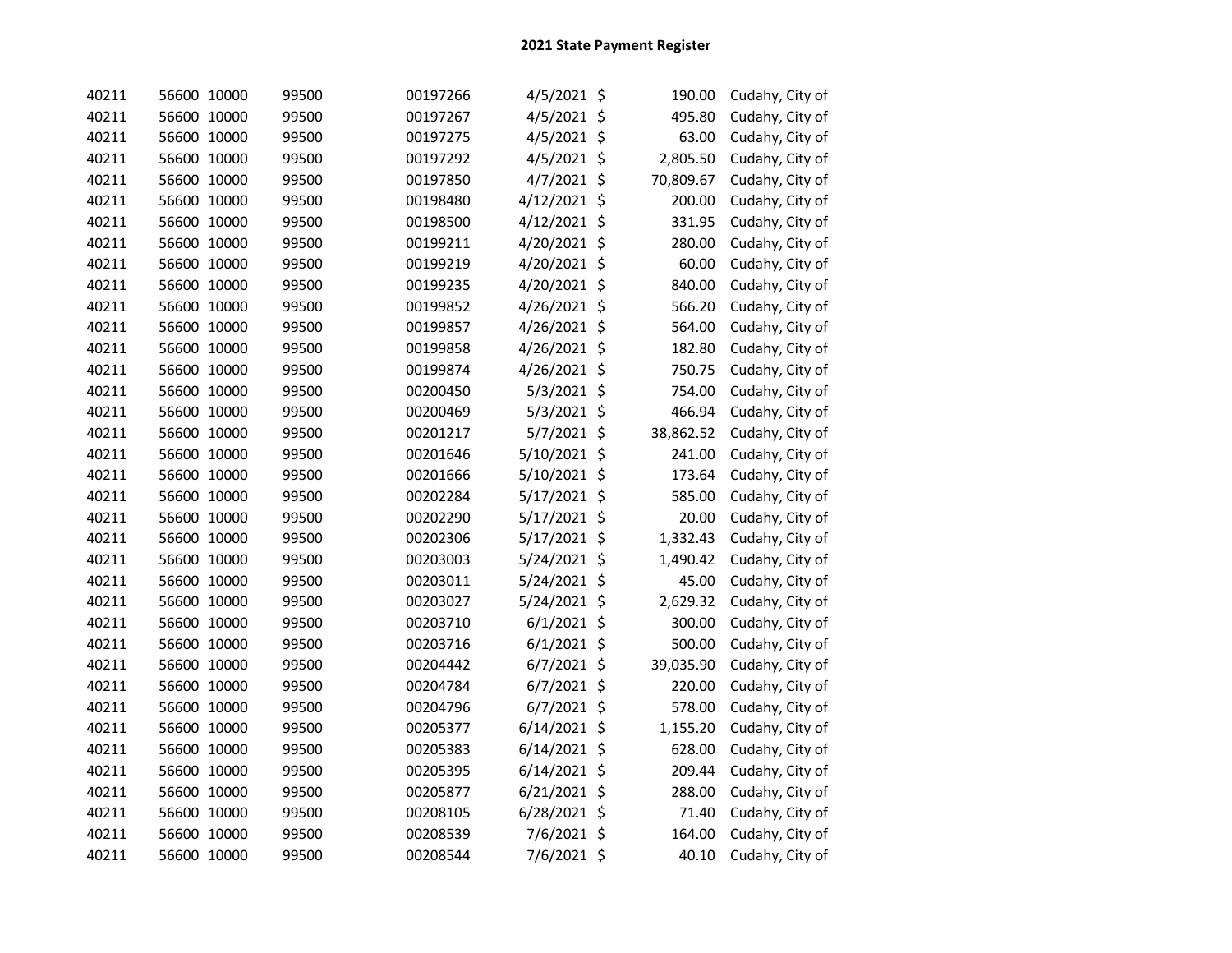# 2021 State Payment Register

| | | | | | | | | |
|---|---|---|---|---|---|---|---|---|
| 40211 | 56600 | 10000 | 99500 | 00197266 | 4/5/2021 | $ | 190.00 | Cudahy, City of |
| 40211 | 56600 | 10000 | 99500 | 00197267 | 4/5/2021 | $ | 495.80 | Cudahy, City of |
| 40211 | 56600 | 10000 | 99500 | 00197275 | 4/5/2021 | $ | 63.00 | Cudahy, City of |
| 40211 | 56600 | 10000 | 99500 | 00197292 | 4/5/2021 | $ | 2,805.50 | Cudahy, City of |
| 40211 | 56600 | 10000 | 99500 | 00197850 | 4/7/2021 | $ | 70,809.67 | Cudahy, City of |
| 40211 | 56600 | 10000 | 99500 | 00198480 | 4/12/2021 | $ | 200.00 | Cudahy, City of |
| 40211 | 56600 | 10000 | 99500 | 00198500 | 4/12/2021 | $ | 331.95 | Cudahy, City of |
| 40211 | 56600 | 10000 | 99500 | 00199211 | 4/20/2021 | $ | 280.00 | Cudahy, City of |
| 40211 | 56600 | 10000 | 99500 | 00199219 | 4/20/2021 | $ | 60.00 | Cudahy, City of |
| 40211 | 56600 | 10000 | 99500 | 00199235 | 4/20/2021 | $ | 840.00 | Cudahy, City of |
| 40211 | 56600 | 10000 | 99500 | 00199852 | 4/26/2021 | $ | 566.20 | Cudahy, City of |
| 40211 | 56600 | 10000 | 99500 | 00199857 | 4/26/2021 | $ | 564.00 | Cudahy, City of |
| 40211 | 56600 | 10000 | 99500 | 00199858 | 4/26/2021 | $ | 182.80 | Cudahy, City of |
| 40211 | 56600 | 10000 | 99500 | 00199874 | 4/26/2021 | $ | 750.75 | Cudahy, City of |
| 40211 | 56600 | 10000 | 99500 | 00200450 | 5/3/2021 | $ | 754.00 | Cudahy, City of |
| 40211 | 56600 | 10000 | 99500 | 00200469 | 5/3/2021 | $ | 466.94 | Cudahy, City of |
| 40211 | 56600 | 10000 | 99500 | 00201217 | 5/7/2021 | $ | 38,862.52 | Cudahy, City of |
| 40211 | 56600 | 10000 | 99500 | 00201646 | 5/10/2021 | $ | 241.00 | Cudahy, City of |
| 40211 | 56600 | 10000 | 99500 | 00201666 | 5/10/2021 | $ | 173.64 | Cudahy, City of |
| 40211 | 56600 | 10000 | 99500 | 00202284 | 5/17/2021 | $ | 585.00 | Cudahy, City of |
| 40211 | 56600 | 10000 | 99500 | 00202290 | 5/17/2021 | $ | 20.00 | Cudahy, City of |
| 40211 | 56600 | 10000 | 99500 | 00202306 | 5/17/2021 | $ | 1,332.43 | Cudahy, City of |
| 40211 | 56600 | 10000 | 99500 | 00203003 | 5/24/2021 | $ | 1,490.42 | Cudahy, City of |
| 40211 | 56600 | 10000 | 99500 | 00203011 | 5/24/2021 | $ | 45.00 | Cudahy, City of |
| 40211 | 56600 | 10000 | 99500 | 00203027 | 5/24/2021 | $ | 2,629.32 | Cudahy, City of |
| 40211 | 56600 | 10000 | 99500 | 00203710 | 6/1/2021 | $ | 300.00 | Cudahy, City of |
| 40211 | 56600 | 10000 | 99500 | 00203716 | 6/1/2021 | $ | 500.00 | Cudahy, City of |
| 40211 | 56600 | 10000 | 99500 | 00204442 | 6/7/2021 | $ | 39,035.90 | Cudahy, City of |
| 40211 | 56600 | 10000 | 99500 | 00204784 | 6/7/2021 | $ | 220.00 | Cudahy, City of |
| 40211 | 56600 | 10000 | 99500 | 00204796 | 6/7/2021 | $ | 578.00 | Cudahy, City of |
| 40211 | 56600 | 10000 | 99500 | 00205377 | 6/14/2021 | $ | 1,155.20 | Cudahy, City of |
| 40211 | 56600 | 10000 | 99500 | 00205383 | 6/14/2021 | $ | 628.00 | Cudahy, City of |
| 40211 | 56600 | 10000 | 99500 | 00205395 | 6/14/2021 | $ | 209.44 | Cudahy, City of |
| 40211 | 56600 | 10000 | 99500 | 00205877 | 6/21/2021 | $ | 288.00 | Cudahy, City of |
| 40211 | 56600 | 10000 | 99500 | 00208105 | 6/28/2021 | $ | 71.40 | Cudahy, City of |
| 40211 | 56600 | 10000 | 99500 | 00208539 | 7/6/2021 | $ | 164.00 | Cudahy, City of |
| 40211 | 56600 | 10000 | 99500 | 00208544 | 7/6/2021 | $ | 40.10 | Cudahy, City of |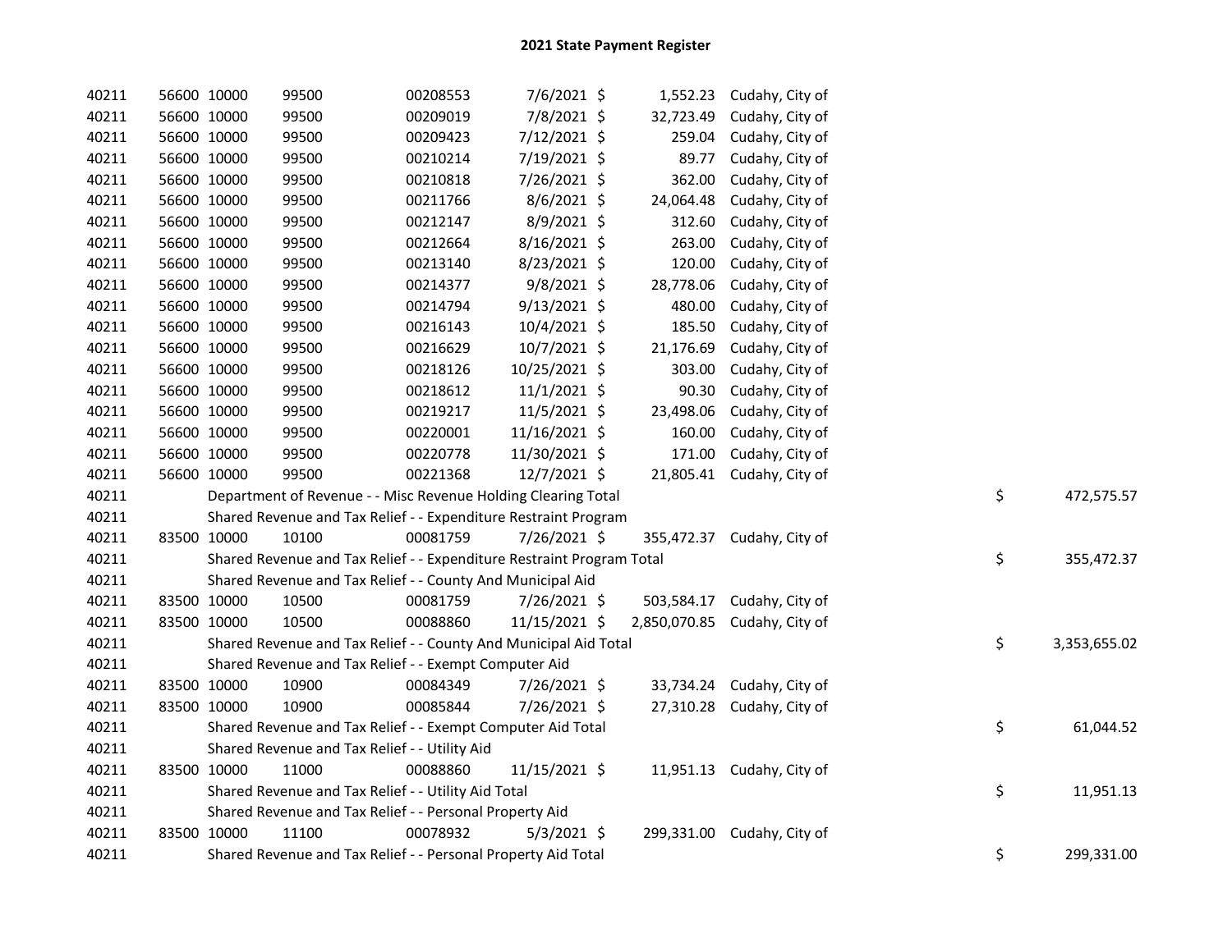# 2021 State Payment Register

| | | | | | | | | | |
|---|---|---|---|---|---|---|---|---|---|
| 40211 | 56600 | 10000 | 99500 | 00208553 | 7/6/2021 | $ 1,552.23 | Cudahy, City of | | |
| 40211 | 56600 | 10000 | 99500 | 00209019 | 7/8/2021 | $ 32,723.49 | Cudahy, City of | | |
| 40211 | 56600 | 10000 | 99500 | 00209423 | 7/12/2021 | $ 259.04 | Cudahy, City of | | |
| 40211 | 56600 | 10000 | 99500 | 00210214 | 7/19/2021 | $ 89.77 | Cudahy, City of | | |
| 40211 | 56600 | 10000 | 99500 | 00210818 | 7/26/2021 | $ 362.00 | Cudahy, City of | | |
| 40211 | 56600 | 10000 | 99500 | 00211766 | 8/6/2021 | $ 24,064.48 | Cudahy, City of | | |
| 40211 | 56600 | 10000 | 99500 | 00212147 | 8/9/2021 | $ 312.60 | Cudahy, City of | | |
| 40211 | 56600 | 10000 | 99500 | 00212664 | 8/16/2021 | $ 263.00 | Cudahy, City of | | |
| 40211 | 56600 | 10000 | 99500 | 00213140 | 8/23/2021 | $ 120.00 | Cudahy, City of | | |
| 40211 | 56600 | 10000 | 99500 | 00214377 | 9/8/2021 | $ 28,778.06 | Cudahy, City of | | |
| 40211 | 56600 | 10000 | 99500 | 00214794 | 9/13/2021 | $ 480.00 | Cudahy, City of | | |
| 40211 | 56600 | 10000 | 99500 | 00216143 | 10/4/2021 | $ 185.50 | Cudahy, City of | | |
| 40211 | 56600 | 10000 | 99500 | 00216629 | 10/7/2021 | $ 21,176.69 | Cudahy, City of | | |
| 40211 | 56600 | 10000 | 99500 | 00218126 | 10/25/2021 | $ 303.00 | Cudahy, City of | | |
| 40211 | 56600 | 10000 | 99500 | 00218612 | 11/1/2021 | $ 90.30 | Cudahy, City of | | |
| 40211 | 56600 | 10000 | 99500 | 00219217 | 11/5/2021 | $ 23,498.06 | Cudahy, City of | | |
| 40211 | 56600 | 10000 | 99500 | 00220001 | 11/16/2021 | $ 160.00 | Cudahy, City of | | |
| 40211 | 56600 | 10000 | 99500 | 00220778 | 11/30/2021 | $ 171.00 | Cudahy, City of | | |
| 40211 | 56600 | 10000 | 99500 | 00221368 | 12/7/2021 | $ 21,805.41 | Cudahy, City of | | |
| 40211 | | Department of Revenue - - Misc Revenue Holding Clearing Total | | | | | | $ | 472,575.57 |
| 40211 | | Shared Revenue and Tax Relief - - Expenditure Restraint Program | | | | | | | |
| 40211 | 83500 | 10000 | 10100 | 00081759 | 7/26/2021 | $ 355,472.37 | Cudahy, City of | | |
| 40211 | | Shared Revenue and Tax Relief - - Expenditure Restraint Program Total | | | | | | $ | 355,472.37 |
| 40211 | | Shared Revenue and Tax Relief - - County And Municipal Aid | | | | | | | |
| 40211 | 83500 | 10000 | 10500 | 00081759 | 7/26/2021 | $ 503,584.17 | Cudahy, City of | | |
| 40211 | 83500 | 10000 | 10500 | 00088860 | 11/15/2021 | $ 2,850,070.85 | Cudahy, City of | | |
| 40211 | | Shared Revenue and Tax Relief - - County And Municipal Aid Total | | | | | | $ | 3,353,655.02 |
| 40211 | | Shared Revenue and Tax Relief - - Exempt Computer Aid | | | | | | | |
| 40211 | 83500 | 10000 | 10900 | 00084349 | 7/26/2021 | $ 33,734.24 | Cudahy, City of | | |
| 40211 | 83500 | 10000 | 10900 | 00085844 | 7/26/2021 | $ 27,310.28 | Cudahy, City of | | |
| 40211 | | Shared Revenue and Tax Relief - - Exempt Computer Aid Total | | | | | | $ | 61,044.52 |
| 40211 | | Shared Revenue and Tax Relief - - Utility Aid | | | | | | | |
| 40211 | 83500 | 10000 | 11000 | 00088860 | 11/15/2021 | $ 11,951.13 | Cudahy, City of | | |
| 40211 | | Shared Revenue and Tax Relief - - Utility Aid Total | | | | | | $ | 11,951.13 |
| 40211 | | Shared Revenue and Tax Relief - - Personal Property Aid | | | | | | | |
| 40211 | 83500 | 10000 | 11100 | 00078932 | 5/3/2021 | $ 299,331.00 | Cudahy, City of | | |
| 40211 | | Shared Revenue and Tax Relief - - Personal Property Aid Total | | | | | | $ | 299,331.00 |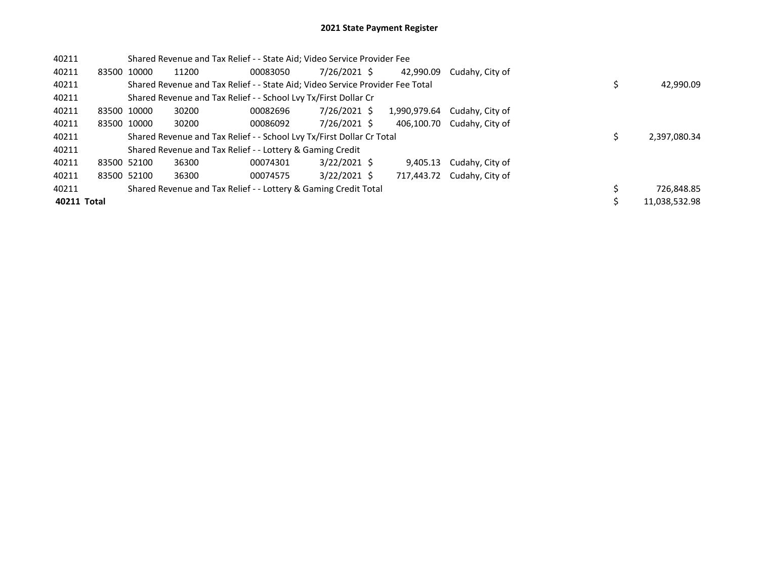## 2021 State Payment Register

| | | | | | | | | | |
|---|---|---|---|---|---|---|---|---|---|
| 40211 | | Shared Revenue and Tax Relief - - State Aid; Video Service Provider Fee | | | | | | | |
| 40211 | 83500 | 10000 | 11200 | 00083050 | 7/26/2021 | $ 42,990.09 | Cudahy, City of | | |
| 40211 | | Shared Revenue and Tax Relief - - State Aid; Video Service Provider Fee Total | | | | | | $ | 42,990.09 |
| 40211 | | Shared Revenue and Tax Relief - - School Lvy Tx/First Dollar Cr | | | | | | | |
| 40211 | 83500 | 10000 | 30200 | 00082696 | 7/26/2021 | $ 1,990,979.64 | Cudahy, City of | | |
| 40211 | 83500 | 10000 | 30200 | 00086092 | 7/26/2021 | $ 406,100.70 | Cudahy, City of | | |
| 40211 | | Shared Revenue and Tax Relief - - School Lvy Tx/First Dollar Cr Total | | | | | | $ | 2,397,080.34 |
| 40211 | | Shared Revenue and Tax Relief - - Lottery & Gaming Credit | | | | | | | |
| 40211 | 83500 | 52100 | 36300 | 00074301 | 3/22/2021 | $ 9,405.13 | Cudahy, City of | | |
| 40211 | 83500 | 52100 | 36300 | 00074575 | 3/22/2021 | $ 717,443.72 | Cudahy, City of | | |
| 40211 | | Shared Revenue and Tax Relief - - Lottery & Gaming Credit Total | | | | | | $ | 726,848.85 |
| **40211 Total** | | | | | | | | $ | 11,038,532.98 |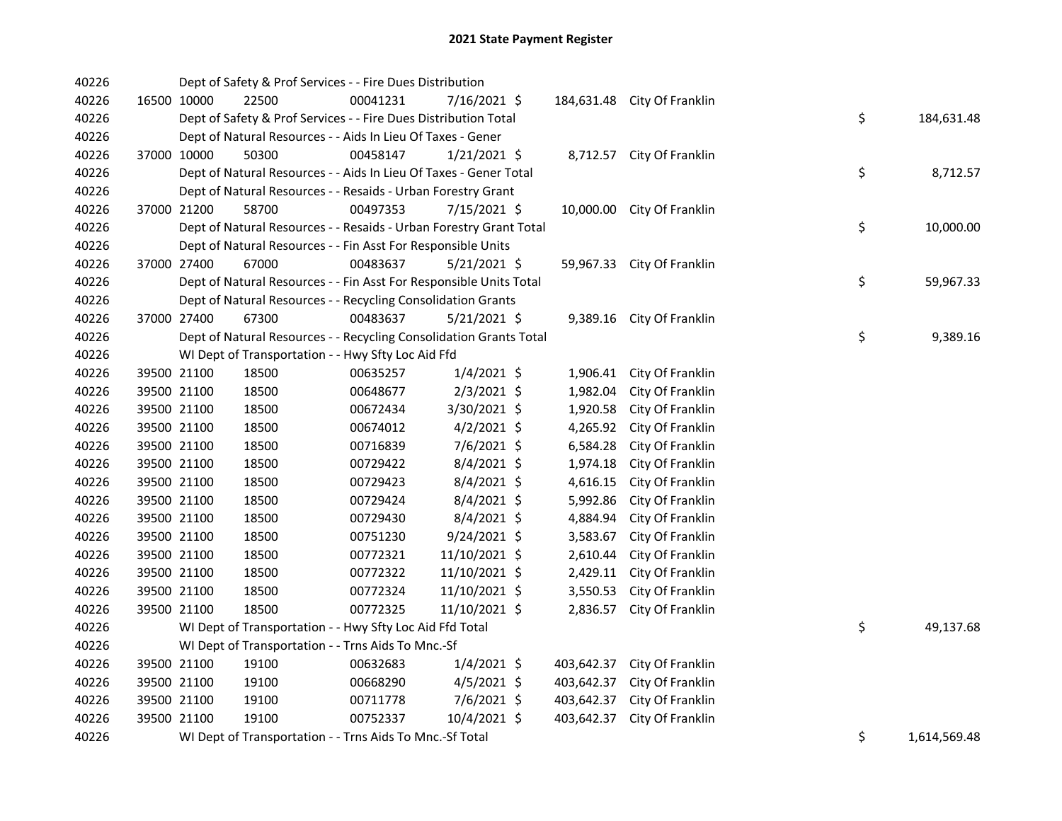# 2021 State Payment Register

| | | | | | | | | | |
|---|---|---|---|---|---|---|---|---|---|
| 40226 | | Dept of Safety & Prof Services - - Fire Dues Distribution | | | | | | | |
| 40226 | 16500 | 10000 | 22500 | 00041231 | 7/16/2021 | $ 184,631.48 | City Of Franklin | | |
| 40226 | | Dept of Safety & Prof Services - - Fire Dues Distribution Total | | | | | | $ | 184,631.48 |
| 40226 | | Dept of Natural Resources - - Aids In Lieu Of Taxes - Gener | | | | | | | |
| 40226 | 37000 | 10000 | 50300 | 00458147 | 1/21/2021 | $ 8,712.57 | City Of Franklin | | |
| 40226 | | Dept of Natural Resources - - Aids In Lieu Of Taxes - Gener Total | | | | | | $ | 8,712.57 |
| 40226 | | Dept of Natural Resources - - Resaids - Urban Forestry Grant | | | | | | | |
| 40226 | 37000 | 21200 | 58700 | 00497353 | 7/15/2021 | $ 10,000.00 | City Of Franklin | | |
| 40226 | | Dept of Natural Resources - - Resaids - Urban Forestry Grant Total | | | | | | $ | 10,000.00 |
| 40226 | | Dept of Natural Resources - - Fin Asst For Responsible Units | | | | | | | |
| 40226 | 37000 | 27400 | 67000 | 00483637 | 5/21/2021 | $ 59,967.33 | City Of Franklin | | |
| 40226 | | Dept of Natural Resources - - Fin Asst For Responsible Units Total | | | | | | $ | 59,967.33 |
| 40226 | | Dept of Natural Resources - - Recycling Consolidation Grants | | | | | | | |
| 40226 | 37000 | 27400 | 67300 | 00483637 | 5/21/2021 | $ 9,389.16 | City Of Franklin | | |
| 40226 | | Dept of Natural Resources - - Recycling Consolidation Grants Total | | | | | | $ | 9,389.16 |
| 40226 | | WI Dept of Transportation - - Hwy Sfty Loc Aid Ffd | | | | | | | |
| 40226 | 39500 | 21100 | 18500 | 00635257 | 1/4/2021 | $ 1,906.41 | City Of Franklin | | |
| 40226 | 39500 | 21100 | 18500 | 00648677 | 2/3/2021 | $ 1,982.04 | City Of Franklin | | |
| 40226 | 39500 | 21100 | 18500 | 00672434 | 3/30/2021 | $ 1,920.58 | City Of Franklin | | |
| 40226 | 39500 | 21100 | 18500 | 00674012 | 4/2/2021 | $ 4,265.92 | City Of Franklin | | |
| 40226 | 39500 | 21100 | 18500 | 00716839 | 7/6/2021 | $ 6,584.28 | City Of Franklin | | |
| 40226 | 39500 | 21100 | 18500 | 00729422 | 8/4/2021 | $ 1,974.18 | City Of Franklin | | |
| 40226 | 39500 | 21100 | 18500 | 00729423 | 8/4/2021 | $ 4,616.15 | City Of Franklin | | |
| 40226 | 39500 | 21100 | 18500 | 00729424 | 8/4/2021 | $ 5,992.86 | City Of Franklin | | |
| 40226 | 39500 | 21100 | 18500 | 00729430 | 8/4/2021 | $ 4,884.94 | City Of Franklin | | |
| 40226 | 39500 | 21100 | 18500 | 00751230 | 9/24/2021 | $ 3,583.67 | City Of Franklin | | |
| 40226 | 39500 | 21100 | 18500 | 00772321 | 11/10/2021 | $ 2,610.44 | City Of Franklin | | |
| 40226 | 39500 | 21100 | 18500 | 00772322 | 11/10/2021 | $ 2,429.11 | City Of Franklin | | |
| 40226 | 39500 | 21100 | 18500 | 00772324 | 11/10/2021 | $ 3,550.53 | City Of Franklin | | |
| 40226 | 39500 | 21100 | 18500 | 00772325 | 11/10/2021 | $ 2,836.57 | City Of Franklin | | |
| 40226 | | WI Dept of Transportation - - Hwy Sfty Loc Aid Ffd Total | | | | | | $ | 49,137.68 |
| 40226 | | WI Dept of Transportation - - Trns Aids To Mnc.-Sf | | | | | | | |
| 40226 | 39500 | 21100 | 19100 | 00632683 | 1/4/2021 | $ 403,642.37 | City Of Franklin | | |
| 40226 | 39500 | 21100 | 19100 | 00668290 | 4/5/2021 | $ 403,642.37 | City Of Franklin | | |
| 40226 | 39500 | 21100 | 19100 | 00711778 | 7/6/2021 | $ 403,642.37 | City Of Franklin | | |
| 40226 | 39500 | 21100 | 19100 | 00752337 | 10/4/2021 | $ 403,642.37 | City Of Franklin | | |
| 40226 | | WI Dept of Transportation - - Trns Aids To Mnc.-Sf Total | | | | | | $ | 1,614,569.48 |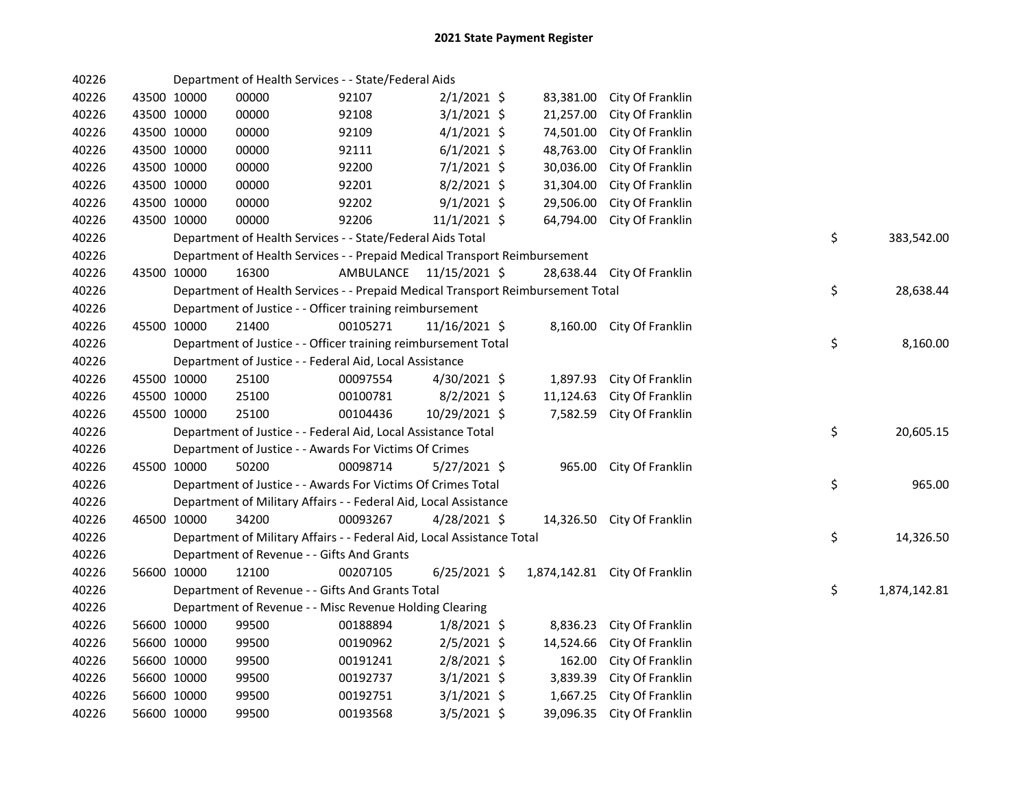# 2021 State Payment Register

| | | | | | | | | | |
|---|---|---|---|---|---|---|---|---|---|
| 40226 | | | Department of Health Services - - State/Federal Aids | | | | | | |
| 40226 | 43500 | 10000 | 00000 | 92107 | 2/1/2021 | $ 83,381.00 | City Of Franklin | | |
| 40226 | 43500 | 10000 | 00000 | 92108 | 3/1/2021 | $ 21,257.00 | City Of Franklin | | |
| 40226 | 43500 | 10000 | 00000 | 92109 | 4/1/2021 | $ 74,501.00 | City Of Franklin | | |
| 40226 | 43500 | 10000 | 00000 | 92111 | 6/1/2021 | $ 48,763.00 | City Of Franklin | | |
| 40226 | 43500 | 10000 | 00000 | 92200 | 7/1/2021 | $ 30,036.00 | City Of Franklin | | |
| 40226 | 43500 | 10000 | 00000 | 92201 | 8/2/2021 | $ 31,304.00 | City Of Franklin | | |
| 40226 | 43500 | 10000 | 00000 | 92202 | 9/1/2021 | $ 29,506.00 | City Of Franklin | | |
| 40226 | 43500 | 10000 | 00000 | 92206 | 11/1/2021 | $ 64,794.00 | City Of Franklin | | |
| 40226 | | | Department of Health Services - - State/Federal Aids Total | | | | | $ | 383,542.00 |
| 40226 | | | Department of Health Services - - Prepaid Medical Transport Reimbursement | | | | | | |
| 40226 | 43500 | 10000 | 16300 | AMBULANCE | 11/15/2021 | $ 28,638.44 | City Of Franklin | | |
| 40226 | | | Department of Health Services - - Prepaid Medical Transport Reimbursement Total | | | | | $ | 28,638.44 |
| 40226 | | | Department of Justice - - Officer training reimbursement | | | | | | |
| 40226 | 45500 | 10000 | 21400 | 00105271 | 11/16/2021 | $ 8,160.00 | City Of Franklin | | |
| 40226 | | | Department of Justice - - Officer training reimbursement Total | | | | | $ | 8,160.00 |
| 40226 | | | Department of Justice - - Federal Aid, Local Assistance | | | | | | |
| 40226 | 45500 | 10000 | 25100 | 00097554 | 4/30/2021 | $ 1,897.93 | City Of Franklin | | |
| 40226 | 45500 | 10000 | 25100 | 00100781 | 8/2/2021 | $ 11,124.63 | City Of Franklin | | |
| 40226 | 45500 | 10000 | 25100 | 00104436 | 10/29/2021 | $ 7,582.59 | City Of Franklin | | |
| 40226 | | | Department of Justice - - Federal Aid, Local Assistance Total | | | | | $ | 20,605.15 |
| 40226 | | | Department of Justice - - Awards For Victims Of Crimes | | | | | | |
| 40226 | 45500 | 10000 | 50200 | 00098714 | 5/27/2021 | $ 965.00 | City Of Franklin | | |
| 40226 | | | Department of Justice - - Awards For Victims Of Crimes Total | | | | | $ | 965.00 |
| 40226 | | | Department of Military Affairs - - Federal Aid, Local Assistance | | | | | | |
| 40226 | 46500 | 10000 | 34200 | 00093267 | 4/28/2021 | $ 14,326.50 | City Of Franklin | | |
| 40226 | | | Department of Military Affairs - - Federal Aid, Local Assistance Total | | | | | $ | 14,326.50 |
| 40226 | | | Department of Revenue - - Gifts And Grants | | | | | | |
| 40226 | 56600 | 10000 | 12100 | 00207105 | 6/25/2021 | $ 1,874,142.81 | City Of Franklin | | |
| 40226 | | | Department of Revenue - - Gifts And Grants Total | | | | | $ | 1,874,142.81 |
| 40226 | | | Department of Revenue - - Misc Revenue Holding Clearing | | | | | | |
| 40226 | 56600 | 10000 | 99500 | 00188894 | 1/8/2021 | $ 8,836.23 | City Of Franklin | | |
| 40226 | 56600 | 10000 | 99500 | 00190962 | 2/5/2021 | $ 14,524.66 | City Of Franklin | | |
| 40226 | 56600 | 10000 | 99500 | 00191241 | 2/8/2021 | $ 162.00 | City Of Franklin | | |
| 40226 | 56600 | 10000 | 99500 | 00192737 | 3/1/2021 | $ 3,839.39 | City Of Franklin | | |
| 40226 | 56600 | 10000 | 99500 | 00192751 | 3/1/2021 | $ 1,667.25 | City Of Franklin | | |
| 40226 | 56600 | 10000 | 99500 | 00193568 | 3/5/2021 | $ 39,096.35 | City Of Franklin | | |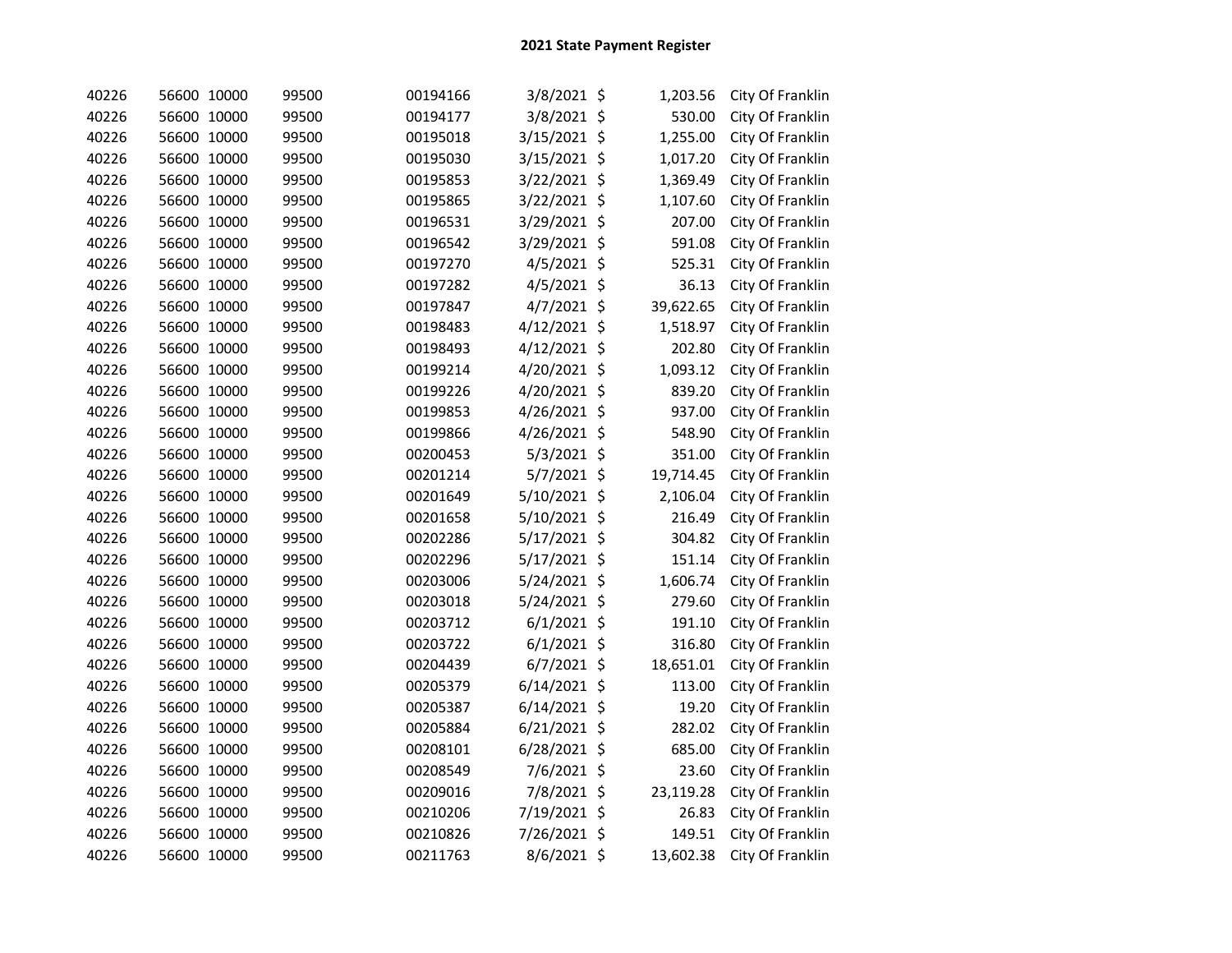# 2021 State Payment Register

| | | | | | | | | |
|---|---|---|---|---|---|---|---|---|
| 40226 | 56600 | 10000 | 99500 | 00194166 | 3/8/2021 | $ | 1,203.56 | City Of Franklin |
| 40226 | 56600 | 10000 | 99500 | 00194177 | 3/8/2021 | $ | 530.00 | City Of Franklin |
| 40226 | 56600 | 10000 | 99500 | 00195018 | 3/15/2021 | $ | 1,255.00 | City Of Franklin |
| 40226 | 56600 | 10000 | 99500 | 00195030 | 3/15/2021 | $ | 1,017.20 | City Of Franklin |
| 40226 | 56600 | 10000 | 99500 | 00195853 | 3/22/2021 | $ | 1,369.49 | City Of Franklin |
| 40226 | 56600 | 10000 | 99500 | 00195865 | 3/22/2021 | $ | 1,107.60 | City Of Franklin |
| 40226 | 56600 | 10000 | 99500 | 00196531 | 3/29/2021 | $ | 207.00 | City Of Franklin |
| 40226 | 56600 | 10000 | 99500 | 00196542 | 3/29/2021 | $ | 591.08 | City Of Franklin |
| 40226 | 56600 | 10000 | 99500 | 00197270 | 4/5/2021 | $ | 525.31 | City Of Franklin |
| 40226 | 56600 | 10000 | 99500 | 00197282 | 4/5/2021 | $ | 36.13 | City Of Franklin |
| 40226 | 56600 | 10000 | 99500 | 00197847 | 4/7/2021 | $ | 39,622.65 | City Of Franklin |
| 40226 | 56600 | 10000 | 99500 | 00198483 | 4/12/2021 | $ | 1,518.97 | City Of Franklin |
| 40226 | 56600 | 10000 | 99500 | 00198493 | 4/12/2021 | $ | 202.80 | City Of Franklin |
| 40226 | 56600 | 10000 | 99500 | 00199214 | 4/20/2021 | $ | 1,093.12 | City Of Franklin |
| 40226 | 56600 | 10000 | 99500 | 00199226 | 4/20/2021 | $ | 839.20 | City Of Franklin |
| 40226 | 56600 | 10000 | 99500 | 00199853 | 4/26/2021 | $ | 937.00 | City Of Franklin |
| 40226 | 56600 | 10000 | 99500 | 00199866 | 4/26/2021 | $ | 548.90 | City Of Franklin |
| 40226 | 56600 | 10000 | 99500 | 00200453 | 5/3/2021 | $ | 351.00 | City Of Franklin |
| 40226 | 56600 | 10000 | 99500 | 00201214 | 5/7/2021 | $ | 19,714.45 | City Of Franklin |
| 40226 | 56600 | 10000 | 99500 | 00201649 | 5/10/2021 | $ | 2,106.04 | City Of Franklin |
| 40226 | 56600 | 10000 | 99500 | 00201658 | 5/10/2021 | $ | 216.49 | City Of Franklin |
| 40226 | 56600 | 10000 | 99500 | 00202286 | 5/17/2021 | $ | 304.82 | City Of Franklin |
| 40226 | 56600 | 10000 | 99500 | 00202296 | 5/17/2021 | $ | 151.14 | City Of Franklin |
| 40226 | 56600 | 10000 | 99500 | 00203006 | 5/24/2021 | $ | 1,606.74 | City Of Franklin |
| 40226 | 56600 | 10000 | 99500 | 00203018 | 5/24/2021 | $ | 279.60 | City Of Franklin |
| 40226 | 56600 | 10000 | 99500 | 00203712 | 6/1/2021 | $ | 191.10 | City Of Franklin |
| 40226 | 56600 | 10000 | 99500 | 00203722 | 6/1/2021 | $ | 316.80 | City Of Franklin |
| 40226 | 56600 | 10000 | 99500 | 00204439 | 6/7/2021 | $ | 18,651.01 | City Of Franklin |
| 40226 | 56600 | 10000 | 99500 | 00205379 | 6/14/2021 | $ | 113.00 | City Of Franklin |
| 40226 | 56600 | 10000 | 99500 | 00205387 | 6/14/2021 | $ | 19.20 | City Of Franklin |
| 40226 | 56600 | 10000 | 99500 | 00205884 | 6/21/2021 | $ | 282.02 | City Of Franklin |
| 40226 | 56600 | 10000 | 99500 | 00208101 | 6/28/2021 | $ | 685.00 | City Of Franklin |
| 40226 | 56600 | 10000 | 99500 | 00208549 | 7/6/2021 | $ | 23.60 | City Of Franklin |
| 40226 | 56600 | 10000 | 99500 | 00209016 | 7/8/2021 | $ | 23,119.28 | City Of Franklin |
| 40226 | 56600 | 10000 | 99500 | 00210206 | 7/19/2021 | $ | 26.83 | City Of Franklin |
| 40226 | 56600 | 10000 | 99500 | 00210826 | 7/26/2021 | $ | 149.51 | City Of Franklin |
| 40226 | 56600 | 10000 | 99500 | 00211763 | 8/6/2021 | $ | 13,602.38 | City Of Franklin |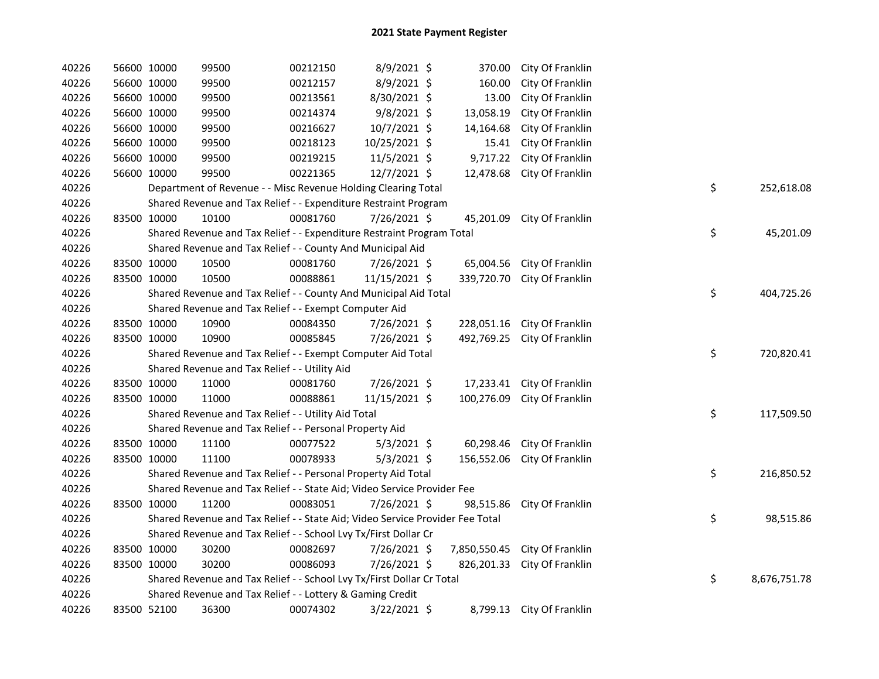# 2021 State Payment Register

| | | | | | | | | | |
|---|---|---|---|---|---|---|---|---|---|
| 40226 | 56600 | 10000 | 99500 | 00212150 | 8/9/2021 | $ 370.00 | City Of Franklin | | |
| 40226 | 56600 | 10000 | 99500 | 00212157 | 8/9/2021 | $ 160.00 | City Of Franklin | | |
| 40226 | 56600 | 10000 | 99500 | 00213561 | 8/30/2021 | $ 13.00 | City Of Franklin | | |
| 40226 | 56600 | 10000 | 99500 | 00214374 | 9/8/2021 | $ 13,058.19 | City Of Franklin | | |
| 40226 | 56600 | 10000 | 99500 | 00216627 | 10/7/2021 | $ 14,164.68 | City Of Franklin | | |
| 40226 | 56600 | 10000 | 99500 | 00218123 | 10/25/2021 | $ 15.41 | City Of Franklin | | |
| 40226 | 56600 | 10000 | 99500 | 00219215 | 11/5/2021 | $ 9,717.22 | City Of Franklin | | |
| 40226 | 56600 | 10000 | 99500 | 00221365 | 12/7/2021 | $ 12,478.68 | City Of Franklin | | |
| 40226 | | Department of Revenue - - Misc Revenue Holding Clearing Total | | | | | | $ | 252,618.08 |
| 40226 | | Shared Revenue and Tax Relief - - Expenditure Restraint Program | | | | | | | |
| 40226 | 83500 | 10000 | 10100 | 00081760 | 7/26/2021 | $ 45,201.09 | City Of Franklin | | |
| 40226 | | Shared Revenue and Tax Relief - - Expenditure Restraint Program Total | | | | | | $ | 45,201.09 |
| 40226 | | Shared Revenue and Tax Relief - - County And Municipal Aid | | | | | | | |
| 40226 | 83500 | 10000 | 10500 | 00081760 | 7/26/2021 | $ 65,004.56 | City Of Franklin | | |
| 40226 | 83500 | 10000 | 10500 | 00088861 | 11/15/2021 | $ 339,720.70 | City Of Franklin | | |
| 40226 | | Shared Revenue and Tax Relief - - County And Municipal Aid Total | | | | | | $ | 404,725.26 |
| 40226 | | Shared Revenue and Tax Relief - - Exempt Computer Aid | | | | | | | |
| 40226 | 83500 | 10000 | 10900 | 00084350 | 7/26/2021 | $ 228,051.16 | City Of Franklin | | |
| 40226 | 83500 | 10000 | 10900 | 00085845 | 7/26/2021 | $ 492,769.25 | City Of Franklin | | |
| 40226 | | Shared Revenue and Tax Relief - - Exempt Computer Aid Total | | | | | | $ | 720,820.41 |
| 40226 | | Shared Revenue and Tax Relief - - Utility Aid | | | | | | | |
| 40226 | 83500 | 10000 | 11000 | 00081760 | 7/26/2021 | $ 17,233.41 | City Of Franklin | | |
| 40226 | 83500 | 10000 | 11000 | 00088861 | 11/15/2021 | $ 100,276.09 | City Of Franklin | | |
| 40226 | | Shared Revenue and Tax Relief - - Utility Aid Total | | | | | | $ | 117,509.50 |
| 40226 | | Shared Revenue and Tax Relief - - Personal Property Aid | | | | | | | |
| 40226 | 83500 | 10000 | 11100 | 00077522 | 5/3/2021 | $ 60,298.46 | City Of Franklin | | |
| 40226 | 83500 | 10000 | 11100 | 00078933 | 5/3/2021 | $ 156,552.06 | City Of Franklin | | |
| 40226 | | Shared Revenue and Tax Relief - - Personal Property Aid Total | | | | | | $ | 216,850.52 |
| 40226 | | Shared Revenue and Tax Relief - - State Aid; Video Service Provider Fee | | | | | | | |
| 40226 | 83500 | 10000 | 11200 | 00083051 | 7/26/2021 | $ 98,515.86 | City Of Franklin | | |
| 40226 | | Shared Revenue and Tax Relief - - State Aid; Video Service Provider Fee Total | | | | | | $ | 98,515.86 |
| 40226 | | Shared Revenue and Tax Relief - - School Lvy Tx/First Dollar Cr | | | | | | | |
| 40226 | 83500 | 10000 | 30200 | 00082697 | 7/26/2021 | $ 7,850,550.45 | City Of Franklin | | |
| 40226 | 83500 | 10000 | 30200 | 00086093 | 7/26/2021 | $ 826,201.33 | City Of Franklin | | |
| 40226 | | Shared Revenue and Tax Relief - - School Lvy Tx/First Dollar Cr Total | | | | | | $ | 8,676,751.78 |
| 40226 | | Shared Revenue and Tax Relief - - Lottery & Gaming Credit | | | | | | | |
| 40226 | 83500 | 52100 | 36300 | 00074302 | 3/22/2021 | $ 8,799.13 | City Of Franklin | | |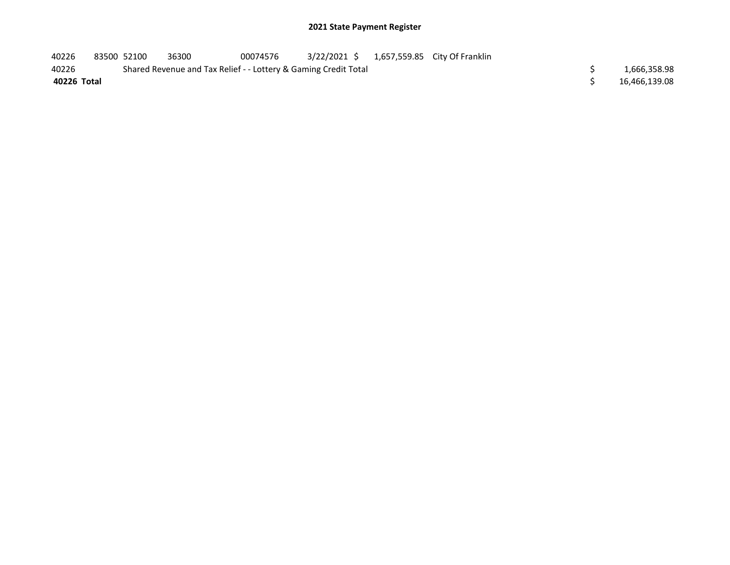## 2021 State Payment Register

| | | | | | | | | |
|---|---|---|---|---|---|---|---|---|
| 40226 | 83500 | 52100 | 36300 | 00074576 | 3/22/2021 | $ 1,657,559.85 | City Of Franklin | |
| 40226 | | Shared Revenue and Tax Relief - - Lottery & Gaming Credit Total | | | | | | $ 1,666,358.98 |
| **40226 Total** | | | | | | | | $ 16,466,139.08 |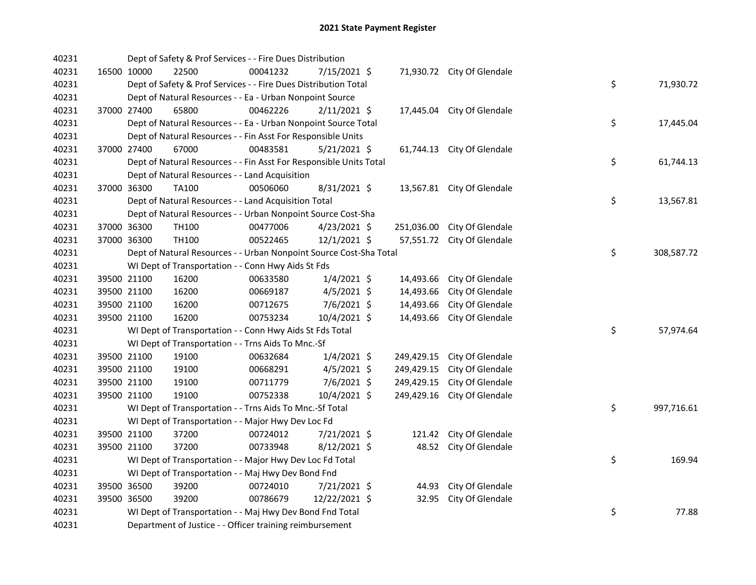# 2021 State Payment Register

| | | | | | | | | | |
|---|---|---|---|---|---|---|---|---|---|
| 40231 | | Dept of Safety & Prof Services - - Fire Dues Distribution | | | | | | | |
| 40231 | 16500 | 10000 | 22500 | 00041232 | 7/15/2021 | $ 71,930.72 | City Of Glendale | | |
| 40231 | | Dept of Safety & Prof Services - - Fire Dues Distribution Total | | | | | | $ | 71,930.72 |
| 40231 | | Dept of Natural Resources - - Ea - Urban Nonpoint Source | | | | | | | |
| 40231 | 37000 | 27400 | 65800 | 00462226 | 2/11/2021 | $ 17,445.04 | City Of Glendale | | |
| 40231 | | Dept of Natural Resources - - Ea - Urban Nonpoint Source Total | | | | | | $ | 17,445.04 |
| 40231 | | Dept of Natural Resources - - Fin Asst For Responsible Units | | | | | | | |
| 40231 | 37000 | 27400 | 67000 | 00483581 | 5/21/2021 | $ 61,744.13 | City Of Glendale | | |
| 40231 | | Dept of Natural Resources - - Fin Asst For Responsible Units Total | | | | | | $ | 61,744.13 |
| 40231 | | Dept of Natural Resources - - Land Acquisition | | | | | | | |
| 40231 | 37000 | 36300 | TA100 | 00506060 | 8/31/2021 | $ 13,567.81 | City Of Glendale | | |
| 40231 | | Dept of Natural Resources - - Land Acquisition Total | | | | | | $ | 13,567.81 |
| 40231 | | Dept of Natural Resources - - Urban Nonpoint Source Cost-Sha | | | | | | | |
| 40231 | 37000 | 36300 | TH100 | 00477006 | 4/23/2021 | $ 251,036.00 | City Of Glendale | | |
| 40231 | 37000 | 36300 | TH100 | 00522465 | 12/1/2021 | $ 57,551.72 | City Of Glendale | | |
| 40231 | | Dept of Natural Resources - - Urban Nonpoint Source Cost-Sha Total | | | | | | $ | 308,587.72 |
| 40231 | | WI Dept of Transportation - - Conn Hwy Aids St Fds | | | | | | | |
| 40231 | 39500 | 21100 | 16200 | 00633580 | 1/4/2021 | $ 14,493.66 | City Of Glendale | | |
| 40231 | 39500 | 21100 | 16200 | 00669187 | 4/5/2021 | $ 14,493.66 | City Of Glendale | | |
| 40231 | 39500 | 21100 | 16200 | 00712675 | 7/6/2021 | $ 14,493.66 | City Of Glendale | | |
| 40231 | 39500 | 21100 | 16200 | 00753234 | 10/4/2021 | $ 14,493.66 | City Of Glendale | | |
| 40231 | | WI Dept of Transportation - - Conn Hwy Aids St Fds Total | | | | | | $ | 57,974.64 |
| 40231 | | WI Dept of Transportation - - Trns Aids To Mnc.-Sf | | | | | | | |
| 40231 | 39500 | 21100 | 19100 | 00632684 | 1/4/2021 | $ 249,429.15 | City Of Glendale | | |
| 40231 | 39500 | 21100 | 19100 | 00668291 | 4/5/2021 | $ 249,429.15 | City Of Glendale | | |
| 40231 | 39500 | 21100 | 19100 | 00711779 | 7/6/2021 | $ 249,429.15 | City Of Glendale | | |
| 40231 | 39500 | 21100 | 19100 | 00752338 | 10/4/2021 | $ 249,429.16 | City Of Glendale | | |
| 40231 | | WI Dept of Transportation - - Trns Aids To Mnc.-Sf Total | | | | | | $ | 997,716.61 |
| 40231 | | WI Dept of Transportation - - Major Hwy Dev Loc Fd | | | | | | | |
| 40231 | 39500 | 21100 | 37200 | 00724012 | 7/21/2021 | $ 121.42 | City Of Glendale | | |
| 40231 | 39500 | 21100 | 37200 | 00733948 | 8/12/2021 | $ 48.52 | City Of Glendale | | |
| 40231 | | WI Dept of Transportation - - Major Hwy Dev Loc Fd Total | | | | | | $ | 169.94 |
| 40231 | | WI Dept of Transportation - - Maj Hwy Dev Bond Fnd | | | | | | | |
| 40231 | 39500 | 36500 | 39200 | 00724010 | 7/21/2021 | $ 44.93 | City Of Glendale | | |
| 40231 | 39500 | 36500 | 39200 | 00786679 | 12/22/2021 | $ 32.95 | City Of Glendale | | |
| 40231 | | WI Dept of Transportation - - Maj Hwy Dev Bond Fnd Total | | | | | | $ | 77.88 |
| 40231 | | Department of Justice - - Officer training reimbursement | | | | | | | |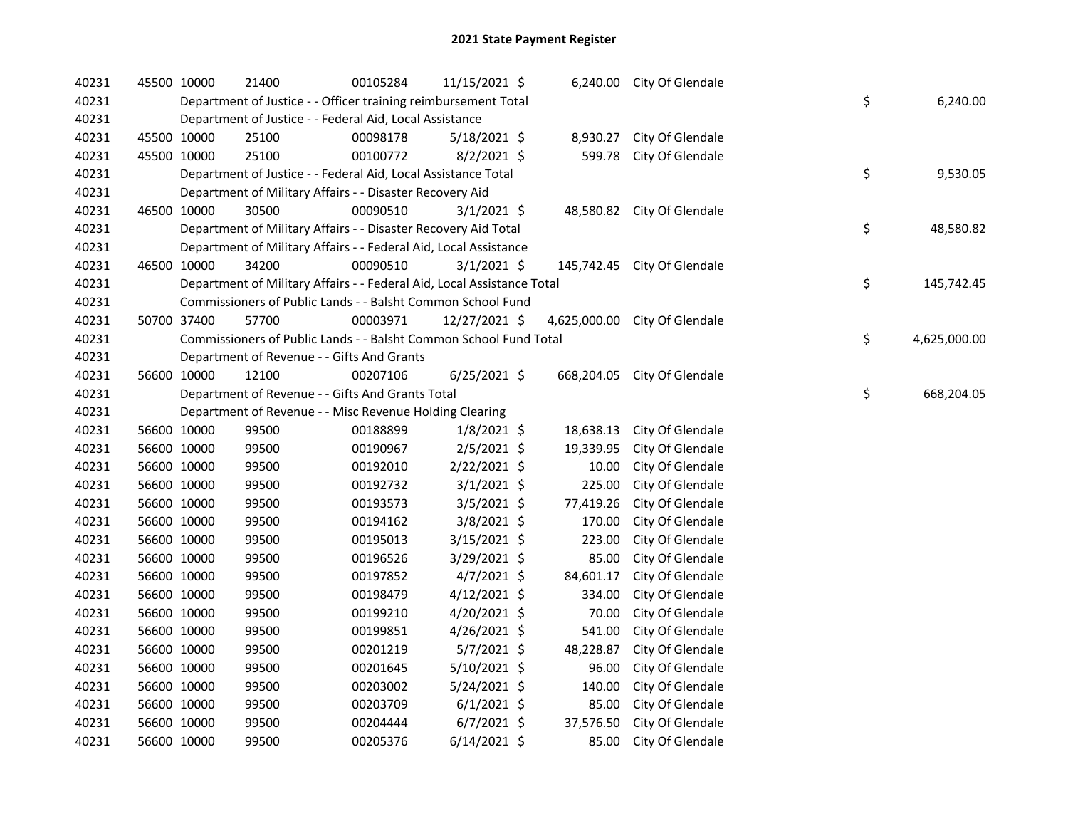# 2021 State Payment Register

| | | | | | | | | |
|---|---|---|---|---|---|---|---|---|
| 40231 | 45500 | 10000 | 21400 | 00105284 | 11/15/2021 | $ 6,240.00 | City Of Glendale | |
| 40231 | | | Department of Justice - - Officer training reimbursement Total | | | | | $ 6,240.00 |
| 40231 | | | Department of Justice - - Federal Aid, Local Assistance | | | | | |
| 40231 | 45500 | 10000 | 25100 | 00098178 | 5/18/2021 | $ 8,930.27 | City Of Glendale | |
| 40231 | 45500 | 10000 | 25100 | 00100772 | 8/2/2021 | $ 599.78 | City Of Glendale | |
| 40231 | | | Department of Justice - - Federal Aid, Local Assistance Total | | | | | $ 9,530.05 |
| 40231 | | | Department of Military Affairs - - Disaster Recovery Aid | | | | | |
| 40231 | 46500 | 10000 | 30500 | 00090510 | 3/1/2021 | $ 48,580.82 | City Of Glendale | |
| 40231 | | | Department of Military Affairs - - Disaster Recovery Aid Total | | | | | $ 48,580.82 |
| 40231 | | | Department of Military Affairs - - Federal Aid, Local Assistance | | | | | |
| 40231 | 46500 | 10000 | 34200 | 00090510 | 3/1/2021 | $ 145,742.45 | City Of Glendale | |
| 40231 | | | Department of Military Affairs - - Federal Aid, Local Assistance Total | | | | | $ 145,742.45 |
| 40231 | | | Commissioners of Public Lands - - Balsht Common School Fund | | | | | |
| 40231 | 50700 | 37400 | 57700 | 00003971 | 12/27/2021 | $ 4,625,000.00 | City Of Glendale | |
| 40231 | | | Commissioners of Public Lands - - Balsht Common School Fund Total | | | | | $ 4,625,000.00 |
| 40231 | | | Department of Revenue - - Gifts And Grants | | | | | |
| 40231 | 56600 | 10000 | 12100 | 00207106 | 6/25/2021 | $ 668,204.05 | City Of Glendale | |
| 40231 | | | Department of Revenue - - Gifts And Grants Total | | | | | $ 668,204.05 |
| 40231 | | | Department of Revenue - - Misc Revenue Holding Clearing | | | | | |
| 40231 | 56600 | 10000 | 99500 | 00188899 | 1/8/2021 | $ 18,638.13 | City Of Glendale | |
| 40231 | 56600 | 10000 | 99500 | 00190967 | 2/5/2021 | $ 19,339.95 | City Of Glendale | |
| 40231 | 56600 | 10000 | 99500 | 00192010 | 2/22/2021 | $ 10.00 | City Of Glendale | |
| 40231 | 56600 | 10000 | 99500 | 00192732 | 3/1/2021 | $ 225.00 | City Of Glendale | |
| 40231 | 56600 | 10000 | 99500 | 00193573 | 3/5/2021 | $ 77,419.26 | City Of Glendale | |
| 40231 | 56600 | 10000 | 99500 | 00194162 | 3/8/2021 | $ 170.00 | City Of Glendale | |
| 40231 | 56600 | 10000 | 99500 | 00195013 | 3/15/2021 | $ 223.00 | City Of Glendale | |
| 40231 | 56600 | 10000 | 99500 | 00196526 | 3/29/2021 | $ 85.00 | City Of Glendale | |
| 40231 | 56600 | 10000 | 99500 | 00197852 | 4/7/2021 | $ 84,601.17 | City Of Glendale | |
| 40231 | 56600 | 10000 | 99500 | 00198479 | 4/12/2021 | $ 334.00 | City Of Glendale | |
| 40231 | 56600 | 10000 | 99500 | 00199210 | 4/20/2021 | $ 70.00 | City Of Glendale | |
| 40231 | 56600 | 10000 | 99500 | 00199851 | 4/26/2021 | $ 541.00 | City Of Glendale | |
| 40231 | 56600 | 10000 | 99500 | 00201219 | 5/7/2021 | $ 48,228.87 | City Of Glendale | |
| 40231 | 56600 | 10000 | 99500 | 00201645 | 5/10/2021 | $ 96.00 | City Of Glendale | |
| 40231 | 56600 | 10000 | 99500 | 00203002 | 5/24/2021 | $ 140.00 | City Of Glendale | |
| 40231 | 56600 | 10000 | 99500 | 00203709 | 6/1/2021 | $ 85.00 | City Of Glendale | |
| 40231 | 56600 | 10000 | 99500 | 00204444 | 6/7/2021 | $ 37,576.50 | City Of Glendale | |
| 40231 | 56600 | 10000 | 99500 | 00205376 | 6/14/2021 | $ 85.00 | City Of Glendale | |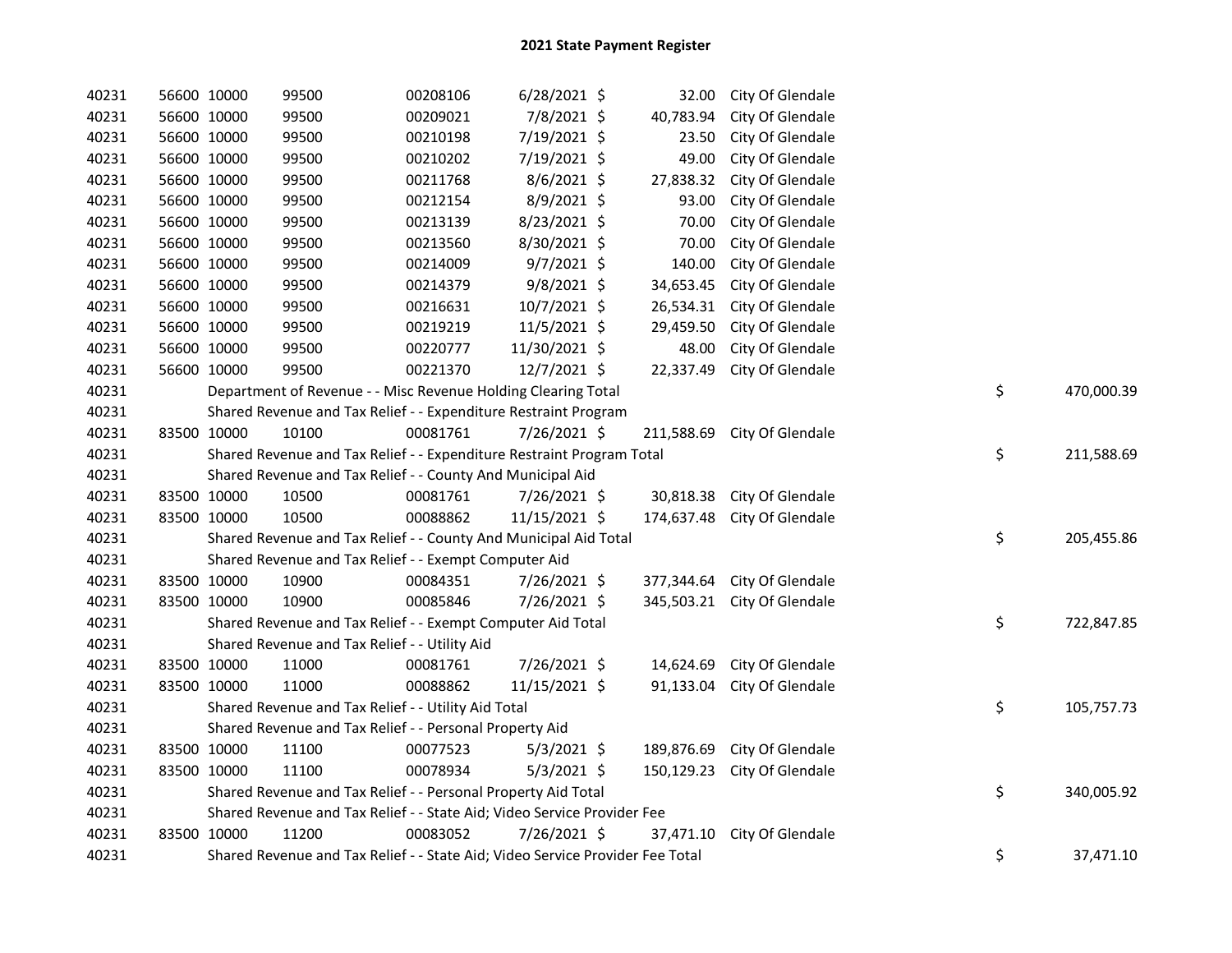# 2021 State Payment Register

| | | | | | | | | | |
|---|---|---|---|---|---|---|---|---|---|
| 40231 | 56600 | 10000 | 99500 | 00208106 | 6/28/2021 | $ 32.00 | City Of Glendale | | |
| 40231 | 56600 | 10000 | 99500 | 00209021 | 7/8/2021 | $ 40,783.94 | City Of Glendale | | |
| 40231 | 56600 | 10000 | 99500 | 00210198 | 7/19/2021 | $ 23.50 | City Of Glendale | | |
| 40231 | 56600 | 10000 | 99500 | 00210202 | 7/19/2021 | $ 49.00 | City Of Glendale | | |
| 40231 | 56600 | 10000 | 99500 | 00211768 | 8/6/2021 | $ 27,838.32 | City Of Glendale | | |
| 40231 | 56600 | 10000 | 99500 | 00212154 | 8/9/2021 | $ 93.00 | City Of Glendale | | |
| 40231 | 56600 | 10000 | 99500 | 00213139 | 8/23/2021 | $ 70.00 | City Of Glendale | | |
| 40231 | 56600 | 10000 | 99500 | 00213560 | 8/30/2021 | $ 70.00 | City Of Glendale | | |
| 40231 | 56600 | 10000 | 99500 | 00214009 | 9/7/2021 | $ 140.00 | City Of Glendale | | |
| 40231 | 56600 | 10000 | 99500 | 00214379 | 9/8/2021 | $ 34,653.45 | City Of Glendale | | |
| 40231 | 56600 | 10000 | 99500 | 00216631 | 10/7/2021 | $ 26,534.31 | City Of Glendale | | |
| 40231 | 56600 | 10000 | 99500 | 00219219 | 11/5/2021 | $ 29,459.50 | City Of Glendale | | |
| 40231 | 56600 | 10000 | 99500 | 00220777 | 11/30/2021 | $ 48.00 | City Of Glendale | | |
| 40231 | 56600 | 10000 | 99500 | 00221370 | 12/7/2021 | $ 22,337.49 | City Of Glendale | | |
| 40231 | Department of Revenue - - Misc Revenue Holding Clearing Total | | | | | | | $ | 470,000.39 |
| 40231 | Shared Revenue and Tax Relief - - Expenditure Restraint Program | | | | | | | | |
| 40231 | 83500 | 10000 | 10100 | 00081761 | 7/26/2021 | $ 211,588.69 | City Of Glendale | | |
| 40231 | Shared Revenue and Tax Relief - - Expenditure Restraint Program Total | | | | | | | $ | 211,588.69 |
| 40231 | Shared Revenue and Tax Relief - - County And Municipal Aid | | | | | | | | |
| 40231 | 83500 | 10000 | 10500 | 00081761 | 7/26/2021 | $ 30,818.38 | City Of Glendale | | |
| 40231 | 83500 | 10000 | 10500 | 00088862 | 11/15/2021 | $ 174,637.48 | City Of Glendale | | |
| 40231 | Shared Revenue and Tax Relief - - County And Municipal Aid Total | | | | | | | $ | 205,455.86 |
| 40231 | Shared Revenue and Tax Relief - - Exempt Computer Aid | | | | | | | | |
| 40231 | 83500 | 10000 | 10900 | 00084351 | 7/26/2021 | $ 377,344.64 | City Of Glendale | | |
| 40231 | 83500 | 10000 | 10900 | 00085846 | 7/26/2021 | $ 345,503.21 | City Of Glendale | | |
| 40231 | Shared Revenue and Tax Relief - - Exempt Computer Aid Total | | | | | | | $ | 722,847.85 |
| 40231 | Shared Revenue and Tax Relief - - Utility Aid | | | | | | | | |
| 40231 | 83500 | 10000 | 11000 | 00081761 | 7/26/2021 | $ 14,624.69 | City Of Glendale | | |
| 40231 | 83500 | 10000 | 11000 | 00088862 | 11/15/2021 | $ 91,133.04 | City Of Glendale | | |
| 40231 | Shared Revenue and Tax Relief - - Utility Aid Total | | | | | | | $ | 105,757.73 |
| 40231 | Shared Revenue and Tax Relief - - Personal Property Aid | | | | | | | | |
| 40231 | 83500 | 10000 | 11100 | 00077523 | 5/3/2021 | $ 189,876.69 | City Of Glendale | | |
| 40231 | 83500 | 10000 | 11100 | 00078934 | 5/3/2021 | $ 150,129.23 | City Of Glendale | | |
| 40231 | Shared Revenue and Tax Relief - - Personal Property Aid Total | | | | | | | $ | 340,005.92 |
| 40231 | Shared Revenue and Tax Relief - - State Aid; Video Service Provider Fee | | | | | | | | |
| 40231 | 83500 | 10000 | 11200 | 00083052 | 7/26/2021 | $ 37,471.10 | City Of Glendale | | |
| 40231 | Shared Revenue and Tax Relief - - State Aid; Video Service Provider Fee Total | | | | | | | $ | 37,471.10 |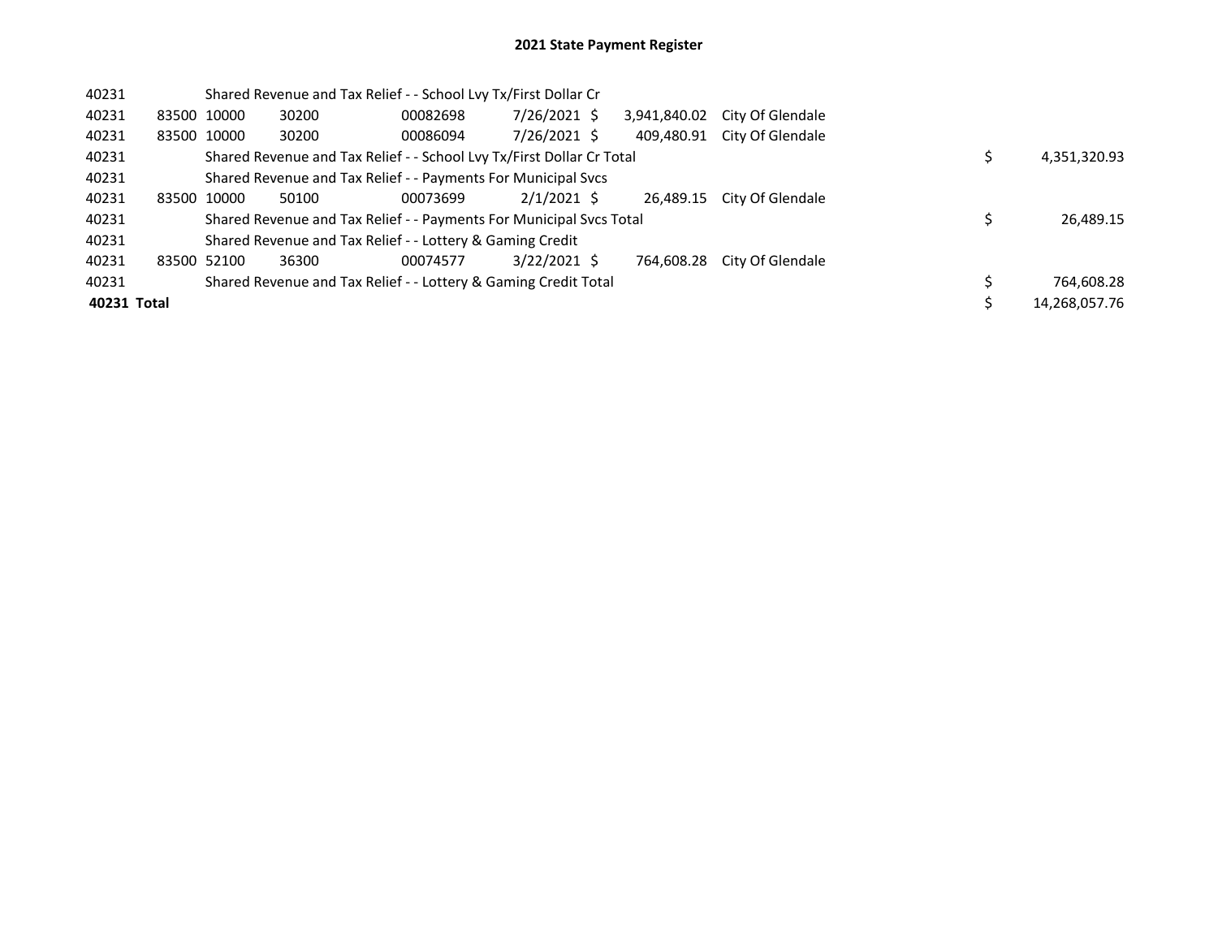# 2021 State Payment Register

| | | | | | | | | | |
|---|---|---|---|---|---|---|---|---|---|
| 40231 | | | Shared Revenue and Tax Relief - - School Lvy Tx/First Dollar Cr | | | | | | |
| 40231 | 83500 | 10000 | 30200 | 00082698 | 7/26/2021 | $ 3,941,840.02 | City Of Glendale | | |
| 40231 | 83500 | 10000 | 30200 | 00086094 | 7/26/2021 | $ 409,480.91 | City Of Glendale | | |
| 40231 | | | Shared Revenue and Tax Relief - - School Lvy Tx/First Dollar Cr Total | | | | | $ | 4,351,320.93 |
| 40231 | | | Shared Revenue and Tax Relief - - Payments For Municipal Svcs | | | | | | |
| 40231 | 83500 | 10000 | 50100 | 00073699 | 2/1/2021 | $ 26,489.15 | City Of Glendale | | |
| 40231 | | | Shared Revenue and Tax Relief - - Payments For Municipal Svcs Total | | | | | $ | 26,489.15 |
| 40231 | | | Shared Revenue and Tax Relief - - Lottery & Gaming Credit | | | | | | |
| 40231 | 83500 | 52100 | 36300 | 00074577 | 3/22/2021 | $ 764,608.28 | City Of Glendale | | |
| 40231 | | | Shared Revenue and Tax Relief - - Lottery & Gaming Credit Total | | | | | $ | 764,608.28 |
| **40231 Total** | | | | | | | | $ | 14,268,057.76 |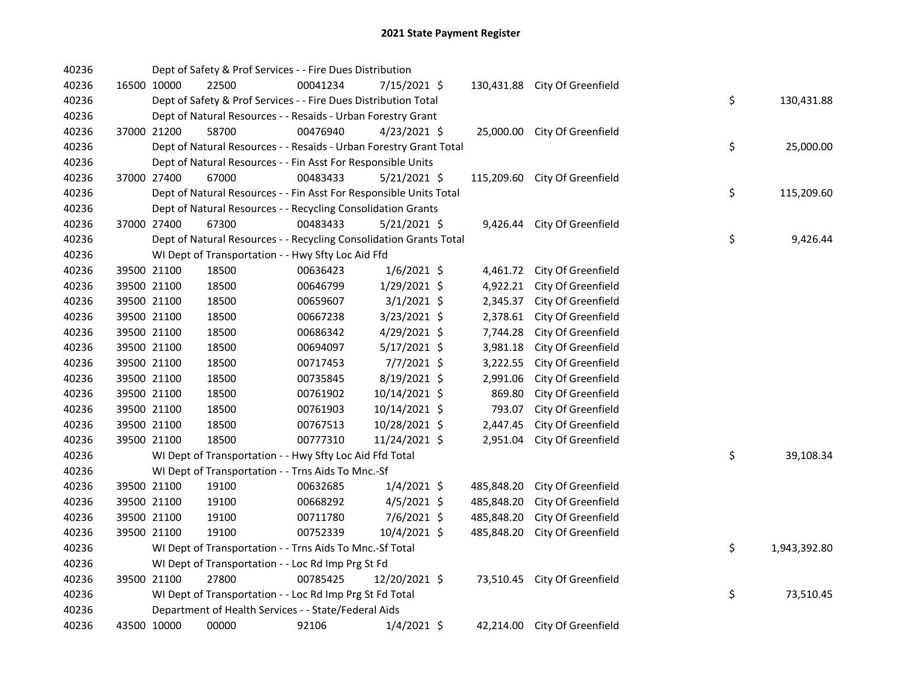# 2021 State Payment Register

| | | | | | | | | | |
|---|---|---|---|---|---|---|---|---|---|
| 40236 | | Dept of Safety & Prof Services - - Fire Dues Distribution | | | | | | | |
| 40236 | 16500 | 10000 | 22500 | 00041234 | 7/15/2021 | $ 130,431.88 | City Of Greenfield | | |
| 40236 | | Dept of Safety & Prof Services - - Fire Dues Distribution Total | | | | | | $ | 130,431.88 |
| 40236 | | Dept of Natural Resources - - Resaids - Urban Forestry Grant | | | | | | | |
| 40236 | 37000 | 21200 | 58700 | 00476940 | 4/23/2021 | $ 25,000.00 | City Of Greenfield | | |
| 40236 | | Dept of Natural Resources - - Resaids - Urban Forestry Grant Total | | | | | | $ | 25,000.00 |
| 40236 | | Dept of Natural Resources - - Fin Asst For Responsible Units | | | | | | | |
| 40236 | 37000 | 27400 | 67000 | 00483433 | 5/21/2021 | $ 115,209.60 | City Of Greenfield | | |
| 40236 | | Dept of Natural Resources - - Fin Asst For Responsible Units Total | | | | | | $ | 115,209.60 |
| 40236 | | Dept of Natural Resources - - Recycling Consolidation Grants | | | | | | | |
| 40236 | 37000 | 27400 | 67300 | 00483433 | 5/21/2021 | $ 9,426.44 | City Of Greenfield | | |
| 40236 | | Dept of Natural Resources - - Recycling Consolidation Grants Total | | | | | | $ | 9,426.44 |
| 40236 | | WI Dept of Transportation - - Hwy Sfty Loc Aid Ffd | | | | | | | |
| 40236 | 39500 | 21100 | 18500 | 00636423 | 1/6/2021 | $ 4,461.72 | City Of Greenfield | | |
| 40236 | 39500 | 21100 | 18500 | 00646799 | 1/29/2021 | $ 4,922.21 | City Of Greenfield | | |
| 40236 | 39500 | 21100 | 18500 | 00659607 | 3/1/2021 | $ 2,345.37 | City Of Greenfield | | |
| 40236 | 39500 | 21100 | 18500 | 00667238 | 3/23/2021 | $ 2,378.61 | City Of Greenfield | | |
| 40236 | 39500 | 21100 | 18500 | 00686342 | 4/29/2021 | $ 7,744.28 | City Of Greenfield | | |
| 40236 | 39500 | 21100 | 18500 | 00694097 | 5/17/2021 | $ 3,981.18 | City Of Greenfield | | |
| 40236 | 39500 | 21100 | 18500 | 00717453 | 7/7/2021 | $ 3,222.55 | City Of Greenfield | | |
| 40236 | 39500 | 21100 | 18500 | 00735845 | 8/19/2021 | $ 2,991.06 | City Of Greenfield | | |
| 40236 | 39500 | 21100 | 18500 | 00761902 | 10/14/2021 | $ 869.80 | City Of Greenfield | | |
| 40236 | 39500 | 21100 | 18500 | 00761903 | 10/14/2021 | $ 793.07 | City Of Greenfield | | |
| 40236 | 39500 | 21100 | 18500 | 00767513 | 10/28/2021 | $ 2,447.45 | City Of Greenfield | | |
| 40236 | 39500 | 21100 | 18500 | 00777310 | 11/24/2021 | $ 2,951.04 | City Of Greenfield | | |
| 40236 | | WI Dept of Transportation - - Hwy Sfty Loc Aid Ffd Total | | | | | | $ | 39,108.34 |
| 40236 | | WI Dept of Transportation - - Trns Aids To Mnc.-Sf | | | | | | | |
| 40236 | 39500 | 21100 | 19100 | 00632685 | 1/4/2021 | $ 485,848.20 | City Of Greenfield | | |
| 40236 | 39500 | 21100 | 19100 | 00668292 | 4/5/2021 | $ 485,848.20 | City Of Greenfield | | |
| 40236 | 39500 | 21100 | 19100 | 00711780 | 7/6/2021 | $ 485,848.20 | City Of Greenfield | | |
| 40236 | 39500 | 21100 | 19100 | 00752339 | 10/4/2021 | $ 485,848.20 | City Of Greenfield | | |
| 40236 | | WI Dept of Transportation - - Trns Aids To Mnc.-Sf Total | | | | | | $ | 1,943,392.80 |
| 40236 | | WI Dept of Transportation - - Loc Rd Imp Prg St Fd | | | | | | | |
| 40236 | 39500 | 21100 | 27800 | 00785425 | 12/20/2021 | $ 73,510.45 | City Of Greenfield | | |
| 40236 | | WI Dept of Transportation - - Loc Rd Imp Prg St Fd Total | | | | | | $ | 73,510.45 |
| 40236 | | Department of Health Services - - State/Federal Aids | | | | | | | |
| 40236 | 43500 | 10000 | 00000 | 92106 | 1/4/2021 | $ 42,214.00 | City Of Greenfield | | |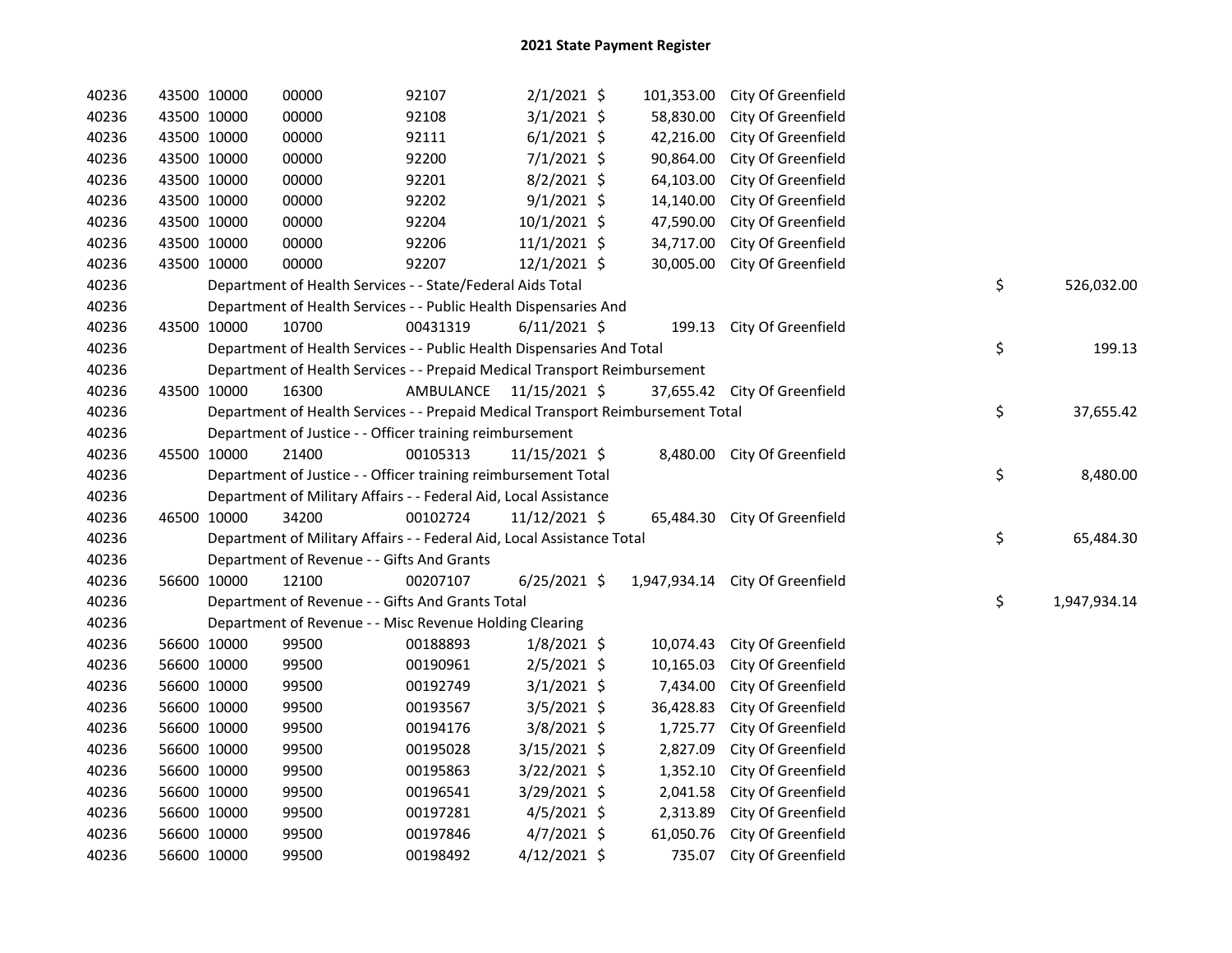# 2021 State Payment Register

| | | | | | | | | | |
|---|---|---|---|---|---|---|---|---|---|
| 40236 | 43500 | 10000 | 00000 | 92107 | 2/1/2021 | $ 101,353.00 | City Of Greenfield | | |
| 40236 | 43500 | 10000 | 00000 | 92108 | 3/1/2021 | $ 58,830.00 | City Of Greenfield | | |
| 40236 | 43500 | 10000 | 00000 | 92111 | 6/1/2021 | $ 42,216.00 | City Of Greenfield | | |
| 40236 | 43500 | 10000 | 00000 | 92200 | 7/1/2021 | $ 90,864.00 | City Of Greenfield | | |
| 40236 | 43500 | 10000 | 00000 | 92201 | 8/2/2021 | $ 64,103.00 | City Of Greenfield | | |
| 40236 | 43500 | 10000 | 00000 | 92202 | 9/1/2021 | $ 14,140.00 | City Of Greenfield | | |
| 40236 | 43500 | 10000 | 00000 | 92204 | 10/1/2021 | $ 47,590.00 | City Of Greenfield | | |
| 40236 | 43500 | 10000 | 00000 | 92206 | 11/1/2021 | $ 34,717.00 | City Of Greenfield | | |
| 40236 | 43500 | 10000 | 00000 | 92207 | 12/1/2021 | $ 30,005.00 | City Of Greenfield | | |
| 40236 | | Department of Health Services - - State/Federal Aids Total | | | | | | $ | 526,032.00 |
| 40236 | | Department of Health Services - - Public Health Dispensaries And | | | | | | | |
| 40236 | 43500 | 10000 | 10700 | 00431319 | 6/11/2021 | $ 199.13 | City Of Greenfield | | |
| 40236 | | Department of Health Services - - Public Health Dispensaries And Total | | | | | | $ | 199.13 |
| 40236 | | Department of Health Services - - Prepaid Medical Transport Reimbursement | | | | | | | |
| 40236 | 43500 | 10000 | 16300 | AMBULANCE | 11/15/2021 | $ 37,655.42 | City Of Greenfield | | |
| 40236 | | Department of Health Services - - Prepaid Medical Transport Reimbursement Total | | | | | | $ | 37,655.42 |
| 40236 | | Department of Justice - - Officer training reimbursement | | | | | | | |
| 40236 | 45500 | 10000 | 21400 | 00105313 | 11/15/2021 | $ 8,480.00 | City Of Greenfield | | |
| 40236 | | Department of Justice - - Officer training reimbursement Total | | | | | | $ | 8,480.00 |
| 40236 | | Department of Military Affairs - - Federal Aid, Local Assistance | | | | | | | |
| 40236 | 46500 | 10000 | 34200 | 00102724 | 11/12/2021 | $ 65,484.30 | City Of Greenfield | | |
| 40236 | | Department of Military Affairs - - Federal Aid, Local Assistance Total | | | | | | $ | 65,484.30 |
| 40236 | | Department of Revenue - - Gifts And Grants | | | | | | | |
| 40236 | 56600 | 10000 | 12100 | 00207107 | 6/25/2021 | $ 1,947,934.14 | City Of Greenfield | | |
| 40236 | | Department of Revenue - - Gifts And Grants Total | | | | | | $ | 1,947,934.14 |
| 40236 | | Department of Revenue - - Misc Revenue Holding Clearing | | | | | | | |
| 40236 | 56600 | 10000 | 99500 | 00188893 | 1/8/2021 | $ 10,074.43 | City Of Greenfield | | |
| 40236 | 56600 | 10000 | 99500 | 00190961 | 2/5/2021 | $ 10,165.03 | City Of Greenfield | | |
| 40236 | 56600 | 10000 | 99500 | 00192749 | 3/1/2021 | $ 7,434.00 | City Of Greenfield | | |
| 40236 | 56600 | 10000 | 99500 | 00193567 | 3/5/2021 | $ 36,428.83 | City Of Greenfield | | |
| 40236 | 56600 | 10000 | 99500 | 00194176 | 3/8/2021 | $ 1,725.77 | City Of Greenfield | | |
| 40236 | 56600 | 10000 | 99500 | 00195028 | 3/15/2021 | $ 2,827.09 | City Of Greenfield | | |
| 40236 | 56600 | 10000 | 99500 | 00195863 | 3/22/2021 | $ 1,352.10 | City Of Greenfield | | |
| 40236 | 56600 | 10000 | 99500 | 00196541 | 3/29/2021 | $ 2,041.58 | City Of Greenfield | | |
| 40236 | 56600 | 10000 | 99500 | 00197281 | 4/5/2021 | $ 2,313.89 | City Of Greenfield | | |
| 40236 | 56600 | 10000 | 99500 | 00197846 | 4/7/2021 | $ 61,050.76 | City Of Greenfield | | |
| 40236 | 56600 | 10000 | 99500 | 00198492 | 4/12/2021 | $ 735.07 | City Of Greenfield | | |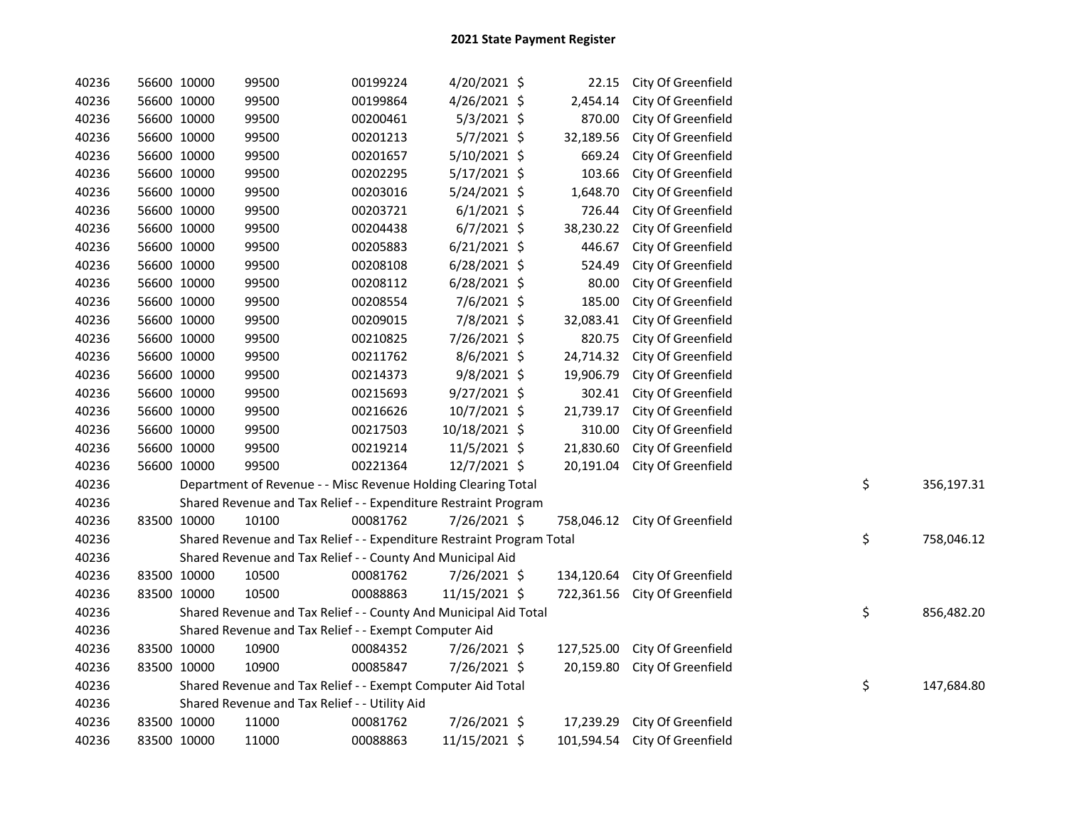# 2021 State Payment Register

| | | | | | | | | | |
|---|---|---|---|---|---|---|---|---|---|
| 40236 | 56600 | 10000 | 99500 | 00199224 | 4/20/2021 | $ 22.15 | City Of Greenfield | | |
| 40236 | 56600 | 10000 | 99500 | 00199864 | 4/26/2021 | $ 2,454.14 | City Of Greenfield | | |
| 40236 | 56600 | 10000 | 99500 | 00200461 | 5/3/2021 | $ 870.00 | City Of Greenfield | | |
| 40236 | 56600 | 10000 | 99500 | 00201213 | 5/7/2021 | $ 32,189.56 | City Of Greenfield | | |
| 40236 | 56600 | 10000 | 99500 | 00201657 | 5/10/2021 | $ 669.24 | City Of Greenfield | | |
| 40236 | 56600 | 10000 | 99500 | 00202295 | 5/17/2021 | $ 103.66 | City Of Greenfield | | |
| 40236 | 56600 | 10000 | 99500 | 00203016 | 5/24/2021 | $ 1,648.70 | City Of Greenfield | | |
| 40236 | 56600 | 10000 | 99500 | 00203721 | 6/1/2021 | $ 726.44 | City Of Greenfield | | |
| 40236 | 56600 | 10000 | 99500 | 00204438 | 6/7/2021 | $ 38,230.22 | City Of Greenfield | | |
| 40236 | 56600 | 10000 | 99500 | 00205883 | 6/21/2021 | $ 446.67 | City Of Greenfield | | |
| 40236 | 56600 | 10000 | 99500 | 00208108 | 6/28/2021 | $ 524.49 | City Of Greenfield | | |
| 40236 | 56600 | 10000 | 99500 | 00208112 | 6/28/2021 | $ 80.00 | City Of Greenfield | | |
| 40236 | 56600 | 10000 | 99500 | 00208554 | 7/6/2021 | $ 185.00 | City Of Greenfield | | |
| 40236 | 56600 | 10000 | 99500 | 00209015 | 7/8/2021 | $ 32,083.41 | City Of Greenfield | | |
| 40236 | 56600 | 10000 | 99500 | 00210825 | 7/26/2021 | $ 820.75 | City Of Greenfield | | |
| 40236 | 56600 | 10000 | 99500 | 00211762 | 8/6/2021 | $ 24,714.32 | City Of Greenfield | | |
| 40236 | 56600 | 10000 | 99500 | 00214373 | 9/8/2021 | $ 19,906.79 | City Of Greenfield | | |
| 40236 | 56600 | 10000 | 99500 | 00215693 | 9/27/2021 | $ 302.41 | City Of Greenfield | | |
| 40236 | 56600 | 10000 | 99500 | 00216626 | 10/7/2021 | $ 21,739.17 | City Of Greenfield | | |
| 40236 | 56600 | 10000 | 99500 | 00217503 | 10/18/2021 | $ 310.00 | City Of Greenfield | | |
| 40236 | 56600 | 10000 | 99500 | 00219214 | 11/5/2021 | $ 21,830.60 | City Of Greenfield | | |
| 40236 | 56600 | 10000 | 99500 | 00221364 | 12/7/2021 | $ 20,191.04 | City Of Greenfield | | |
| 40236 | | Department of Revenue - - Misc Revenue Holding Clearing Total | | | | | | $ | 356,197.31 |
| 40236 | | Shared Revenue and Tax Relief - - Expenditure Restraint Program | | | | | | | |
| 40236 | 83500 | 10000 | 10100 | 00081762 | 7/26/2021 | $ 758,046.12 | City Of Greenfield | | |
| 40236 | | Shared Revenue and Tax Relief - - Expenditure Restraint Program Total | | | | | | $ | 758,046.12 |
| 40236 | | Shared Revenue and Tax Relief - - County And Municipal Aid | | | | | | | |
| 40236 | 83500 | 10000 | 10500 | 00081762 | 7/26/2021 | $ 134,120.64 | City Of Greenfield | | |
| 40236 | 83500 | 10000 | 10500 | 00088863 | 11/15/2021 | $ 722,361.56 | City Of Greenfield | | |
| 40236 | | Shared Revenue and Tax Relief - - County And Municipal Aid Total | | | | | | $ | 856,482.20 |
| 40236 | | Shared Revenue and Tax Relief - - Exempt Computer Aid | | | | | | | |
| 40236 | 83500 | 10000 | 10900 | 00084352 | 7/26/2021 | $ 127,525.00 | City Of Greenfield | | |
| 40236 | 83500 | 10000 | 10900 | 00085847 | 7/26/2021 | $ 20,159.80 | City Of Greenfield | | |
| 40236 | | Shared Revenue and Tax Relief - - Exempt Computer Aid Total | | | | | | $ | 147,684.80 |
| 40236 | | Shared Revenue and Tax Relief - - Utility Aid | | | | | | | |
| 40236 | 83500 | 10000 | 11000 | 00081762 | 7/26/2021 | $ 17,239.29 | City Of Greenfield | | |
| 40236 | 83500 | 10000 | 11000 | 00088863 | 11/15/2021 | $ 101,594.54 | City Of Greenfield | | |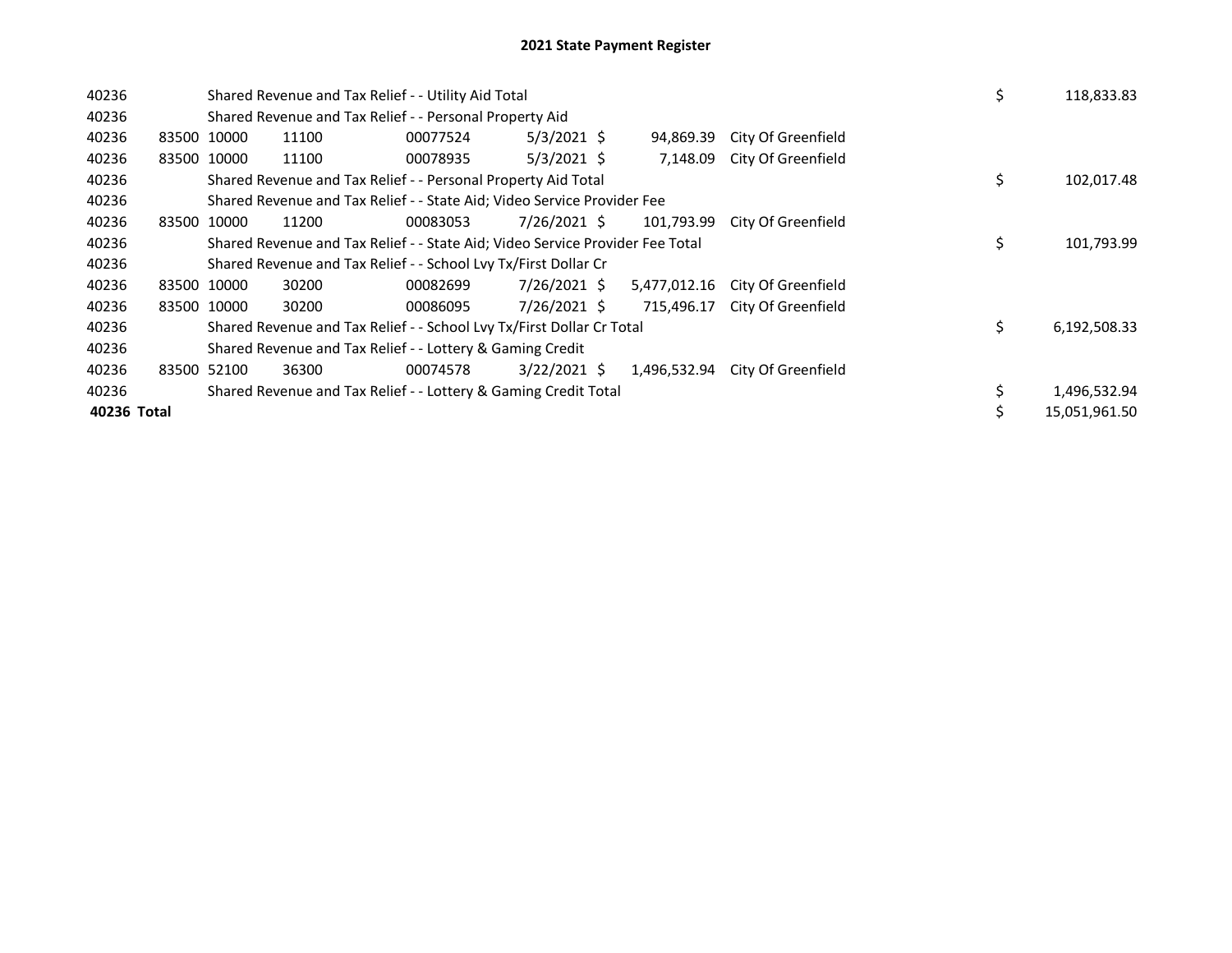# 2021 State Payment Register

| | | | | | | | | | |
|---|---|---|---|---|---|---|---|---|---|
| 40236 | | Shared Revenue and Tax Relief - - Utility Aid Total | | | | | | $ | 118,833.83 |
| 40236 | | Shared Revenue and Tax Relief - - Personal Property Aid | | | | | | | |
| 40236 | 83500 | 10000 | 11100 | 00077524 | 5/3/2021 | $ 94,869.39 | City Of Greenfield | | |
| 40236 | 83500 | 10000 | 11100 | 00078935 | 5/3/2021 | $ 7,148.09 | City Of Greenfield | | |
| 40236 | | Shared Revenue and Tax Relief - - Personal Property Aid Total | | | | | | $ | 102,017.48 |
| 40236 | | Shared Revenue and Tax Relief - - State Aid; Video Service Provider Fee | | | | | | | |
| 40236 | 83500 | 10000 | 11200 | 00083053 | 7/26/2021 | $ 101,793.99 | City Of Greenfield | | |
| 40236 | | Shared Revenue and Tax Relief - - State Aid; Video Service Provider Fee Total | | | | | | $ | 101,793.99 |
| 40236 | | Shared Revenue and Tax Relief - - School Lvy Tx/First Dollar Cr | | | | | | | |
| 40236 | 83500 | 10000 | 30200 | 00082699 | 7/26/2021 | $ 5,477,012.16 | City Of Greenfield | | |
| 40236 | 83500 | 10000 | 30200 | 00086095 | 7/26/2021 | $ 715,496.17 | City Of Greenfield | | |
| 40236 | | Shared Revenue and Tax Relief - - School Lvy Tx/First Dollar Cr Total | | | | | | $ | 6,192,508.33 |
| 40236 | | Shared Revenue and Tax Relief - - Lottery & Gaming Credit | | | | | | | |
| 40236 | 83500 | 52100 | 36300 | 00074578 | 3/22/2021 | $ 1,496,532.94 | City Of Greenfield | | |
| 40236 | | Shared Revenue and Tax Relief - - Lottery & Gaming Credit Total | | | | | | $ | 1,496,532.94 |
| **40236 Total** | | | | | | | | $ | 15,051,961.50 |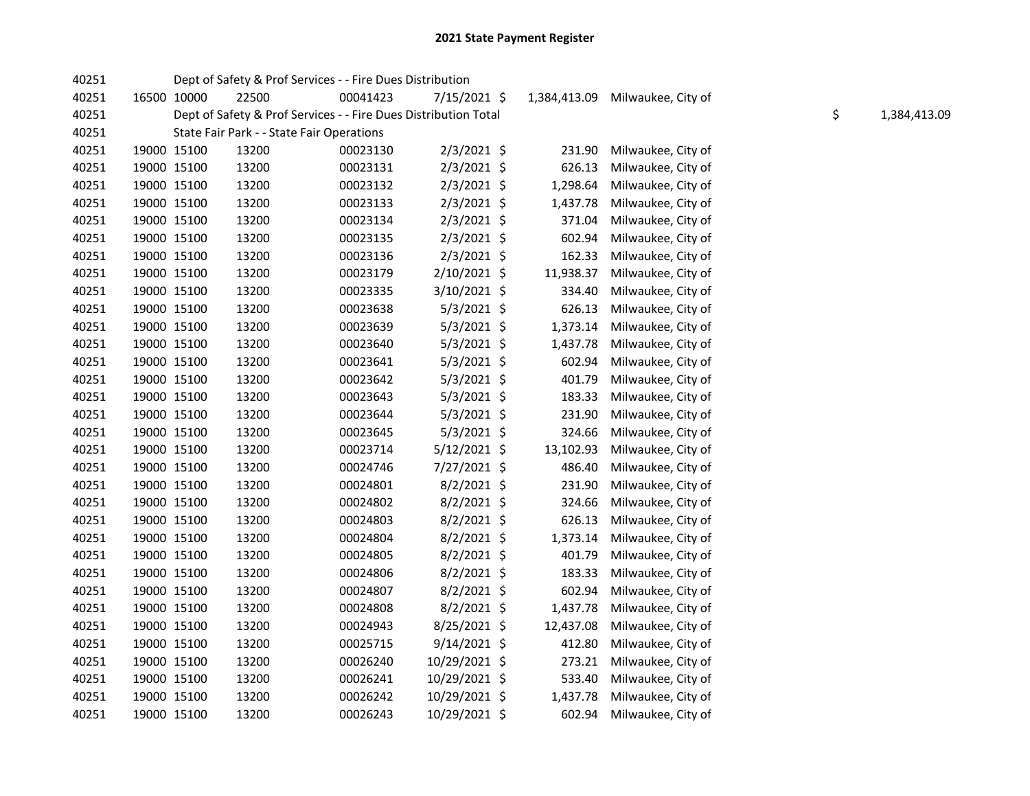# 2021 State Payment Register

| | | | | | | | | | |
|---|---|---|---|---|---|---|---|---|---|
| 40251 | | | Dept of Safety & Prof Services - - Fire Dues Distribution | | | | | | |
| 40251 | 16500 | 10000 | 22500 | 00041423 | 7/15/2021 | $ | 1,384,413.09 | Milwaukee, City of | |
| 40251 | | | Dept of Safety & Prof Services - - Fire Dues Distribution Total | | | | | | $ 1,384,413.09 |
| 40251 | | | State Fair Park - - State Fair Operations | | | | | | |
| 40251 | 19000 | 15100 | 13200 | 00023130 | 2/3/2021 | $ | 231.90 | Milwaukee, City of | |
| 40251 | 19000 | 15100 | 13200 | 00023131 | 2/3/2021 | $ | 626.13 | Milwaukee, City of | |
| 40251 | 19000 | 15100 | 13200 | 00023132 | 2/3/2021 | $ | 1,298.64 | Milwaukee, City of | |
| 40251 | 19000 | 15100 | 13200 | 00023133 | 2/3/2021 | $ | 1,437.78 | Milwaukee, City of | |
| 40251 | 19000 | 15100 | 13200 | 00023134 | 2/3/2021 | $ | 371.04 | Milwaukee, City of | |
| 40251 | 19000 | 15100 | 13200 | 00023135 | 2/3/2021 | $ | 602.94 | Milwaukee, City of | |
| 40251 | 19000 | 15100 | 13200 | 00023136 | 2/3/2021 | $ | 162.33 | Milwaukee, City of | |
| 40251 | 19000 | 15100 | 13200 | 00023179 | 2/10/2021 | $ | 11,938.37 | Milwaukee, City of | |
| 40251 | 19000 | 15100 | 13200 | 00023335 | 3/10/2021 | $ | 334.40 | Milwaukee, City of | |
| 40251 | 19000 | 15100 | 13200 | 00023638 | 5/3/2021 | $ | 626.13 | Milwaukee, City of | |
| 40251 | 19000 | 15100 | 13200 | 00023639 | 5/3/2021 | $ | 1,373.14 | Milwaukee, City of | |
| 40251 | 19000 | 15100 | 13200 | 00023640 | 5/3/2021 | $ | 1,437.78 | Milwaukee, City of | |
| 40251 | 19000 | 15100 | 13200 | 00023641 | 5/3/2021 | $ | 602.94 | Milwaukee, City of | |
| 40251 | 19000 | 15100 | 13200 | 00023642 | 5/3/2021 | $ | 401.79 | Milwaukee, City of | |
| 40251 | 19000 | 15100 | 13200 | 00023643 | 5/3/2021 | $ | 183.33 | Milwaukee, City of | |
| 40251 | 19000 | 15100 | 13200 | 00023644 | 5/3/2021 | $ | 231.90 | Milwaukee, City of | |
| 40251 | 19000 | 15100 | 13200 | 00023645 | 5/3/2021 | $ | 324.66 | Milwaukee, City of | |
| 40251 | 19000 | 15100 | 13200 | 00023714 | 5/12/2021 | $ | 13,102.93 | Milwaukee, City of | |
| 40251 | 19000 | 15100 | 13200 | 00024746 | 7/27/2021 | $ | 486.40 | Milwaukee, City of | |
| 40251 | 19000 | 15100 | 13200 | 00024801 | 8/2/2021 | $ | 231.90 | Milwaukee, City of | |
| 40251 | 19000 | 15100 | 13200 | 00024802 | 8/2/2021 | $ | 324.66 | Milwaukee, City of | |
| 40251 | 19000 | 15100 | 13200 | 00024803 | 8/2/2021 | $ | 626.13 | Milwaukee, City of | |
| 40251 | 19000 | 15100 | 13200 | 00024804 | 8/2/2021 | $ | 1,373.14 | Milwaukee, City of | |
| 40251 | 19000 | 15100 | 13200 | 00024805 | 8/2/2021 | $ | 401.79 | Milwaukee, City of | |
| 40251 | 19000 | 15100 | 13200 | 00024806 | 8/2/2021 | $ | 183.33 | Milwaukee, City of | |
| 40251 | 19000 | 15100 | 13200 | 00024807 | 8/2/2021 | $ | 602.94 | Milwaukee, City of | |
| 40251 | 19000 | 15100 | 13200 | 00024808 | 8/2/2021 | $ | 1,437.78 | Milwaukee, City of | |
| 40251 | 19000 | 15100 | 13200 | 00024943 | 8/25/2021 | $ | 12,437.08 | Milwaukee, City of | |
| 40251 | 19000 | 15100 | 13200 | 00025715 | 9/14/2021 | $ | 412.80 | Milwaukee, City of | |
| 40251 | 19000 | 15100 | 13200 | 00026240 | 10/29/2021 | $ | 273.21 | Milwaukee, City of | |
| 40251 | 19000 | 15100 | 13200 | 00026241 | 10/29/2021 | $ | 533.40 | Milwaukee, City of | |
| 40251 | 19000 | 15100 | 13200 | 00026242 | 10/29/2021 | $ | 1,437.78 | Milwaukee, City of | |
| 40251 | 19000 | 15100 | 13200 | 00026243 | 10/29/2021 | $ | 602.94 | Milwaukee, City of | |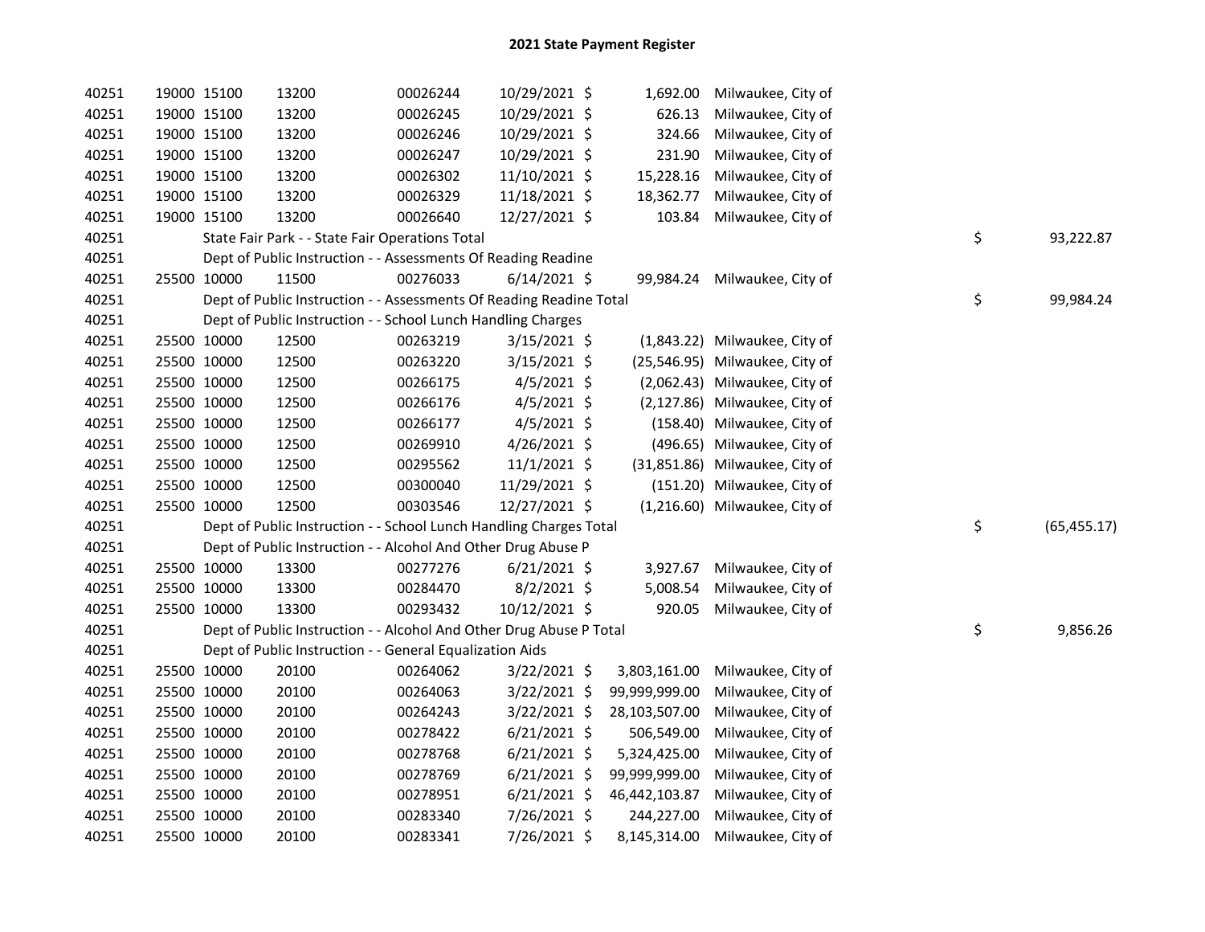# 2021 State Payment Register

| | | | | | | | | | |
|---|---|---|---|---|---|---|---|---|---|
| 40251 | 19000 | 15100 | 13200 | 00026244 | 10/29/2021 | $ 1,692.00 | Milwaukee, City of | | |
| 40251 | 19000 | 15100 | 13200 | 00026245 | 10/29/2021 | $ 626.13 | Milwaukee, City of | | |
| 40251 | 19000 | 15100 | 13200 | 00026246 | 10/29/2021 | $ 324.66 | Milwaukee, City of | | |
| 40251 | 19000 | 15100 | 13200 | 00026247 | 10/29/2021 | $ 231.90 | Milwaukee, City of | | |
| 40251 | 19000 | 15100 | 13200 | 00026302 | 11/10/2021 | $ 15,228.16 | Milwaukee, City of | | |
| 40251 | 19000 | 15100 | 13200 | 00026329 | 11/18/2021 | $ 18,362.77 | Milwaukee, City of | | |
| 40251 | 19000 | 15100 | 13200 | 00026640 | 12/27/2021 | $ 103.84 | Milwaukee, City of | | |
| 40251 | State Fair Park - - State Fair Operations Total | | | | | | | $ | 93,222.87 |
| 40251 | Dept of Public Instruction - - Assessments Of Reading Readine | | | | | | | | |
| 40251 | 25500 | 10000 | 11500 | 00276033 | 6/14/2021 | $ 99,984.24 | Milwaukee, City of | | |
| 40251 | Dept of Public Instruction - - Assessments Of Reading Readine Total | | | | | | | $ | 99,984.24 |
| 40251 | Dept of Public Instruction - - School Lunch Handling Charges | | | | | | | | |
| 40251 | 25500 | 10000 | 12500 | 00263219 | 3/15/2021 | $ (1,843.22) | Milwaukee, City of | | |
| 40251 | 25500 | 10000 | 12500 | 00263220 | 3/15/2021 | $ (25,546.95) | Milwaukee, City of | | |
| 40251 | 25500 | 10000 | 12500 | 00266175 | 4/5/2021 | $ (2,062.43) | Milwaukee, City of | | |
| 40251 | 25500 | 10000 | 12500 | 00266176 | 4/5/2021 | $ (2,127.86) | Milwaukee, City of | | |
| 40251 | 25500 | 10000 | 12500 | 00266177 | 4/5/2021 | $ (158.40) | Milwaukee, City of | | |
| 40251 | 25500 | 10000 | 12500 | 00269910 | 4/26/2021 | $ (496.65) | Milwaukee, City of | | |
| 40251 | 25500 | 10000 | 12500 | 00295562 | 11/1/2021 | $ (31,851.86) | Milwaukee, City of | | |
| 40251 | 25500 | 10000 | 12500 | 00300040 | 11/29/2021 | $ (151.20) | Milwaukee, City of | | |
| 40251 | 25500 | 10000 | 12500 | 00303546 | 12/27/2021 | $ (1,216.60) | Milwaukee, City of | | |
| 40251 | Dept of Public Instruction - - School Lunch Handling Charges Total | | | | | | | $ | (65,455.17) |
| 40251 | Dept of Public Instruction - - Alcohol And Other Drug Abuse P | | | | | | | | |
| 40251 | 25500 | 10000 | 13300 | 00277276 | 6/21/2021 | $ 3,927.67 | Milwaukee, City of | | |
| 40251 | 25500 | 10000 | 13300 | 00284470 | 8/2/2021 | $ 5,008.54 | Milwaukee, City of | | |
| 40251 | 25500 | 10000 | 13300 | 00293432 | 10/12/2021 | $ 920.05 | Milwaukee, City of | | |
| 40251 | Dept of Public Instruction - - Alcohol And Other Drug Abuse P Total | | | | | | | $ | 9,856.26 |
| 40251 | Dept of Public Instruction - - General Equalization Aids | | | | | | | | |
| 40251 | 25500 | 10000 | 20100 | 00264062 | 3/22/2021 | $ 3,803,161.00 | Milwaukee, City of | | |
| 40251 | 25500 | 10000 | 20100 | 00264063 | 3/22/2021 | $ 99,999,999.00 | Milwaukee, City of | | |
| 40251 | 25500 | 10000 | 20100 | 00264243 | 3/22/2021 | $ 28,103,507.00 | Milwaukee, City of | | |
| 40251 | 25500 | 10000 | 20100 | 00278422 | 6/21/2021 | $ 506,549.00 | Milwaukee, City of | | |
| 40251 | 25500 | 10000 | 20100 | 00278768 | 6/21/2021 | $ 5,324,425.00 | Milwaukee, City of | | |
| 40251 | 25500 | 10000 | 20100 | 00278769 | 6/21/2021 | $ 99,999,999.00 | Milwaukee, City of | | |
| 40251 | 25500 | 10000 | 20100 | 00278951 | 6/21/2021 | $ 46,442,103.87 | Milwaukee, City of | | |
| 40251 | 25500 | 10000 | 20100 | 00283340 | 7/26/2021 | $ 244,227.00 | Milwaukee, City of | | |
| 40251 | 25500 | 10000 | 20100 | 00283341 | 7/26/2021 | $ 8,145,314.00 | Milwaukee, City of | | |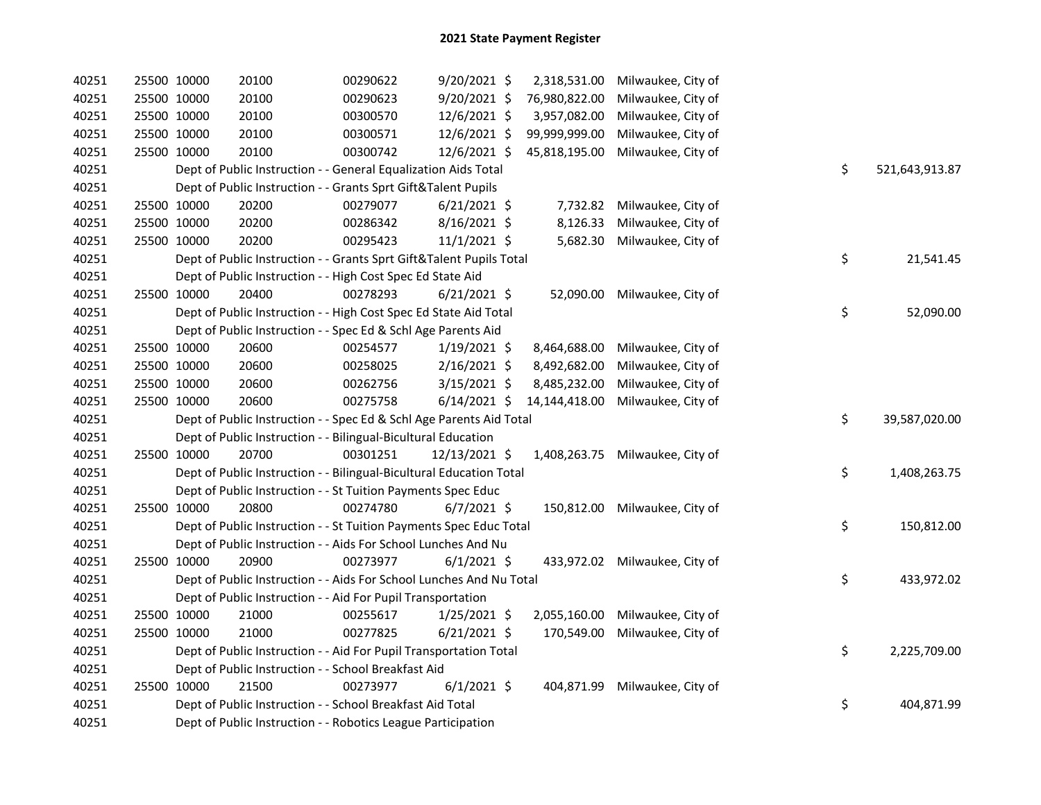# 2021 State Payment Register

| | | | | | | | | |
|---|---|---|---|---|---|---|---|---|
| 40251 | 25500 | 10000 | 20100 | 00290622 | 9/20/2021 | $ 2,318,531.00 | Milwaukee, City of | |
| 40251 | 25500 | 10000 | 20100 | 00290623 | 9/20/2021 | $ 76,980,822.00 | Milwaukee, City of | |
| 40251 | 25500 | 10000 | 20100 | 00300570 | 12/6/2021 | $ 3,957,082.00 | Milwaukee, City of | |
| 40251 | 25500 | 10000 | 20100 | 00300571 | 12/6/2021 | $ 99,999,999.00 | Milwaukee, City of | |
| 40251 | 25500 | 10000 | 20100 | 00300742 | 12/6/2021 | $ 45,818,195.00 | Milwaukee, City of | |
| 40251 | | Dept of Public Instruction - - General Equalization Aids Total | | | | | | $ 521,643,913.87 |
| 40251 | | Dept of Public Instruction - - Grants Sprt Gift&Talent Pupils | | | | | | |
| 40251 | 25500 | 10000 | 20200 | 00279077 | 6/21/2021 | $ 7,732.82 | Milwaukee, City of | |
| 40251 | 25500 | 10000 | 20200 | 00286342 | 8/16/2021 | $ 8,126.33 | Milwaukee, City of | |
| 40251 | 25500 | 10000 | 20200 | 00295423 | 11/1/2021 | $ 5,682.30 | Milwaukee, City of | |
| 40251 | | Dept of Public Instruction - - Grants Sprt Gift&Talent Pupils Total | | | | | | $ 21,541.45 |
| 40251 | | Dept of Public Instruction - - High Cost Spec Ed State Aid | | | | | | |
| 40251 | 25500 | 10000 | 20400 | 00278293 | 6/21/2021 | $ 52,090.00 | Milwaukee, City of | |
| 40251 | | Dept of Public Instruction - - High Cost Spec Ed State Aid Total | | | | | | $ 52,090.00 |
| 40251 | | Dept of Public Instruction - - Spec Ed & Schl Age Parents Aid | | | | | | |
| 40251 | 25500 | 10000 | 20600 | 00254577 | 1/19/2021 | $ 8,464,688.00 | Milwaukee, City of | |
| 40251 | 25500 | 10000 | 20600 | 00258025 | 2/16/2021 | $ 8,492,682.00 | Milwaukee, City of | |
| 40251 | 25500 | 10000 | 20600 | 00262756 | 3/15/2021 | $ 8,485,232.00 | Milwaukee, City of | |
| 40251 | 25500 | 10000 | 20600 | 00275758 | 6/14/2021 | $ 14,144,418.00 | Milwaukee, City of | |
| 40251 | | Dept of Public Instruction - - Spec Ed & Schl Age Parents Aid Total | | | | | | $ 39,587,020.00 |
| 40251 | | Dept of Public Instruction - - Bilingual-Bicultural Education | | | | | | |
| 40251 | 25500 | 10000 | 20700 | 00301251 | 12/13/2021 | $ 1,408,263.75 | Milwaukee, City of | |
| 40251 | | Dept of Public Instruction - - Bilingual-Bicultural Education Total | | | | | | $ 1,408,263.75 |
| 40251 | | Dept of Public Instruction - - St Tuition Payments Spec Educ | | | | | | |
| 40251 | 25500 | 10000 | 20800 | 00274780 | 6/7/2021 | $ 150,812.00 | Milwaukee, City of | |
| 40251 | | Dept of Public Instruction - - St Tuition Payments Spec Educ Total | | | | | | $ 150,812.00 |
| 40251 | | Dept of Public Instruction - - Aids For School Lunches And Nu | | | | | | |
| 40251 | 25500 | 10000 | 20900 | 00273977 | 6/1/2021 | $ 433,972.02 | Milwaukee, City of | |
| 40251 | | Dept of Public Instruction - - Aids For School Lunches And Nu Total | | | | | | $ 433,972.02 |
| 40251 | | Dept of Public Instruction - - Aid For Pupil Transportation | | | | | | |
| 40251 | 25500 | 10000 | 21000 | 00255617 | 1/25/2021 | $ 2,055,160.00 | Milwaukee, City of | |
| 40251 | 25500 | 10000 | 21000 | 00277825 | 6/21/2021 | $ 170,549.00 | Milwaukee, City of | |
| 40251 | | Dept of Public Instruction - - Aid For Pupil Transportation Total | | | | | | $ 2,225,709.00 |
| 40251 | | Dept of Public Instruction - - School Breakfast Aid | | | | | | |
| 40251 | 25500 | 10000 | 21500 | 00273977 | 6/1/2021 | $ 404,871.99 | Milwaukee, City of | |
| 40251 | | Dept of Public Instruction - - School Breakfast Aid Total | | | | | | $ 404,871.99 |
| 40251 | | Dept of Public Instruction - - Robotics League Participation | | | | | | |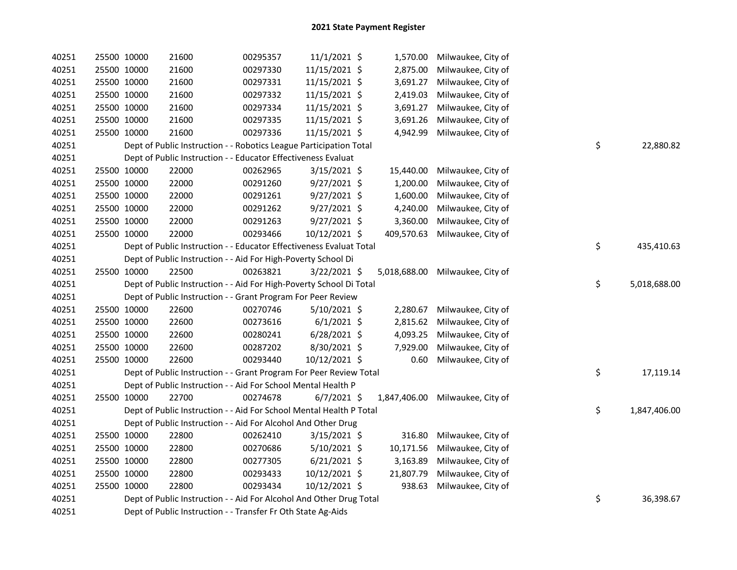# 2021 State Payment Register

| | | | | | | | | |
|---|---|---|---|---|---|---|---|---|
| 40251 | 25500 | 10000 | 21600 | 00295357 | 11/1/2021 | $ 1,570.00 | Milwaukee, City of | |
| 40251 | 25500 | 10000 | 21600 | 00297330 | 11/15/2021 | $ 2,875.00 | Milwaukee, City of | |
| 40251 | 25500 | 10000 | 21600 | 00297331 | 11/15/2021 | $ 3,691.27 | Milwaukee, City of | |
| 40251 | 25500 | 10000 | 21600 | 00297332 | 11/15/2021 | $ 2,419.03 | Milwaukee, City of | |
| 40251 | 25500 | 10000 | 21600 | 00297334 | 11/15/2021 | $ 3,691.27 | Milwaukee, City of | |
| 40251 | 25500 | 10000 | 21600 | 00297335 | 11/15/2021 | $ 3,691.26 | Milwaukee, City of | |
| 40251 | 25500 | 10000 | 21600 | 00297336 | 11/15/2021 | $ 4,942.99 | Milwaukee, City of | |
| 40251 | | Dept of Public Instruction - - Robotics League Participation Total | | | | | | $ 22,880.82 |
| 40251 | | Dept of Public Instruction - - Educator Effectiveness Evaluat | | | | | | |
| 40251 | 25500 | 10000 | 22000 | 00262965 | 3/15/2021 | $ 15,440.00 | Milwaukee, City of | |
| 40251 | 25500 | 10000 | 22000 | 00291260 | 9/27/2021 | $ 1,200.00 | Milwaukee, City of | |
| 40251 | 25500 | 10000 | 22000 | 00291261 | 9/27/2021 | $ 1,600.00 | Milwaukee, City of | |
| 40251 | 25500 | 10000 | 22000 | 00291262 | 9/27/2021 | $ 4,240.00 | Milwaukee, City of | |
| 40251 | 25500 | 10000 | 22000 | 00291263 | 9/27/2021 | $ 3,360.00 | Milwaukee, City of | |
| 40251 | 25500 | 10000 | 22000 | 00293466 | 10/12/2021 | $ 409,570.63 | Milwaukee, City of | |
| 40251 | | Dept of Public Instruction - - Educator Effectiveness Evaluat Total | | | | | | $ 435,410.63 |
| 40251 | | Dept of Public Instruction - - Aid For High-Poverty School Di | | | | | | |
| 40251 | 25500 | 10000 | 22500 | 00263821 | 3/22/2021 | $ 5,018,688.00 | Milwaukee, City of | |
| 40251 | | Dept of Public Instruction - - Aid For High-Poverty School Di Total | | | | | | $ 5,018,688.00 |
| 40251 | | Dept of Public Instruction - - Grant Program For Peer Review | | | | | | |
| 40251 | 25500 | 10000 | 22600 | 00270746 | 5/10/2021 | $ 2,280.67 | Milwaukee, City of | |
| 40251 | 25500 | 10000 | 22600 | 00273616 | 6/1/2021 | $ 2,815.62 | Milwaukee, City of | |
| 40251 | 25500 | 10000 | 22600 | 00280241 | 6/28/2021 | $ 4,093.25 | Milwaukee, City of | |
| 40251 | 25500 | 10000 | 22600 | 00287202 | 8/30/2021 | $ 7,929.00 | Milwaukee, City of | |
| 40251 | 25500 | 10000 | 22600 | 00293440 | 10/12/2021 | $ 0.60 | Milwaukee, City of | |
| 40251 | | Dept of Public Instruction - - Grant Program For Peer Review Total | | | | | | $ 17,119.14 |
| 40251 | | Dept of Public Instruction - - Aid For School Mental Health P | | | | | | |
| 40251 | 25500 | 10000 | 22700 | 00274678 | 6/7/2021 | $ 1,847,406.00 | Milwaukee, City of | |
| 40251 | | Dept of Public Instruction - - Aid For School Mental Health P Total | | | | | | $ 1,847,406.00 |
| 40251 | | Dept of Public Instruction - - Aid For Alcohol And Other Drug | | | | | | |
| 40251 | 25500 | 10000 | 22800 | 00262410 | 3/15/2021 | $ 316.80 | Milwaukee, City of | |
| 40251 | 25500 | 10000 | 22800 | 00270686 | 5/10/2021 | $ 10,171.56 | Milwaukee, City of | |
| 40251 | 25500 | 10000 | 22800 | 00277305 | 6/21/2021 | $ 3,163.89 | Milwaukee, City of | |
| 40251 | 25500 | 10000 | 22800 | 00293433 | 10/12/2021 | $ 21,807.79 | Milwaukee, City of | |
| 40251 | 25500 | 10000 | 22800 | 00293434 | 10/12/2021 | $ 938.63 | Milwaukee, City of | |
| 40251 | | Dept of Public Instruction - - Aid For Alcohol And Other Drug Total | | | | | | $ 36,398.67 |
| 40251 | | Dept of Public Instruction - - Transfer Fr Oth State Ag-Aids | | | | | | |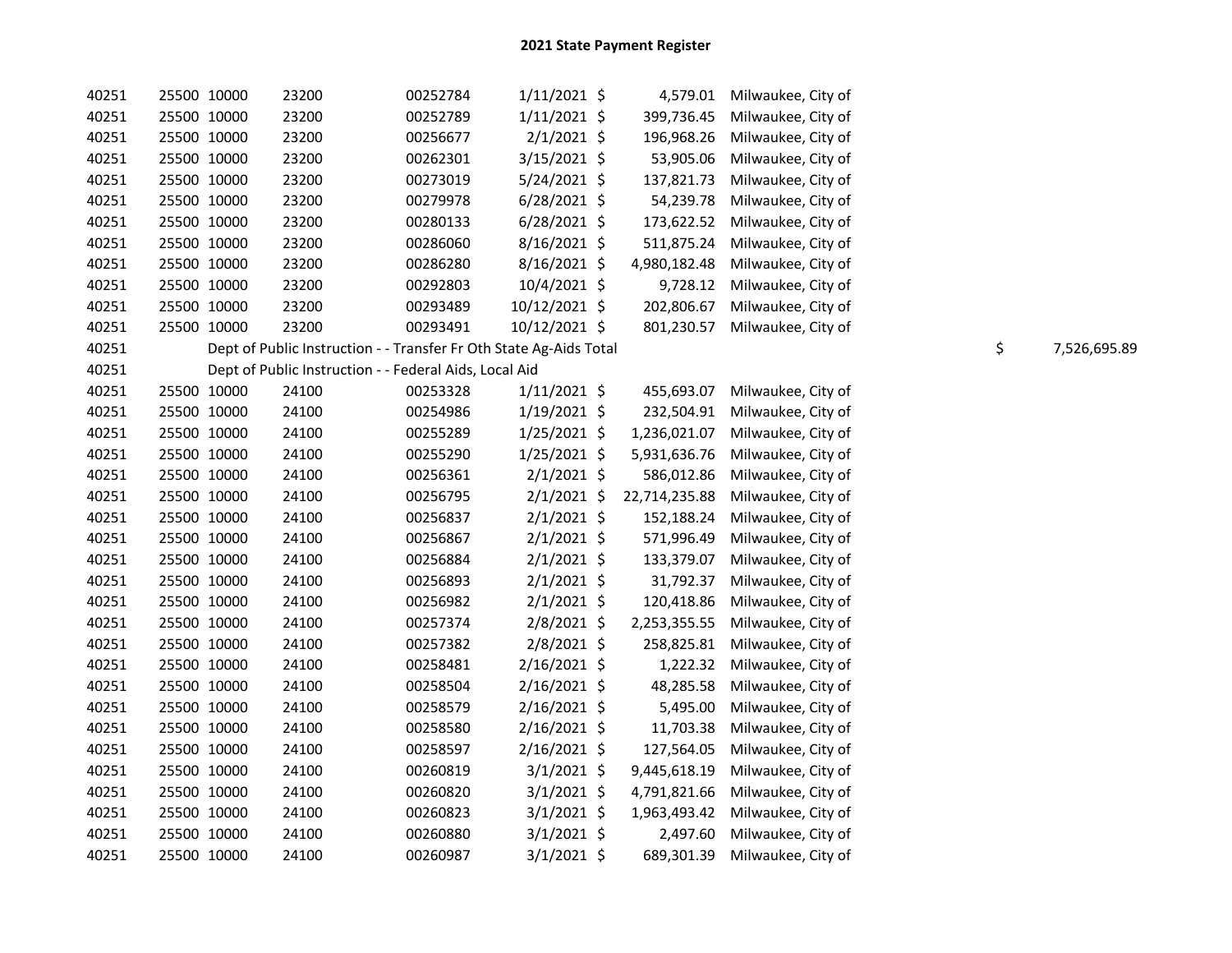# 2021 State Payment Register

| | | | | | | | | | |
|---|---|---|---|---|---|---|---|---|---|
| 40251 | 25500 | 10000 | 23200 | 00252784 | 1/11/2021 | $ | 4,579.01 | Milwaukee, City of | |
| 40251 | 25500 | 10000 | 23200 | 00252789 | 1/11/2021 | $ | 399,736.45 | Milwaukee, City of | |
| 40251 | 25500 | 10000 | 23200 | 00256677 | 2/1/2021 | $ | 196,968.26 | Milwaukee, City of | |
| 40251 | 25500 | 10000 | 23200 | 00262301 | 3/15/2021 | $ | 53,905.06 | Milwaukee, City of | |
| 40251 | 25500 | 10000 | 23200 | 00273019 | 5/24/2021 | $ | 137,821.73 | Milwaukee, City of | |
| 40251 | 25500 | 10000 | 23200 | 00279978 | 6/28/2021 | $ | 54,239.78 | Milwaukee, City of | |
| 40251 | 25500 | 10000 | 23200 | 00280133 | 6/28/2021 | $ | 173,622.52 | Milwaukee, City of | |
| 40251 | 25500 | 10000 | 23200 | 00286060 | 8/16/2021 | $ | 511,875.24 | Milwaukee, City of | |
| 40251 | 25500 | 10000 | 23200 | 00286280 | 8/16/2021 | $ | 4,980,182.48 | Milwaukee, City of | |
| 40251 | 25500 | 10000 | 23200 | 00292803 | 10/4/2021 | $ | 9,728.12 | Milwaukee, City of | |
| 40251 | 25500 | 10000 | 23200 | 00293489 | 10/12/2021 | $ | 202,806.67 | Milwaukee, City of | |
| 40251 | 25500 | 10000 | 23200 | 00293491 | 10/12/2021 | $ | 801,230.57 | Milwaukee, City of | |
| 40251 | Dept of Public Instruction - - Transfer Fr Oth State Ag-Aids Total | | | | | | | | $ 7,526,695.89 |
| 40251 | Dept of Public Instruction - - Federal Aids, Local Aid | | | | | | | | |
| 40251 | 25500 | 10000 | 24100 | 00253328 | 1/11/2021 | $ | 455,693.07 | Milwaukee, City of | |
| 40251 | 25500 | 10000 | 24100 | 00254986 | 1/19/2021 | $ | 232,504.91 | Milwaukee, City of | |
| 40251 | 25500 | 10000 | 24100 | 00255289 | 1/25/2021 | $ | 1,236,021.07 | Milwaukee, City of | |
| 40251 | 25500 | 10000 | 24100 | 00255290 | 1/25/2021 | $ | 5,931,636.76 | Milwaukee, City of | |
| 40251 | 25500 | 10000 | 24100 | 00256361 | 2/1/2021 | $ | 586,012.86 | Milwaukee, City of | |
| 40251 | 25500 | 10000 | 24100 | 00256795 | 2/1/2021 | $ | 22,714,235.88 | Milwaukee, City of | |
| 40251 | 25500 | 10000 | 24100 | 00256837 | 2/1/2021 | $ | 152,188.24 | Milwaukee, City of | |
| 40251 | 25500 | 10000 | 24100 | 00256867 | 2/1/2021 | $ | 571,996.49 | Milwaukee, City of | |
| 40251 | 25500 | 10000 | 24100 | 00256884 | 2/1/2021 | $ | 133,379.07 | Milwaukee, City of | |
| 40251 | 25500 | 10000 | 24100 | 00256893 | 2/1/2021 | $ | 31,792.37 | Milwaukee, City of | |
| 40251 | 25500 | 10000 | 24100 | 00256982 | 2/1/2021 | $ | 120,418.86 | Milwaukee, City of | |
| 40251 | 25500 | 10000 | 24100 | 00257374 | 2/8/2021 | $ | 2,253,355.55 | Milwaukee, City of | |
| 40251 | 25500 | 10000 | 24100 | 00257382 | 2/8/2021 | $ | 258,825.81 | Milwaukee, City of | |
| 40251 | 25500 | 10000 | 24100 | 00258481 | 2/16/2021 | $ | 1,222.32 | Milwaukee, City of | |
| 40251 | 25500 | 10000 | 24100 | 00258504 | 2/16/2021 | $ | 48,285.58 | Milwaukee, City of | |
| 40251 | 25500 | 10000 | 24100 | 00258579 | 2/16/2021 | $ | 5,495.00 | Milwaukee, City of | |
| 40251 | 25500 | 10000 | 24100 | 00258580 | 2/16/2021 | $ | 11,703.38 | Milwaukee, City of | |
| 40251 | 25500 | 10000 | 24100 | 00258597 | 2/16/2021 | $ | 127,564.05 | Milwaukee, City of | |
| 40251 | 25500 | 10000 | 24100 | 00260819 | 3/1/2021 | $ | 9,445,618.19 | Milwaukee, City of | |
| 40251 | 25500 | 10000 | 24100 | 00260820 | 3/1/2021 | $ | 4,791,821.66 | Milwaukee, City of | |
| 40251 | 25500 | 10000 | 24100 | 00260823 | 3/1/2021 | $ | 1,963,493.42 | Milwaukee, City of | |
| 40251 | 25500 | 10000 | 24100 | 00260880 | 3/1/2021 | $ | 2,497.60 | Milwaukee, City of | |
| 40251 | 25500 | 10000 | 24100 | 00260987 | 3/1/2021 | $ | 689,301.39 | Milwaukee, City of | |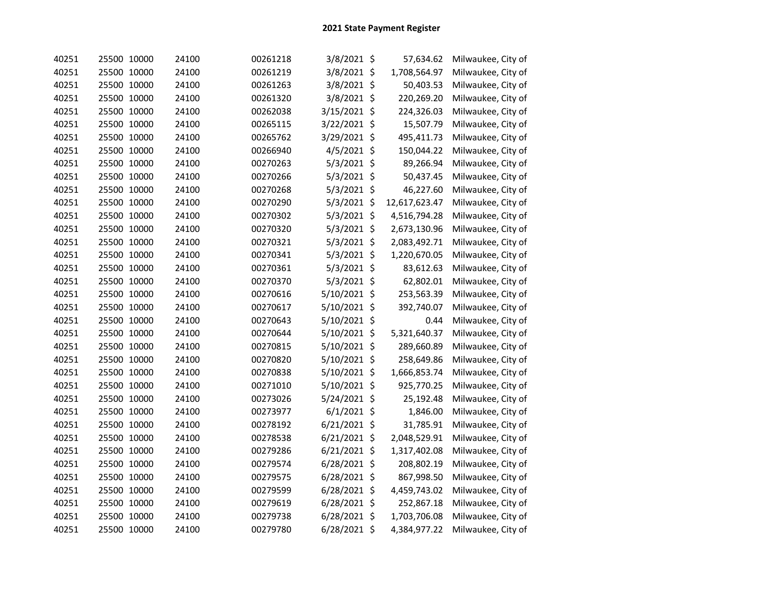## 2021 State Payment Register

| | | | | | | | |
|---|---|---|---|---|---|---|---|
| 40251 | 25500 | 10000 | 24100 | 00261218 | 3/8/2021 | $ 57,634.62 | Milwaukee, City of |
| 40251 | 25500 | 10000 | 24100 | 00261219 | 3/8/2021 | $ 1,708,564.97 | Milwaukee, City of |
| 40251 | 25500 | 10000 | 24100 | 00261263 | 3/8/2021 | $ 50,403.53 | Milwaukee, City of |
| 40251 | 25500 | 10000 | 24100 | 00261320 | 3/8/2021 | $ 220,269.20 | Milwaukee, City of |
| 40251 | 25500 | 10000 | 24100 | 00262038 | 3/15/2021 | $ 224,326.03 | Milwaukee, City of |
| 40251 | 25500 | 10000 | 24100 | 00265115 | 3/22/2021 | $ 15,507.79 | Milwaukee, City of |
| 40251 | 25500 | 10000 | 24100 | 00265762 | 3/29/2021 | $ 495,411.73 | Milwaukee, City of |
| 40251 | 25500 | 10000 | 24100 | 00266940 | 4/5/2021 | $ 150,044.22 | Milwaukee, City of |
| 40251 | 25500 | 10000 | 24100 | 00270263 | 5/3/2021 | $ 89,266.94 | Milwaukee, City of |
| 40251 | 25500 | 10000 | 24100 | 00270266 | 5/3/2021 | $ 50,437.45 | Milwaukee, City of |
| 40251 | 25500 | 10000 | 24100 | 00270268 | 5/3/2021 | $ 46,227.60 | Milwaukee, City of |
| 40251 | 25500 | 10000 | 24100 | 00270290 | 5/3/2021 | $ 12,617,623.47 | Milwaukee, City of |
| 40251 | 25500 | 10000 | 24100 | 00270302 | 5/3/2021 | $ 4,516,794.28 | Milwaukee, City of |
| 40251 | 25500 | 10000 | 24100 | 00270320 | 5/3/2021 | $ 2,673,130.96 | Milwaukee, City of |
| 40251 | 25500 | 10000 | 24100 | 00270321 | 5/3/2021 | $ 2,083,492.71 | Milwaukee, City of |
| 40251 | 25500 | 10000 | 24100 | 00270341 | 5/3/2021 | $ 1,220,670.05 | Milwaukee, City of |
| 40251 | 25500 | 10000 | 24100 | 00270361 | 5/3/2021 | $ 83,612.63 | Milwaukee, City of |
| 40251 | 25500 | 10000 | 24100 | 00270370 | 5/3/2021 | $ 62,802.01 | Milwaukee, City of |
| 40251 | 25500 | 10000 | 24100 | 00270616 | 5/10/2021 | $ 253,563.39 | Milwaukee, City of |
| 40251 | 25500 | 10000 | 24100 | 00270617 | 5/10/2021 | $ 392,740.07 | Milwaukee, City of |
| 40251 | 25500 | 10000 | 24100 | 00270643 | 5/10/2021 | $ 0.44 | Milwaukee, City of |
| 40251 | 25500 | 10000 | 24100 | 00270644 | 5/10/2021 | $ 5,321,640.37 | Milwaukee, City of |
| 40251 | 25500 | 10000 | 24100 | 00270815 | 5/10/2021 | $ 289,660.89 | Milwaukee, City of |
| 40251 | 25500 | 10000 | 24100 | 00270820 | 5/10/2021 | $ 258,649.86 | Milwaukee, City of |
| 40251 | 25500 | 10000 | 24100 | 00270838 | 5/10/2021 | $ 1,666,853.74 | Milwaukee, City of |
| 40251 | 25500 | 10000 | 24100 | 00271010 | 5/10/2021 | $ 925,770.25 | Milwaukee, City of |
| 40251 | 25500 | 10000 | 24100 | 00273026 | 5/24/2021 | $ 25,192.48 | Milwaukee, City of |
| 40251 | 25500 | 10000 | 24100 | 00273977 | 6/1/2021 | $ 1,846.00 | Milwaukee, City of |
| 40251 | 25500 | 10000 | 24100 | 00278192 | 6/21/2021 | $ 31,785.91 | Milwaukee, City of |
| 40251 | 25500 | 10000 | 24100 | 00278538 | 6/21/2021 | $ 2,048,529.91 | Milwaukee, City of |
| 40251 | 25500 | 10000 | 24100 | 00279286 | 6/21/2021 | $ 1,317,402.08 | Milwaukee, City of |
| 40251 | 25500 | 10000 | 24100 | 00279574 | 6/28/2021 | $ 208,802.19 | Milwaukee, City of |
| 40251 | 25500 | 10000 | 24100 | 00279575 | 6/28/2021 | $ 867,998.50 | Milwaukee, City of |
| 40251 | 25500 | 10000 | 24100 | 00279599 | 6/28/2021 | $ 4,459,743.02 | Milwaukee, City of |
| 40251 | 25500 | 10000 | 24100 | 00279619 | 6/28/2021 | $ 252,867.18 | Milwaukee, City of |
| 40251 | 25500 | 10000 | 24100 | 00279738 | 6/28/2021 | $ 1,703,706.08 | Milwaukee, City of |
| 40251 | 25500 | 10000 | 24100 | 00279780 | 6/28/2021 | $ 4,384,977.22 | Milwaukee, City of |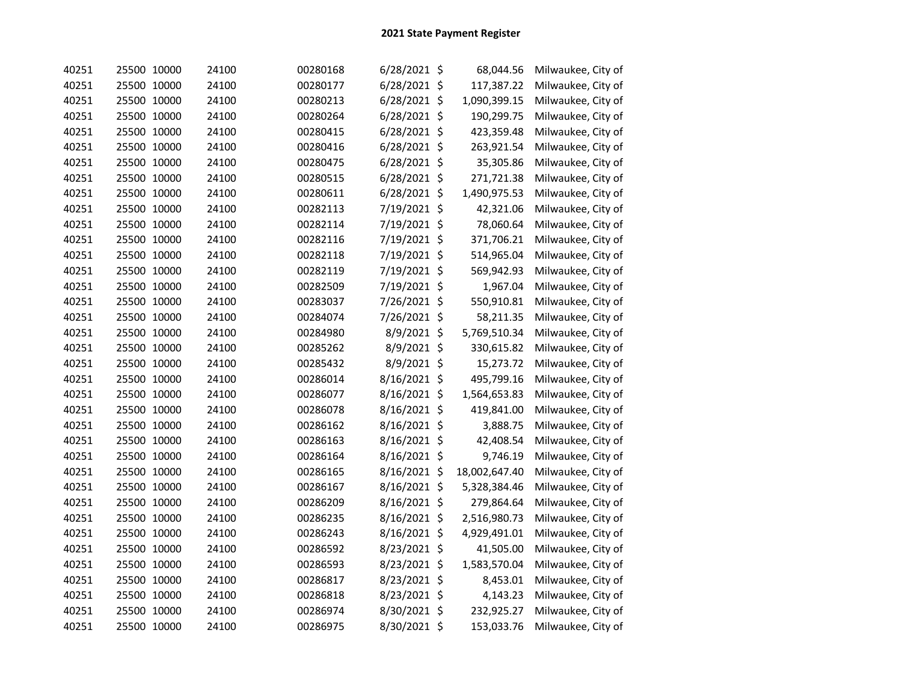## 2021 State Payment Register

| | | | | | | | | |
|---|---|---|---|---|---|---|---|---|
| 40251 | 25500 | 10000 | 24100 | 00280168 | 6/28/2021 | $ | 68,044.56 | Milwaukee, City of |
| 40251 | 25500 | 10000 | 24100 | 00280177 | 6/28/2021 | $ | 117,387.22 | Milwaukee, City of |
| 40251 | 25500 | 10000 | 24100 | 00280213 | 6/28/2021 | $ | 1,090,399.15 | Milwaukee, City of |
| 40251 | 25500 | 10000 | 24100 | 00280264 | 6/28/2021 | $ | 190,299.75 | Milwaukee, City of |
| 40251 | 25500 | 10000 | 24100 | 00280415 | 6/28/2021 | $ | 423,359.48 | Milwaukee, City of |
| 40251 | 25500 | 10000 | 24100 | 00280416 | 6/28/2021 | $ | 263,921.54 | Milwaukee, City of |
| 40251 | 25500 | 10000 | 24100 | 00280475 | 6/28/2021 | $ | 35,305.86 | Milwaukee, City of |
| 40251 | 25500 | 10000 | 24100 | 00280515 | 6/28/2021 | $ | 271,721.38 | Milwaukee, City of |
| 40251 | 25500 | 10000 | 24100 | 00280611 | 6/28/2021 | $ | 1,490,975.53 | Milwaukee, City of |
| 40251 | 25500 | 10000 | 24100 | 00282113 | 7/19/2021 | $ | 42,321.06 | Milwaukee, City of |
| 40251 | 25500 | 10000 | 24100 | 00282114 | 7/19/2021 | $ | 78,060.64 | Milwaukee, City of |
| 40251 | 25500 | 10000 | 24100 | 00282116 | 7/19/2021 | $ | 371,706.21 | Milwaukee, City of |
| 40251 | 25500 | 10000 | 24100 | 00282118 | 7/19/2021 | $ | 514,965.04 | Milwaukee, City of |
| 40251 | 25500 | 10000 | 24100 | 00282119 | 7/19/2021 | $ | 569,942.93 | Milwaukee, City of |
| 40251 | 25500 | 10000 | 24100 | 00282509 | 7/19/2021 | $ | 1,967.04 | Milwaukee, City of |
| 40251 | 25500 | 10000 | 24100 | 00283037 | 7/26/2021 | $ | 550,910.81 | Milwaukee, City of |
| 40251 | 25500 | 10000 | 24100 | 00284074 | 7/26/2021 | $ | 58,211.35 | Milwaukee, City of |
| 40251 | 25500 | 10000 | 24100 | 00284980 | 8/9/2021 | $ | 5,769,510.34 | Milwaukee, City of |
| 40251 | 25500 | 10000 | 24100 | 00285262 | 8/9/2021 | $ | 330,615.82 | Milwaukee, City of |
| 40251 | 25500 | 10000 | 24100 | 00285432 | 8/9/2021 | $ | 15,273.72 | Milwaukee, City of |
| 40251 | 25500 | 10000 | 24100 | 00286014 | 8/16/2021 | $ | 495,799.16 | Milwaukee, City of |
| 40251 | 25500 | 10000 | 24100 | 00286077 | 8/16/2021 | $ | 1,564,653.83 | Milwaukee, City of |
| 40251 | 25500 | 10000 | 24100 | 00286078 | 8/16/2021 | $ | 419,841.00 | Milwaukee, City of |
| 40251 | 25500 | 10000 | 24100 | 00286162 | 8/16/2021 | $ | 3,888.75 | Milwaukee, City of |
| 40251 | 25500 | 10000 | 24100 | 00286163 | 8/16/2021 | $ | 42,408.54 | Milwaukee, City of |
| 40251 | 25500 | 10000 | 24100 | 00286164 | 8/16/2021 | $ | 9,746.19 | Milwaukee, City of |
| 40251 | 25500 | 10000 | 24100 | 00286165 | 8/16/2021 | $ | 18,002,647.40 | Milwaukee, City of |
| 40251 | 25500 | 10000 | 24100 | 00286167 | 8/16/2021 | $ | 5,328,384.46 | Milwaukee, City of |
| 40251 | 25500 | 10000 | 24100 | 00286209 | 8/16/2021 | $ | 279,864.64 | Milwaukee, City of |
| 40251 | 25500 | 10000 | 24100 | 00286235 | 8/16/2021 | $ | 2,516,980.73 | Milwaukee, City of |
| 40251 | 25500 | 10000 | 24100 | 00286243 | 8/16/2021 | $ | 4,929,491.01 | Milwaukee, City of |
| 40251 | 25500 | 10000 | 24100 | 00286592 | 8/23/2021 | $ | 41,505.00 | Milwaukee, City of |
| 40251 | 25500 | 10000 | 24100 | 00286593 | 8/23/2021 | $ | 1,583,570.04 | Milwaukee, City of |
| 40251 | 25500 | 10000 | 24100 | 00286817 | 8/23/2021 | $ | 8,453.01 | Milwaukee, City of |
| 40251 | 25500 | 10000 | 24100 | 00286818 | 8/23/2021 | $ | 4,143.23 | Milwaukee, City of |
| 40251 | 25500 | 10000 | 24100 | 00286974 | 8/30/2021 | $ | 232,925.27 | Milwaukee, City of |
| 40251 | 25500 | 10000 | 24100 | 00286975 | 8/30/2021 | $ | 153,033.76 | Milwaukee, City of |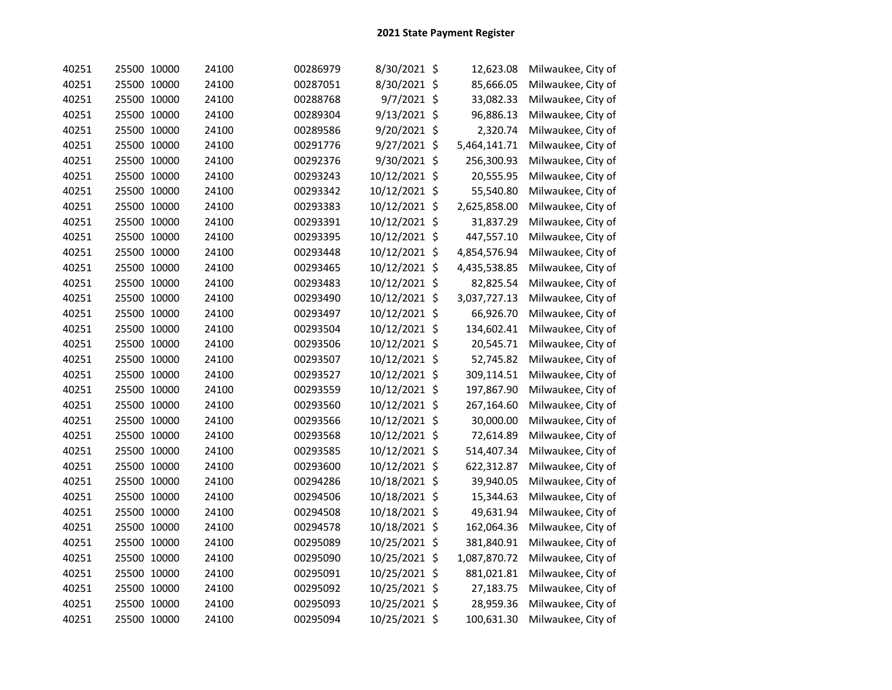## 2021 State Payment Register

| | | | | | | | |
|---|---|---|---|---|---|---|---|
| 40251 | 25500 | 10000 | 24100 | 00286979 | 8/30/2021 | $ 12,623.08 | Milwaukee, City of |
| 40251 | 25500 | 10000 | 24100 | 00287051 | 8/30/2021 | $ 85,666.05 | Milwaukee, City of |
| 40251 | 25500 | 10000 | 24100 | 00288768 | 9/7/2021 | $ 33,082.33 | Milwaukee, City of |
| 40251 | 25500 | 10000 | 24100 | 00289304 | 9/13/2021 | $ 96,886.13 | Milwaukee, City of |
| 40251 | 25500 | 10000 | 24100 | 00289586 | 9/20/2021 | $ 2,320.74 | Milwaukee, City of |
| 40251 | 25500 | 10000 | 24100 | 00291776 | 9/27/2021 | $ 5,464,141.71 | Milwaukee, City of |
| 40251 | 25500 | 10000 | 24100 | 00292376 | 9/30/2021 | $ 256,300.93 | Milwaukee, City of |
| 40251 | 25500 | 10000 | 24100 | 00293243 | 10/12/2021 | $ 20,555.95 | Milwaukee, City of |
| 40251 | 25500 | 10000 | 24100 | 00293342 | 10/12/2021 | $ 55,540.80 | Milwaukee, City of |
| 40251 | 25500 | 10000 | 24100 | 00293383 | 10/12/2021 | $ 2,625,858.00 | Milwaukee, City of |
| 40251 | 25500 | 10000 | 24100 | 00293391 | 10/12/2021 | $ 31,837.29 | Milwaukee, City of |
| 40251 | 25500 | 10000 | 24100 | 00293395 | 10/12/2021 | $ 447,557.10 | Milwaukee, City of |
| 40251 | 25500 | 10000 | 24100 | 00293448 | 10/12/2021 | $ 4,854,576.94 | Milwaukee, City of |
| 40251 | 25500 | 10000 | 24100 | 00293465 | 10/12/2021 | $ 4,435,538.85 | Milwaukee, City of |
| 40251 | 25500 | 10000 | 24100 | 00293483 | 10/12/2021 | $ 82,825.54 | Milwaukee, City of |
| 40251 | 25500 | 10000 | 24100 | 00293490 | 10/12/2021 | $ 3,037,727.13 | Milwaukee, City of |
| 40251 | 25500 | 10000 | 24100 | 00293497 | 10/12/2021 | $ 66,926.70 | Milwaukee, City of |
| 40251 | 25500 | 10000 | 24100 | 00293504 | 10/12/2021 | $ 134,602.41 | Milwaukee, City of |
| 40251 | 25500 | 10000 | 24100 | 00293506 | 10/12/2021 | $ 20,545.71 | Milwaukee, City of |
| 40251 | 25500 | 10000 | 24100 | 00293507 | 10/12/2021 | $ 52,745.82 | Milwaukee, City of |
| 40251 | 25500 | 10000 | 24100 | 00293527 | 10/12/2021 | $ 309,114.51 | Milwaukee, City of |
| 40251 | 25500 | 10000 | 24100 | 00293559 | 10/12/2021 | $ 197,867.90 | Milwaukee, City of |
| 40251 | 25500 | 10000 | 24100 | 00293560 | 10/12/2021 | $ 267,164.60 | Milwaukee, City of |
| 40251 | 25500 | 10000 | 24100 | 00293566 | 10/12/2021 | $ 30,000.00 | Milwaukee, City of |
| 40251 | 25500 | 10000 | 24100 | 00293568 | 10/12/2021 | $ 72,614.89 | Milwaukee, City of |
| 40251 | 25500 | 10000 | 24100 | 00293585 | 10/12/2021 | $ 514,407.34 | Milwaukee, City of |
| 40251 | 25500 | 10000 | 24100 | 00293600 | 10/12/2021 | $ 622,312.87 | Milwaukee, City of |
| 40251 | 25500 | 10000 | 24100 | 00294286 | 10/18/2021 | $ 39,940.05 | Milwaukee, City of |
| 40251 | 25500 | 10000 | 24100 | 00294506 | 10/18/2021 | $ 15,344.63 | Milwaukee, City of |
| 40251 | 25500 | 10000 | 24100 | 00294508 | 10/18/2021 | $ 49,631.94 | Milwaukee, City of |
| 40251 | 25500 | 10000 | 24100 | 00294578 | 10/18/2021 | $ 162,064.36 | Milwaukee, City of |
| 40251 | 25500 | 10000 | 24100 | 00295089 | 10/25/2021 | $ 381,840.91 | Milwaukee, City of |
| 40251 | 25500 | 10000 | 24100 | 00295090 | 10/25/2021 | $ 1,087,870.72 | Milwaukee, City of |
| 40251 | 25500 | 10000 | 24100 | 00295091 | 10/25/2021 | $ 881,021.81 | Milwaukee, City of |
| 40251 | 25500 | 10000 | 24100 | 00295092 | 10/25/2021 | $ 27,183.75 | Milwaukee, City of |
| 40251 | 25500 | 10000 | 24100 | 00295093 | 10/25/2021 | $ 28,959.36 | Milwaukee, City of |
| 40251 | 25500 | 10000 | 24100 | 00295094 | 10/25/2021 | $ 100,631.30 | Milwaukee, City of |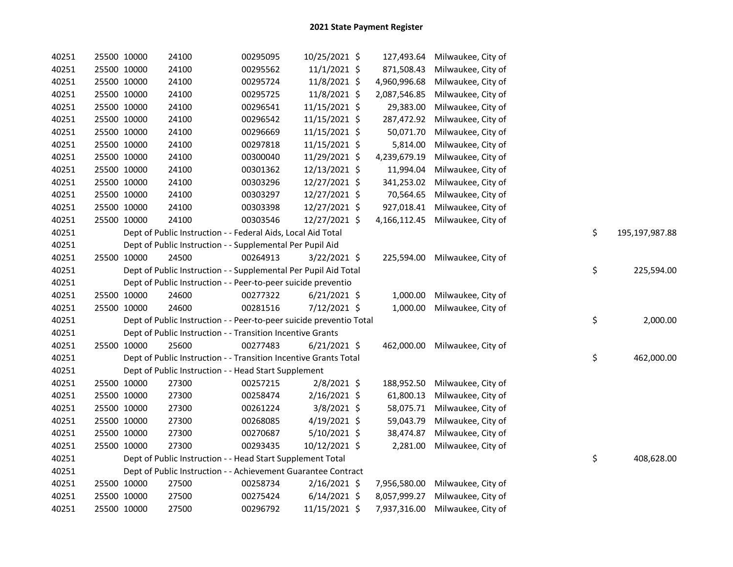# 2021 State Payment Register

| | | | | | | | | | |
|---|---|---|---|---|---|---|---|---|---|
| 40251 | 25500 | 10000 | 24100 | 00295095 | 10/25/2021 | $ 127,493.64 | Milwaukee, City of | | |
| 40251 | 25500 | 10000 | 24100 | 00295562 | 11/1/2021 | $ 871,508.43 | Milwaukee, City of | | |
| 40251 | 25500 | 10000 | 24100 | 00295724 | 11/8/2021 | $ 4,960,996.68 | Milwaukee, City of | | |
| 40251 | 25500 | 10000 | 24100 | 00295725 | 11/8/2021 | $ 2,087,546.85 | Milwaukee, City of | | |
| 40251 | 25500 | 10000 | 24100 | 00296541 | 11/15/2021 | $ 29,383.00 | Milwaukee, City of | | |
| 40251 | 25500 | 10000 | 24100 | 00296542 | 11/15/2021 | $ 287,472.92 | Milwaukee, City of | | |
| 40251 | 25500 | 10000 | 24100 | 00296669 | 11/15/2021 | $ 50,071.70 | Milwaukee, City of | | |
| 40251 | 25500 | 10000 | 24100 | 00297818 | 11/15/2021 | $ 5,814.00 | Milwaukee, City of | | |
| 40251 | 25500 | 10000 | 24100 | 00300040 | 11/29/2021 | $ 4,239,679.19 | Milwaukee, City of | | |
| 40251 | 25500 | 10000 | 24100 | 00301362 | 12/13/2021 | $ 11,994.04 | Milwaukee, City of | | |
| 40251 | 25500 | 10000 | 24100 | 00303296 | 12/27/2021 | $ 341,253.02 | Milwaukee, City of | | |
| 40251 | 25500 | 10000 | 24100 | 00303297 | 12/27/2021 | $ 70,564.65 | Milwaukee, City of | | |
| 40251 | 25500 | 10000 | 24100 | 00303398 | 12/27/2021 | $ 927,018.41 | Milwaukee, City of | | |
| 40251 | 25500 | 10000 | 24100 | 00303546 | 12/27/2021 | $ 4,166,112.45 | Milwaukee, City of | | |
| 40251 | | Dept of Public Instruction - - Federal Aids, Local Aid Total | | | | | | $ | 195,197,987.88 |
| 40251 | | Dept of Public Instruction - - Supplemental Per Pupil Aid | | | | | | | |
| 40251 | 25500 | 10000 | 24500 | 00264913 | 3/22/2021 | $ 225,594.00 | Milwaukee, City of | | |
| 40251 | | Dept of Public Instruction - - Supplemental Per Pupil Aid Total | | | | | | $ | 225,594.00 |
| 40251 | | Dept of Public Instruction - - Peer-to-peer suicide preventio | | | | | | | |
| 40251 | 25500 | 10000 | 24600 | 00277322 | 6/21/2021 | $ 1,000.00 | Milwaukee, City of | | |
| 40251 | 25500 | 10000 | 24600 | 00281516 | 7/12/2021 | $ 1,000.00 | Milwaukee, City of | | |
| 40251 | | Dept of Public Instruction - - Peer-to-peer suicide preventio Total | | | | | | $ | 2,000.00 |
| 40251 | | Dept of Public Instruction - - Transition Incentive Grants | | | | | | | |
| 40251 | 25500 | 10000 | 25600 | 00277483 | 6/21/2021 | $ 462,000.00 | Milwaukee, City of | | |
| 40251 | | Dept of Public Instruction - - Transition Incentive Grants Total | | | | | | $ | 462,000.00 |
| 40251 | | Dept of Public Instruction - - Head Start Supplement | | | | | | | |
| 40251 | 25500 | 10000 | 27300 | 00257215 | 2/8/2021 | $ 188,952.50 | Milwaukee, City of | | |
| 40251 | 25500 | 10000 | 27300 | 00258474 | 2/16/2021 | $ 61,800.13 | Milwaukee, City of | | |
| 40251 | 25500 | 10000 | 27300 | 00261224 | 3/8/2021 | $ 58,075.71 | Milwaukee, City of | | |
| 40251 | 25500 | 10000 | 27300 | 00268085 | 4/19/2021 | $ 59,043.79 | Milwaukee, City of | | |
| 40251 | 25500 | 10000 | 27300 | 00270687 | 5/10/2021 | $ 38,474.87 | Milwaukee, City of | | |
| 40251 | 25500 | 10000 | 27300 | 00293435 | 10/12/2021 | $ 2,281.00 | Milwaukee, City of | | |
| 40251 | | Dept of Public Instruction - - Head Start Supplement Total | | | | | | $ | 408,628.00 |
| 40251 | | Dept of Public Instruction - - Achievement Guarantee Contract | | | | | | | |
| 40251 | 25500 | 10000 | 27500 | 00258734 | 2/16/2021 | $ 7,956,580.00 | Milwaukee, City of | | |
| 40251 | 25500 | 10000 | 27500 | 00275424 | 6/14/2021 | $ 8,057,999.27 | Milwaukee, City of | | |
| 40251 | 25500 | 10000 | 27500 | 00296792 | 11/15/2021 | $ 7,937,316.00 | Milwaukee, City of | | |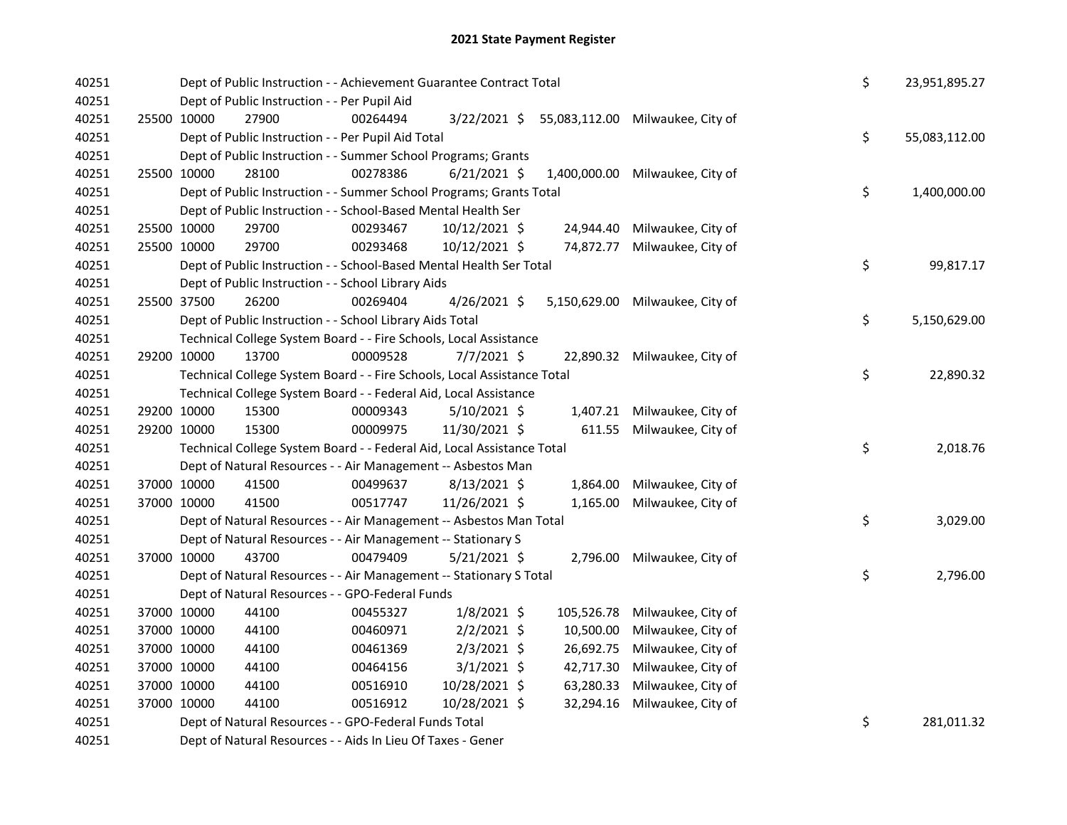# 2021 State Payment Register

| | | | | | | | | | |
|---|---|---|---|---|---|---|---|---|---|
| 40251 | | | Dept of Public Instruction - - Achievement Guarantee Contract Total | | | | | $ | 23,951,895.27 |
| 40251 | | | Dept of Public Instruction - - Per Pupil Aid | | | | | | |
| 40251 | 25500 | 10000 | 27900 | 00264494 | 3/22/2021 | $ 55,083,112.00 | Milwaukee, City of | | |
| 40251 | | | Dept of Public Instruction - - Per Pupil Aid Total | | | | | $ | 55,083,112.00 |
| 40251 | | | Dept of Public Instruction - - Summer School Programs; Grants | | | | | | |
| 40251 | 25500 | 10000 | 28100 | 00278386 | 6/21/2021 | $ 1,400,000.00 | Milwaukee, City of | | |
| 40251 | | | Dept of Public Instruction - - Summer School Programs; Grants Total | | | | | $ | 1,400,000.00 |
| 40251 | | | Dept of Public Instruction - - School-Based Mental Health Ser | | | | | | |
| 40251 | 25500 | 10000 | 29700 | 00293467 | 10/12/2021 | $ 24,944.40 | Milwaukee, City of | | |
| 40251 | 25500 | 10000 | 29700 | 00293468 | 10/12/2021 | $ 74,872.77 | Milwaukee, City of | | |
| 40251 | | | Dept of Public Instruction - - School-Based Mental Health Ser Total | | | | | $ | 99,817.17 |
| 40251 | | | Dept of Public Instruction - - School Library Aids | | | | | | |
| 40251 | 25500 | 37500 | 26200 | 00269404 | 4/26/2021 | $ 5,150,629.00 | Milwaukee, City of | | |
| 40251 | | | Dept of Public Instruction - - School Library Aids Total | | | | | $ | 5,150,629.00 |
| 40251 | | | Technical College System Board - - Fire Schools, Local Assistance | | | | | | |
| 40251 | 29200 | 10000 | 13700 | 00009528 | 7/7/2021 | $ 22,890.32 | Milwaukee, City of | | |
| 40251 | | | Technical College System Board - - Fire Schools, Local Assistance Total | | | | | $ | 22,890.32 |
| 40251 | | | Technical College System Board - - Federal Aid, Local Assistance | | | | | | |
| 40251 | 29200 | 10000 | 15300 | 00009343 | 5/10/2021 | $ 1,407.21 | Milwaukee, City of | | |
| 40251 | 29200 | 10000 | 15300 | 00009975 | 11/30/2021 | $ 611.55 | Milwaukee, City of | | |
| 40251 | | | Technical College System Board - - Federal Aid, Local Assistance Total | | | | | $ | 2,018.76 |
| 40251 | | | Dept of Natural Resources - - Air Management -- Asbestos Man | | | | | | |
| 40251 | 37000 | 10000 | 41500 | 00499637 | 8/13/2021 | $ 1,864.00 | Milwaukee, City of | | |
| 40251 | 37000 | 10000 | 41500 | 00517747 | 11/26/2021 | $ 1,165.00 | Milwaukee, City of | | |
| 40251 | | | Dept of Natural Resources - - Air Management -- Asbestos Man Total | | | | | $ | 3,029.00 |
| 40251 | | | Dept of Natural Resources - - Air Management -- Stationary S | | | | | | |
| 40251 | 37000 | 10000 | 43700 | 00479409 | 5/21/2021 | $ 2,796.00 | Milwaukee, City of | | |
| 40251 | | | Dept of Natural Resources - - Air Management -- Stationary S Total | | | | | $ | 2,796.00 |
| 40251 | | | Dept of Natural Resources - - GPO-Federal Funds | | | | | | |
| 40251 | 37000 | 10000 | 44100 | 00455327 | 1/8/2021 | $ 105,526.78 | Milwaukee, City of | | |
| 40251 | 37000 | 10000 | 44100 | 00460971 | 2/2/2021 | $ 10,500.00 | Milwaukee, City of | | |
| 40251 | 37000 | 10000 | 44100 | 00461369 | 2/3/2021 | $ 26,692.75 | Milwaukee, City of | | |
| 40251 | 37000 | 10000 | 44100 | 00464156 | 3/1/2021 | $ 42,717.30 | Milwaukee, City of | | |
| 40251 | 37000 | 10000 | 44100 | 00516910 | 10/28/2021 | $ 63,280.33 | Milwaukee, City of | | |
| 40251 | 37000 | 10000 | 44100 | 00516912 | 10/28/2021 | $ 32,294.16 | Milwaukee, City of | | |
| 40251 | | | Dept of Natural Resources - - GPO-Federal Funds Total | | | | | $ | 281,011.32 |
| 40251 | | | Dept of Natural Resources - - Aids In Lieu Of Taxes - Gener | | | | | | |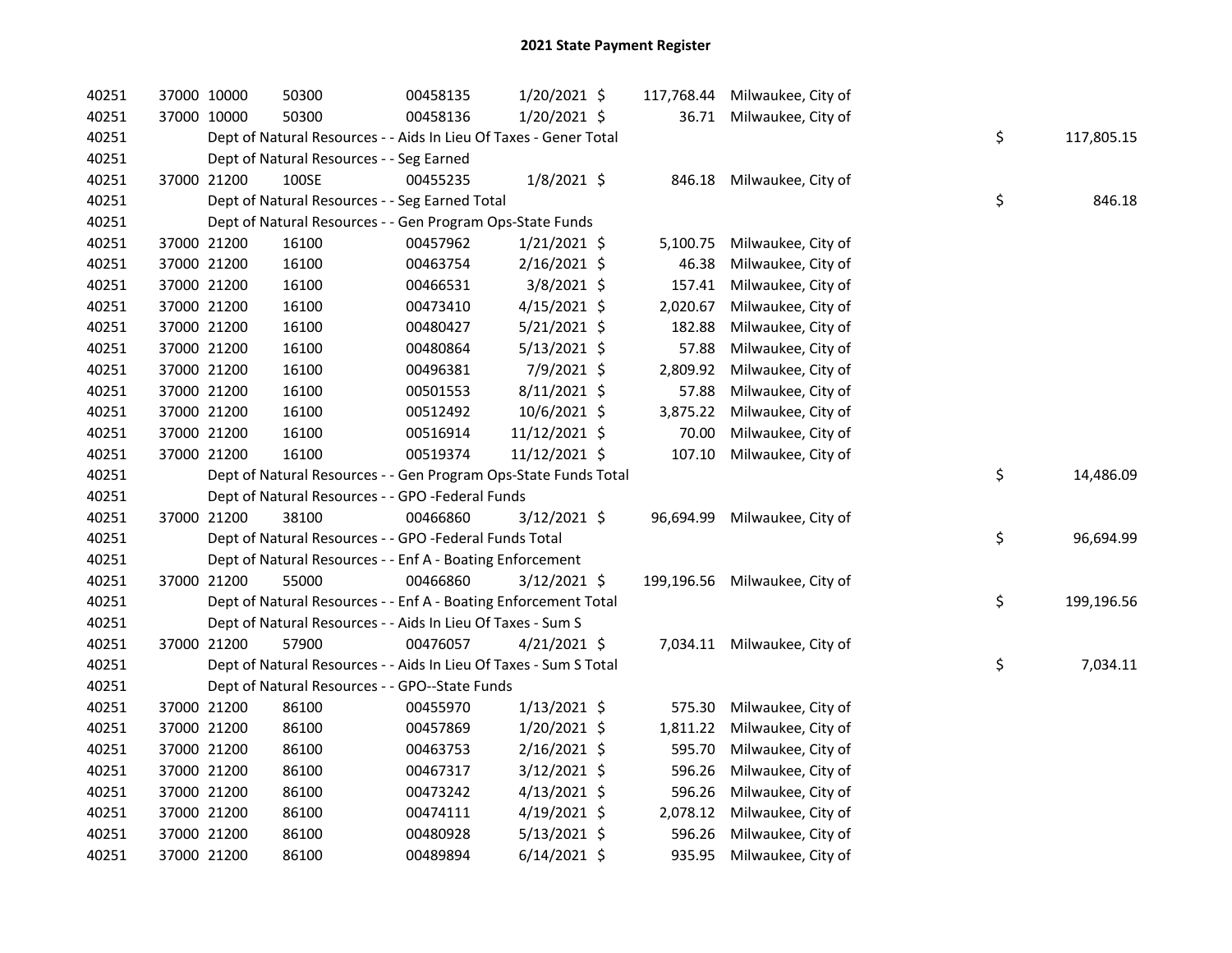## 2021 State Payment Register

| | | | | | | | | | |
|---|---|---|---|---|---|---|---|---|---|
| 40251 | 37000 | 10000 | 50300 | 00458135 | 1/20/2021 | $ 117,768.44 | Milwaukee, City of | | |
| 40251 | 37000 | 10000 | 50300 | 00458136 | 1/20/2021 | $ 36.71 | Milwaukee, City of | | |
| 40251 | | Dept of Natural Resources - - Aids In Lieu Of Taxes - Gener Total | | | | | | $ | 117,805.15 |
| 40251 | | Dept of Natural Resources - - Seg Earned | | | | | | | |
| 40251 | 37000 | 21200 | 100SE | 00455235 | 1/8/2021 | $ 846.18 | Milwaukee, City of | | |
| 40251 | | Dept of Natural Resources - - Seg Earned Total | | | | | | $ | 846.18 |
| 40251 | | Dept of Natural Resources - - Gen Program Ops-State Funds | | | | | | | |
| 40251 | 37000 | 21200 | 16100 | 00457962 | 1/21/2021 | $ 5,100.75 | Milwaukee, City of | | |
| 40251 | 37000 | 21200 | 16100 | 00463754 | 2/16/2021 | $ 46.38 | Milwaukee, City of | | |
| 40251 | 37000 | 21200 | 16100 | 00466531 | 3/8/2021 | $ 157.41 | Milwaukee, City of | | |
| 40251 | 37000 | 21200 | 16100 | 00473410 | 4/15/2021 | $ 2,020.67 | Milwaukee, City of | | |
| 40251 | 37000 | 21200 | 16100 | 00480427 | 5/21/2021 | $ 182.88 | Milwaukee, City of | | |
| 40251 | 37000 | 21200 | 16100 | 00480864 | 5/13/2021 | $ 57.88 | Milwaukee, City of | | |
| 40251 | 37000 | 21200 | 16100 | 00496381 | 7/9/2021 | $ 2,809.92 | Milwaukee, City of | | |
| 40251 | 37000 | 21200 | 16100 | 00501553 | 8/11/2021 | $ 57.88 | Milwaukee, City of | | |
| 40251 | 37000 | 21200 | 16100 | 00512492 | 10/6/2021 | $ 3,875.22 | Milwaukee, City of | | |
| 40251 | 37000 | 21200 | 16100 | 00516914 | 11/12/2021 | $ 70.00 | Milwaukee, City of | | |
| 40251 | 37000 | 21200 | 16100 | 00519374 | 11/12/2021 | $ 107.10 | Milwaukee, City of | | |
| 40251 | | Dept of Natural Resources - - Gen Program Ops-State Funds Total | | | | | | $ | 14,486.09 |
| 40251 | | Dept of Natural Resources - - GPO -Federal Funds | | | | | | | |
| 40251 | 37000 | 21200 | 38100 | 00466860 | 3/12/2021 | $ 96,694.99 | Milwaukee, City of | | |
| 40251 | | Dept of Natural Resources - - GPO -Federal Funds Total | | | | | | $ | 96,694.99 |
| 40251 | | Dept of Natural Resources - - Enf A - Boating Enforcement | | | | | | | |
| 40251 | 37000 | 21200 | 55000 | 00466860 | 3/12/2021 | $ 199,196.56 | Milwaukee, City of | | |
| 40251 | | Dept of Natural Resources - - Enf A - Boating Enforcement Total | | | | | | $ | 199,196.56 |
| 40251 | | Dept of Natural Resources - - Aids In Lieu Of Taxes - Sum S | | | | | | | |
| 40251 | 37000 | 21200 | 57900 | 00476057 | 4/21/2021 | $ 7,034.11 | Milwaukee, City of | | |
| 40251 | | Dept of Natural Resources - - Aids In Lieu Of Taxes - Sum S Total | | | | | | $ | 7,034.11 |
| 40251 | | Dept of Natural Resources - - GPO--State Funds | | | | | | | |
| 40251 | 37000 | 21200 | 86100 | 00455970 | 1/13/2021 | $ 575.30 | Milwaukee, City of | | |
| 40251 | 37000 | 21200 | 86100 | 00457869 | 1/20/2021 | $ 1,811.22 | Milwaukee, City of | | |
| 40251 | 37000 | 21200 | 86100 | 00463753 | 2/16/2021 | $ 595.70 | Milwaukee, City of | | |
| 40251 | 37000 | 21200 | 86100 | 00467317 | 3/12/2021 | $ 596.26 | Milwaukee, City of | | |
| 40251 | 37000 | 21200 | 86100 | 00473242 | 4/13/2021 | $ 596.26 | Milwaukee, City of | | |
| 40251 | 37000 | 21200 | 86100 | 00474111 | 4/19/2021 | $ 2,078.12 | Milwaukee, City of | | |
| 40251 | 37000 | 21200 | 86100 | 00480928 | 5/13/2021 | $ 596.26 | Milwaukee, City of | | |
| 40251 | 37000 | 21200 | 86100 | 00489894 | 6/14/2021 | $ 935.95 | Milwaukee, City of | | |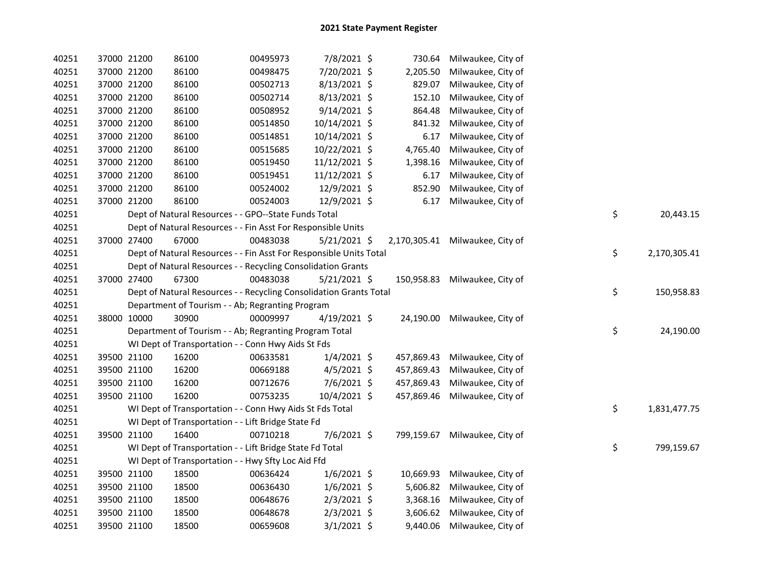# 2021 State Payment Register

| | | | | | | | | | |
|---|---|---|---|---|---|---|---|---|---|
| 40251 | 37000 | 21200 | 86100 | 00495973 | 7/8/2021 | $ 730.64 | Milwaukee, City of | | |
| 40251 | 37000 | 21200 | 86100 | 00498475 | 7/20/2021 | $ 2,205.50 | Milwaukee, City of | | |
| 40251 | 37000 | 21200 | 86100 | 00502713 | 8/13/2021 | $ 829.07 | Milwaukee, City of | | |
| 40251 | 37000 | 21200 | 86100 | 00502714 | 8/13/2021 | $ 152.10 | Milwaukee, City of | | |
| 40251 | 37000 | 21200 | 86100 | 00508952 | 9/14/2021 | $ 864.48 | Milwaukee, City of | | |
| 40251 | 37000 | 21200 | 86100 | 00514850 | 10/14/2021 | $ 841.32 | Milwaukee, City of | | |
| 40251 | 37000 | 21200 | 86100 | 00514851 | 10/14/2021 | $ 6.17 | Milwaukee, City of | | |
| 40251 | 37000 | 21200 | 86100 | 00515685 | 10/22/2021 | $ 4,765.40 | Milwaukee, City of | | |
| 40251 | 37000 | 21200 | 86100 | 00519450 | 11/12/2021 | $ 1,398.16 | Milwaukee, City of | | |
| 40251 | 37000 | 21200 | 86100 | 00519451 | 11/12/2021 | $ 6.17 | Milwaukee, City of | | |
| 40251 | 37000 | 21200 | 86100 | 00524002 | 12/9/2021 | $ 852.90 | Milwaukee, City of | | |
| 40251 | 37000 | 21200 | 86100 | 00524003 | 12/9/2021 | $ 6.17 | Milwaukee, City of | | |
| 40251 | | Dept of Natural Resources - - GPO--State Funds Total | | | | | | $ | 20,443.15 |
| 40251 | | Dept of Natural Resources - - Fin Asst For Responsible Units | | | | | | | |
| 40251 | 37000 | 27400 | 67000 | 00483038 | 5/21/2021 | $ 2,170,305.41 | Milwaukee, City of | | |
| 40251 | | Dept of Natural Resources - - Fin Asst For Responsible Units Total | | | | | | $ | 2,170,305.41 |
| 40251 | | Dept of Natural Resources - - Recycling Consolidation Grants | | | | | | | |
| 40251 | 37000 | 27400 | 67300 | 00483038 | 5/21/2021 | $ 150,958.83 | Milwaukee, City of | | |
| 40251 | | Dept of Natural Resources - - Recycling Consolidation Grants Total | | | | | | $ | 150,958.83 |
| 40251 | | Department of Tourism - - Ab; Regranting Program | | | | | | | |
| 40251 | 38000 | 10000 | 30900 | 00009997 | 4/19/2021 | $ 24,190.00 | Milwaukee, City of | | |
| 40251 | | Department of Tourism - - Ab; Regranting Program Total | | | | | | $ | 24,190.00 |
| 40251 | | WI Dept of Transportation - - Conn Hwy Aids St Fds | | | | | | | |
| 40251 | 39500 | 21100 | 16200 | 00633581 | 1/4/2021 | $ 457,869.43 | Milwaukee, City of | | |
| 40251 | 39500 | 21100 | 16200 | 00669188 | 4/5/2021 | $ 457,869.43 | Milwaukee, City of | | |
| 40251 | 39500 | 21100 | 16200 | 00712676 | 7/6/2021 | $ 457,869.43 | Milwaukee, City of | | |
| 40251 | 39500 | 21100 | 16200 | 00753235 | 10/4/2021 | $ 457,869.46 | Milwaukee, City of | | |
| 40251 | | WI Dept of Transportation - - Conn Hwy Aids St Fds Total | | | | | | $ | 1,831,477.75 |
| 40251 | | WI Dept of Transportation - - Lift Bridge State Fd | | | | | | | |
| 40251 | 39500 | 21100 | 16400 | 00710218 | 7/6/2021 | $ 799,159.67 | Milwaukee, City of | | |
| 40251 | | WI Dept of Transportation - - Lift Bridge State Fd Total | | | | | | $ | 799,159.67 |
| 40251 | | WI Dept of Transportation - - Hwy Sfty Loc Aid Ffd | | | | | | | |
| 40251 | 39500 | 21100 | 18500 | 00636424 | 1/6/2021 | $ 10,669.93 | Milwaukee, City of | | |
| 40251 | 39500 | 21100 | 18500 | 00636430 | 1/6/2021 | $ 5,606.82 | Milwaukee, City of | | |
| 40251 | 39500 | 21100 | 18500 | 00648676 | 2/3/2021 | $ 3,368.16 | Milwaukee, City of | | |
| 40251 | 39500 | 21100 | 18500 | 00648678 | 2/3/2021 | $ 3,606.62 | Milwaukee, City of | | |
| 40251 | 39500 | 21100 | 18500 | 00659608 | 3/1/2021 | $ 9,440.06 | Milwaukee, City of | | |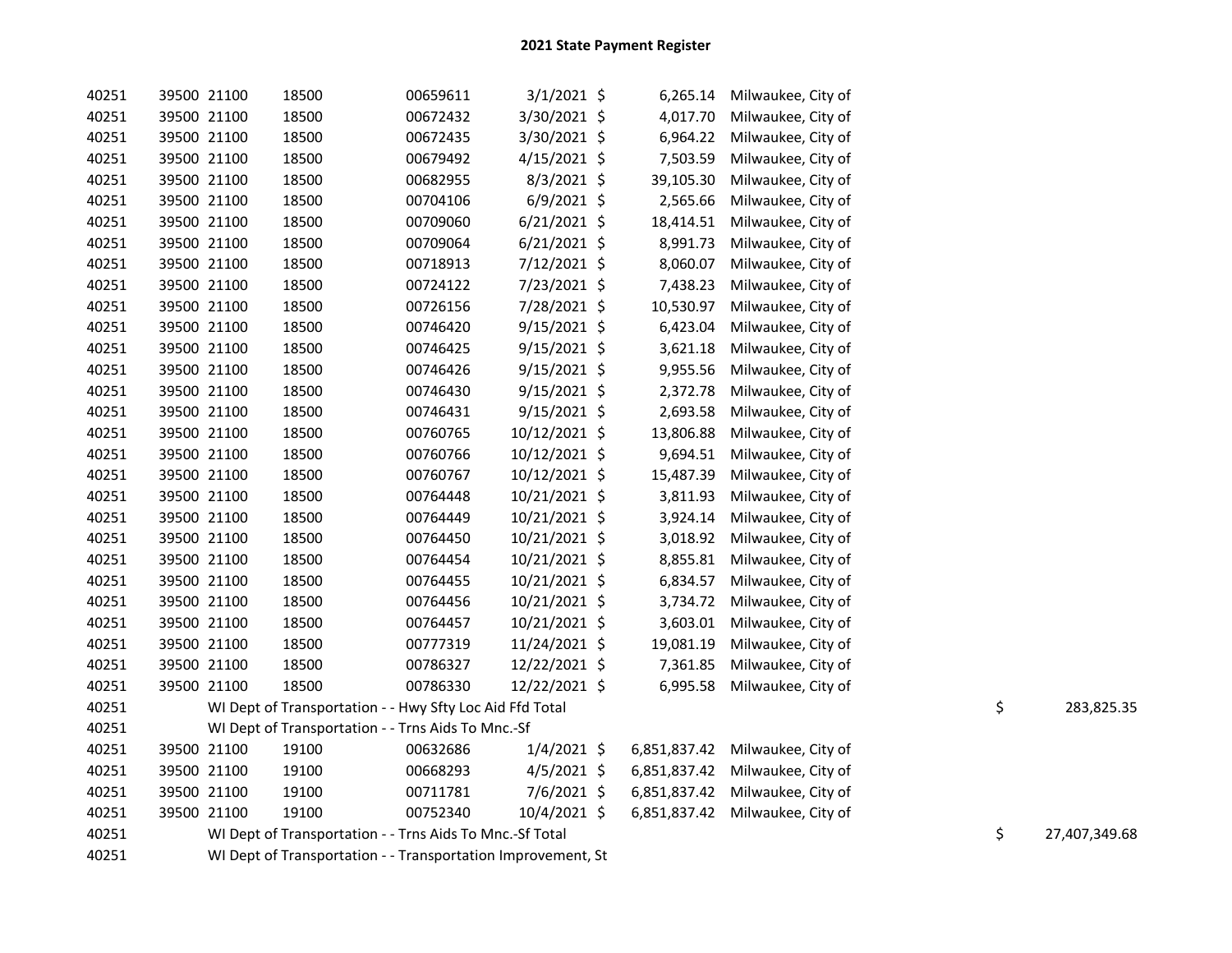# 2021 State Payment Register

| | | | | | | | | | |
|---|---|---|---|---|---|---|---|---|---|
| 40251 | 39500 | 21100 | 18500 | 00659611 | 3/1/2021 | $ | 6,265.14 | Milwaukee, City of | |
| 40251 | 39500 | 21100 | 18500 | 00672432 | 3/30/2021 | $ | 4,017.70 | Milwaukee, City of | |
| 40251 | 39500 | 21100 | 18500 | 00672435 | 3/30/2021 | $ | 6,964.22 | Milwaukee, City of | |
| 40251 | 39500 | 21100 | 18500 | 00679492 | 4/15/2021 | $ | 7,503.59 | Milwaukee, City of | |
| 40251 | 39500 | 21100 | 18500 | 00682955 | 8/3/2021 | $ | 39,105.30 | Milwaukee, City of | |
| 40251 | 39500 | 21100 | 18500 | 00704106 | 6/9/2021 | $ | 2,565.66 | Milwaukee, City of | |
| 40251 | 39500 | 21100 | 18500 | 00709060 | 6/21/2021 | $ | 18,414.51 | Milwaukee, City of | |
| 40251 | 39500 | 21100 | 18500 | 00709064 | 6/21/2021 | $ | 8,991.73 | Milwaukee, City of | |
| 40251 | 39500 | 21100 | 18500 | 00718913 | 7/12/2021 | $ | 8,060.07 | Milwaukee, City of | |
| 40251 | 39500 | 21100 | 18500 | 00724122 | 7/23/2021 | $ | 7,438.23 | Milwaukee, City of | |
| 40251 | 39500 | 21100 | 18500 | 00726156 | 7/28/2021 | $ | 10,530.97 | Milwaukee, City of | |
| 40251 | 39500 | 21100 | 18500 | 00746420 | 9/15/2021 | $ | 6,423.04 | Milwaukee, City of | |
| 40251 | 39500 | 21100 | 18500 | 00746425 | 9/15/2021 | $ | 3,621.18 | Milwaukee, City of | |
| 40251 | 39500 | 21100 | 18500 | 00746426 | 9/15/2021 | $ | 9,955.56 | Milwaukee, City of | |
| 40251 | 39500 | 21100 | 18500 | 00746430 | 9/15/2021 | $ | 2,372.78 | Milwaukee, City of | |
| 40251 | 39500 | 21100 | 18500 | 00746431 | 9/15/2021 | $ | 2,693.58 | Milwaukee, City of | |
| 40251 | 39500 | 21100 | 18500 | 00760765 | 10/12/2021 | $ | 13,806.88 | Milwaukee, City of | |
| 40251 | 39500 | 21100 | 18500 | 00760766 | 10/12/2021 | $ | 9,694.51 | Milwaukee, City of | |
| 40251 | 39500 | 21100 | 18500 | 00760767 | 10/12/2021 | $ | 15,487.39 | Milwaukee, City of | |
| 40251 | 39500 | 21100 | 18500 | 00764448 | 10/21/2021 | $ | 3,811.93 | Milwaukee, City of | |
| 40251 | 39500 | 21100 | 18500 | 00764449 | 10/21/2021 | $ | 3,924.14 | Milwaukee, City of | |
| 40251 | 39500 | 21100 | 18500 | 00764450 | 10/21/2021 | $ | 3,018.92 | Milwaukee, City of | |
| 40251 | 39500 | 21100 | 18500 | 00764454 | 10/21/2021 | $ | 8,855.81 | Milwaukee, City of | |
| 40251 | 39500 | 21100 | 18500 | 00764455 | 10/21/2021 | $ | 6,834.57 | Milwaukee, City of | |
| 40251 | 39500 | 21100 | 18500 | 00764456 | 10/21/2021 | $ | 3,734.72 | Milwaukee, City of | |
| 40251 | 39500 | 21100 | 18500 | 00764457 | 10/21/2021 | $ | 3,603.01 | Milwaukee, City of | |
| 40251 | 39500 | 21100 | 18500 | 00777319 | 11/24/2021 | $ | 19,081.19 | Milwaukee, City of | |
| 40251 | 39500 | 21100 | 18500 | 00786327 | 12/22/2021 | $ | 7,361.85 | Milwaukee, City of | |
| 40251 | 39500 | 21100 | 18500 | 00786330 | 12/22/2021 | $ | 6,995.58 | Milwaukee, City of | |
| 40251 | WI Dept of Transportation - - Hwy Sfty Loc Aid Ffd Total | | | | | | | | $ 283,825.35 |
| 40251 | WI Dept of Transportation - - Trns Aids To Mnc.-Sf | | | | | | | | |
| 40251 | 39500 | 21100 | 19100 | 00632686 | 1/4/2021 | $ | 6,851,837.42 | Milwaukee, City of | |
| 40251 | 39500 | 21100 | 19100 | 00668293 | 4/5/2021 | $ | 6,851,837.42 | Milwaukee, City of | |
| 40251 | 39500 | 21100 | 19100 | 00711781 | 7/6/2021 | $ | 6,851,837.42 | Milwaukee, City of | |
| 40251 | 39500 | 21100 | 19100 | 00752340 | 10/4/2021 | $ | 6,851,837.42 | Milwaukee, City of | |
| 40251 | WI Dept of Transportation - - Trns Aids To Mnc.-Sf Total | | | | | | | | $ 27,407,349.68 |
| 40251 | WI Dept of Transportation - - Transportation Improvement, St | | | | | | | | |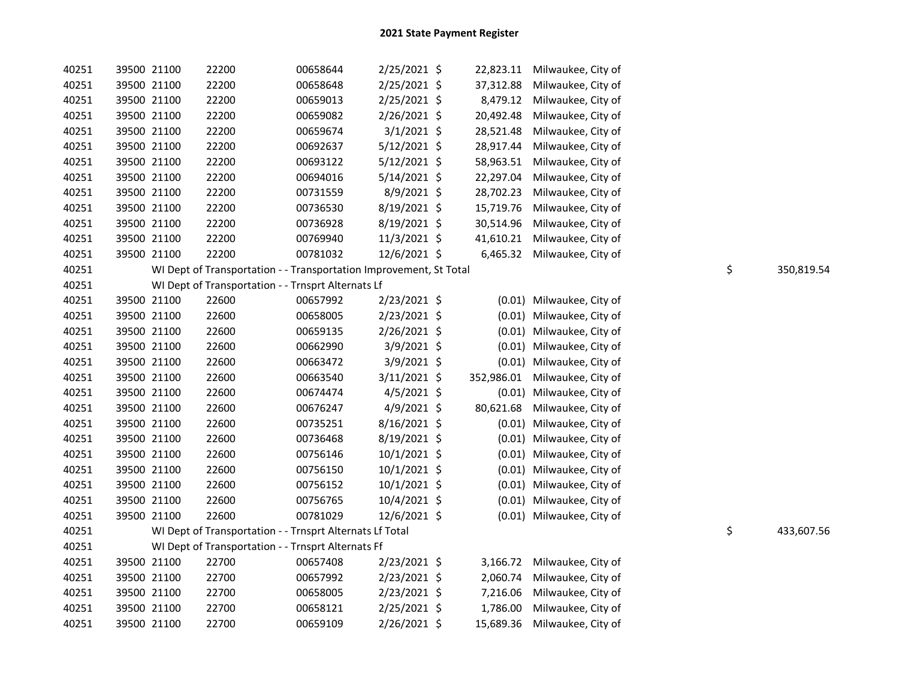## 2021 State Payment Register

| | | | | | | | | | |
|---|---|---|---|---|---|---|---|---|---|
| 40251 | 39500 | 21100 | 22200 | 00658644 | 2/25/2021 | $ 22,823.11 | Milwaukee, City of | | |
| 40251 | 39500 | 21100 | 22200 | 00658648 | 2/25/2021 | $ 37,312.88 | Milwaukee, City of | | |
| 40251 | 39500 | 21100 | 22200 | 00659013 | 2/25/2021 | $ 8,479.12 | Milwaukee, City of | | |
| 40251 | 39500 | 21100 | 22200 | 00659082 | 2/26/2021 | $ 20,492.48 | Milwaukee, City of | | |
| 40251 | 39500 | 21100 | 22200 | 00659674 | 3/1/2021 | $ 28,521.48 | Milwaukee, City of | | |
| 40251 | 39500 | 21100 | 22200 | 00692637 | 5/12/2021 | $ 28,917.44 | Milwaukee, City of | | |
| 40251 | 39500 | 21100 | 22200 | 00693122 | 5/12/2021 | $ 58,963.51 | Milwaukee, City of | | |
| 40251 | 39500 | 21100 | 22200 | 00694016 | 5/14/2021 | $ 22,297.04 | Milwaukee, City of | | |
| 40251 | 39500 | 21100 | 22200 | 00731559 | 8/9/2021 | $ 28,702.23 | Milwaukee, City of | | |
| 40251 | 39500 | 21100 | 22200 | 00736530 | 8/19/2021 | $ 15,719.76 | Milwaukee, City of | | |
| 40251 | 39500 | 21100 | 22200 | 00736928 | 8/19/2021 | $ 30,514.96 | Milwaukee, City of | | |
| 40251 | 39500 | 21100 | 22200 | 00769940 | 11/3/2021 | $ 41,610.21 | Milwaukee, City of | | |
| 40251 | 39500 | 21100 | 22200 | 00781032 | 12/6/2021 | $ 6,465.32 | Milwaukee, City of | | |
| 40251 | | WI Dept of Transportation - - Transportation Improvement, St Total | | | | | | $ | 350,819.54 |
| 40251 | | WI Dept of Transportation - - Trnsprt Alternats Lf | | | | | | | |
| 40251 | 39500 | 21100 | 22600 | 00657992 | 2/23/2021 | $ (0.01) | Milwaukee, City of | | |
| 40251 | 39500 | 21100 | 22600 | 00658005 | 2/23/2021 | $ (0.01) | Milwaukee, City of | | |
| 40251 | 39500 | 21100 | 22600 | 00659135 | 2/26/2021 | $ (0.01) | Milwaukee, City of | | |
| 40251 | 39500 | 21100 | 22600 | 00662990 | 3/9/2021 | $ (0.01) | Milwaukee, City of | | |
| 40251 | 39500 | 21100 | 22600 | 00663472 | 3/9/2021 | $ (0.01) | Milwaukee, City of | | |
| 40251 | 39500 | 21100 | 22600 | 00663540 | 3/11/2021 | $ 352,986.01 | Milwaukee, City of | | |
| 40251 | 39500 | 21100 | 22600 | 00674474 | 4/5/2021 | $ (0.01) | Milwaukee, City of | | |
| 40251 | 39500 | 21100 | 22600 | 00676247 | 4/9/2021 | $ 80,621.68 | Milwaukee, City of | | |
| 40251 | 39500 | 21100 | 22600 | 00735251 | 8/16/2021 | $ (0.01) | Milwaukee, City of | | |
| 40251 | 39500 | 21100 | 22600 | 00736468 | 8/19/2021 | $ (0.01) | Milwaukee, City of | | |
| 40251 | 39500 | 21100 | 22600 | 00756146 | 10/1/2021 | $ (0.01) | Milwaukee, City of | | |
| 40251 | 39500 | 21100 | 22600 | 00756150 | 10/1/2021 | $ (0.01) | Milwaukee, City of | | |
| 40251 | 39500 | 21100 | 22600 | 00756152 | 10/1/2021 | $ (0.01) | Milwaukee, City of | | |
| 40251 | 39500 | 21100 | 22600 | 00756765 | 10/4/2021 | $ (0.01) | Milwaukee, City of | | |
| 40251 | 39500 | 21100 | 22600 | 00781029 | 12/6/2021 | $ (0.01) | Milwaukee, City of | | |
| 40251 | | WI Dept of Transportation - - Trnsprt Alternats Lf Total | | | | | | $ | 433,607.56 |
| 40251 | | WI Dept of Transportation - - Trnsprt Alternats Ff | | | | | | | |
| 40251 | 39500 | 21100 | 22700 | 00657408 | 2/23/2021 | $ 3,166.72 | Milwaukee, City of | | |
| 40251 | 39500 | 21100 | 22700 | 00657992 | 2/23/2021 | $ 2,060.74 | Milwaukee, City of | | |
| 40251 | 39500 | 21100 | 22700 | 00658005 | 2/23/2021 | $ 7,216.06 | Milwaukee, City of | | |
| 40251 | 39500 | 21100 | 22700 | 00658121 | 2/25/2021 | $ 1,786.00 | Milwaukee, City of | | |
| 40251 | 39500 | 21100 | 22700 | 00659109 | 2/26/2021 | $ 15,689.36 | Milwaukee, City of | | |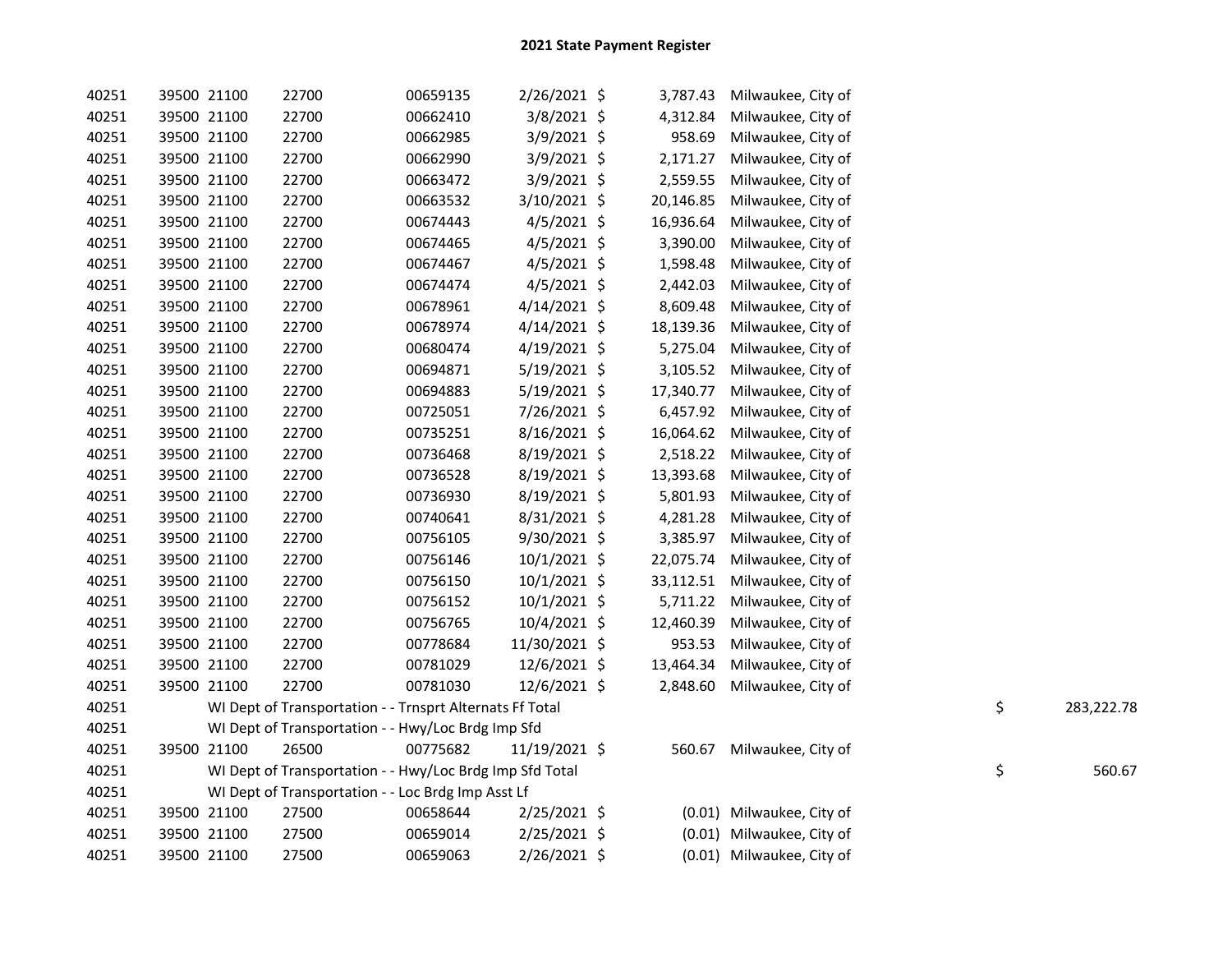# 2021 State Payment Register

| | | | | | | | | | |
|---|---|---|---|---|---|---|---|---|---|
| 40251 | 39500 | 21100 | 22700 | 00659135 | 2/26/2021 | $ | 3,787.43 | Milwaukee, City of | |
| 40251 | 39500 | 21100 | 22700 | 00662410 | 3/8/2021 | $ | 4,312.84 | Milwaukee, City of | |
| 40251 | 39500 | 21100 | 22700 | 00662985 | 3/9/2021 | $ | 958.69 | Milwaukee, City of | |
| 40251 | 39500 | 21100 | 22700 | 00662990 | 3/9/2021 | $ | 2,171.27 | Milwaukee, City of | |
| 40251 | 39500 | 21100 | 22700 | 00663472 | 3/9/2021 | $ | 2,559.55 | Milwaukee, City of | |
| 40251 | 39500 | 21100 | 22700 | 00663532 | 3/10/2021 | $ | 20,146.85 | Milwaukee, City of | |
| 40251 | 39500 | 21100 | 22700 | 00674443 | 4/5/2021 | $ | 16,936.64 | Milwaukee, City of | |
| 40251 | 39500 | 21100 | 22700 | 00674465 | 4/5/2021 | $ | 3,390.00 | Milwaukee, City of | |
| 40251 | 39500 | 21100 | 22700 | 00674467 | 4/5/2021 | $ | 1,598.48 | Milwaukee, City of | |
| 40251 | 39500 | 21100 | 22700 | 00674474 | 4/5/2021 | $ | 2,442.03 | Milwaukee, City of | |
| 40251 | 39500 | 21100 | 22700 | 00678961 | 4/14/2021 | $ | 8,609.48 | Milwaukee, City of | |
| 40251 | 39500 | 21100 | 22700 | 00678974 | 4/14/2021 | $ | 18,139.36 | Milwaukee, City of | |
| 40251 | 39500 | 21100 | 22700 | 00680474 | 4/19/2021 | $ | 5,275.04 | Milwaukee, City of | |
| 40251 | 39500 | 21100 | 22700 | 00694871 | 5/19/2021 | $ | 3,105.52 | Milwaukee, City of | |
| 40251 | 39500 | 21100 | 22700 | 00694883 | 5/19/2021 | $ | 17,340.77 | Milwaukee, City of | |
| 40251 | 39500 | 21100 | 22700 | 00725051 | 7/26/2021 | $ | 6,457.92 | Milwaukee, City of | |
| 40251 | 39500 | 21100 | 22700 | 00735251 | 8/16/2021 | $ | 16,064.62 | Milwaukee, City of | |
| 40251 | 39500 | 21100 | 22700 | 00736468 | 8/19/2021 | $ | 2,518.22 | Milwaukee, City of | |
| 40251 | 39500 | 21100 | 22700 | 00736528 | 8/19/2021 | $ | 13,393.68 | Milwaukee, City of | |
| 40251 | 39500 | 21100 | 22700 | 00736930 | 8/19/2021 | $ | 5,801.93 | Milwaukee, City of | |
| 40251 | 39500 | 21100 | 22700 | 00740641 | 8/31/2021 | $ | 4,281.28 | Milwaukee, City of | |
| 40251 | 39500 | 21100 | 22700 | 00756105 | 9/30/2021 | $ | 3,385.97 | Milwaukee, City of | |
| 40251 | 39500 | 21100 | 22700 | 00756146 | 10/1/2021 | $ | 22,075.74 | Milwaukee, City of | |
| 40251 | 39500 | 21100 | 22700 | 00756150 | 10/1/2021 | $ | 33,112.51 | Milwaukee, City of | |
| 40251 | 39500 | 21100 | 22700 | 00756152 | 10/1/2021 | $ | 5,711.22 | Milwaukee, City of | |
| 40251 | 39500 | 21100 | 22700 | 00756765 | 10/4/2021 | $ | 12,460.39 | Milwaukee, City of | |
| 40251 | 39500 | 21100 | 22700 | 00778684 | 11/30/2021 | $ | 953.53 | Milwaukee, City of | |
| 40251 | 39500 | 21100 | 22700 | 00781029 | 12/6/2021 | $ | 13,464.34 | Milwaukee, City of | |
| 40251 | 39500 | 21100 | 22700 | 00781030 | 12/6/2021 | $ | 2,848.60 | Milwaukee, City of | |
| 40251 | WI Dept of Transportation - - Trnsprt Alternats Ff Total | | | | | | | | $ 283,222.78 |
| 40251 | WI Dept of Transportation - - Hwy/Loc Brdg Imp Sfd | | | | | | | | |
| 40251 | 39500 | 21100 | 26500 | 00775682 | 11/19/2021 | $ | 560.67 | Milwaukee, City of | |
| 40251 | WI Dept of Transportation - - Hwy/Loc Brdg Imp Sfd Total | | | | | | | | $ 560.67 |
| 40251 | WI Dept of Transportation - - Loc Brdg Imp Asst Lf | | | | | | | | |
| 40251 | 39500 | 21100 | 27500 | 00658644 | 2/25/2021 | $ | (0.01) | Milwaukee, City of | |
| 40251 | 39500 | 21100 | 27500 | 00659014 | 2/25/2021 | $ | (0.01) | Milwaukee, City of | |
| 40251 | 39500 | 21100 | 27500 | 00659063 | 2/26/2021 | $ | (0.01) | Milwaukee, City of | |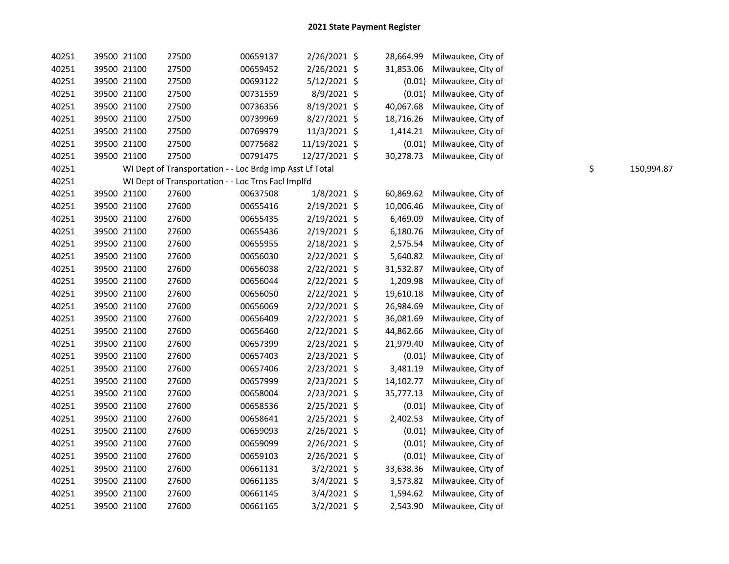## 2021 State Payment Register

| | | | | | | | | | |
|---|---|---|---|---|---|---|---|---|---|
| 40251 | 39500 | 21100 | 27500 | 00659137 | 2/26/2021 | $ | 28,664.99 | Milwaukee, City of | |
| 40251 | 39500 | 21100 | 27500 | 00659452 | 2/26/2021 | $ | 31,853.06 | Milwaukee, City of | |
| 40251 | 39500 | 21100 | 27500 | 00693122 | 5/12/2021 | $ | (0.01) | Milwaukee, City of | |
| 40251 | 39500 | 21100 | 27500 | 00731559 | 8/9/2021 | $ | (0.01) | Milwaukee, City of | |
| 40251 | 39500 | 21100 | 27500 | 00736356 | 8/19/2021 | $ | 40,067.68 | Milwaukee, City of | |
| 40251 | 39500 | 21100 | 27500 | 00739969 | 8/27/2021 | $ | 18,716.26 | Milwaukee, City of | |
| 40251 | 39500 | 21100 | 27500 | 00769979 | 11/3/2021 | $ | 1,414.21 | Milwaukee, City of | |
| 40251 | 39500 | 21100 | 27500 | 00775682 | 11/19/2021 | $ | (0.01) | Milwaukee, City of | |
| 40251 | 39500 | 21100 | 27500 | 00791475 | 12/27/2021 | $ | 30,278.73 | Milwaukee, City of | |
| 40251 | WI Dept of Transportation - - Loc Brdg Imp Asst Lf Total | | | | | | | | $ 150,994.87 |
| 40251 | WI Dept of Transportation - - Loc Trns Facl Implfd | | | | | | | | |
| 40251 | 39500 | 21100 | 27600 | 00637508 | 1/8/2021 | $ | 60,869.62 | Milwaukee, City of | |
| 40251 | 39500 | 21100 | 27600 | 00655416 | 2/19/2021 | $ | 10,006.46 | Milwaukee, City of | |
| 40251 | 39500 | 21100 | 27600 | 00655435 | 2/19/2021 | $ | 6,469.09 | Milwaukee, City of | |
| 40251 | 39500 | 21100 | 27600 | 00655436 | 2/19/2021 | $ | 6,180.76 | Milwaukee, City of | |
| 40251 | 39500 | 21100 | 27600 | 00655955 | 2/18/2021 | $ | 2,575.54 | Milwaukee, City of | |
| 40251 | 39500 | 21100 | 27600 | 00656030 | 2/22/2021 | $ | 5,640.82 | Milwaukee, City of | |
| 40251 | 39500 | 21100 | 27600 | 00656038 | 2/22/2021 | $ | 31,532.87 | Milwaukee, City of | |
| 40251 | 39500 | 21100 | 27600 | 00656044 | 2/22/2021 | $ | 1,209.98 | Milwaukee, City of | |
| 40251 | 39500 | 21100 | 27600 | 00656050 | 2/22/2021 | $ | 19,610.18 | Milwaukee, City of | |
| 40251 | 39500 | 21100 | 27600 | 00656069 | 2/22/2021 | $ | 26,984.69 | Milwaukee, City of | |
| 40251 | 39500 | 21100 | 27600 | 00656409 | 2/22/2021 | $ | 36,081.69 | Milwaukee, City of | |
| 40251 | 39500 | 21100 | 27600 | 00656460 | 2/22/2021 | $ | 44,862.66 | Milwaukee, City of | |
| 40251 | 39500 | 21100 | 27600 | 00657399 | 2/23/2021 | $ | 21,979.40 | Milwaukee, City of | |
| 40251 | 39500 | 21100 | 27600 | 00657403 | 2/23/2021 | $ | (0.01) | Milwaukee, City of | |
| 40251 | 39500 | 21100 | 27600 | 00657406 | 2/23/2021 | $ | 3,481.19 | Milwaukee, City of | |
| 40251 | 39500 | 21100 | 27600 | 00657999 | 2/23/2021 | $ | 14,102.77 | Milwaukee, City of | |
| 40251 | 39500 | 21100 | 27600 | 00658004 | 2/23/2021 | $ | 35,777.13 | Milwaukee, City of | |
| 40251 | 39500 | 21100 | 27600 | 00658536 | 2/25/2021 | $ | (0.01) | Milwaukee, City of | |
| 40251 | 39500 | 21100 | 27600 | 00658641 | 2/25/2021 | $ | 2,402.53 | Milwaukee, City of | |
| 40251 | 39500 | 21100 | 27600 | 00659093 | 2/26/2021 | $ | (0.01) | Milwaukee, City of | |
| 40251 | 39500 | 21100 | 27600 | 00659099 | 2/26/2021 | $ | (0.01) | Milwaukee, City of | |
| 40251 | 39500 | 21100 | 27600 | 00659103 | 2/26/2021 | $ | (0.01) | Milwaukee, City of | |
| 40251 | 39500 | 21100 | 27600 | 00661131 | 3/2/2021 | $ | 33,638.36 | Milwaukee, City of | |
| 40251 | 39500 | 21100 | 27600 | 00661135 | 3/4/2021 | $ | 3,573.82 | Milwaukee, City of | |
| 40251 | 39500 | 21100 | 27600 | 00661145 | 3/4/2021 | $ | 1,594.62 | Milwaukee, City of | |
| 40251 | 39500 | 21100 | 27600 | 00661165 | 3/2/2021 | $ | 2,543.90 | Milwaukee, City of | |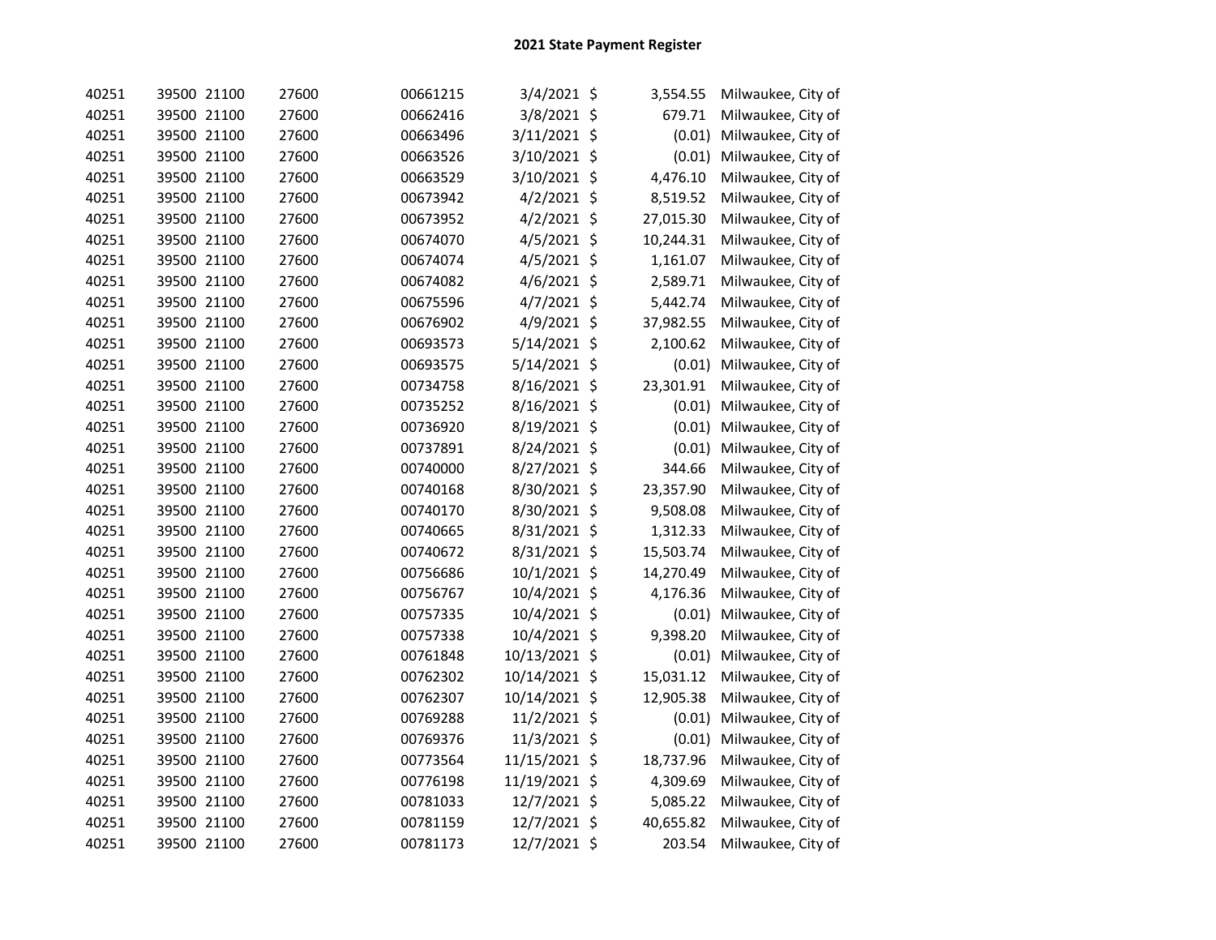## 2021 State Payment Register

| | | | | | | | | |
|---|---|---|---|---|---|---|---|---|
| 40251 | 39500 | 21100 | 27600 | 00661215 | 3/4/2021 | $ | 3,554.55 | Milwaukee, City of |
| 40251 | 39500 | 21100 | 27600 | 00662416 | 3/8/2021 | $ | 679.71 | Milwaukee, City of |
| 40251 | 39500 | 21100 | 27600 | 00663496 | 3/11/2021 | $ | (0.01) | Milwaukee, City of |
| 40251 | 39500 | 21100 | 27600 | 00663526 | 3/10/2021 | $ | (0.01) | Milwaukee, City of |
| 40251 | 39500 | 21100 | 27600 | 00663529 | 3/10/2021 | $ | 4,476.10 | Milwaukee, City of |
| 40251 | 39500 | 21100 | 27600 | 00673942 | 4/2/2021 | $ | 8,519.52 | Milwaukee, City of |
| 40251 | 39500 | 21100 | 27600 | 00673952 | 4/2/2021 | $ | 27,015.30 | Milwaukee, City of |
| 40251 | 39500 | 21100 | 27600 | 00674070 | 4/5/2021 | $ | 10,244.31 | Milwaukee, City of |
| 40251 | 39500 | 21100 | 27600 | 00674074 | 4/5/2021 | $ | 1,161.07 | Milwaukee, City of |
| 40251 | 39500 | 21100 | 27600 | 00674082 | 4/6/2021 | $ | 2,589.71 | Milwaukee, City of |
| 40251 | 39500 | 21100 | 27600 | 00675596 | 4/7/2021 | $ | 5,442.74 | Milwaukee, City of |
| 40251 | 39500 | 21100 | 27600 | 00676902 | 4/9/2021 | $ | 37,982.55 | Milwaukee, City of |
| 40251 | 39500 | 21100 | 27600 | 00693573 | 5/14/2021 | $ | 2,100.62 | Milwaukee, City of |
| 40251 | 39500 | 21100 | 27600 | 00693575 | 5/14/2021 | $ | (0.01) | Milwaukee, City of |
| 40251 | 39500 | 21100 | 27600 | 00734758 | 8/16/2021 | $ | 23,301.91 | Milwaukee, City of |
| 40251 | 39500 | 21100 | 27600 | 00735252 | 8/16/2021 | $ | (0.01) | Milwaukee, City of |
| 40251 | 39500 | 21100 | 27600 | 00736920 | 8/19/2021 | $ | (0.01) | Milwaukee, City of |
| 40251 | 39500 | 21100 | 27600 | 00737891 | 8/24/2021 | $ | (0.01) | Milwaukee, City of |
| 40251 | 39500 | 21100 | 27600 | 00740000 | 8/27/2021 | $ | 344.66 | Milwaukee, City of |
| 40251 | 39500 | 21100 | 27600 | 00740168 | 8/30/2021 | $ | 23,357.90 | Milwaukee, City of |
| 40251 | 39500 | 21100 | 27600 | 00740170 | 8/30/2021 | $ | 9,508.08 | Milwaukee, City of |
| 40251 | 39500 | 21100 | 27600 | 00740665 | 8/31/2021 | $ | 1,312.33 | Milwaukee, City of |
| 40251 | 39500 | 21100 | 27600 | 00740672 | 8/31/2021 | $ | 15,503.74 | Milwaukee, City of |
| 40251 | 39500 | 21100 | 27600 | 00756686 | 10/1/2021 | $ | 14,270.49 | Milwaukee, City of |
| 40251 | 39500 | 21100 | 27600 | 00756767 | 10/4/2021 | $ | 4,176.36 | Milwaukee, City of |
| 40251 | 39500 | 21100 | 27600 | 00757335 | 10/4/2021 | $ | (0.01) | Milwaukee, City of |
| 40251 | 39500 | 21100 | 27600 | 00757338 | 10/4/2021 | $ | 9,398.20 | Milwaukee, City of |
| 40251 | 39500 | 21100 | 27600 | 00761848 | 10/13/2021 | $ | (0.01) | Milwaukee, City of |
| 40251 | 39500 | 21100 | 27600 | 00762302 | 10/14/2021 | $ | 15,031.12 | Milwaukee, City of |
| 40251 | 39500 | 21100 | 27600 | 00762307 | 10/14/2021 | $ | 12,905.38 | Milwaukee, City of |
| 40251 | 39500 | 21100 | 27600 | 00769288 | 11/2/2021 | $ | (0.01) | Milwaukee, City of |
| 40251 | 39500 | 21100 | 27600 | 00769376 | 11/3/2021 | $ | (0.01) | Milwaukee, City of |
| 40251 | 39500 | 21100 | 27600 | 00773564 | 11/15/2021 | $ | 18,737.96 | Milwaukee, City of |
| 40251 | 39500 | 21100 | 27600 | 00776198 | 11/19/2021 | $ | 4,309.69 | Milwaukee, City of |
| 40251 | 39500 | 21100 | 27600 | 00781033 | 12/7/2021 | $ | 5,085.22 | Milwaukee, City of |
| 40251 | 39500 | 21100 | 27600 | 00781159 | 12/7/2021 | $ | 40,655.82 | Milwaukee, City of |
| 40251 | 39500 | 21100 | 27600 | 00781173 | 12/7/2021 | $ | 203.54 | Milwaukee, City of |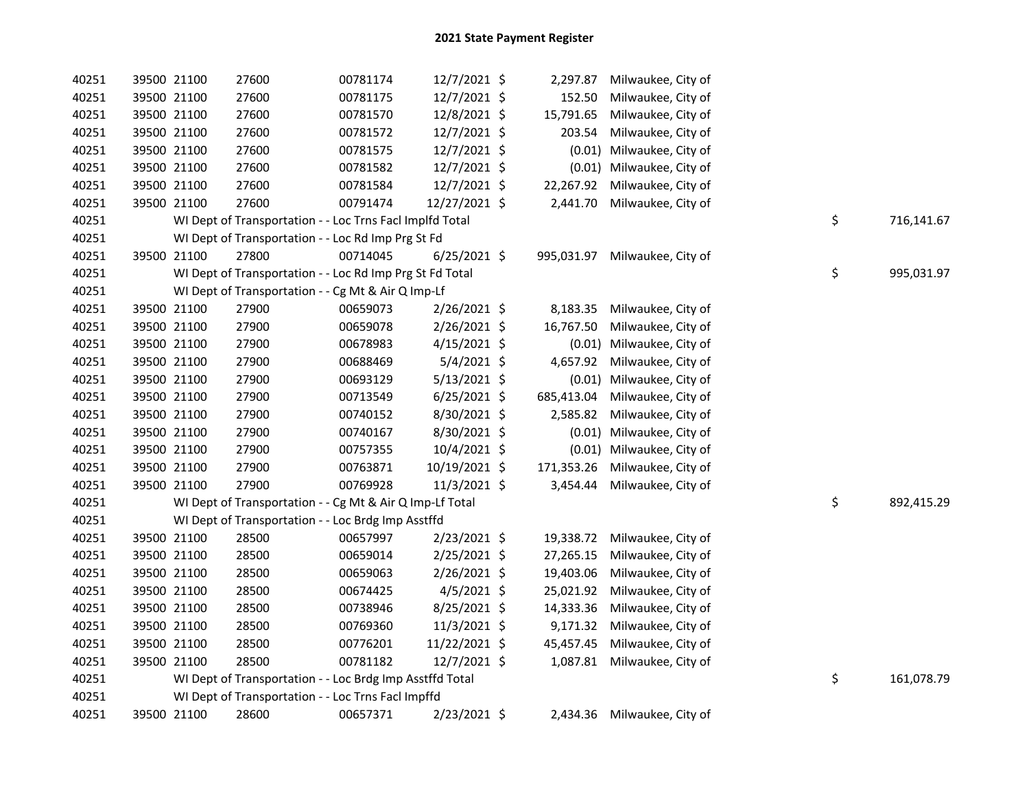## 2021 State Payment Register

| | | | | | | | | | |
|---|---|---|---|---|---|---|---|---|---|
| 40251 | 39500 | 21100 | 27600 | 00781174 | 12/7/2021 | $ 2,297.87 | Milwaukee, City of | | |
| 40251 | 39500 | 21100 | 27600 | 00781175 | 12/7/2021 | $ 152.50 | Milwaukee, City of | | |
| 40251 | 39500 | 21100 | 27600 | 00781570 | 12/8/2021 | $ 15,791.65 | Milwaukee, City of | | |
| 40251 | 39500 | 21100 | 27600 | 00781572 | 12/7/2021 | $ 203.54 | Milwaukee, City of | | |
| 40251 | 39500 | 21100 | 27600 | 00781575 | 12/7/2021 | $ (0.01) | Milwaukee, City of | | |
| 40251 | 39500 | 21100 | 27600 | 00781582 | 12/7/2021 | $ (0.01) | Milwaukee, City of | | |
| 40251 | 39500 | 21100 | 27600 | 00781584 | 12/7/2021 | $ 22,267.92 | Milwaukee, City of | | |
| 40251 | 39500 | 21100 | 27600 | 00791474 | 12/27/2021 | $ 2,441.70 | Milwaukee, City of | | |
| 40251 | | WI Dept of Transportation - - Loc Trns Facl Implfd Total | | | | | | $ | 716,141.67 |
| 40251 | | WI Dept of Transportation - - Loc Rd Imp Prg St Fd | | | | | | | |
| 40251 | 39500 | 21100 | 27800 | 00714045 | 6/25/2021 | $ 995,031.97 | Milwaukee, City of | | |
| 40251 | | WI Dept of Transportation - - Loc Rd Imp Prg St Fd Total | | | | | | $ | 995,031.97 |
| 40251 | | WI Dept of Transportation - - Cg Mt & Air Q Imp-Lf | | | | | | | |
| 40251 | 39500 | 21100 | 27900 | 00659073 | 2/26/2021 | $ 8,183.35 | Milwaukee, City of | | |
| 40251 | 39500 | 21100 | 27900 | 00659078 | 2/26/2021 | $ 16,767.50 | Milwaukee, City of | | |
| 40251 | 39500 | 21100 | 27900 | 00678983 | 4/15/2021 | $ (0.01) | Milwaukee, City of | | |
| 40251 | 39500 | 21100 | 27900 | 00688469 | 5/4/2021 | $ 4,657.92 | Milwaukee, City of | | |
| 40251 | 39500 | 21100 | 27900 | 00693129 | 5/13/2021 | $ (0.01) | Milwaukee, City of | | |
| 40251 | 39500 | 21100 | 27900 | 00713549 | 6/25/2021 | $ 685,413.04 | Milwaukee, City of | | |
| 40251 | 39500 | 21100 | 27900 | 00740152 | 8/30/2021 | $ 2,585.82 | Milwaukee, City of | | |
| 40251 | 39500 | 21100 | 27900 | 00740167 | 8/30/2021 | $ (0.01) | Milwaukee, City of | | |
| 40251 | 39500 | 21100 | 27900 | 00757355 | 10/4/2021 | $ (0.01) | Milwaukee, City of | | |
| 40251 | 39500 | 21100 | 27900 | 00763871 | 10/19/2021 | $ 171,353.26 | Milwaukee, City of | | |
| 40251 | 39500 | 21100 | 27900 | 00769928 | 11/3/2021 | $ 3,454.44 | Milwaukee, City of | | |
| 40251 | | WI Dept of Transportation - - Cg Mt & Air Q Imp-Lf Total | | | | | | $ | 892,415.29 |
| 40251 | | WI Dept of Transportation - - Loc Brdg Imp Asstffd | | | | | | | |
| 40251 | 39500 | 21100 | 28500 | 00657997 | 2/23/2021 | $ 19,338.72 | Milwaukee, City of | | |
| 40251 | 39500 | 21100 | 28500 | 00659014 | 2/25/2021 | $ 27,265.15 | Milwaukee, City of | | |
| 40251 | 39500 | 21100 | 28500 | 00659063 | 2/26/2021 | $ 19,403.06 | Milwaukee, City of | | |
| 40251 | 39500 | 21100 | 28500 | 00674425 | 4/5/2021 | $ 25,021.92 | Milwaukee, City of | | |
| 40251 | 39500 | 21100 | 28500 | 00738946 | 8/25/2021 | $ 14,333.36 | Milwaukee, City of | | |
| 40251 | 39500 | 21100 | 28500 | 00769360 | 11/3/2021 | $ 9,171.32 | Milwaukee, City of | | |
| 40251 | 39500 | 21100 | 28500 | 00776201 | 11/22/2021 | $ 45,457.45 | Milwaukee, City of | | |
| 40251 | 39500 | 21100 | 28500 | 00781182 | 12/7/2021 | $ 1,087.81 | Milwaukee, City of | | |
| 40251 | | WI Dept of Transportation - - Loc Brdg Imp Asstffd Total | | | | | | $ | 161,078.79 |
| 40251 | | WI Dept of Transportation - - Loc Trns Facl Impffd | | | | | | | |
| 40251 | 39500 | 21100 | 28600 | 00657371 | 2/23/2021 | $ 2,434.36 | Milwaukee, City of | | |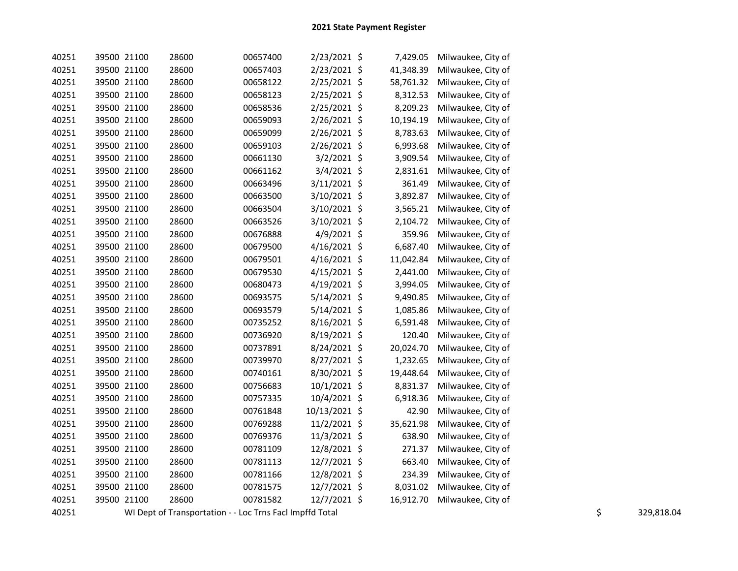# 2021 State Payment Register

| | | | | | | | | | |
|---|---|---|---|---|---|---|---|---|---|
| 40251 | 39500 | 21100 | 28600 | 00657400 | 2/23/2021 | $ | 7,429.05 | Milwaukee, City of | |
| 40251 | 39500 | 21100 | 28600 | 00657403 | 2/23/2021 | $ | 41,348.39 | Milwaukee, City of | |
| 40251 | 39500 | 21100 | 28600 | 00658122 | 2/25/2021 | $ | 58,761.32 | Milwaukee, City of | |
| 40251 | 39500 | 21100 | 28600 | 00658123 | 2/25/2021 | $ | 8,312.53 | Milwaukee, City of | |
| 40251 | 39500 | 21100 | 28600 | 00658536 | 2/25/2021 | $ | 8,209.23 | Milwaukee, City of | |
| 40251 | 39500 | 21100 | 28600 | 00659093 | 2/26/2021 | $ | 10,194.19 | Milwaukee, City of | |
| 40251 | 39500 | 21100 | 28600 | 00659099 | 2/26/2021 | $ | 8,783.63 | Milwaukee, City of | |
| 40251 | 39500 | 21100 | 28600 | 00659103 | 2/26/2021 | $ | 6,993.68 | Milwaukee, City of | |
| 40251 | 39500 | 21100 | 28600 | 00661130 | 3/2/2021 | $ | 3,909.54 | Milwaukee, City of | |
| 40251 | 39500 | 21100 | 28600 | 00661162 | 3/4/2021 | $ | 2,831.61 | Milwaukee, City of | |
| 40251 | 39500 | 21100 | 28600 | 00663496 | 3/11/2021 | $ | 361.49 | Milwaukee, City of | |
| 40251 | 39500 | 21100 | 28600 | 00663500 | 3/10/2021 | $ | 3,892.87 | Milwaukee, City of | |
| 40251 | 39500 | 21100 | 28600 | 00663504 | 3/10/2021 | $ | 3,565.21 | Milwaukee, City of | |
| 40251 | 39500 | 21100 | 28600 | 00663526 | 3/10/2021 | $ | 2,104.72 | Milwaukee, City of | |
| 40251 | 39500 | 21100 | 28600 | 00676888 | 4/9/2021 | $ | 359.96 | Milwaukee, City of | |
| 40251 | 39500 | 21100 | 28600 | 00679500 | 4/16/2021 | $ | 6,687.40 | Milwaukee, City of | |
| 40251 | 39500 | 21100 | 28600 | 00679501 | 4/16/2021 | $ | 11,042.84 | Milwaukee, City of | |
| 40251 | 39500 | 21100 | 28600 | 00679530 | 4/15/2021 | $ | 2,441.00 | Milwaukee, City of | |
| 40251 | 39500 | 21100 | 28600 | 00680473 | 4/19/2021 | $ | 3,994.05 | Milwaukee, City of | |
| 40251 | 39500 | 21100 | 28600 | 00693575 | 5/14/2021 | $ | 9,490.85 | Milwaukee, City of | |
| 40251 | 39500 | 21100 | 28600 | 00693579 | 5/14/2021 | $ | 1,085.86 | Milwaukee, City of | |
| 40251 | 39500 | 21100 | 28600 | 00735252 | 8/16/2021 | $ | 6,591.48 | Milwaukee, City of | |
| 40251 | 39500 | 21100 | 28600 | 00736920 | 8/19/2021 | $ | 120.40 | Milwaukee, City of | |
| 40251 | 39500 | 21100 | 28600 | 00737891 | 8/24/2021 | $ | 20,024.70 | Milwaukee, City of | |
| 40251 | 39500 | 21100 | 28600 | 00739970 | 8/27/2021 | $ | 1,232.65 | Milwaukee, City of | |
| 40251 | 39500 | 21100 | 28600 | 00740161 | 8/30/2021 | $ | 19,448.64 | Milwaukee, City of | |
| 40251 | 39500 | 21100 | 28600 | 00756683 | 10/1/2021 | $ | 8,831.37 | Milwaukee, City of | |
| 40251 | 39500 | 21100 | 28600 | 00757335 | 10/4/2021 | $ | 6,918.36 | Milwaukee, City of | |
| 40251 | 39500 | 21100 | 28600 | 00761848 | 10/13/2021 | $ | 42.90 | Milwaukee, City of | |
| 40251 | 39500 | 21100 | 28600 | 00769288 | 11/2/2021 | $ | 35,621.98 | Milwaukee, City of | |
| 40251 | 39500 | 21100 | 28600 | 00769376 | 11/3/2021 | $ | 638.90 | Milwaukee, City of | |
| 40251 | 39500 | 21100 | 28600 | 00781109 | 12/8/2021 | $ | 271.37 | Milwaukee, City of | |
| 40251 | 39500 | 21100 | 28600 | 00781113 | 12/7/2021 | $ | 663.40 | Milwaukee, City of | |
| 40251 | 39500 | 21100 | 28600 | 00781166 | 12/8/2021 | $ | 234.39 | Milwaukee, City of | |
| 40251 | 39500 | 21100 | 28600 | 00781575 | 12/7/2021 | $ | 8,031.02 | Milwaukee, City of | |
| 40251 | 39500 | 21100 | 28600 | 00781582 | 12/7/2021 | $ | 16,912.70 | Milwaukee, City of | |
| 40251 | WI Dept of Transportation - - Loc Trns Facl Impffd Total | | | | | | | | $ 329,818.04 |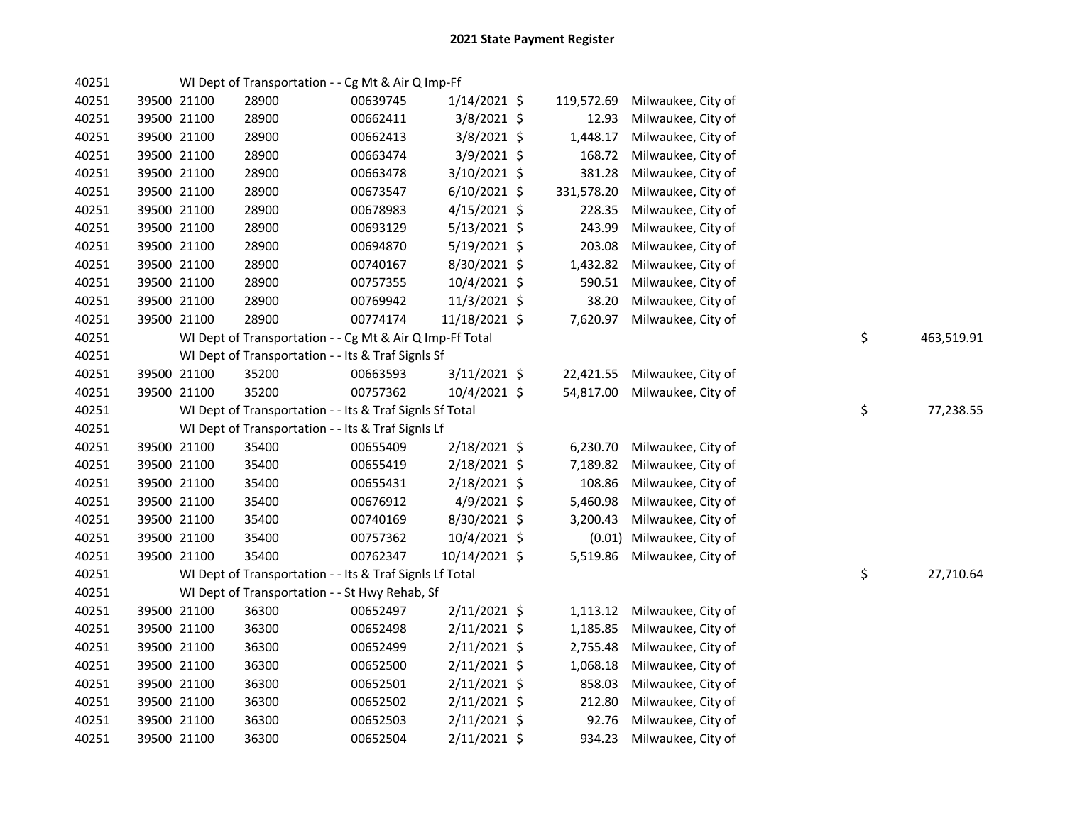# 2021 State Payment Register

| | | | | | | | | | |
|---|---|---|---|---|---|---|---|---|---|
| 40251 | | WI Dept of Transportation - - Cg Mt & Air Q Imp-Ff | | | | | | | |
| 40251 | 39500 | 21100 | 28900 | 00639745 | 1/14/2021 | $ 119,572.69 | Milwaukee, City of | | |
| 40251 | 39500 | 21100 | 28900 | 00662411 | 3/8/2021 | $ 12.93 | Milwaukee, City of | | |
| 40251 | 39500 | 21100 | 28900 | 00662413 | 3/8/2021 | $ 1,448.17 | Milwaukee, City of | | |
| 40251 | 39500 | 21100 | 28900 | 00663474 | 3/9/2021 | $ 168.72 | Milwaukee, City of | | |
| 40251 | 39500 | 21100 | 28900 | 00663478 | 3/10/2021 | $ 381.28 | Milwaukee, City of | | |
| 40251 | 39500 | 21100 | 28900 | 00673547 | 6/10/2021 | $ 331,578.20 | Milwaukee, City of | | |
| 40251 | 39500 | 21100 | 28900 | 00678983 | 4/15/2021 | $ 228.35 | Milwaukee, City of | | |
| 40251 | 39500 | 21100 | 28900 | 00693129 | 5/13/2021 | $ 243.99 | Milwaukee, City of | | |
| 40251 | 39500 | 21100 | 28900 | 00694870 | 5/19/2021 | $ 203.08 | Milwaukee, City of | | |
| 40251 | 39500 | 21100 | 28900 | 00740167 | 8/30/2021 | $ 1,432.82 | Milwaukee, City of | | |
| 40251 | 39500 | 21100 | 28900 | 00757355 | 10/4/2021 | $ 590.51 | Milwaukee, City of | | |
| 40251 | 39500 | 21100 | 28900 | 00769942 | 11/3/2021 | $ 38.20 | Milwaukee, City of | | |
| 40251 | 39500 | 21100 | 28900 | 00774174 | 11/18/2021 | $ 7,620.97 | Milwaukee, City of | | |
| 40251 | | WI Dept of Transportation - - Cg Mt & Air Q Imp-Ff Total | | | | | | $ | 463,519.91 |
| 40251 | | WI Dept of Transportation - - Its & Traf Signls Sf | | | | | | | |
| 40251 | 39500 | 21100 | 35200 | 00663593 | 3/11/2021 | $ 22,421.55 | Milwaukee, City of | | |
| 40251 | 39500 | 21100 | 35200 | 00757362 | 10/4/2021 | $ 54,817.00 | Milwaukee, City of | | |
| 40251 | | WI Dept of Transportation - - Its & Traf Signls Sf Total | | | | | | $ | 77,238.55 |
| 40251 | | WI Dept of Transportation - - Its & Traf Signls Lf | | | | | | | |
| 40251 | 39500 | 21100 | 35400 | 00655409 | 2/18/2021 | $ 6,230.70 | Milwaukee, City of | | |
| 40251 | 39500 | 21100 | 35400 | 00655419 | 2/18/2021 | $ 7,189.82 | Milwaukee, City of | | |
| 40251 | 39500 | 21100 | 35400 | 00655431 | 2/18/2021 | $ 108.86 | Milwaukee, City of | | |
| 40251 | 39500 | 21100 | 35400 | 00676912 | 4/9/2021 | $ 5,460.98 | Milwaukee, City of | | |
| 40251 | 39500 | 21100 | 35400 | 00740169 | 8/30/2021 | $ 3,200.43 | Milwaukee, City of | | |
| 40251 | 39500 | 21100 | 35400 | 00757362 | 10/4/2021 | $ (0.01) | Milwaukee, City of | | |
| 40251 | 39500 | 21100 | 35400 | 00762347 | 10/14/2021 | $ 5,519.86 | Milwaukee, City of | | |
| 40251 | | WI Dept of Transportation - - Its & Traf Signls Lf Total | | | | | | $ | 27,710.64 |
| 40251 | | WI Dept of Transportation - - St Hwy Rehab, Sf | | | | | | | |
| 40251 | 39500 | 21100 | 36300 | 00652497 | 2/11/2021 | $ 1,113.12 | Milwaukee, City of | | |
| 40251 | 39500 | 21100 | 36300 | 00652498 | 2/11/2021 | $ 1,185.85 | Milwaukee, City of | | |
| 40251 | 39500 | 21100 | 36300 | 00652499 | 2/11/2021 | $ 2,755.48 | Milwaukee, City of | | |
| 40251 | 39500 | 21100 | 36300 | 00652500 | 2/11/2021 | $ 1,068.18 | Milwaukee, City of | | |
| 40251 | 39500 | 21100 | 36300 | 00652501 | 2/11/2021 | $ 858.03 | Milwaukee, City of | | |
| 40251 | 39500 | 21100 | 36300 | 00652502 | 2/11/2021 | $ 212.80 | Milwaukee, City of | | |
| 40251 | 39500 | 21100 | 36300 | 00652503 | 2/11/2021 | $ 92.76 | Milwaukee, City of | | |
| 40251 | 39500 | 21100 | 36300 | 00652504 | 2/11/2021 | $ 934.23 | Milwaukee, City of | | |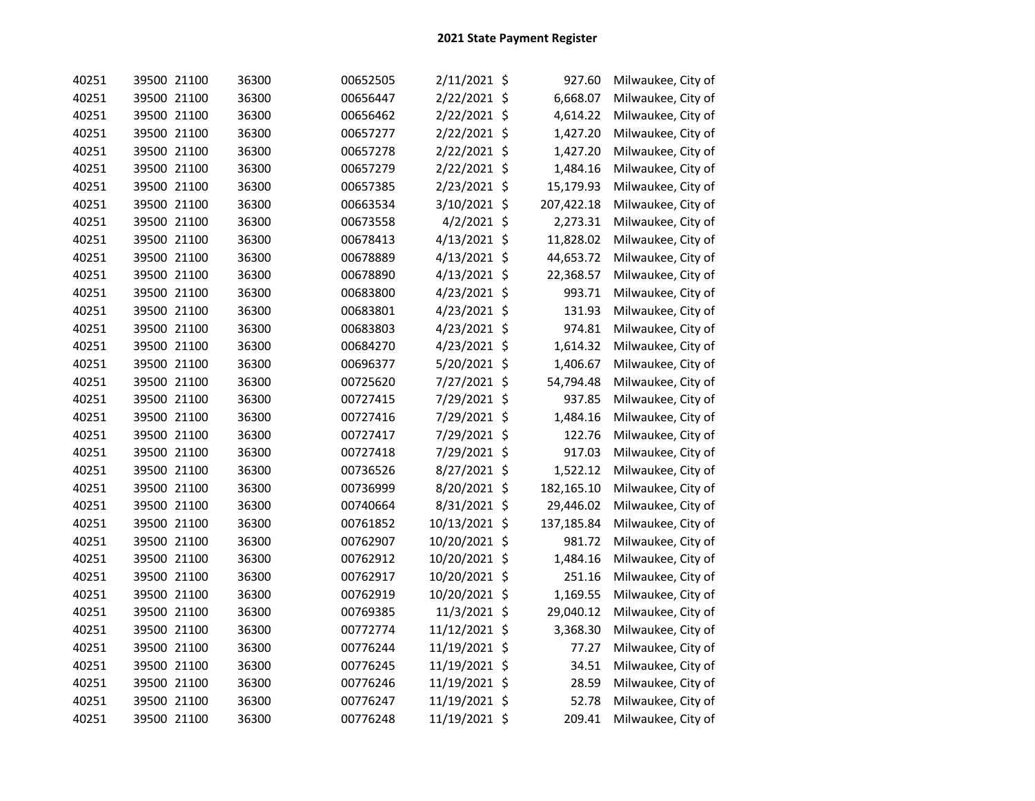# 2021 State Payment Register

| | | | | | | | | |
|---|---|---|---|---|---|---|---|---|
| 40251 | 39500 | 21100 | 36300 | 00652505 | 2/11/2021 | $ | 927.60 | Milwaukee, City of |
| 40251 | 39500 | 21100 | 36300 | 00656447 | 2/22/2021 | $ | 6,668.07 | Milwaukee, City of |
| 40251 | 39500 | 21100 | 36300 | 00656462 | 2/22/2021 | $ | 4,614.22 | Milwaukee, City of |
| 40251 | 39500 | 21100 | 36300 | 00657277 | 2/22/2021 | $ | 1,427.20 | Milwaukee, City of |
| 40251 | 39500 | 21100 | 36300 | 00657278 | 2/22/2021 | $ | 1,427.20 | Milwaukee, City of |
| 40251 | 39500 | 21100 | 36300 | 00657279 | 2/22/2021 | $ | 1,484.16 | Milwaukee, City of |
| 40251 | 39500 | 21100 | 36300 | 00657385 | 2/23/2021 | $ | 15,179.93 | Milwaukee, City of |
| 40251 | 39500 | 21100 | 36300 | 00663534 | 3/10/2021 | $ | 207,422.18 | Milwaukee, City of |
| 40251 | 39500 | 21100 | 36300 | 00673558 | 4/2/2021 | $ | 2,273.31 | Milwaukee, City of |
| 40251 | 39500 | 21100 | 36300 | 00678413 | 4/13/2021 | $ | 11,828.02 | Milwaukee, City of |
| 40251 | 39500 | 21100 | 36300 | 00678889 | 4/13/2021 | $ | 44,653.72 | Milwaukee, City of |
| 40251 | 39500 | 21100 | 36300 | 00678890 | 4/13/2021 | $ | 22,368.57 | Milwaukee, City of |
| 40251 | 39500 | 21100 | 36300 | 00683800 | 4/23/2021 | $ | 993.71 | Milwaukee, City of |
| 40251 | 39500 | 21100 | 36300 | 00683801 | 4/23/2021 | $ | 131.93 | Milwaukee, City of |
| 40251 | 39500 | 21100 | 36300 | 00683803 | 4/23/2021 | $ | 974.81 | Milwaukee, City of |
| 40251 | 39500 | 21100 | 36300 | 00684270 | 4/23/2021 | $ | 1,614.32 | Milwaukee, City of |
| 40251 | 39500 | 21100 | 36300 | 00696377 | 5/20/2021 | $ | 1,406.67 | Milwaukee, City of |
| 40251 | 39500 | 21100 | 36300 | 00725620 | 7/27/2021 | $ | 54,794.48 | Milwaukee, City of |
| 40251 | 39500 | 21100 | 36300 | 00727415 | 7/29/2021 | $ | 937.85 | Milwaukee, City of |
| 40251 | 39500 | 21100 | 36300 | 00727416 | 7/29/2021 | $ | 1,484.16 | Milwaukee, City of |
| 40251 | 39500 | 21100 | 36300 | 00727417 | 7/29/2021 | $ | 122.76 | Milwaukee, City of |
| 40251 | 39500 | 21100 | 36300 | 00727418 | 7/29/2021 | $ | 917.03 | Milwaukee, City of |
| 40251 | 39500 | 21100 | 36300 | 00736526 | 8/27/2021 | $ | 1,522.12 | Milwaukee, City of |
| 40251 | 39500 | 21100 | 36300 | 00736999 | 8/20/2021 | $ | 182,165.10 | Milwaukee, City of |
| 40251 | 39500 | 21100 | 36300 | 00740664 | 8/31/2021 | $ | 29,446.02 | Milwaukee, City of |
| 40251 | 39500 | 21100 | 36300 | 00761852 | 10/13/2021 | $ | 137,185.84 | Milwaukee, City of |
| 40251 | 39500 | 21100 | 36300 | 00762907 | 10/20/2021 | $ | 981.72 | Milwaukee, City of |
| 40251 | 39500 | 21100 | 36300 | 00762912 | 10/20/2021 | $ | 1,484.16 | Milwaukee, City of |
| 40251 | 39500 | 21100 | 36300 | 00762917 | 10/20/2021 | $ | 251.16 | Milwaukee, City of |
| 40251 | 39500 | 21100 | 36300 | 00762919 | 10/20/2021 | $ | 1,169.55 | Milwaukee, City of |
| 40251 | 39500 | 21100 | 36300 | 00769385 | 11/3/2021 | $ | 29,040.12 | Milwaukee, City of |
| 40251 | 39500 | 21100 | 36300 | 00772774 | 11/12/2021 | $ | 3,368.30 | Milwaukee, City of |
| 40251 | 39500 | 21100 | 36300 | 00776244 | 11/19/2021 | $ | 77.27 | Milwaukee, City of |
| 40251 | 39500 | 21100 | 36300 | 00776245 | 11/19/2021 | $ | 34.51 | Milwaukee, City of |
| 40251 | 39500 | 21100 | 36300 | 00776246 | 11/19/2021 | $ | 28.59 | Milwaukee, City of |
| 40251 | 39500 | 21100 | 36300 | 00776247 | 11/19/2021 | $ | 52.78 | Milwaukee, City of |
| 40251 | 39500 | 21100 | 36300 | 00776248 | 11/19/2021 | $ | 209.41 | Milwaukee, City of |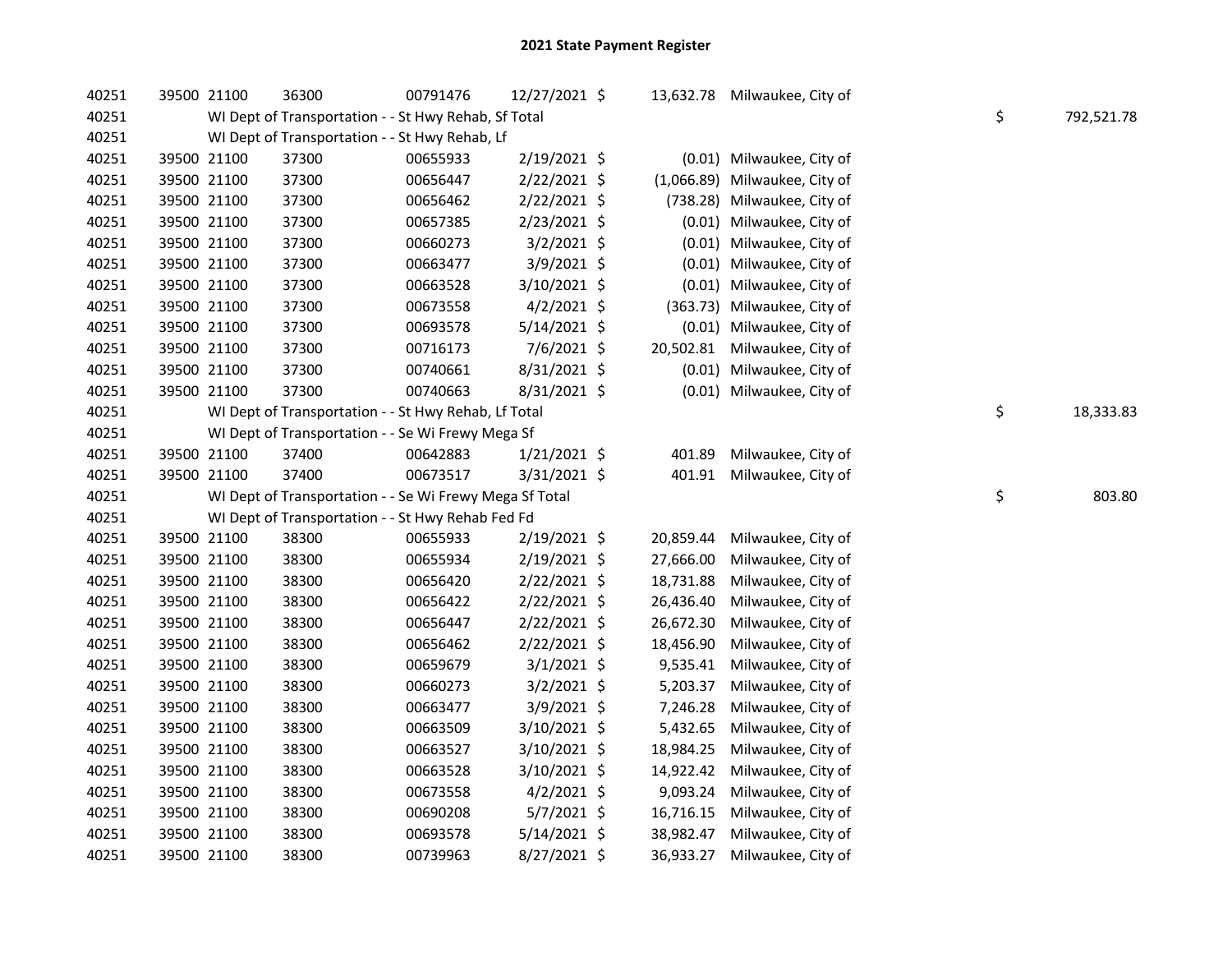# 2021 State Payment Register

| | | | | | | | | | |
|---|---|---|---|---|---|---|---|---|---|
| 40251 | 39500 | 21100 | 36300 | 00791476 | 12/27/2021 | $ | 13,632.78 | Milwaukee, City of | |
| 40251 | | WI Dept of Transportation - - St Hwy Rehab, Sf Total | | | | | | | $ 792,521.78 |
| 40251 | | WI Dept of Transportation - - St Hwy Rehab, Lf | | | | | | | |
| 40251 | 39500 | 21100 | 37300 | 00655933 | 2/19/2021 | $ | (0.01) | Milwaukee, City of | |
| 40251 | 39500 | 21100 | 37300 | 00656447 | 2/22/2021 | $ | (1,066.89) | Milwaukee, City of | |
| 40251 | 39500 | 21100 | 37300 | 00656462 | 2/22/2021 | $ | (738.28) | Milwaukee, City of | |
| 40251 | 39500 | 21100 | 37300 | 00657385 | 2/23/2021 | $ | (0.01) | Milwaukee, City of | |
| 40251 | 39500 | 21100 | 37300 | 00660273 | 3/2/2021 | $ | (0.01) | Milwaukee, City of | |
| 40251 | 39500 | 21100 | 37300 | 00663477 | 3/9/2021 | $ | (0.01) | Milwaukee, City of | |
| 40251 | 39500 | 21100 | 37300 | 00663528 | 3/10/2021 | $ | (0.01) | Milwaukee, City of | |
| 40251 | 39500 | 21100 | 37300 | 00673558 | 4/2/2021 | $ | (363.73) | Milwaukee, City of | |
| 40251 | 39500 | 21100 | 37300 | 00693578 | 5/14/2021 | $ | (0.01) | Milwaukee, City of | |
| 40251 | 39500 | 21100 | 37300 | 00716173 | 7/6/2021 | $ | 20,502.81 | Milwaukee, City of | |
| 40251 | 39500 | 21100 | 37300 | 00740661 | 8/31/2021 | $ | (0.01) | Milwaukee, City of | |
| 40251 | 39500 | 21100 | 37300 | 00740663 | 8/31/2021 | $ | (0.01) | Milwaukee, City of | |
| 40251 | | WI Dept of Transportation - - St Hwy Rehab, Lf Total | | | | | | | $ 18,333.83 |
| 40251 | | WI Dept of Transportation - - Se Wi Frewy Mega Sf | | | | | | | |
| 40251 | 39500 | 21100 | 37400 | 00642883 | 1/21/2021 | $ | 401.89 | Milwaukee, City of | |
| 40251 | 39500 | 21100 | 37400 | 00673517 | 3/31/2021 | $ | 401.91 | Milwaukee, City of | |
| 40251 | | WI Dept of Transportation - - Se Wi Frewy Mega Sf Total | | | | | | | $ 803.80 |
| 40251 | | WI Dept of Transportation - - St Hwy Rehab Fed Fd | | | | | | | |
| 40251 | 39500 | 21100 | 38300 | 00655933 | 2/19/2021 | $ | 20,859.44 | Milwaukee, City of | |
| 40251 | 39500 | 21100 | 38300 | 00655934 | 2/19/2021 | $ | 27,666.00 | Milwaukee, City of | |
| 40251 | 39500 | 21100 | 38300 | 00656420 | 2/22/2021 | $ | 18,731.88 | Milwaukee, City of | |
| 40251 | 39500 | 21100 | 38300 | 00656422 | 2/22/2021 | $ | 26,436.40 | Milwaukee, City of | |
| 40251 | 39500 | 21100 | 38300 | 00656447 | 2/22/2021 | $ | 26,672.30 | Milwaukee, City of | |
| 40251 | 39500 | 21100 | 38300 | 00656462 | 2/22/2021 | $ | 18,456.90 | Milwaukee, City of | |
| 40251 | 39500 | 21100 | 38300 | 00659679 | 3/1/2021 | $ | 9,535.41 | Milwaukee, City of | |
| 40251 | 39500 | 21100 | 38300 | 00660273 | 3/2/2021 | $ | 5,203.37 | Milwaukee, City of | |
| 40251 | 39500 | 21100 | 38300 | 00663477 | 3/9/2021 | $ | 7,246.28 | Milwaukee, City of | |
| 40251 | 39500 | 21100 | 38300 | 00663509 | 3/10/2021 | $ | 5,432.65 | Milwaukee, City of | |
| 40251 | 39500 | 21100 | 38300 | 00663527 | 3/10/2021 | $ | 18,984.25 | Milwaukee, City of | |
| 40251 | 39500 | 21100 | 38300 | 00663528 | 3/10/2021 | $ | 14,922.42 | Milwaukee, City of | |
| 40251 | 39500 | 21100 | 38300 | 00673558 | 4/2/2021 | $ | 9,093.24 | Milwaukee, City of | |
| 40251 | 39500 | 21100 | 38300 | 00690208 | 5/7/2021 | $ | 16,716.15 | Milwaukee, City of | |
| 40251 | 39500 | 21100 | 38300 | 00693578 | 5/14/2021 | $ | 38,982.47 | Milwaukee, City of | |
| 40251 | 39500 | 21100 | 38300 | 00739963 | 8/27/2021 | $ | 36,933.27 | Milwaukee, City of | |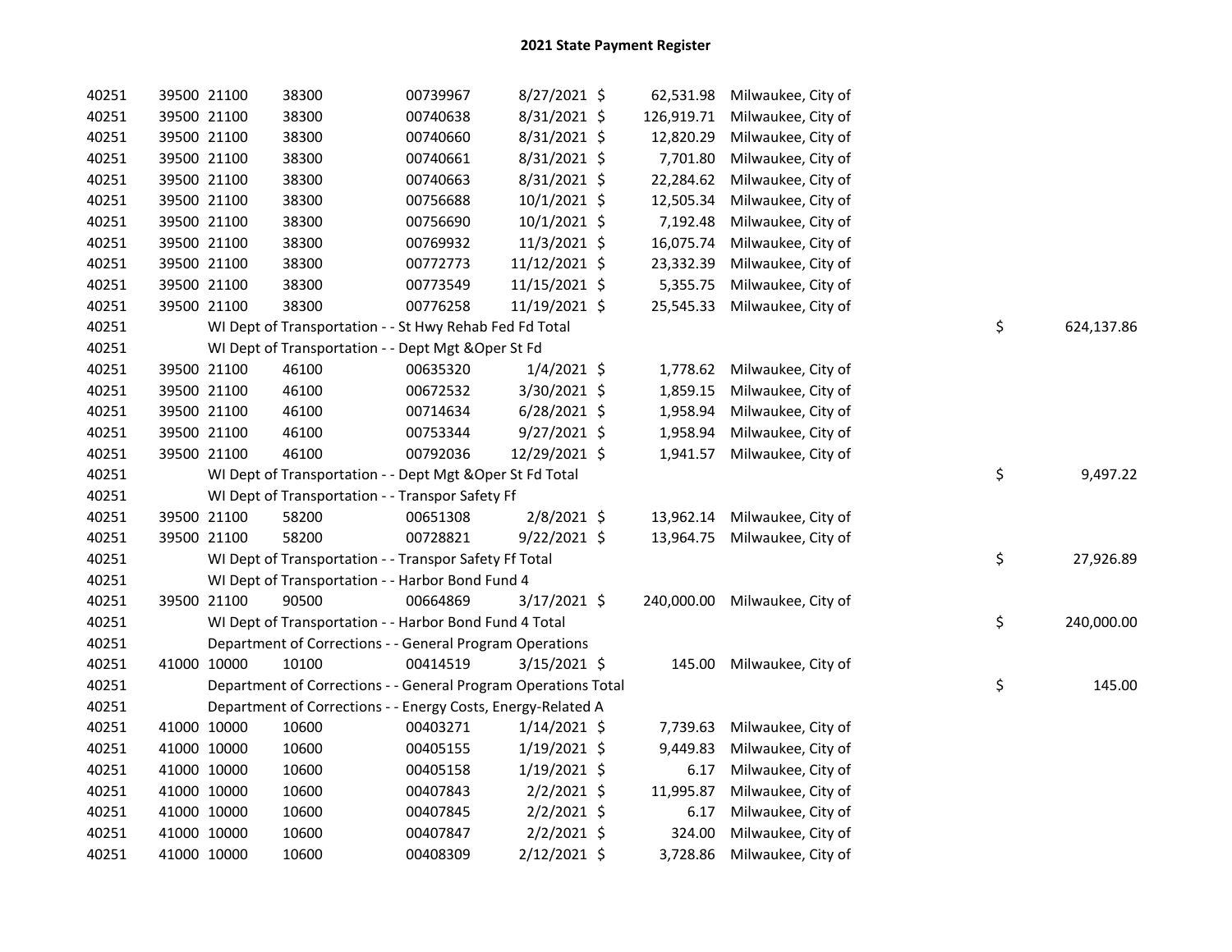# 2021 State Payment Register

| | | | | | | | | | |
|---|---|---|---|---|---|---|---|---|---|
| 40251 | 39500 | 21100 | 38300 | 00739967 | 8/27/2021 | $ 62,531.98 | Milwaukee, City of | | |
| 40251 | 39500 | 21100 | 38300 | 00740638 | 8/31/2021 | $ 126,919.71 | Milwaukee, City of | | |
| 40251 | 39500 | 21100 | 38300 | 00740660 | 8/31/2021 | $ 12,820.29 | Milwaukee, City of | | |
| 40251 | 39500 | 21100 | 38300 | 00740661 | 8/31/2021 | $ 7,701.80 | Milwaukee, City of | | |
| 40251 | 39500 | 21100 | 38300 | 00740663 | 8/31/2021 | $ 22,284.62 | Milwaukee, City of | | |
| 40251 | 39500 | 21100 | 38300 | 00756688 | 10/1/2021 | $ 12,505.34 | Milwaukee, City of | | |
| 40251 | 39500 | 21100 | 38300 | 00756690 | 10/1/2021 | $ 7,192.48 | Milwaukee, City of | | |
| 40251 | 39500 | 21100 | 38300 | 00769932 | 11/3/2021 | $ 16,075.74 | Milwaukee, City of | | |
| 40251 | 39500 | 21100 | 38300 | 00772773 | 11/12/2021 | $ 23,332.39 | Milwaukee, City of | | |
| 40251 | 39500 | 21100 | 38300 | 00773549 | 11/15/2021 | $ 5,355.75 | Milwaukee, City of | | |
| 40251 | 39500 | 21100 | 38300 | 00776258 | 11/19/2021 | $ 25,545.33 | Milwaukee, City of | | |
| 40251 | WI Dept of Transportation - - St Hwy Rehab Fed Fd Total | | | | | | | $ | 624,137.86 |
| 40251 | WI Dept of Transportation - - Dept Mgt &Oper St Fd | | | | | | | | |
| 40251 | 39500 | 21100 | 46100 | 00635320 | 1/4/2021 | $ 1,778.62 | Milwaukee, City of | | |
| 40251 | 39500 | 21100 | 46100 | 00672532 | 3/30/2021 | $ 1,859.15 | Milwaukee, City of | | |
| 40251 | 39500 | 21100 | 46100 | 00714634 | 6/28/2021 | $ 1,958.94 | Milwaukee, City of | | |
| 40251 | 39500 | 21100 | 46100 | 00753344 | 9/27/2021 | $ 1,958.94 | Milwaukee, City of | | |
| 40251 | 39500 | 21100 | 46100 | 00792036 | 12/29/2021 | $ 1,941.57 | Milwaukee, City of | | |
| 40251 | WI Dept of Transportation - - Dept Mgt &Oper St Fd Total | | | | | | | $ | 9,497.22 |
| 40251 | WI Dept of Transportation - - Transpor Safety Ff | | | | | | | | |
| 40251 | 39500 | 21100 | 58200 | 00651308 | 2/8/2021 | $ 13,962.14 | Milwaukee, City of | | |
| 40251 | 39500 | 21100 | 58200 | 00728821 | 9/22/2021 | $ 13,964.75 | Milwaukee, City of | | |
| 40251 | WI Dept of Transportation - - Transpor Safety Ff Total | | | | | | | $ | 27,926.89 |
| 40251 | WI Dept of Transportation - - Harbor Bond Fund 4 | | | | | | | | |
| 40251 | 39500 | 21100 | 90500 | 00664869 | 3/17/2021 | $ 240,000.00 | Milwaukee, City of | | |
| 40251 | WI Dept of Transportation - - Harbor Bond Fund 4 Total | | | | | | | $ | 240,000.00 |
| 40251 | Department of Corrections - - General Program Operations | | | | | | | | |
| 40251 | 41000 | 10000 | 10100 | 00414519 | 3/15/2021 | $ 145.00 | Milwaukee, City of | | |
| 40251 | Department of Corrections - - General Program Operations Total | | | | | | | $ | 145.00 |
| 40251 | Department of Corrections - - Energy Costs, Energy-Related A | | | | | | | | |
| 40251 | 41000 | 10000 | 10600 | 00403271 | 1/14/2021 | $ 7,739.63 | Milwaukee, City of | | |
| 40251 | 41000 | 10000 | 10600 | 00405155 | 1/19/2021 | $ 9,449.83 | Milwaukee, City of | | |
| 40251 | 41000 | 10000 | 10600 | 00405158 | 1/19/2021 | $ 6.17 | Milwaukee, City of | | |
| 40251 | 41000 | 10000 | 10600 | 00407843 | 2/2/2021 | $ 11,995.87 | Milwaukee, City of | | |
| 40251 | 41000 | 10000 | 10600 | 00407845 | 2/2/2021 | $ 6.17 | Milwaukee, City of | | |
| 40251 | 41000 | 10000 | 10600 | 00407847 | 2/2/2021 | $ 324.00 | Milwaukee, City of | | |
| 40251 | 41000 | 10000 | 10600 | 00408309 | 2/12/2021 | $ 3,728.86 | Milwaukee, City of | | |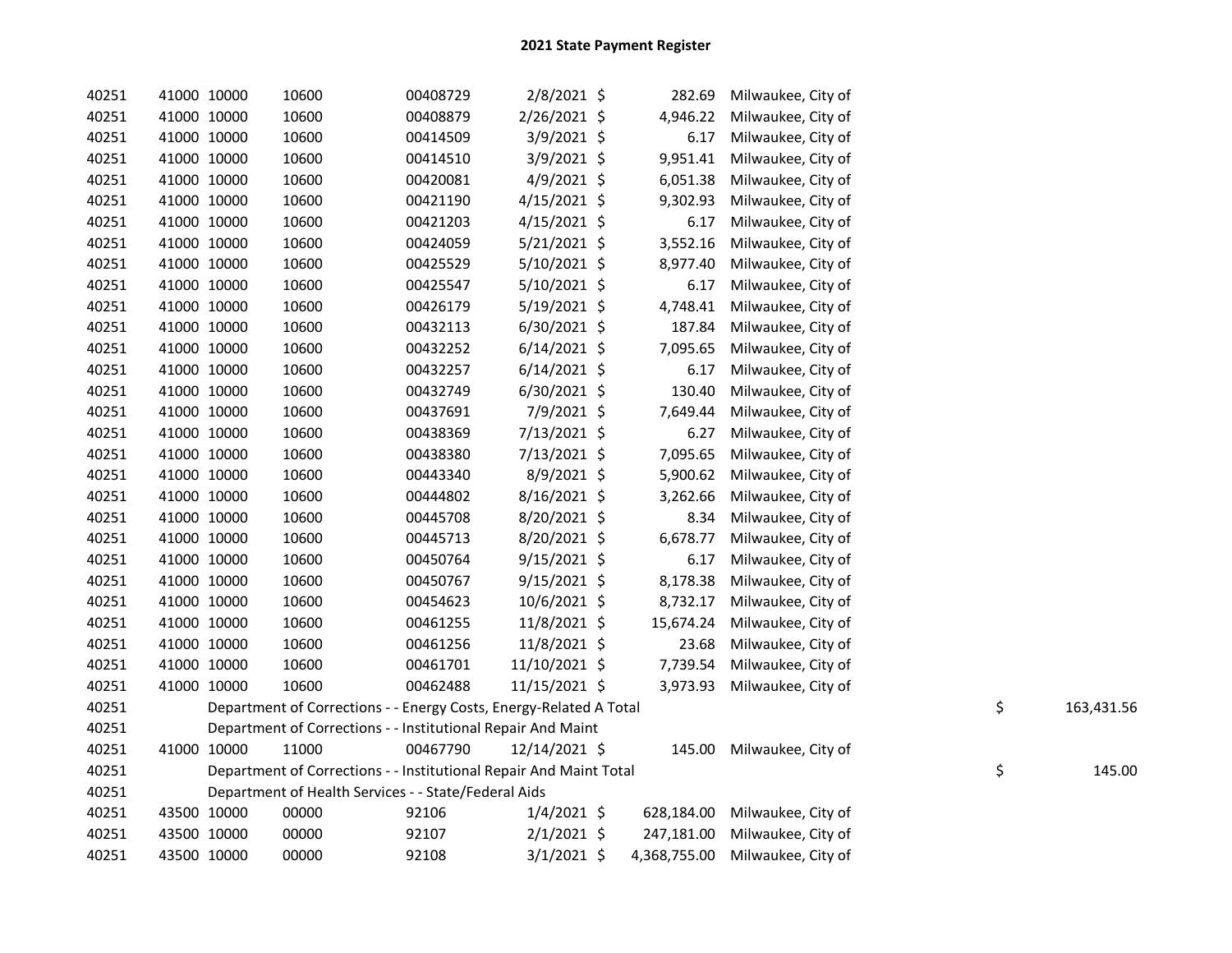# 2021 State Payment Register

| | | | | | | | | | |
|---|---|---|---|---|---|---|---|---|---|
| 40251 | 41000 | 10000 | 10600 | 00408729 | 2/8/2021 | $ 282.69 | Milwaukee, City of | | |
| 40251 | 41000 | 10000 | 10600 | 00408879 | 2/26/2021 | $ 4,946.22 | Milwaukee, City of | | |
| 40251 | 41000 | 10000 | 10600 | 00414509 | 3/9/2021 | $ 6.17 | Milwaukee, City of | | |
| 40251 | 41000 | 10000 | 10600 | 00414510 | 3/9/2021 | $ 9,951.41 | Milwaukee, City of | | |
| 40251 | 41000 | 10000 | 10600 | 00420081 | 4/9/2021 | $ 6,051.38 | Milwaukee, City of | | |
| 40251 | 41000 | 10000 | 10600 | 00421190 | 4/15/2021 | $ 9,302.93 | Milwaukee, City of | | |
| 40251 | 41000 | 10000 | 10600 | 00421203 | 4/15/2021 | $ 6.17 | Milwaukee, City of | | |
| 40251 | 41000 | 10000 | 10600 | 00424059 | 5/21/2021 | $ 3,552.16 | Milwaukee, City of | | |
| 40251 | 41000 | 10000 | 10600 | 00425529 | 5/10/2021 | $ 8,977.40 | Milwaukee, City of | | |
| 40251 | 41000 | 10000 | 10600 | 00425547 | 5/10/2021 | $ 6.17 | Milwaukee, City of | | |
| 40251 | 41000 | 10000 | 10600 | 00426179 | 5/19/2021 | $ 4,748.41 | Milwaukee, City of | | |
| 40251 | 41000 | 10000 | 10600 | 00432113 | 6/30/2021 | $ 187.84 | Milwaukee, City of | | |
| 40251 | 41000 | 10000 | 10600 | 00432252 | 6/14/2021 | $ 7,095.65 | Milwaukee, City of | | |
| 40251 | 41000 | 10000 | 10600 | 00432257 | 6/14/2021 | $ 6.17 | Milwaukee, City of | | |
| 40251 | 41000 | 10000 | 10600 | 00432749 | 6/30/2021 | $ 130.40 | Milwaukee, City of | | |
| 40251 | 41000 | 10000 | 10600 | 00437691 | 7/9/2021 | $ 7,649.44 | Milwaukee, City of | | |
| 40251 | 41000 | 10000 | 10600 | 00438369 | 7/13/2021 | $ 6.27 | Milwaukee, City of | | |
| 40251 | 41000 | 10000 | 10600 | 00438380 | 7/13/2021 | $ 7,095.65 | Milwaukee, City of | | |
| 40251 | 41000 | 10000 | 10600 | 00443340 | 8/9/2021 | $ 5,900.62 | Milwaukee, City of | | |
| 40251 | 41000 | 10000 | 10600 | 00444802 | 8/16/2021 | $ 3,262.66 | Milwaukee, City of | | |
| 40251 | 41000 | 10000 | 10600 | 00445708 | 8/20/2021 | $ 8.34 | Milwaukee, City of | | |
| 40251 | 41000 | 10000 | 10600 | 00445713 | 8/20/2021 | $ 6,678.77 | Milwaukee, City of | | |
| 40251 | 41000 | 10000 | 10600 | 00450764 | 9/15/2021 | $ 6.17 | Milwaukee, City of | | |
| 40251 | 41000 | 10000 | 10600 | 00450767 | 9/15/2021 | $ 8,178.38 | Milwaukee, City of | | |
| 40251 | 41000 | 10000 | 10600 | 00454623 | 10/6/2021 | $ 8,732.17 | Milwaukee, City of | | |
| 40251 | 41000 | 10000 | 10600 | 00461255 | 11/8/2021 | $ 15,674.24 | Milwaukee, City of | | |
| 40251 | 41000 | 10000 | 10600 | 00461256 | 11/8/2021 | $ 23.68 | Milwaukee, City of | | |
| 40251 | 41000 | 10000 | 10600 | 00461701 | 11/10/2021 | $ 7,739.54 | Milwaukee, City of | | |
| 40251 | 41000 | 10000 | 10600 | 00462488 | 11/15/2021 | $ 3,973.93 | Milwaukee, City of | | |
| 40251 | | Department of Corrections - - Energy Costs, Energy-Related A Total | | | | | | $ | 163,431.56 |
| 40251 | | Department of Corrections - - Institutional Repair And Maint | | | | | | | |
| 40251 | 41000 | 10000 | 11000 | 00467790 | 12/14/2021 | $ 145.00 | Milwaukee, City of | | |
| 40251 | | Department of Corrections - - Institutional Repair And Maint Total | | | | | | $ | 145.00 |
| 40251 | | Department of Health Services - - State/Federal Aids | | | | | | | |
| 40251 | 43500 | 10000 | 00000 | 92106 | 1/4/2021 | $ 628,184.00 | Milwaukee, City of | | |
| 40251 | 43500 | 10000 | 00000 | 92107 | 2/1/2021 | $ 247,181.00 | Milwaukee, City of | | |
| 40251 | 43500 | 10000 | 00000 | 92108 | 3/1/2021 | $ 4,368,755.00 | Milwaukee, City of | | |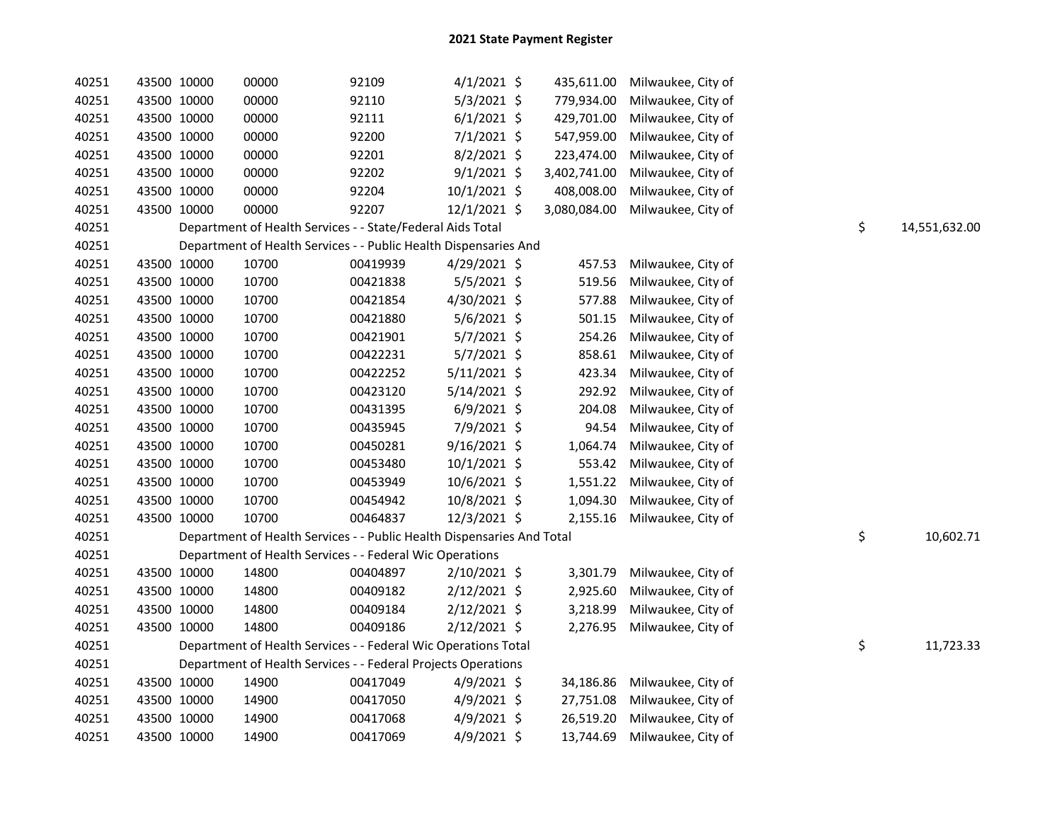# 2021 State Payment Register

| | | | | | | | | | |
|---|---|---|---|---|---|---|---|---|---|
| 40251 | 43500 | 10000 | 00000 | 92109 | 4/1/2021 | $ 435,611.00 | Milwaukee, City of | | |
| 40251 | 43500 | 10000 | 00000 | 92110 | 5/3/2021 | $ 779,934.00 | Milwaukee, City of | | |
| 40251 | 43500 | 10000 | 00000 | 92111 | 6/1/2021 | $ 429,701.00 | Milwaukee, City of | | |
| 40251 | 43500 | 10000 | 00000 | 92200 | 7/1/2021 | $ 547,959.00 | Milwaukee, City of | | |
| 40251 | 43500 | 10000 | 00000 | 92201 | 8/2/2021 | $ 223,474.00 | Milwaukee, City of | | |
| 40251 | 43500 | 10000 | 00000 | 92202 | 9/1/2021 | $ 3,402,741.00 | Milwaukee, City of | | |
| 40251 | 43500 | 10000 | 00000 | 92204 | 10/1/2021 | $ 408,008.00 | Milwaukee, City of | | |
| 40251 | 43500 | 10000 | 00000 | 92207 | 12/1/2021 | $ 3,080,084.00 | Milwaukee, City of | | |
| 40251 | | Department of Health Services - - State/Federal Aids Total | | | | | | $ | 14,551,632.00 |
| 40251 | | Department of Health Services - - Public Health Dispensaries And | | | | | | | |
| 40251 | 43500 | 10000 | 10700 | 00419939 | 4/29/2021 | $ 457.53 | Milwaukee, City of | | |
| 40251 | 43500 | 10000 | 10700 | 00421838 | 5/5/2021 | $ 519.56 | Milwaukee, City of | | |
| 40251 | 43500 | 10000 | 10700 | 00421854 | 4/30/2021 | $ 577.88 | Milwaukee, City of | | |
| 40251 | 43500 | 10000 | 10700 | 00421880 | 5/6/2021 | $ 501.15 | Milwaukee, City of | | |
| 40251 | 43500 | 10000 | 10700 | 00421901 | 5/7/2021 | $ 254.26 | Milwaukee, City of | | |
| 40251 | 43500 | 10000 | 10700 | 00422231 | 5/7/2021 | $ 858.61 | Milwaukee, City of | | |
| 40251 | 43500 | 10000 | 10700 | 00422252 | 5/11/2021 | $ 423.34 | Milwaukee, City of | | |
| 40251 | 43500 | 10000 | 10700 | 00423120 | 5/14/2021 | $ 292.92 | Milwaukee, City of | | |
| 40251 | 43500 | 10000 | 10700 | 00431395 | 6/9/2021 | $ 204.08 | Milwaukee, City of | | |
| 40251 | 43500 | 10000 | 10700 | 00435945 | 7/9/2021 | $ 94.54 | Milwaukee, City of | | |
| 40251 | 43500 | 10000 | 10700 | 00450281 | 9/16/2021 | $ 1,064.74 | Milwaukee, City of | | |
| 40251 | 43500 | 10000 | 10700 | 00453480 | 10/1/2021 | $ 553.42 | Milwaukee, City of | | |
| 40251 | 43500 | 10000 | 10700 | 00453949 | 10/6/2021 | $ 1,551.22 | Milwaukee, City of | | |
| 40251 | 43500 | 10000 | 10700 | 00454942 | 10/8/2021 | $ 1,094.30 | Milwaukee, City of | | |
| 40251 | 43500 | 10000 | 10700 | 00464837 | 12/3/2021 | $ 2,155.16 | Milwaukee, City of | | |
| 40251 | | Department of Health Services - - Public Health Dispensaries And Total | | | | | | $ | 10,602.71 |
| 40251 | | Department of Health Services - - Federal Wic Operations | | | | | | | |
| 40251 | 43500 | 10000 | 14800 | 00404897 | 2/10/2021 | $ 3,301.79 | Milwaukee, City of | | |
| 40251 | 43500 | 10000 | 14800 | 00409182 | 2/12/2021 | $ 2,925.60 | Milwaukee, City of | | |
| 40251 | 43500 | 10000 | 14800 | 00409184 | 2/12/2021 | $ 3,218.99 | Milwaukee, City of | | |
| 40251 | 43500 | 10000 | 14800 | 00409186 | 2/12/2021 | $ 2,276.95 | Milwaukee, City of | | |
| 40251 | | Department of Health Services - - Federal Wic Operations Total | | | | | | $ | 11,723.33 |
| 40251 | | Department of Health Services - - Federal Projects Operations | | | | | | | |
| 40251 | 43500 | 10000 | 14900 | 00417049 | 4/9/2021 | $ 34,186.86 | Milwaukee, City of | | |
| 40251 | 43500 | 10000 | 14900 | 00417050 | 4/9/2021 | $ 27,751.08 | Milwaukee, City of | | |
| 40251 | 43500 | 10000 | 14900 | 00417068 | 4/9/2021 | $ 26,519.20 | Milwaukee, City of | | |
| 40251 | 43500 | 10000 | 14900 | 00417069 | 4/9/2021 | $ 13,744.69 | Milwaukee, City of | | |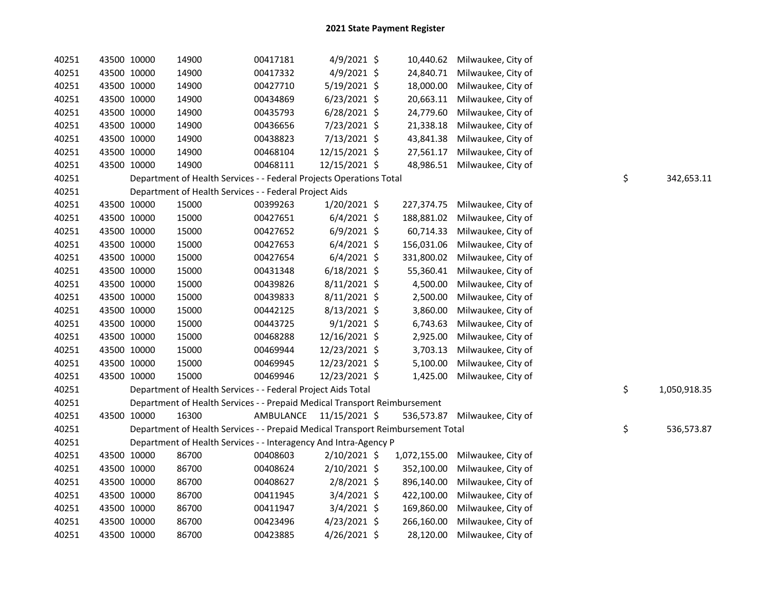## 2021 State Payment Register

| | | | | | | | | |
|---|---|---|---|---|---|---|---|---|
| 40251 | 43500 | 10000 | 14900 | 00417181 | 4/9/2021 | $ 10,440.62 | Milwaukee, City of | |
| 40251 | 43500 | 10000 | 14900 | 00417332 | 4/9/2021 | $ 24,840.71 | Milwaukee, City of | |
| 40251 | 43500 | 10000 | 14900 | 00427710 | 5/19/2021 | $ 18,000.00 | Milwaukee, City of | |
| 40251 | 43500 | 10000 | 14900 | 00434869 | 6/23/2021 | $ 20,663.11 | Milwaukee, City of | |
| 40251 | 43500 | 10000 | 14900 | 00435793 | 6/28/2021 | $ 24,779.60 | Milwaukee, City of | |
| 40251 | 43500 | 10000 | 14900 | 00436656 | 7/23/2021 | $ 21,338.18 | Milwaukee, City of | |
| 40251 | 43500 | 10000 | 14900 | 00438823 | 7/13/2021 | $ 43,841.38 | Milwaukee, City of | |
| 40251 | 43500 | 10000 | 14900 | 00468104 | 12/15/2021 | $ 27,561.17 | Milwaukee, City of | |
| 40251 | 43500 | 10000 | 14900 | 00468111 | 12/15/2021 | $ 48,986.51 | Milwaukee, City of | |
| 40251 | | Department of Health Services - - Federal Projects Operations Total | | | | | | $ 342,653.11 |
| 40251 | | Department of Health Services - - Federal Project Aids | | | | | | |
| 40251 | 43500 | 10000 | 15000 | 00399263 | 1/20/2021 | $ 227,374.75 | Milwaukee, City of | |
| 40251 | 43500 | 10000 | 15000 | 00427651 | 6/4/2021 | $ 188,881.02 | Milwaukee, City of | |
| 40251 | 43500 | 10000 | 15000 | 00427652 | 6/9/2021 | $ 60,714.33 | Milwaukee, City of | |
| 40251 | 43500 | 10000 | 15000 | 00427653 | 6/4/2021 | $ 156,031.06 | Milwaukee, City of | |
| 40251 | 43500 | 10000 | 15000 | 00427654 | 6/4/2021 | $ 331,800.02 | Milwaukee, City of | |
| 40251 | 43500 | 10000 | 15000 | 00431348 | 6/18/2021 | $ 55,360.41 | Milwaukee, City of | |
| 40251 | 43500 | 10000 | 15000 | 00439826 | 8/11/2021 | $ 4,500.00 | Milwaukee, City of | |
| 40251 | 43500 | 10000 | 15000 | 00439833 | 8/11/2021 | $ 2,500.00 | Milwaukee, City of | |
| 40251 | 43500 | 10000 | 15000 | 00442125 | 8/13/2021 | $ 3,860.00 | Milwaukee, City of | |
| 40251 | 43500 | 10000 | 15000 | 00443725 | 9/1/2021 | $ 6,743.63 | Milwaukee, City of | |
| 40251 | 43500 | 10000 | 15000 | 00468288 | 12/16/2021 | $ 2,925.00 | Milwaukee, City of | |
| 40251 | 43500 | 10000 | 15000 | 00469944 | 12/23/2021 | $ 3,703.13 | Milwaukee, City of | |
| 40251 | 43500 | 10000 | 15000 | 00469945 | 12/23/2021 | $ 5,100.00 | Milwaukee, City of | |
| 40251 | 43500 | 10000 | 15000 | 00469946 | 12/23/2021 | $ 1,425.00 | Milwaukee, City of | |
| 40251 | | Department of Health Services - - Federal Project Aids Total | | | | | | $ 1,050,918.35 |
| 40251 | | Department of Health Services - - Prepaid Medical Transport Reimbursement | | | | | | |
| 40251 | 43500 | 10000 | 16300 | AMBULANCE | 11/15/2021 | $ 536,573.87 | Milwaukee, City of | |
| 40251 | | Department of Health Services - - Prepaid Medical Transport Reimbursement Total | | | | | | $ 536,573.87 |
| 40251 | | Department of Health Services - - Interagency And Intra-Agency P | | | | | | |
| 40251 | 43500 | 10000 | 86700 | 00408603 | 2/10/2021 | $ 1,072,155.00 | Milwaukee, City of | |
| 40251 | 43500 | 10000 | 86700 | 00408624 | 2/10/2021 | $ 352,100.00 | Milwaukee, City of | |
| 40251 | 43500 | 10000 | 86700 | 00408627 | 2/8/2021 | $ 896,140.00 | Milwaukee, City of | |
| 40251 | 43500 | 10000 | 86700 | 00411945 | 3/4/2021 | $ 422,100.00 | Milwaukee, City of | |
| 40251 | 43500 | 10000 | 86700 | 00411947 | 3/4/2021 | $ 169,860.00 | Milwaukee, City of | |
| 40251 | 43500 | 10000 | 86700 | 00423496 | 4/23/2021 | $ 266,160.00 | Milwaukee, City of | |
| 40251 | 43500 | 10000 | 86700 | 00423885 | 4/26/2021 | $ 28,120.00 | Milwaukee, City of | |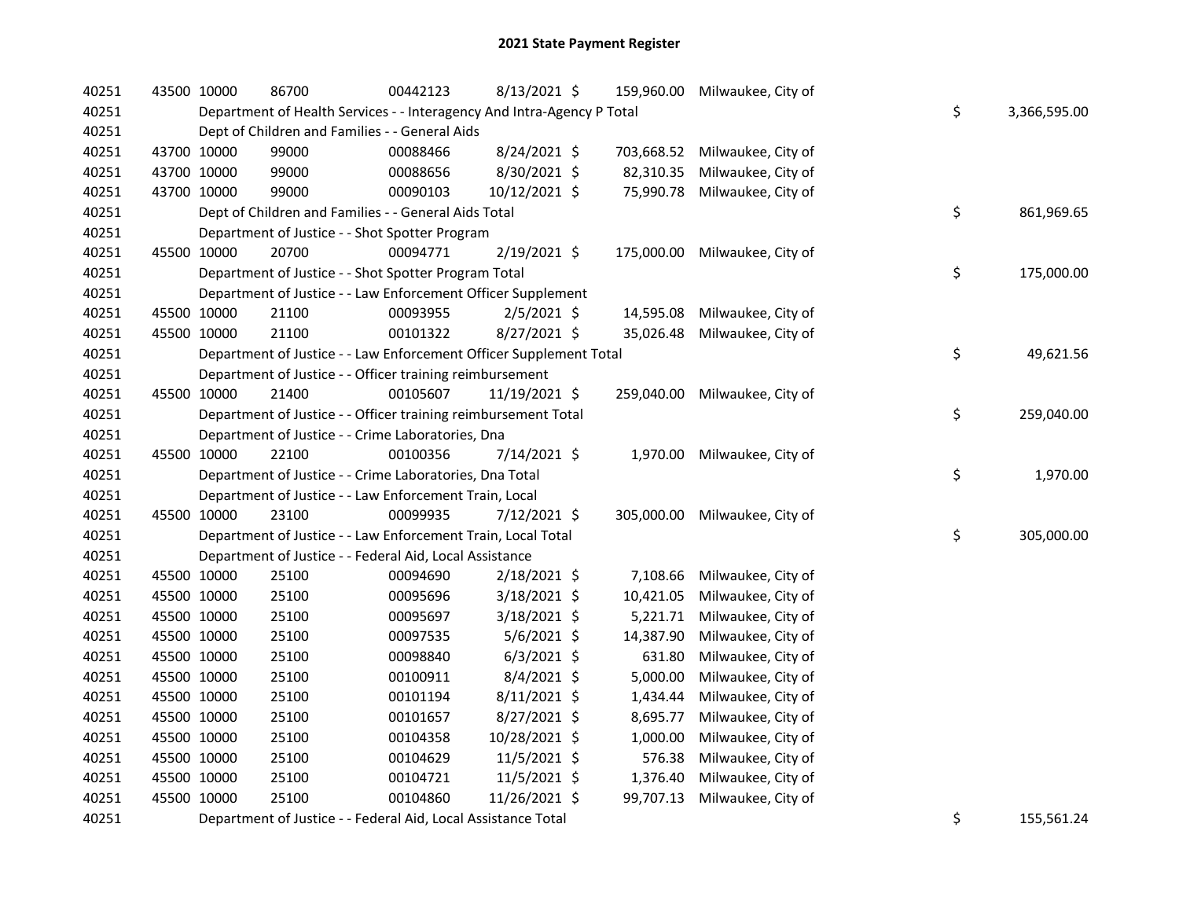# 2021 State Payment Register

| | | | | | | | | |
|---|---|---|---|---|---|---|---|---|
| 40251 | 43500 | 10000 | 86700 | 00442123 | 8/13/2021 | $ 159,960.00 | Milwaukee, City of | |
| 40251 | | Department of Health Services - - Interagency And Intra-Agency P Total | | | | | | $ 3,366,595.00 |
| 40251 | | Dept of Children and Families - - General Aids | | | | | | |
| 40251 | 43700 | 10000 | 99000 | 00088466 | 8/24/2021 | $ 703,668.52 | Milwaukee, City of | |
| 40251 | 43700 | 10000 | 99000 | 00088656 | 8/30/2021 | $ 82,310.35 | Milwaukee, City of | |
| 40251 | 43700 | 10000 | 99000 | 00090103 | 10/12/2021 | $ 75,990.78 | Milwaukee, City of | |
| 40251 | | Dept of Children and Families - - General Aids Total | | | | | | $ 861,969.65 |
| 40251 | | Department of Justice - - Shot Spotter Program | | | | | | |
| 40251 | 45500 | 10000 | 20700 | 00094771 | 2/19/2021 | $ 175,000.00 | Milwaukee, City of | |
| 40251 | | Department of Justice - - Shot Spotter Program Total | | | | | | $ 175,000.00 |
| 40251 | | Department of Justice - - Law Enforcement Officer Supplement | | | | | | |
| 40251 | 45500 | 10000 | 21100 | 00093955 | 2/5/2021 | $ 14,595.08 | Milwaukee, City of | |
| 40251 | 45500 | 10000 | 21100 | 00101322 | 8/27/2021 | $ 35,026.48 | Milwaukee, City of | |
| 40251 | | Department of Justice - - Law Enforcement Officer Supplement Total | | | | | | $ 49,621.56 |
| 40251 | | Department of Justice - - Officer training reimbursement | | | | | | |
| 40251 | 45500 | 10000 | 21400 | 00105607 | 11/19/2021 | $ 259,040.00 | Milwaukee, City of | |
| 40251 | | Department of Justice - - Officer training reimbursement Total | | | | | | $ 259,040.00 |
| 40251 | | Department of Justice - - Crime Laboratories, Dna | | | | | | |
| 40251 | 45500 | 10000 | 22100 | 00100356 | 7/14/2021 | $ 1,970.00 | Milwaukee, City of | |
| 40251 | | Department of Justice - - Crime Laboratories, Dna Total | | | | | | $ 1,970.00 |
| 40251 | | Department of Justice - - Law Enforcement Train, Local | | | | | | |
| 40251 | 45500 | 10000 | 23100 | 00099935 | 7/12/2021 | $ 305,000.00 | Milwaukee, City of | |
| 40251 | | Department of Justice - - Law Enforcement Train, Local Total | | | | | | $ 305,000.00 |
| 40251 | | Department of Justice - - Federal Aid, Local Assistance | | | | | | |
| 40251 | 45500 | 10000 | 25100 | 00094690 | 2/18/2021 | $ 7,108.66 | Milwaukee, City of | |
| 40251 | 45500 | 10000 | 25100 | 00095696 | 3/18/2021 | $ 10,421.05 | Milwaukee, City of | |
| 40251 | 45500 | 10000 | 25100 | 00095697 | 3/18/2021 | $ 5,221.71 | Milwaukee, City of | |
| 40251 | 45500 | 10000 | 25100 | 00097535 | 5/6/2021 | $ 14,387.90 | Milwaukee, City of | |
| 40251 | 45500 | 10000 | 25100 | 00098840 | 6/3/2021 | $ 631.80 | Milwaukee, City of | |
| 40251 | 45500 | 10000 | 25100 | 00100911 | 8/4/2021 | $ 5,000.00 | Milwaukee, City of | |
| 40251 | 45500 | 10000 | 25100 | 00101194 | 8/11/2021 | $ 1,434.44 | Milwaukee, City of | |
| 40251 | 45500 | 10000 | 25100 | 00101657 | 8/27/2021 | $ 8,695.77 | Milwaukee, City of | |
| 40251 | 45500 | 10000 | 25100 | 00104358 | 10/28/2021 | $ 1,000.00 | Milwaukee, City of | |
| 40251 | 45500 | 10000 | 25100 | 00104629 | 11/5/2021 | $ 576.38 | Milwaukee, City of | |
| 40251 | 45500 | 10000 | 25100 | 00104721 | 11/5/2021 | $ 1,376.40 | Milwaukee, City of | |
| 40251 | 45500 | 10000 | 25100 | 00104860 | 11/26/2021 | $ 99,707.13 | Milwaukee, City of | |
| 40251 | | Department of Justice - - Federal Aid, Local Assistance Total | | | | | | $ 155,561.24 |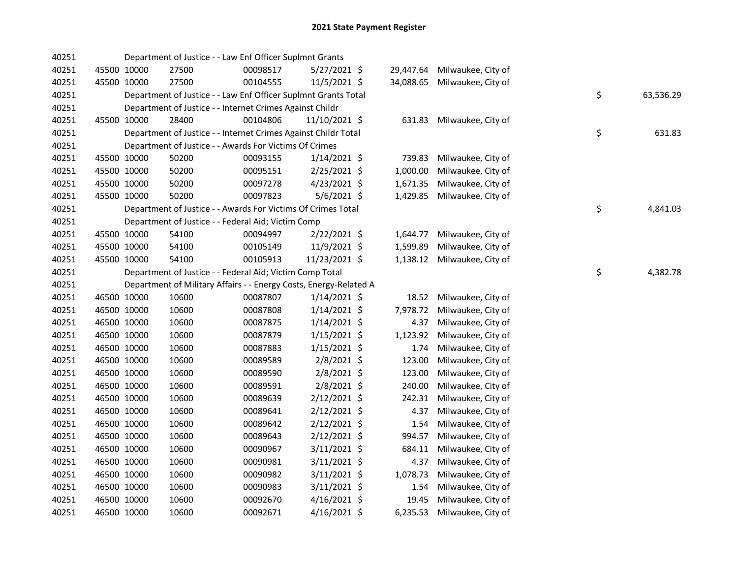# 2021 State Payment Register

| | | | | | | | | | |
|---|---|---|---|---|---|---|---|---|---|
| 40251 | | | Department of Justice - - Law Enf Officer Suplmnt Grants | | | | | | |
| 40251 | 45500 | 10000 | 27500 | 00098517 | 5/27/2021 | $ 29,447.64 | Milwaukee, City of | | |
| 40251 | 45500 | 10000 | 27500 | 00104555 | 11/5/2021 | $ 34,088.65 | Milwaukee, City of | | |
| 40251 | | | Department of Justice - - Law Enf Officer Suplmnt Grants Total | | | | | $ | 63,536.29 |
| 40251 | | | Department of Justice - - Internet Crimes Against Childr | | | | | | |
| 40251 | 45500 | 10000 | 28400 | 00104806 | 11/10/2021 | $ 631.83 | Milwaukee, City of | | |
| 40251 | | | Department of Justice - - Internet Crimes Against Childr Total | | | | | $ | 631.83 |
| 40251 | | | Department of Justice - - Awards For Victims Of Crimes | | | | | | |
| 40251 | 45500 | 10000 | 50200 | 00093155 | 1/14/2021 | $ 739.83 | Milwaukee, City of | | |
| 40251 | 45500 | 10000 | 50200 | 00095151 | 2/25/2021 | $ 1,000.00 | Milwaukee, City of | | |
| 40251 | 45500 | 10000 | 50200 | 00097278 | 4/23/2021 | $ 1,671.35 | Milwaukee, City of | | |
| 40251 | 45500 | 10000 | 50200 | 00097823 | 5/6/2021 | $ 1,429.85 | Milwaukee, City of | | |
| 40251 | | | Department of Justice - - Awards For Victims Of Crimes Total | | | | | $ | 4,841.03 |
| 40251 | | | Department of Justice - - Federal Aid; Victim Comp | | | | | | |
| 40251 | 45500 | 10000 | 54100 | 00094997 | 2/22/2021 | $ 1,644.77 | Milwaukee, City of | | |
| 40251 | 45500 | 10000 | 54100 | 00105149 | 11/9/2021 | $ 1,599.89 | Milwaukee, City of | | |
| 40251 | 45500 | 10000 | 54100 | 00105913 | 11/23/2021 | $ 1,138.12 | Milwaukee, City of | | |
| 40251 | | | Department of Justice - - Federal Aid; Victim Comp Total | | | | | $ | 4,382.78 |
| 40251 | | | Department of Military Affairs - - Energy Costs, Energy-Related A | | | | | | |
| 40251 | 46500 | 10000 | 10600 | 00087807 | 1/14/2021 | $ 18.52 | Milwaukee, City of | | |
| 40251 | 46500 | 10000 | 10600 | 00087808 | 1/14/2021 | $ 7,978.72 | Milwaukee, City of | | |
| 40251 | 46500 | 10000 | 10600 | 00087875 | 1/14/2021 | $ 4.37 | Milwaukee, City of | | |
| 40251 | 46500 | 10000 | 10600 | 00087879 | 1/15/2021 | $ 1,123.92 | Milwaukee, City of | | |
| 40251 | 46500 | 10000 | 10600 | 00087883 | 1/15/2021 | $ 1.74 | Milwaukee, City of | | |
| 40251 | 46500 | 10000 | 10600 | 00089589 | 2/8/2021 | $ 123.00 | Milwaukee, City of | | |
| 40251 | 46500 | 10000 | 10600 | 00089590 | 2/8/2021 | $ 123.00 | Milwaukee, City of | | |
| 40251 | 46500 | 10000 | 10600 | 00089591 | 2/8/2021 | $ 240.00 | Milwaukee, City of | | |
| 40251 | 46500 | 10000 | 10600 | 00089639 | 2/12/2021 | $ 242.31 | Milwaukee, City of | | |
| 40251 | 46500 | 10000 | 10600 | 00089641 | 2/12/2021 | $ 4.37 | Milwaukee, City of | | |
| 40251 | 46500 | 10000 | 10600 | 00089642 | 2/12/2021 | $ 1.54 | Milwaukee, City of | | |
| 40251 | 46500 | 10000 | 10600 | 00089643 | 2/12/2021 | $ 994.57 | Milwaukee, City of | | |
| 40251 | 46500 | 10000 | 10600 | 00090967 | 3/11/2021 | $ 684.11 | Milwaukee, City of | | |
| 40251 | 46500 | 10000 | 10600 | 00090981 | 3/11/2021 | $ 4.37 | Milwaukee, City of | | |
| 40251 | 46500 | 10000 | 10600 | 00090982 | 3/11/2021 | $ 1,078.73 | Milwaukee, City of | | |
| 40251 | 46500 | 10000 | 10600 | 00090983 | 3/11/2021 | $ 1.54 | Milwaukee, City of | | |
| 40251 | 46500 | 10000 | 10600 | 00092670 | 4/16/2021 | $ 19.45 | Milwaukee, City of | | |
| 40251 | 46500 | 10000 | 10600 | 00092671 | 4/16/2021 | $ 6,235.53 | Milwaukee, City of | | |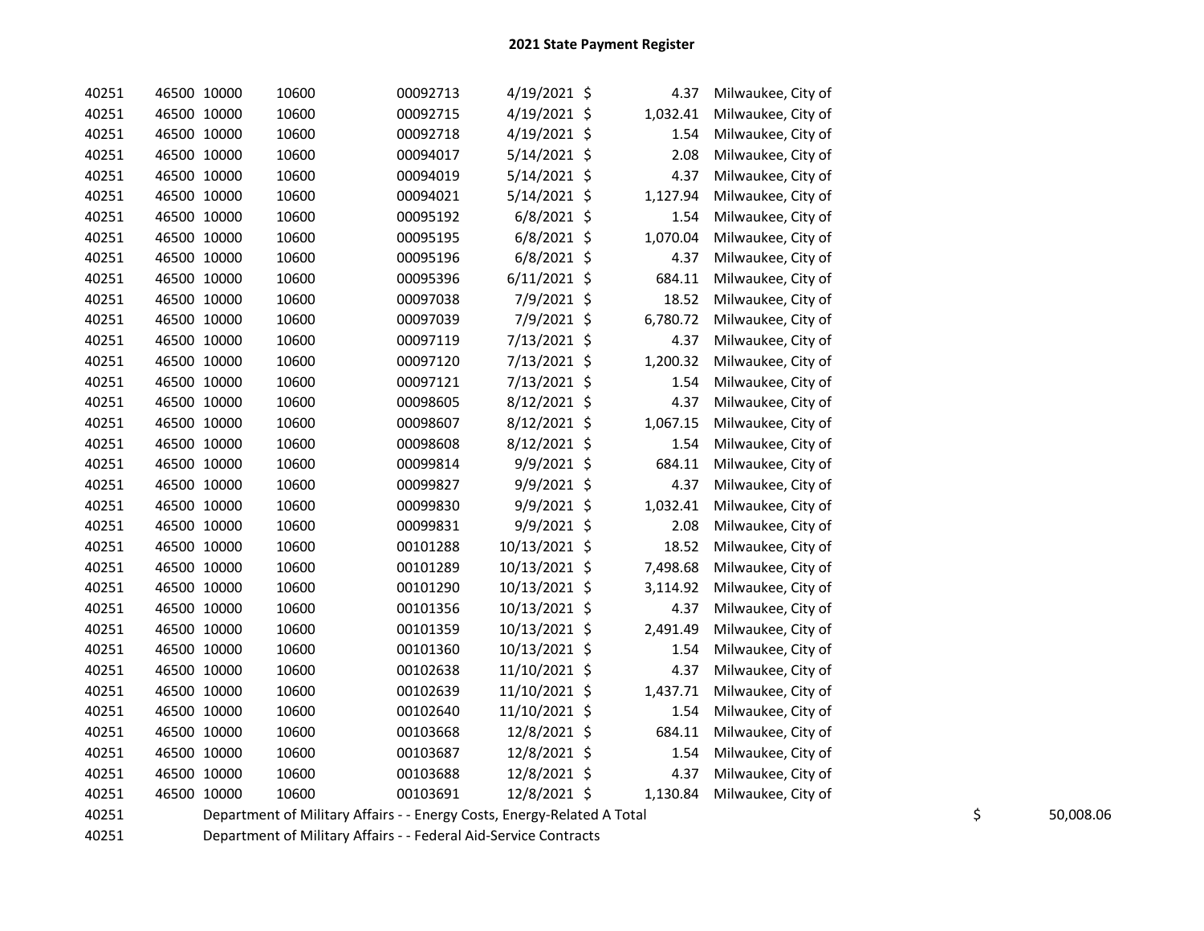# 2021 State Payment Register

| | | | | | | | | | |
|---|---|---|---|---|---|---|---|---|---|
| 40251 | 46500 | 10000 | 10600 | 00092713 | 4/19/2021 | $ | 4.37 | Milwaukee, City of | |
| 40251 | 46500 | 10000 | 10600 | 00092715 | 4/19/2021 | $ | 1,032.41 | Milwaukee, City of | |
| 40251 | 46500 | 10000 | 10600 | 00092718 | 4/19/2021 | $ | 1.54 | Milwaukee, City of | |
| 40251 | 46500 | 10000 | 10600 | 00094017 | 5/14/2021 | $ | 2.08 | Milwaukee, City of | |
| 40251 | 46500 | 10000 | 10600 | 00094019 | 5/14/2021 | $ | 4.37 | Milwaukee, City of | |
| 40251 | 46500 | 10000 | 10600 | 00094021 | 5/14/2021 | $ | 1,127.94 | Milwaukee, City of | |
| 40251 | 46500 | 10000 | 10600 | 00095192 | 6/8/2021 | $ | 1.54 | Milwaukee, City of | |
| 40251 | 46500 | 10000 | 10600 | 00095195 | 6/8/2021 | $ | 1,070.04 | Milwaukee, City of | |
| 40251 | 46500 | 10000 | 10600 | 00095196 | 6/8/2021 | $ | 4.37 | Milwaukee, City of | |
| 40251 | 46500 | 10000 | 10600 | 00095396 | 6/11/2021 | $ | 684.11 | Milwaukee, City of | |
| 40251 | 46500 | 10000 | 10600 | 00097038 | 7/9/2021 | $ | 18.52 | Milwaukee, City of | |
| 40251 | 46500 | 10000 | 10600 | 00097039 | 7/9/2021 | $ | 6,780.72 | Milwaukee, City of | |
| 40251 | 46500 | 10000 | 10600 | 00097119 | 7/13/2021 | $ | 4.37 | Milwaukee, City of | |
| 40251 | 46500 | 10000 | 10600 | 00097120 | 7/13/2021 | $ | 1,200.32 | Milwaukee, City of | |
| 40251 | 46500 | 10000 | 10600 | 00097121 | 7/13/2021 | $ | 1.54 | Milwaukee, City of | |
| 40251 | 46500 | 10000 | 10600 | 00098605 | 8/12/2021 | $ | 4.37 | Milwaukee, City of | |
| 40251 | 46500 | 10000 | 10600 | 00098607 | 8/12/2021 | $ | 1,067.15 | Milwaukee, City of | |
| 40251 | 46500 | 10000 | 10600 | 00098608 | 8/12/2021 | $ | 1.54 | Milwaukee, City of | |
| 40251 | 46500 | 10000 | 10600 | 00099814 | 9/9/2021 | $ | 684.11 | Milwaukee, City of | |
| 40251 | 46500 | 10000 | 10600 | 00099827 | 9/9/2021 | $ | 4.37 | Milwaukee, City of | |
| 40251 | 46500 | 10000 | 10600 | 00099830 | 9/9/2021 | $ | 1,032.41 | Milwaukee, City of | |
| 40251 | 46500 | 10000 | 10600 | 00099831 | 9/9/2021 | $ | 2.08 | Milwaukee, City of | |
| 40251 | 46500 | 10000 | 10600 | 00101288 | 10/13/2021 | $ | 18.52 | Milwaukee, City of | |
| 40251 | 46500 | 10000 | 10600 | 00101289 | 10/13/2021 | $ | 7,498.68 | Milwaukee, City of | |
| 40251 | 46500 | 10000 | 10600 | 00101290 | 10/13/2021 | $ | 3,114.92 | Milwaukee, City of | |
| 40251 | 46500 | 10000 | 10600 | 00101356 | 10/13/2021 | $ | 4.37 | Milwaukee, City of | |
| 40251 | 46500 | 10000 | 10600 | 00101359 | 10/13/2021 | $ | 2,491.49 | Milwaukee, City of | |
| 40251 | 46500 | 10000 | 10600 | 00101360 | 10/13/2021 | $ | 1.54 | Milwaukee, City of | |
| 40251 | 46500 | 10000 | 10600 | 00102638 | 11/10/2021 | $ | 4.37 | Milwaukee, City of | |
| 40251 | 46500 | 10000 | 10600 | 00102639 | 11/10/2021 | $ | 1,437.71 | Milwaukee, City of | |
| 40251 | 46500 | 10000 | 10600 | 00102640 | 11/10/2021 | $ | 1.54 | Milwaukee, City of | |
| 40251 | 46500 | 10000 | 10600 | 00103668 | 12/8/2021 | $ | 684.11 | Milwaukee, City of | |
| 40251 | 46500 | 10000 | 10600 | 00103687 | 12/8/2021 | $ | 1.54 | Milwaukee, City of | |
| 40251 | 46500 | 10000 | 10600 | 00103688 | 12/8/2021 | $ | 4.37 | Milwaukee, City of | |
| 40251 | 46500 | 10000 | 10600 | 00103691 | 12/8/2021 | $ | 1,130.84 | Milwaukee, City of | |
| 40251 | Department of Military Affairs - - Energy Costs, Energy-Related A Total | | | | | | | | $ 50,008.06 |
| 40251 | Department of Military Affairs - - Federal Aid-Service Contracts | | | | | | | | |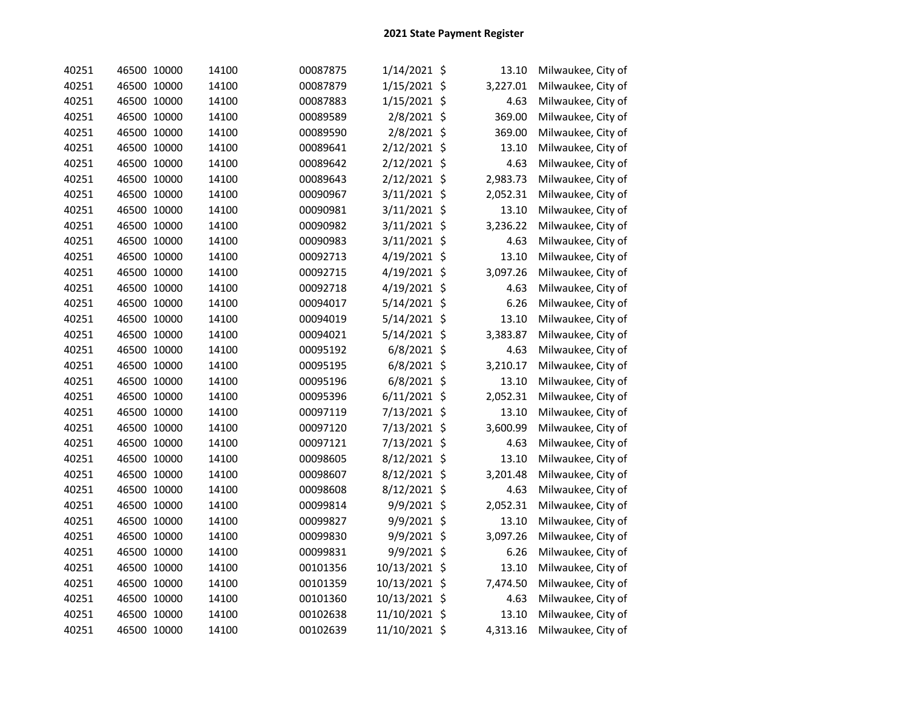# 2021 State Payment Register

| | | | | | | | | |
|---|---|---|---|---|---|---|---|---|
| 40251 | 46500 | 10000 | 14100 | 00087875 | 1/14/2021 | $ | 13.10 | Milwaukee, City of |
| 40251 | 46500 | 10000 | 14100 | 00087879 | 1/15/2021 | $ | 3,227.01 | Milwaukee, City of |
| 40251 | 46500 | 10000 | 14100 | 00087883 | 1/15/2021 | $ | 4.63 | Milwaukee, City of |
| 40251 | 46500 | 10000 | 14100 | 00089589 | 2/8/2021 | $ | 369.00 | Milwaukee, City of |
| 40251 | 46500 | 10000 | 14100 | 00089590 | 2/8/2021 | $ | 369.00 | Milwaukee, City of |
| 40251 | 46500 | 10000 | 14100 | 00089641 | 2/12/2021 | $ | 13.10 | Milwaukee, City of |
| 40251 | 46500 | 10000 | 14100 | 00089642 | 2/12/2021 | $ | 4.63 | Milwaukee, City of |
| 40251 | 46500 | 10000 | 14100 | 00089643 | 2/12/2021 | $ | 2,983.73 | Milwaukee, City of |
| 40251 | 46500 | 10000 | 14100 | 00090967 | 3/11/2021 | $ | 2,052.31 | Milwaukee, City of |
| 40251 | 46500 | 10000 | 14100 | 00090981 | 3/11/2021 | $ | 13.10 | Milwaukee, City of |
| 40251 | 46500 | 10000 | 14100 | 00090982 | 3/11/2021 | $ | 3,236.22 | Milwaukee, City of |
| 40251 | 46500 | 10000 | 14100 | 00090983 | 3/11/2021 | $ | 4.63 | Milwaukee, City of |
| 40251 | 46500 | 10000 | 14100 | 00092713 | 4/19/2021 | $ | 13.10 | Milwaukee, City of |
| 40251 | 46500 | 10000 | 14100 | 00092715 | 4/19/2021 | $ | 3,097.26 | Milwaukee, City of |
| 40251 | 46500 | 10000 | 14100 | 00092718 | 4/19/2021 | $ | 4.63 | Milwaukee, City of |
| 40251 | 46500 | 10000 | 14100 | 00094017 | 5/14/2021 | $ | 6.26 | Milwaukee, City of |
| 40251 | 46500 | 10000 | 14100 | 00094019 | 5/14/2021 | $ | 13.10 | Milwaukee, City of |
| 40251 | 46500 | 10000 | 14100 | 00094021 | 5/14/2021 | $ | 3,383.87 | Milwaukee, City of |
| 40251 | 46500 | 10000 | 14100 | 00095192 | 6/8/2021 | $ | 4.63 | Milwaukee, City of |
| 40251 | 46500 | 10000 | 14100 | 00095195 | 6/8/2021 | $ | 3,210.17 | Milwaukee, City of |
| 40251 | 46500 | 10000 | 14100 | 00095196 | 6/8/2021 | $ | 13.10 | Milwaukee, City of |
| 40251 | 46500 | 10000 | 14100 | 00095396 | 6/11/2021 | $ | 2,052.31 | Milwaukee, City of |
| 40251 | 46500 | 10000 | 14100 | 00097119 | 7/13/2021 | $ | 13.10 | Milwaukee, City of |
| 40251 | 46500 | 10000 | 14100 | 00097120 | 7/13/2021 | $ | 3,600.99 | Milwaukee, City of |
| 40251 | 46500 | 10000 | 14100 | 00097121 | 7/13/2021 | $ | 4.63 | Milwaukee, City of |
| 40251 | 46500 | 10000 | 14100 | 00098605 | 8/12/2021 | $ | 13.10 | Milwaukee, City of |
| 40251 | 46500 | 10000 | 14100 | 00098607 | 8/12/2021 | $ | 3,201.48 | Milwaukee, City of |
| 40251 | 46500 | 10000 | 14100 | 00098608 | 8/12/2021 | $ | 4.63 | Milwaukee, City of |
| 40251 | 46500 | 10000 | 14100 | 00099814 | 9/9/2021 | $ | 2,052.31 | Milwaukee, City of |
| 40251 | 46500 | 10000 | 14100 | 00099827 | 9/9/2021 | $ | 13.10 | Milwaukee, City of |
| 40251 | 46500 | 10000 | 14100 | 00099830 | 9/9/2021 | $ | 3,097.26 | Milwaukee, City of |
| 40251 | 46500 | 10000 | 14100 | 00099831 | 9/9/2021 | $ | 6.26 | Milwaukee, City of |
| 40251 | 46500 | 10000 | 14100 | 00101356 | 10/13/2021 | $ | 13.10 | Milwaukee, City of |
| 40251 | 46500 | 10000 | 14100 | 00101359 | 10/13/2021 | $ | 7,474.50 | Milwaukee, City of |
| 40251 | 46500 | 10000 | 14100 | 00101360 | 10/13/2021 | $ | 4.63 | Milwaukee, City of |
| 40251 | 46500 | 10000 | 14100 | 00102638 | 11/10/2021 | $ | 13.10 | Milwaukee, City of |
| 40251 | 46500 | 10000 | 14100 | 00102639 | 11/10/2021 | $ | 4,313.16 | Milwaukee, City of |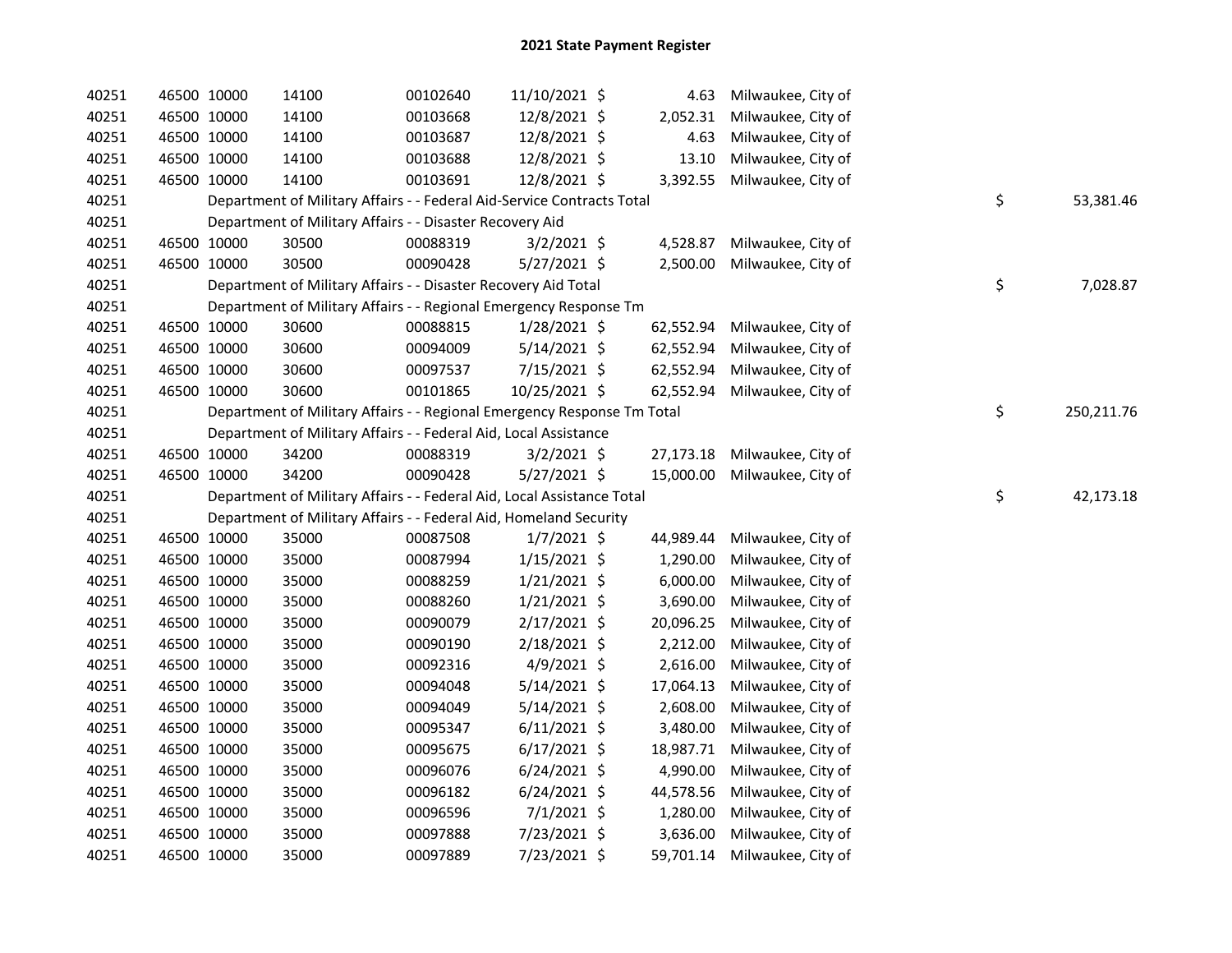# 2021 State Payment Register

| | | | | | | | | |
|---|---|---|---|---|---|---|---|---|
| 40251 | 46500 | 10000 | 14100 | 00102640 | 11/10/2021 | $ 4.63 | Milwaukee, City of | |
| 40251 | 46500 | 10000 | 14100 | 00103668 | 12/8/2021 | $ 2,052.31 | Milwaukee, City of | |
| 40251 | 46500 | 10000 | 14100 | 00103687 | 12/8/2021 | $ 4.63 | Milwaukee, City of | |
| 40251 | 46500 | 10000 | 14100 | 00103688 | 12/8/2021 | $ 13.10 | Milwaukee, City of | |
| 40251 | 46500 | 10000 | 14100 | 00103691 | 12/8/2021 | $ 3,392.55 | Milwaukee, City of | |
| 40251 | Department of Military Affairs - - Federal Aid-Service Contracts Total | | | | | | | $ 53,381.46 |
| 40251 | Department of Military Affairs - - Disaster Recovery Aid | | | | | | | |
| 40251 | 46500 | 10000 | 30500 | 00088319 | 3/2/2021 | $ 4,528.87 | Milwaukee, City of | |
| 40251 | 46500 | 10000 | 30500 | 00090428 | 5/27/2021 | $ 2,500.00 | Milwaukee, City of | |
| 40251 | Department of Military Affairs - - Disaster Recovery Aid Total | | | | | | | $ 7,028.87 |
| 40251 | Department of Military Affairs - - Regional Emergency Response Tm | | | | | | | |
| 40251 | 46500 | 10000 | 30600 | 00088815 | 1/28/2021 | $ 62,552.94 | Milwaukee, City of | |
| 40251 | 46500 | 10000 | 30600 | 00094009 | 5/14/2021 | $ 62,552.94 | Milwaukee, City of | |
| 40251 | 46500 | 10000 | 30600 | 00097537 | 7/15/2021 | $ 62,552.94 | Milwaukee, City of | |
| 40251 | 46500 | 10000 | 30600 | 00101865 | 10/25/2021 | $ 62,552.94 | Milwaukee, City of | |
| 40251 | Department of Military Affairs - - Regional Emergency Response Tm Total | | | | | | | $ 250,211.76 |
| 40251 | Department of Military Affairs - - Federal Aid, Local Assistance | | | | | | | |
| 40251 | 46500 | 10000 | 34200 | 00088319 | 3/2/2021 | $ 27,173.18 | Milwaukee, City of | |
| 40251 | 46500 | 10000 | 34200 | 00090428 | 5/27/2021 | $ 15,000.00 | Milwaukee, City of | |
| 40251 | Department of Military Affairs - - Federal Aid, Local Assistance Total | | | | | | | $ 42,173.18 |
| 40251 | Department of Military Affairs - - Federal Aid, Homeland Security | | | | | | | |
| 40251 | 46500 | 10000 | 35000 | 00087508 | 1/7/2021 | $ 44,989.44 | Milwaukee, City of | |
| 40251 | 46500 | 10000 | 35000 | 00087994 | 1/15/2021 | $ 1,290.00 | Milwaukee, City of | |
| 40251 | 46500 | 10000 | 35000 | 00088259 | 1/21/2021 | $ 6,000.00 | Milwaukee, City of | |
| 40251 | 46500 | 10000 | 35000 | 00088260 | 1/21/2021 | $ 3,690.00 | Milwaukee, City of | |
| 40251 | 46500 | 10000 | 35000 | 00090079 | 2/17/2021 | $ 20,096.25 | Milwaukee, City of | |
| 40251 | 46500 | 10000 | 35000 | 00090190 | 2/18/2021 | $ 2,212.00 | Milwaukee, City of | |
| 40251 | 46500 | 10000 | 35000 | 00092316 | 4/9/2021 | $ 2,616.00 | Milwaukee, City of | |
| 40251 | 46500 | 10000 | 35000 | 00094048 | 5/14/2021 | $ 17,064.13 | Milwaukee, City of | |
| 40251 | 46500 | 10000 | 35000 | 00094049 | 5/14/2021 | $ 2,608.00 | Milwaukee, City of | |
| 40251 | 46500 | 10000 | 35000 | 00095347 | 6/11/2021 | $ 3,480.00 | Milwaukee, City of | |
| 40251 | 46500 | 10000 | 35000 | 00095675 | 6/17/2021 | $ 18,987.71 | Milwaukee, City of | |
| 40251 | 46500 | 10000 | 35000 | 00096076 | 6/24/2021 | $ 4,990.00 | Milwaukee, City of | |
| 40251 | 46500 | 10000 | 35000 | 00096182 | 6/24/2021 | $ 44,578.56 | Milwaukee, City of | |
| 40251 | 46500 | 10000 | 35000 | 00096596 | 7/1/2021 | $ 1,280.00 | Milwaukee, City of | |
| 40251 | 46500 | 10000 | 35000 | 00097888 | 7/23/2021 | $ 3,636.00 | Milwaukee, City of | |
| 40251 | 46500 | 10000 | 35000 | 00097889 | 7/23/2021 | $ 59,701.14 | Milwaukee, City of | |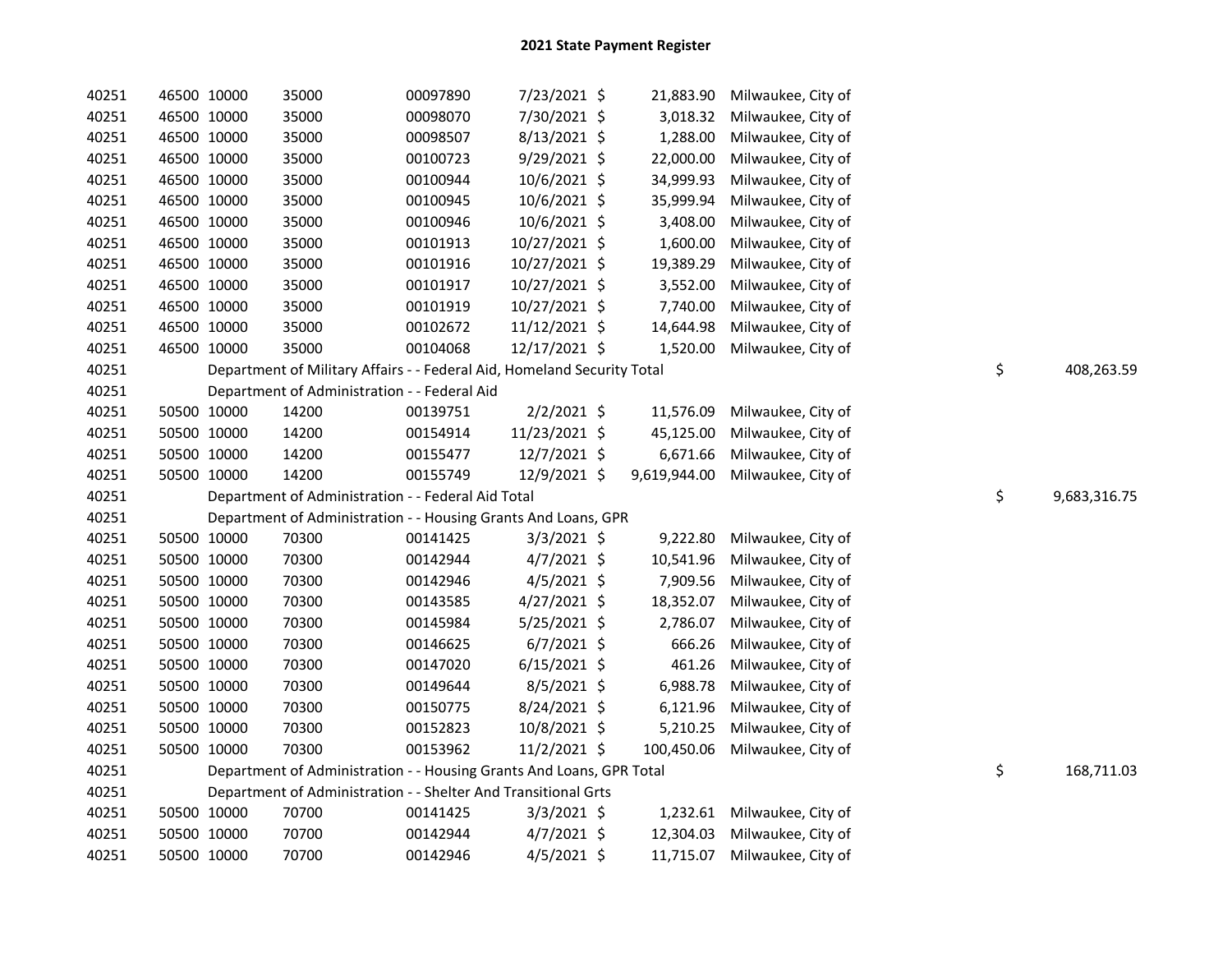## 2021 State Payment Register

| | | | | | | | | |
|---|---|---|---|---|---|---|---|---|
| 40251 | 46500 | 10000 | 35000 | 00097890 | 7/23/2021 | $ 21,883.90 | Milwaukee, City of | |
| 40251 | 46500 | 10000 | 35000 | 00098070 | 7/30/2021 | $ 3,018.32 | Milwaukee, City of | |
| 40251 | 46500 | 10000 | 35000 | 00098507 | 8/13/2021 | $ 1,288.00 | Milwaukee, City of | |
| 40251 | 46500 | 10000 | 35000 | 00100723 | 9/29/2021 | $ 22,000.00 | Milwaukee, City of | |
| 40251 | 46500 | 10000 | 35000 | 00100944 | 10/6/2021 | $ 34,999.93 | Milwaukee, City of | |
| 40251 | 46500 | 10000 | 35000 | 00100945 | 10/6/2021 | $ 35,999.94 | Milwaukee, City of | |
| 40251 | 46500 | 10000 | 35000 | 00100946 | 10/6/2021 | $ 3,408.00 | Milwaukee, City of | |
| 40251 | 46500 | 10000 | 35000 | 00101913 | 10/27/2021 | $ 1,600.00 | Milwaukee, City of | |
| 40251 | 46500 | 10000 | 35000 | 00101916 | 10/27/2021 | $ 19,389.29 | Milwaukee, City of | |
| 40251 | 46500 | 10000 | 35000 | 00101917 | 10/27/2021 | $ 3,552.00 | Milwaukee, City of | |
| 40251 | 46500 | 10000 | 35000 | 00101919 | 10/27/2021 | $ 7,740.00 | Milwaukee, City of | |
| 40251 | 46500 | 10000 | 35000 | 00102672 | 11/12/2021 | $ 14,644.98 | Milwaukee, City of | |
| 40251 | 46500 | 10000 | 35000 | 00104068 | 12/17/2021 | $ 1,520.00 | Milwaukee, City of | |
| 40251 | | Department of Military Affairs - - Federal Aid, Homeland Security Total | | | | | | $ 408,263.59 |
| 40251 | | Department of Administration - - Federal Aid | | | | | | |
| 40251 | 50500 | 10000 | 14200 | 00139751 | 2/2/2021 | $ 11,576.09 | Milwaukee, City of | |
| 40251 | 50500 | 10000 | 14200 | 00154914 | 11/23/2021 | $ 45,125.00 | Milwaukee, City of | |
| 40251 | 50500 | 10000 | 14200 | 00155477 | 12/7/2021 | $ 6,671.66 | Milwaukee, City of | |
| 40251 | 50500 | 10000 | 14200 | 00155749 | 12/9/2021 | $ 9,619,944.00 | Milwaukee, City of | |
| 40251 | | Department of Administration - - Federal Aid Total | | | | | | $ 9,683,316.75 |
| 40251 | | Department of Administration - - Housing Grants And Loans, GPR | | | | | | |
| 40251 | 50500 | 10000 | 70300 | 00141425 | 3/3/2021 | $ 9,222.80 | Milwaukee, City of | |
| 40251 | 50500 | 10000 | 70300 | 00142944 | 4/7/2021 | $ 10,541.96 | Milwaukee, City of | |
| 40251 | 50500 | 10000 | 70300 | 00142946 | 4/5/2021 | $ 7,909.56 | Milwaukee, City of | |
| 40251 | 50500 | 10000 | 70300 | 00143585 | 4/27/2021 | $ 18,352.07 | Milwaukee, City of | |
| 40251 | 50500 | 10000 | 70300 | 00145984 | 5/25/2021 | $ 2,786.07 | Milwaukee, City of | |
| 40251 | 50500 | 10000 | 70300 | 00146625 | 6/7/2021 | $ 666.26 | Milwaukee, City of | |
| 40251 | 50500 | 10000 | 70300 | 00147020 | 6/15/2021 | $ 461.26 | Milwaukee, City of | |
| 40251 | 50500 | 10000 | 70300 | 00149644 | 8/5/2021 | $ 6,988.78 | Milwaukee, City of | |
| 40251 | 50500 | 10000 | 70300 | 00150775 | 8/24/2021 | $ 6,121.96 | Milwaukee, City of | |
| 40251 | 50500 | 10000 | 70300 | 00152823 | 10/8/2021 | $ 5,210.25 | Milwaukee, City of | |
| 40251 | 50500 | 10000 | 70300 | 00153962 | 11/2/2021 | $ 100,450.06 | Milwaukee, City of | |
| 40251 | | Department of Administration - - Housing Grants And Loans, GPR Total | | | | | | $ 168,711.03 |
| 40251 | | Department of Administration - - Shelter And Transitional Grts | | | | | | |
| 40251 | 50500 | 10000 | 70700 | 00141425 | 3/3/2021 | $ 1,232.61 | Milwaukee, City of | |
| 40251 | 50500 | 10000 | 70700 | 00142944 | 4/7/2021 | $ 12,304.03 | Milwaukee, City of | |
| 40251 | 50500 | 10000 | 70700 | 00142946 | 4/5/2021 | $ 11,715.07 | Milwaukee, City of | |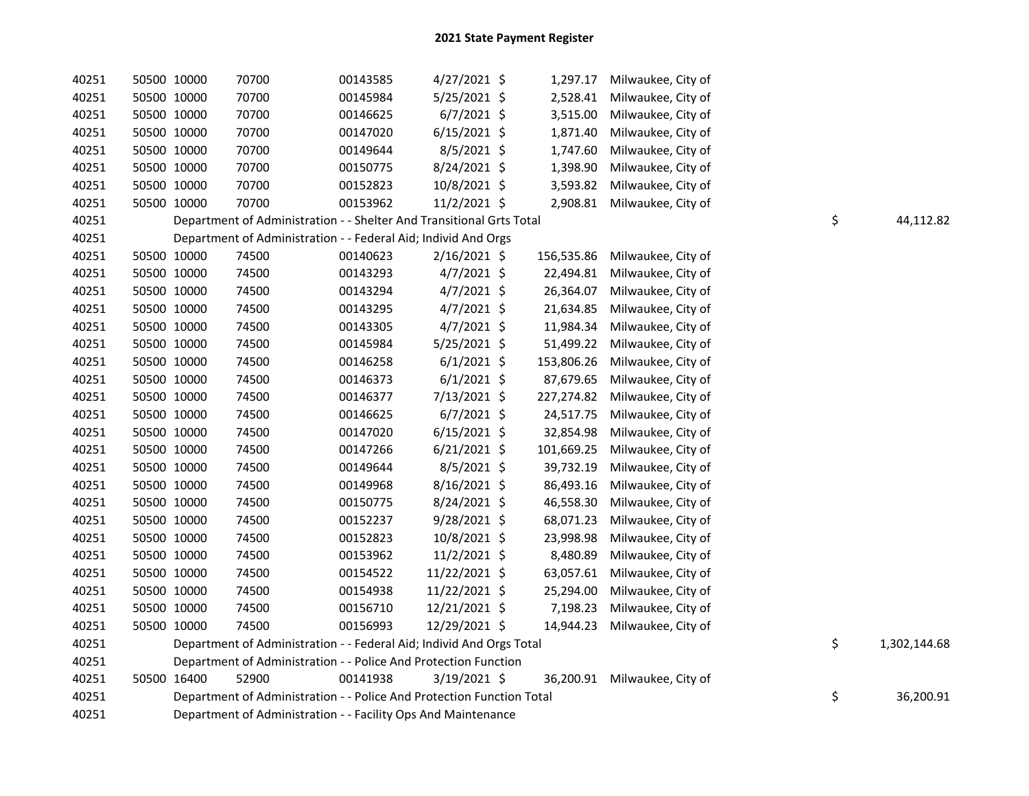# 2021 State Payment Register

| | | | | | | | | | |
|---|---|---|---|---|---|---|---|---|---|
| 40251 | 50500 | 10000 | 70700 | 00143585 | 4/27/2021 | $ 1,297.17 | Milwaukee, City of | | |
| 40251 | 50500 | 10000 | 70700 | 00145984 | 5/25/2021 | $ 2,528.41 | Milwaukee, City of | | |
| 40251 | 50500 | 10000 | 70700 | 00146625 | 6/7/2021 | $ 3,515.00 | Milwaukee, City of | | |
| 40251 | 50500 | 10000 | 70700 | 00147020 | 6/15/2021 | $ 1,871.40 | Milwaukee, City of | | |
| 40251 | 50500 | 10000 | 70700 | 00149644 | 8/5/2021 | $ 1,747.60 | Milwaukee, City of | | |
| 40251 | 50500 | 10000 | 70700 | 00150775 | 8/24/2021 | $ 1,398.90 | Milwaukee, City of | | |
| 40251 | 50500 | 10000 | 70700 | 00152823 | 10/8/2021 | $ 3,593.82 | Milwaukee, City of | | |
| 40251 | 50500 | 10000 | 70700 | 00153962 | 11/2/2021 | $ 2,908.81 | Milwaukee, City of | | |
| 40251 | | Department of Administration - - Shelter And Transitional Grts Total | | | | | | $ | 44,112.82 |
| 40251 | | Department of Administration - - Federal Aid; Individ And Orgs | | | | | | | |
| 40251 | 50500 | 10000 | 74500 | 00140623 | 2/16/2021 | $ 156,535.86 | Milwaukee, City of | | |
| 40251 | 50500 | 10000 | 74500 | 00143293 | 4/7/2021 | $ 22,494.81 | Milwaukee, City of | | |
| 40251 | 50500 | 10000 | 74500 | 00143294 | 4/7/2021 | $ 26,364.07 | Milwaukee, City of | | |
| 40251 | 50500 | 10000 | 74500 | 00143295 | 4/7/2021 | $ 21,634.85 | Milwaukee, City of | | |
| 40251 | 50500 | 10000 | 74500 | 00143305 | 4/7/2021 | $ 11,984.34 | Milwaukee, City of | | |
| 40251 | 50500 | 10000 | 74500 | 00145984 | 5/25/2021 | $ 51,499.22 | Milwaukee, City of | | |
| 40251 | 50500 | 10000 | 74500 | 00146258 | 6/1/2021 | $ 153,806.26 | Milwaukee, City of | | |
| 40251 | 50500 | 10000 | 74500 | 00146373 | 6/1/2021 | $ 87,679.65 | Milwaukee, City of | | |
| 40251 | 50500 | 10000 | 74500 | 00146377 | 7/13/2021 | $ 227,274.82 | Milwaukee, City of | | |
| 40251 | 50500 | 10000 | 74500 | 00146625 | 6/7/2021 | $ 24,517.75 | Milwaukee, City of | | |
| 40251 | 50500 | 10000 | 74500 | 00147020 | 6/15/2021 | $ 32,854.98 | Milwaukee, City of | | |
| 40251 | 50500 | 10000 | 74500 | 00147266 | 6/21/2021 | $ 101,669.25 | Milwaukee, City of | | |
| 40251 | 50500 | 10000 | 74500 | 00149644 | 8/5/2021 | $ 39,732.19 | Milwaukee, City of | | |
| 40251 | 50500 | 10000 | 74500 | 00149968 | 8/16/2021 | $ 86,493.16 | Milwaukee, City of | | |
| 40251 | 50500 | 10000 | 74500 | 00150775 | 8/24/2021 | $ 46,558.30 | Milwaukee, City of | | |
| 40251 | 50500 | 10000 | 74500 | 00152237 | 9/28/2021 | $ 68,071.23 | Milwaukee, City of | | |
| 40251 | 50500 | 10000 | 74500 | 00152823 | 10/8/2021 | $ 23,998.98 | Milwaukee, City of | | |
| 40251 | 50500 | 10000 | 74500 | 00153962 | 11/2/2021 | $ 8,480.89 | Milwaukee, City of | | |
| 40251 | 50500 | 10000 | 74500 | 00154522 | 11/22/2021 | $ 63,057.61 | Milwaukee, City of | | |
| 40251 | 50500 | 10000 | 74500 | 00154938 | 11/22/2021 | $ 25,294.00 | Milwaukee, City of | | |
| 40251 | 50500 | 10000 | 74500 | 00156710 | 12/21/2021 | $ 7,198.23 | Milwaukee, City of | | |
| 40251 | 50500 | 10000 | 74500 | 00156993 | 12/29/2021 | $ 14,944.23 | Milwaukee, City of | | |
| 40251 | | Department of Administration - - Federal Aid; Individ And Orgs Total | | | | | | $ | 1,302,144.68 |
| 40251 | | Department of Administration - - Police And Protection Function | | | | | | | |
| 40251 | 50500 | 16400 | 52900 | 00141938 | 3/19/2021 | $ 36,200.91 | Milwaukee, City of | | |
| 40251 | | Department of Administration - - Police And Protection Function Total | | | | | | $ | 36,200.91 |
| 40251 | | Department of Administration - - Facility Ops And Maintenance | | | | | | | |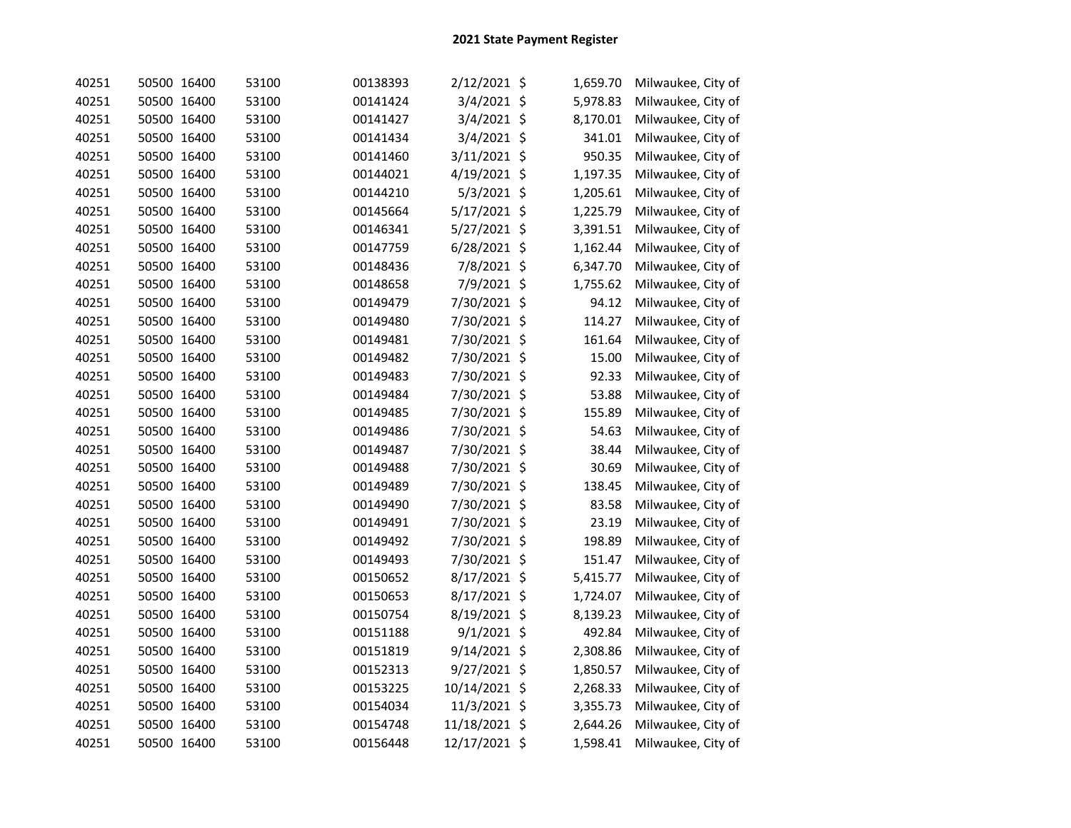# 2021 State Payment Register

| | | | | | | | | |
|---|---|---|---|---|---|---|---|---|
| 40251 | 50500 | 16400 | 53100 | 00138393 | 2/12/2021 | $ | 1,659.70 | Milwaukee, City of |
| 40251 | 50500 | 16400 | 53100 | 00141424 | 3/4/2021 | $ | 5,978.83 | Milwaukee, City of |
| 40251 | 50500 | 16400 | 53100 | 00141427 | 3/4/2021 | $ | 8,170.01 | Milwaukee, City of |
| 40251 | 50500 | 16400 | 53100 | 00141434 | 3/4/2021 | $ | 341.01 | Milwaukee, City of |
| 40251 | 50500 | 16400 | 53100 | 00141460 | 3/11/2021 | $ | 950.35 | Milwaukee, City of |
| 40251 | 50500 | 16400 | 53100 | 00144021 | 4/19/2021 | $ | 1,197.35 | Milwaukee, City of |
| 40251 | 50500 | 16400 | 53100 | 00144210 | 5/3/2021 | $ | 1,205.61 | Milwaukee, City of |
| 40251 | 50500 | 16400 | 53100 | 00145664 | 5/17/2021 | $ | 1,225.79 | Milwaukee, City of |
| 40251 | 50500 | 16400 | 53100 | 00146341 | 5/27/2021 | $ | 3,391.51 | Milwaukee, City of |
| 40251 | 50500 | 16400 | 53100 | 00147759 | 6/28/2021 | $ | 1,162.44 | Milwaukee, City of |
| 40251 | 50500 | 16400 | 53100 | 00148436 | 7/8/2021 | $ | 6,347.70 | Milwaukee, City of |
| 40251 | 50500 | 16400 | 53100 | 00148658 | 7/9/2021 | $ | 1,755.62 | Milwaukee, City of |
| 40251 | 50500 | 16400 | 53100 | 00149479 | 7/30/2021 | $ | 94.12 | Milwaukee, City of |
| 40251 | 50500 | 16400 | 53100 | 00149480 | 7/30/2021 | $ | 114.27 | Milwaukee, City of |
| 40251 | 50500 | 16400 | 53100 | 00149481 | 7/30/2021 | $ | 161.64 | Milwaukee, City of |
| 40251 | 50500 | 16400 | 53100 | 00149482 | 7/30/2021 | $ | 15.00 | Milwaukee, City of |
| 40251 | 50500 | 16400 | 53100 | 00149483 | 7/30/2021 | $ | 92.33 | Milwaukee, City of |
| 40251 | 50500 | 16400 | 53100 | 00149484 | 7/30/2021 | $ | 53.88 | Milwaukee, City of |
| 40251 | 50500 | 16400 | 53100 | 00149485 | 7/30/2021 | $ | 155.89 | Milwaukee, City of |
| 40251 | 50500 | 16400 | 53100 | 00149486 | 7/30/2021 | $ | 54.63 | Milwaukee, City of |
| 40251 | 50500 | 16400 | 53100 | 00149487 | 7/30/2021 | $ | 38.44 | Milwaukee, City of |
| 40251 | 50500 | 16400 | 53100 | 00149488 | 7/30/2021 | $ | 30.69 | Milwaukee, City of |
| 40251 | 50500 | 16400 | 53100 | 00149489 | 7/30/2021 | $ | 138.45 | Milwaukee, City of |
| 40251 | 50500 | 16400 | 53100 | 00149490 | 7/30/2021 | $ | 83.58 | Milwaukee, City of |
| 40251 | 50500 | 16400 | 53100 | 00149491 | 7/30/2021 | $ | 23.19 | Milwaukee, City of |
| 40251 | 50500 | 16400 | 53100 | 00149492 | 7/30/2021 | $ | 198.89 | Milwaukee, City of |
| 40251 | 50500 | 16400 | 53100 | 00149493 | 7/30/2021 | $ | 151.47 | Milwaukee, City of |
| 40251 | 50500 | 16400 | 53100 | 00150652 | 8/17/2021 | $ | 5,415.77 | Milwaukee, City of |
| 40251 | 50500 | 16400 | 53100 | 00150653 | 8/17/2021 | $ | 1,724.07 | Milwaukee, City of |
| 40251 | 50500 | 16400 | 53100 | 00150754 | 8/19/2021 | $ | 8,139.23 | Milwaukee, City of |
| 40251 | 50500 | 16400 | 53100 | 00151188 | 9/1/2021 | $ | 492.84 | Milwaukee, City of |
| 40251 | 50500 | 16400 | 53100 | 00151819 | 9/14/2021 | $ | 2,308.86 | Milwaukee, City of |
| 40251 | 50500 | 16400 | 53100 | 00152313 | 9/27/2021 | $ | 1,850.57 | Milwaukee, City of |
| 40251 | 50500 | 16400 | 53100 | 00153225 | 10/14/2021 | $ | 2,268.33 | Milwaukee, City of |
| 40251 | 50500 | 16400 | 53100 | 00154034 | 11/3/2021 | $ | 3,355.73 | Milwaukee, City of |
| 40251 | 50500 | 16400 | 53100 | 00154748 | 11/18/2021 | $ | 2,644.26 | Milwaukee, City of |
| 40251 | 50500 | 16400 | 53100 | 00156448 | 12/17/2021 | $ | 1,598.41 | Milwaukee, City of |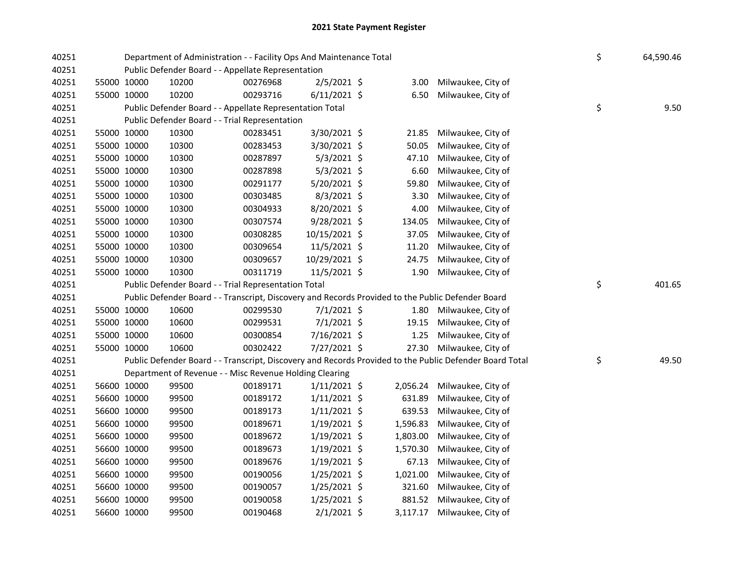# 2021 State Payment Register

| | | | | | | | | | |
|---|---|---|---|---|---|---|---|---|---|
| 40251 | | | Department of Administration - - Facility Ops And Maintenance Total | | | | | $ | 64,590.46 |
| 40251 | | | Public Defender Board - - Appellate Representation | | | | | | |
| 40251 | 55000 | 10000 | 10200 | 00276968 | 2/5/2021 | $ 3.00 | Milwaukee, City of | | |
| 40251 | 55000 | 10000 | 10200 | 00293716 | 6/11/2021 | $ 6.50 | Milwaukee, City of | | |
| 40251 | | | Public Defender Board - - Appellate Representation Total | | | | | $ | 9.50 |
| 40251 | | | Public Defender Board - - Trial Representation | | | | | | |
| 40251 | 55000 | 10000 | 10300 | 00283451 | 3/30/2021 | $ 21.85 | Milwaukee, City of | | |
| 40251 | 55000 | 10000 | 10300 | 00283453 | 3/30/2021 | $ 50.05 | Milwaukee, City of | | |
| 40251 | 55000 | 10000 | 10300 | 00287897 | 5/3/2021 | $ 47.10 | Milwaukee, City of | | |
| 40251 | 55000 | 10000 | 10300 | 00287898 | 5/3/2021 | $ 6.60 | Milwaukee, City of | | |
| 40251 | 55000 | 10000 | 10300 | 00291177 | 5/20/2021 | $ 59.80 | Milwaukee, City of | | |
| 40251 | 55000 | 10000 | 10300 | 00303485 | 8/3/2021 | $ 3.30 | Milwaukee, City of | | |
| 40251 | 55000 | 10000 | 10300 | 00304933 | 8/20/2021 | $ 4.00 | Milwaukee, City of | | |
| 40251 | 55000 | 10000 | 10300 | 00307574 | 9/28/2021 | $ 134.05 | Milwaukee, City of | | |
| 40251 | 55000 | 10000 | 10300 | 00308285 | 10/15/2021 | $ 37.05 | Milwaukee, City of | | |
| 40251 | 55000 | 10000 | 10300 | 00309654 | 11/5/2021 | $ 11.20 | Milwaukee, City of | | |
| 40251 | 55000 | 10000 | 10300 | 00309657 | 10/29/2021 | $ 24.75 | Milwaukee, City of | | |
| 40251 | 55000 | 10000 | 10300 | 00311719 | 11/5/2021 | $ 1.90 | Milwaukee, City of | | |
| 40251 | | | Public Defender Board - - Trial Representation Total | | | | | $ | 401.65 |
| 40251 | | | Public Defender Board - - Transcript, Discovery and Records Provided to the Public Defender Board | | | | | | |
| 40251 | 55000 | 10000 | 10600 | 00299530 | 7/1/2021 | $ 1.80 | Milwaukee, City of | | |
| 40251 | 55000 | 10000 | 10600 | 00299531 | 7/1/2021 | $ 19.15 | Milwaukee, City of | | |
| 40251 | 55000 | 10000 | 10600 | 00300854 | 7/16/2021 | $ 1.25 | Milwaukee, City of | | |
| 40251 | 55000 | 10000 | 10600 | 00302422 | 7/27/2021 | $ 27.30 | Milwaukee, City of | | |
| 40251 | | | Public Defender Board - - Transcript, Discovery and Records Provided to the Public Defender Board Total | | | | | $ | 49.50 |
| 40251 | | | Department of Revenue - - Misc Revenue Holding Clearing | | | | | | |
| 40251 | 56600 | 10000 | 99500 | 00189171 | 1/11/2021 | $ 2,056.24 | Milwaukee, City of | | |
| 40251 | 56600 | 10000 | 99500 | 00189172 | 1/11/2021 | $ 631.89 | Milwaukee, City of | | |
| 40251 | 56600 | 10000 | 99500 | 00189173 | 1/11/2021 | $ 639.53 | Milwaukee, City of | | |
| 40251 | 56600 | 10000 | 99500 | 00189671 | 1/19/2021 | $ 1,596.83 | Milwaukee, City of | | |
| 40251 | 56600 | 10000 | 99500 | 00189672 | 1/19/2021 | $ 1,803.00 | Milwaukee, City of | | |
| 40251 | 56600 | 10000 | 99500 | 00189673 | 1/19/2021 | $ 1,570.30 | Milwaukee, City of | | |
| 40251 | 56600 | 10000 | 99500 | 00189676 | 1/19/2021 | $ 67.13 | Milwaukee, City of | | |
| 40251 | 56600 | 10000 | 99500 | 00190056 | 1/25/2021 | $ 1,021.00 | Milwaukee, City of | | |
| 40251 | 56600 | 10000 | 99500 | 00190057 | 1/25/2021 | $ 321.60 | Milwaukee, City of | | |
| 40251 | 56600 | 10000 | 99500 | 00190058 | 1/25/2021 | $ 881.52 | Milwaukee, City of | | |
| 40251 | 56600 | 10000 | 99500 | 00190468 | 2/1/2021 | $ 3,117.17 | Milwaukee, City of | | |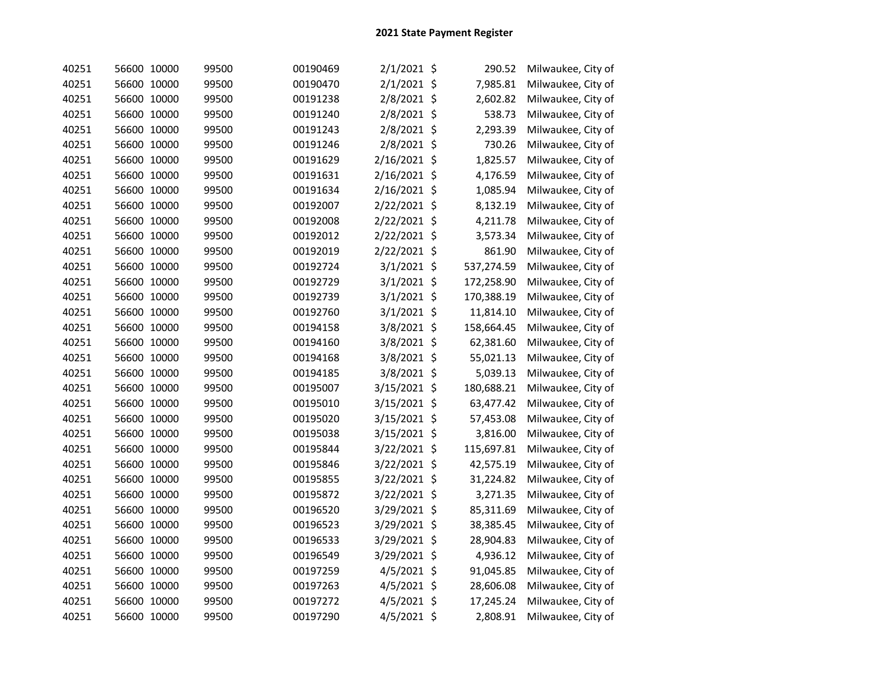# 2021 State Payment Register

| | | | | | | | | |
|---|---|---|---|---|---|---|---|---|
| 40251 | 56600 | 10000 | 99500 | 00190469 | 2/1/2021 | $ | 290.52 | Milwaukee, City of |
| 40251 | 56600 | 10000 | 99500 | 00190470 | 2/1/2021 | $ | 7,985.81 | Milwaukee, City of |
| 40251 | 56600 | 10000 | 99500 | 00191238 | 2/8/2021 | $ | 2,602.82 | Milwaukee, City of |
| 40251 | 56600 | 10000 | 99500 | 00191240 | 2/8/2021 | $ | 538.73 | Milwaukee, City of |
| 40251 | 56600 | 10000 | 99500 | 00191243 | 2/8/2021 | $ | 2,293.39 | Milwaukee, City of |
| 40251 | 56600 | 10000 | 99500 | 00191246 | 2/8/2021 | $ | 730.26 | Milwaukee, City of |
| 40251 | 56600 | 10000 | 99500 | 00191629 | 2/16/2021 | $ | 1,825.57 | Milwaukee, City of |
| 40251 | 56600 | 10000 | 99500 | 00191631 | 2/16/2021 | $ | 4,176.59 | Milwaukee, City of |
| 40251 | 56600 | 10000 | 99500 | 00191634 | 2/16/2021 | $ | 1,085.94 | Milwaukee, City of |
| 40251 | 56600 | 10000 | 99500 | 00192007 | 2/22/2021 | $ | 8,132.19 | Milwaukee, City of |
| 40251 | 56600 | 10000 | 99500 | 00192008 | 2/22/2021 | $ | 4,211.78 | Milwaukee, City of |
| 40251 | 56600 | 10000 | 99500 | 00192012 | 2/22/2021 | $ | 3,573.34 | Milwaukee, City of |
| 40251 | 56600 | 10000 | 99500 | 00192019 | 2/22/2021 | $ | 861.90 | Milwaukee, City of |
| 40251 | 56600 | 10000 | 99500 | 00192724 | 3/1/2021 | $ | 537,274.59 | Milwaukee, City of |
| 40251 | 56600 | 10000 | 99500 | 00192729 | 3/1/2021 | $ | 172,258.90 | Milwaukee, City of |
| 40251 | 56600 | 10000 | 99500 | 00192739 | 3/1/2021 | $ | 170,388.19 | Milwaukee, City of |
| 40251 | 56600 | 10000 | 99500 | 00192760 | 3/1/2021 | $ | 11,814.10 | Milwaukee, City of |
| 40251 | 56600 | 10000 | 99500 | 00194158 | 3/8/2021 | $ | 158,664.45 | Milwaukee, City of |
| 40251 | 56600 | 10000 | 99500 | 00194160 | 3/8/2021 | $ | 62,381.60 | Milwaukee, City of |
| 40251 | 56600 | 10000 | 99500 | 00194168 | 3/8/2021 | $ | 55,021.13 | Milwaukee, City of |
| 40251 | 56600 | 10000 | 99500 | 00194185 | 3/8/2021 | $ | 5,039.13 | Milwaukee, City of |
| 40251 | 56600 | 10000 | 99500 | 00195007 | 3/15/2021 | $ | 180,688.21 | Milwaukee, City of |
| 40251 | 56600 | 10000 | 99500 | 00195010 | 3/15/2021 | $ | 63,477.42 | Milwaukee, City of |
| 40251 | 56600 | 10000 | 99500 | 00195020 | 3/15/2021 | $ | 57,453.08 | Milwaukee, City of |
| 40251 | 56600 | 10000 | 99500 | 00195038 | 3/15/2021 | $ | 3,816.00 | Milwaukee, City of |
| 40251 | 56600 | 10000 | 99500 | 00195844 | 3/22/2021 | $ | 115,697.81 | Milwaukee, City of |
| 40251 | 56600 | 10000 | 99500 | 00195846 | 3/22/2021 | $ | 42,575.19 | Milwaukee, City of |
| 40251 | 56600 | 10000 | 99500 | 00195855 | 3/22/2021 | $ | 31,224.82 | Milwaukee, City of |
| 40251 | 56600 | 10000 | 99500 | 00195872 | 3/22/2021 | $ | 3,271.35 | Milwaukee, City of |
| 40251 | 56600 | 10000 | 99500 | 00196520 | 3/29/2021 | $ | 85,311.69 | Milwaukee, City of |
| 40251 | 56600 | 10000 | 99500 | 00196523 | 3/29/2021 | $ | 38,385.45 | Milwaukee, City of |
| 40251 | 56600 | 10000 | 99500 | 00196533 | 3/29/2021 | $ | 28,904.83 | Milwaukee, City of |
| 40251 | 56600 | 10000 | 99500 | 00196549 | 3/29/2021 | $ | 4,936.12 | Milwaukee, City of |
| 40251 | 56600 | 10000 | 99500 | 00197259 | 4/5/2021 | $ | 91,045.85 | Milwaukee, City of |
| 40251 | 56600 | 10000 | 99500 | 00197263 | 4/5/2021 | $ | 28,606.08 | Milwaukee, City of |
| 40251 | 56600 | 10000 | 99500 | 00197272 | 4/5/2021 | $ | 17,245.24 | Milwaukee, City of |
| 40251 | 56600 | 10000 | 99500 | 00197290 | 4/5/2021 | $ | 2,808.91 | Milwaukee, City of |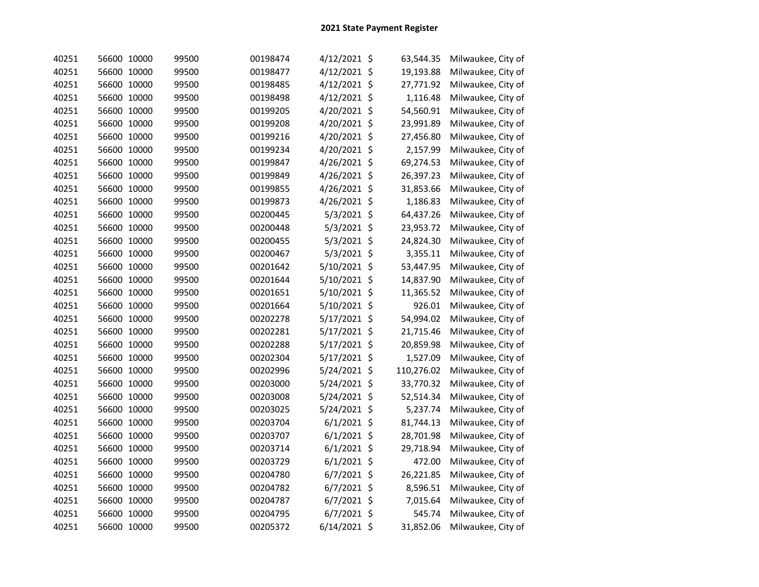## 2021 State Payment Register

| | | | | | | | | |
|---|---|---|---|---|---|---|---|---|
| 40251 | 56600 | 10000 | 99500 | 00198474 | 4/12/2021 | $ | 63,544.35 | Milwaukee, City of |
| 40251 | 56600 | 10000 | 99500 | 00198477 | 4/12/2021 | $ | 19,193.88 | Milwaukee, City of |
| 40251 | 56600 | 10000 | 99500 | 00198485 | 4/12/2021 | $ | 27,771.92 | Milwaukee, City of |
| 40251 | 56600 | 10000 | 99500 | 00198498 | 4/12/2021 | $ | 1,116.48 | Milwaukee, City of |
| 40251 | 56600 | 10000 | 99500 | 00199205 | 4/20/2021 | $ | 54,560.91 | Milwaukee, City of |
| 40251 | 56600 | 10000 | 99500 | 00199208 | 4/20/2021 | $ | 23,991.89 | Milwaukee, City of |
| 40251 | 56600 | 10000 | 99500 | 00199216 | 4/20/2021 | $ | 27,456.80 | Milwaukee, City of |
| 40251 | 56600 | 10000 | 99500 | 00199234 | 4/20/2021 | $ | 2,157.99 | Milwaukee, City of |
| 40251 | 56600 | 10000 | 99500 | 00199847 | 4/26/2021 | $ | 69,274.53 | Milwaukee, City of |
| 40251 | 56600 | 10000 | 99500 | 00199849 | 4/26/2021 | $ | 26,397.23 | Milwaukee, City of |
| 40251 | 56600 | 10000 | 99500 | 00199855 | 4/26/2021 | $ | 31,853.66 | Milwaukee, City of |
| 40251 | 56600 | 10000 | 99500 | 00199873 | 4/26/2021 | $ | 1,186.83 | Milwaukee, City of |
| 40251 | 56600 | 10000 | 99500 | 00200445 | 5/3/2021 | $ | 64,437.26 | Milwaukee, City of |
| 40251 | 56600 | 10000 | 99500 | 00200448 | 5/3/2021 | $ | 23,953.72 | Milwaukee, City of |
| 40251 | 56600 | 10000 | 99500 | 00200455 | 5/3/2021 | $ | 24,824.30 | Milwaukee, City of |
| 40251 | 56600 | 10000 | 99500 | 00200467 | 5/3/2021 | $ | 3,355.11 | Milwaukee, City of |
| 40251 | 56600 | 10000 | 99500 | 00201642 | 5/10/2021 | $ | 53,447.95 | Milwaukee, City of |
| 40251 | 56600 | 10000 | 99500 | 00201644 | 5/10/2021 | $ | 14,837.90 | Milwaukee, City of |
| 40251 | 56600 | 10000 | 99500 | 00201651 | 5/10/2021 | $ | 11,365.52 | Milwaukee, City of |
| 40251 | 56600 | 10000 | 99500 | 00201664 | 5/10/2021 | $ | 926.01 | Milwaukee, City of |
| 40251 | 56600 | 10000 | 99500 | 00202278 | 5/17/2021 | $ | 54,994.02 | Milwaukee, City of |
| 40251 | 56600 | 10000 | 99500 | 00202281 | 5/17/2021 | $ | 21,715.46 | Milwaukee, City of |
| 40251 | 56600 | 10000 | 99500 | 00202288 | 5/17/2021 | $ | 20,859.98 | Milwaukee, City of |
| 40251 | 56600 | 10000 | 99500 | 00202304 | 5/17/2021 | $ | 1,527.09 | Milwaukee, City of |
| 40251 | 56600 | 10000 | 99500 | 00202996 | 5/24/2021 | $ | 110,276.02 | Milwaukee, City of |
| 40251 | 56600 | 10000 | 99500 | 00203000 | 5/24/2021 | $ | 33,770.32 | Milwaukee, City of |
| 40251 | 56600 | 10000 | 99500 | 00203008 | 5/24/2021 | $ | 52,514.34 | Milwaukee, City of |
| 40251 | 56600 | 10000 | 99500 | 00203025 | 5/24/2021 | $ | 5,237.74 | Milwaukee, City of |
| 40251 | 56600 | 10000 | 99500 | 00203704 | 6/1/2021 | $ | 81,744.13 | Milwaukee, City of |
| 40251 | 56600 | 10000 | 99500 | 00203707 | 6/1/2021 | $ | 28,701.98 | Milwaukee, City of |
| 40251 | 56600 | 10000 | 99500 | 00203714 | 6/1/2021 | $ | 29,718.94 | Milwaukee, City of |
| 40251 | 56600 | 10000 | 99500 | 00203729 | 6/1/2021 | $ | 472.00 | Milwaukee, City of |
| 40251 | 56600 | 10000 | 99500 | 00204780 | 6/7/2021 | $ | 26,221.85 | Milwaukee, City of |
| 40251 | 56600 | 10000 | 99500 | 00204782 | 6/7/2021 | $ | 8,596.51 | Milwaukee, City of |
| 40251 | 56600 | 10000 | 99500 | 00204787 | 6/7/2021 | $ | 7,015.64 | Milwaukee, City of |
| 40251 | 56600 | 10000 | 99500 | 00204795 | 6/7/2021 | $ | 545.74 | Milwaukee, City of |
| 40251 | 56600 | 10000 | 99500 | 00205372 | 6/14/2021 | $ | 31,852.06 | Milwaukee, City of |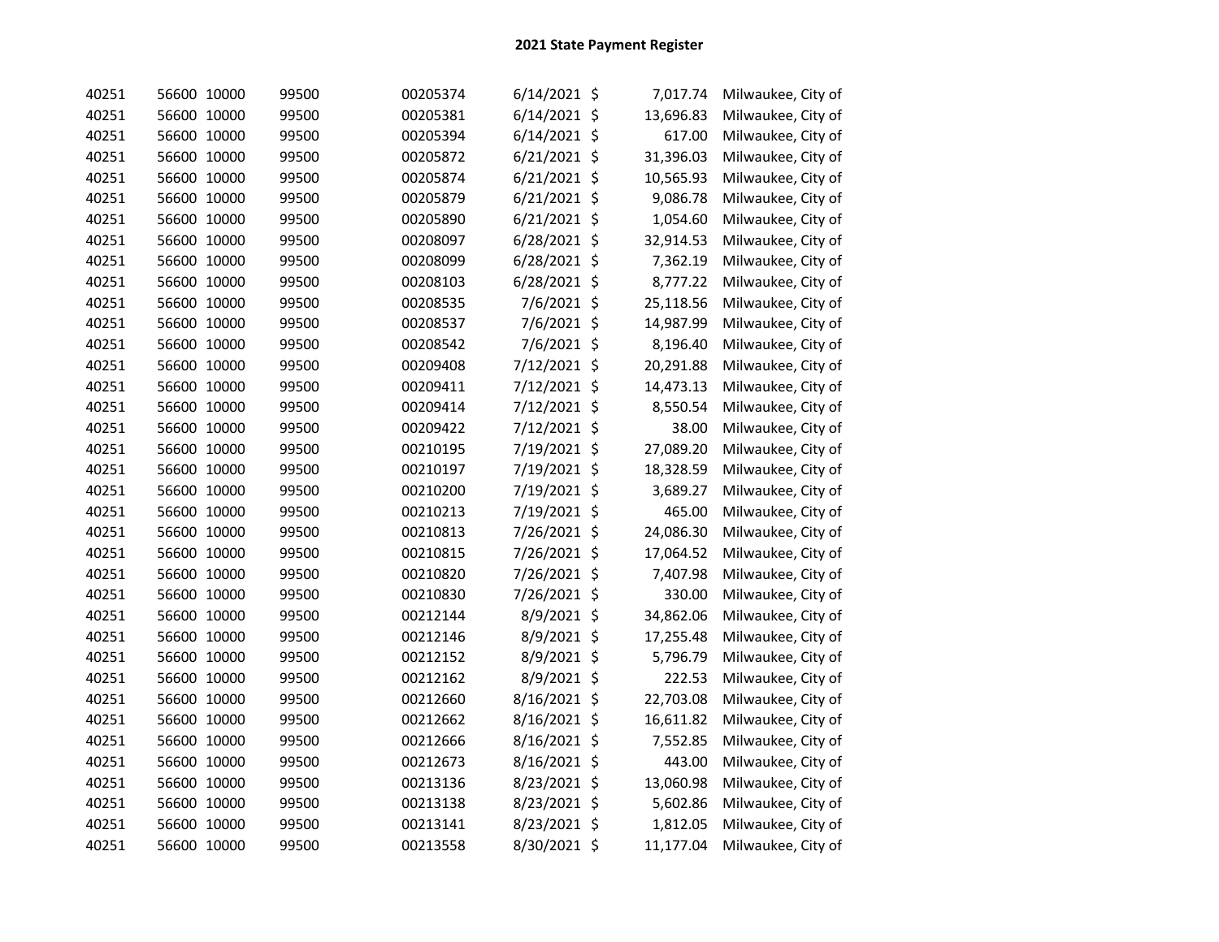# 2021 State Payment Register

| | | | | | | | | |
|---|---|---|---|---|---|---|---|---|
| 40251 | 56600 | 10000 | 99500 | 00205374 | 6/14/2021 | $ | 7,017.74 | Milwaukee, City of |
| 40251 | 56600 | 10000 | 99500 | 00205381 | 6/14/2021 | $ | 13,696.83 | Milwaukee, City of |
| 40251 | 56600 | 10000 | 99500 | 00205394 | 6/14/2021 | $ | 617.00 | Milwaukee, City of |
| 40251 | 56600 | 10000 | 99500 | 00205872 | 6/21/2021 | $ | 31,396.03 | Milwaukee, City of |
| 40251 | 56600 | 10000 | 99500 | 00205874 | 6/21/2021 | $ | 10,565.93 | Milwaukee, City of |
| 40251 | 56600 | 10000 | 99500 | 00205879 | 6/21/2021 | $ | 9,086.78 | Milwaukee, City of |
| 40251 | 56600 | 10000 | 99500 | 00205890 | 6/21/2021 | $ | 1,054.60 | Milwaukee, City of |
| 40251 | 56600 | 10000 | 99500 | 00208097 | 6/28/2021 | $ | 32,914.53 | Milwaukee, City of |
| 40251 | 56600 | 10000 | 99500 | 00208099 | 6/28/2021 | $ | 7,362.19 | Milwaukee, City of |
| 40251 | 56600 | 10000 | 99500 | 00208103 | 6/28/2021 | $ | 8,777.22 | Milwaukee, City of |
| 40251 | 56600 | 10000 | 99500 | 00208535 | 7/6/2021 | $ | 25,118.56 | Milwaukee, City of |
| 40251 | 56600 | 10000 | 99500 | 00208537 | 7/6/2021 | $ | 14,987.99 | Milwaukee, City of |
| 40251 | 56600 | 10000 | 99500 | 00208542 | 7/6/2021 | $ | 8,196.40 | Milwaukee, City of |
| 40251 | 56600 | 10000 | 99500 | 00209408 | 7/12/2021 | $ | 20,291.88 | Milwaukee, City of |
| 40251 | 56600 | 10000 | 99500 | 00209411 | 7/12/2021 | $ | 14,473.13 | Milwaukee, City of |
| 40251 | 56600 | 10000 | 99500 | 00209414 | 7/12/2021 | $ | 8,550.54 | Milwaukee, City of |
| 40251 | 56600 | 10000 | 99500 | 00209422 | 7/12/2021 | $ | 38.00 | Milwaukee, City of |
| 40251 | 56600 | 10000 | 99500 | 00210195 | 7/19/2021 | $ | 27,089.20 | Milwaukee, City of |
| 40251 | 56600 | 10000 | 99500 | 00210197 | 7/19/2021 | $ | 18,328.59 | Milwaukee, City of |
| 40251 | 56600 | 10000 | 99500 | 00210200 | 7/19/2021 | $ | 3,689.27 | Milwaukee, City of |
| 40251 | 56600 | 10000 | 99500 | 00210213 | 7/19/2021 | $ | 465.00 | Milwaukee, City of |
| 40251 | 56600 | 10000 | 99500 | 00210813 | 7/26/2021 | $ | 24,086.30 | Milwaukee, City of |
| 40251 | 56600 | 10000 | 99500 | 00210815 | 7/26/2021 | $ | 17,064.52 | Milwaukee, City of |
| 40251 | 56600 | 10000 | 99500 | 00210820 | 7/26/2021 | $ | 7,407.98 | Milwaukee, City of |
| 40251 | 56600 | 10000 | 99500 | 00210830 | 7/26/2021 | $ | 330.00 | Milwaukee, City of |
| 40251 | 56600 | 10000 | 99500 | 00212144 | 8/9/2021 | $ | 34,862.06 | Milwaukee, City of |
| 40251 | 56600 | 10000 | 99500 | 00212146 | 8/9/2021 | $ | 17,255.48 | Milwaukee, City of |
| 40251 | 56600 | 10000 | 99500 | 00212152 | 8/9/2021 | $ | 5,796.79 | Milwaukee, City of |
| 40251 | 56600 | 10000 | 99500 | 00212162 | 8/9/2021 | $ | 222.53 | Milwaukee, City of |
| 40251 | 56600 | 10000 | 99500 | 00212660 | 8/16/2021 | $ | 22,703.08 | Milwaukee, City of |
| 40251 | 56600 | 10000 | 99500 | 00212662 | 8/16/2021 | $ | 16,611.82 | Milwaukee, City of |
| 40251 | 56600 | 10000 | 99500 | 00212666 | 8/16/2021 | $ | 7,552.85 | Milwaukee, City of |
| 40251 | 56600 | 10000 | 99500 | 00212673 | 8/16/2021 | $ | 443.00 | Milwaukee, City of |
| 40251 | 56600 | 10000 | 99500 | 00213136 | 8/23/2021 | $ | 13,060.98 | Milwaukee, City of |
| 40251 | 56600 | 10000 | 99500 | 00213138 | 8/23/2021 | $ | 5,602.86 | Milwaukee, City of |
| 40251 | 56600 | 10000 | 99500 | 00213141 | 8/23/2021 | $ | 1,812.05 | Milwaukee, City of |
| 40251 | 56600 | 10000 | 99500 | 00213558 | 8/30/2021 | $ | 11,177.04 | Milwaukee, City of |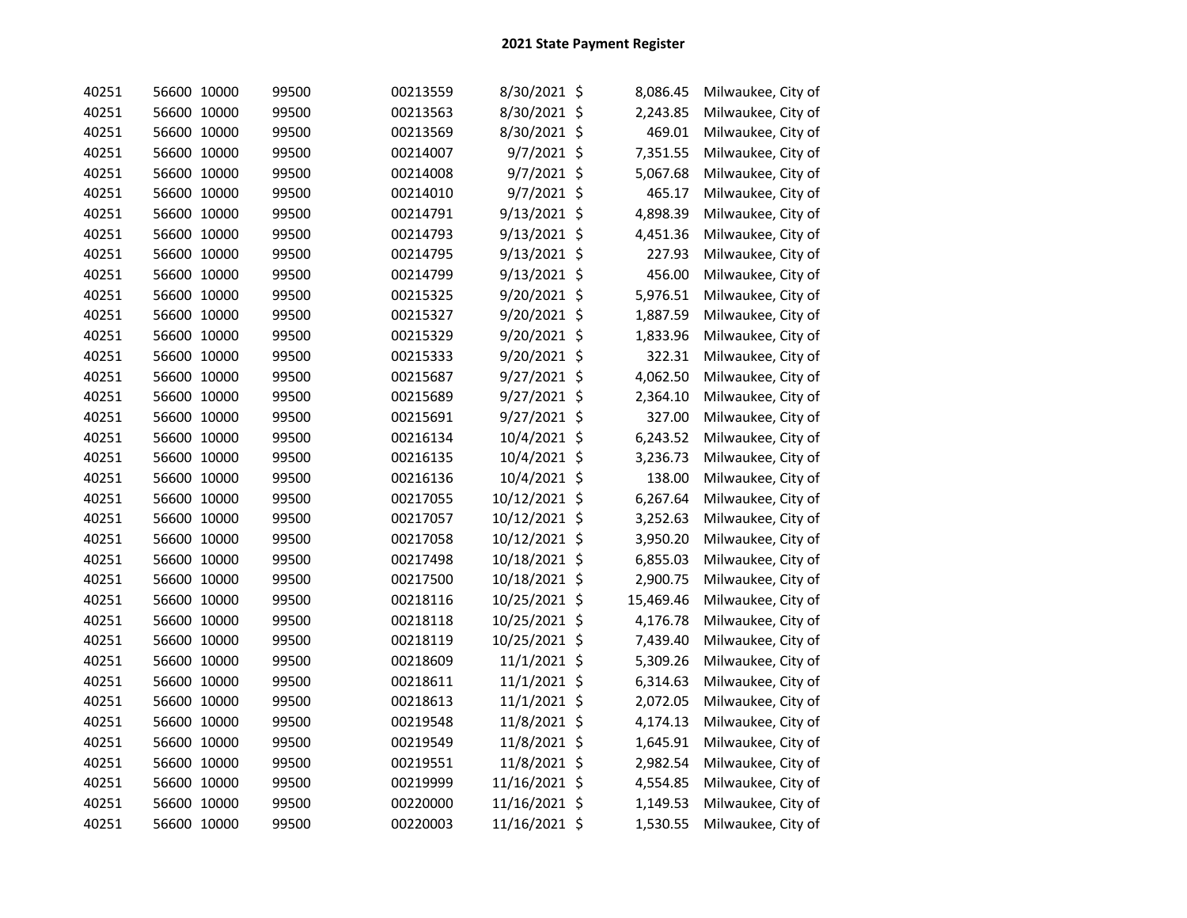## 2021 State Payment Register

| | | | | | | | | |
|---|---|---|---|---|---|---|---|---|
| 40251 | 56600 | 10000 | 99500 | 00213559 | 8/30/2021 | $ | 8,086.45 | Milwaukee, City of |
| 40251 | 56600 | 10000 | 99500 | 00213563 | 8/30/2021 | $ | 2,243.85 | Milwaukee, City of |
| 40251 | 56600 | 10000 | 99500 | 00213569 | 8/30/2021 | $ | 469.01 | Milwaukee, City of |
| 40251 | 56600 | 10000 | 99500 | 00214007 | 9/7/2021 | $ | 7,351.55 | Milwaukee, City of |
| 40251 | 56600 | 10000 | 99500 | 00214008 | 9/7/2021 | $ | 5,067.68 | Milwaukee, City of |
| 40251 | 56600 | 10000 | 99500 | 00214010 | 9/7/2021 | $ | 465.17 | Milwaukee, City of |
| 40251 | 56600 | 10000 | 99500 | 00214791 | 9/13/2021 | $ | 4,898.39 | Milwaukee, City of |
| 40251 | 56600 | 10000 | 99500 | 00214793 | 9/13/2021 | $ | 4,451.36 | Milwaukee, City of |
| 40251 | 56600 | 10000 | 99500 | 00214795 | 9/13/2021 | $ | 227.93 | Milwaukee, City of |
| 40251 | 56600 | 10000 | 99500 | 00214799 | 9/13/2021 | $ | 456.00 | Milwaukee, City of |
| 40251 | 56600 | 10000 | 99500 | 00215325 | 9/20/2021 | $ | 5,976.51 | Milwaukee, City of |
| 40251 | 56600 | 10000 | 99500 | 00215327 | 9/20/2021 | $ | 1,887.59 | Milwaukee, City of |
| 40251 | 56600 | 10000 | 99500 | 00215329 | 9/20/2021 | $ | 1,833.96 | Milwaukee, City of |
| 40251 | 56600 | 10000 | 99500 | 00215333 | 9/20/2021 | $ | 322.31 | Milwaukee, City of |
| 40251 | 56600 | 10000 | 99500 | 00215687 | 9/27/2021 | $ | 4,062.50 | Milwaukee, City of |
| 40251 | 56600 | 10000 | 99500 | 00215689 | 9/27/2021 | $ | 2,364.10 | Milwaukee, City of |
| 40251 | 56600 | 10000 | 99500 | 00215691 | 9/27/2021 | $ | 327.00 | Milwaukee, City of |
| 40251 | 56600 | 10000 | 99500 | 00216134 | 10/4/2021 | $ | 6,243.52 | Milwaukee, City of |
| 40251 | 56600 | 10000 | 99500 | 00216135 | 10/4/2021 | $ | 3,236.73 | Milwaukee, City of |
| 40251 | 56600 | 10000 | 99500 | 00216136 | 10/4/2021 | $ | 138.00 | Milwaukee, City of |
| 40251 | 56600 | 10000 | 99500 | 00217055 | 10/12/2021 | $ | 6,267.64 | Milwaukee, City of |
| 40251 | 56600 | 10000 | 99500 | 00217057 | 10/12/2021 | $ | 3,252.63 | Milwaukee, City of |
| 40251 | 56600 | 10000 | 99500 | 00217058 | 10/12/2021 | $ | 3,950.20 | Milwaukee, City of |
| 40251 | 56600 | 10000 | 99500 | 00217498 | 10/18/2021 | $ | 6,855.03 | Milwaukee, City of |
| 40251 | 56600 | 10000 | 99500 | 00217500 | 10/18/2021 | $ | 2,900.75 | Milwaukee, City of |
| 40251 | 56600 | 10000 | 99500 | 00218116 | 10/25/2021 | $ | 15,469.46 | Milwaukee, City of |
| 40251 | 56600 | 10000 | 99500 | 00218118 | 10/25/2021 | $ | 4,176.78 | Milwaukee, City of |
| 40251 | 56600 | 10000 | 99500 | 00218119 | 10/25/2021 | $ | 7,439.40 | Milwaukee, City of |
| 40251 | 56600 | 10000 | 99500 | 00218609 | 11/1/2021 | $ | 5,309.26 | Milwaukee, City of |
| 40251 | 56600 | 10000 | 99500 | 00218611 | 11/1/2021 | $ | 6,314.63 | Milwaukee, City of |
| 40251 | 56600 | 10000 | 99500 | 00218613 | 11/1/2021 | $ | 2,072.05 | Milwaukee, City of |
| 40251 | 56600 | 10000 | 99500 | 00219548 | 11/8/2021 | $ | 4,174.13 | Milwaukee, City of |
| 40251 | 56600 | 10000 | 99500 | 00219549 | 11/8/2021 | $ | 1,645.91 | Milwaukee, City of |
| 40251 | 56600 | 10000 | 99500 | 00219551 | 11/8/2021 | $ | 2,982.54 | Milwaukee, City of |
| 40251 | 56600 | 10000 | 99500 | 00219999 | 11/16/2021 | $ | 4,554.85 | Milwaukee, City of |
| 40251 | 56600 | 10000 | 99500 | 00220000 | 11/16/2021 | $ | 1,149.53 | Milwaukee, City of |
| 40251 | 56600 | 10000 | 99500 | 00220003 | 11/16/2021 | $ | 1,530.55 | Milwaukee, City of |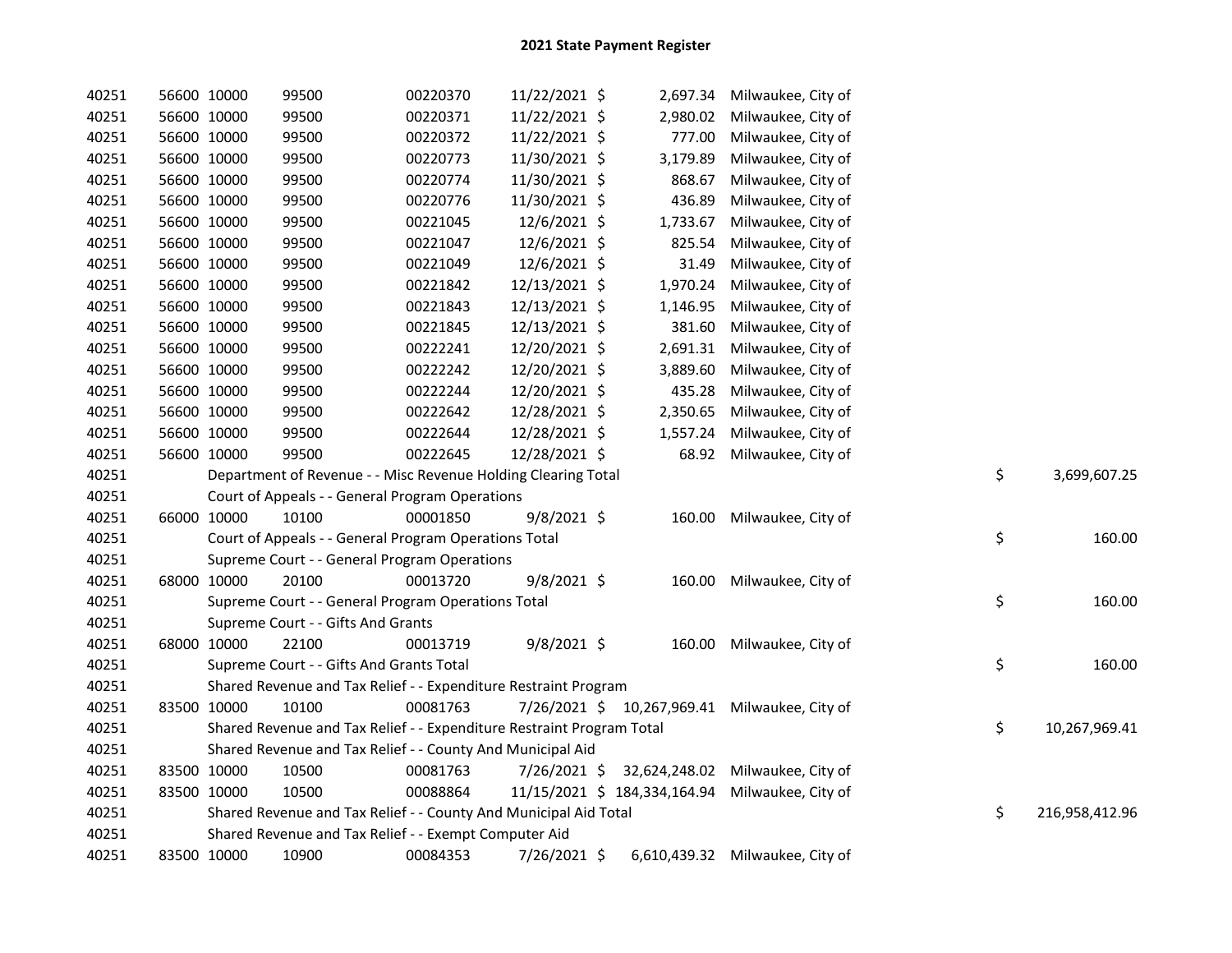# 2021 State Payment Register

| | | | | | | | | | |
|---|---|---|---|---|---|---|---|---|---|
| 40251 | 56600 | 10000 | 99500 | 00220370 | 11/22/2021 | $ 2,697.34 | Milwaukee, City of | | |
| 40251 | 56600 | 10000 | 99500 | 00220371 | 11/22/2021 | $ 2,980.02 | Milwaukee, City of | | |
| 40251 | 56600 | 10000 | 99500 | 00220372 | 11/22/2021 | $ 777.00 | Milwaukee, City of | | |
| 40251 | 56600 | 10000 | 99500 | 00220773 | 11/30/2021 | $ 3,179.89 | Milwaukee, City of | | |
| 40251 | 56600 | 10000 | 99500 | 00220774 | 11/30/2021 | $ 868.67 | Milwaukee, City of | | |
| 40251 | 56600 | 10000 | 99500 | 00220776 | 11/30/2021 | $ 436.89 | Milwaukee, City of | | |
| 40251 | 56600 | 10000 | 99500 | 00221045 | 12/6/2021 | $ 1,733.67 | Milwaukee, City of | | |
| 40251 | 56600 | 10000 | 99500 | 00221047 | 12/6/2021 | $ 825.54 | Milwaukee, City of | | |
| 40251 | 56600 | 10000 | 99500 | 00221049 | 12/6/2021 | $ 31.49 | Milwaukee, City of | | |
| 40251 | 56600 | 10000 | 99500 | 00221842 | 12/13/2021 | $ 1,970.24 | Milwaukee, City of | | |
| 40251 | 56600 | 10000 | 99500 | 00221843 | 12/13/2021 | $ 1,146.95 | Milwaukee, City of | | |
| 40251 | 56600 | 10000 | 99500 | 00221845 | 12/13/2021 | $ 381.60 | Milwaukee, City of | | |
| 40251 | 56600 | 10000 | 99500 | 00222241 | 12/20/2021 | $ 2,691.31 | Milwaukee, City of | | |
| 40251 | 56600 | 10000 | 99500 | 00222242 | 12/20/2021 | $ 3,889.60 | Milwaukee, City of | | |
| 40251 | 56600 | 10000 | 99500 | 00222244 | 12/20/2021 | $ 435.28 | Milwaukee, City of | | |
| 40251 | 56600 | 10000 | 99500 | 00222642 | 12/28/2021 | $ 2,350.65 | Milwaukee, City of | | |
| 40251 | 56600 | 10000 | 99500 | 00222644 | 12/28/2021 | $ 1,557.24 | Milwaukee, City of | | |
| 40251 | 56600 | 10000 | 99500 | 00222645 | 12/28/2021 | $ 68.92 | Milwaukee, City of | | |
| 40251 | | Department of Revenue - - Misc Revenue Holding Clearing Total | | | | | | $ | 3,699,607.25 |
| 40251 | | Court of Appeals - - General Program Operations | | | | | | | |
| 40251 | 66000 | 10000 | 10100 | 00001850 | 9/8/2021 | $ 160.00 | Milwaukee, City of | | |
| 40251 | | Court of Appeals - - General Program Operations Total | | | | | | $ | 160.00 |
| 40251 | | Supreme Court - - General Program Operations | | | | | | | |
| 40251 | 68000 | 10000 | 20100 | 00013720 | 9/8/2021 | $ 160.00 | Milwaukee, City of | | |
| 40251 | | Supreme Court - - General Program Operations Total | | | | | | $ | 160.00 |
| 40251 | | Supreme Court - - Gifts And Grants | | | | | | | |
| 40251 | 68000 | 10000 | 22100 | 00013719 | 9/8/2021 | $ 160.00 | Milwaukee, City of | | |
| 40251 | | Supreme Court - - Gifts And Grants Total | | | | | | $ | 160.00 |
| 40251 | | Shared Revenue and Tax Relief - - Expenditure Restraint Program | | | | | | | |
| 40251 | 83500 | 10000 | 10100 | 00081763 | 7/26/2021 | $ 10,267,969.41 | Milwaukee, City of | | |
| 40251 | | Shared Revenue and Tax Relief - - Expenditure Restraint Program Total | | | | | | $ | 10,267,969.41 |
| 40251 | | Shared Revenue and Tax Relief - - County And Municipal Aid | | | | | | | |
| 40251 | 83500 | 10000 | 10500 | 00081763 | 7/26/2021 | $ 32,624,248.02 | Milwaukee, City of | | |
| 40251 | 83500 | 10000 | 10500 | 00088864 | 11/15/2021 | $ 184,334,164.94 | Milwaukee, City of | | |
| 40251 | | Shared Revenue and Tax Relief - - County And Municipal Aid Total | | | | | | $ | 216,958,412.96 |
| 40251 | | Shared Revenue and Tax Relief - - Exempt Computer Aid | | | | | | | |
| 40251 | 83500 | 10000 | 10900 | 00084353 | 7/26/2021 | $ 6,610,439.32 | Milwaukee, City of | | |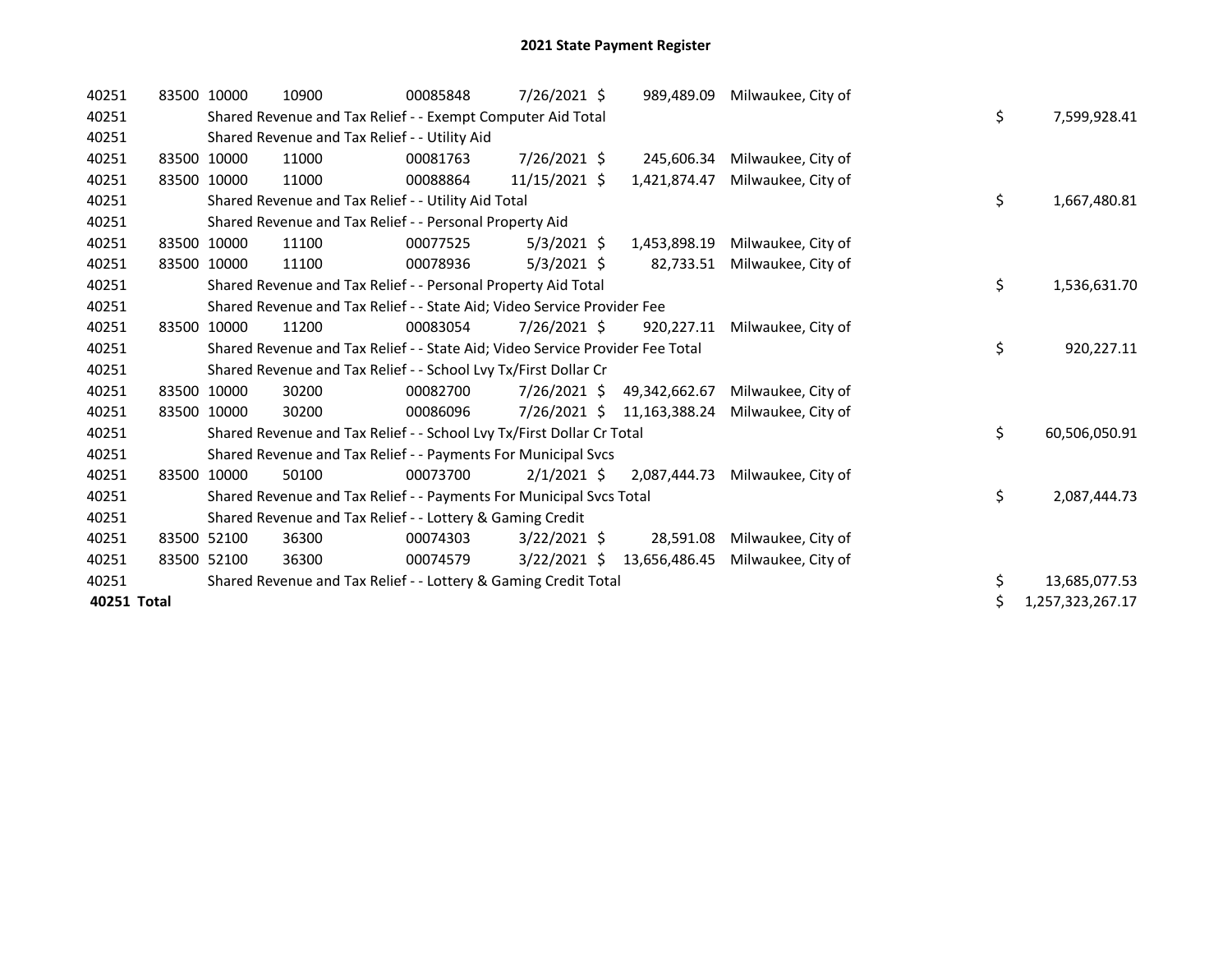# 2021 State Payment Register

| | | | | | | | | |
|---|---|---|---|---|---|---|---|---|
| 40251 | 83500 | 10000 | 10900 | 00085848 | 7/26/2021 | $ 989,489.09 | Milwaukee, City of | |
| 40251 | | Shared Revenue and Tax Relief - - Exempt Computer Aid Total | | | | | | $ 7,599,928.41 |
| 40251 | | Shared Revenue and Tax Relief - - Utility Aid | | | | | | |
| 40251 | 83500 | 10000 | 11000 | 00081763 | 7/26/2021 | $ 245,606.34 | Milwaukee, City of | |
| 40251 | 83500 | 10000 | 11000 | 00088864 | 11/15/2021 | $ 1,421,874.47 | Milwaukee, City of | |
| 40251 | | Shared Revenue and Tax Relief - - Utility Aid Total | | | | | | $ 1,667,480.81 |
| 40251 | | Shared Revenue and Tax Relief - - Personal Property Aid | | | | | | |
| 40251 | 83500 | 10000 | 11100 | 00077525 | 5/3/2021 | $ 1,453,898.19 | Milwaukee, City of | |
| 40251 | 83500 | 10000 | 11100 | 00078936 | 5/3/2021 | $ 82,733.51 | Milwaukee, City of | |
| 40251 | | Shared Revenue and Tax Relief - - Personal Property Aid Total | | | | | | $ 1,536,631.70 |
| 40251 | | Shared Revenue and Tax Relief - - State Aid; Video Service Provider Fee | | | | | | |
| 40251 | 83500 | 10000 | 11200 | 00083054 | 7/26/2021 | $ 920,227.11 | Milwaukee, City of | |
| 40251 | | Shared Revenue and Tax Relief - - State Aid; Video Service Provider Fee Total | | | | | | $ 920,227.11 |
| 40251 | | Shared Revenue and Tax Relief - - School Lvy Tx/First Dollar Cr | | | | | | |
| 40251 | 83500 | 10000 | 30200 | 00082700 | 7/26/2021 | $ 49,342,662.67 | Milwaukee, City of | |
| 40251 | 83500 | 10000 | 30200 | 00086096 | 7/26/2021 | $ 11,163,388.24 | Milwaukee, City of | |
| 40251 | | Shared Revenue and Tax Relief - - School Lvy Tx/First Dollar Cr Total | | | | | | $ 60,506,050.91 |
| 40251 | | Shared Revenue and Tax Relief - - Payments For Municipal Svcs | | | | | | |
| 40251 | 83500 | 10000 | 50100 | 00073700 | 2/1/2021 | $ 2,087,444.73 | Milwaukee, City of | |
| 40251 | | Shared Revenue and Tax Relief - - Payments For Municipal Svcs Total | | | | | | $ 2,087,444.73 |
| 40251 | | Shared Revenue and Tax Relief - - Lottery & Gaming Credit | | | | | | |
| 40251 | 83500 | 52100 | 36300 | 00074303 | 3/22/2021 | $ 28,591.08 | Milwaukee, City of | |
| 40251 | 83500 | 52100 | 36300 | 00074579 | 3/22/2021 | $ 13,656,486.45 | Milwaukee, City of | |
| 40251 | | Shared Revenue and Tax Relief - - Lottery & Gaming Credit Total | | | | | | $ 13,685,077.53 |
| **40251 Total** | | | | | | | | $ 1,257,323,267.17 |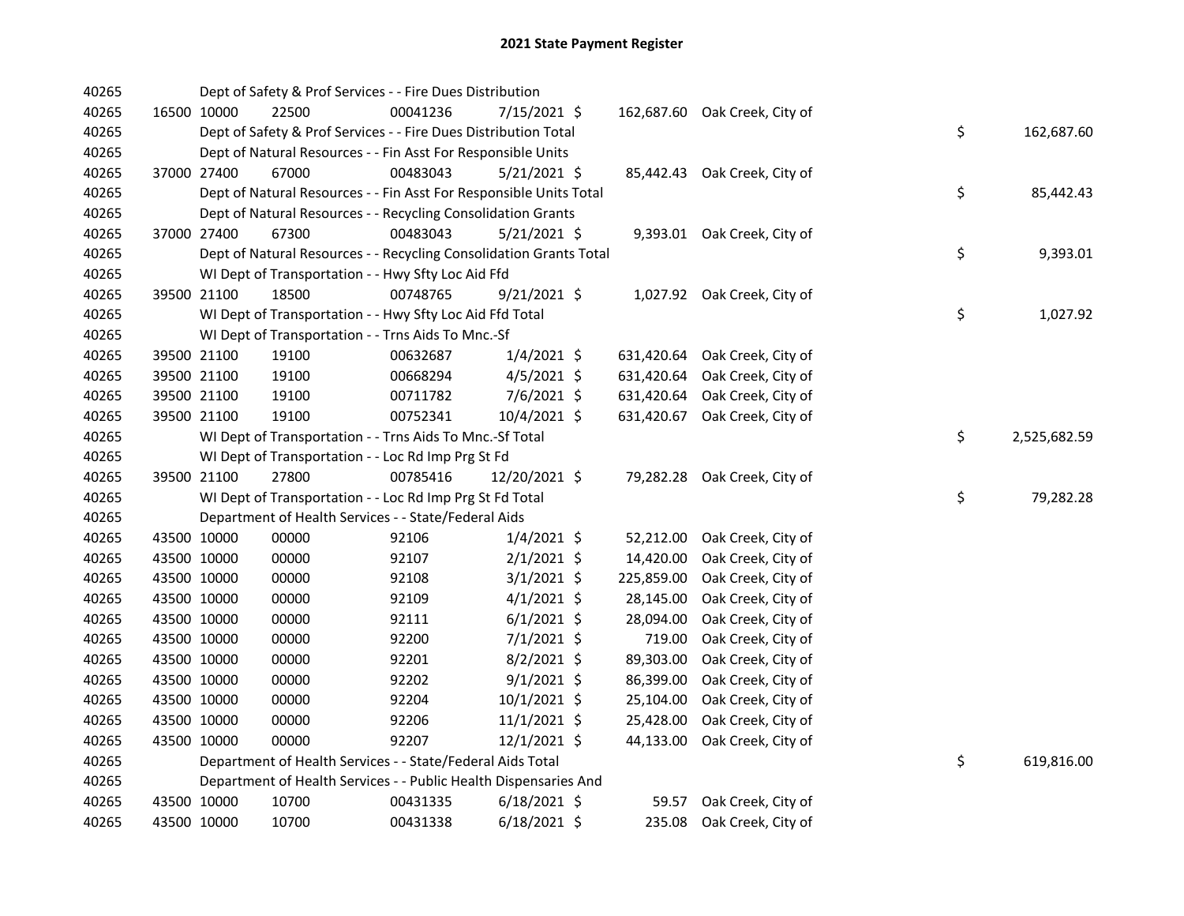# 2021 State Payment Register

| | | | | | | | | |
|---|---|---|---|---|---|---|---|---|
| 40265 | | | Dept of Safety & Prof Services - - Fire Dues Distribution | | | | | |
| 40265 | 16500 | 10000 | 22500 | 00041236 | 7/15/2021 | $ 162,687.60 | Oak Creek, City of | |
| 40265 | | | Dept of Safety & Prof Services - - Fire Dues Distribution Total | | | | | $ 162,687.60 |
| 40265 | | | Dept of Natural Resources - - Fin Asst For Responsible Units | | | | | |
| 40265 | 37000 | 27400 | 67000 | 00483043 | 5/21/2021 | $ 85,442.43 | Oak Creek, City of | |
| 40265 | | | Dept of Natural Resources - - Fin Asst For Responsible Units Total | | | | | $ 85,442.43 |
| 40265 | | | Dept of Natural Resources - - Recycling Consolidation Grants | | | | | |
| 40265 | 37000 | 27400 | 67300 | 00483043 | 5/21/2021 | $ 9,393.01 | Oak Creek, City of | |
| 40265 | | | Dept of Natural Resources - - Recycling Consolidation Grants Total | | | | | $ 9,393.01 |
| 40265 | | | WI Dept of Transportation - - Hwy Sfty Loc Aid Ffd | | | | | |
| 40265 | 39500 | 21100 | 18500 | 00748765 | 9/21/2021 | $ 1,027.92 | Oak Creek, City of | |
| 40265 | | | WI Dept of Transportation - - Hwy Sfty Loc Aid Ffd Total | | | | | $ 1,027.92 |
| 40265 | | | WI Dept of Transportation - - Trns Aids To Mnc.-Sf | | | | | |
| 40265 | 39500 | 21100 | 19100 | 00632687 | 1/4/2021 | $ 631,420.64 | Oak Creek, City of | |
| 40265 | 39500 | 21100 | 19100 | 00668294 | 4/5/2021 | $ 631,420.64 | Oak Creek, City of | |
| 40265 | 39500 | 21100 | 19100 | 00711782 | 7/6/2021 | $ 631,420.64 | Oak Creek, City of | |
| 40265 | 39500 | 21100 | 19100 | 00752341 | 10/4/2021 | $ 631,420.67 | Oak Creek, City of | |
| 40265 | | | WI Dept of Transportation - - Trns Aids To Mnc.-Sf Total | | | | | $ 2,525,682.59 |
| 40265 | | | WI Dept of Transportation - - Loc Rd Imp Prg St Fd | | | | | |
| 40265 | 39500 | 21100 | 27800 | 00785416 | 12/20/2021 | $ 79,282.28 | Oak Creek, City of | |
| 40265 | | | WI Dept of Transportation - - Loc Rd Imp Prg St Fd Total | | | | | $ 79,282.28 |
| 40265 | | | Department of Health Services - - State/Federal Aids | | | | | |
| 40265 | 43500 | 10000 | 00000 | 92106 | 1/4/2021 | $ 52,212.00 | Oak Creek, City of | |
| 40265 | 43500 | 10000 | 00000 | 92107 | 2/1/2021 | $ 14,420.00 | Oak Creek, City of | |
| 40265 | 43500 | 10000 | 00000 | 92108 | 3/1/2021 | $ 225,859.00 | Oak Creek, City of | |
| 40265 | 43500 | 10000 | 00000 | 92109 | 4/1/2021 | $ 28,145.00 | Oak Creek, City of | |
| 40265 | 43500 | 10000 | 00000 | 92111 | 6/1/2021 | $ 28,094.00 | Oak Creek, City of | |
| 40265 | 43500 | 10000 | 00000 | 92200 | 7/1/2021 | $ 719.00 | Oak Creek, City of | |
| 40265 | 43500 | 10000 | 00000 | 92201 | 8/2/2021 | $ 89,303.00 | Oak Creek, City of | |
| 40265 | 43500 | 10000 | 00000 | 92202 | 9/1/2021 | $ 86,399.00 | Oak Creek, City of | |
| 40265 | 43500 | 10000 | 00000 | 92204 | 10/1/2021 | $ 25,104.00 | Oak Creek, City of | |
| 40265 | 43500 | 10000 | 00000 | 92206 | 11/1/2021 | $ 25,428.00 | Oak Creek, City of | |
| 40265 | 43500 | 10000 | 00000 | 92207 | 12/1/2021 | $ 44,133.00 | Oak Creek, City of | |
| 40265 | | | Department of Health Services - - State/Federal Aids Total | | | | | $ 619,816.00 |
| 40265 | | | Department of Health Services - - Public Health Dispensaries And | | | | | |
| 40265 | 43500 | 10000 | 10700 | 00431335 | 6/18/2021 | $ 59.57 | Oak Creek, City of | |
| 40265 | 43500 | 10000 | 10700 | 00431338 | 6/18/2021 | $ 235.08 | Oak Creek, City of | |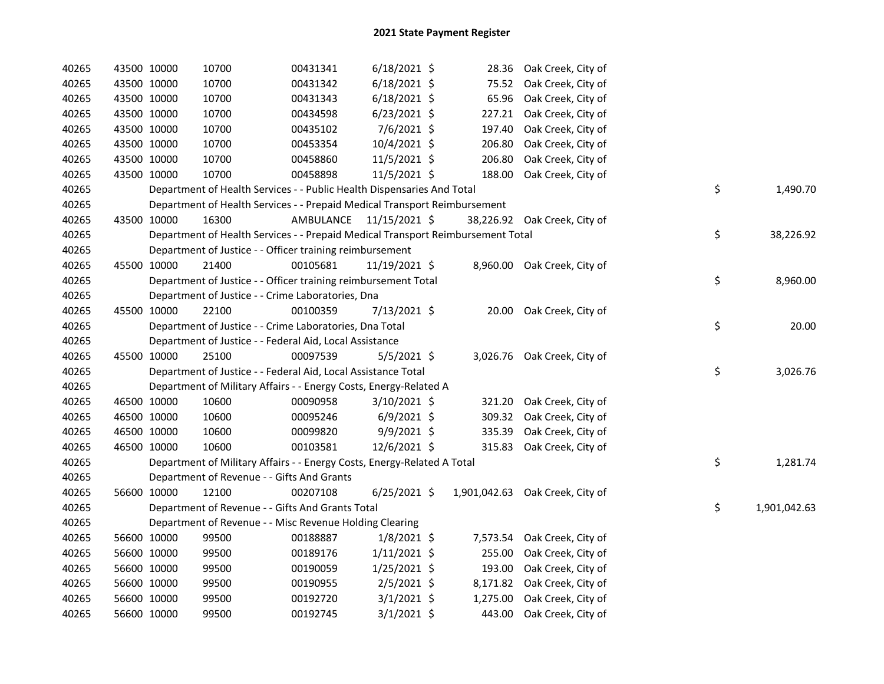# 2021 State Payment Register

| | | | | | | | | | |
|---|---|---|---|---|---|---|---|---|---|
| 40265 | 43500 | 10000 | 10700 | 00431341 | 6/18/2021 | $ 28.36 | Oak Creek, City of | | |
| 40265 | 43500 | 10000 | 10700 | 00431342 | 6/18/2021 | $ 75.52 | Oak Creek, City of | | |
| 40265 | 43500 | 10000 | 10700 | 00431343 | 6/18/2021 | $ 65.96 | Oak Creek, City of | | |
| 40265 | 43500 | 10000 | 10700 | 00434598 | 6/23/2021 | $ 227.21 | Oak Creek, City of | | |
| 40265 | 43500 | 10000 | 10700 | 00435102 | 7/6/2021 | $ 197.40 | Oak Creek, City of | | |
| 40265 | 43500 | 10000 | 10700 | 00453354 | 10/4/2021 | $ 206.80 | Oak Creek, City of | | |
| 40265 | 43500 | 10000 | 10700 | 00458860 | 11/5/2021 | $ 206.80 | Oak Creek, City of | | |
| 40265 | 43500 | 10000 | 10700 | 00458898 | 11/5/2021 | $ 188.00 | Oak Creek, City of | | |
| 40265 | | | Department of Health Services - - Public Health Dispensaries And Total | | | | | $ | 1,490.70 |
| 40265 | | | Department of Health Services - - Prepaid Medical Transport Reimbursement | | | | | | |
| 40265 | 43500 | 10000 | 16300 | AMBULANCE | 11/15/2021 | $ 38,226.92 | Oak Creek, City of | | |
| 40265 | | | Department of Health Services - - Prepaid Medical Transport Reimbursement Total | | | | | $ | 38,226.92 |
| 40265 | | | Department of Justice - - Officer training reimbursement | | | | | | |
| 40265 | 45500 | 10000 | 21400 | 00105681 | 11/19/2021 | $ 8,960.00 | Oak Creek, City of | | |
| 40265 | | | Department of Justice - - Officer training reimbursement Total | | | | | $ | 8,960.00 |
| 40265 | | | Department of Justice - - Crime Laboratories, Dna | | | | | | |
| 40265 | 45500 | 10000 | 22100 | 00100359 | 7/13/2021 | $ 20.00 | Oak Creek, City of | | |
| 40265 | | | Department of Justice - - Crime Laboratories, Dna Total | | | | | $ | 20.00 |
| 40265 | | | Department of Justice - - Federal Aid, Local Assistance | | | | | | |
| 40265 | 45500 | 10000 | 25100 | 00097539 | 5/5/2021 | $ 3,026.76 | Oak Creek, City of | | |
| 40265 | | | Department of Justice - - Federal Aid, Local Assistance Total | | | | | $ | 3,026.76 |
| 40265 | | | Department of Military Affairs - - Energy Costs, Energy-Related A | | | | | | |
| 40265 | 46500 | 10000 | 10600 | 00090958 | 3/10/2021 | $ 321.20 | Oak Creek, City of | | |
| 40265 | 46500 | 10000 | 10600 | 00095246 | 6/9/2021 | $ 309.32 | Oak Creek, City of | | |
| 40265 | 46500 | 10000 | 10600 | 00099820 | 9/9/2021 | $ 335.39 | Oak Creek, City of | | |
| 40265 | 46500 | 10000 | 10600 | 00103581 | 12/6/2021 | $ 315.83 | Oak Creek, City of | | |
| 40265 | | | Department of Military Affairs - - Energy Costs, Energy-Related A Total | | | | | $ | 1,281.74 |
| 40265 | | | Department of Revenue - - Gifts And Grants | | | | | | |
| 40265 | 56600 | 10000 | 12100 | 00207108 | 6/25/2021 | $ 1,901,042.63 | Oak Creek, City of | | |
| 40265 | | | Department of Revenue - - Gifts And Grants Total | | | | | $ | 1,901,042.63 |
| 40265 | | | Department of Revenue - - Misc Revenue Holding Clearing | | | | | | |
| 40265 | 56600 | 10000 | 99500 | 00188887 | 1/8/2021 | $ 7,573.54 | Oak Creek, City of | | |
| 40265 | 56600 | 10000 | 99500 | 00189176 | 1/11/2021 | $ 255.00 | Oak Creek, City of | | |
| 40265 | 56600 | 10000 | 99500 | 00190059 | 1/25/2021 | $ 193.00 | Oak Creek, City of | | |
| 40265 | 56600 | 10000 | 99500 | 00190955 | 2/5/2021 | $ 8,171.82 | Oak Creek, City of | | |
| 40265 | 56600 | 10000 | 99500 | 00192720 | 3/1/2021 | $ 1,275.00 | Oak Creek, City of | | |
| 40265 | 56600 | 10000 | 99500 | 00192745 | 3/1/2021 | $ 443.00 | Oak Creek, City of | | |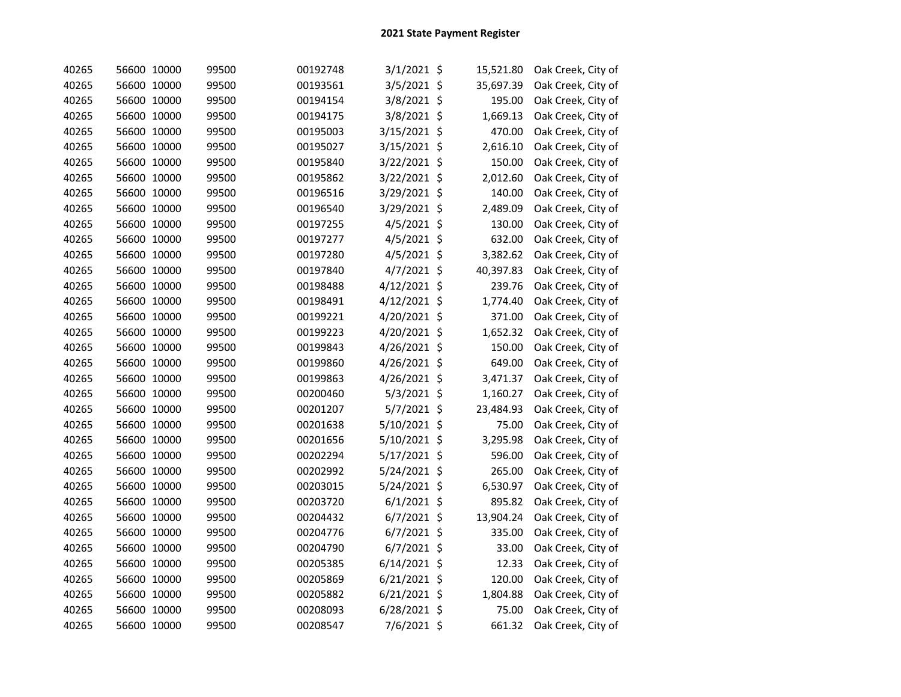## 2021 State Payment Register

| | | | | | | | | |
|---|---|---|---|---|---|---|---|---|
| 40265 | 56600 | 10000 | 99500 | 00192748 | 3/1/2021 | $ | 15,521.80 | Oak Creek, City of |
| 40265 | 56600 | 10000 | 99500 | 00193561 | 3/5/2021 | $ | 35,697.39 | Oak Creek, City of |
| 40265 | 56600 | 10000 | 99500 | 00194154 | 3/8/2021 | $ | 195.00 | Oak Creek, City of |
| 40265 | 56600 | 10000 | 99500 | 00194175 | 3/8/2021 | $ | 1,669.13 | Oak Creek, City of |
| 40265 | 56600 | 10000 | 99500 | 00195003 | 3/15/2021 | $ | 470.00 | Oak Creek, City of |
| 40265 | 56600 | 10000 | 99500 | 00195027 | 3/15/2021 | $ | 2,616.10 | Oak Creek, City of |
| 40265 | 56600 | 10000 | 99500 | 00195840 | 3/22/2021 | $ | 150.00 | Oak Creek, City of |
| 40265 | 56600 | 10000 | 99500 | 00195862 | 3/22/2021 | $ | 2,012.60 | Oak Creek, City of |
| 40265 | 56600 | 10000 | 99500 | 00196516 | 3/29/2021 | $ | 140.00 | Oak Creek, City of |
| 40265 | 56600 | 10000 | 99500 | 00196540 | 3/29/2021 | $ | 2,489.09 | Oak Creek, City of |
| 40265 | 56600 | 10000 | 99500 | 00197255 | 4/5/2021 | $ | 130.00 | Oak Creek, City of |
| 40265 | 56600 | 10000 | 99500 | 00197277 | 4/5/2021 | $ | 632.00 | Oak Creek, City of |
| 40265 | 56600 | 10000 | 99500 | 00197280 | 4/5/2021 | $ | 3,382.62 | Oak Creek, City of |
| 40265 | 56600 | 10000 | 99500 | 00197840 | 4/7/2021 | $ | 40,397.83 | Oak Creek, City of |
| 40265 | 56600 | 10000 | 99500 | 00198488 | 4/12/2021 | $ | 239.76 | Oak Creek, City of |
| 40265 | 56600 | 10000 | 99500 | 00198491 | 4/12/2021 | $ | 1,774.40 | Oak Creek, City of |
| 40265 | 56600 | 10000 | 99500 | 00199221 | 4/20/2021 | $ | 371.00 | Oak Creek, City of |
| 40265 | 56600 | 10000 | 99500 | 00199223 | 4/20/2021 | $ | 1,652.32 | Oak Creek, City of |
| 40265 | 56600 | 10000 | 99500 | 00199843 | 4/26/2021 | $ | 150.00 | Oak Creek, City of |
| 40265 | 56600 | 10000 | 99500 | 00199860 | 4/26/2021 | $ | 649.00 | Oak Creek, City of |
| 40265 | 56600 | 10000 | 99500 | 00199863 | 4/26/2021 | $ | 3,471.37 | Oak Creek, City of |
| 40265 | 56600 | 10000 | 99500 | 00200460 | 5/3/2021 | $ | 1,160.27 | Oak Creek, City of |
| 40265 | 56600 | 10000 | 99500 | 00201207 | 5/7/2021 | $ | 23,484.93 | Oak Creek, City of |
| 40265 | 56600 | 10000 | 99500 | 00201638 | 5/10/2021 | $ | 75.00 | Oak Creek, City of |
| 40265 | 56600 | 10000 | 99500 | 00201656 | 5/10/2021 | $ | 3,295.98 | Oak Creek, City of |
| 40265 | 56600 | 10000 | 99500 | 00202294 | 5/17/2021 | $ | 596.00 | Oak Creek, City of |
| 40265 | 56600 | 10000 | 99500 | 00202992 | 5/24/2021 | $ | 265.00 | Oak Creek, City of |
| 40265 | 56600 | 10000 | 99500 | 00203015 | 5/24/2021 | $ | 6,530.97 | Oak Creek, City of |
| 40265 | 56600 | 10000 | 99500 | 00203720 | 6/1/2021 | $ | 895.82 | Oak Creek, City of |
| 40265 | 56600 | 10000 | 99500 | 00204432 | 6/7/2021 | $ | 13,904.24 | Oak Creek, City of |
| 40265 | 56600 | 10000 | 99500 | 00204776 | 6/7/2021 | $ | 335.00 | Oak Creek, City of |
| 40265 | 56600 | 10000 | 99500 | 00204790 | 6/7/2021 | $ | 33.00 | Oak Creek, City of |
| 40265 | 56600 | 10000 | 99500 | 00205385 | 6/14/2021 | $ | 12.33 | Oak Creek, City of |
| 40265 | 56600 | 10000 | 99500 | 00205869 | 6/21/2021 | $ | 120.00 | Oak Creek, City of |
| 40265 | 56600 | 10000 | 99500 | 00205882 | 6/21/2021 | $ | 1,804.88 | Oak Creek, City of |
| 40265 | 56600 | 10000 | 99500 | 00208093 | 6/28/2021 | $ | 75.00 | Oak Creek, City of |
| 40265 | 56600 | 10000 | 99500 | 00208547 | 7/6/2021 | $ | 661.32 | Oak Creek, City of |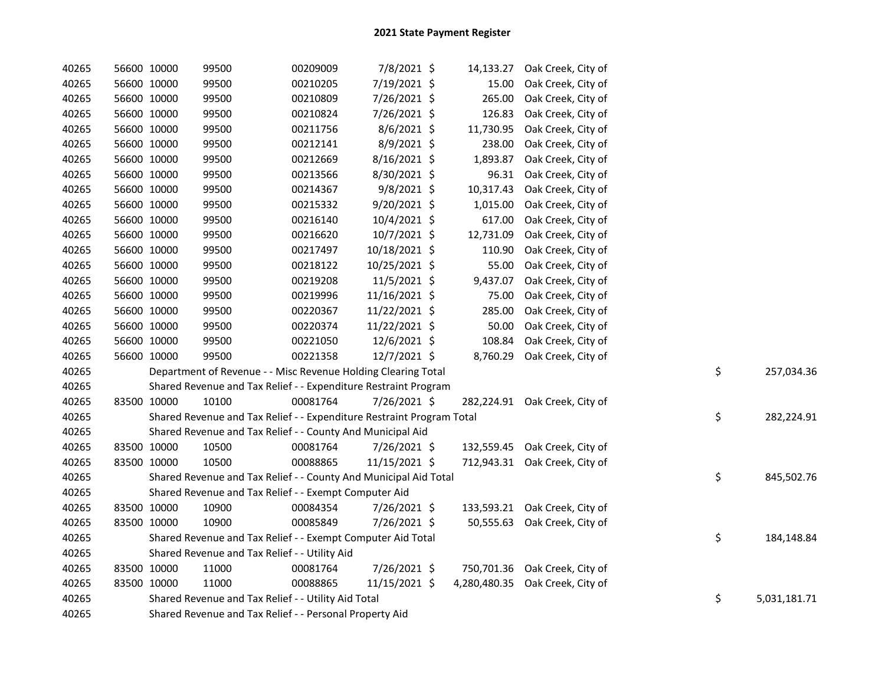## 2021 State Payment Register

| | | | | | | | | | |
|---|---|---|---|---|---|---|---|---|---|
| 40265 | 56600 | 10000 | 99500 | 00209009 | 7/8/2021 | $ 14,133.27 | Oak Creek, City of | | |
| 40265 | 56600 | 10000 | 99500 | 00210205 | 7/19/2021 | $ 15.00 | Oak Creek, City of | | |
| 40265 | 56600 | 10000 | 99500 | 00210809 | 7/26/2021 | $ 265.00 | Oak Creek, City of | | |
| 40265 | 56600 | 10000 | 99500 | 00210824 | 7/26/2021 | $ 126.83 | Oak Creek, City of | | |
| 40265 | 56600 | 10000 | 99500 | 00211756 | 8/6/2021 | $ 11,730.95 | Oak Creek, City of | | |
| 40265 | 56600 | 10000 | 99500 | 00212141 | 8/9/2021 | $ 238.00 | Oak Creek, City of | | |
| 40265 | 56600 | 10000 | 99500 | 00212669 | 8/16/2021 | $ 1,893.87 | Oak Creek, City of | | |
| 40265 | 56600 | 10000 | 99500 | 00213566 | 8/30/2021 | $ 96.31 | Oak Creek, City of | | |
| 40265 | 56600 | 10000 | 99500 | 00214367 | 9/8/2021 | $ 10,317.43 | Oak Creek, City of | | |
| 40265 | 56600 | 10000 | 99500 | 00215332 | 9/20/2021 | $ 1,015.00 | Oak Creek, City of | | |
| 40265 | 56600 | 10000 | 99500 | 00216140 | 10/4/2021 | $ 617.00 | Oak Creek, City of | | |
| 40265 | 56600 | 10000 | 99500 | 00216620 | 10/7/2021 | $ 12,731.09 | Oak Creek, City of | | |
| 40265 | 56600 | 10000 | 99500 | 00217497 | 10/18/2021 | $ 110.90 | Oak Creek, City of | | |
| 40265 | 56600 | 10000 | 99500 | 00218122 | 10/25/2021 | $ 55.00 | Oak Creek, City of | | |
| 40265 | 56600 | 10000 | 99500 | 00219208 | 11/5/2021 | $ 9,437.07 | Oak Creek, City of | | |
| 40265 | 56600 | 10000 | 99500 | 00219996 | 11/16/2021 | $ 75.00 | Oak Creek, City of | | |
| 40265 | 56600 | 10000 | 99500 | 00220367 | 11/22/2021 | $ 285.00 | Oak Creek, City of | | |
| 40265 | 56600 | 10000 | 99500 | 00220374 | 11/22/2021 | $ 50.00 | Oak Creek, City of | | |
| 40265 | 56600 | 10000 | 99500 | 00221050 | 12/6/2021 | $ 108.84 | Oak Creek, City of | | |
| 40265 | 56600 | 10000 | 99500 | 00221358 | 12/7/2021 | $ 8,760.29 | Oak Creek, City of | | |
| 40265 | | Department of Revenue - - Misc Revenue Holding Clearing Total | | | | | | $ | 257,034.36 |
| 40265 | | Shared Revenue and Tax Relief - - Expenditure Restraint Program | | | | | | | |
| 40265 | 83500 | 10000 | 10100 | 00081764 | 7/26/2021 | $ 282,224.91 | Oak Creek, City of | | |
| 40265 | | Shared Revenue and Tax Relief - - Expenditure Restraint Program Total | | | | | | $ | 282,224.91 |
| 40265 | | Shared Revenue and Tax Relief - - County And Municipal Aid | | | | | | | |
| 40265 | 83500 | 10000 | 10500 | 00081764 | 7/26/2021 | $ 132,559.45 | Oak Creek, City of | | |
| 40265 | 83500 | 10000 | 10500 | 00088865 | 11/15/2021 | $ 712,943.31 | Oak Creek, City of | | |
| 40265 | | Shared Revenue and Tax Relief - - County And Municipal Aid Total | | | | | | $ | 845,502.76 |
| 40265 | | Shared Revenue and Tax Relief - - Exempt Computer Aid | | | | | | | |
| 40265 | 83500 | 10000 | 10900 | 00084354 | 7/26/2021 | $ 133,593.21 | Oak Creek, City of | | |
| 40265 | 83500 | 10000 | 10900 | 00085849 | 7/26/2021 | $ 50,555.63 | Oak Creek, City of | | |
| 40265 | | Shared Revenue and Tax Relief - - Exempt Computer Aid Total | | | | | | $ | 184,148.84 |
| 40265 | | Shared Revenue and Tax Relief - - Utility Aid | | | | | | | |
| 40265 | 83500 | 10000 | 11000 | 00081764 | 7/26/2021 | $ 750,701.36 | Oak Creek, City of | | |
| 40265 | 83500 | 10000 | 11000 | 00088865 | 11/15/2021 | $ 4,280,480.35 | Oak Creek, City of | | |
| 40265 | | Shared Revenue and Tax Relief - - Utility Aid Total | | | | | | $ | 5,031,181.71 |
| 40265 | | Shared Revenue and Tax Relief - - Personal Property Aid | | | | | | | |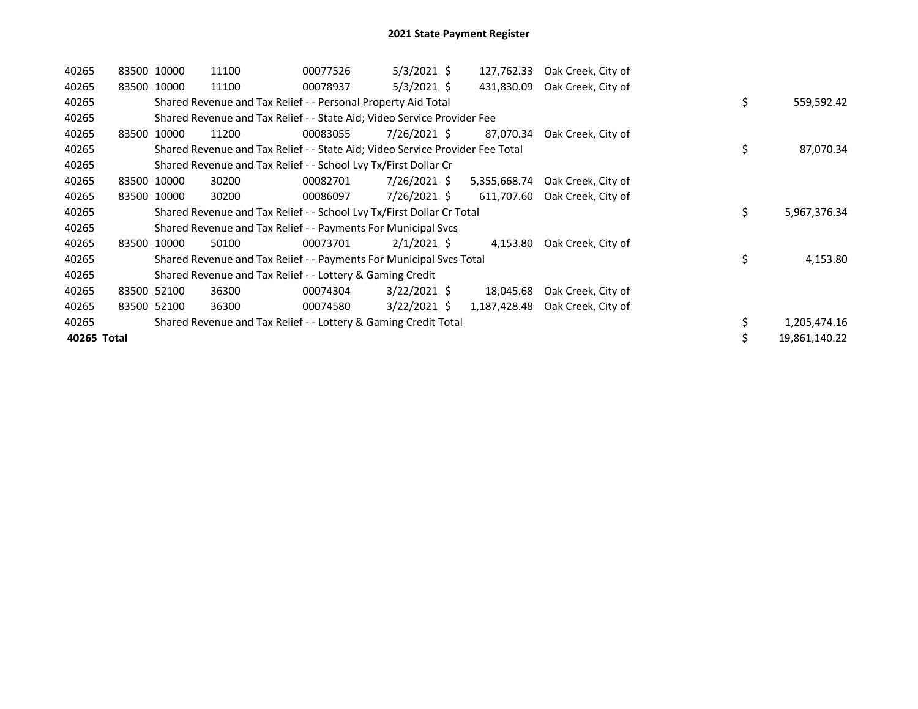# 2021 State Payment Register

| | | | | | | | | | |
|---|---|---|---|---|---|---|---|---|---|
| 40265 | 83500 | 10000 | 11100 | 00077526 | 5/3/2021 | $ 127,762.33 | Oak Creek, City of | | |
| 40265 | 83500 | 10000 | 11100 | 00078937 | 5/3/2021 | $ 431,830.09 | Oak Creek, City of | | |
| 40265 | | Shared Revenue and Tax Relief - - Personal Property Aid Total | | | | | | $ | 559,592.42 |
| 40265 | | Shared Revenue and Tax Relief - - State Aid; Video Service Provider Fee | | | | | | | |
| 40265 | 83500 | 10000 | 11200 | 00083055 | 7/26/2021 | $ 87,070.34 | Oak Creek, City of | | |
| 40265 | | Shared Revenue and Tax Relief - - State Aid; Video Service Provider Fee Total | | | | | | $ | 87,070.34 |
| 40265 | | Shared Revenue and Tax Relief - - School Lvy Tx/First Dollar Cr | | | | | | | |
| 40265 | 83500 | 10000 | 30200 | 00082701 | 7/26/2021 | $ 5,355,668.74 | Oak Creek, City of | | |
| 40265 | 83500 | 10000 | 30200 | 00086097 | 7/26/2021 | $ 611,707.60 | Oak Creek, City of | | |
| 40265 | | Shared Revenue and Tax Relief - - School Lvy Tx/First Dollar Cr Total | | | | | | $ | 5,967,376.34 |
| 40265 | | Shared Revenue and Tax Relief - - Payments For Municipal Svcs | | | | | | | |
| 40265 | 83500 | 10000 | 50100 | 00073701 | 2/1/2021 | $ 4,153.80 | Oak Creek, City of | | |
| 40265 | | Shared Revenue and Tax Relief - - Payments For Municipal Svcs Total | | | | | | $ | 4,153.80 |
| 40265 | | Shared Revenue and Tax Relief - - Lottery & Gaming Credit | | | | | | | |
| 40265 | 83500 | 52100 | 36300 | 00074304 | 3/22/2021 | $ 18,045.68 | Oak Creek, City of | | |
| 40265 | 83500 | 52100 | 36300 | 00074580 | 3/22/2021 | $ 1,187,428.48 | Oak Creek, City of | | |
| 40265 | | Shared Revenue and Tax Relief - - Lottery & Gaming Credit Total | | | | | | $ | 1,205,474.16 |
| **40265 Total** | | | | | | | | $ | 19,861,140.22 |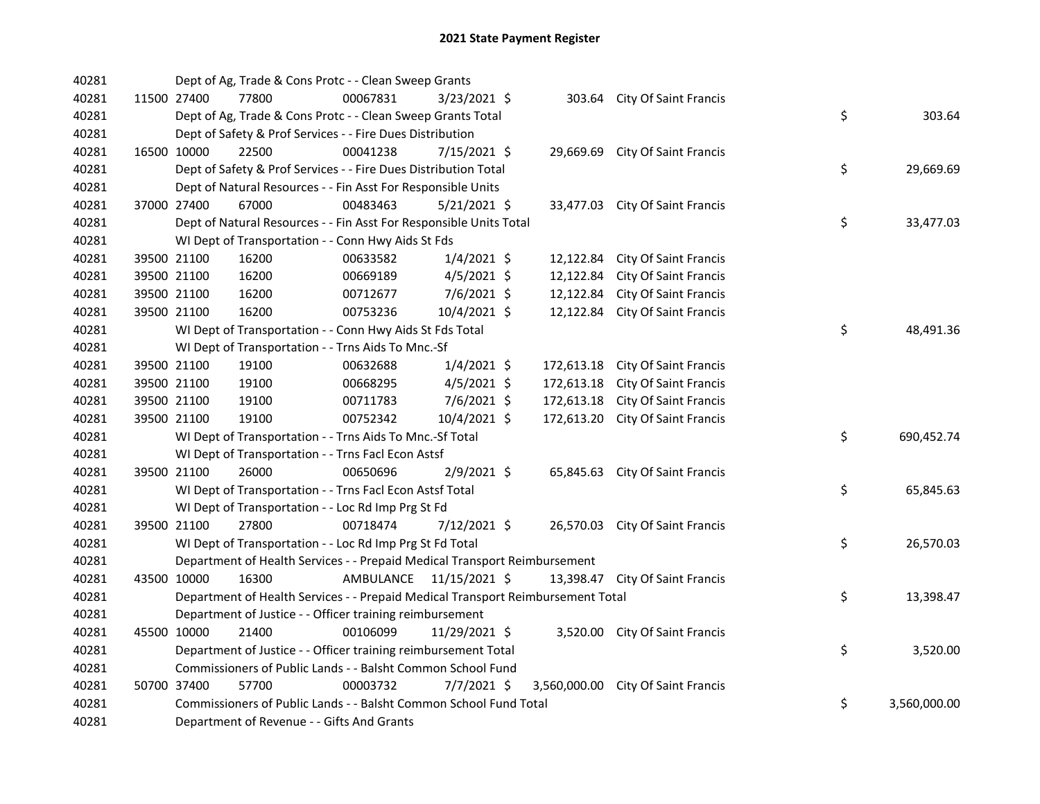# 2021 State Payment Register

| | | | | | | | | | |
|---|---|---|---|---|---|---|---|---|---|
| 40281 | | Dept of Ag, Trade & Cons Protc - - Clean Sweep Grants | | | | | | | |
| 40281 | 11500 | 27400 | 77800 | 00067831 | 3/23/2021 | $ 303.64 | City Of Saint Francis | | |
| 40281 | | Dept of Ag, Trade & Cons Protc - - Clean Sweep Grants Total | | | | | | $ | 303.64 |
| 40281 | | Dept of Safety & Prof Services - - Fire Dues Distribution | | | | | | | |
| 40281 | 16500 | 10000 | 22500 | 00041238 | 7/15/2021 | $ 29,669.69 | City Of Saint Francis | | |
| 40281 | | Dept of Safety & Prof Services - - Fire Dues Distribution Total | | | | | | $ | 29,669.69 |
| 40281 | | Dept of Natural Resources - - Fin Asst For Responsible Units | | | | | | | |
| 40281 | 37000 | 27400 | 67000 | 00483463 | 5/21/2021 | $ 33,477.03 | City Of Saint Francis | | |
| 40281 | | Dept of Natural Resources - - Fin Asst For Responsible Units Total | | | | | | $ | 33,477.03 |
| 40281 | | WI Dept of Transportation - - Conn Hwy Aids St Fds | | | | | | | |
| 40281 | 39500 | 21100 | 16200 | 00633582 | 1/4/2021 | $ 12,122.84 | City Of Saint Francis | | |
| 40281 | 39500 | 21100 | 16200 | 00669189 | 4/5/2021 | $ 12,122.84 | City Of Saint Francis | | |
| 40281 | 39500 | 21100 | 16200 | 00712677 | 7/6/2021 | $ 12,122.84 | City Of Saint Francis | | |
| 40281 | 39500 | 21100 | 16200 | 00753236 | 10/4/2021 | $ 12,122.84 | City Of Saint Francis | | |
| 40281 | | WI Dept of Transportation - - Conn Hwy Aids St Fds Total | | | | | | $ | 48,491.36 |
| 40281 | | WI Dept of Transportation - - Trns Aids To Mnc.-Sf | | | | | | | |
| 40281 | 39500 | 21100 | 19100 | 00632688 | 1/4/2021 | $ 172,613.18 | City Of Saint Francis | | |
| 40281 | 39500 | 21100 | 19100 | 00668295 | 4/5/2021 | $ 172,613.18 | City Of Saint Francis | | |
| 40281 | 39500 | 21100 | 19100 | 00711783 | 7/6/2021 | $ 172,613.18 | City Of Saint Francis | | |
| 40281 | 39500 | 21100 | 19100 | 00752342 | 10/4/2021 | $ 172,613.20 | City Of Saint Francis | | |
| 40281 | | WI Dept of Transportation - - Trns Aids To Mnc.-Sf Total | | | | | | $ | 690,452.74 |
| 40281 | | WI Dept of Transportation - - Trns Facl Econ Astsf | | | | | | | |
| 40281 | 39500 | 21100 | 26000 | 00650696 | 2/9/2021 | $ 65,845.63 | City Of Saint Francis | | |
| 40281 | | WI Dept of Transportation - - Trns Facl Econ Astsf Total | | | | | | $ | 65,845.63 |
| 40281 | | WI Dept of Transportation - - Loc Rd Imp Prg St Fd | | | | | | | |
| 40281 | 39500 | 21100 | 27800 | 00718474 | 7/12/2021 | $ 26,570.03 | City Of Saint Francis | | |
| 40281 | | WI Dept of Transportation - - Loc Rd Imp Prg St Fd Total | | | | | | $ | 26,570.03 |
| 40281 | | Department of Health Services - - Prepaid Medical Transport Reimbursement | | | | | | | |
| 40281 | 43500 | 10000 | 16300 | AMBULANCE | 11/15/2021 | $ 13,398.47 | City Of Saint Francis | | |
| 40281 | | Department of Health Services - - Prepaid Medical Transport Reimbursement Total | | | | | | $ | 13,398.47 |
| 40281 | | Department of Justice - - Officer training reimbursement | | | | | | | |
| 40281 | 45500 | 10000 | 21400 | 00106099 | 11/29/2021 | $ 3,520.00 | City Of Saint Francis | | |
| 40281 | | Department of Justice - - Officer training reimbursement Total | | | | | | $ | 3,520.00 |
| 40281 | | Commissioners of Public Lands - - Balsht Common School Fund | | | | | | | |
| 40281 | 50700 | 37400 | 57700 | 00003732 | 7/7/2021 | $ 3,560,000.00 | City Of Saint Francis | | |
| 40281 | | Commissioners of Public Lands - - Balsht Common School Fund Total | | | | | | $ | 3,560,000.00 |
| 40281 | | Department of Revenue - - Gifts And Grants | | | | | | | |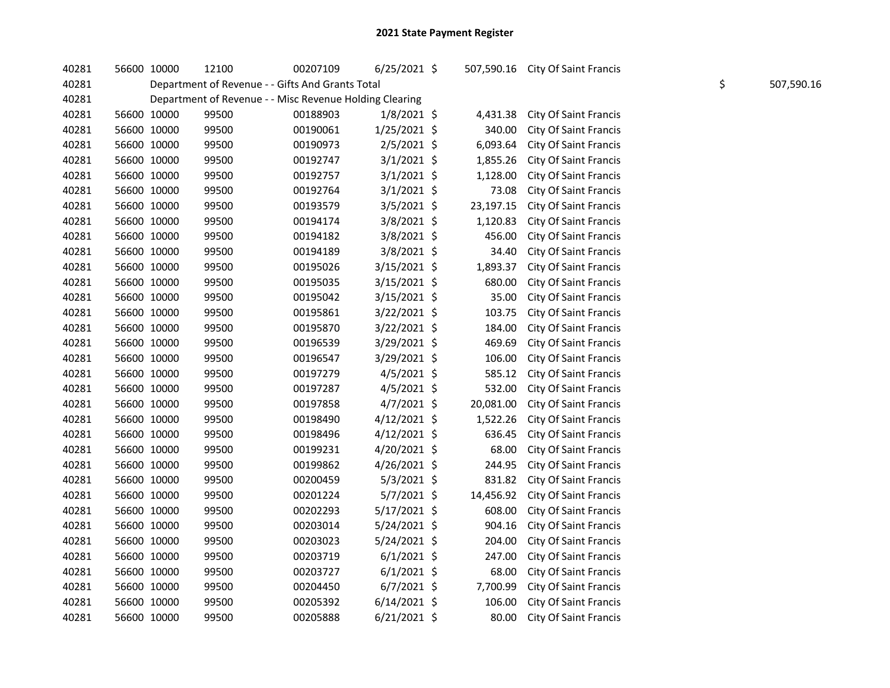## 2021 State Payment Register

| | | | | | | | | | |
|---|---|---|---|---|---|---|---|---|---|
| 40281 | 56600 | 10000 | 12100 | 00207109 | 6/25/2021 | $ | 507,590.16 | City Of Saint Francis | |
| 40281 | | Department of Revenue - - Gifts And Grants Total | | | | | | | $ 507,590.16 |
| 40281 | | Department of Revenue - - Misc Revenue Holding Clearing | | | | | | | |
| 40281 | 56600 | 10000 | 99500 | 00188903 | 1/8/2021 | $ | 4,431.38 | City Of Saint Francis | |
| 40281 | 56600 | 10000 | 99500 | 00190061 | 1/25/2021 | $ | 340.00 | City Of Saint Francis | |
| 40281 | 56600 | 10000 | 99500 | 00190973 | 2/5/2021 | $ | 6,093.64 | City Of Saint Francis | |
| 40281 | 56600 | 10000 | 99500 | 00192747 | 3/1/2021 | $ | 1,855.26 | City Of Saint Francis | |
| 40281 | 56600 | 10000 | 99500 | 00192757 | 3/1/2021 | $ | 1,128.00 | City Of Saint Francis | |
| 40281 | 56600 | 10000 | 99500 | 00192764 | 3/1/2021 | $ | 73.08 | City Of Saint Francis | |
| 40281 | 56600 | 10000 | 99500 | 00193579 | 3/5/2021 | $ | 23,197.15 | City Of Saint Francis | |
| 40281 | 56600 | 10000 | 99500 | 00194174 | 3/8/2021 | $ | 1,120.83 | City Of Saint Francis | |
| 40281 | 56600 | 10000 | 99500 | 00194182 | 3/8/2021 | $ | 456.00 | City Of Saint Francis | |
| 40281 | 56600 | 10000 | 99500 | 00194189 | 3/8/2021 | $ | 34.40 | City Of Saint Francis | |
| 40281 | 56600 | 10000 | 99500 | 00195026 | 3/15/2021 | $ | 1,893.37 | City Of Saint Francis | |
| 40281 | 56600 | 10000 | 99500 | 00195035 | 3/15/2021 | $ | 680.00 | City Of Saint Francis | |
| 40281 | 56600 | 10000 | 99500 | 00195042 | 3/15/2021 | $ | 35.00 | City Of Saint Francis | |
| 40281 | 56600 | 10000 | 99500 | 00195861 | 3/22/2021 | $ | 103.75 | City Of Saint Francis | |
| 40281 | 56600 | 10000 | 99500 | 00195870 | 3/22/2021 | $ | 184.00 | City Of Saint Francis | |
| 40281 | 56600 | 10000 | 99500 | 00196539 | 3/29/2021 | $ | 469.69 | City Of Saint Francis | |
| 40281 | 56600 | 10000 | 99500 | 00196547 | 3/29/2021 | $ | 106.00 | City Of Saint Francis | |
| 40281 | 56600 | 10000 | 99500 | 00197279 | 4/5/2021 | $ | 585.12 | City Of Saint Francis | |
| 40281 | 56600 | 10000 | 99500 | 00197287 | 4/5/2021 | $ | 532.00 | City Of Saint Francis | |
| 40281 | 56600 | 10000 | 99500 | 00197858 | 4/7/2021 | $ | 20,081.00 | City Of Saint Francis | |
| 40281 | 56600 | 10000 | 99500 | 00198490 | 4/12/2021 | $ | 1,522.26 | City Of Saint Francis | |
| 40281 | 56600 | 10000 | 99500 | 00198496 | 4/12/2021 | $ | 636.45 | City Of Saint Francis | |
| 40281 | 56600 | 10000 | 99500 | 00199231 | 4/20/2021 | $ | 68.00 | City Of Saint Francis | |
| 40281 | 56600 | 10000 | 99500 | 00199862 | 4/26/2021 | $ | 244.95 | City Of Saint Francis | |
| 40281 | 56600 | 10000 | 99500 | 00200459 | 5/3/2021 | $ | 831.82 | City Of Saint Francis | |
| 40281 | 56600 | 10000 | 99500 | 00201224 | 5/7/2021 | $ | 14,456.92 | City Of Saint Francis | |
| 40281 | 56600 | 10000 | 99500 | 00202293 | 5/17/2021 | $ | 608.00 | City Of Saint Francis | |
| 40281 | 56600 | 10000 | 99500 | 00203014 | 5/24/2021 | $ | 904.16 | City Of Saint Francis | |
| 40281 | 56600 | 10000 | 99500 | 00203023 | 5/24/2021 | $ | 204.00 | City Of Saint Francis | |
| 40281 | 56600 | 10000 | 99500 | 00203719 | 6/1/2021 | $ | 247.00 | City Of Saint Francis | |
| 40281 | 56600 | 10000 | 99500 | 00203727 | 6/1/2021 | $ | 68.00 | City Of Saint Francis | |
| 40281 | 56600 | 10000 | 99500 | 00204450 | 6/7/2021 | $ | 7,700.99 | City Of Saint Francis | |
| 40281 | 56600 | 10000 | 99500 | 00205392 | 6/14/2021 | $ | 106.00 | City Of Saint Francis | |
| 40281 | 56600 | 10000 | 99500 | 00205888 | 6/21/2021 | $ | 80.00 | City Of Saint Francis | |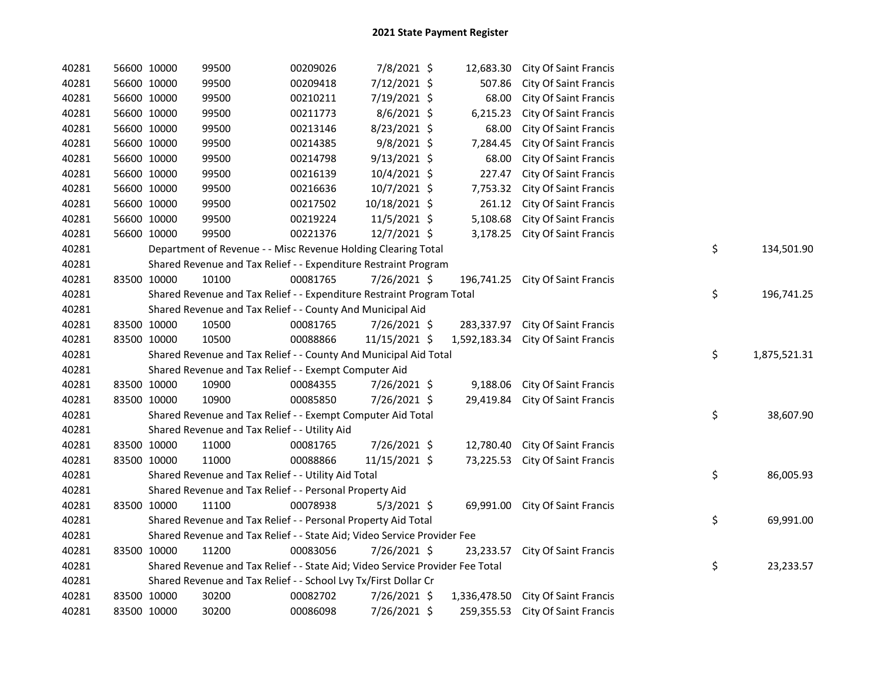# 2021 State Payment Register

| | | | | | | | | | |
|---|---|---|---|---|---|---|---|---|---|
| 40281 | 56600 | 10000 | 99500 | 00209026 | 7/8/2021 | $ 12,683.30 | City Of Saint Francis | | |
| 40281 | 56600 | 10000 | 99500 | 00209418 | 7/12/2021 | $ 507.86 | City Of Saint Francis | | |
| 40281 | 56600 | 10000 | 99500 | 00210211 | 7/19/2021 | $ 68.00 | City Of Saint Francis | | |
| 40281 | 56600 | 10000 | 99500 | 00211773 | 8/6/2021 | $ 6,215.23 | City Of Saint Francis | | |
| 40281 | 56600 | 10000 | 99500 | 00213146 | 8/23/2021 | $ 68.00 | City Of Saint Francis | | |
| 40281 | 56600 | 10000 | 99500 | 00214385 | 9/8/2021 | $ 7,284.45 | City Of Saint Francis | | |
| 40281 | 56600 | 10000 | 99500 | 00214798 | 9/13/2021 | $ 68.00 | City Of Saint Francis | | |
| 40281 | 56600 | 10000 | 99500 | 00216139 | 10/4/2021 | $ 227.47 | City Of Saint Francis | | |
| 40281 | 56600 | 10000 | 99500 | 00216636 | 10/7/2021 | $ 7,753.32 | City Of Saint Francis | | |
| 40281 | 56600 | 10000 | 99500 | 00217502 | 10/18/2021 | $ 261.12 | City Of Saint Francis | | |
| 40281 | 56600 | 10000 | 99500 | 00219224 | 11/5/2021 | $ 5,108.68 | City Of Saint Francis | | |
| 40281 | 56600 | 10000 | 99500 | 00221376 | 12/7/2021 | $ 3,178.25 | City Of Saint Francis | | |
| 40281 | | | Department of Revenue - - Misc Revenue Holding Clearing Total | | | | | $ | 134,501.90 |
| 40281 | | | Shared Revenue and Tax Relief - - Expenditure Restraint Program | | | | | | |
| 40281 | 83500 | 10000 | 10100 | 00081765 | 7/26/2021 | $ 196,741.25 | City Of Saint Francis | | |
| 40281 | | | Shared Revenue and Tax Relief - - Expenditure Restraint Program Total | | | | | $ | 196,741.25 |
| 40281 | | | Shared Revenue and Tax Relief - - County And Municipal Aid | | | | | | |
| 40281 | 83500 | 10000 | 10500 | 00081765 | 7/26/2021 | $ 283,337.97 | City Of Saint Francis | | |
| 40281 | 83500 | 10000 | 10500 | 00088866 | 11/15/2021 | $ 1,592,183.34 | City Of Saint Francis | | |
| 40281 | | | Shared Revenue and Tax Relief - - County And Municipal Aid Total | | | | | $ | 1,875,521.31 |
| 40281 | | | Shared Revenue and Tax Relief - - Exempt Computer Aid | | | | | | |
| 40281 | 83500 | 10000 | 10900 | 00084355 | 7/26/2021 | $ 9,188.06 | City Of Saint Francis | | |
| 40281 | 83500 | 10000 | 10900 | 00085850 | 7/26/2021 | $ 29,419.84 | City Of Saint Francis | | |
| 40281 | | | Shared Revenue and Tax Relief - - Exempt Computer Aid Total | | | | | $ | 38,607.90 |
| 40281 | | | Shared Revenue and Tax Relief - - Utility Aid | | | | | | |
| 40281 | 83500 | 10000 | 11000 | 00081765 | 7/26/2021 | $ 12,780.40 | City Of Saint Francis | | |
| 40281 | 83500 | 10000 | 11000 | 00088866 | 11/15/2021 | $ 73,225.53 | City Of Saint Francis | | |
| 40281 | | | Shared Revenue and Tax Relief - - Utility Aid Total | | | | | $ | 86,005.93 |
| 40281 | | | Shared Revenue and Tax Relief - - Personal Property Aid | | | | | | |
| 40281 | 83500 | 10000 | 11100 | 00078938 | 5/3/2021 | $ 69,991.00 | City Of Saint Francis | | |
| 40281 | | | Shared Revenue and Tax Relief - - Personal Property Aid Total | | | | | $ | 69,991.00 |
| 40281 | | | Shared Revenue and Tax Relief - - State Aid; Video Service Provider Fee | | | | | | |
| 40281 | 83500 | 10000 | 11200 | 00083056 | 7/26/2021 | $ 23,233.57 | City Of Saint Francis | | |
| 40281 | | | Shared Revenue and Tax Relief - - State Aid; Video Service Provider Fee Total | | | | | $ | 23,233.57 |
| 40281 | | | Shared Revenue and Tax Relief - - School Lvy Tx/First Dollar Cr | | | | | | |
| 40281 | 83500 | 10000 | 30200 | 00082702 | 7/26/2021 | $ 1,336,478.50 | City Of Saint Francis | | |
| 40281 | 83500 | 10000 | 30200 | 00086098 | 7/26/2021 | $ 259,355.53 | City Of Saint Francis | | |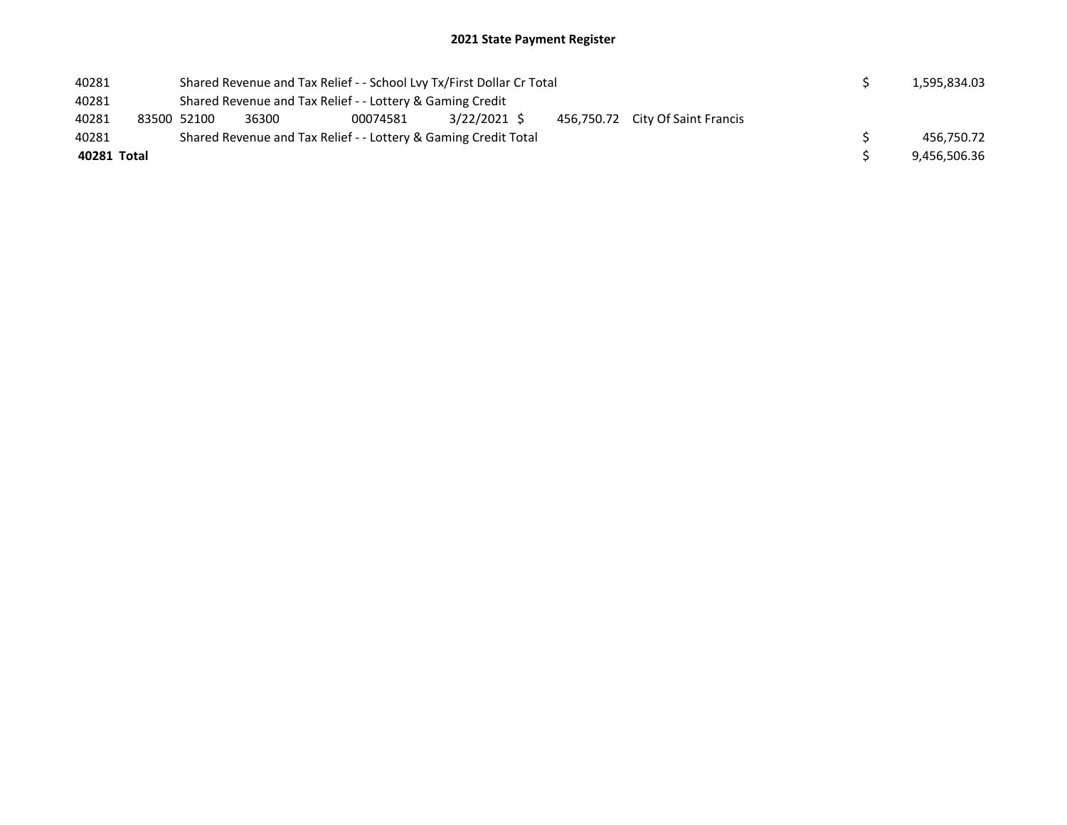# 2021 State Payment Register

| | | | | | | | | | |
|---|---|---|---|---|---|---|---|---|---|
| 40281 | | Shared Revenue and Tax Relief - - School Lvy Tx/First Dollar Cr Total | | | | | | $ | 1,595,834.03 |
| 40281 | | Shared Revenue and Tax Relief - - Lottery & Gaming Credit | | | | | | | |
| 40281 | 83500 | 52100 | 36300 | 00074581 | 3/22/2021 | $ 456,750.72 | City Of Saint Francis | | |
| 40281 | | Shared Revenue and Tax Relief - - Lottery & Gaming Credit Total | | | | | | $ | 456,750.72 |
| **40281 Total** | | | | | | | | $ | 9,456,506.36 |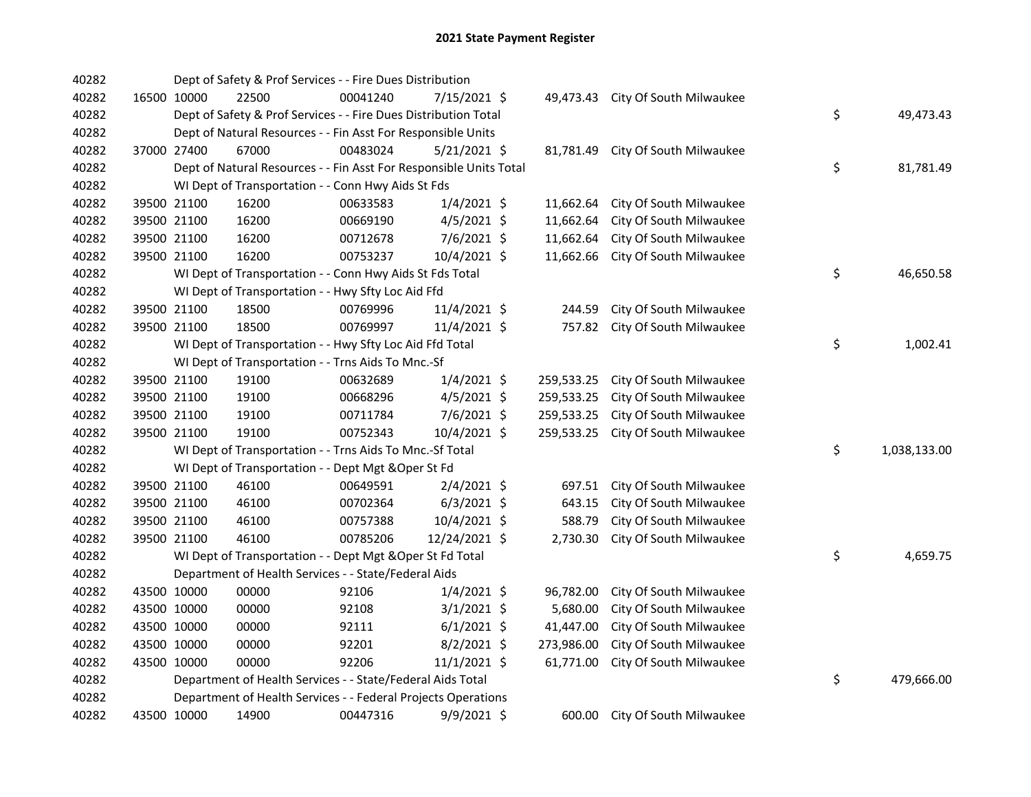# 2021 State Payment Register

| | | | | | | | | |
|---|---|---|---|---|---|---|---|---|
| 40282 | | | Dept of Safety & Prof Services - - Fire Dues Distribution | | | | | |
| 40282 | 16500 10000 | 22500 | 00041240 | 7/15/2021 $ | 49,473.43 | City Of South Milwaukee | | |
| 40282 | | | Dept of Safety & Prof Services - - Fire Dues Distribution Total | | | | $ | 49,473.43 |
| 40282 | | | Dept of Natural Resources - - Fin Asst For Responsible Units | | | | | |
| 40282 | 37000 27400 | 67000 | 00483024 | 5/21/2021 $ | 81,781.49 | City Of South Milwaukee | | |
| 40282 | | | Dept of Natural Resources - - Fin Asst For Responsible Units Total | | | | $ | 81,781.49 |
| 40282 | | | WI Dept of Transportation - - Conn Hwy Aids St Fds | | | | | |
| 40282 | 39500 21100 | 16200 | 00633583 | 1/4/2021 $ | 11,662.64 | City Of South Milwaukee | | |
| 40282 | 39500 21100 | 16200 | 00669190 | 4/5/2021 $ | 11,662.64 | City Of South Milwaukee | | |
| 40282 | 39500 21100 | 16200 | 00712678 | 7/6/2021 $ | 11,662.64 | City Of South Milwaukee | | |
| 40282 | 39500 21100 | 16200 | 00753237 | 10/4/2021 $ | 11,662.66 | City Of South Milwaukee | | |
| 40282 | | | WI Dept of Transportation - - Conn Hwy Aids St Fds Total | | | | $ | 46,650.58 |
| 40282 | | | WI Dept of Transportation - - Hwy Sfty Loc Aid Ffd | | | | | |
| 40282 | 39500 21100 | 18500 | 00769996 | 11/4/2021 $ | 244.59 | City Of South Milwaukee | | |
| 40282 | 39500 21100 | 18500 | 00769997 | 11/4/2021 $ | 757.82 | City Of South Milwaukee | | |
| 40282 | | | WI Dept of Transportation - - Hwy Sfty Loc Aid Ffd Total | | | | $ | 1,002.41 |
| 40282 | | | WI Dept of Transportation - - Trns Aids To Mnc.-Sf | | | | | |
| 40282 | 39500 21100 | 19100 | 00632689 | 1/4/2021 $ | 259,533.25 | City Of South Milwaukee | | |
| 40282 | 39500 21100 | 19100 | 00668296 | 4/5/2021 $ | 259,533.25 | City Of South Milwaukee | | |
| 40282 | 39500 21100 | 19100 | 00711784 | 7/6/2021 $ | 259,533.25 | City Of South Milwaukee | | |
| 40282 | 39500 21100 | 19100 | 00752343 | 10/4/2021 $ | 259,533.25 | City Of South Milwaukee | | |
| 40282 | | | WI Dept of Transportation - - Trns Aids To Mnc.-Sf Total | | | | $ | 1,038,133.00 |
| 40282 | | | WI Dept of Transportation - - Dept Mgt &Oper St Fd | | | | | |
| 40282 | 39500 21100 | 46100 | 00649591 | 2/4/2021 $ | 697.51 | City Of South Milwaukee | | |
| 40282 | 39500 21100 | 46100 | 00702364 | 6/3/2021 $ | 643.15 | City Of South Milwaukee | | |
| 40282 | 39500 21100 | 46100 | 00757388 | 10/4/2021 $ | 588.79 | City Of South Milwaukee | | |
| 40282 | 39500 21100 | 46100 | 00785206 | 12/24/2021 $ | 2,730.30 | City Of South Milwaukee | | |
| 40282 | | | WI Dept of Transportation - - Dept Mgt &Oper St Fd Total | | | | $ | 4,659.75 |
| 40282 | | | Department of Health Services - - State/Federal Aids | | | | | |
| 40282 | 43500 10000 | 00000 | 92106 | 1/4/2021 $ | 96,782.00 | City Of South Milwaukee | | |
| 40282 | 43500 10000 | 00000 | 92108 | 3/1/2021 $ | 5,680.00 | City Of South Milwaukee | | |
| 40282 | 43500 10000 | 00000 | 92111 | 6/1/2021 $ | 41,447.00 | City Of South Milwaukee | | |
| 40282 | 43500 10000 | 00000 | 92201 | 8/2/2021 $ | 273,986.00 | City Of South Milwaukee | | |
| 40282 | 43500 10000 | 00000 | 92206 | 11/1/2021 $ | 61,771.00 | City Of South Milwaukee | | |
| 40282 | | | Department of Health Services - - State/Federal Aids Total | | | | $ | 479,666.00 |
| 40282 | | | Department of Health Services - - Federal Projects Operations | | | | | |
| 40282 | 43500 10000 | 14900 | 00447316 | 9/9/2021 $ | 600.00 | City Of South Milwaukee | | |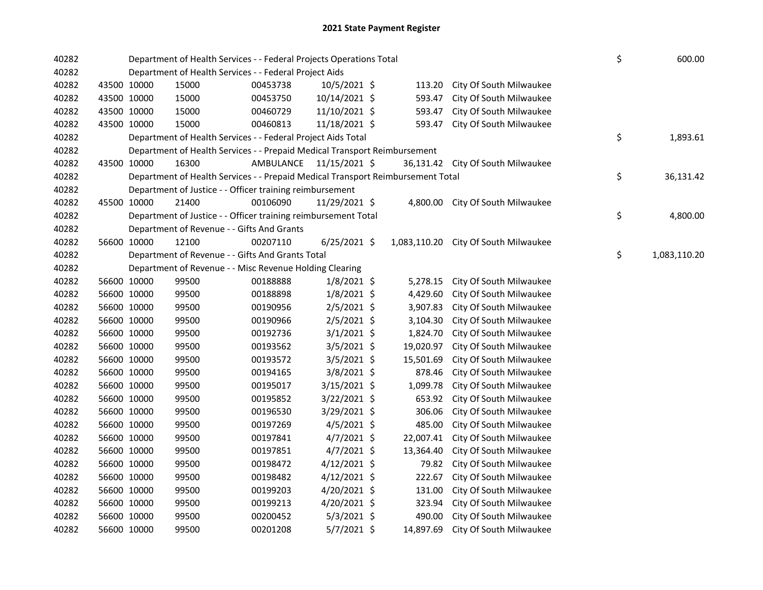# 2021 State Payment Register

| | | | | | | | | | |
|---|---|---|---|---|---|---|---|---|---|
| 40282 | | | Department of Health Services - - Federal Projects Operations Total | | | | | $ | 600.00 |
| 40282 | | | Department of Health Services - - Federal Project Aids | | | | | | |
| 40282 | 43500 | 10000 | 15000 | 00453738 | 10/5/2021 | $ 113.20 | City Of South Milwaukee | | |
| 40282 | 43500 | 10000 | 15000 | 00453750 | 10/14/2021 | $ 593.47 | City Of South Milwaukee | | |
| 40282 | 43500 | 10000 | 15000 | 00460729 | 11/10/2021 | $ 593.47 | City Of South Milwaukee | | |
| 40282 | 43500 | 10000 | 15000 | 00460813 | 11/18/2021 | $ 593.47 | City Of South Milwaukee | | |
| 40282 | | | Department of Health Services - - Federal Project Aids Total | | | | | $ | 1,893.61 |
| 40282 | | | Department of Health Services - - Prepaid Medical Transport Reimbursement | | | | | | |
| 40282 | 43500 | 10000 | 16300 | AMBULANCE | 11/15/2021 | $ 36,131.42 | City Of South Milwaukee | | |
| 40282 | | | Department of Health Services - - Prepaid Medical Transport Reimbursement Total | | | | | $ | 36,131.42 |
| 40282 | | | Department of Justice - - Officer training reimbursement | | | | | | |
| 40282 | 45500 | 10000 | 21400 | 00106090 | 11/29/2021 | $ 4,800.00 | City Of South Milwaukee | | |
| 40282 | | | Department of Justice - - Officer training reimbursement Total | | | | | $ | 4,800.00 |
| 40282 | | | Department of Revenue - - Gifts And Grants | | | | | | |
| 40282 | 56600 | 10000 | 12100 | 00207110 | 6/25/2021 | $ 1,083,110.20 | City Of South Milwaukee | | |
| 40282 | | | Department of Revenue - - Gifts And Grants Total | | | | | $ | 1,083,110.20 |
| 40282 | | | Department of Revenue - - Misc Revenue Holding Clearing | | | | | | |
| 40282 | 56600 | 10000 | 99500 | 00188888 | 1/8/2021 | $ 5,278.15 | City Of South Milwaukee | | |
| 40282 | 56600 | 10000 | 99500 | 00188898 | 1/8/2021 | $ 4,429.60 | City Of South Milwaukee | | |
| 40282 | 56600 | 10000 | 99500 | 00190956 | 2/5/2021 | $ 3,907.83 | City Of South Milwaukee | | |
| 40282 | 56600 | 10000 | 99500 | 00190966 | 2/5/2021 | $ 3,104.30 | City Of South Milwaukee | | |
| 40282 | 56600 | 10000 | 99500 | 00192736 | 3/1/2021 | $ 1,824.70 | City Of South Milwaukee | | |
| 40282 | 56600 | 10000 | 99500 | 00193562 | 3/5/2021 | $ 19,020.97 | City Of South Milwaukee | | |
| 40282 | 56600 | 10000 | 99500 | 00193572 | 3/5/2021 | $ 15,501.69 | City Of South Milwaukee | | |
| 40282 | 56600 | 10000 | 99500 | 00194165 | 3/8/2021 | $ 878.46 | City Of South Milwaukee | | |
| 40282 | 56600 | 10000 | 99500 | 00195017 | 3/15/2021 | $ 1,099.78 | City Of South Milwaukee | | |
| 40282 | 56600 | 10000 | 99500 | 00195852 | 3/22/2021 | $ 653.92 | City Of South Milwaukee | | |
| 40282 | 56600 | 10000 | 99500 | 00196530 | 3/29/2021 | $ 306.06 | City Of South Milwaukee | | |
| 40282 | 56600 | 10000 | 99500 | 00197269 | 4/5/2021 | $ 485.00 | City Of South Milwaukee | | |
| 40282 | 56600 | 10000 | 99500 | 00197841 | 4/7/2021 | $ 22,007.41 | City Of South Milwaukee | | |
| 40282 | 56600 | 10000 | 99500 | 00197851 | 4/7/2021 | $ 13,364.40 | City Of South Milwaukee | | |
| 40282 | 56600 | 10000 | 99500 | 00198472 | 4/12/2021 | $ 79.82 | City Of South Milwaukee | | |
| 40282 | 56600 | 10000 | 99500 | 00198482 | 4/12/2021 | $ 222.67 | City Of South Milwaukee | | |
| 40282 | 56600 | 10000 | 99500 | 00199203 | 4/20/2021 | $ 131.00 | City Of South Milwaukee | | |
| 40282 | 56600 | 10000 | 99500 | 00199213 | 4/20/2021 | $ 323.94 | City Of South Milwaukee | | |
| 40282 | 56600 | 10000 | 99500 | 00200452 | 5/3/2021 | $ 490.00 | City Of South Milwaukee | | |
| 40282 | 56600 | 10000 | 99500 | 00201208 | 5/7/2021 | $ 14,897.69 | City Of South Milwaukee | | |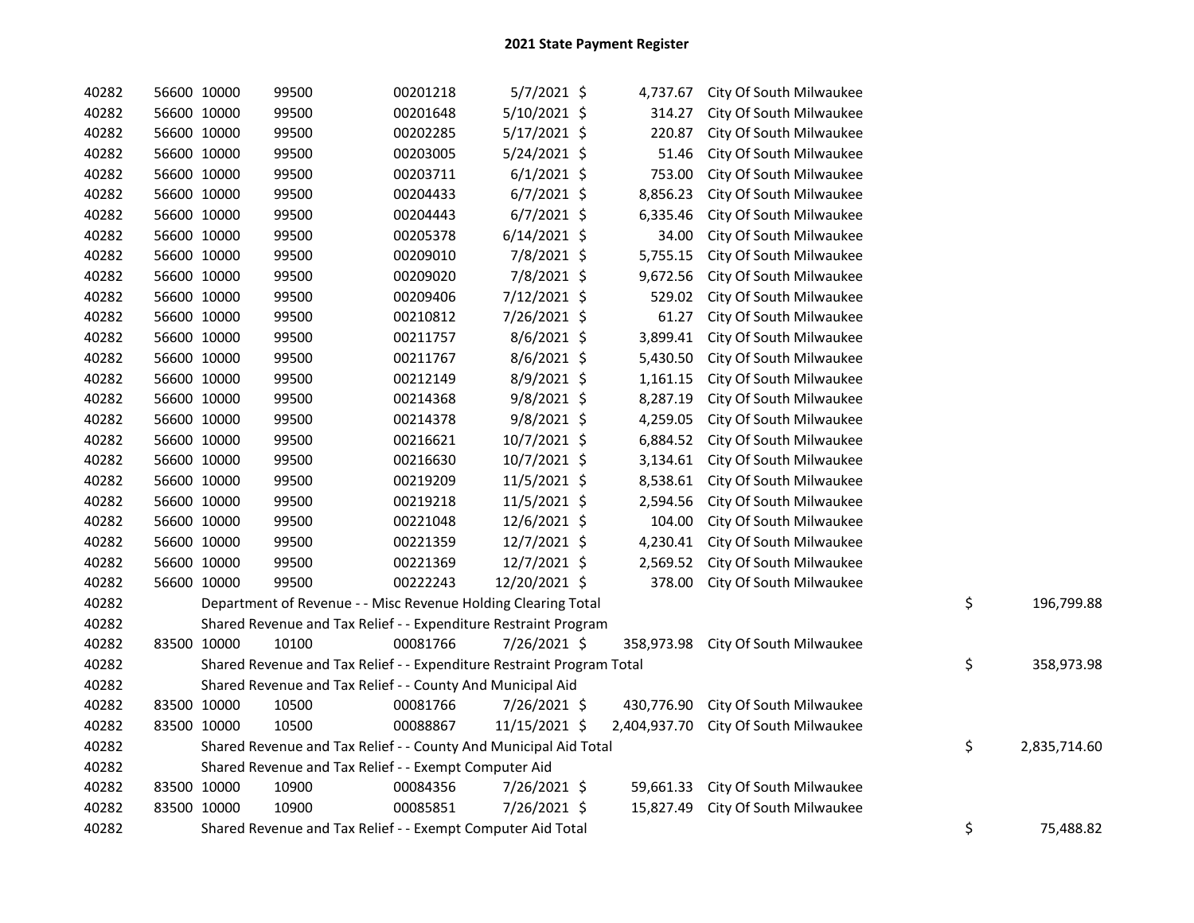# 2021 State Payment Register

| | | | | | | | | | |
|---|---|---|---|---|---|---|---|---|---|
| 40282 | 56600 | 10000 | 99500 | 00201218 | 5/7/2021 | $ 4,737.67 | City Of South Milwaukee | | |
| 40282 | 56600 | 10000 | 99500 | 00201648 | 5/10/2021 | $ 314.27 | City Of South Milwaukee | | |
| 40282 | 56600 | 10000 | 99500 | 00202285 | 5/17/2021 | $ 220.87 | City Of South Milwaukee | | |
| 40282 | 56600 | 10000 | 99500 | 00203005 | 5/24/2021 | $ 51.46 | City Of South Milwaukee | | |
| 40282 | 56600 | 10000 | 99500 | 00203711 | 6/1/2021 | $ 753.00 | City Of South Milwaukee | | |
| 40282 | 56600 | 10000 | 99500 | 00204433 | 6/7/2021 | $ 8,856.23 | City Of South Milwaukee | | |
| 40282 | 56600 | 10000 | 99500 | 00204443 | 6/7/2021 | $ 6,335.46 | City Of South Milwaukee | | |
| 40282 | 56600 | 10000 | 99500 | 00205378 | 6/14/2021 | $ 34.00 | City Of South Milwaukee | | |
| 40282 | 56600 | 10000 | 99500 | 00209010 | 7/8/2021 | $ 5,755.15 | City Of South Milwaukee | | |
| 40282 | 56600 | 10000 | 99500 | 00209020 | 7/8/2021 | $ 9,672.56 | City Of South Milwaukee | | |
| 40282 | 56600 | 10000 | 99500 | 00209406 | 7/12/2021 | $ 529.02 | City Of South Milwaukee | | |
| 40282 | 56600 | 10000 | 99500 | 00210812 | 7/26/2021 | $ 61.27 | City Of South Milwaukee | | |
| 40282 | 56600 | 10000 | 99500 | 00211757 | 8/6/2021 | $ 3,899.41 | City Of South Milwaukee | | |
| 40282 | 56600 | 10000 | 99500 | 00211767 | 8/6/2021 | $ 5,430.50 | City Of South Milwaukee | | |
| 40282 | 56600 | 10000 | 99500 | 00212149 | 8/9/2021 | $ 1,161.15 | City Of South Milwaukee | | |
| 40282 | 56600 | 10000 | 99500 | 00214368 | 9/8/2021 | $ 8,287.19 | City Of South Milwaukee | | |
| 40282 | 56600 | 10000 | 99500 | 00214378 | 9/8/2021 | $ 4,259.05 | City Of South Milwaukee | | |
| 40282 | 56600 | 10000 | 99500 | 00216621 | 10/7/2021 | $ 6,884.52 | City Of South Milwaukee | | |
| 40282 | 56600 | 10000 | 99500 | 00216630 | 10/7/2021 | $ 3,134.61 | City Of South Milwaukee | | |
| 40282 | 56600 | 10000 | 99500 | 00219209 | 11/5/2021 | $ 8,538.61 | City Of South Milwaukee | | |
| 40282 | 56600 | 10000 | 99500 | 00219218 | 11/5/2021 | $ 2,594.56 | City Of South Milwaukee | | |
| 40282 | 56600 | 10000 | 99500 | 00221048 | 12/6/2021 | $ 104.00 | City Of South Milwaukee | | |
| 40282 | 56600 | 10000 | 99500 | 00221359 | 12/7/2021 | $ 4,230.41 | City Of South Milwaukee | | |
| 40282 | 56600 | 10000 | 99500 | 00221369 | 12/7/2021 | $ 2,569.52 | City Of South Milwaukee | | |
| 40282 | 56600 | 10000 | 99500 | 00222243 | 12/20/2021 | $ 378.00 | City Of South Milwaukee | | |
| 40282 | | Department of Revenue - - Misc Revenue Holding Clearing Total | | | | | | $ | 196,799.88 |
| 40282 | | Shared Revenue and Tax Relief - - Expenditure Restraint Program | | | | | | | |
| 40282 | 83500 | 10000 | 10100 | 00081766 | 7/26/2021 | $ 358,973.98 | City Of South Milwaukee | | |
| 40282 | | Shared Revenue and Tax Relief - - Expenditure Restraint Program Total | | | | | | $ | 358,973.98 |
| 40282 | | Shared Revenue and Tax Relief - - County And Municipal Aid | | | | | | | |
| 40282 | 83500 | 10000 | 10500 | 00081766 | 7/26/2021 | $ 430,776.90 | City Of South Milwaukee | | |
| 40282 | 83500 | 10000 | 10500 | 00088867 | 11/15/2021 | $ 2,404,937.70 | City Of South Milwaukee | | |
| 40282 | | Shared Revenue and Tax Relief - - County And Municipal Aid Total | | | | | | $ | 2,835,714.60 |
| 40282 | | Shared Revenue and Tax Relief - - Exempt Computer Aid | | | | | | | |
| 40282 | 83500 | 10000 | 10900 | 00084356 | 7/26/2021 | $ 59,661.33 | City Of South Milwaukee | | |
| 40282 | 83500 | 10000 | 10900 | 00085851 | 7/26/2021 | $ 15,827.49 | City Of South Milwaukee | | |
| 40282 | | Shared Revenue and Tax Relief - - Exempt Computer Aid Total | | | | | | $ | 75,488.82 |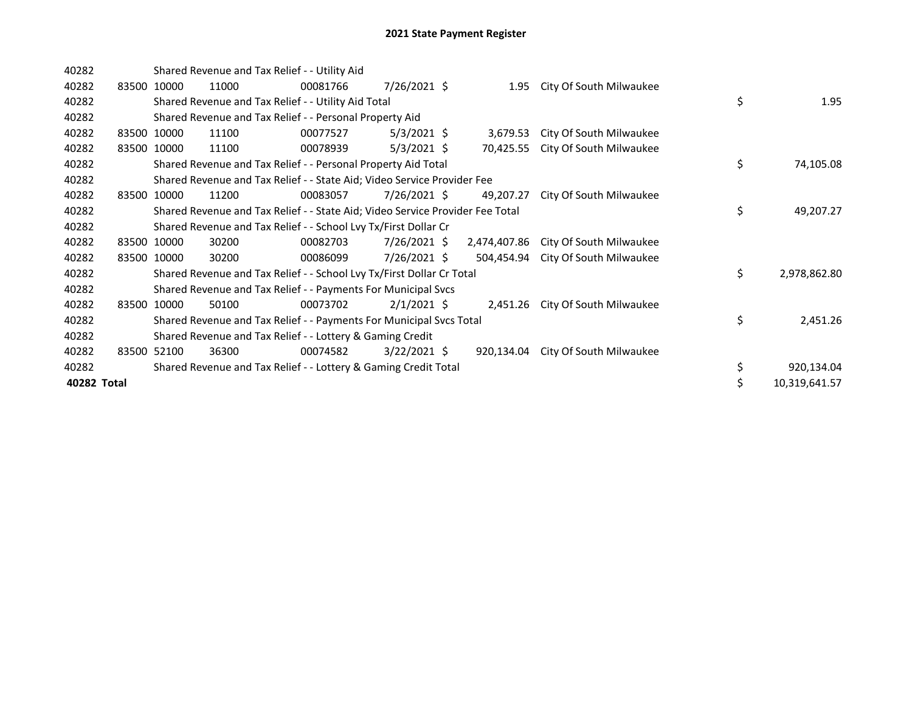## 2021 State Payment Register

| | | | | | | | | | |
|---|---|---|---|---|---|---|---|---|---|
| 40282 | | | Shared Revenue and Tax Relief - - Utility Aid | | | | | | |
| 40282 | 83500 | 10000 | 11000 | 00081766 | 7/26/2021 | $ 1.95 | City Of South Milwaukee | | |
| 40282 | | | Shared Revenue and Tax Relief - - Utility Aid Total | | | | | $ | 1.95 |
| 40282 | | | Shared Revenue and Tax Relief - - Personal Property Aid | | | | | | |
| 40282 | 83500 | 10000 | 11100 | 00077527 | 5/3/2021 | $ 3,679.53 | City Of South Milwaukee | | |
| 40282 | 83500 | 10000 | 11100 | 00078939 | 5/3/2021 | $ 70,425.55 | City Of South Milwaukee | | |
| 40282 | | | Shared Revenue and Tax Relief - - Personal Property Aid Total | | | | | $ | 74,105.08 |
| 40282 | | | Shared Revenue and Tax Relief - - State Aid; Video Service Provider Fee | | | | | | |
| 40282 | 83500 | 10000 | 11200 | 00083057 | 7/26/2021 | $ 49,207.27 | City Of South Milwaukee | | |
| 40282 | | | Shared Revenue and Tax Relief - - State Aid; Video Service Provider Fee Total | | | | | $ | 49,207.27 |
| 40282 | | | Shared Revenue and Tax Relief - - School Lvy Tx/First Dollar Cr | | | | | | |
| 40282 | 83500 | 10000 | 30200 | 00082703 | 7/26/2021 | $ 2,474,407.86 | City Of South Milwaukee | | |
| 40282 | 83500 | 10000 | 30200 | 00086099 | 7/26/2021 | $ 504,454.94 | City Of South Milwaukee | | |
| 40282 | | | Shared Revenue and Tax Relief - - School Lvy Tx/First Dollar Cr Total | | | | | $ | 2,978,862.80 |
| 40282 | | | Shared Revenue and Tax Relief - - Payments For Municipal Svcs | | | | | | |
| 40282 | 83500 | 10000 | 50100 | 00073702 | 2/1/2021 | $ 2,451.26 | City Of South Milwaukee | | |
| 40282 | | | Shared Revenue and Tax Relief - - Payments For Municipal Svcs Total | | | | | $ | 2,451.26 |
| 40282 | | | Shared Revenue and Tax Relief - - Lottery & Gaming Credit | | | | | | |
| 40282 | 83500 | 52100 | 36300 | 00074582 | 3/22/2021 | $ 920,134.04 | City Of South Milwaukee | | |
| 40282 | | | Shared Revenue and Tax Relief - - Lottery & Gaming Credit Total | | | | | $ | 920,134.04 |
| **40282 Total** | | | | | | | | $ | 10,319,641.57 |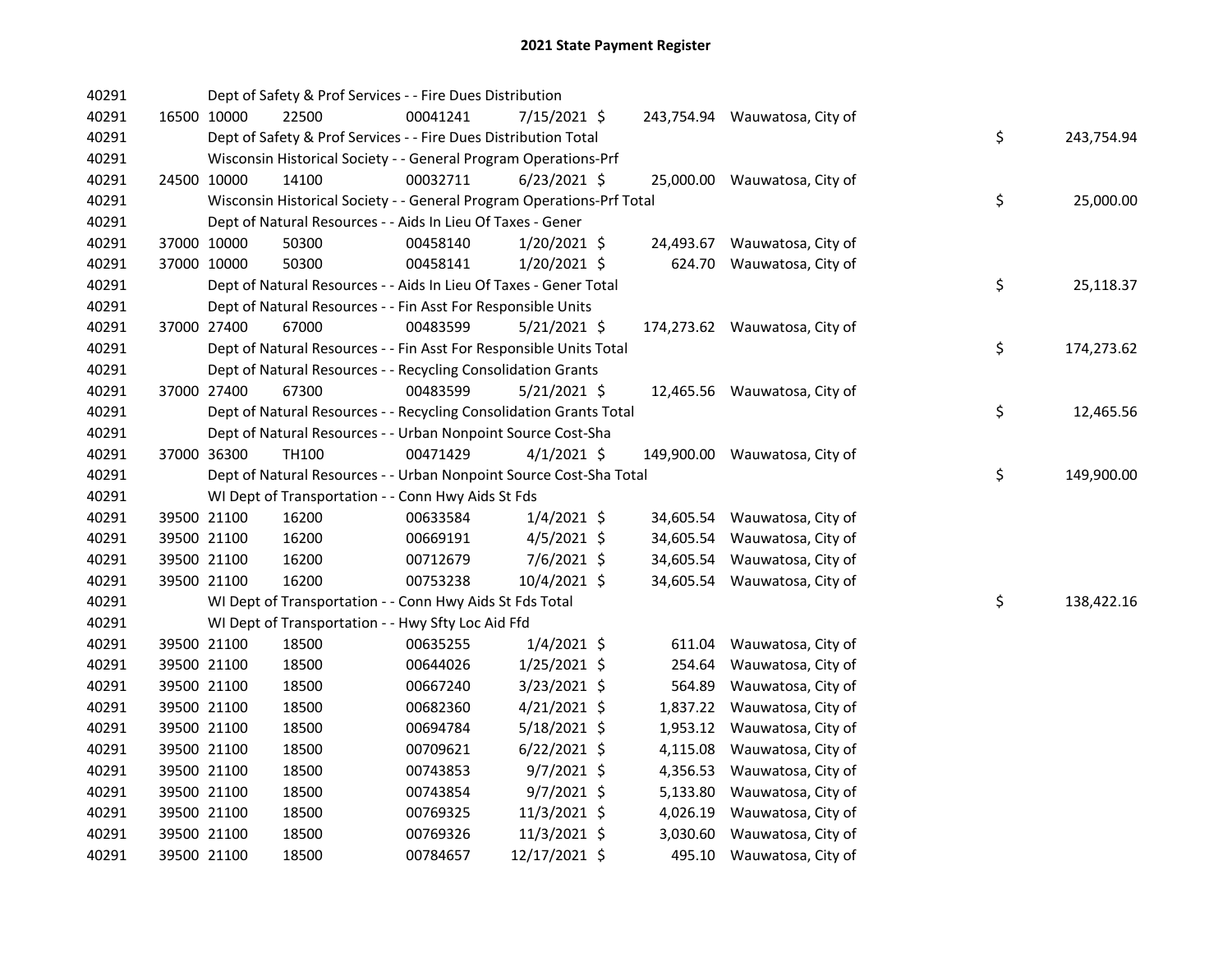# 2021 State Payment Register

| | | | | | | | | | |
|---|---|---|---|---|---|---|---|---|---|
| 40291 | | | Dept of Safety & Prof Services - - Fire Dues Distribution | | | | | | |
| 40291 | 16500 | 10000 | 22500 | 00041241 | 7/15/2021 | $ 243,754.94 | Wauwatosa, City of | | |
| 40291 | | | Dept of Safety & Prof Services - - Fire Dues Distribution Total | | | | | $ | 243,754.94 |
| 40291 | | | Wisconsin Historical Society - - General Program Operations-Prf | | | | | | |
| 40291 | 24500 | 10000 | 14100 | 00032711 | 6/23/2021 | $ 25,000.00 | Wauwatosa, City of | | |
| 40291 | | | Wisconsin Historical Society - - General Program Operations-Prf Total | | | | | $ | 25,000.00 |
| 40291 | | | Dept of Natural Resources - - Aids In Lieu Of Taxes - Gener | | | | | | |
| 40291 | 37000 | 10000 | 50300 | 00458140 | 1/20/2021 | $ 24,493.67 | Wauwatosa, City of | | |
| 40291 | 37000 | 10000 | 50300 | 00458141 | 1/20/2021 | $ 624.70 | Wauwatosa, City of | | |
| 40291 | | | Dept of Natural Resources - - Aids In Lieu Of Taxes - Gener Total | | | | | $ | 25,118.37 |
| 40291 | | | Dept of Natural Resources - - Fin Asst For Responsible Units | | | | | | |
| 40291 | 37000 | 27400 | 67000 | 00483599 | 5/21/2021 | $ 174,273.62 | Wauwatosa, City of | | |
| 40291 | | | Dept of Natural Resources - - Fin Asst For Responsible Units Total | | | | | $ | 174,273.62 |
| 40291 | | | Dept of Natural Resources - - Recycling Consolidation Grants | | | | | | |
| 40291 | 37000 | 27400 | 67300 | 00483599 | 5/21/2021 | $ 12,465.56 | Wauwatosa, City of | | |
| 40291 | | | Dept of Natural Resources - - Recycling Consolidation Grants Total | | | | | $ | 12,465.56 |
| 40291 | | | Dept of Natural Resources - - Urban Nonpoint Source Cost-Sha | | | | | | |
| 40291 | 37000 | 36300 | TH100 | 00471429 | 4/1/2021 | $ 149,900.00 | Wauwatosa, City of | | |
| 40291 | | | Dept of Natural Resources - - Urban Nonpoint Source Cost-Sha Total | | | | | $ | 149,900.00 |
| 40291 | | | WI Dept of Transportation - - Conn Hwy Aids St Fds | | | | | | |
| 40291 | 39500 | 21100 | 16200 | 00633584 | 1/4/2021 | $ 34,605.54 | Wauwatosa, City of | | |
| 40291 | 39500 | 21100 | 16200 | 00669191 | 4/5/2021 | $ 34,605.54 | Wauwatosa, City of | | |
| 40291 | 39500 | 21100 | 16200 | 00712679 | 7/6/2021 | $ 34,605.54 | Wauwatosa, City of | | |
| 40291 | 39500 | 21100 | 16200 | 00753238 | 10/4/2021 | $ 34,605.54 | Wauwatosa, City of | | |
| 40291 | | | WI Dept of Transportation - - Conn Hwy Aids St Fds Total | | | | | $ | 138,422.16 |
| 40291 | | | WI Dept of Transportation - - Hwy Sfty Loc Aid Ffd | | | | | | |
| 40291 | 39500 | 21100 | 18500 | 00635255 | 1/4/2021 | $ 611.04 | Wauwatosa, City of | | |
| 40291 | 39500 | 21100 | 18500 | 00644026 | 1/25/2021 | $ 254.64 | Wauwatosa, City of | | |
| 40291 | 39500 | 21100 | 18500 | 00667240 | 3/23/2021 | $ 564.89 | Wauwatosa, City of | | |
| 40291 | 39500 | 21100 | 18500 | 00682360 | 4/21/2021 | $ 1,837.22 | Wauwatosa, City of | | |
| 40291 | 39500 | 21100 | 18500 | 00694784 | 5/18/2021 | $ 1,953.12 | Wauwatosa, City of | | |
| 40291 | 39500 | 21100 | 18500 | 00709621 | 6/22/2021 | $ 4,115.08 | Wauwatosa, City of | | |
| 40291 | 39500 | 21100 | 18500 | 00743853 | 9/7/2021 | $ 4,356.53 | Wauwatosa, City of | | |
| 40291 | 39500 | 21100 | 18500 | 00743854 | 9/7/2021 | $ 5,133.80 | Wauwatosa, City of | | |
| 40291 | 39500 | 21100 | 18500 | 00769325 | 11/3/2021 | $ 4,026.19 | Wauwatosa, City of | | |
| 40291 | 39500 | 21100 | 18500 | 00769326 | 11/3/2021 | $ 3,030.60 | Wauwatosa, City of | | |
| 40291 | 39500 | 21100 | 18500 | 00784657 | 12/17/2021 | $ 495.10 | Wauwatosa, City of | | |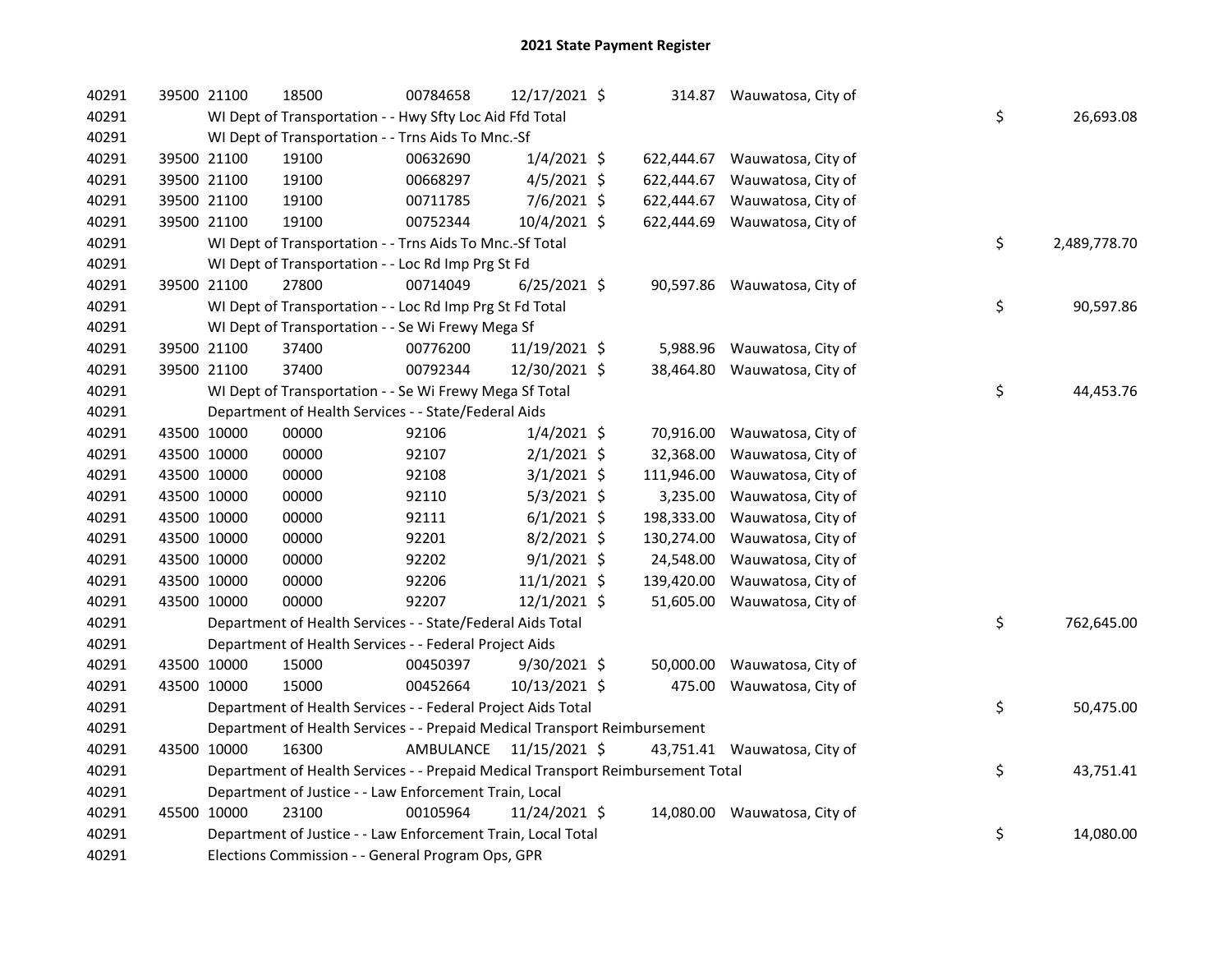# 2021 State Payment Register

| | | | | | | | | | |
|---|---|---|---|---|---|---|---|---|---|
| 40291 | 39500 | 21100 | 18500 | 00784658 | 12/17/2021 | $ 314.87 | Wauwatosa, City of | | |
| 40291 | | WI Dept of Transportation - - Hwy Sfty Loc Aid Ffd Total | | | | | | $ | 26,693.08 |
| 40291 | | WI Dept of Transportation - - Trns Aids To Mnc.-Sf | | | | | | | |
| 40291 | 39500 | 21100 | 19100 | 00632690 | 1/4/2021 | $ 622,444.67 | Wauwatosa, City of | | |
| 40291 | 39500 | 21100 | 19100 | 00668297 | 4/5/2021 | $ 622,444.67 | Wauwatosa, City of | | |
| 40291 | 39500 | 21100 | 19100 | 00711785 | 7/6/2021 | $ 622,444.67 | Wauwatosa, City of | | |
| 40291 | 39500 | 21100 | 19100 | 00752344 | 10/4/2021 | $ 622,444.69 | Wauwatosa, City of | | |
| 40291 | | WI Dept of Transportation - - Trns Aids To Mnc.-Sf Total | | | | | | $ | 2,489,778.70 |
| 40291 | | WI Dept of Transportation - - Loc Rd Imp Prg St Fd | | | | | | | |
| 40291 | 39500 | 21100 | 27800 | 00714049 | 6/25/2021 | $ 90,597.86 | Wauwatosa, City of | | |
| 40291 | | WI Dept of Transportation - - Loc Rd Imp Prg St Fd Total | | | | | | $ | 90,597.86 |
| 40291 | | WI Dept of Transportation - - Se Wi Frewy Mega Sf | | | | | | | |
| 40291 | 39500 | 21100 | 37400 | 00776200 | 11/19/2021 | $ 5,988.96 | Wauwatosa, City of | | |
| 40291 | 39500 | 21100 | 37400 | 00792344 | 12/30/2021 | $ 38,464.80 | Wauwatosa, City of | | |
| 40291 | | WI Dept of Transportation - - Se Wi Frewy Mega Sf Total | | | | | | $ | 44,453.76 |
| 40291 | | Department of Health Services - - State/Federal Aids | | | | | | | |
| 40291 | 43500 | 10000 | 00000 | 92106 | 1/4/2021 | $ 70,916.00 | Wauwatosa, City of | | |
| 40291 | 43500 | 10000 | 00000 | 92107 | 2/1/2021 | $ 32,368.00 | Wauwatosa, City of | | |
| 40291 | 43500 | 10000 | 00000 | 92108 | 3/1/2021 | $ 111,946.00 | Wauwatosa, City of | | |
| 40291 | 43500 | 10000 | 00000 | 92110 | 5/3/2021 | $ 3,235.00 | Wauwatosa, City of | | |
| 40291 | 43500 | 10000 | 00000 | 92111 | 6/1/2021 | $ 198,333.00 | Wauwatosa, City of | | |
| 40291 | 43500 | 10000 | 00000 | 92201 | 8/2/2021 | $ 130,274.00 | Wauwatosa, City of | | |
| 40291 | 43500 | 10000 | 00000 | 92202 | 9/1/2021 | $ 24,548.00 | Wauwatosa, City of | | |
| 40291 | 43500 | 10000 | 00000 | 92206 | 11/1/2021 | $ 139,420.00 | Wauwatosa, City of | | |
| 40291 | 43500 | 10000 | 00000 | 92207 | 12/1/2021 | $ 51,605.00 | Wauwatosa, City of | | |
| 40291 | | Department of Health Services - - State/Federal Aids Total | | | | | | $ | 762,645.00 |
| 40291 | | Department of Health Services - - Federal Project Aids | | | | | | | |
| 40291 | 43500 | 10000 | 15000 | 00450397 | 9/30/2021 | $ 50,000.00 | Wauwatosa, City of | | |
| 40291 | 43500 | 10000 | 15000 | 00452664 | 10/13/2021 | $ 475.00 | Wauwatosa, City of | | |
| 40291 | | Department of Health Services - - Federal Project Aids Total | | | | | | $ | 50,475.00 |
| 40291 | | Department of Health Services - - Prepaid Medical Transport Reimbursement | | | | | | | |
| 40291 | 43500 | 10000 | 16300 | AMBULANCE | 11/15/2021 | $ 43,751.41 | Wauwatosa, City of | | |
| 40291 | | Department of Health Services - - Prepaid Medical Transport Reimbursement Total | | | | | | $ | 43,751.41 |
| 40291 | | Department of Justice - - Law Enforcement Train, Local | | | | | | | |
| 40291 | 45500 | 10000 | 23100 | 00105964 | 11/24/2021 | $ 14,080.00 | Wauwatosa, City of | | |
| 40291 | | Department of Justice - - Law Enforcement Train, Local Total | | | | | | $ | 14,080.00 |
| 40291 | | Elections Commission - - General Program Ops, GPR | | | | | | | |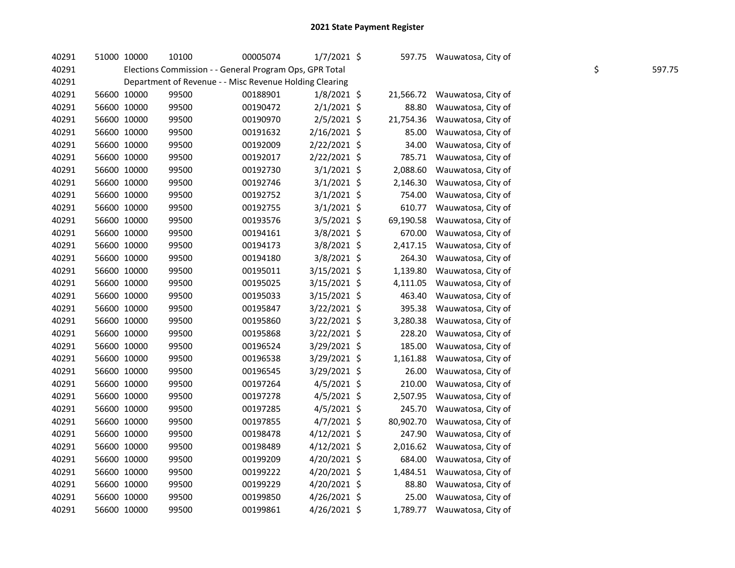# 2021 State Payment Register

| | | | | | | | | | |
|---|---|---|---|---|---|---|---|---|---|
| 40291 | 51000 | 10000 | 10100 | 00005074 | 1/7/2021 | $ | 597.75 | Wauwatosa, City of | |
| 40291 | | Elections Commission - - General Program Ops, GPR Total | | | | | | | $ 597.75 |
| 40291 | | Department of Revenue - - Misc Revenue Holding Clearing | | | | | | | |
| 40291 | 56600 | 10000 | 99500 | 00188901 | 1/8/2021 | $ | 21,566.72 | Wauwatosa, City of | |
| 40291 | 56600 | 10000 | 99500 | 00190472 | 2/1/2021 | $ | 88.80 | Wauwatosa, City of | |
| 40291 | 56600 | 10000 | 99500 | 00190970 | 2/5/2021 | $ | 21,754.36 | Wauwatosa, City of | |
| 40291 | 56600 | 10000 | 99500 | 00191632 | 2/16/2021 | $ | 85.00 | Wauwatosa, City of | |
| 40291 | 56600 | 10000 | 99500 | 00192009 | 2/22/2021 | $ | 34.00 | Wauwatosa, City of | |
| 40291 | 56600 | 10000 | 99500 | 00192017 | 2/22/2021 | $ | 785.71 | Wauwatosa, City of | |
| 40291 | 56600 | 10000 | 99500 | 00192730 | 3/1/2021 | $ | 2,088.60 | Wauwatosa, City of | |
| 40291 | 56600 | 10000 | 99500 | 00192746 | 3/1/2021 | $ | 2,146.30 | Wauwatosa, City of | |
| 40291 | 56600 | 10000 | 99500 | 00192752 | 3/1/2021 | $ | 754.00 | Wauwatosa, City of | |
| 40291 | 56600 | 10000 | 99500 | 00192755 | 3/1/2021 | $ | 610.77 | Wauwatosa, City of | |
| 40291 | 56600 | 10000 | 99500 | 00193576 | 3/5/2021 | $ | 69,190.58 | Wauwatosa, City of | |
| 40291 | 56600 | 10000 | 99500 | 00194161 | 3/8/2021 | $ | 670.00 | Wauwatosa, City of | |
| 40291 | 56600 | 10000 | 99500 | 00194173 | 3/8/2021 | $ | 2,417.15 | Wauwatosa, City of | |
| 40291 | 56600 | 10000 | 99500 | 00194180 | 3/8/2021 | $ | 264.30 | Wauwatosa, City of | |
| 40291 | 56600 | 10000 | 99500 | 00195011 | 3/15/2021 | $ | 1,139.80 | Wauwatosa, City of | |
| 40291 | 56600 | 10000 | 99500 | 00195025 | 3/15/2021 | $ | 4,111.05 | Wauwatosa, City of | |
| 40291 | 56600 | 10000 | 99500 | 00195033 | 3/15/2021 | $ | 463.40 | Wauwatosa, City of | |
| 40291 | 56600 | 10000 | 99500 | 00195847 | 3/22/2021 | $ | 395.38 | Wauwatosa, City of | |
| 40291 | 56600 | 10000 | 99500 | 00195860 | 3/22/2021 | $ | 3,280.38 | Wauwatosa, City of | |
| 40291 | 56600 | 10000 | 99500 | 00195868 | 3/22/2021 | $ | 228.20 | Wauwatosa, City of | |
| 40291 | 56600 | 10000 | 99500 | 00196524 | 3/29/2021 | $ | 185.00 | Wauwatosa, City of | |
| 40291 | 56600 | 10000 | 99500 | 00196538 | 3/29/2021 | $ | 1,161.88 | Wauwatosa, City of | |
| 40291 | 56600 | 10000 | 99500 | 00196545 | 3/29/2021 | $ | 26.00 | Wauwatosa, City of | |
| 40291 | 56600 | 10000 | 99500 | 00197264 | 4/5/2021 | $ | 210.00 | Wauwatosa, City of | |
| 40291 | 56600 | 10000 | 99500 | 00197278 | 4/5/2021 | $ | 2,507.95 | Wauwatosa, City of | |
| 40291 | 56600 | 10000 | 99500 | 00197285 | 4/5/2021 | $ | 245.70 | Wauwatosa, City of | |
| 40291 | 56600 | 10000 | 99500 | 00197855 | 4/7/2021 | $ | 80,902.70 | Wauwatosa, City of | |
| 40291 | 56600 | 10000 | 99500 | 00198478 | 4/12/2021 | $ | 247.90 | Wauwatosa, City of | |
| 40291 | 56600 | 10000 | 99500 | 00198489 | 4/12/2021 | $ | 2,016.62 | Wauwatosa, City of | |
| 40291 | 56600 | 10000 | 99500 | 00199209 | 4/20/2021 | $ | 684.00 | Wauwatosa, City of | |
| 40291 | 56600 | 10000 | 99500 | 00199222 | 4/20/2021 | $ | 1,484.51 | Wauwatosa, City of | |
| 40291 | 56600 | 10000 | 99500 | 00199229 | 4/20/2021 | $ | 88.80 | Wauwatosa, City of | |
| 40291 | 56600 | 10000 | 99500 | 00199850 | 4/26/2021 | $ | 25.00 | Wauwatosa, City of | |
| 40291 | 56600 | 10000 | 99500 | 00199861 | 4/26/2021 | $ | 1,789.77 | Wauwatosa, City of | |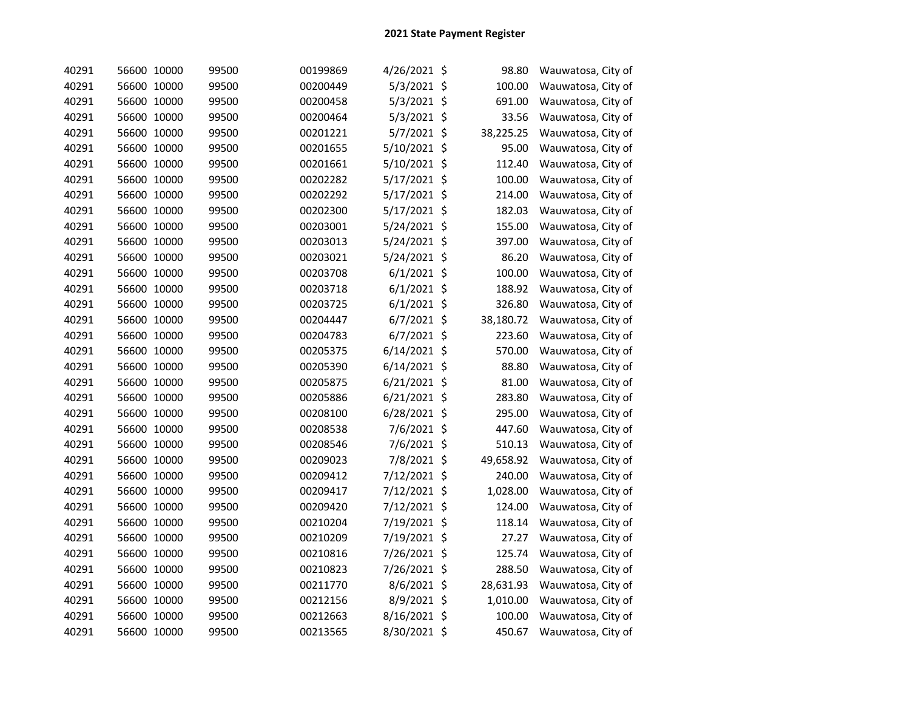# 2021 State Payment Register

| | | | | | | | | |
|---|---|---|---|---|---|---|---|---|
| 40291 | 56600 | 10000 | 99500 | 00199869 | 4/26/2021 | $ | 98.80 | Wauwatosa, City of |
| 40291 | 56600 | 10000 | 99500 | 00200449 | 5/3/2021 | $ | 100.00 | Wauwatosa, City of |
| 40291 | 56600 | 10000 | 99500 | 00200458 | 5/3/2021 | $ | 691.00 | Wauwatosa, City of |
| 40291 | 56600 | 10000 | 99500 | 00200464 | 5/3/2021 | $ | 33.56 | Wauwatosa, City of |
| 40291 | 56600 | 10000 | 99500 | 00201221 | 5/7/2021 | $ | 38,225.25 | Wauwatosa, City of |
| 40291 | 56600 | 10000 | 99500 | 00201655 | 5/10/2021 | $ | 95.00 | Wauwatosa, City of |
| 40291 | 56600 | 10000 | 99500 | 00201661 | 5/10/2021 | $ | 112.40 | Wauwatosa, City of |
| 40291 | 56600 | 10000 | 99500 | 00202282 | 5/17/2021 | $ | 100.00 | Wauwatosa, City of |
| 40291 | 56600 | 10000 | 99500 | 00202292 | 5/17/2021 | $ | 214.00 | Wauwatosa, City of |
| 40291 | 56600 | 10000 | 99500 | 00202300 | 5/17/2021 | $ | 182.03 | Wauwatosa, City of |
| 40291 | 56600 | 10000 | 99500 | 00203001 | 5/24/2021 | $ | 155.00 | Wauwatosa, City of |
| 40291 | 56600 | 10000 | 99500 | 00203013 | 5/24/2021 | $ | 397.00 | Wauwatosa, City of |
| 40291 | 56600 | 10000 | 99500 | 00203021 | 5/24/2021 | $ | 86.20 | Wauwatosa, City of |
| 40291 | 56600 | 10000 | 99500 | 00203708 | 6/1/2021 | $ | 100.00 | Wauwatosa, City of |
| 40291 | 56600 | 10000 | 99500 | 00203718 | 6/1/2021 | $ | 188.92 | Wauwatosa, City of |
| 40291 | 56600 | 10000 | 99500 | 00203725 | 6/1/2021 | $ | 326.80 | Wauwatosa, City of |
| 40291 | 56600 | 10000 | 99500 | 00204447 | 6/7/2021 | $ | 38,180.72 | Wauwatosa, City of |
| 40291 | 56600 | 10000 | 99500 | 00204783 | 6/7/2021 | $ | 223.60 | Wauwatosa, City of |
| 40291 | 56600 | 10000 | 99500 | 00205375 | 6/14/2021 | $ | 570.00 | Wauwatosa, City of |
| 40291 | 56600 | 10000 | 99500 | 00205390 | 6/14/2021 | $ | 88.80 | Wauwatosa, City of |
| 40291 | 56600 | 10000 | 99500 | 00205875 | 6/21/2021 | $ | 81.00 | Wauwatosa, City of |
| 40291 | 56600 | 10000 | 99500 | 00205886 | 6/21/2021 | $ | 283.80 | Wauwatosa, City of |
| 40291 | 56600 | 10000 | 99500 | 00208100 | 6/28/2021 | $ | 295.00 | Wauwatosa, City of |
| 40291 | 56600 | 10000 | 99500 | 00208538 | 7/6/2021 | $ | 447.60 | Wauwatosa, City of |
| 40291 | 56600 | 10000 | 99500 | 00208546 | 7/6/2021 | $ | 510.13 | Wauwatosa, City of |
| 40291 | 56600 | 10000 | 99500 | 00209023 | 7/8/2021 | $ | 49,658.92 | Wauwatosa, City of |
| 40291 | 56600 | 10000 | 99500 | 00209412 | 7/12/2021 | $ | 240.00 | Wauwatosa, City of |
| 40291 | 56600 | 10000 | 99500 | 00209417 | 7/12/2021 | $ | 1,028.00 | Wauwatosa, City of |
| 40291 | 56600 | 10000 | 99500 | 00209420 | 7/12/2021 | $ | 124.00 | Wauwatosa, City of |
| 40291 | 56600 | 10000 | 99500 | 00210204 | 7/19/2021 | $ | 118.14 | Wauwatosa, City of |
| 40291 | 56600 | 10000 | 99500 | 00210209 | 7/19/2021 | $ | 27.27 | Wauwatosa, City of |
| 40291 | 56600 | 10000 | 99500 | 00210816 | 7/26/2021 | $ | 125.74 | Wauwatosa, City of |
| 40291 | 56600 | 10000 | 99500 | 00210823 | 7/26/2021 | $ | 288.50 | Wauwatosa, City of |
| 40291 | 56600 | 10000 | 99500 | 00211770 | 8/6/2021 | $ | 28,631.93 | Wauwatosa, City of |
| 40291 | 56600 | 10000 | 99500 | 00212156 | 8/9/2021 | $ | 1,010.00 | Wauwatosa, City of |
| 40291 | 56600 | 10000 | 99500 | 00212663 | 8/16/2021 | $ | 100.00 | Wauwatosa, City of |
| 40291 | 56600 | 10000 | 99500 | 00213565 | 8/30/2021 | $ | 450.67 | Wauwatosa, City of |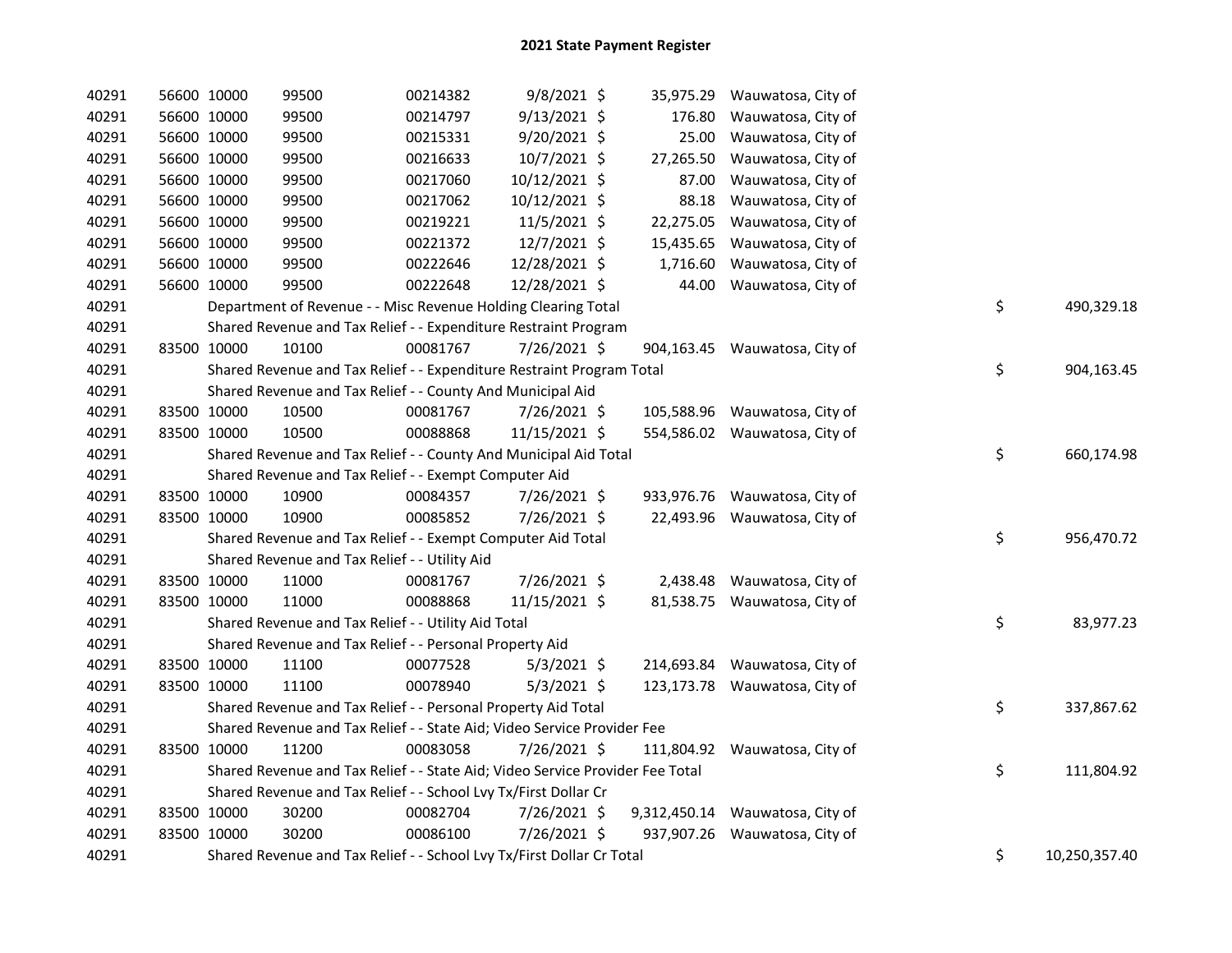# 2021 State Payment Register

| | | | | | | | | | |
|---|---|---|---|---|---|---|---|---|---|
| 40291 | 56600 | 10000 | 99500 | 00214382 | 9/8/2021 | $ 35,975.29 | Wauwatosa, City of | | |
| 40291 | 56600 | 10000 | 99500 | 00214797 | 9/13/2021 | $ 176.80 | Wauwatosa, City of | | |
| 40291 | 56600 | 10000 | 99500 | 00215331 | 9/20/2021 | $ 25.00 | Wauwatosa, City of | | |
| 40291 | 56600 | 10000 | 99500 | 00216633 | 10/7/2021 | $ 27,265.50 | Wauwatosa, City of | | |
| 40291 | 56600 | 10000 | 99500 | 00217060 | 10/12/2021 | $ 87.00 | Wauwatosa, City of | | |
| 40291 | 56600 | 10000 | 99500 | 00217062 | 10/12/2021 | $ 88.18 | Wauwatosa, City of | | |
| 40291 | 56600 | 10000 | 99500 | 00219221 | 11/5/2021 | $ 22,275.05 | Wauwatosa, City of | | |
| 40291 | 56600 | 10000 | 99500 | 00221372 | 12/7/2021 | $ 15,435.65 | Wauwatosa, City of | | |
| 40291 | 56600 | 10000 | 99500 | 00222646 | 12/28/2021 | $ 1,716.60 | Wauwatosa, City of | | |
| 40291 | 56600 | 10000 | 99500 | 00222648 | 12/28/2021 | $ 44.00 | Wauwatosa, City of | | |
| 40291 | Department of Revenue - - Misc Revenue Holding Clearing Total | | | | | | | $ | 490,329.18 |
| 40291 | Shared Revenue and Tax Relief - - Expenditure Restraint Program | | | | | | | | |
| 40291 | 83500 | 10000 | 10100 | 00081767 | 7/26/2021 | $ 904,163.45 | Wauwatosa, City of | | |
| 40291 | Shared Revenue and Tax Relief - - Expenditure Restraint Program Total | | | | | | | $ | 904,163.45 |
| 40291 | Shared Revenue and Tax Relief - - County And Municipal Aid | | | | | | | | |
| 40291 | 83500 | 10000 | 10500 | 00081767 | 7/26/2021 | $ 105,588.96 | Wauwatosa, City of | | |
| 40291 | 83500 | 10000 | 10500 | 00088868 | 11/15/2021 | $ 554,586.02 | Wauwatosa, City of | | |
| 40291 | Shared Revenue and Tax Relief - - County And Municipal Aid Total | | | | | | | $ | 660,174.98 |
| 40291 | Shared Revenue and Tax Relief - - Exempt Computer Aid | | | | | | | | |
| 40291 | 83500 | 10000 | 10900 | 00084357 | 7/26/2021 | $ 933,976.76 | Wauwatosa, City of | | |
| 40291 | 83500 | 10000 | 10900 | 00085852 | 7/26/2021 | $ 22,493.96 | Wauwatosa, City of | | |
| 40291 | Shared Revenue and Tax Relief - - Exempt Computer Aid Total | | | | | | | $ | 956,470.72 |
| 40291 | Shared Revenue and Tax Relief - - Utility Aid | | | | | | | | |
| 40291 | 83500 | 10000 | 11000 | 00081767 | 7/26/2021 | $ 2,438.48 | Wauwatosa, City of | | |
| 40291 | 83500 | 10000 | 11000 | 00088868 | 11/15/2021 | $ 81,538.75 | Wauwatosa, City of | | |
| 40291 | Shared Revenue and Tax Relief - - Utility Aid Total | | | | | | | $ | 83,977.23 |
| 40291 | Shared Revenue and Tax Relief - - Personal Property Aid | | | | | | | | |
| 40291 | 83500 | 10000 | 11100 | 00077528 | 5/3/2021 | $ 214,693.84 | Wauwatosa, City of | | |
| 40291 | 83500 | 10000 | 11100 | 00078940 | 5/3/2021 | $ 123,173.78 | Wauwatosa, City of | | |
| 40291 | Shared Revenue and Tax Relief - - Personal Property Aid Total | | | | | | | $ | 337,867.62 |
| 40291 | Shared Revenue and Tax Relief - - State Aid; Video Service Provider Fee | | | | | | | | |
| 40291 | 83500 | 10000 | 11200 | 00083058 | 7/26/2021 | $ 111,804.92 | Wauwatosa, City of | | |
| 40291 | Shared Revenue and Tax Relief - - State Aid; Video Service Provider Fee Total | | | | | | | $ | 111,804.92 |
| 40291 | Shared Revenue and Tax Relief - - School Lvy Tx/First Dollar Cr | | | | | | | | |
| 40291 | 83500 | 10000 | 30200 | 00082704 | 7/26/2021 | $ 9,312,450.14 | Wauwatosa, City of | | |
| 40291 | 83500 | 10000 | 30200 | 00086100 | 7/26/2021 | $ 937,907.26 | Wauwatosa, City of | | |
| 40291 | Shared Revenue and Tax Relief - - School Lvy Tx/First Dollar Cr Total | | | | | | | $ | 10,250,357.40 |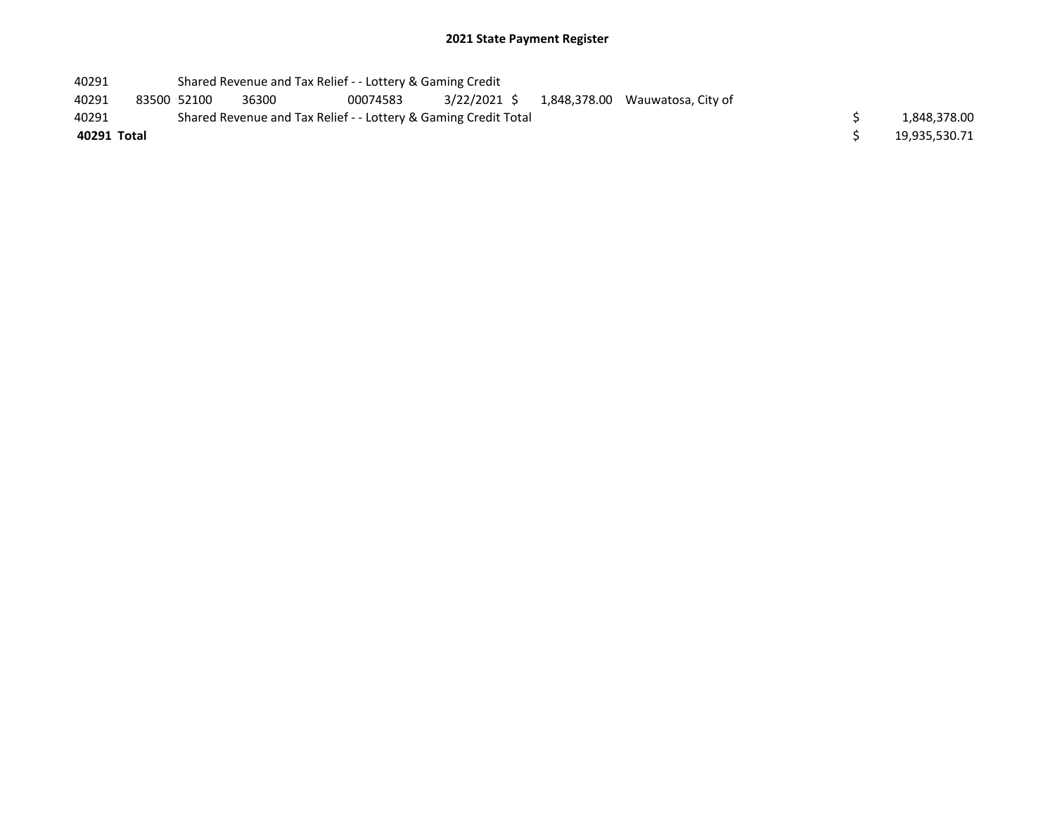## 2021 State Payment Register

| | | | | | | | | | |
|---|---|---|---|---|---|---|---|---|---|
| 40291 | | Shared Revenue and Tax Relief - - Lottery & Gaming Credit | | | | | | | |
| 40291 | 83500 | 52100 | 36300 | 00074583 | 3/22/2021 | $ 1,848,378.00 | Wauwatosa, City of | | |
| 40291 | | Shared Revenue and Tax Relief - - Lottery & Gaming Credit Total | | | | | | $ | 1,848,378.00 |
| **40291 Total** | | | | | | | | $ | 19,935,530.71 |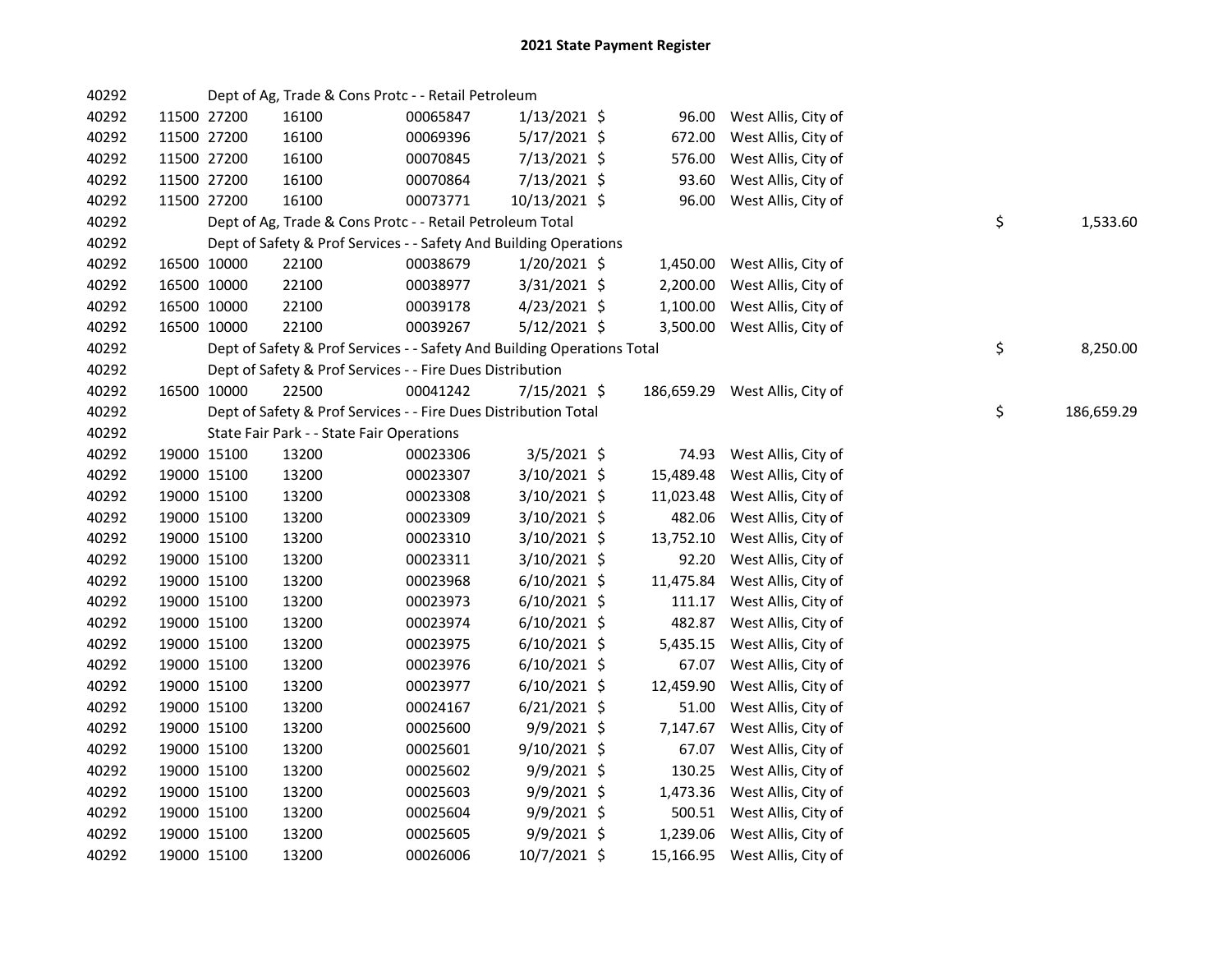# 2021 State Payment Register

| | | | | | | | | | |
|---|---|---|---|---|---|---|---|---|---|
| 40292 | | | Dept of Ag, Trade & Cons Protc - - Retail Petroleum | | | | | | |
| 40292 | 11500 | 27200 | 16100 | 00065847 | 1/13/2021 | $ 96.00 | West Allis, City of | | |
| 40292 | 11500 | 27200 | 16100 | 00069396 | 5/17/2021 | $ 672.00 | West Allis, City of | | |
| 40292 | 11500 | 27200 | 16100 | 00070845 | 7/13/2021 | $ 576.00 | West Allis, City of | | |
| 40292 | 11500 | 27200 | 16100 | 00070864 | 7/13/2021 | $ 93.60 | West Allis, City of | | |
| 40292 | 11500 | 27200 | 16100 | 00073771 | 10/13/2021 | $ 96.00 | West Allis, City of | | |
| 40292 | | | Dept of Ag, Trade & Cons Protc - - Retail Petroleum Total | | | | | $ | 1,533.60 |
| 40292 | | | Dept of Safety & Prof Services - - Safety And Building Operations | | | | | | |
| 40292 | 16500 | 10000 | 22100 | 00038679 | 1/20/2021 | $ 1,450.00 | West Allis, City of | | |
| 40292 | 16500 | 10000 | 22100 | 00038977 | 3/31/2021 | $ 2,200.00 | West Allis, City of | | |
| 40292 | 16500 | 10000 | 22100 | 00039178 | 4/23/2021 | $ 1,100.00 | West Allis, City of | | |
| 40292 | 16500 | 10000 | 22100 | 00039267 | 5/12/2021 | $ 3,500.00 | West Allis, City of | | |
| 40292 | | | Dept of Safety & Prof Services - - Safety And Building Operations Total | | | | | $ | 8,250.00 |
| 40292 | | | Dept of Safety & Prof Services - - Fire Dues Distribution | | | | | | |
| 40292 | 16500 | 10000 | 22500 | 00041242 | 7/15/2021 | $ 186,659.29 | West Allis, City of | | |
| 40292 | | | Dept of Safety & Prof Services - - Fire Dues Distribution Total | | | | | $ | 186,659.29 |
| 40292 | | | State Fair Park - - State Fair Operations | | | | | | |
| 40292 | 19000 | 15100 | 13200 | 00023306 | 3/5/2021 | $ 74.93 | West Allis, City of | | |
| 40292 | 19000 | 15100 | 13200 | 00023307 | 3/10/2021 | $ 15,489.48 | West Allis, City of | | |
| 40292 | 19000 | 15100 | 13200 | 00023308 | 3/10/2021 | $ 11,023.48 | West Allis, City of | | |
| 40292 | 19000 | 15100 | 13200 | 00023309 | 3/10/2021 | $ 482.06 | West Allis, City of | | |
| 40292 | 19000 | 15100 | 13200 | 00023310 | 3/10/2021 | $ 13,752.10 | West Allis, City of | | |
| 40292 | 19000 | 15100 | 13200 | 00023311 | 3/10/2021 | $ 92.20 | West Allis, City of | | |
| 40292 | 19000 | 15100 | 13200 | 00023968 | 6/10/2021 | $ 11,475.84 | West Allis, City of | | |
| 40292 | 19000 | 15100 | 13200 | 00023973 | 6/10/2021 | $ 111.17 | West Allis, City of | | |
| 40292 | 19000 | 15100 | 13200 | 00023974 | 6/10/2021 | $ 482.87 | West Allis, City of | | |
| 40292 | 19000 | 15100 | 13200 | 00023975 | 6/10/2021 | $ 5,435.15 | West Allis, City of | | |
| 40292 | 19000 | 15100 | 13200 | 00023976 | 6/10/2021 | $ 67.07 | West Allis, City of | | |
| 40292 | 19000 | 15100 | 13200 | 00023977 | 6/10/2021 | $ 12,459.90 | West Allis, City of | | |
| 40292 | 19000 | 15100 | 13200 | 00024167 | 6/21/2021 | $ 51.00 | West Allis, City of | | |
| 40292 | 19000 | 15100 | 13200 | 00025600 | 9/9/2021 | $ 7,147.67 | West Allis, City of | | |
| 40292 | 19000 | 15100 | 13200 | 00025601 | 9/10/2021 | $ 67.07 | West Allis, City of | | |
| 40292 | 19000 | 15100 | 13200 | 00025602 | 9/9/2021 | $ 130.25 | West Allis, City of | | |
| 40292 | 19000 | 15100 | 13200 | 00025603 | 9/9/2021 | $ 1,473.36 | West Allis, City of | | |
| 40292 | 19000 | 15100 | 13200 | 00025604 | 9/9/2021 | $ 500.51 | West Allis, City of | | |
| 40292 | 19000 | 15100 | 13200 | 00025605 | 9/9/2021 | $ 1,239.06 | West Allis, City of | | |
| 40292 | 19000 | 15100 | 13200 | 00026006 | 10/7/2021 | $ 15,166.95 | West Allis, City of | | |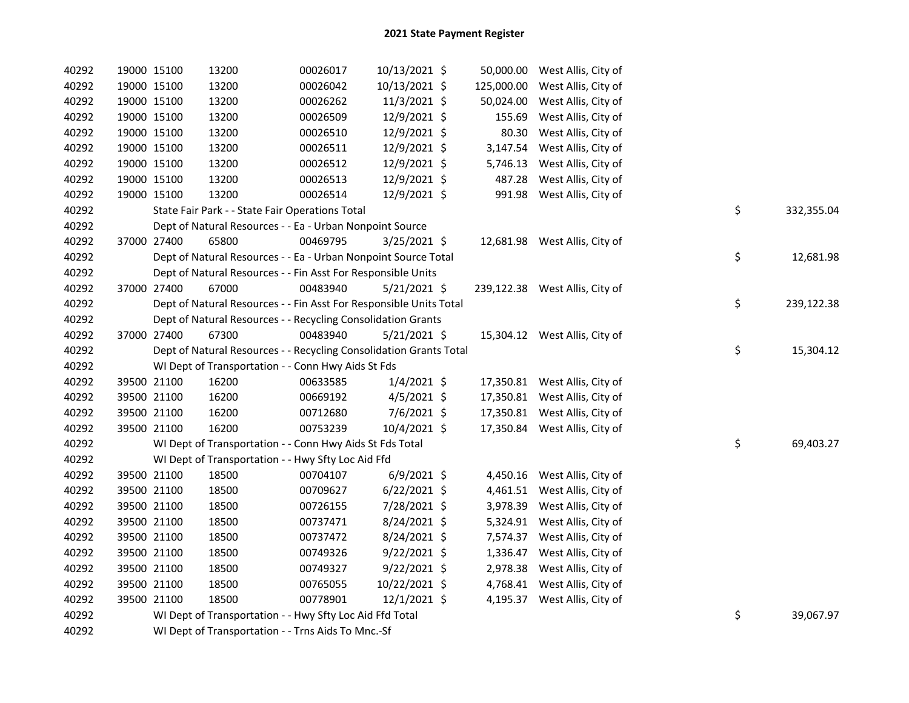# 2021 State Payment Register

| | | | | | | | | | |
|---|---|---|---|---|---|---|---|---|---|
| 40292 | 19000 | 15100 | 13200 | 00026017 | 10/13/2021 | $ 50,000.00 | West Allis, City of | | |
| 40292 | 19000 | 15100 | 13200 | 00026042 | 10/13/2021 | $ 125,000.00 | West Allis, City of | | |
| 40292 | 19000 | 15100 | 13200 | 00026262 | 11/3/2021 | $ 50,024.00 | West Allis, City of | | |
| 40292 | 19000 | 15100 | 13200 | 00026509 | 12/9/2021 | $ 155.69 | West Allis, City of | | |
| 40292 | 19000 | 15100 | 13200 | 00026510 | 12/9/2021 | $ 80.30 | West Allis, City of | | |
| 40292 | 19000 | 15100 | 13200 | 00026511 | 12/9/2021 | $ 3,147.54 | West Allis, City of | | |
| 40292 | 19000 | 15100 | 13200 | 00026512 | 12/9/2021 | $ 5,746.13 | West Allis, City of | | |
| 40292 | 19000 | 15100 | 13200 | 00026513 | 12/9/2021 | $ 487.28 | West Allis, City of | | |
| 40292 | 19000 | 15100 | 13200 | 00026514 | 12/9/2021 | $ 991.98 | West Allis, City of | | |
| 40292 | | State Fair Park - - State Fair Operations Total | | | | | | $ | 332,355.04 |
| 40292 | | Dept of Natural Resources - - Ea - Urban Nonpoint Source | | | | | | | |
| 40292 | 37000 | 27400 | 65800 | 00469795 | 3/25/2021 | $ 12,681.98 | West Allis, City of | | |
| 40292 | | Dept of Natural Resources - - Ea - Urban Nonpoint Source Total | | | | | | $ | 12,681.98 |
| 40292 | | Dept of Natural Resources - - Fin Asst For Responsible Units | | | | | | | |
| 40292 | 37000 | 27400 | 67000 | 00483940 | 5/21/2021 | $ 239,122.38 | West Allis, City of | | |
| 40292 | | Dept of Natural Resources - - Fin Asst For Responsible Units Total | | | | | | $ | 239,122.38 |
| 40292 | | Dept of Natural Resources - - Recycling Consolidation Grants | | | | | | | |
| 40292 | 37000 | 27400 | 67300 | 00483940 | 5/21/2021 | $ 15,304.12 | West Allis, City of | | |
| 40292 | | Dept of Natural Resources - - Recycling Consolidation Grants Total | | | | | | $ | 15,304.12 |
| 40292 | | WI Dept of Transportation - - Conn Hwy Aids St Fds | | | | | | | |
| 40292 | 39500 | 21100 | 16200 | 00633585 | 1/4/2021 | $ 17,350.81 | West Allis, City of | | |
| 40292 | 39500 | 21100 | 16200 | 00669192 | 4/5/2021 | $ 17,350.81 | West Allis, City of | | |
| 40292 | 39500 | 21100 | 16200 | 00712680 | 7/6/2021 | $ 17,350.81 | West Allis, City of | | |
| 40292 | 39500 | 21100 | 16200 | 00753239 | 10/4/2021 | $ 17,350.84 | West Allis, City of | | |
| 40292 | | WI Dept of Transportation - - Conn Hwy Aids St Fds Total | | | | | | $ | 69,403.27 |
| 40292 | | WI Dept of Transportation - - Hwy Sfty Loc Aid Ffd | | | | | | | |
| 40292 | 39500 | 21100 | 18500 | 00704107 | 6/9/2021 | $ 4,450.16 | West Allis, City of | | |
| 40292 | 39500 | 21100 | 18500 | 00709627 | 6/22/2021 | $ 4,461.51 | West Allis, City of | | |
| 40292 | 39500 | 21100 | 18500 | 00726155 | 7/28/2021 | $ 3,978.39 | West Allis, City of | | |
| 40292 | 39500 | 21100 | 18500 | 00737471 | 8/24/2021 | $ 5,324.91 | West Allis, City of | | |
| 40292 | 39500 | 21100 | 18500 | 00737472 | 8/24/2021 | $ 7,574.37 | West Allis, City of | | |
| 40292 | 39500 | 21100 | 18500 | 00749326 | 9/22/2021 | $ 1,336.47 | West Allis, City of | | |
| 40292 | 39500 | 21100 | 18500 | 00749327 | 9/22/2021 | $ 2,978.38 | West Allis, City of | | |
| 40292 | 39500 | 21100 | 18500 | 00765055 | 10/22/2021 | $ 4,768.41 | West Allis, City of | | |
| 40292 | 39500 | 21100 | 18500 | 00778901 | 12/1/2021 | $ 4,195.37 | West Allis, City of | | |
| 40292 | | WI Dept of Transportation - - Hwy Sfty Loc Aid Ffd Total | | | | | | $ | 39,067.97 |
| 40292 | | WI Dept of Transportation - - Trns Aids To Mnc.-Sf | | | | | | | |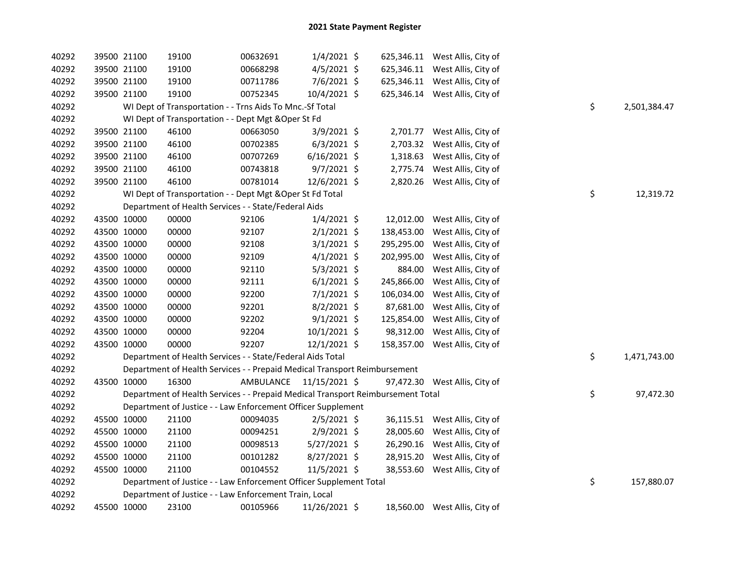# 2021 State Payment Register

| | | | | | | | | |
|---|---|---|---|---|---|---|---|---|
| 40292 | 39500 | 21100 | 19100 | 00632691 | 1/4/2021 | $ 625,346.11 | West Allis, City of | |
| 40292 | 39500 | 21100 | 19100 | 00668298 | 4/5/2021 | $ 625,346.11 | West Allis, City of | |
| 40292 | 39500 | 21100 | 19100 | 00711786 | 7/6/2021 | $ 625,346.11 | West Allis, City of | |
| 40292 | 39500 | 21100 | 19100 | 00752345 | 10/4/2021 | $ 625,346.14 | West Allis, City of | |
| 40292 | | WI Dept of Transportation - - Trns Aids To Mnc.-Sf Total | | | | | | $ 2,501,384.47 |
| 40292 | | WI Dept of Transportation - - Dept Mgt &Oper St Fd | | | | | | |
| 40292 | 39500 | 21100 | 46100 | 00663050 | 3/9/2021 | $ 2,701.77 | West Allis, City of | |
| 40292 | 39500 | 21100 | 46100 | 00702385 | 6/3/2021 | $ 2,703.32 | West Allis, City of | |
| 40292 | 39500 | 21100 | 46100 | 00707269 | 6/16/2021 | $ 1,318.63 | West Allis, City of | |
| 40292 | 39500 | 21100 | 46100 | 00743818 | 9/7/2021 | $ 2,775.74 | West Allis, City of | |
| 40292 | 39500 | 21100 | 46100 | 00781014 | 12/6/2021 | $ 2,820.26 | West Allis, City of | |
| 40292 | | WI Dept of Transportation - - Dept Mgt &Oper St Fd Total | | | | | | $ 12,319.72 |
| 40292 | | Department of Health Services - - State/Federal Aids | | | | | | |
| 40292 | 43500 | 10000 | 00000 | 92106 | 1/4/2021 | $ 12,012.00 | West Allis, City of | |
| 40292 | 43500 | 10000 | 00000 | 92107 | 2/1/2021 | $ 138,453.00 | West Allis, City of | |
| 40292 | 43500 | 10000 | 00000 | 92108 | 3/1/2021 | $ 295,295.00 | West Allis, City of | |
| 40292 | 43500 | 10000 | 00000 | 92109 | 4/1/2021 | $ 202,995.00 | West Allis, City of | |
| 40292 | 43500 | 10000 | 00000 | 92110 | 5/3/2021 | $ 884.00 | West Allis, City of | |
| 40292 | 43500 | 10000 | 00000 | 92111 | 6/1/2021 | $ 245,866.00 | West Allis, City of | |
| 40292 | 43500 | 10000 | 00000 | 92200 | 7/1/2021 | $ 106,034.00 | West Allis, City of | |
| 40292 | 43500 | 10000 | 00000 | 92201 | 8/2/2021 | $ 87,681.00 | West Allis, City of | |
| 40292 | 43500 | 10000 | 00000 | 92202 | 9/1/2021 | $ 125,854.00 | West Allis, City of | |
| 40292 | 43500 | 10000 | 00000 | 92204 | 10/1/2021 | $ 98,312.00 | West Allis, City of | |
| 40292 | 43500 | 10000 | 00000 | 92207 | 12/1/2021 | $ 158,357.00 | West Allis, City of | |
| 40292 | | Department of Health Services - - State/Federal Aids Total | | | | | | $ 1,471,743.00 |
| 40292 | | Department of Health Services - - Prepaid Medical Transport Reimbursement | | | | | | |
| 40292 | 43500 | 10000 | 16300 | AMBULANCE | 11/15/2021 | $ 97,472.30 | West Allis, City of | |
| 40292 | | Department of Health Services - - Prepaid Medical Transport Reimbursement Total | | | | | | $ 97,472.30 |
| 40292 | | Department of Justice - - Law Enforcement Officer Supplement | | | | | | |
| 40292 | 45500 | 10000 | 21100 | 00094035 | 2/5/2021 | $ 36,115.51 | West Allis, City of | |
| 40292 | 45500 | 10000 | 21100 | 00094251 | 2/9/2021 | $ 28,005.60 | West Allis, City of | |
| 40292 | 45500 | 10000 | 21100 | 00098513 | 5/27/2021 | $ 26,290.16 | West Allis, City of | |
| 40292 | 45500 | 10000 | 21100 | 00101282 | 8/27/2021 | $ 28,915.20 | West Allis, City of | |
| 40292 | 45500 | 10000 | 21100 | 00104552 | 11/5/2021 | $ 38,553.60 | West Allis, City of | |
| 40292 | | Department of Justice - - Law Enforcement Officer Supplement Total | | | | | | $ 157,880.07 |
| 40292 | | Department of Justice - - Law Enforcement Train, Local | | | | | | |
| 40292 | 45500 | 10000 | 23100 | 00105966 | 11/26/2021 | $ 18,560.00 | West Allis, City of | |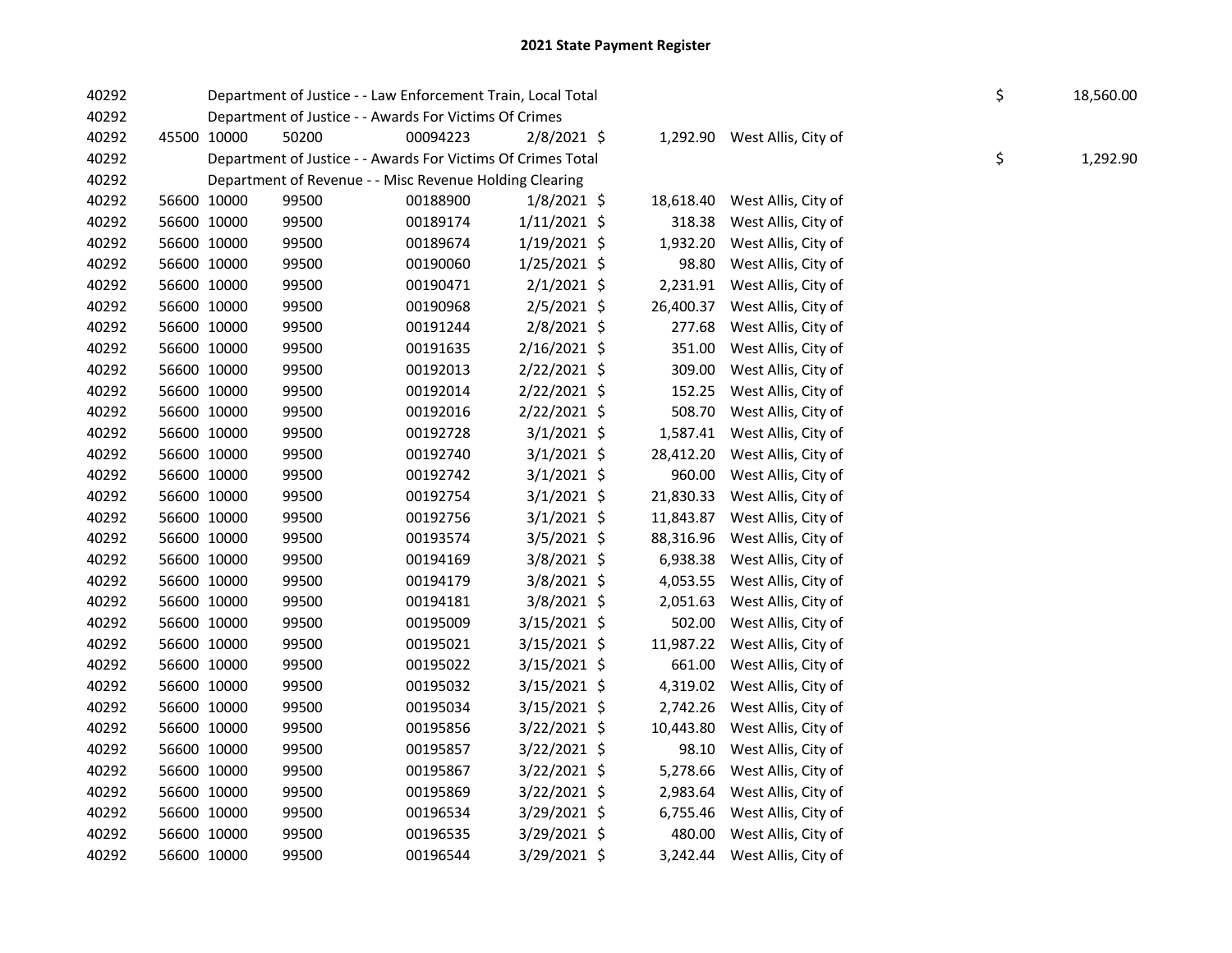# 2021 State Payment Register

| | | | | | | | | | |
|---|---|---|---|---|---|---|---|---|---|
| 40292 | | | Department of Justice - - Law Enforcement Train, Local Total | | | | | $ | 18,560.00 |
| 40292 | | | Department of Justice - - Awards For Victims Of Crimes | | | | | | |
| 40292 | 45500 | 10000 | 50200 | 00094223 | 2/8/2021 | $ 1,292.90 | West Allis, City of | | |
| 40292 | | | Department of Justice - - Awards For Victims Of Crimes Total | | | | | $ | 1,292.90 |
| 40292 | | | Department of Revenue - - Misc Revenue Holding Clearing | | | | | | |
| 40292 | 56600 | 10000 | 99500 | 00188900 | 1/8/2021 | $ 18,618.40 | West Allis, City of | | |
| 40292 | 56600 | 10000 | 99500 | 00189174 | 1/11/2021 | $ 318.38 | West Allis, City of | | |
| 40292 | 56600 | 10000 | 99500 | 00189674 | 1/19/2021 | $ 1,932.20 | West Allis, City of | | |
| 40292 | 56600 | 10000 | 99500 | 00190060 | 1/25/2021 | $ 98.80 | West Allis, City of | | |
| 40292 | 56600 | 10000 | 99500 | 00190471 | 2/1/2021 | $ 2,231.91 | West Allis, City of | | |
| 40292 | 56600 | 10000 | 99500 | 00190968 | 2/5/2021 | $ 26,400.37 | West Allis, City of | | |
| 40292 | 56600 | 10000 | 99500 | 00191244 | 2/8/2021 | $ 277.68 | West Allis, City of | | |
| 40292 | 56600 | 10000 | 99500 | 00191635 | 2/16/2021 | $ 351.00 | West Allis, City of | | |
| 40292 | 56600 | 10000 | 99500 | 00192013 | 2/22/2021 | $ 309.00 | West Allis, City of | | |
| 40292 | 56600 | 10000 | 99500 | 00192014 | 2/22/2021 | $ 152.25 | West Allis, City of | | |
| 40292 | 56600 | 10000 | 99500 | 00192016 | 2/22/2021 | $ 508.70 | West Allis, City of | | |
| 40292 | 56600 | 10000 | 99500 | 00192728 | 3/1/2021 | $ 1,587.41 | West Allis, City of | | |
| 40292 | 56600 | 10000 | 99500 | 00192740 | 3/1/2021 | $ 28,412.20 | West Allis, City of | | |
| 40292 | 56600 | 10000 | 99500 | 00192742 | 3/1/2021 | $ 960.00 | West Allis, City of | | |
| 40292 | 56600 | 10000 | 99500 | 00192754 | 3/1/2021 | $ 21,830.33 | West Allis, City of | | |
| 40292 | 56600 | 10000 | 99500 | 00192756 | 3/1/2021 | $ 11,843.87 | West Allis, City of | | |
| 40292 | 56600 | 10000 | 99500 | 00193574 | 3/5/2021 | $ 88,316.96 | West Allis, City of | | |
| 40292 | 56600 | 10000 | 99500 | 00194169 | 3/8/2021 | $ 6,938.38 | West Allis, City of | | |
| 40292 | 56600 | 10000 | 99500 | 00194179 | 3/8/2021 | $ 4,053.55 | West Allis, City of | | |
| 40292 | 56600 | 10000 | 99500 | 00194181 | 3/8/2021 | $ 2,051.63 | West Allis, City of | | |
| 40292 | 56600 | 10000 | 99500 | 00195009 | 3/15/2021 | $ 502.00 | West Allis, City of | | |
| 40292 | 56600 | 10000 | 99500 | 00195021 | 3/15/2021 | $ 11,987.22 | West Allis, City of | | |
| 40292 | 56600 | 10000 | 99500 | 00195022 | 3/15/2021 | $ 661.00 | West Allis, City of | | |
| 40292 | 56600 | 10000 | 99500 | 00195032 | 3/15/2021 | $ 4,319.02 | West Allis, City of | | |
| 40292 | 56600 | 10000 | 99500 | 00195034 | 3/15/2021 | $ 2,742.26 | West Allis, City of | | |
| 40292 | 56600 | 10000 | 99500 | 00195856 | 3/22/2021 | $ 10,443.80 | West Allis, City of | | |
| 40292 | 56600 | 10000 | 99500 | 00195857 | 3/22/2021 | $ 98.10 | West Allis, City of | | |
| 40292 | 56600 | 10000 | 99500 | 00195867 | 3/22/2021 | $ 5,278.66 | West Allis, City of | | |
| 40292 | 56600 | 10000 | 99500 | 00195869 | 3/22/2021 | $ 2,983.64 | West Allis, City of | | |
| 40292 | 56600 | 10000 | 99500 | 00196534 | 3/29/2021 | $ 6,755.46 | West Allis, City of | | |
| 40292 | 56600 | 10000 | 99500 | 00196535 | 3/29/2021 | $ 480.00 | West Allis, City of | | |
| 40292 | 56600 | 10000 | 99500 | 00196544 | 3/29/2021 | $ 3,242.44 | West Allis, City of | | |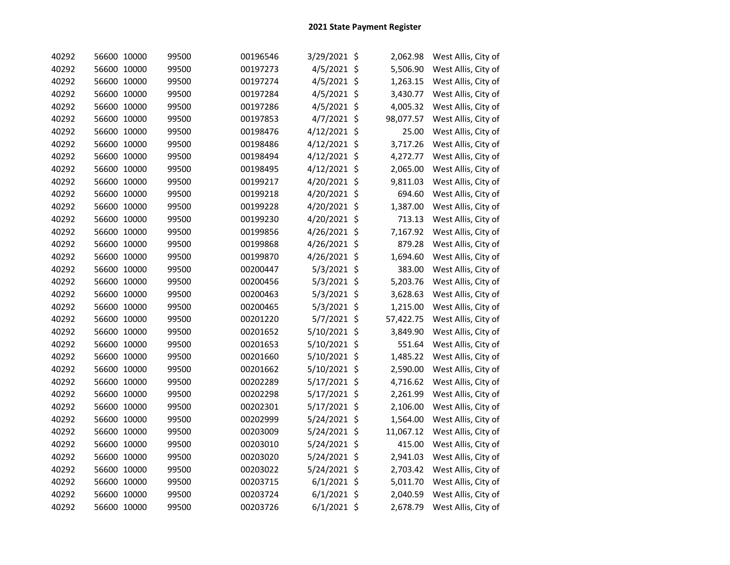## 2021 State Payment Register

| | | | | | | | | |
|---|---|---|---|---|---|---|---|---|
| 40292 | 56600 | 10000 | 99500 | 00196546 | 3/29/2021 | $ | 2,062.98 | West Allis, City of |
| 40292 | 56600 | 10000 | 99500 | 00197273 | 4/5/2021 | $ | 5,506.90 | West Allis, City of |
| 40292 | 56600 | 10000 | 99500 | 00197274 | 4/5/2021 | $ | 1,263.15 | West Allis, City of |
| 40292 | 56600 | 10000 | 99500 | 00197284 | 4/5/2021 | $ | 3,430.77 | West Allis, City of |
| 40292 | 56600 | 10000 | 99500 | 00197286 | 4/5/2021 | $ | 4,005.32 | West Allis, City of |
| 40292 | 56600 | 10000 | 99500 | 00197853 | 4/7/2021 | $ | 98,077.57 | West Allis, City of |
| 40292 | 56600 | 10000 | 99500 | 00198476 | 4/12/2021 | $ | 25.00 | West Allis, City of |
| 40292 | 56600 | 10000 | 99500 | 00198486 | 4/12/2021 | $ | 3,717.26 | West Allis, City of |
| 40292 | 56600 | 10000 | 99500 | 00198494 | 4/12/2021 | $ | 4,272.77 | West Allis, City of |
| 40292 | 56600 | 10000 | 99500 | 00198495 | 4/12/2021 | $ | 2,065.00 | West Allis, City of |
| 40292 | 56600 | 10000 | 99500 | 00199217 | 4/20/2021 | $ | 9,811.03 | West Allis, City of |
| 40292 | 56600 | 10000 | 99500 | 00199218 | 4/20/2021 | $ | 694.60 | West Allis, City of |
| 40292 | 56600 | 10000 | 99500 | 00199228 | 4/20/2021 | $ | 1,387.00 | West Allis, City of |
| 40292 | 56600 | 10000 | 99500 | 00199230 | 4/20/2021 | $ | 713.13 | West Allis, City of |
| 40292 | 56600 | 10000 | 99500 | 00199856 | 4/26/2021 | $ | 7,167.92 | West Allis, City of |
| 40292 | 56600 | 10000 | 99500 | 00199868 | 4/26/2021 | $ | 879.28 | West Allis, City of |
| 40292 | 56600 | 10000 | 99500 | 00199870 | 4/26/2021 | $ | 1,694.60 | West Allis, City of |
| 40292 | 56600 | 10000 | 99500 | 00200447 | 5/3/2021 | $ | 383.00 | West Allis, City of |
| 40292 | 56600 | 10000 | 99500 | 00200456 | 5/3/2021 | $ | 5,203.76 | West Allis, City of |
| 40292 | 56600 | 10000 | 99500 | 00200463 | 5/3/2021 | $ | 3,628.63 | West Allis, City of |
| 40292 | 56600 | 10000 | 99500 | 00200465 | 5/3/2021 | $ | 1,215.00 | West Allis, City of |
| 40292 | 56600 | 10000 | 99500 | 00201220 | 5/7/2021 | $ | 57,422.75 | West Allis, City of |
| 40292 | 56600 | 10000 | 99500 | 00201652 | 5/10/2021 | $ | 3,849.90 | West Allis, City of |
| 40292 | 56600 | 10000 | 99500 | 00201653 | 5/10/2021 | $ | 551.64 | West Allis, City of |
| 40292 | 56600 | 10000 | 99500 | 00201660 | 5/10/2021 | $ | 1,485.22 | West Allis, City of |
| 40292 | 56600 | 10000 | 99500 | 00201662 | 5/10/2021 | $ | 2,590.00 | West Allis, City of |
| 40292 | 56600 | 10000 | 99500 | 00202289 | 5/17/2021 | $ | 4,716.62 | West Allis, City of |
| 40292 | 56600 | 10000 | 99500 | 00202298 | 5/17/2021 | $ | 2,261.99 | West Allis, City of |
| 40292 | 56600 | 10000 | 99500 | 00202301 | 5/17/2021 | $ | 2,106.00 | West Allis, City of |
| 40292 | 56600 | 10000 | 99500 | 00202999 | 5/24/2021 | $ | 1,564.00 | West Allis, City of |
| 40292 | 56600 | 10000 | 99500 | 00203009 | 5/24/2021 | $ | 11,067.12 | West Allis, City of |
| 40292 | 56600 | 10000 | 99500 | 00203010 | 5/24/2021 | $ | 415.00 | West Allis, City of |
| 40292 | 56600 | 10000 | 99500 | 00203020 | 5/24/2021 | $ | 2,941.03 | West Allis, City of |
| 40292 | 56600 | 10000 | 99500 | 00203022 | 5/24/2021 | $ | 2,703.42 | West Allis, City of |
| 40292 | 56600 | 10000 | 99500 | 00203715 | 6/1/2021 | $ | 5,011.70 | West Allis, City of |
| 40292 | 56600 | 10000 | 99500 | 00203724 | 6/1/2021 | $ | 2,040.59 | West Allis, City of |
| 40292 | 56600 | 10000 | 99500 | 00203726 | 6/1/2021 | $ | 2,678.79 | West Allis, City of |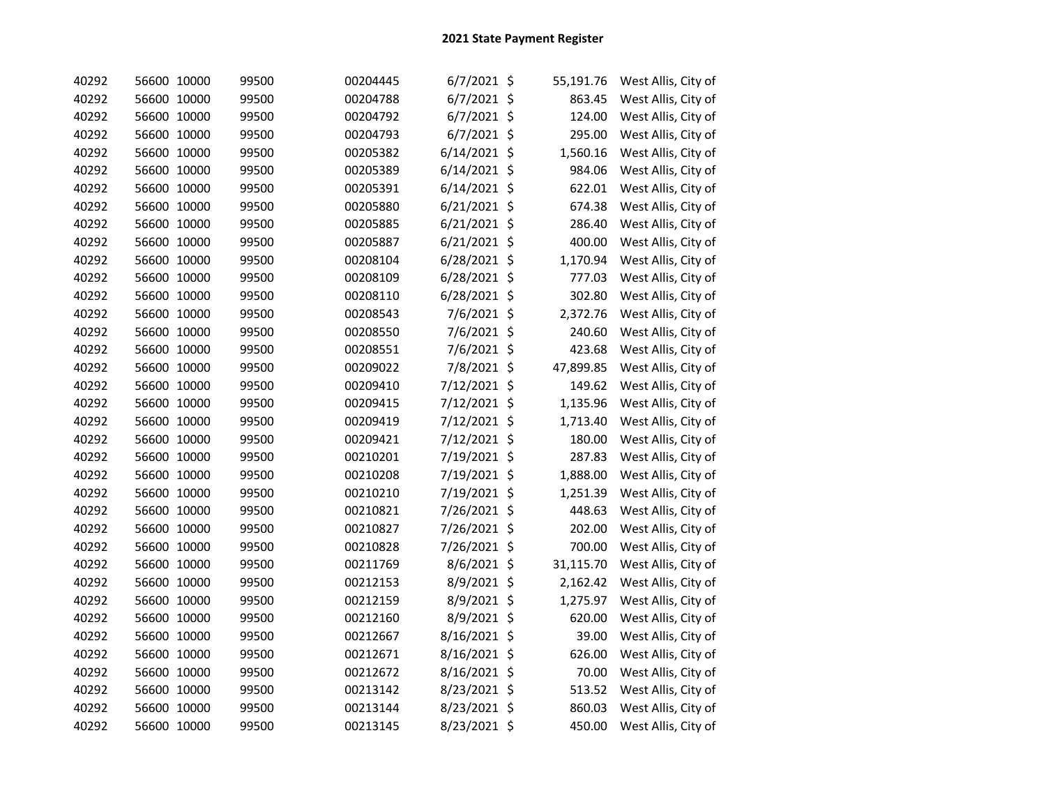## 2021 State Payment Register

| | | | | | | | | |
|---|---|---|---|---|---|---|---|---|
| 40292 | 56600 | 10000 | 99500 | 00204445 | 6/7/2021 | $ | 55,191.76 | West Allis, City of |
| 40292 | 56600 | 10000 | 99500 | 00204788 | 6/7/2021 | $ | 863.45 | West Allis, City of |
| 40292 | 56600 | 10000 | 99500 | 00204792 | 6/7/2021 | $ | 124.00 | West Allis, City of |
| 40292 | 56600 | 10000 | 99500 | 00204793 | 6/7/2021 | $ | 295.00 | West Allis, City of |
| 40292 | 56600 | 10000 | 99500 | 00205382 | 6/14/2021 | $ | 1,560.16 | West Allis, City of |
| 40292 | 56600 | 10000 | 99500 | 00205389 | 6/14/2021 | $ | 984.06 | West Allis, City of |
| 40292 | 56600 | 10000 | 99500 | 00205391 | 6/14/2021 | $ | 622.01 | West Allis, City of |
| 40292 | 56600 | 10000 | 99500 | 00205880 | 6/21/2021 | $ | 674.38 | West Allis, City of |
| 40292 | 56600 | 10000 | 99500 | 00205885 | 6/21/2021 | $ | 286.40 | West Allis, City of |
| 40292 | 56600 | 10000 | 99500 | 00205887 | 6/21/2021 | $ | 400.00 | West Allis, City of |
| 40292 | 56600 | 10000 | 99500 | 00208104 | 6/28/2021 | $ | 1,170.94 | West Allis, City of |
| 40292 | 56600 | 10000 | 99500 | 00208109 | 6/28/2021 | $ | 777.03 | West Allis, City of |
| 40292 | 56600 | 10000 | 99500 | 00208110 | 6/28/2021 | $ | 302.80 | West Allis, City of |
| 40292 | 56600 | 10000 | 99500 | 00208543 | 7/6/2021 | $ | 2,372.76 | West Allis, City of |
| 40292 | 56600 | 10000 | 99500 | 00208550 | 7/6/2021 | $ | 240.60 | West Allis, City of |
| 40292 | 56600 | 10000 | 99500 | 00208551 | 7/6/2021 | $ | 423.68 | West Allis, City of |
| 40292 | 56600 | 10000 | 99500 | 00209022 | 7/8/2021 | $ | 47,899.85 | West Allis, City of |
| 40292 | 56600 | 10000 | 99500 | 00209410 | 7/12/2021 | $ | 149.62 | West Allis, City of |
| 40292 | 56600 | 10000 | 99500 | 00209415 | 7/12/2021 | $ | 1,135.96 | West Allis, City of |
| 40292 | 56600 | 10000 | 99500 | 00209419 | 7/12/2021 | $ | 1,713.40 | West Allis, City of |
| 40292 | 56600 | 10000 | 99500 | 00209421 | 7/12/2021 | $ | 180.00 | West Allis, City of |
| 40292 | 56600 | 10000 | 99500 | 00210201 | 7/19/2021 | $ | 287.83 | West Allis, City of |
| 40292 | 56600 | 10000 | 99500 | 00210208 | 7/19/2021 | $ | 1,888.00 | West Allis, City of |
| 40292 | 56600 | 10000 | 99500 | 00210210 | 7/19/2021 | $ | 1,251.39 | West Allis, City of |
| 40292 | 56600 | 10000 | 99500 | 00210821 | 7/26/2021 | $ | 448.63 | West Allis, City of |
| 40292 | 56600 | 10000 | 99500 | 00210827 | 7/26/2021 | $ | 202.00 | West Allis, City of |
| 40292 | 56600 | 10000 | 99500 | 00210828 | 7/26/2021 | $ | 700.00 | West Allis, City of |
| 40292 | 56600 | 10000 | 99500 | 00211769 | 8/6/2021 | $ | 31,115.70 | West Allis, City of |
| 40292 | 56600 | 10000 | 99500 | 00212153 | 8/9/2021 | $ | 2,162.42 | West Allis, City of |
| 40292 | 56600 | 10000 | 99500 | 00212159 | 8/9/2021 | $ | 1,275.97 | West Allis, City of |
| 40292 | 56600 | 10000 | 99500 | 00212160 | 8/9/2021 | $ | 620.00 | West Allis, City of |
| 40292 | 56600 | 10000 | 99500 | 00212667 | 8/16/2021 | $ | 39.00 | West Allis, City of |
| 40292 | 56600 | 10000 | 99500 | 00212671 | 8/16/2021 | $ | 626.00 | West Allis, City of |
| 40292 | 56600 | 10000 | 99500 | 00212672 | 8/16/2021 | $ | 70.00 | West Allis, City of |
| 40292 | 56600 | 10000 | 99500 | 00213142 | 8/23/2021 | $ | 513.52 | West Allis, City of |
| 40292 | 56600 | 10000 | 99500 | 00213144 | 8/23/2021 | $ | 860.03 | West Allis, City of |
| 40292 | 56600 | 10000 | 99500 | 00213145 | 8/23/2021 | $ | 450.00 | West Allis, City of |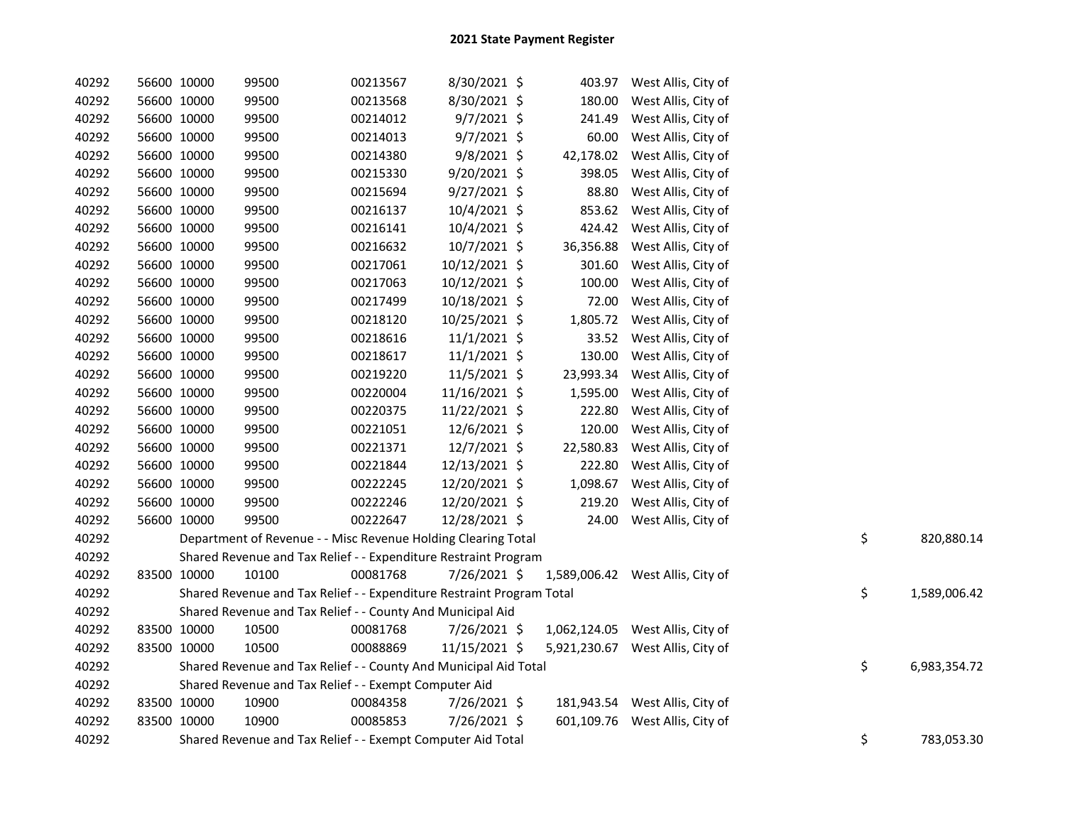# 2021 State Payment Register

| | | | | | | | | | |
|---|---|---|---|---|---|---|---|---|---|
| 40292 | 56600 | 10000 | 99500 | 00213567 | 8/30/2021 | $ 403.97 | West Allis, City of | | |
| 40292 | 56600 | 10000 | 99500 | 00213568 | 8/30/2021 | $ 180.00 | West Allis, City of | | |
| 40292 | 56600 | 10000 | 99500 | 00214012 | 9/7/2021 | $ 241.49 | West Allis, City of | | |
| 40292 | 56600 | 10000 | 99500 | 00214013 | 9/7/2021 | $ 60.00 | West Allis, City of | | |
| 40292 | 56600 | 10000 | 99500 | 00214380 | 9/8/2021 | $ 42,178.02 | West Allis, City of | | |
| 40292 | 56600 | 10000 | 99500 | 00215330 | 9/20/2021 | $ 398.05 | West Allis, City of | | |
| 40292 | 56600 | 10000 | 99500 | 00215694 | 9/27/2021 | $ 88.80 | West Allis, City of | | |
| 40292 | 56600 | 10000 | 99500 | 00216137 | 10/4/2021 | $ 853.62 | West Allis, City of | | |
| 40292 | 56600 | 10000 | 99500 | 00216141 | 10/4/2021 | $ 424.42 | West Allis, City of | | |
| 40292 | 56600 | 10000 | 99500 | 00216632 | 10/7/2021 | $ 36,356.88 | West Allis, City of | | |
| 40292 | 56600 | 10000 | 99500 | 00217061 | 10/12/2021 | $ 301.60 | West Allis, City of | | |
| 40292 | 56600 | 10000 | 99500 | 00217063 | 10/12/2021 | $ 100.00 | West Allis, City of | | |
| 40292 | 56600 | 10000 | 99500 | 00217499 | 10/18/2021 | $ 72.00 | West Allis, City of | | |
| 40292 | 56600 | 10000 | 99500 | 00218120 | 10/25/2021 | $ 1,805.72 | West Allis, City of | | |
| 40292 | 56600 | 10000 | 99500 | 00218616 | 11/1/2021 | $ 33.52 | West Allis, City of | | |
| 40292 | 56600 | 10000 | 99500 | 00218617 | 11/1/2021 | $ 130.00 | West Allis, City of | | |
| 40292 | 56600 | 10000 | 99500 | 00219220 | 11/5/2021 | $ 23,993.34 | West Allis, City of | | |
| 40292 | 56600 | 10000 | 99500 | 00220004 | 11/16/2021 | $ 1,595.00 | West Allis, City of | | |
| 40292 | 56600 | 10000 | 99500 | 00220375 | 11/22/2021 | $ 222.80 | West Allis, City of | | |
| 40292 | 56600 | 10000 | 99500 | 00221051 | 12/6/2021 | $ 120.00 | West Allis, City of | | |
| 40292 | 56600 | 10000 | 99500 | 00221371 | 12/7/2021 | $ 22,580.83 | West Allis, City of | | |
| 40292 | 56600 | 10000 | 99500 | 00221844 | 12/13/2021 | $ 222.80 | West Allis, City of | | |
| 40292 | 56600 | 10000 | 99500 | 00222245 | 12/20/2021 | $ 1,098.67 | West Allis, City of | | |
| 40292 | 56600 | 10000 | 99500 | 00222246 | 12/20/2021 | $ 219.20 | West Allis, City of | | |
| 40292 | 56600 | 10000 | 99500 | 00222647 | 12/28/2021 | $ 24.00 | West Allis, City of | | |
| 40292 | | Department of Revenue - - Misc Revenue Holding Clearing Total | | | | | | $ | 820,880.14 |
| 40292 | | Shared Revenue and Tax Relief - - Expenditure Restraint Program | | | | | | | |
| 40292 | 83500 | 10000 | 10100 | 00081768 | 7/26/2021 | $ 1,589,006.42 | West Allis, City of | | |
| 40292 | | Shared Revenue and Tax Relief - - Expenditure Restraint Program Total | | | | | | $ | 1,589,006.42 |
| 40292 | | Shared Revenue and Tax Relief - - County And Municipal Aid | | | | | | | |
| 40292 | 83500 | 10000 | 10500 | 00081768 | 7/26/2021 | $ 1,062,124.05 | West Allis, City of | | |
| 40292 | 83500 | 10000 | 10500 | 00088869 | 11/15/2021 | $ 5,921,230.67 | West Allis, City of | | |
| 40292 | | Shared Revenue and Tax Relief - - County And Municipal Aid Total | | | | | | $ | 6,983,354.72 |
| 40292 | | Shared Revenue and Tax Relief - - Exempt Computer Aid | | | | | | | |
| 40292 | 83500 | 10000 | 10900 | 00084358 | 7/26/2021 | $ 181,943.54 | West Allis, City of | | |
| 40292 | 83500 | 10000 | 10900 | 00085853 | 7/26/2021 | $ 601,109.76 | West Allis, City of | | |
| 40292 | | Shared Revenue and Tax Relief - - Exempt Computer Aid Total | | | | | | $ | 783,053.30 |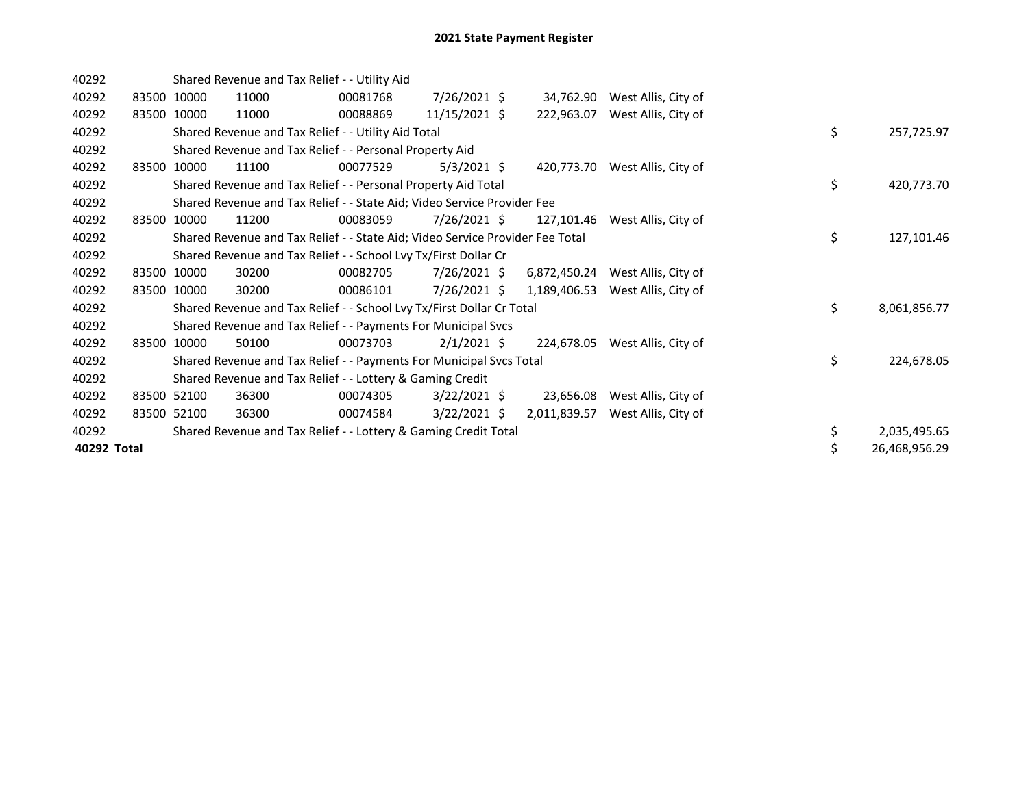## 2021 State Payment Register

| | | | | | | | | | |
|---|---|---|---|---|---|---|---|---|---|
| 40292 | | | Shared Revenue and Tax Relief - - Utility Aid | | | | | | |
| 40292 | 83500 | 10000 | 11000 | 00081768 | 7/26/2021 | $ 34,762.90 | West Allis, City of | | |
| 40292 | 83500 | 10000 | 11000 | 00088869 | 11/15/2021 | $ 222,963.07 | West Allis, City of | | |
| 40292 | | | Shared Revenue and Tax Relief - - Utility Aid Total | | | | | $ | 257,725.97 |
| 40292 | | | Shared Revenue and Tax Relief - - Personal Property Aid | | | | | | |
| 40292 | 83500 | 10000 | 11100 | 00077529 | 5/3/2021 | $ 420,773.70 | West Allis, City of | | |
| 40292 | | | Shared Revenue and Tax Relief - - Personal Property Aid Total | | | | | $ | 420,773.70 |
| 40292 | | | Shared Revenue and Tax Relief - - State Aid; Video Service Provider Fee | | | | | | |
| 40292 | 83500 | 10000 | 11200 | 00083059 | 7/26/2021 | $ 127,101.46 | West Allis, City of | | |
| 40292 | | | Shared Revenue and Tax Relief - - State Aid; Video Service Provider Fee Total | | | | | $ | 127,101.46 |
| 40292 | | | Shared Revenue and Tax Relief - - School Lvy Tx/First Dollar Cr | | | | | | |
| 40292 | 83500 | 10000 | 30200 | 00082705 | 7/26/2021 | $ 6,872,450.24 | West Allis, City of | | |
| 40292 | 83500 | 10000 | 30200 | 00086101 | 7/26/2021 | $ 1,189,406.53 | West Allis, City of | | |
| 40292 | | | Shared Revenue and Tax Relief - - School Lvy Tx/First Dollar Cr Total | | | | | $ | 8,061,856.77 |
| 40292 | | | Shared Revenue and Tax Relief - - Payments For Municipal Svcs | | | | | | |
| 40292 | 83500 | 10000 | 50100 | 00073703 | 2/1/2021 | $ 224,678.05 | West Allis, City of | | |
| 40292 | | | Shared Revenue and Tax Relief - - Payments For Municipal Svcs Total | | | | | $ | 224,678.05 |
| 40292 | | | Shared Revenue and Tax Relief - - Lottery & Gaming Credit | | | | | | |
| 40292 | 83500 | 52100 | 36300 | 00074305 | 3/22/2021 | $ 23,656.08 | West Allis, City of | | |
| 40292 | 83500 | 52100 | 36300 | 00074584 | 3/22/2021 | $ 2,011,839.57 | West Allis, City of | | |
| 40292 | | | Shared Revenue and Tax Relief - - Lottery & Gaming Credit Total | | | | | $ | 2,035,495.65 |
| **40292 Total** | | | | | | | | $ | 26,468,956.29 |